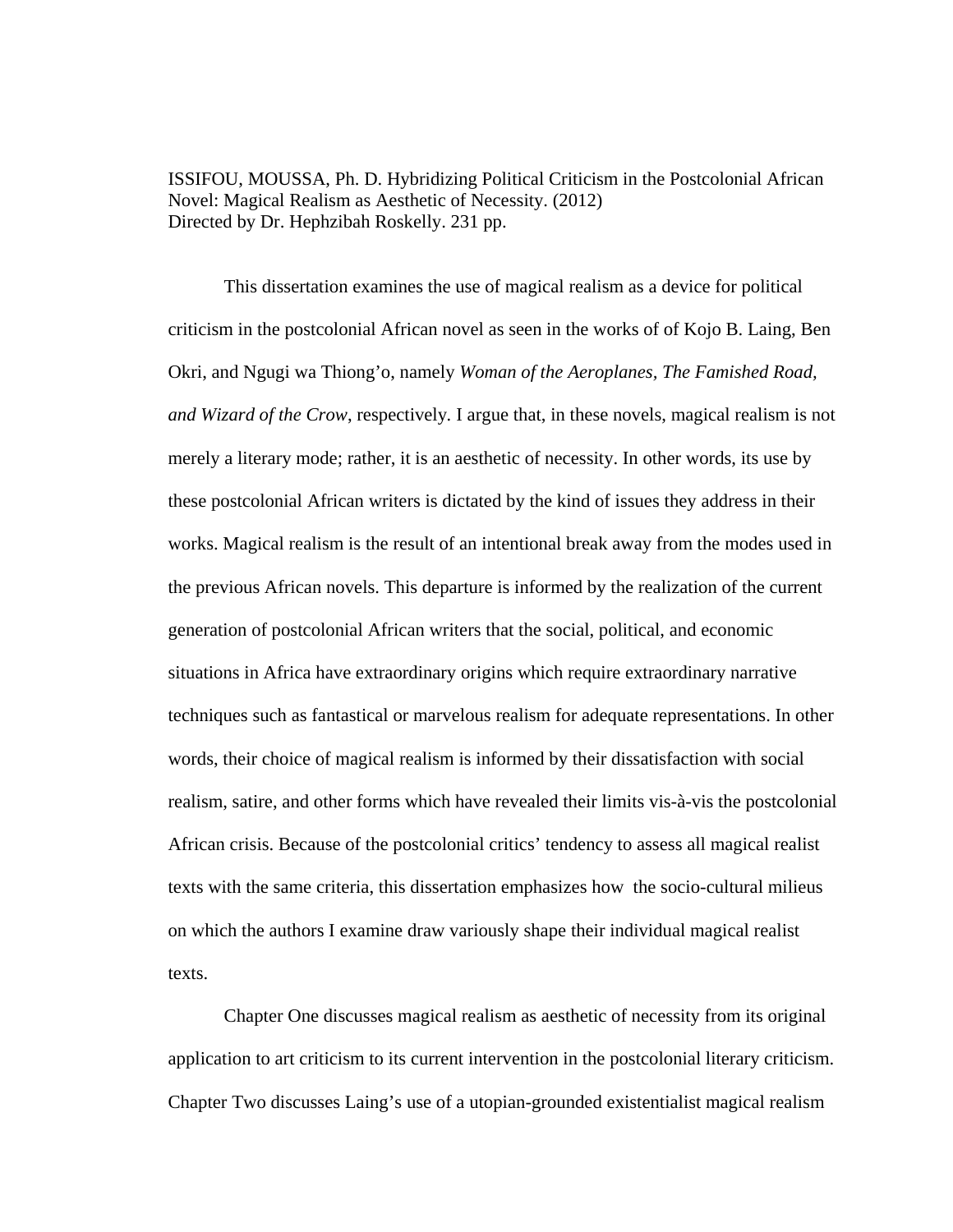ISSIFOU, MOUSSA, Ph. D. Hybridizing Political Criticism in the Postcolonial African Novel: Magical Realism as Aesthetic of Necessity. (2012)
Directed by Dr. Hephzibah Roskelly. 231 pp.

This dissertation examines the use of magical realism as a device for political criticism in the postcolonial African novel as seen in the works of of Kojo B. Laing, Ben Okri, and Ngugi wa Thiong'o, namely *Woman of the Aeroplanes, The Famished Road, and Wizard of the Crow*, respectively. I argue that, in these novels, magical realism is not merely a literary mode; rather, it is an aesthetic of necessity. In other words, its use by these postcolonial African writers is dictated by the kind of issues they address in their works. Magical realism is the result of an intentional break away from the modes used in the previous African novels. This departure is informed by the realization of the current generation of postcolonial African writers that the social, political, and economic situations in Africa have extraordinary origins which require extraordinary narrative techniques such as fantastical or marvelous realism for adequate representations. In other words, their choice of magical realism is informed by their dissatisfaction with social realism, satire, and other forms which have revealed their limits vis-à-vis the postcolonial African crisis. Because of the postcolonial critics' tendency to assess all magical realist texts with the same criteria, this dissertation emphasizes how the socio-cultural milieus on which the authors I examine draw variously shape their individual magical realist texts.

Chapter One discusses magical realism as aesthetic of necessity from its original application to art criticism to its current intervention in the postcolonial literary criticism. Chapter Two discusses Laing's use of a utopian-grounded existentialist magical realism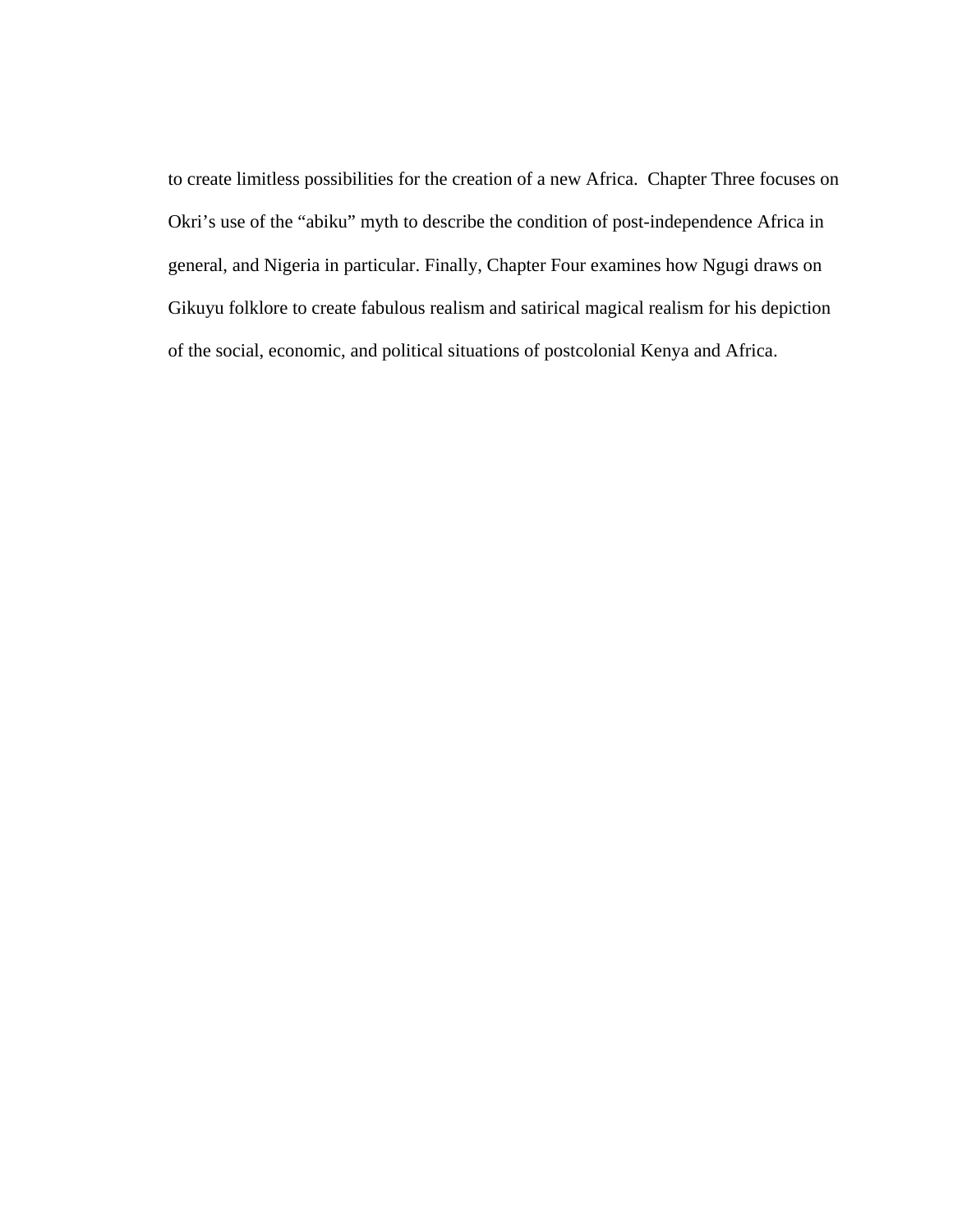to create limitless possibilities for the creation of a new Africa.  Chapter Three focuses on Okri's use of the "abiku" myth to describe the condition of post-independence Africa in general, and Nigeria in particular. Finally, Chapter Four examines how Ngugi draws on Gikuyu folklore to create fabulous realism and satirical magical realism for his depiction of the social, economic, and political situations of postcolonial Kenya and Africa.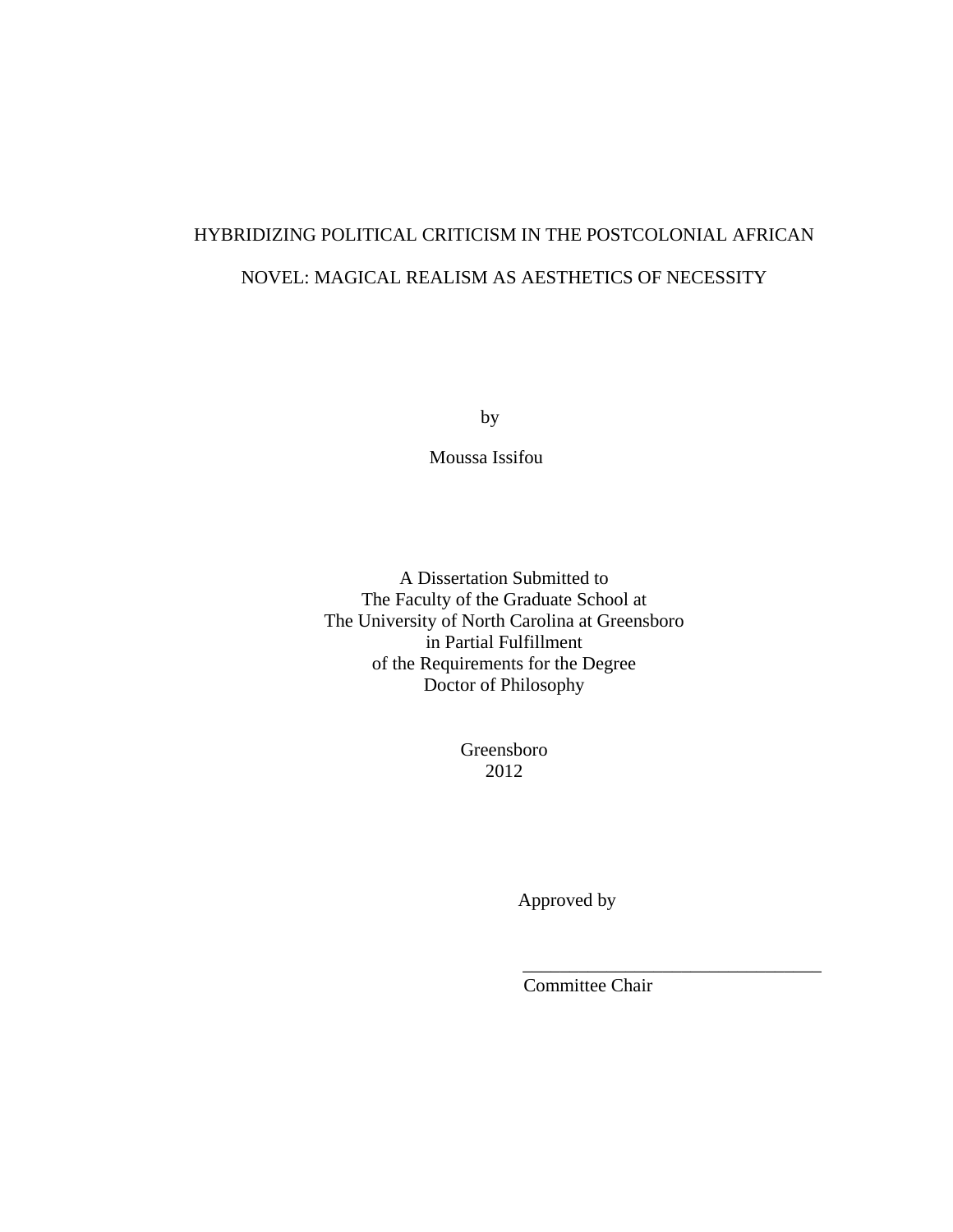HYBRIDIZING POLITICAL CRITICISM IN THE POSTCOLONIAL AFRICAN NOVEL: MAGICAL REALISM AS AESTHETICS OF NECESSITY

by

Moussa Issifou

A Dissertation Submitted to
The Faculty of the Graduate School at
The University of North Carolina at Greensboro
in Partial Fulfillment
of the Requirements for the Degree
Doctor of Philosophy

Greensboro
2012

Approved by

_________________________________
Committee Chair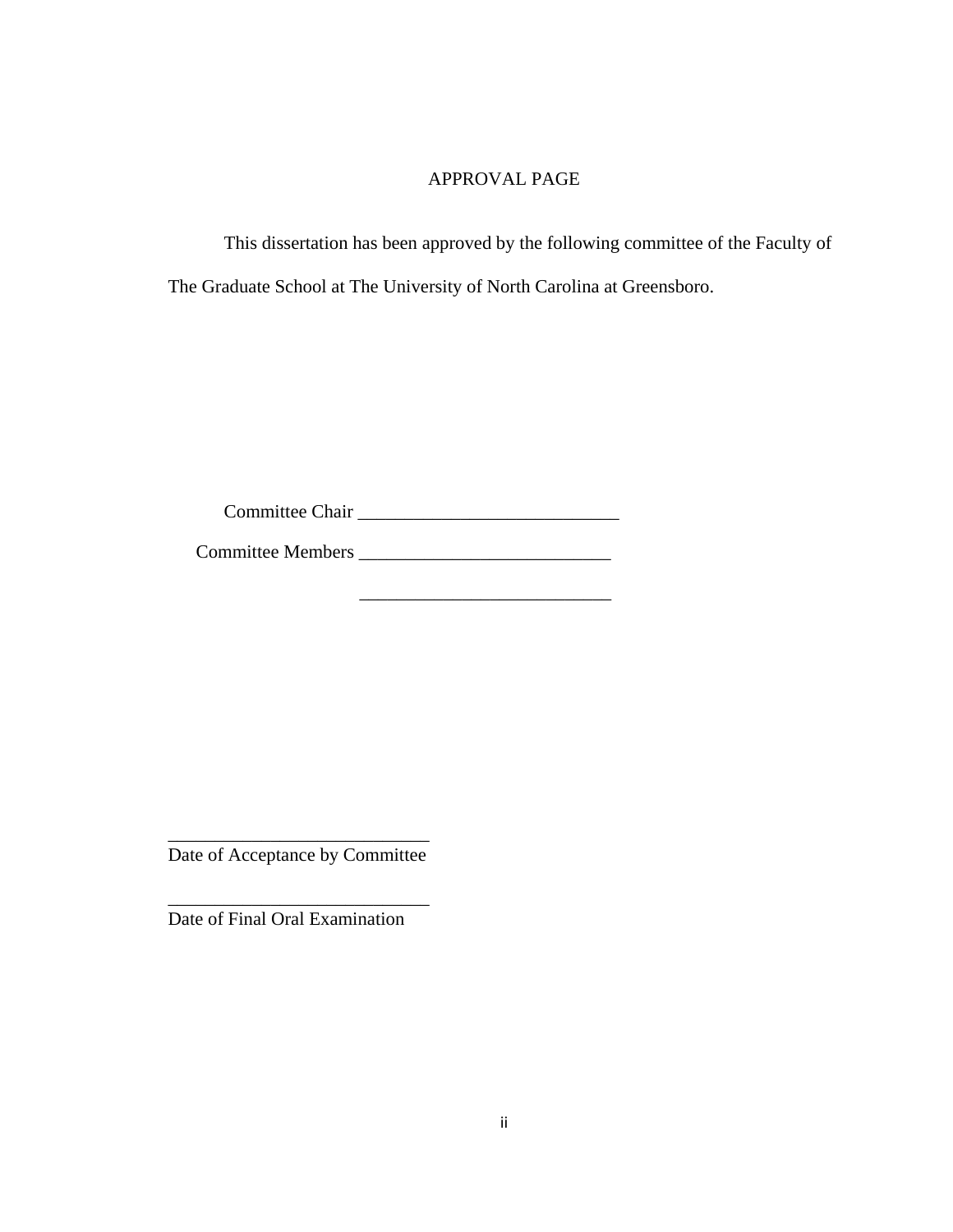# APPROVAL PAGE

This dissertation has been approved by the following committee of the Faculty of The Graduate School at The University of North Carolina at Greensboro.

Committee Chair ____________________________

Committee Members ___________________________

___________________________

____________________________
Date of Acceptance by Committee

____________________________
Date of Final Oral Examination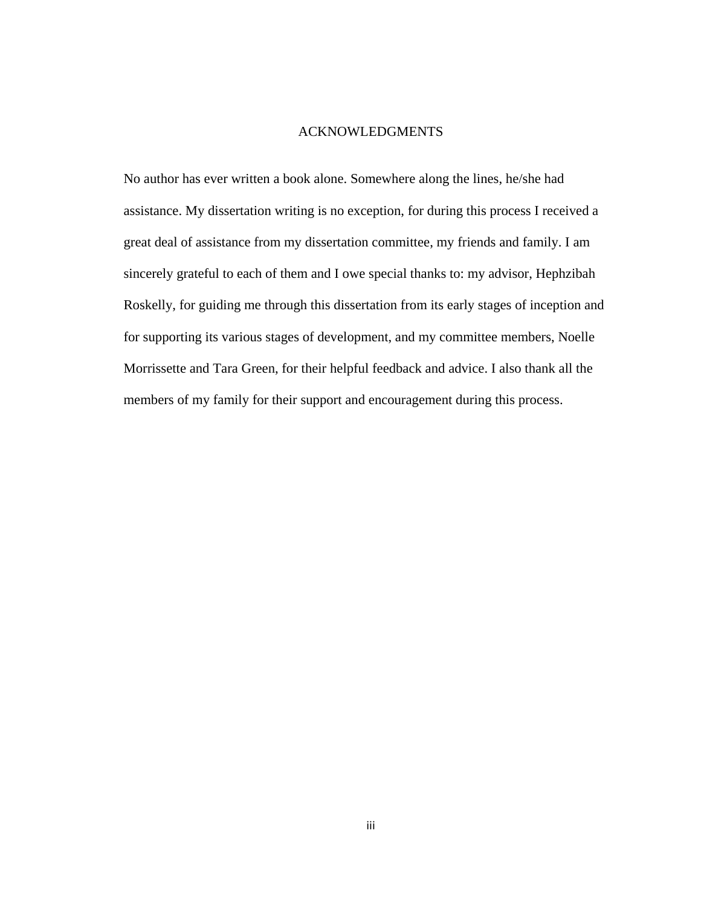# ACKNOWLEDGMENTS

No author has ever written a book alone. Somewhere along the lines, he/she had assistance. My dissertation writing is no exception, for during this process I received a great deal of assistance from my dissertation committee, my friends and family. I am sincerely grateful to each of them and I owe special thanks to: my advisor, Hephzibah Roskelly, for guiding me through this dissertation from its early stages of inception and for supporting its various stages of development, and my committee members, Noelle Morrissette and Tara Green, for their helpful feedback and advice. I also thank all the members of my family for their support and encouragement during this process.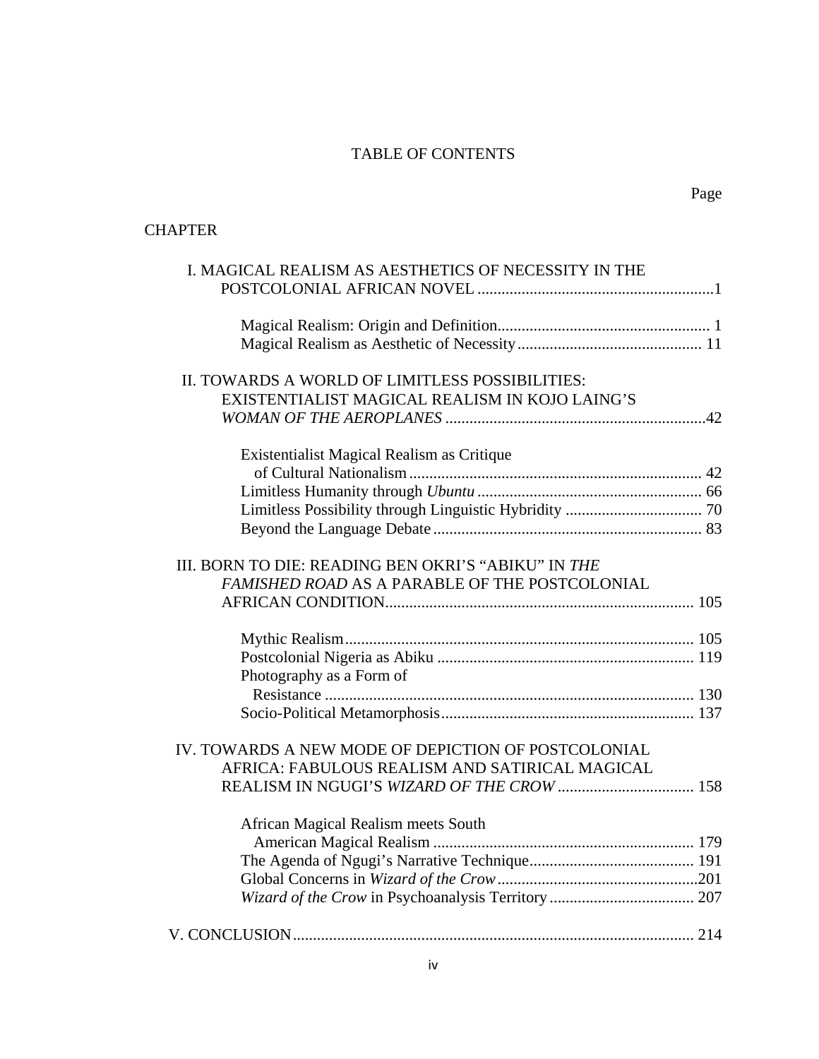# TABLE OF CONTENTS

Page

CHAPTER

I. MAGICAL REALISM AS AESTHETICS OF NECESSITY IN THE POSTCOLONIAL AFRICAN NOVEL ....................................................... 1

- Magical Realism: Origin and Definition ..................................................... 1
- Magical Realism as Aesthetic of Necessity .............................................. 11

II. TOWARDS A WORLD OF LIMITLESS POSSIBILITIES: EXISTENTIALIST MAGICAL REALISM IN KOJO LAING'S *WOMAN OF THE AEROPLANES* ................................................................. 42

- Existentialist Magical Realism as Critique of Cultural Nationalism ......................................................................... 42
- Limitless Humanity through *Ubuntu* ........................................................ 66
- Limitless Possibility through Linguistic Hybridity .................................. 70
- Beyond the Language Debate ................................................................... 83

III. BORN TO DIE: READING BEN OKRI'S "ABIKU" IN *THE FAMISHED ROAD* AS A PARABLE OF THE POSTCOLONIAL AFRICAN CONDITION ............................................................................ 105

- Mythic Realism ....................................................................................... 105
- Postcolonial Nigeria as Abiku ................................................................ 119
- Photography as a Form of Resistance ............................................................................................ 130
- Socio-Political Metamorphosis ............................................................... 137

IV. TOWARDS A NEW MODE OF DEPICTION OF POSTCOLONIAL AFRICA: FABULOUS REALISM AND SATIRICAL MAGICAL REALISM IN NGUGI'S *WIZARD OF THE CROW* .................................. 158

- African Magical Realism meets South American Magical Realism ................................................................. 179
- The Agenda of Ngugi's Narrative Technique ......................................... 191
- Global Concerns in *Wizard of the Crow* .................................................. 201
- *Wizard of the Crow* in Psychoanalysis Territory ..................................... 207

V. CONCLUSION ........................................................................................... 214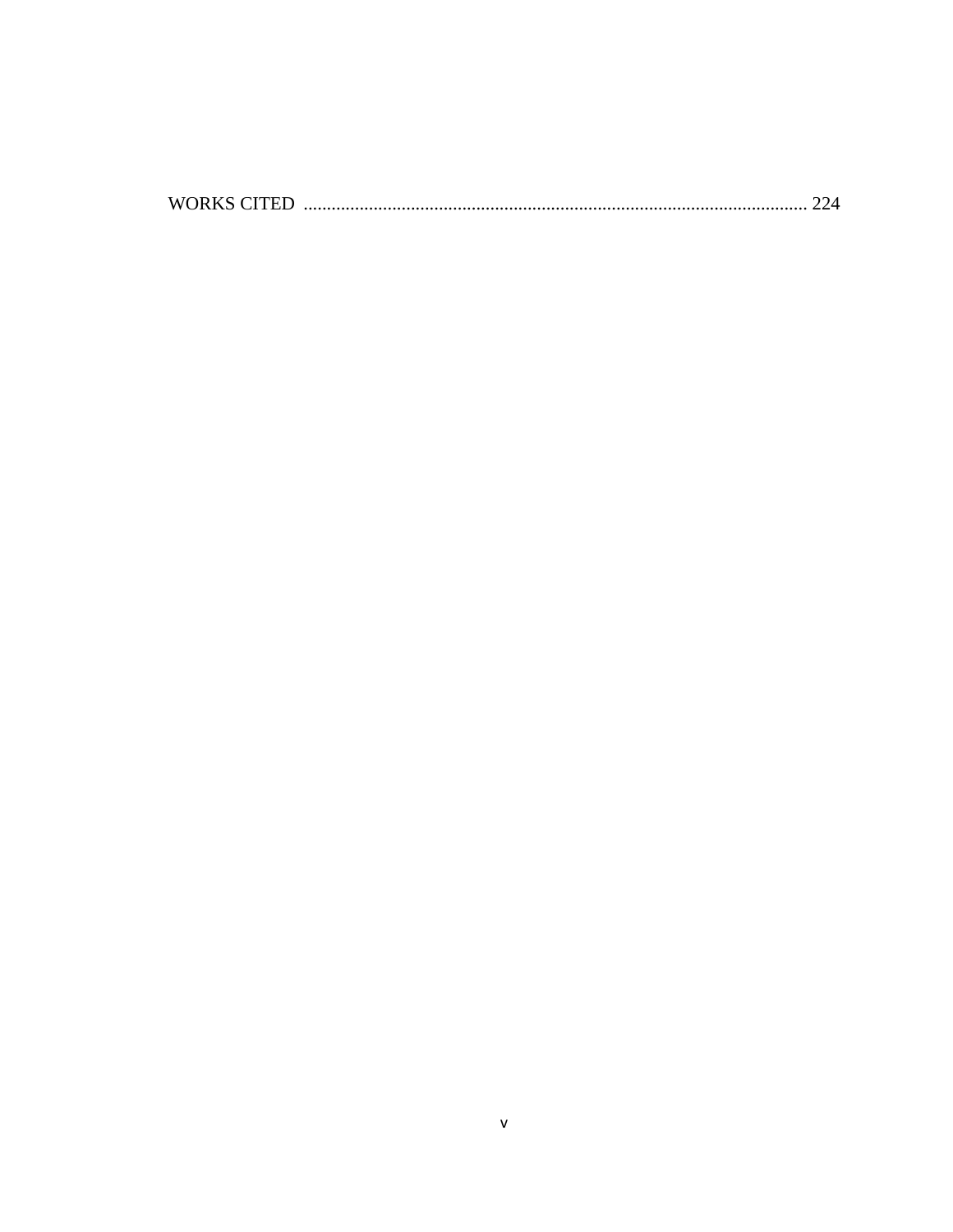WORKS CITED ............................................................................................................ 224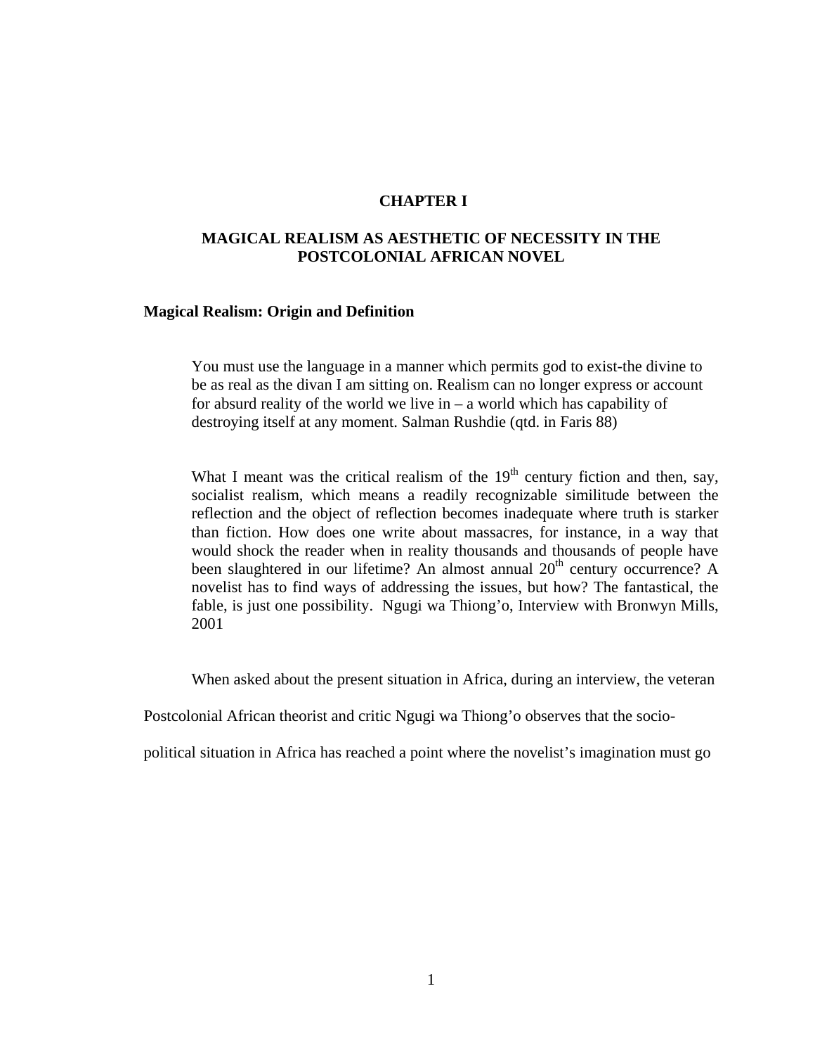# CHAPTER I

# MAGICAL REALISM AS AESTHETIC OF NECESSITY IN THE POSTCOLONIAL AFRICAN NOVEL

### Magical Realism: Origin and Definition

> You must use the language in a manner which permits god to exist-the divine to be as real as the divan I am sitting on. Realism can no longer express or account for absurd reality of the world we live in – a world which has capability of destroying itself at any moment. Salman Rushdie (qtd. in Faris 88)

> What I meant was the critical realism of the 19th century fiction and then, say, socialist realism, which means a readily recognizable similitude between the reflection and the object of reflection becomes inadequate where truth is starker than fiction. How does one write about massacres, for instance, in a way that would shock the reader when in reality thousands and thousands of people have been slaughtered in our lifetime? An almost annual 20th century occurrence? A novelist has to find ways of addressing the issues, but how? The fantastical, the fable, is just one possibility. Ngugi wa Thiong'o, Interview with Bronwyn Mills, 2001

When asked about the present situation in Africa, during an interview, the veteran Postcolonial African theorist and critic Ngugi wa Thiong'o observes that the socio-political situation in Africa has reached a point where the novelist's imagination must go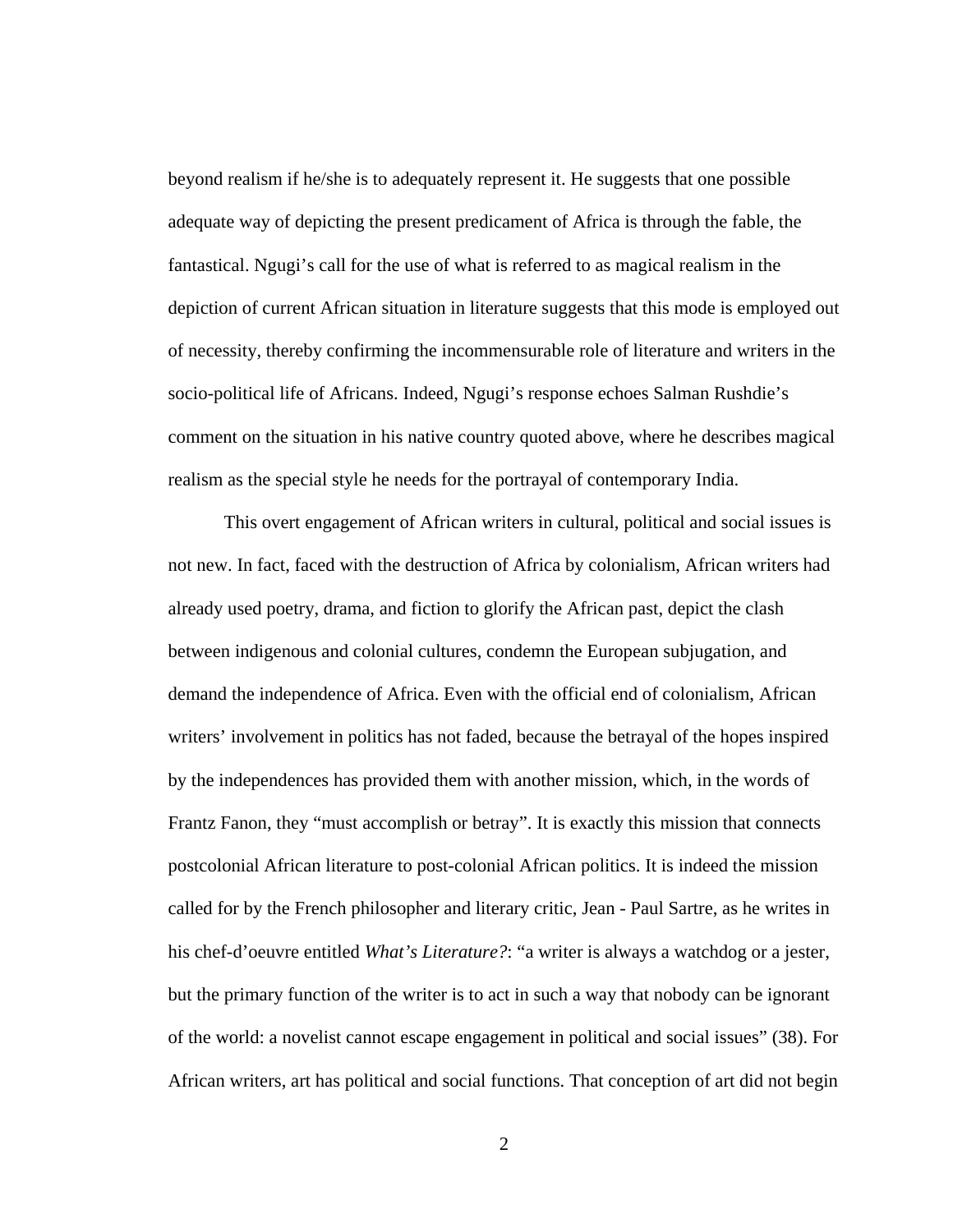beyond realism if he/she is to adequately represent it. He suggests that one possible adequate way of depicting the present predicament of Africa is through the fable, the fantastical. Ngugi's call for the use of what is referred to as magical realism in the depiction of current African situation in literature suggests that this mode is employed out of necessity, thereby confirming the incommensurable role of literature and writers in the socio-political life of Africans. Indeed, Ngugi's response echoes Salman Rushdie's comment on the situation in his native country quoted above, where he describes magical realism as the special style he needs for the portrayal of contemporary India.

This overt engagement of African writers in cultural, political and social issues is not new. In fact, faced with the destruction of Africa by colonialism, African writers had already used poetry, drama, and fiction to glorify the African past, depict the clash between indigenous and colonial cultures, condemn the European subjugation, and demand the independence of Africa. Even with the official end of colonialism, African writers' involvement in politics has not faded, because the betrayal of the hopes inspired by the independences has provided them with another mission, which, in the words of Frantz Fanon, they "must accomplish or betray". It is exactly this mission that connects postcolonial African literature to post-colonial African politics. It is indeed the mission called for by the French philosopher and literary critic, Jean - Paul Sartre, as he writes in his chef-d'oeuvre entitled *What's Literature?*: "a writer is always a watchdog or a jester, but the primary function of the writer is to act in such a way that nobody can be ignorant of the world: a novelist cannot escape engagement in political and social issues" (38). For African writers, art has political and social functions. That conception of art did not begin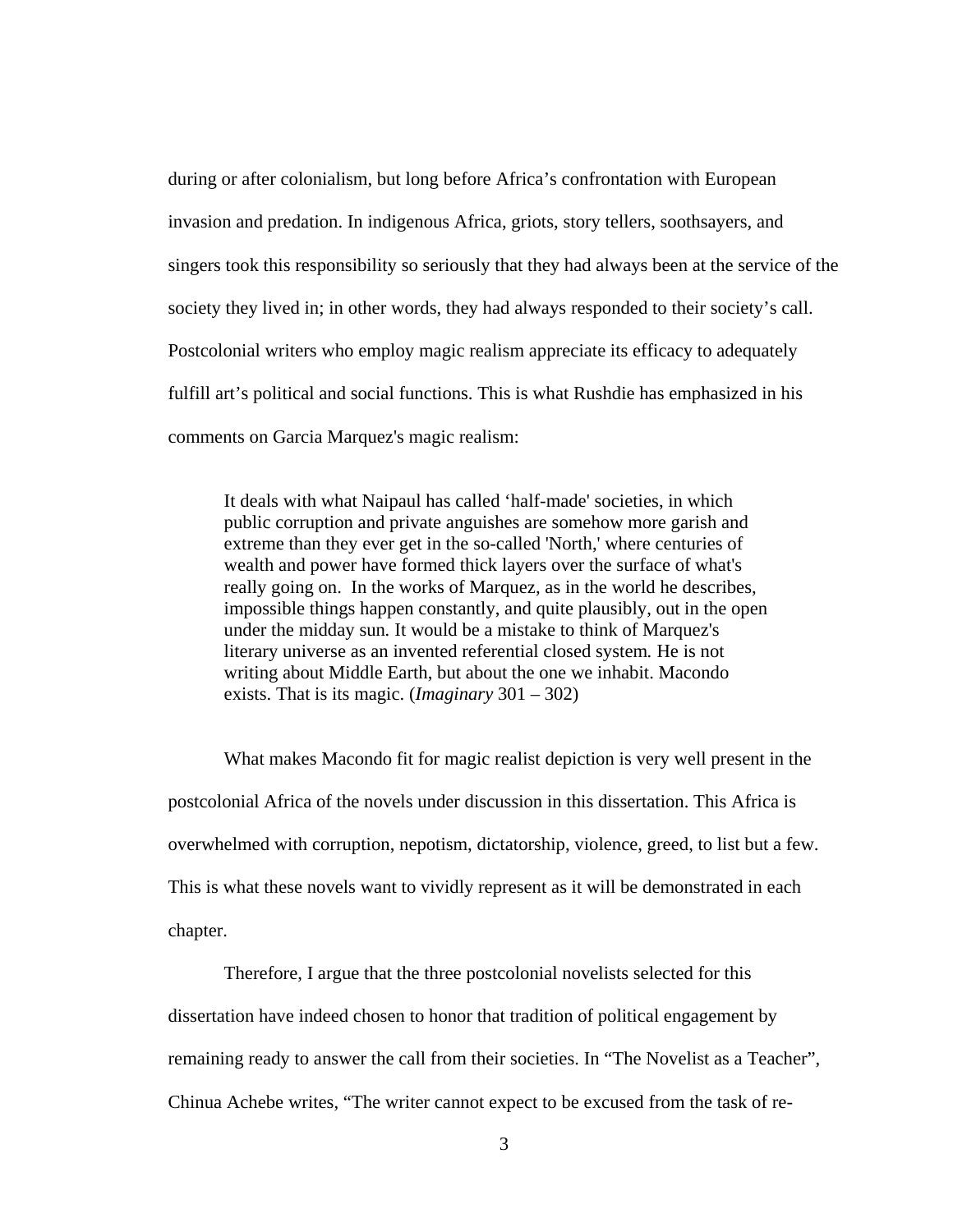during or after colonialism, but long before Africa's confrontation with European invasion and predation. In indigenous Africa, griots, story tellers, soothsayers, and singers took this responsibility so seriously that they had always been at the service of the society they lived in; in other words, they had always responded to their society's call. Postcolonial writers who employ magic realism appreciate its efficacy to adequately fulfill art's political and social functions. This is what Rushdie has emphasized in his comments on Garcia Marquez's magic realism:

> It deals with what Naipaul has called 'half-made' societies, in which public corruption and private anguishes are somehow more garish and extreme than they ever get in the so-called 'North,' where centuries of wealth and power have formed thick layers over the surface of what's really going on. In the works of Marquez, as in the world he describes, impossible things happen constantly, and quite plausibly, out in the open under the midday sun. It would be a mistake to think of Marquez's literary universe as an invented referential closed system. He is not writing about Middle Earth, but about the one we inhabit. Macondo exists. That is its magic. (*Imaginary* 301 – 302)

What makes Macondo fit for magic realist depiction is very well present in the postcolonial Africa of the novels under discussion in this dissertation. This Africa is overwhelmed with corruption, nepotism, dictatorship, violence, greed, to list but a few. This is what these novels want to vividly represent as it will be demonstrated in each chapter.

Therefore, I argue that the three postcolonial novelists selected for this dissertation have indeed chosen to honor that tradition of political engagement by remaining ready to answer the call from their societies. In "The Novelist as a Teacher", Chinua Achebe writes, "The writer cannot expect to be excused from the task of re-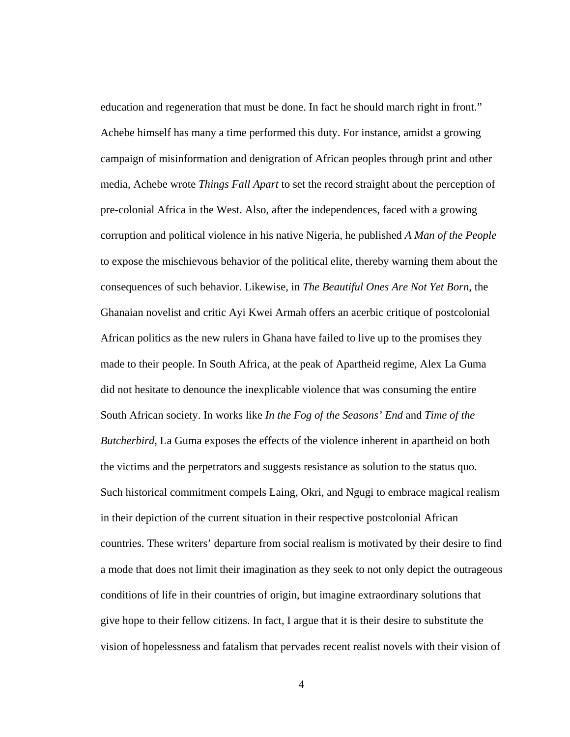education and regeneration that must be done. In fact he should march right in front." Achebe himself has many a time performed this duty. For instance, amidst a growing campaign of misinformation and denigration of African peoples through print and other media, Achebe wrote *Things Fall Apart* to set the record straight about the perception of pre-colonial Africa in the West. Also, after the independences, faced with a growing corruption and political violence in his native Nigeria, he published *A Man of the People* to expose the mischievous behavior of the political elite, thereby warning them about the consequences of such behavior. Likewise, in *The Beautiful Ones Are Not Yet Born*, the Ghanaian novelist and critic Ayi Kwei Armah offers an acerbic critique of postcolonial African politics as the new rulers in Ghana have failed to live up to the promises they made to their people. In South Africa, at the peak of Apartheid regime, Alex La Guma did not hesitate to denounce the inexplicable violence that was consuming the entire South African society. In works like *In the Fog of the Seasons' End* and *Time of the Butcherbird*, La Guma exposes the effects of the violence inherent in apartheid on both the victims and the perpetrators and suggests resistance as solution to the status quo. Such historical commitment compels Laing, Okri, and Ngugi to embrace magical realism in their depiction of the current situation in their respective postcolonial African countries. These writers' departure from social realism is motivated by their desire to find a mode that does not limit their imagination as they seek to not only depict the outrageous conditions of life in their countries of origin, but imagine extraordinary solutions that give hope to their fellow citizens. In fact, I argue that it is their desire to substitute the vision of hopelessness and fatalism that pervades recent realist novels with their vision of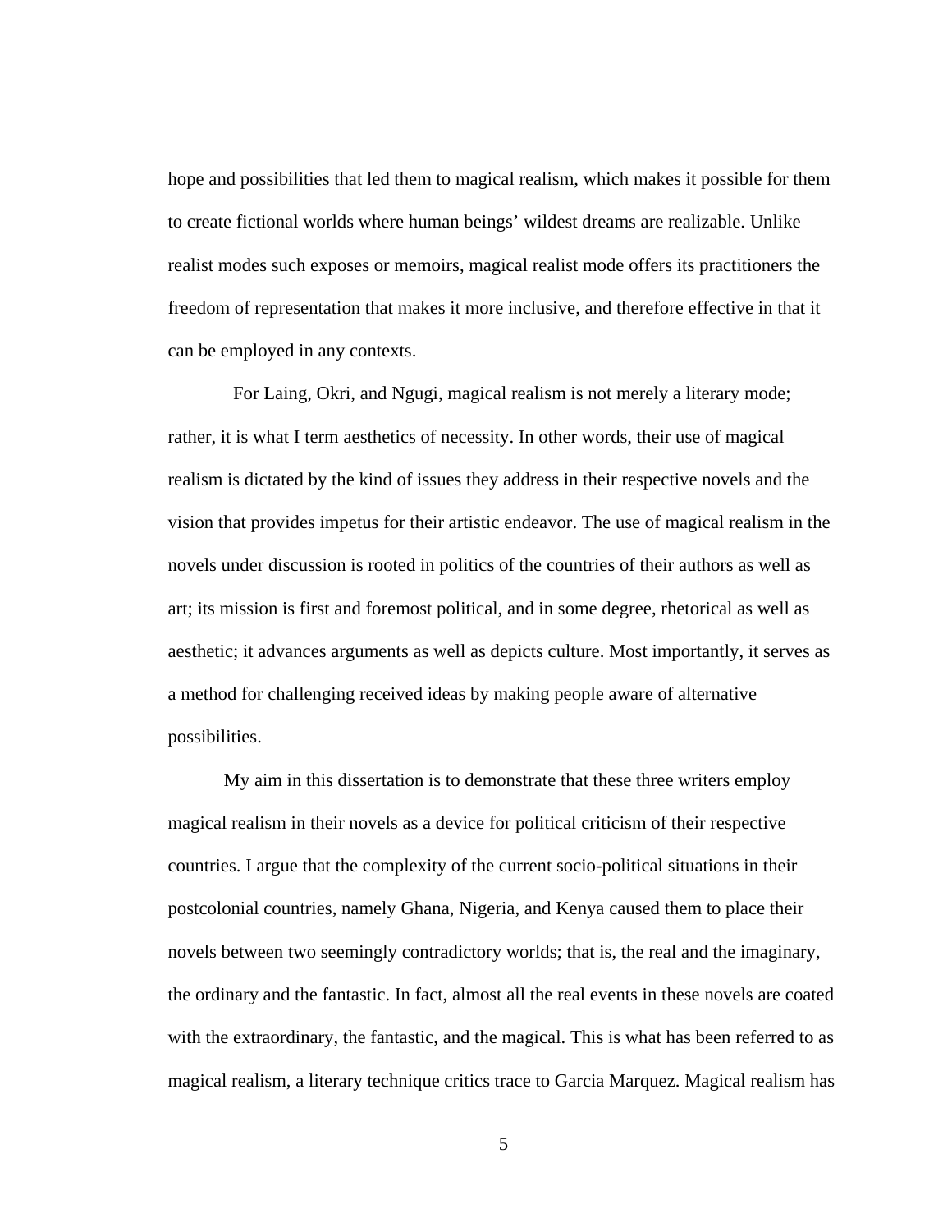hope and possibilities that led them to magical realism, which makes it possible for them to create fictional worlds where human beings' wildest dreams are realizable. Unlike realist modes such exposes or memoirs, magical realist mode offers its practitioners the freedom of representation that makes it more inclusive, and therefore effective in that it can be employed in any contexts.

For Laing, Okri, and Ngugi, magical realism is not merely a literary mode; rather, it is what I term aesthetics of necessity. In other words, their use of magical realism is dictated by the kind of issues they address in their respective novels and the vision that provides impetus for their artistic endeavor. The use of magical realism in the novels under discussion is rooted in politics of the countries of their authors as well as art; its mission is first and foremost political, and in some degree, rhetorical as well as aesthetic; it advances arguments as well as depicts culture. Most importantly, it serves as a method for challenging received ideas by making people aware of alternative possibilities.

My aim in this dissertation is to demonstrate that these three writers employ magical realism in their novels as a device for political criticism of their respective countries. I argue that the complexity of the current socio-political situations in their postcolonial countries, namely Ghana, Nigeria, and Kenya caused them to place their novels between two seemingly contradictory worlds; that is, the real and the imaginary, the ordinary and the fantastic. In fact, almost all the real events in these novels are coated with the extraordinary, the fantastic, and the magical. This is what has been referred to as magical realism, a literary technique critics trace to Garcia Marquez. Magical realism has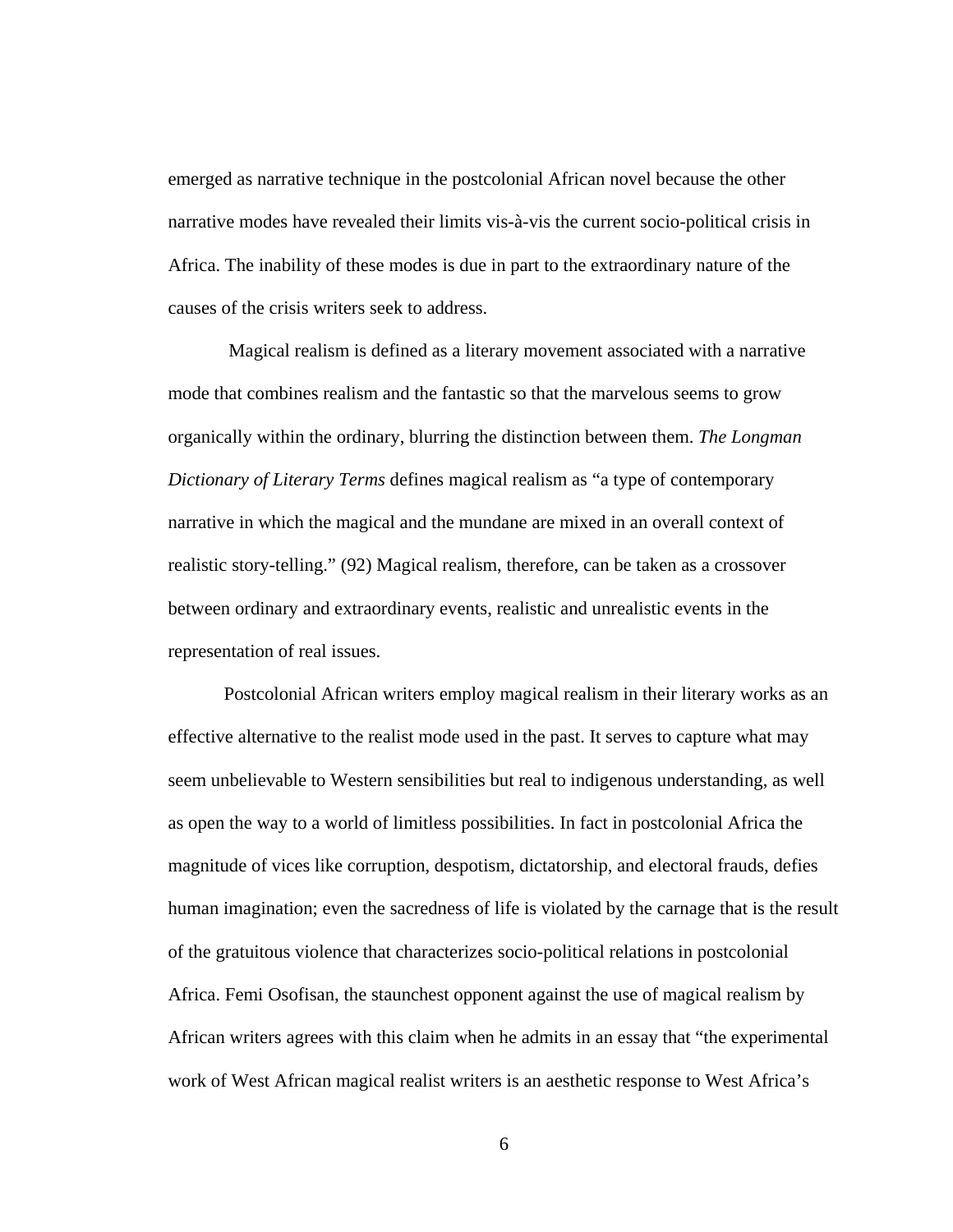emerged as narrative technique in the postcolonial African novel because the other narrative modes have revealed their limits vis-à-vis the current socio-political crisis in Africa. The inability of these modes is due in part to the extraordinary nature of the causes of the crisis writers seek to address.

Magical realism is defined as a literary movement associated with a narrative mode that combines realism and the fantastic so that the marvelous seems to grow organically within the ordinary, blurring the distinction between them. *The Longman Dictionary of Literary Terms* defines magical realism as "a type of contemporary narrative in which the magical and the mundane are mixed in an overall context of realistic story-telling." (92) Magical realism, therefore, can be taken as a crossover between ordinary and extraordinary events, realistic and unrealistic events in the representation of real issues.

Postcolonial African writers employ magical realism in their literary works as an effective alternative to the realist mode used in the past. It serves to capture what may seem unbelievable to Western sensibilities but real to indigenous understanding, as well as open the way to a world of limitless possibilities. In fact in postcolonial Africa the magnitude of vices like corruption, despotism, dictatorship, and electoral frauds, defies human imagination; even the sacredness of life is violated by the carnage that is the result of the gratuitous violence that characterizes socio-political relations in postcolonial Africa. Femi Osofisan, the staunchest opponent against the use of magical realism by African writers agrees with this claim when he admits in an essay that "the experimental work of West African magical realist writers is an aesthetic response to West Africa's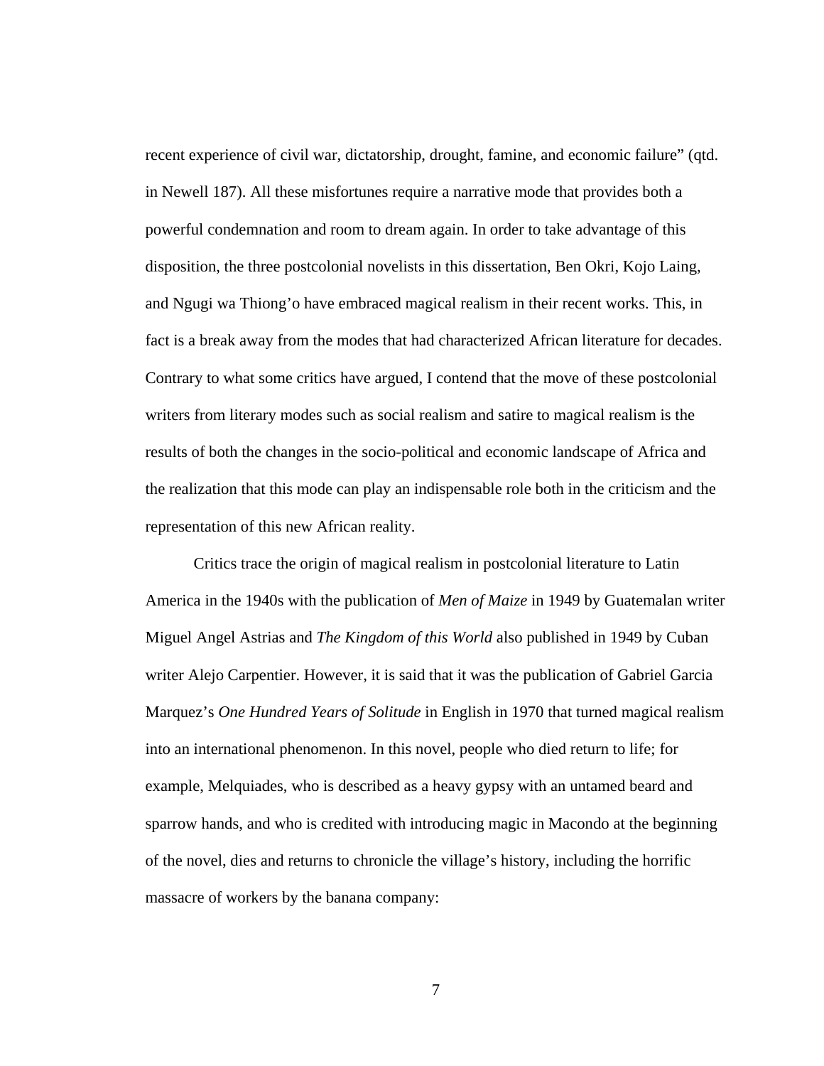recent experience of civil war, dictatorship, drought, famine, and economic failure" (qtd. in Newell 187). All these misfortunes require a narrative mode that provides both a powerful condemnation and room to dream again. In order to take advantage of this disposition, the three postcolonial novelists in this dissertation, Ben Okri, Kojo Laing, and Ngugi wa Thiong'o have embraced magical realism in their recent works. This, in fact is a break away from the modes that had characterized African literature for decades. Contrary to what some critics have argued, I contend that the move of these postcolonial writers from literary modes such as social realism and satire to magical realism is the results of both the changes in the socio-political and economic landscape of Africa and the realization that this mode can play an indispensable role both in the criticism and the representation of this new African reality.

Critics trace the origin of magical realism in postcolonial literature to Latin America in the 1940s with the publication of *Men of Maize* in 1949 by Guatemalan writer Miguel Angel Astrias and *The Kingdom of this World* also published in 1949 by Cuban writer Alejo Carpentier. However, it is said that it was the publication of Gabriel Garcia Marquez's *One Hundred Years of Solitude* in English in 1970 that turned magical realism into an international phenomenon. In this novel, people who died return to life; for example, Melquiades, who is described as a heavy gypsy with an untamed beard and sparrow hands, and who is credited with introducing magic in Macondo at the beginning of the novel, dies and returns to chronicle the village's history, including the horrific massacre of workers by the banana company: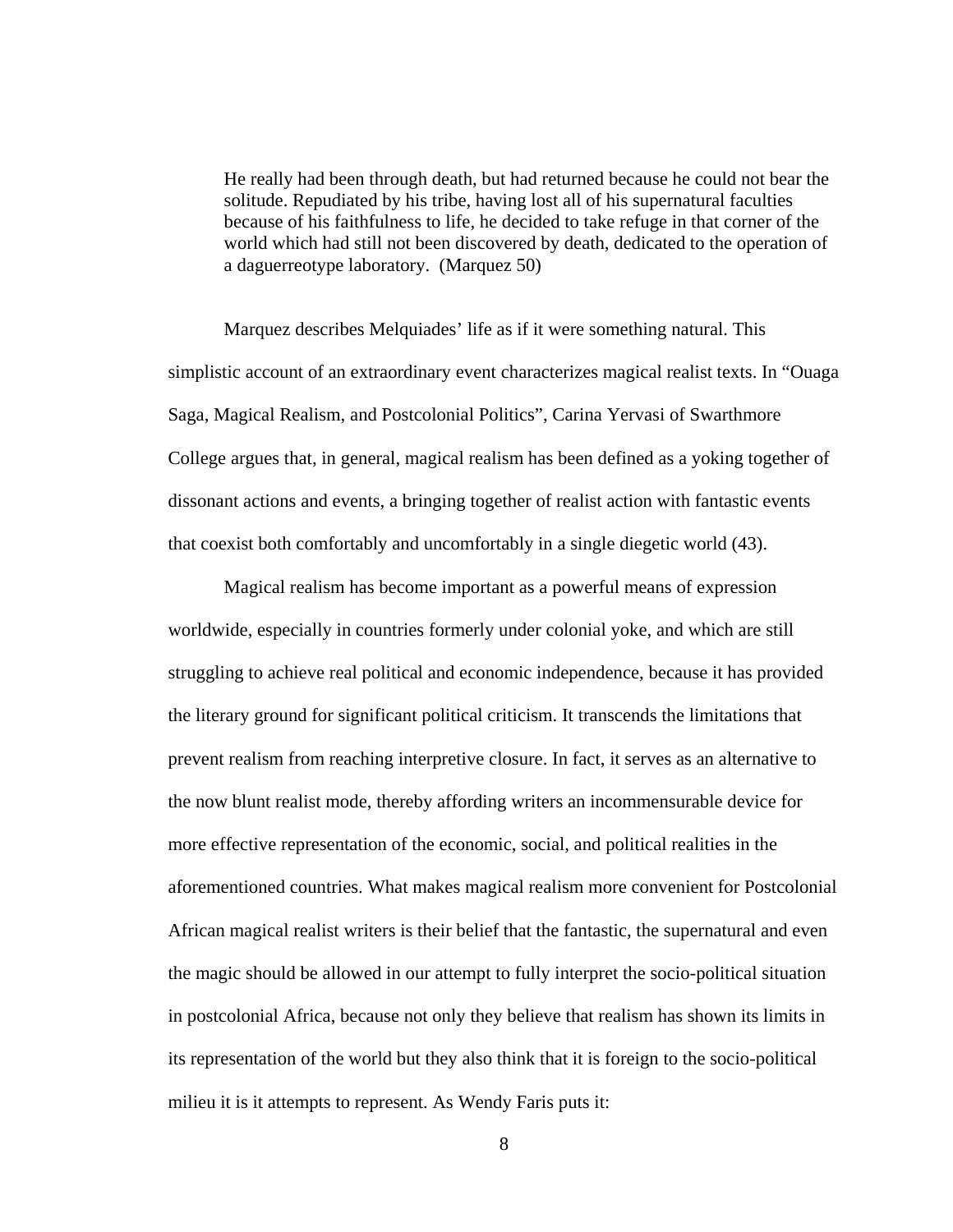> He really had been through death, but had returned because he could not bear the solitude. Repudiated by his tribe, having lost all of his supernatural faculties because of his faithfulness to life, he decided to take refuge in that corner of the world which had still not been discovered by death, dedicated to the operation of a daguerreotype laboratory. (Marquez 50)

Marquez describes Melquiades' life as if it were something natural. This simplistic account of an extraordinary event characterizes magical realist texts. In "Ouaga Saga, Magical Realism, and Postcolonial Politics", Carina Yervasi of Swarthmore College argues that, in general, magical realism has been defined as a yoking together of dissonant actions and events, a bringing together of realist action with fantastic events that coexist both comfortably and uncomfortably in a single diegetic world (43).

Magical realism has become important as a powerful means of expression worldwide, especially in countries formerly under colonial yoke, and which are still struggling to achieve real political and economic independence, because it has provided the literary ground for significant political criticism. It transcends the limitations that prevent realism from reaching interpretive closure. In fact, it serves as an alternative to the now blunt realist mode, thereby affording writers an incommensurable device for more effective representation of the economic, social, and political realities in the aforementioned countries. What makes magical realism more convenient for Postcolonial African magical realist writers is their belief that the fantastic, the supernatural and even the magic should be allowed in our attempt to fully interpret the socio-political situation in postcolonial Africa, because not only they believe that realism has shown its limits in its representation of the world but they also think that it is foreign to the socio-political milieu it is it attempts to represent. As Wendy Faris puts it: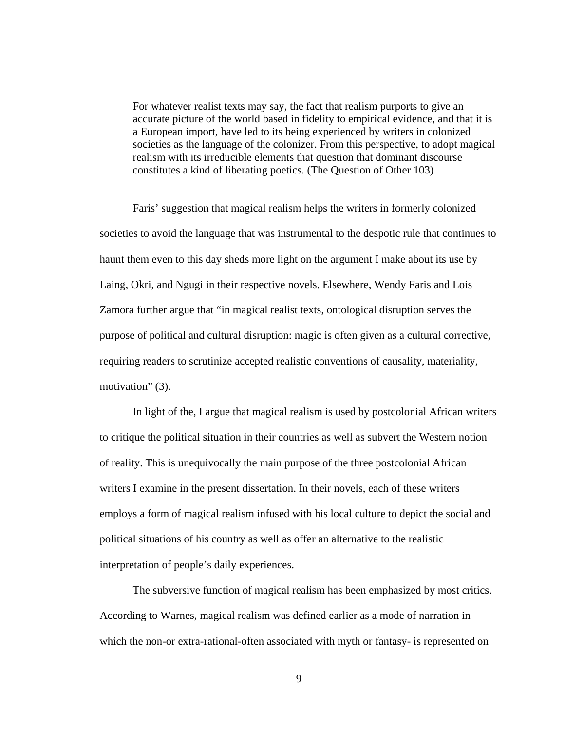> For whatever realist texts may say, the fact that realism purports to give an accurate picture of the world based in fidelity to empirical evidence, and that it is a European import, have led to its being experienced by writers in colonized societies as the language of the colonizer. From this perspective, to adopt magical realism with its irreducible elements that question that dominant discourse constitutes a kind of liberating poetics. (The Question of Other 103)

Faris' suggestion that magical realism helps the writers in formerly colonized societies to avoid the language that was instrumental to the despotic rule that continues to haunt them even to this day sheds more light on the argument I make about its use by Laing, Okri, and Ngugi in their respective novels. Elsewhere, Wendy Faris and Lois Zamora further argue that "in magical realist texts, ontological disruption serves the purpose of political and cultural disruption: magic is often given as a cultural corrective, requiring readers to scrutinize accepted realistic conventions of causality, materiality, motivation" (3).

In light of the, I argue that magical realism is used by postcolonial African writers to critique the political situation in their countries as well as subvert the Western notion of reality. This is unequivocally the main purpose of the three postcolonial African writers I examine in the present dissertation. In their novels, each of these writers employs a form of magical realism infused with his local culture to depict the social and political situations of his country as well as offer an alternative to the realistic interpretation of people's daily experiences.

The subversive function of magical realism has been emphasized by most critics. According to Warnes, magical realism was defined earlier as a mode of narration in which the non-or extra-rational-often associated with myth or fantasy- is represented on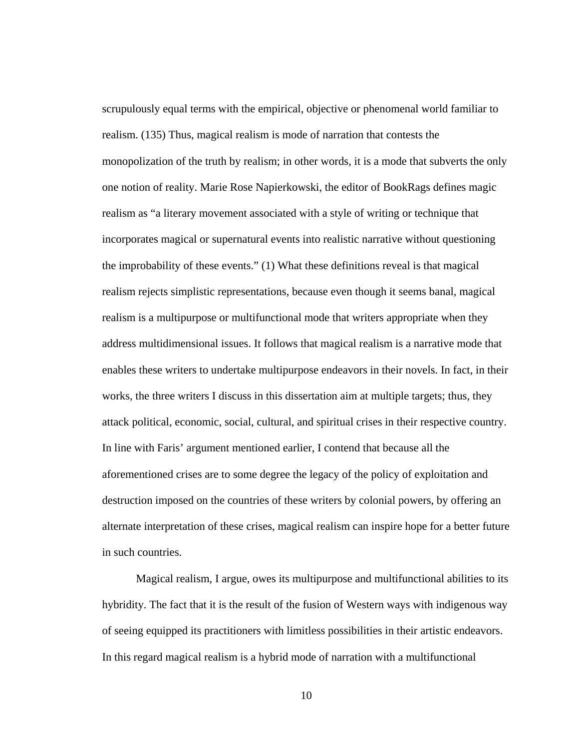scrupulously equal terms with the empirical, objective or phenomenal world familiar to realism. (135) Thus, magical realism is mode of narration that contests the monopolization of the truth by realism; in other words, it is a mode that subverts the only one notion of reality. Marie Rose Napierkowski, the editor of BookRags defines magic realism as "a literary movement associated with a style of writing or technique that incorporates magical or supernatural events into realistic narrative without questioning the improbability of these events." (1) What these definitions reveal is that magical realism rejects simplistic representations, because even though it seems banal, magical realism is a multipurpose or multifunctional mode that writers appropriate when they address multidimensional issues. It follows that magical realism is a narrative mode that enables these writers to undertake multipurpose endeavors in their novels. In fact, in their works, the three writers I discuss in this dissertation aim at multiple targets; thus, they attack political, economic, social, cultural, and spiritual crises in their respective country. In line with Faris' argument mentioned earlier, I contend that because all the aforementioned crises are to some degree the legacy of the policy of exploitation and destruction imposed on the countries of these writers by colonial powers, by offering an alternate interpretation of these crises, magical realism can inspire hope for a better future in such countries.

Magical realism, I argue, owes its multipurpose and multifunctional abilities to its hybridity. The fact that it is the result of the fusion of Western ways with indigenous way of seeing equipped its practitioners with limitless possibilities in their artistic endeavors. In this regard magical realism is a hybrid mode of narration with a multifunctional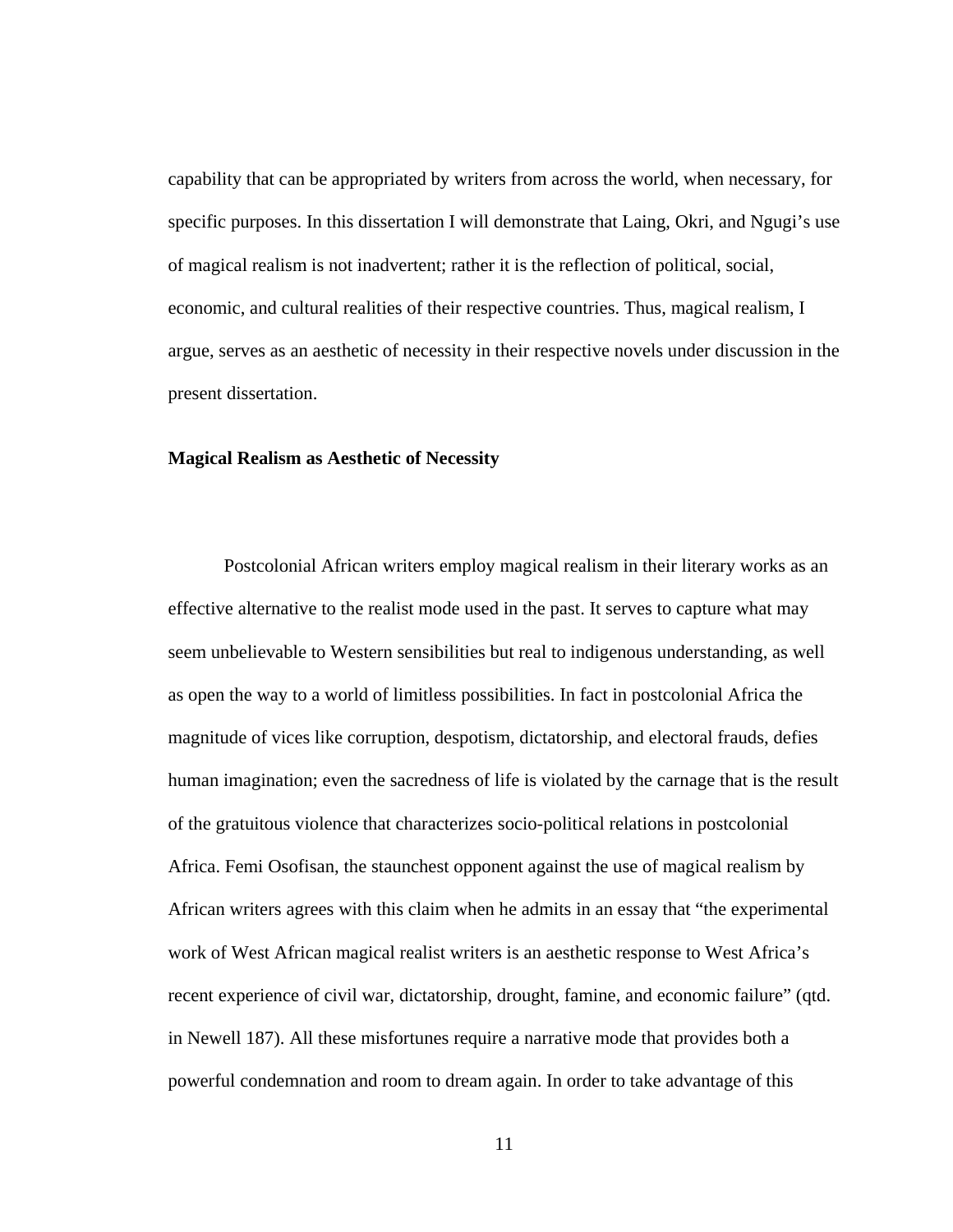capability that can be appropriated by writers from across the world, when necessary, for specific purposes. In this dissertation I will demonstrate that Laing, Okri, and Ngugi's use of magical realism is not inadvertent; rather it is the reflection of political, social, economic, and cultural realities of their respective countries. Thus, magical realism, I argue, serves as an aesthetic of necessity in their respective novels under discussion in the present dissertation.

### Magical Realism as Aesthetic of Necessity

Postcolonial African writers employ magical realism in their literary works as an effective alternative to the realist mode used in the past. It serves to capture what may seem unbelievable to Western sensibilities but real to indigenous understanding, as well as open the way to a world of limitless possibilities. In fact in postcolonial Africa the magnitude of vices like corruption, despotism, dictatorship, and electoral frauds, defies human imagination; even the sacredness of life is violated by the carnage that is the result of the gratuitous violence that characterizes socio-political relations in postcolonial Africa. Femi Osofisan, the staunchest opponent against the use of magical realism by African writers agrees with this claim when he admits in an essay that "the experimental work of West African magical realist writers is an aesthetic response to West Africa's recent experience of civil war, dictatorship, drought, famine, and economic failure" (qtd. in Newell 187). All these misfortunes require a narrative mode that provides both a powerful condemnation and room to dream again. In order to take advantage of this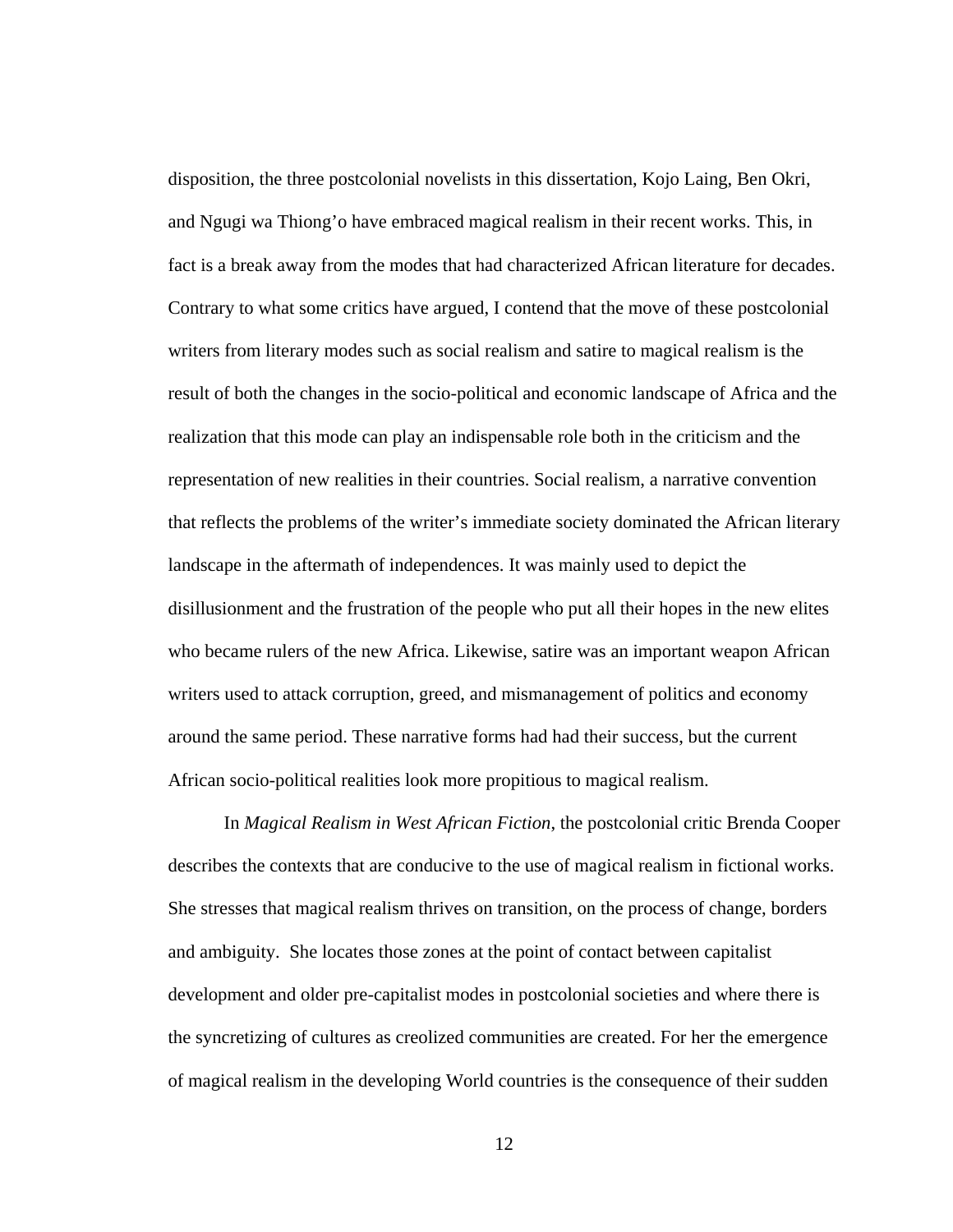disposition, the three postcolonial novelists in this dissertation, Kojo Laing, Ben Okri, and Ngugi wa Thiong'o have embraced magical realism in their recent works. This, in fact is a break away from the modes that had characterized African literature for decades. Contrary to what some critics have argued, I contend that the move of these postcolonial writers from literary modes such as social realism and satire to magical realism is the result of both the changes in the socio-political and economic landscape of Africa and the realization that this mode can play an indispensable role both in the criticism and the representation of new realities in their countries. Social realism, a narrative convention that reflects the problems of the writer's immediate society dominated the African literary landscape in the aftermath of independences. It was mainly used to depict the disillusionment and the frustration of the people who put all their hopes in the new elites who became rulers of the new Africa. Likewise, satire was an important weapon African writers used to attack corruption, greed, and mismanagement of politics and economy around the same period. These narrative forms had had their success, but the current African socio-political realities look more propitious to magical realism.

In *Magical Realism in West African Fiction*, the postcolonial critic Brenda Cooper describes the contexts that are conducive to the use of magical realism in fictional works. She stresses that magical realism thrives on transition, on the process of change, borders and ambiguity. She locates those zones at the point of contact between capitalist development and older pre-capitalist modes in postcolonial societies and where there is the syncretizing of cultures as creolized communities are created. For her the emergence of magical realism in the developing World countries is the consequence of their sudden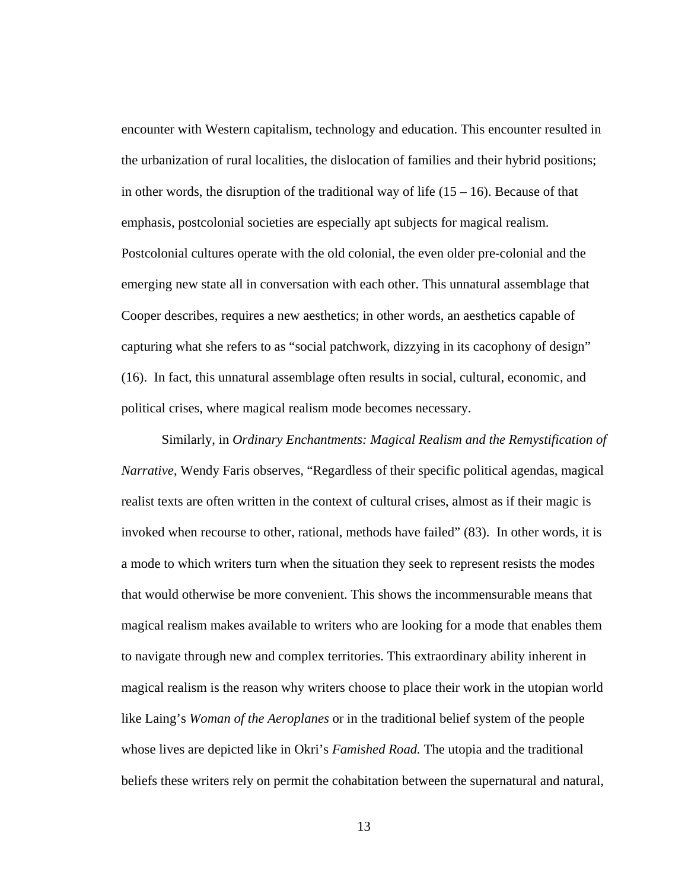encounter with Western capitalism, technology and education. This encounter resulted in the urbanization of rural localities, the dislocation of families and their hybrid positions; in other words, the disruption of the traditional way of life (15 – 16). Because of that emphasis, postcolonial societies are especially apt subjects for magical realism. Postcolonial cultures operate with the old colonial, the even older pre-colonial and the emerging new state all in conversation with each other. This unnatural assemblage that Cooper describes, requires a new aesthetics; in other words, an aesthetics capable of capturing what she refers to as "social patchwork, dizzying in its cacophony of design" (16). In fact, this unnatural assemblage often results in social, cultural, economic, and political crises, where magical realism mode becomes necessary.

Similarly, in *Ordinary Enchantments: Magical Realism and the Remystification of Narrative*, Wendy Faris observes, "Regardless of their specific political agendas, magical realist texts are often written in the context of cultural crises, almost as if their magic is invoked when recourse to other, rational, methods have failed" (83). In other words, it is a mode to which writers turn when the situation they seek to represent resists the modes that would otherwise be more convenient. This shows the incommensurable means that magical realism makes available to writers who are looking for a mode that enables them to navigate through new and complex territories. This extraordinary ability inherent in magical realism is the reason why writers choose to place their work in the utopian world like Laing's *Woman of the Aeroplanes* or in the traditional belief system of the people whose lives are depicted like in Okri's *Famished Road.* The utopia and the traditional beliefs these writers rely on permit the cohabitation between the supernatural and natural,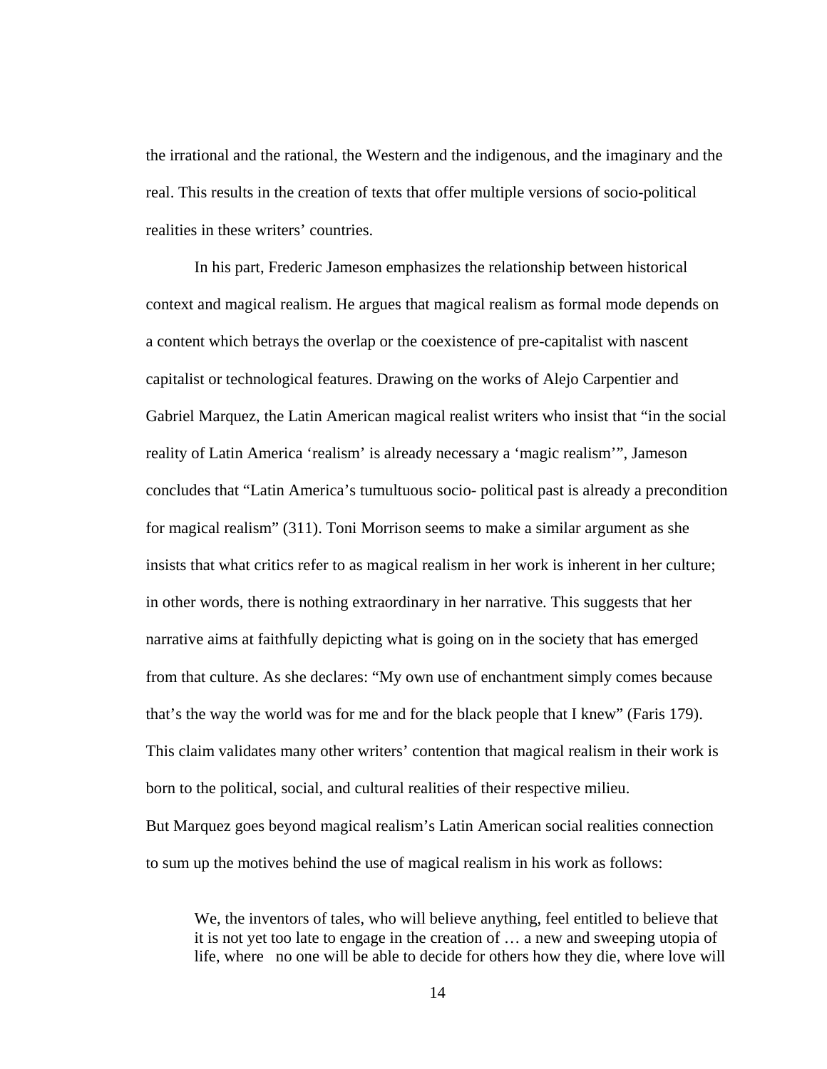the irrational and the rational, the Western and the indigenous, and the imaginary and the real. This results in the creation of texts that offer multiple versions of socio-political realities in these writers' countries.

In his part, Frederic Jameson emphasizes the relationship between historical context and magical realism. He argues that magical realism as formal mode depends on a content which betrays the overlap or the coexistence of pre-capitalist with nascent capitalist or technological features. Drawing on the works of Alejo Carpentier and Gabriel Marquez, the Latin American magical realist writers who insist that "in the social reality of Latin America 'realism' is already necessary a 'magic realism'", Jameson concludes that "Latin America's tumultuous socio- political past is already a precondition for magical realism" (311). Toni Morrison seems to make a similar argument as she insists that what critics refer to as magical realism in her work is inherent in her culture; in other words, there is nothing extraordinary in her narrative. This suggests that her narrative aims at faithfully depicting what is going on in the society that has emerged from that culture. As she declares: "My own use of enchantment simply comes because that's the way the world was for me and for the black people that I knew" (Faris 179). This claim validates many other writers' contention that magical realism in their work is born to the political, social, and cultural realities of their respective milieu.

But Marquez goes beyond magical realism's Latin American social realities connection to sum up the motives behind the use of magical realism in his work as follows:

> We, the inventors of tales, who will believe anything, feel entitled to believe that it is not yet too late to engage in the creation of … a new and sweeping utopia of life, where no one will be able to decide for others how they die, where love will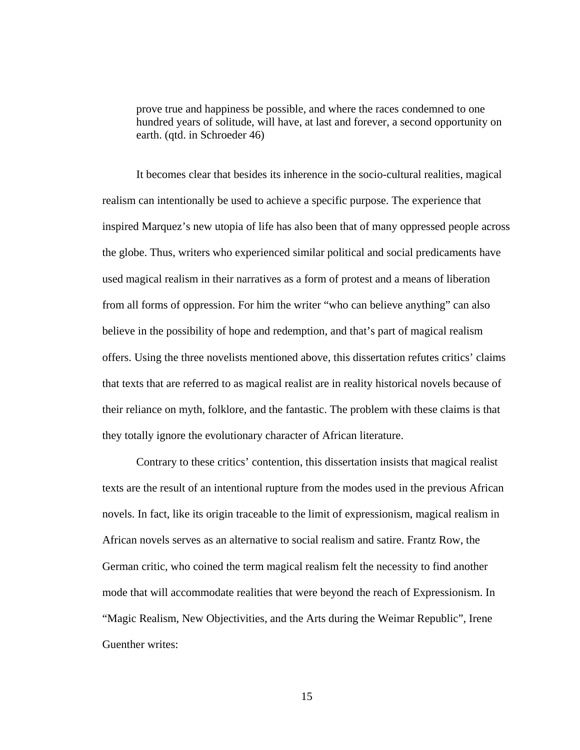> prove true and happiness be possible, and where the races condemned to one hundred years of solitude, will have, at last and forever, a second opportunity on earth. (qtd. in Schroeder 46)

It becomes clear that besides its inherence in the socio-cultural realities, magical realism can intentionally be used to achieve a specific purpose. The experience that inspired Marquez's new utopia of life has also been that of many oppressed people across the globe. Thus, writers who experienced similar political and social predicaments have used magical realism in their narratives as a form of protest and a means of liberation from all forms of oppression. For him the writer "who can believe anything" can also believe in the possibility of hope and redemption, and that's part of magical realism offers. Using the three novelists mentioned above, this dissertation refutes critics' claims that texts that are referred to as magical realist are in reality historical novels because of their reliance on myth, folklore, and the fantastic. The problem with these claims is that they totally ignore the evolutionary character of African literature.

Contrary to these critics' contention, this dissertation insists that magical realist texts are the result of an intentional rupture from the modes used in the previous African novels. In fact, like its origin traceable to the limit of expressionism, magical realism in African novels serves as an alternative to social realism and satire. Frantz Row, the German critic, who coined the term magical realism felt the necessity to find another mode that will accommodate realities that were beyond the reach of Expressionism. In "Magic Realism, New Objectivities, and the Arts during the Weimar Republic", Irene Guenther writes: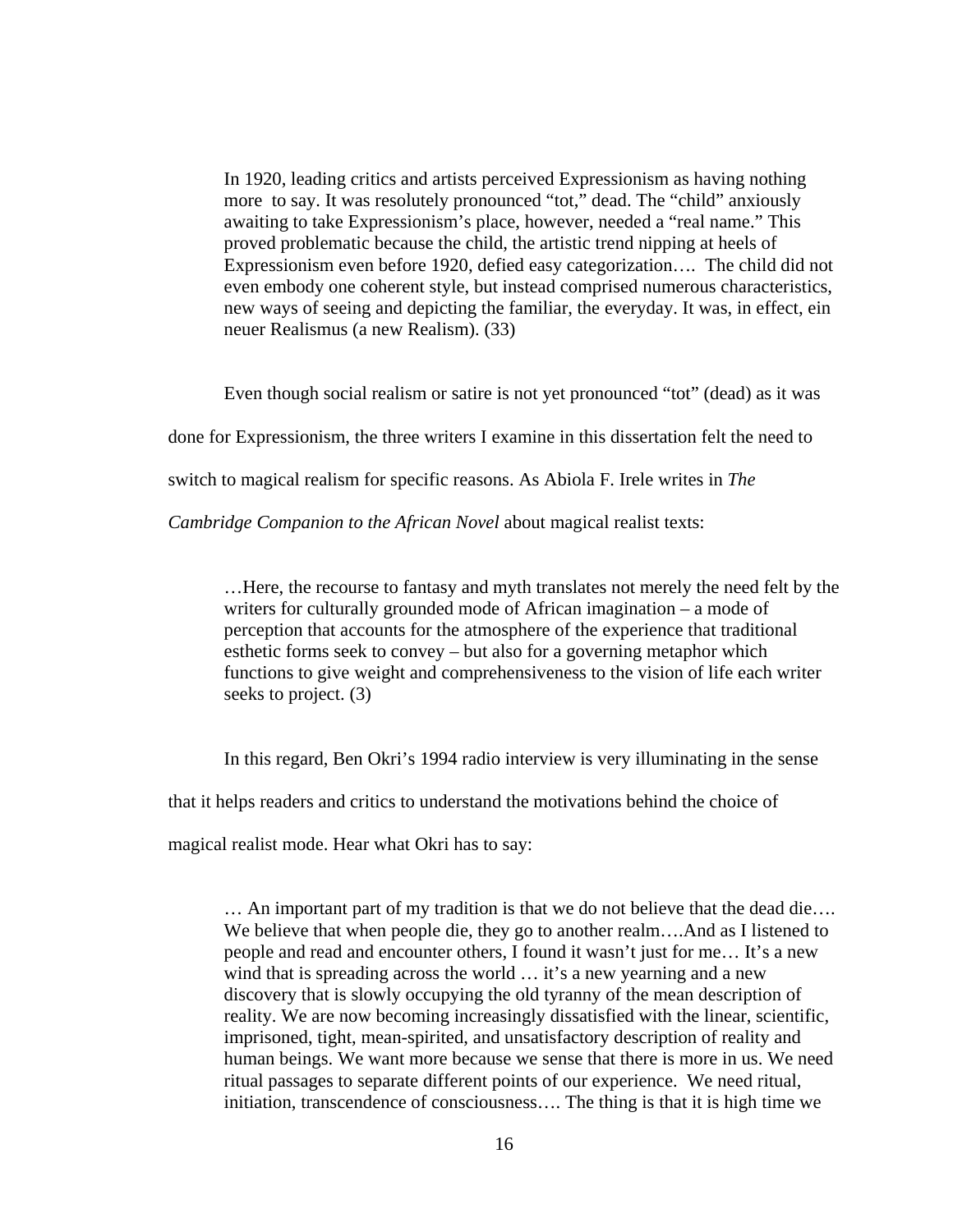> In 1920, leading critics and artists perceived Expressionism as having nothing more to say. It was resolutely pronounced "tot," dead. The "child" anxiously awaiting to take Expressionism's place, however, needed a "real name." This proved problematic because the child, the artistic trend nipping at heels of Expressionism even before 1920, defied easy categorization…. The child did not even embody one coherent style, but instead comprised numerous characteristics, new ways of seeing and depicting the familiar, the everyday. It was, in effect, ein neuer Realismus (a new Realism). (33)

Even though social realism or satire is not yet pronounced "tot" (dead) as it was done for Expressionism, the three writers I examine in this dissertation felt the need to switch to magical realism for specific reasons. As Abiola F. Irele writes in *The Cambridge Companion to the African Novel* about magical realist texts:

> …Here, the recourse to fantasy and myth translates not merely the need felt by the writers for culturally grounded mode of African imagination – a mode of perception that accounts for the atmosphere of the experience that traditional esthetic forms seek to convey – but also for a governing metaphor which functions to give weight and comprehensiveness to the vision of life each writer seeks to project. (3)

In this regard, Ben Okri's 1994 radio interview is very illuminating in the sense that it helps readers and critics to understand the motivations behind the choice of magical realist mode. Hear what Okri has to say:

> … An important part of my tradition is that we do not believe that the dead die…. We believe that when people die, they go to another realm….And as I listened to people and read and encounter others, I found it wasn't just for me… It's a new wind that is spreading across the world … it's a new yearning and a new discovery that is slowly occupying the old tyranny of the mean description of reality. We are now becoming increasingly dissatisfied with the linear, scientific, imprisoned, tight, mean-spirited, and unsatisfactory description of reality and human beings. We want more because we sense that there is more in us. We need ritual passages to separate different points of our experience. We need ritual, initiation, transcendence of consciousness…. The thing is that it is high time we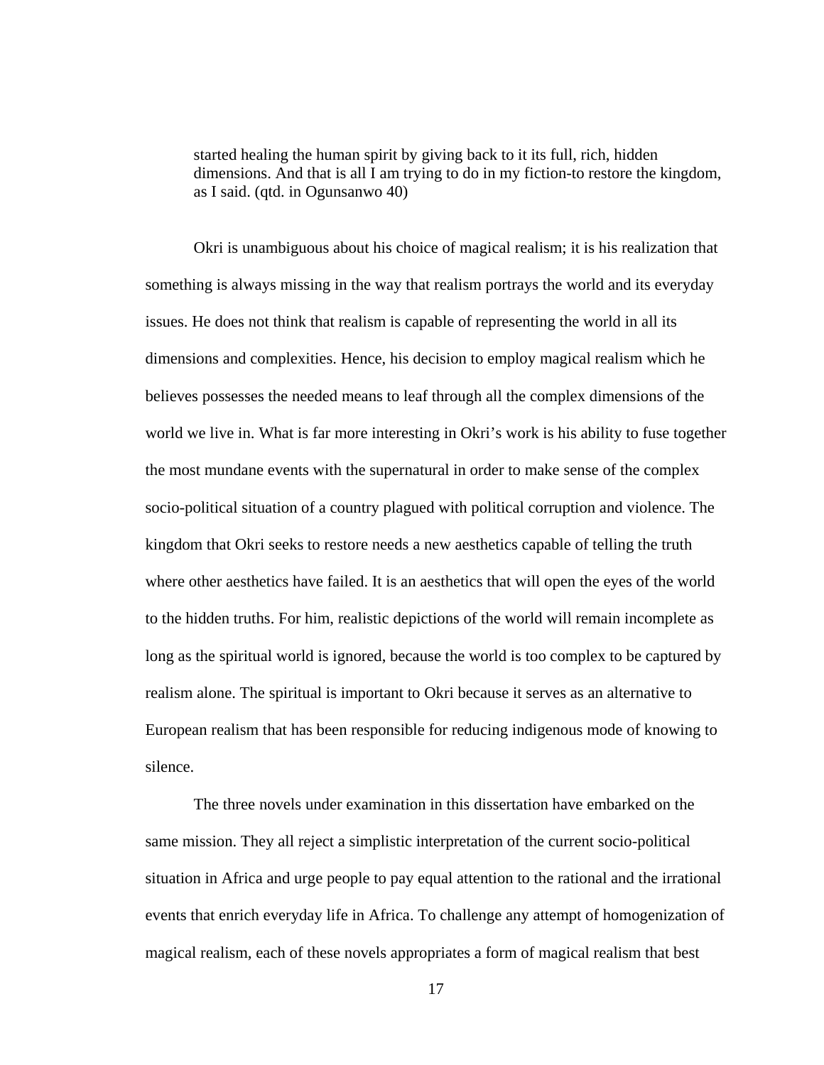> started healing the human spirit by giving back to it its full, rich, hidden dimensions. And that is all I am trying to do in my fiction-to restore the kingdom, as I said. (qtd. in Ogunsanwo 40)

Okri is unambiguous about his choice of magical realism; it is his realization that something is always missing in the way that realism portrays the world and its everyday issues. He does not think that realism is capable of representing the world in all its dimensions and complexities. Hence, his decision to employ magical realism which he believes possesses the needed means to leaf through all the complex dimensions of the world we live in. What is far more interesting in Okri's work is his ability to fuse together the most mundane events with the supernatural in order to make sense of the complex socio-political situation of a country plagued with political corruption and violence. The kingdom that Okri seeks to restore needs a new aesthetics capable of telling the truth where other aesthetics have failed. It is an aesthetics that will open the eyes of the world to the hidden truths. For him, realistic depictions of the world will remain incomplete as long as the spiritual world is ignored, because the world is too complex to be captured by realism alone. The spiritual is important to Okri because it serves as an alternative to European realism that has been responsible for reducing indigenous mode of knowing to silence.

The three novels under examination in this dissertation have embarked on the same mission. They all reject a simplistic interpretation of the current socio-political situation in Africa and urge people to pay equal attention to the rational and the irrational events that enrich everyday life in Africa. To challenge any attempt of homogenization of magical realism, each of these novels appropriates a form of magical realism that best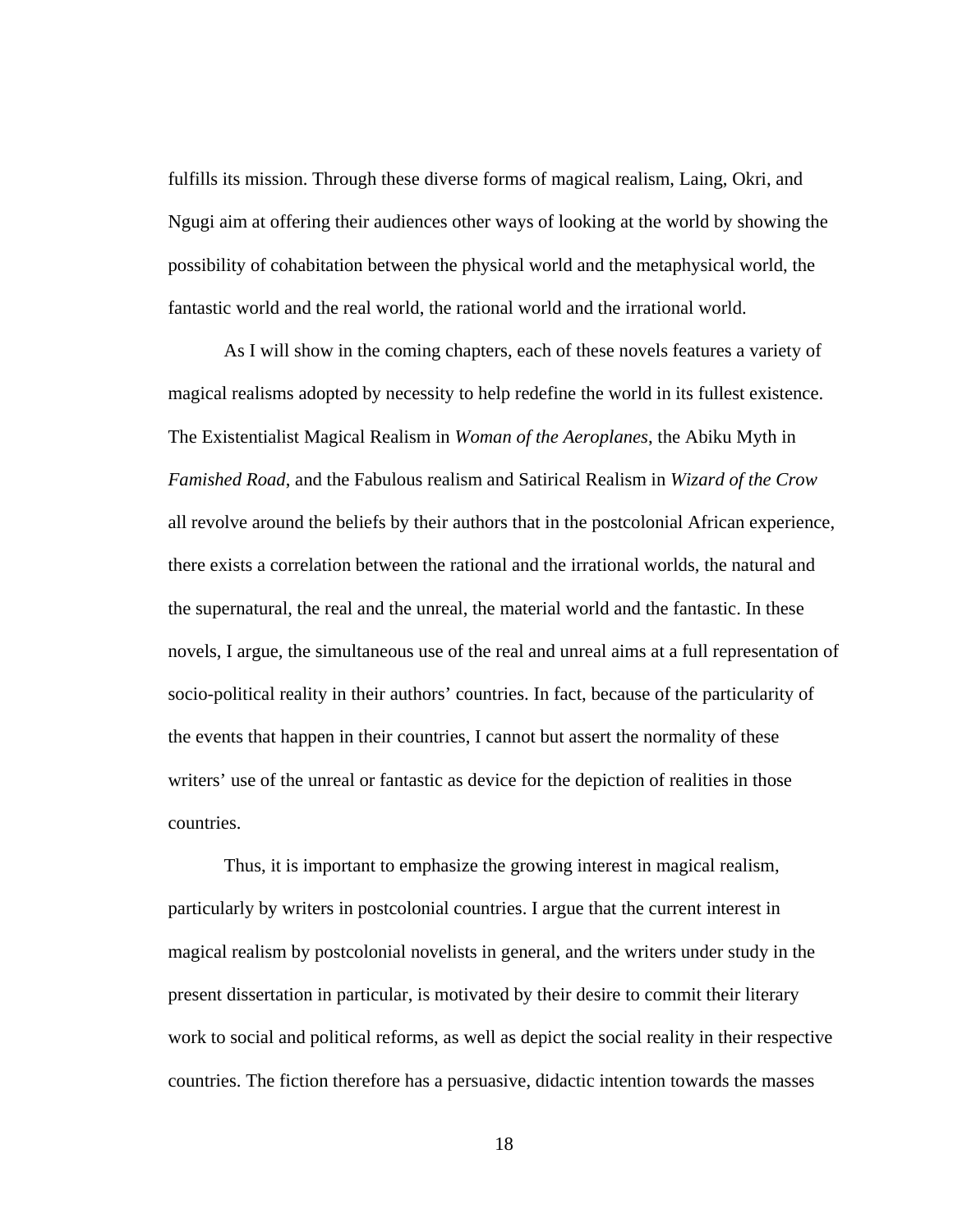fulfills its mission. Through these diverse forms of magical realism, Laing, Okri, and Ngugi aim at offering their audiences other ways of looking at the world by showing the possibility of cohabitation between the physical world and the metaphysical world, the fantastic world and the real world, the rational world and the irrational world.

As I will show in the coming chapters, each of these novels features a variety of magical realisms adopted by necessity to help redefine the world in its fullest existence. The Existentialist Magical Realism in *Woman of the Aeroplanes*, the Abiku Myth in *Famished Road*, and the Fabulous realism and Satirical Realism in *Wizard of the Crow* all revolve around the beliefs by their authors that in the postcolonial African experience, there exists a correlation between the rational and the irrational worlds, the natural and the supernatural, the real and the unreal, the material world and the fantastic. In these novels, I argue, the simultaneous use of the real and unreal aims at a full representation of socio-political reality in their authors' countries. In fact, because of the particularity of the events that happen in their countries, I cannot but assert the normality of these writers' use of the unreal or fantastic as device for the depiction of realities in those countries.

Thus, it is important to emphasize the growing interest in magical realism, particularly by writers in postcolonial countries. I argue that the current interest in magical realism by postcolonial novelists in general, and the writers under study in the present dissertation in particular, is motivated by their desire to commit their literary work to social and political reforms, as well as depict the social reality in their respective countries. The fiction therefore has a persuasive, didactic intention towards the masses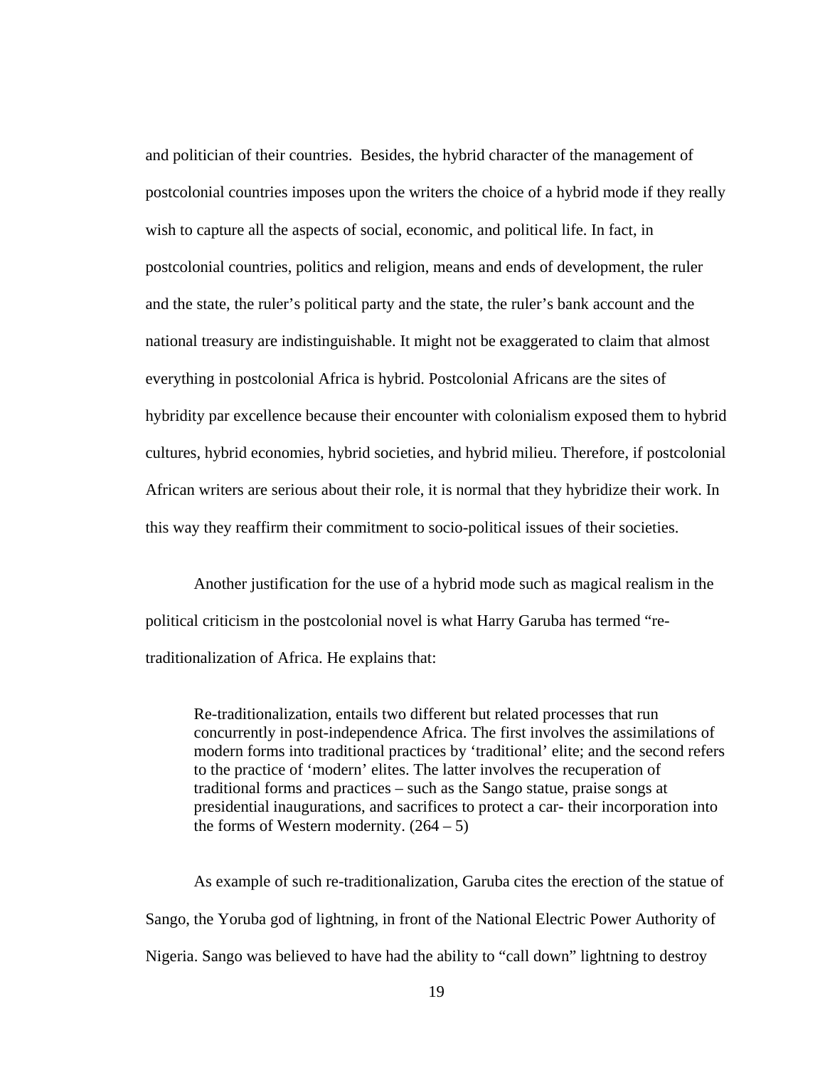and politician of their countries.  Besides, the hybrid character of the management of postcolonial countries imposes upon the writers the choice of a hybrid mode if they really wish to capture all the aspects of social, economic, and political life. In fact, in postcolonial countries, politics and religion, means and ends of development, the ruler and the state, the ruler's political party and the state, the ruler's bank account and the national treasury are indistinguishable. It might not be exaggerated to claim that almost everything in postcolonial Africa is hybrid. Postcolonial Africans are the sites of hybridity par excellence because their encounter with colonialism exposed them to hybrid cultures, hybrid economies, hybrid societies, and hybrid milieu. Therefore, if postcolonial African writers are serious about their role, it is normal that they hybridize their work. In this way they reaffirm their commitment to socio-political issues of their societies.

Another justification for the use of a hybrid mode such as magical realism in the political criticism in the postcolonial novel is what Harry Garuba has termed "re-traditionalization of Africa. He explains that:

> Re-traditionalization, entails two different but related processes that run concurrently in post-independence Africa. The first involves the assimilations of modern forms into traditional practices by 'traditional' elite; and the second refers to the practice of 'modern' elites. The latter involves the recuperation of traditional forms and practices – such as the Sango statue, praise songs at presidential inaugurations, and sacrifices to protect a car- their incorporation into the forms of Western modernity. (264 – 5)

As example of such re-traditionalization, Garuba cites the erection of the statue of Sango, the Yoruba god of lightning, in front of the National Electric Power Authority of Nigeria. Sango was believed to have had the ability to "call down" lightning to destroy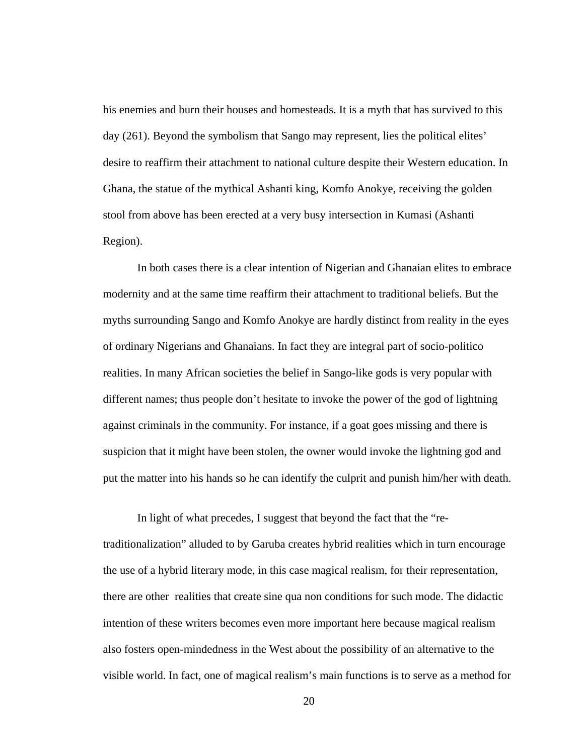his enemies and burn their houses and homesteads. It is a myth that has survived to this day (261). Beyond the symbolism that Sango may represent, lies the political elites' desire to reaffirm their attachment to national culture despite their Western education. In Ghana, the statue of the mythical Ashanti king, Komfo Anokye, receiving the golden stool from above has been erected at a very busy intersection in Kumasi (Ashanti Region).

In both cases there is a clear intention of Nigerian and Ghanaian elites to embrace modernity and at the same time reaffirm their attachment to traditional beliefs. But the myths surrounding Sango and Komfo Anokye are hardly distinct from reality in the eyes of ordinary Nigerians and Ghanaians. In fact they are integral part of socio-politico realities. In many African societies the belief in Sango-like gods is very popular with different names; thus people don't hesitate to invoke the power of the god of lightning against criminals in the community. For instance, if a goat goes missing and there is suspicion that it might have been stolen, the owner would invoke the lightning god and put the matter into his hands so he can identify the culprit and punish him/her with death.

In light of what precedes, I suggest that beyond the fact that the "re-traditionalization" alluded to by Garuba creates hybrid realities which in turn encourage the use of a hybrid literary mode, in this case magical realism, for their representation, there are other realities that create sine qua non conditions for such mode. The didactic intention of these writers becomes even more important here because magical realism also fosters open-mindedness in the West about the possibility of an alternative to the visible world. In fact, one of magical realism's main functions is to serve as a method for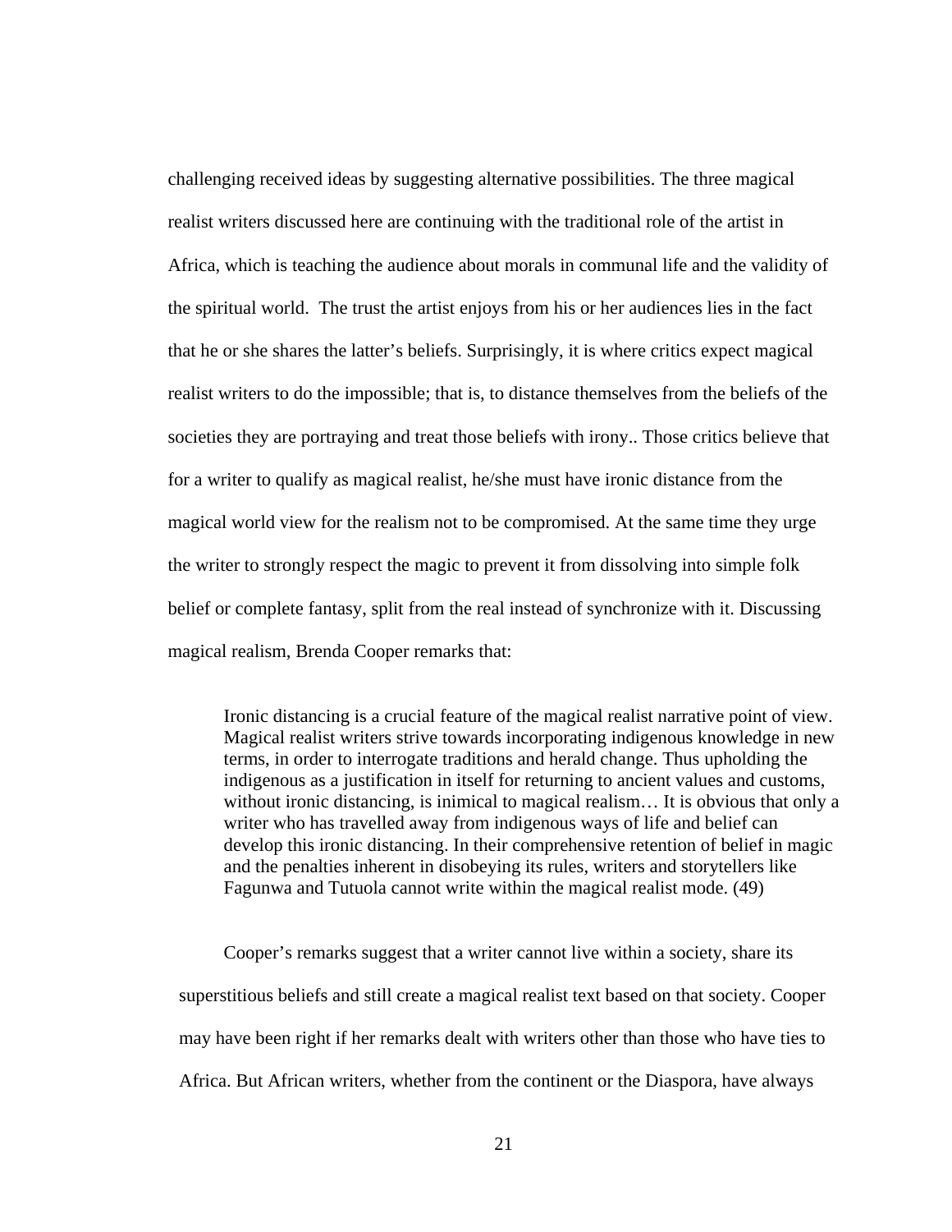challenging received ideas by suggesting alternative possibilities. The three magical realist writers discussed here are continuing with the traditional role of the artist in Africa, which is teaching the audience about morals in communal life and the validity of the spiritual world. The trust the artist enjoys from his or her audiences lies in the fact that he or she shares the latter's beliefs. Surprisingly, it is where critics expect magical realist writers to do the impossible; that is, to distance themselves from the beliefs of the societies they are portraying and treat those beliefs with irony.. Those critics believe that for a writer to qualify as magical realist, he/she must have ironic distance from the magical world view for the realism not to be compromised. At the same time they urge the writer to strongly respect the magic to prevent it from dissolving into simple folk belief or complete fantasy, split from the real instead of synchronize with it. Discussing magical realism, Brenda Cooper remarks that:

> Ironic distancing is a crucial feature of the magical realist narrative point of view. Magical realist writers strive towards incorporating indigenous knowledge in new terms, in order to interrogate traditions and herald change. Thus upholding the indigenous as a justification in itself for returning to ancient values and customs, without ironic distancing, is inimical to magical realism… It is obvious that only a writer who has travelled away from indigenous ways of life and belief can develop this ironic distancing. In their comprehensive retention of belief in magic and the penalties inherent in disobeying its rules, writers and storytellers like Fagunwa and Tutuola cannot write within the magical realist mode. (49)

Cooper's remarks suggest that a writer cannot live within a society, share its superstitious beliefs and still create a magical realist text based on that society. Cooper may have been right if her remarks dealt with writers other than those who have ties to Africa. But African writers, whether from the continent or the Diaspora, have always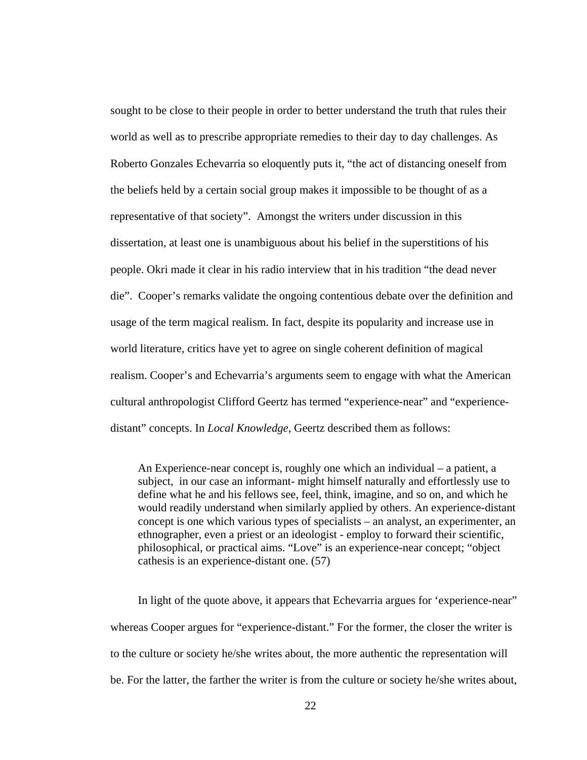sought to be close to their people in order to better understand the truth that rules their world as well as to prescribe appropriate remedies to their day to day challenges. As Roberto Gonzales Echevarria so eloquently puts it, "the act of distancing oneself from the beliefs held by a certain social group makes it impossible to be thought of as a representative of that society". Amongst the writers under discussion in this dissertation, at least one is unambiguous about his belief in the superstitions of his people. Okri made it clear in his radio interview that in his tradition "the dead never die". Cooper's remarks validate the ongoing contentious debate over the definition and usage of the term magical realism. In fact, despite its popularity and increase use in world literature, critics have yet to agree on single coherent definition of magical realism. Cooper's and Echevarria's arguments seem to engage with what the American cultural anthropologist Clifford Geertz has termed "experience-near" and "experience-distant" concepts. In *Local Knowledge*, Geertz described them as follows:

> An Experience-near concept is, roughly one which an individual – a patient, a subject, in our case an informant- might himself naturally and effortlessly use to define what he and his fellows see, feel, think, imagine, and so on, and which he would readily understand when similarly applied by others. An experience-distant concept is one which various types of specialists – an analyst, an experimenter, an ethnographer, even a priest or an ideologist - employ to forward their scientific, philosophical, or practical aims. "Love" is an experience-near concept; "object cathesis is an experience-distant one. (57)

In light of the quote above, it appears that Echevarria argues for 'experience-near" whereas Cooper argues for "experience-distant." For the former, the closer the writer is to the culture or society he/she writes about, the more authentic the representation will be. For the latter, the farther the writer is from the culture or society he/she writes about,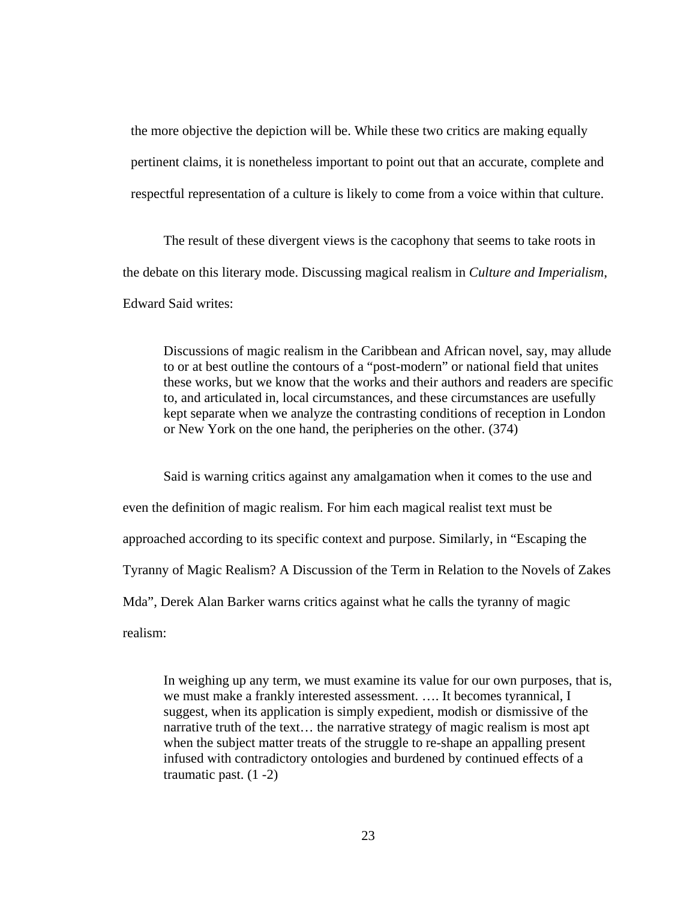the more objective the depiction will be. While these two critics are making equally pertinent claims, it is nonetheless important to point out that an accurate, complete and respectful representation of a culture is likely to come from a voice within that culture.

The result of these divergent views is the cacophony that seems to take roots in the debate on this literary mode. Discussing magical realism in *Culture and Imperialism*, Edward Said writes:

> Discussions of magic realism in the Caribbean and African novel, say, may allude to or at best outline the contours of a "post-modern" or national field that unites these works, but we know that the works and their authors and readers are specific to, and articulated in, local circumstances, and these circumstances are usefully kept separate when we analyze the contrasting conditions of reception in London or New York on the one hand, the peripheries on the other. (374)

Said is warning critics against any amalgamation when it comes to the use and even the definition of magic realism. For him each magical realist text must be approached according to its specific context and purpose. Similarly, in "Escaping the Tyranny of Magic Realism? A Discussion of the Term in Relation to the Novels of Zakes Mda", Derek Alan Barker warns critics against what he calls the tyranny of magic realism:

> In weighing up any term, we must examine its value for our own purposes, that is, we must make a frankly interested assessment. …. It becomes tyrannical, I suggest, when its application is simply expedient, modish or dismissive of the narrative truth of the text… the narrative strategy of magic realism is most apt when the subject matter treats of the struggle to re-shape an appalling present infused with contradictory ontologies and burdened by continued effects of a traumatic past. (1 -2)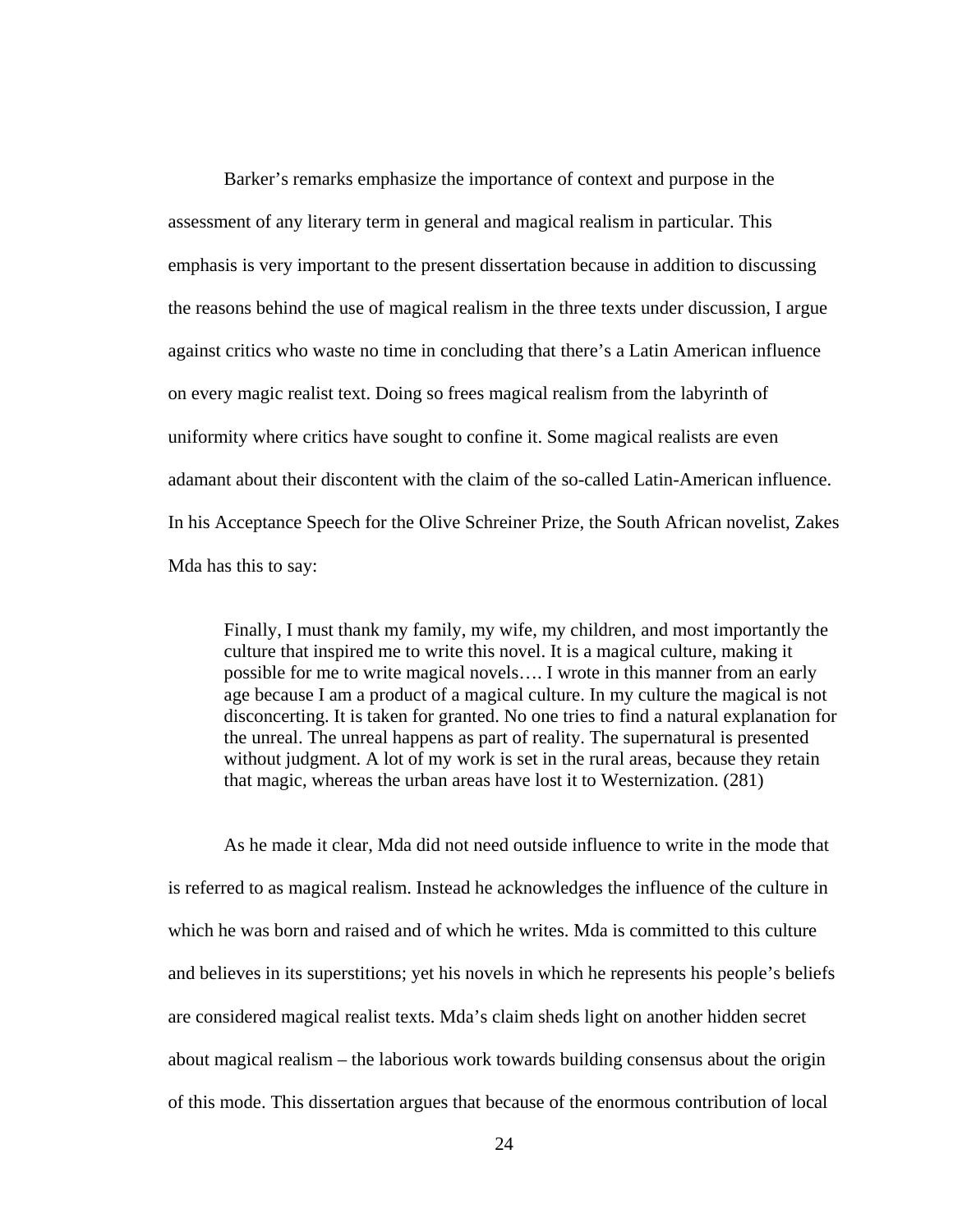Barker's remarks emphasize the importance of context and purpose in the assessment of any literary term in general and magical realism in particular. This emphasis is very important to the present dissertation because in addition to discussing the reasons behind the use of magical realism in the three texts under discussion, I argue against critics who waste no time in concluding that there's a Latin American influence on every magic realist text. Doing so frees magical realism from the labyrinth of uniformity where critics have sought to confine it. Some magical realists are even adamant about their discontent with the claim of the so-called Latin-American influence. In his Acceptance Speech for the Olive Schreiner Prize, the South African novelist, Zakes Mda has this to say:

> Finally, I must thank my family, my wife, my children, and most importantly the culture that inspired me to write this novel. It is a magical culture, making it possible for me to write magical novels…. I wrote in this manner from an early age because I am a product of a magical culture. In my culture the magical is not disconcerting. It is taken for granted. No one tries to find a natural explanation for the unreal. The unreal happens as part of reality. The supernatural is presented without judgment. A lot of my work is set in the rural areas, because they retain that magic, whereas the urban areas have lost it to Westernization. (281)

As he made it clear, Mda did not need outside influence to write in the mode that is referred to as magical realism. Instead he acknowledges the influence of the culture in which he was born and raised and of which he writes. Mda is committed to this culture and believes in its superstitions; yet his novels in which he represents his people's beliefs are considered magical realist texts. Mda's claim sheds light on another hidden secret about magical realism – the laborious work towards building consensus about the origin of this mode. This dissertation argues that because of the enormous contribution of local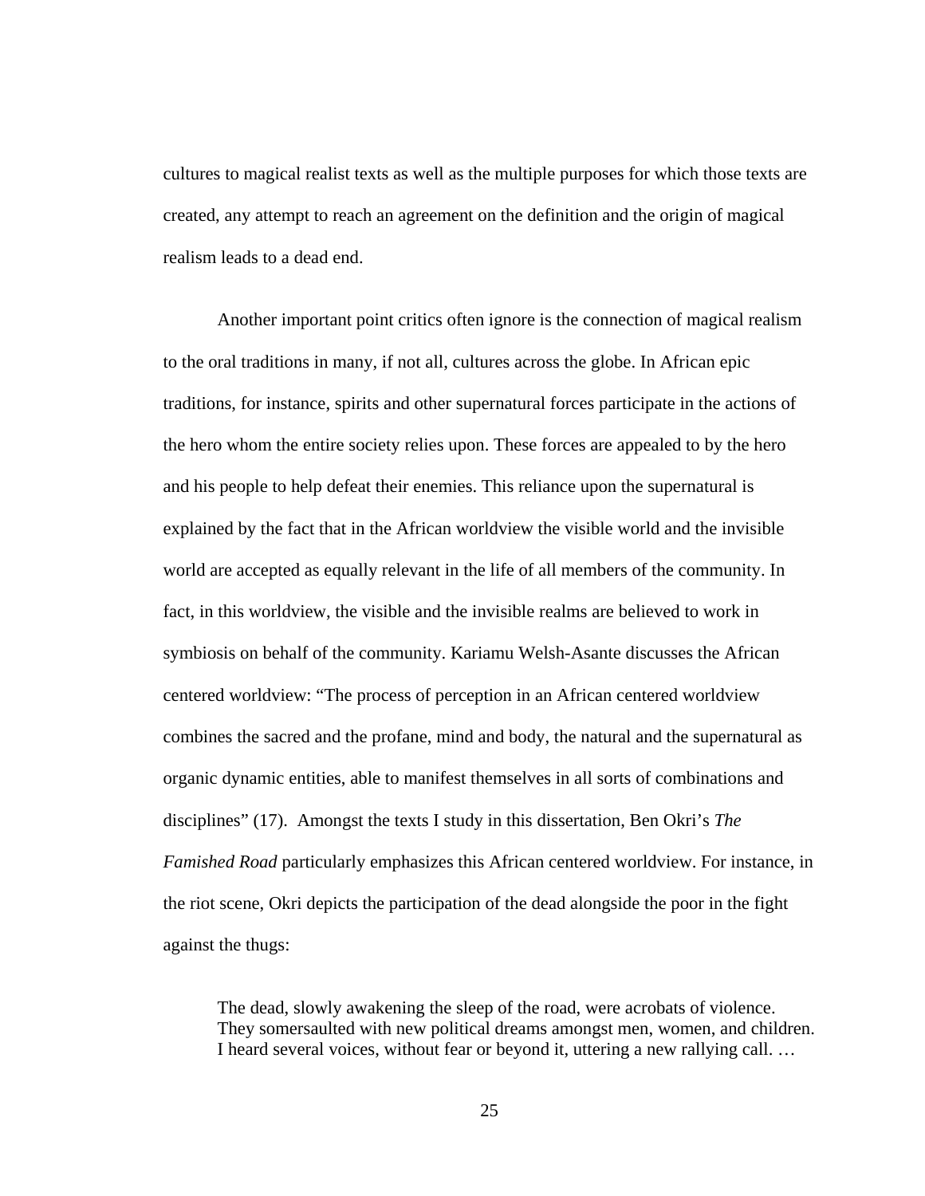cultures to magical realist texts as well as the multiple purposes for which those texts are created, any attempt to reach an agreement on the definition and the origin of magical realism leads to a dead end.

Another important point critics often ignore is the connection of magical realism to the oral traditions in many, if not all, cultures across the globe. In African epic traditions, for instance, spirits and other supernatural forces participate in the actions of the hero whom the entire society relies upon. These forces are appealed to by the hero and his people to help defeat their enemies. This reliance upon the supernatural is explained by the fact that in the African worldview the visible world and the invisible world are accepted as equally relevant in the life of all members of the community. In fact, in this worldview, the visible and the invisible realms are believed to work in symbiosis on behalf of the community. Kariamu Welsh-Asante discusses the African centered worldview: "The process of perception in an African centered worldview combines the sacred and the profane, mind and body, the natural and the supernatural as organic dynamic entities, able to manifest themselves in all sorts of combinations and disciplines" (17). Amongst the texts I study in this dissertation, Ben Okri's *The Famished Road* particularly emphasizes this African centered worldview. For instance, in the riot scene, Okri depicts the participation of the dead alongside the poor in the fight against the thugs:

> The dead, slowly awakening the sleep of the road, were acrobats of violence. They somersaulted with new political dreams amongst men, women, and children. I heard several voices, without fear or beyond it, uttering a new rallying call. …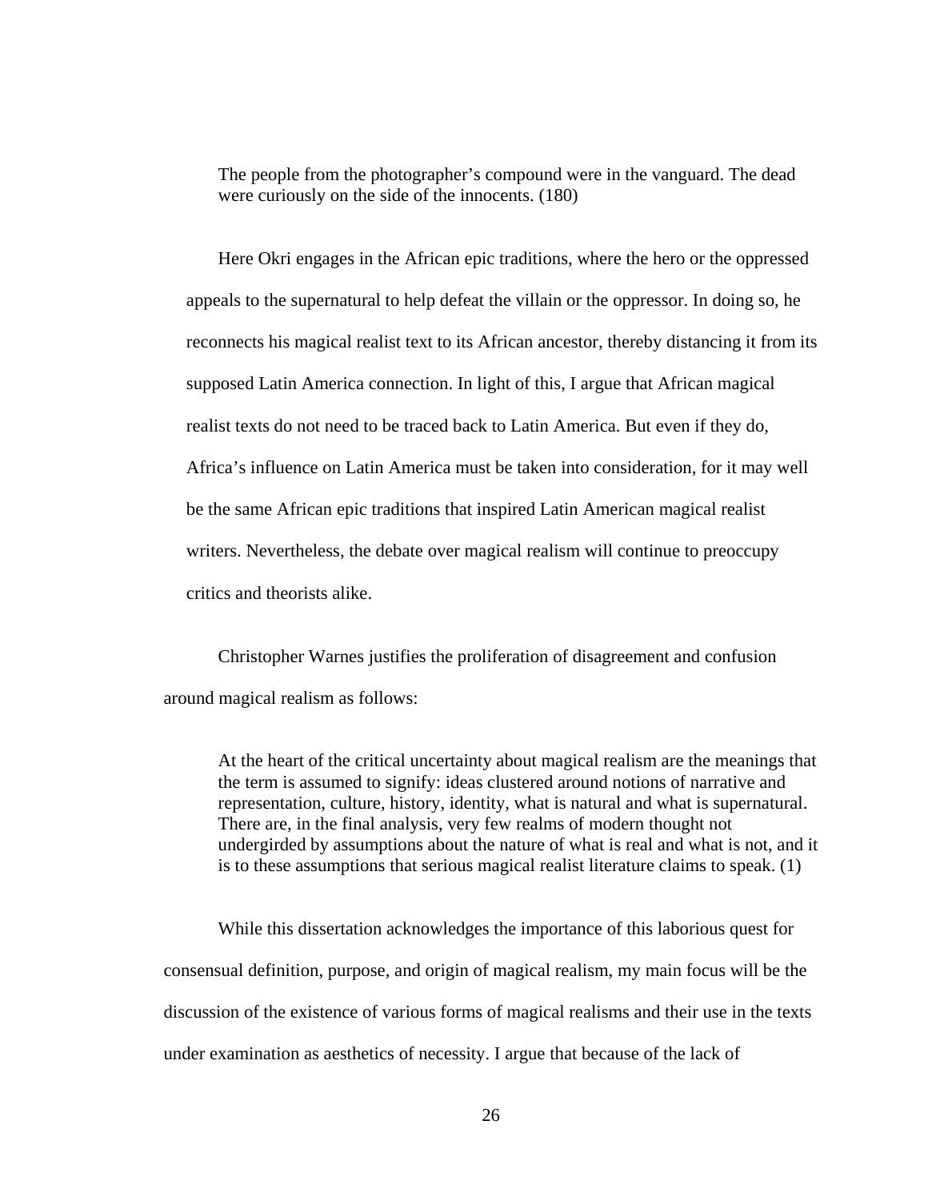> The people from the photographer's compound were in the vanguard. The dead were curiously on the side of the innocents. (180)

Here Okri engages in the African epic traditions, where the hero or the oppressed appeals to the supernatural to help defeat the villain or the oppressor. In doing so, he reconnects his magical realist text to its African ancestor, thereby distancing it from its supposed Latin America connection. In light of this, I argue that African magical realist texts do not need to be traced back to Latin America. But even if they do, Africa's influence on Latin America must be taken into consideration, for it may well be the same African epic traditions that inspired Latin American magical realist writers. Nevertheless, the debate over magical realism will continue to preoccupy critics and theorists alike.

Christopher Warnes justifies the proliferation of disagreement and confusion around magical realism as follows:

> At the heart of the critical uncertainty about magical realism are the meanings that the term is assumed to signify: ideas clustered around notions of narrative and representation, culture, history, identity, what is natural and what is supernatural. There are, in the final analysis, very few realms of modern thought not undergirded by assumptions about the nature of what is real and what is not, and it is to these assumptions that serious magical realist literature claims to speak. (1)

While this dissertation acknowledges the importance of this laborious quest for consensual definition, purpose, and origin of magical realism, my main focus will be the discussion of the existence of various forms of magical realisms and their use in the texts under examination as aesthetics of necessity. I argue that because of the lack of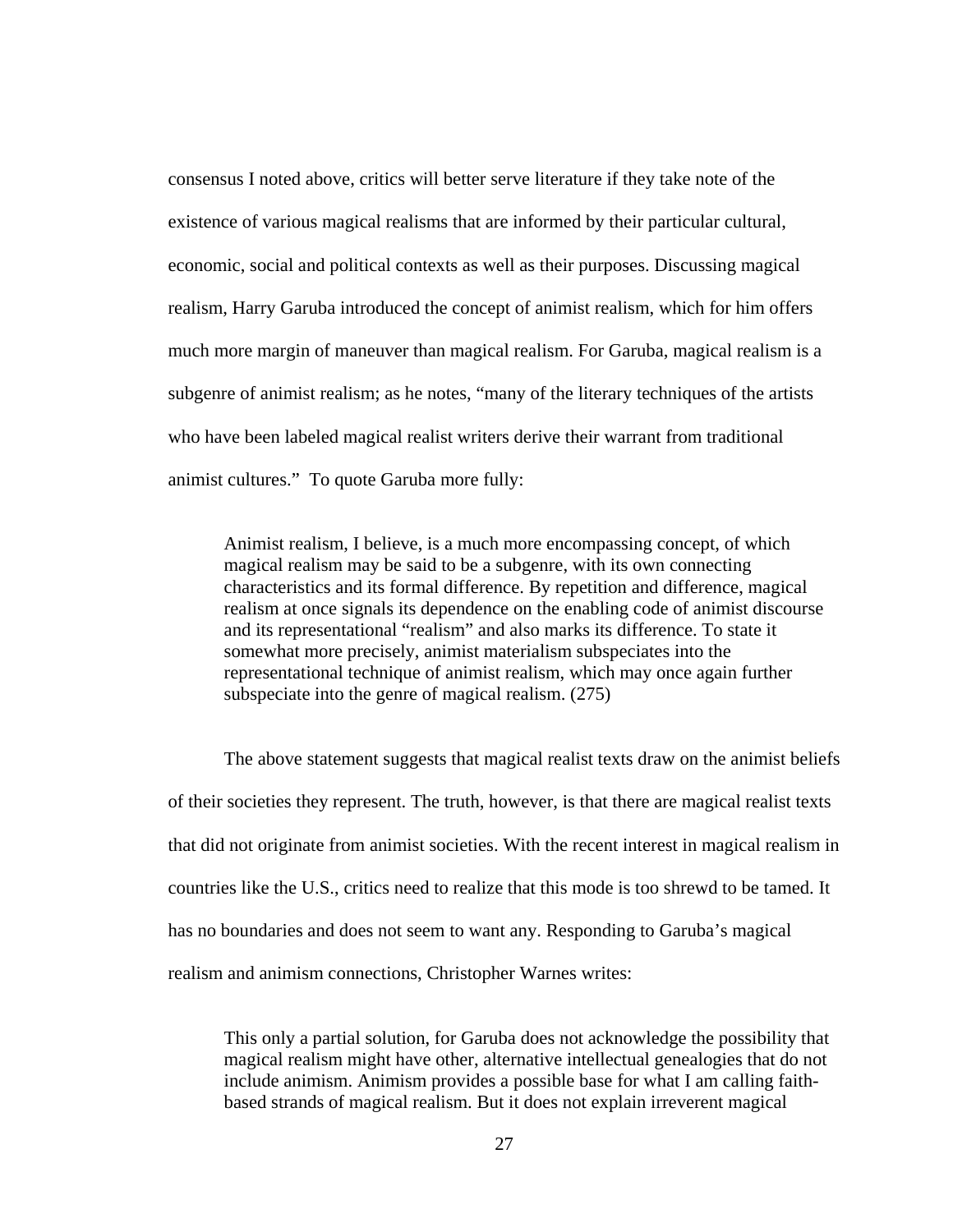consensus I noted above, critics will better serve literature if they take note of the existence of various magical realisms that are informed by their particular cultural, economic, social and political contexts as well as their purposes. Discussing magical realism, Harry Garuba introduced the concept of animist realism, which for him offers much more margin of maneuver than magical realism. For Garuba, magical realism is a subgenre of animist realism; as he notes, "many of the literary techniques of the artists who have been labeled magical realist writers derive their warrant from traditional animist cultures." To quote Garuba more fully:

> Animist realism, I believe, is a much more encompassing concept, of which magical realism may be said to be a subgenre, with its own connecting characteristics and its formal difference. By repetition and difference, magical realism at once signals its dependence on the enabling code of animist discourse and its representational "realism" and also marks its difference. To state it somewhat more precisely, animist materialism subspeciates into the representational technique of animist realism, which may once again further subspeciate into the genre of magical realism. (275)

The above statement suggests that magical realist texts draw on the animist beliefs of their societies they represent. The truth, however, is that there are magical realist texts that did not originate from animist societies. With the recent interest in magical realism in countries like the U.S., critics need to realize that this mode is too shrewd to be tamed. It has no boundaries and does not seem to want any. Responding to Garuba's magical realism and animism connections, Christopher Warnes writes:

> This only a partial solution, for Garuba does not acknowledge the possibility that magical realism might have other, alternative intellectual genealogies that do not include animism. Animism provides a possible base for what I am calling faith-based strands of magical realism. But it does not explain irreverent magical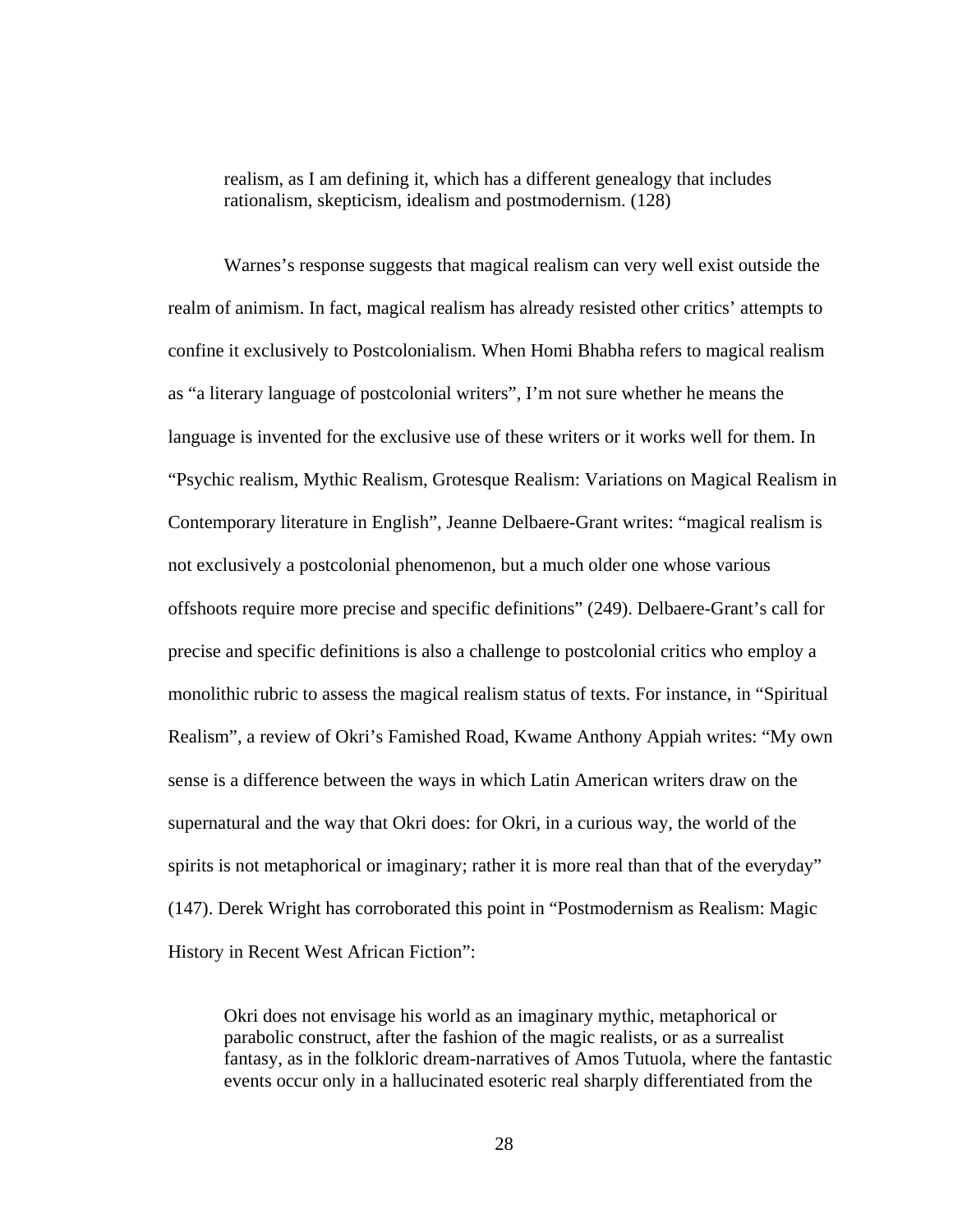> realism, as I am defining it, which has a different genealogy that includes rationalism, skepticism, idealism and postmodernism. (128)

Warnes's response suggests that magical realism can very well exist outside the realm of animism. In fact, magical realism has already resisted other critics' attempts to confine it exclusively to Postcolonialism. When Homi Bhabha refers to magical realism as "a literary language of postcolonial writers", I'm not sure whether he means the language is invented for the exclusive use of these writers or it works well for them. In "Psychic realism, Mythic Realism, Grotesque Realism: Variations on Magical Realism in Contemporary literature in English", Jeanne Delbaere-Grant writes: "magical realism is not exclusively a postcolonial phenomenon, but a much older one whose various offshoots require more precise and specific definitions" (249). Delbaere-Grant's call for precise and specific definitions is also a challenge to postcolonial critics who employ a monolithic rubric to assess the magical realism status of texts. For instance, in "Spiritual Realism", a review of Okri's Famished Road, Kwame Anthony Appiah writes: "My own sense is a difference between the ways in which Latin American writers draw on the supernatural and the way that Okri does: for Okri, in a curious way, the world of the spirits is not metaphorical or imaginary; rather it is more real than that of the everyday" (147). Derek Wright has corroborated this point in "Postmodernism as Realism: Magic History in Recent West African Fiction":

> Okri does not envisage his world as an imaginary mythic, metaphorical or parabolic construct, after the fashion of the magic realists, or as a surrealist fantasy, as in the folkloric dream-narratives of Amos Tutuola, where the fantastic events occur only in a hallucinated esoteric real sharply differentiated from the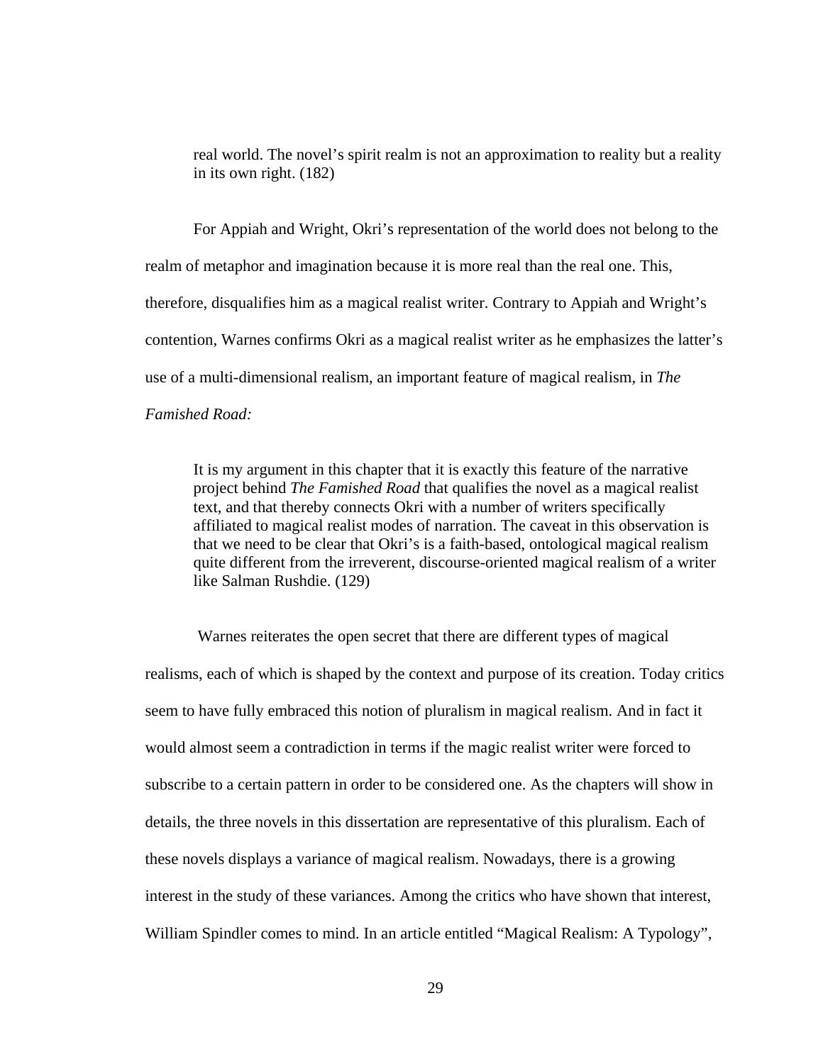> real world. The novel's spirit realm is not an approximation to reality but a reality in its own right. (182)

For Appiah and Wright, Okri's representation of the world does not belong to the realm of metaphor and imagination because it is more real than the real one. This, therefore, disqualifies him as a magical realist writer. Contrary to Appiah and Wright's contention, Warnes confirms Okri as a magical realist writer as he emphasizes the latter's use of a multi-dimensional realism, an important feature of magical realism, in *The Famished Road:*

> It is my argument in this chapter that it is exactly this feature of the narrative project behind *The Famished Road* that qualifies the novel as a magical realist text, and that thereby connects Okri with a number of writers specifically affiliated to magical realist modes of narration. The caveat in this observation is that we need to be clear that Okri's is a faith-based, ontological magical realism quite different from the irreverent, discourse-oriented magical realism of a writer like Salman Rushdie. (129)

Warnes reiterates the open secret that there are different types of magical realisms, each of which is shaped by the context and purpose of its creation. Today critics seem to have fully embraced this notion of pluralism in magical realism. And in fact it would almost seem a contradiction in terms if the magic realist writer were forced to subscribe to a certain pattern in order to be considered one. As the chapters will show in details, the three novels in this dissertation are representative of this pluralism. Each of these novels displays a variance of magical realism. Nowadays, there is a growing interest in the study of these variances. Among the critics who have shown that interest, William Spindler comes to mind. In an article entitled "Magical Realism: A Typology",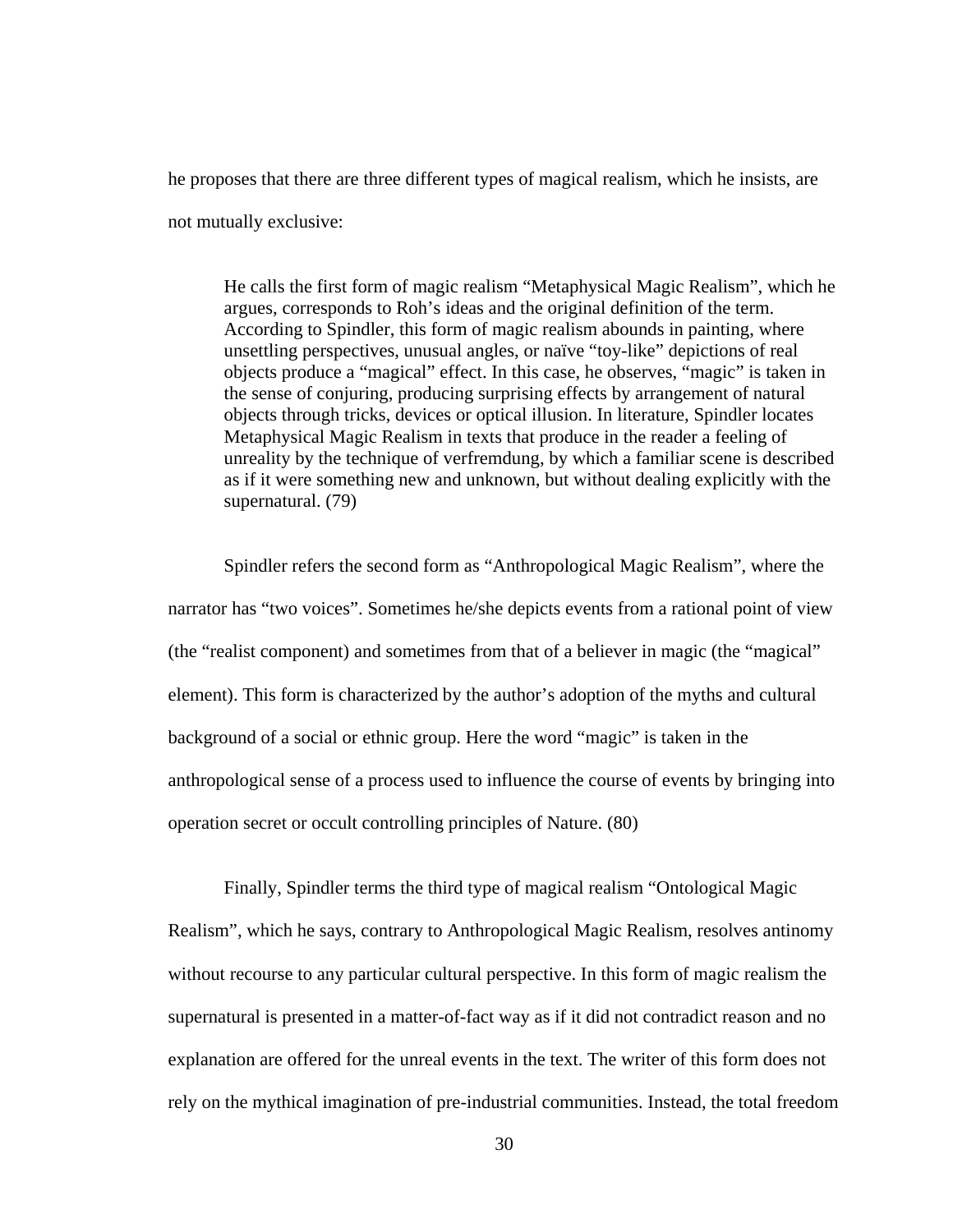he proposes that there are three different types of magical realism, which he insists, are not mutually exclusive:

> He calls the first form of magic realism "Metaphysical Magic Realism", which he argues, corresponds to Roh's ideas and the original definition of the term. According to Spindler, this form of magic realism abounds in painting, where unsettling perspectives, unusual angles, or naïve "toy-like" depictions of real objects produce a "magical" effect. In this case, he observes, "magic" is taken in the sense of conjuring, producing surprising effects by arrangement of natural objects through tricks, devices or optical illusion. In literature, Spindler locates Metaphysical Magic Realism in texts that produce in the reader a feeling of unreality by the technique of verfremdung, by which a familiar scene is described as if it were something new and unknown, but without dealing explicitly with the supernatural. (79)

Spindler refers the second form as "Anthropological Magic Realism", where the narrator has "two voices". Sometimes he/she depicts events from a rational point of view (the "realist component) and sometimes from that of a believer in magic (the "magical" element). This form is characterized by the author's adoption of the myths and cultural background of a social or ethnic group. Here the word "magic" is taken in the anthropological sense of a process used to influence the course of events by bringing into operation secret or occult controlling principles of Nature. (80)

Finally, Spindler terms the third type of magical realism "Ontological Magic Realism", which he says, contrary to Anthropological Magic Realism, resolves antinomy without recourse to any particular cultural perspective. In this form of magic realism the supernatural is presented in a matter-of-fact way as if it did not contradict reason and no explanation are offered for the unreal events in the text. The writer of this form does not rely on the mythical imagination of pre-industrial communities. Instead, the total freedom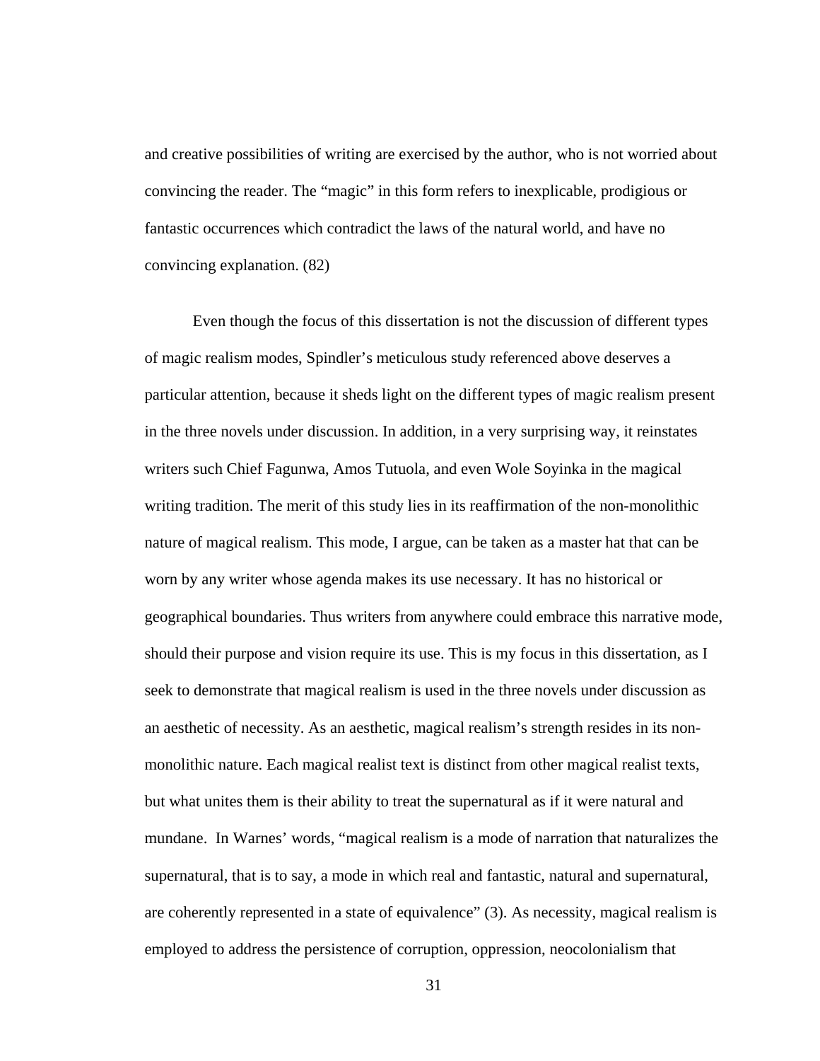and creative possibilities of writing are exercised by the author, who is not worried about convincing the reader. The "magic" in this form refers to inexplicable, prodigious or fantastic occurrences which contradict the laws of the natural world, and have no convincing explanation. (82)

Even though the focus of this dissertation is not the discussion of different types of magic realism modes, Spindler's meticulous study referenced above deserves a particular attention, because it sheds light on the different types of magic realism present in the three novels under discussion. In addition, in a very surprising way, it reinstates writers such Chief Fagunwa, Amos Tutuola, and even Wole Soyinka in the magical writing tradition. The merit of this study lies in its reaffirmation of the non-monolithic nature of magical realism. This mode, I argue, can be taken as a master hat that can be worn by any writer whose agenda makes its use necessary. It has no historical or geographical boundaries. Thus writers from anywhere could embrace this narrative mode, should their purpose and vision require its use. This is my focus in this dissertation, as I seek to demonstrate that magical realism is used in the three novels under discussion as an aesthetic of necessity. As an aesthetic, magical realism's strength resides in its non-monolithic nature. Each magical realist text is distinct from other magical realist texts, but what unites them is their ability to treat the supernatural as if it were natural and mundane. In Warnes' words, "magical realism is a mode of narration that naturalizes the supernatural, that is to say, a mode in which real and fantastic, natural and supernatural, are coherently represented in a state of equivalence" (3). As necessity, magical realism is employed to address the persistence of corruption, oppression, neocolonialism that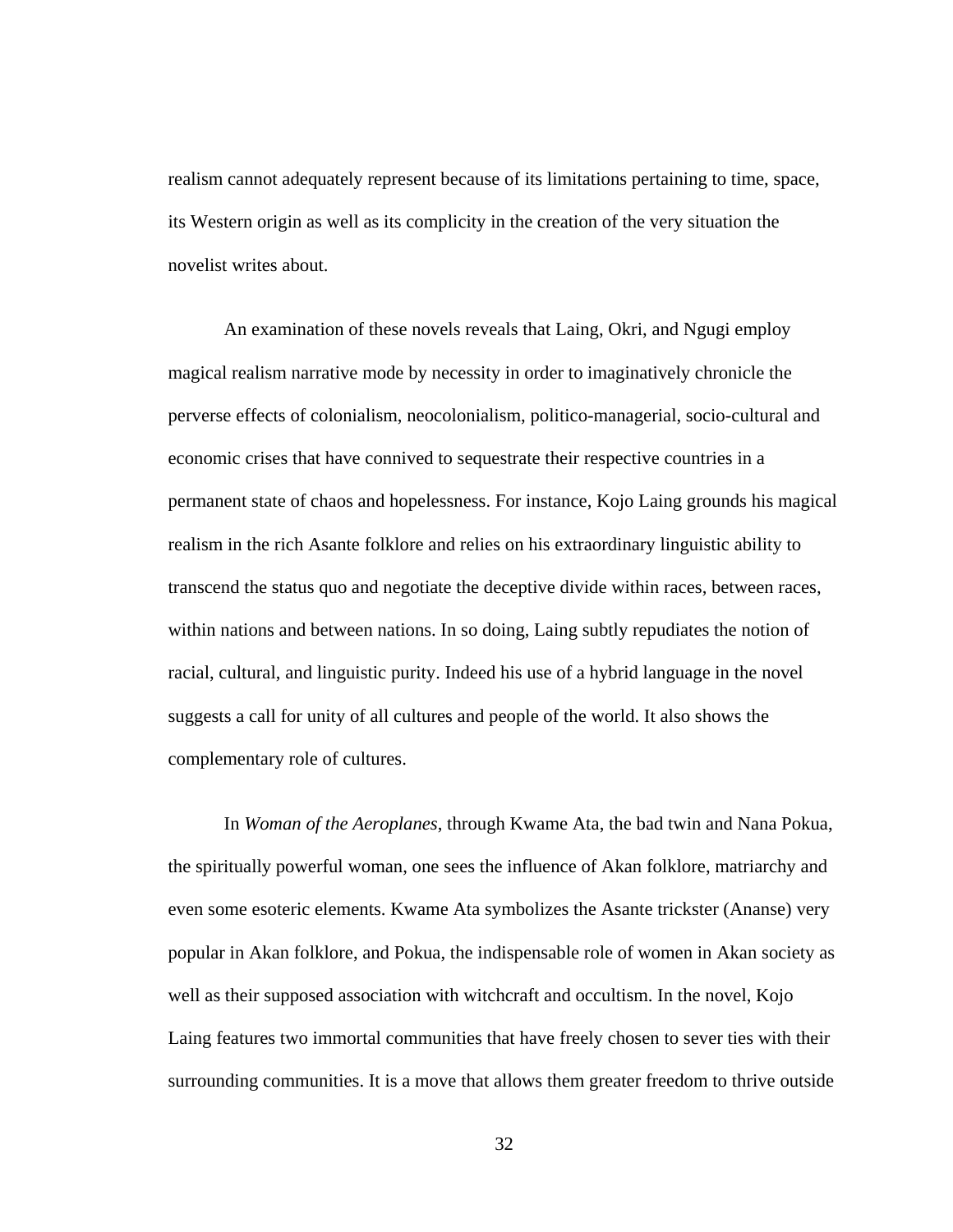realism cannot adequately represent because of its limitations pertaining to time, space, its Western origin as well as its complicity in the creation of the very situation the novelist writes about.

An examination of these novels reveals that Laing, Okri, and Ngugi employ magical realism narrative mode by necessity in order to imaginatively chronicle the perverse effects of colonialism, neocolonialism, politico-managerial, socio-cultural and economic crises that have connived to sequestrate their respective countries in a permanent state of chaos and hopelessness. For instance, Kojo Laing grounds his magical realism in the rich Asante folklore and relies on his extraordinary linguistic ability to transcend the status quo and negotiate the deceptive divide within races, between races, within nations and between nations. In so doing, Laing subtly repudiates the notion of racial, cultural, and linguistic purity. Indeed his use of a hybrid language in the novel suggests a call for unity of all cultures and people of the world. It also shows the complementary role of cultures.

In *Woman of the Aeroplanes*, through Kwame Ata, the bad twin and Nana Pokua, the spiritually powerful woman, one sees the influence of Akan folklore, matriarchy and even some esoteric elements. Kwame Ata symbolizes the Asante trickster (Ananse) very popular in Akan folklore, and Pokua, the indispensable role of women in Akan society as well as their supposed association with witchcraft and occultism. In the novel, Kojo Laing features two immortal communities that have freely chosen to sever ties with their surrounding communities. It is a move that allows them greater freedom to thrive outside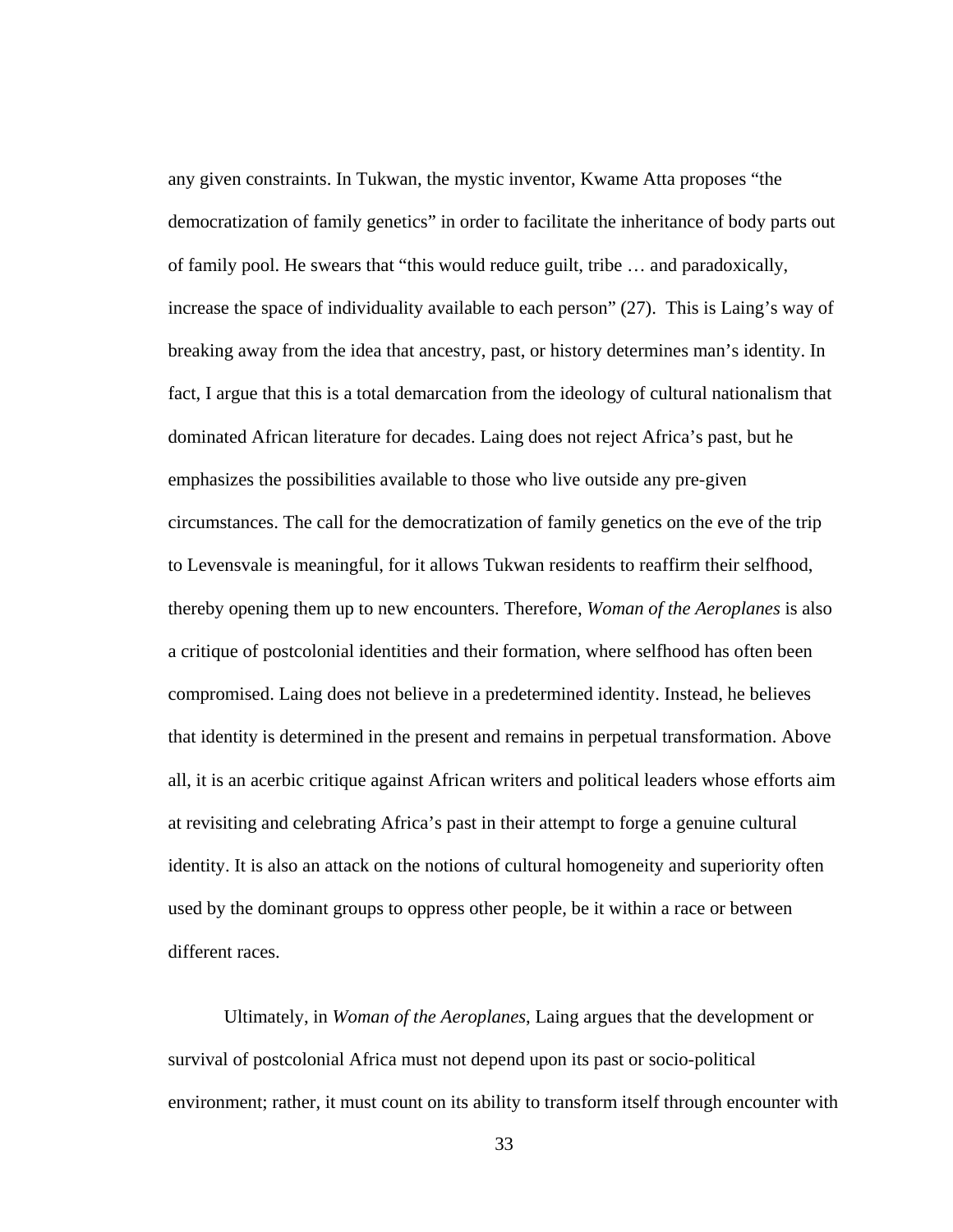any given constraints. In Tukwan, the mystic inventor, Kwame Atta proposes "the democratization of family genetics" in order to facilitate the inheritance of body parts out of family pool. He swears that "this would reduce guilt, tribe … and paradoxically, increase the space of individuality available to each person" (27). This is Laing's way of breaking away from the idea that ancestry, past, or history determines man's identity. In fact, I argue that this is a total demarcation from the ideology of cultural nationalism that dominated African literature for decades. Laing does not reject Africa's past, but he emphasizes the possibilities available to those who live outside any pre-given circumstances. The call for the democratization of family genetics on the eve of the trip to Levensvale is meaningful, for it allows Tukwan residents to reaffirm their selfhood, thereby opening them up to new encounters. Therefore, *Woman of the Aeroplanes* is also a critique of postcolonial identities and their formation, where selfhood has often been compromised. Laing does not believe in a predetermined identity. Instead, he believes that identity is determined in the present and remains in perpetual transformation. Above all, it is an acerbic critique against African writers and political leaders whose efforts aim at revisiting and celebrating Africa's past in their attempt to forge a genuine cultural identity. It is also an attack on the notions of cultural homogeneity and superiority often used by the dominant groups to oppress other people, be it within a race or between different races.

Ultimately, in *Woman of the Aeroplanes*, Laing argues that the development or survival of postcolonial Africa must not depend upon its past or socio-political environment; rather, it must count on its ability to transform itself through encounter with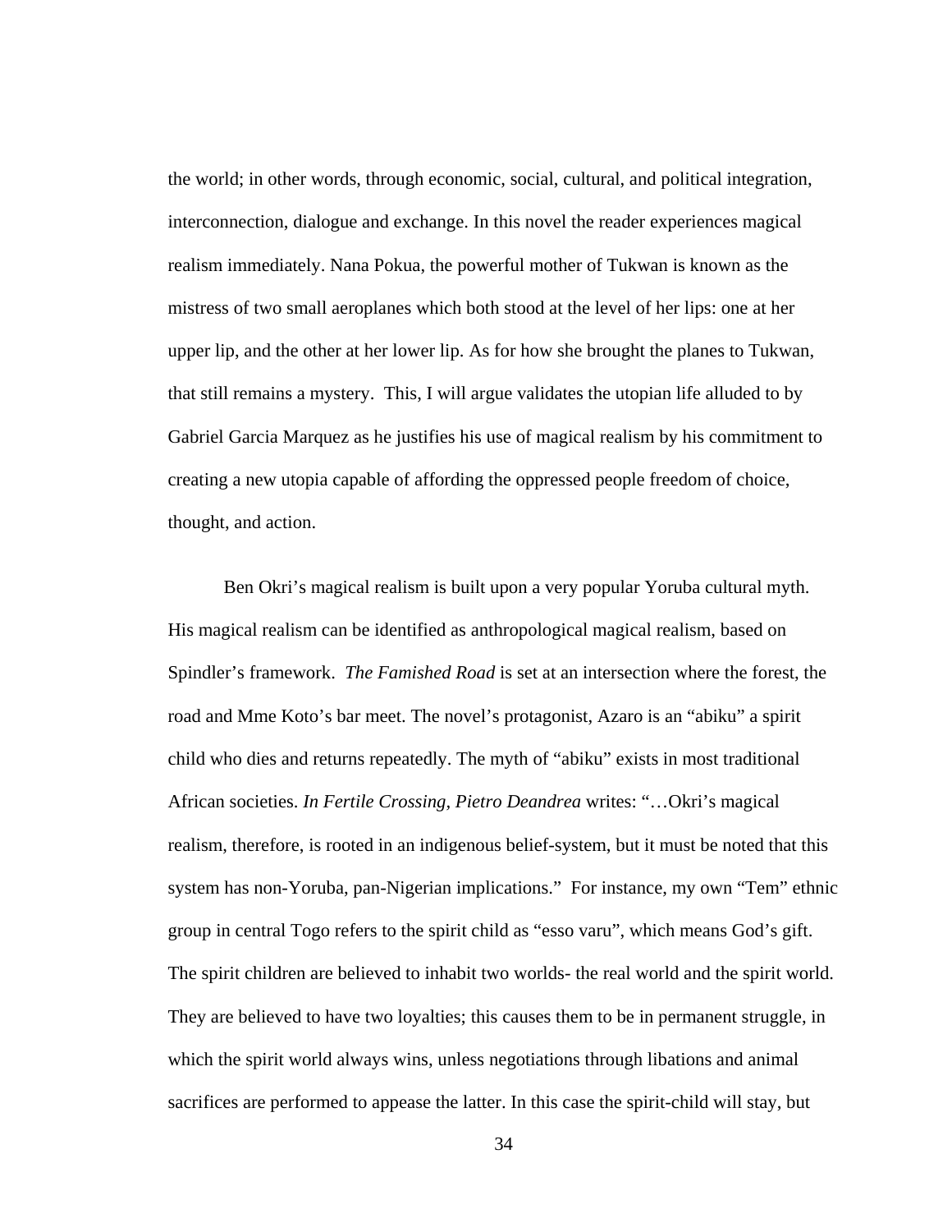the world; in other words, through economic, social, cultural, and political integration, interconnection, dialogue and exchange. In this novel the reader experiences magical realism immediately. Nana Pokua, the powerful mother of Tukwan is known as the mistress of two small aeroplanes which both stood at the level of her lips: one at her upper lip, and the other at her lower lip. As for how she brought the planes to Tukwan, that still remains a mystery. This, I will argue validates the utopian life alluded to by Gabriel Garcia Marquez as he justifies his use of magical realism by his commitment to creating a new utopia capable of affording the oppressed people freedom of choice, thought, and action.

Ben Okri's magical realism is built upon a very popular Yoruba cultural myth. His magical realism can be identified as anthropological magical realism, based on Spindler's framework. *The Famished Road* is set at an intersection where the forest, the road and Mme Koto's bar meet. The novel's protagonist, Azaro is an "abiku" a spirit child who dies and returns repeatedly. The myth of "abiku" exists in most traditional African societies. *In Fertile Crossing, Pietro Deandrea* writes: "…Okri's magical realism, therefore, is rooted in an indigenous belief-system, but it must be noted that this system has non-Yoruba, pan-Nigerian implications." For instance, my own "Tem" ethnic group in central Togo refers to the spirit child as "esso varu", which means God's gift. The spirit children are believed to inhabit two worlds- the real world and the spirit world. They are believed to have two loyalties; this causes them to be in permanent struggle, in which the spirit world always wins, unless negotiations through libations and animal sacrifices are performed to appease the latter. In this case the spirit-child will stay, but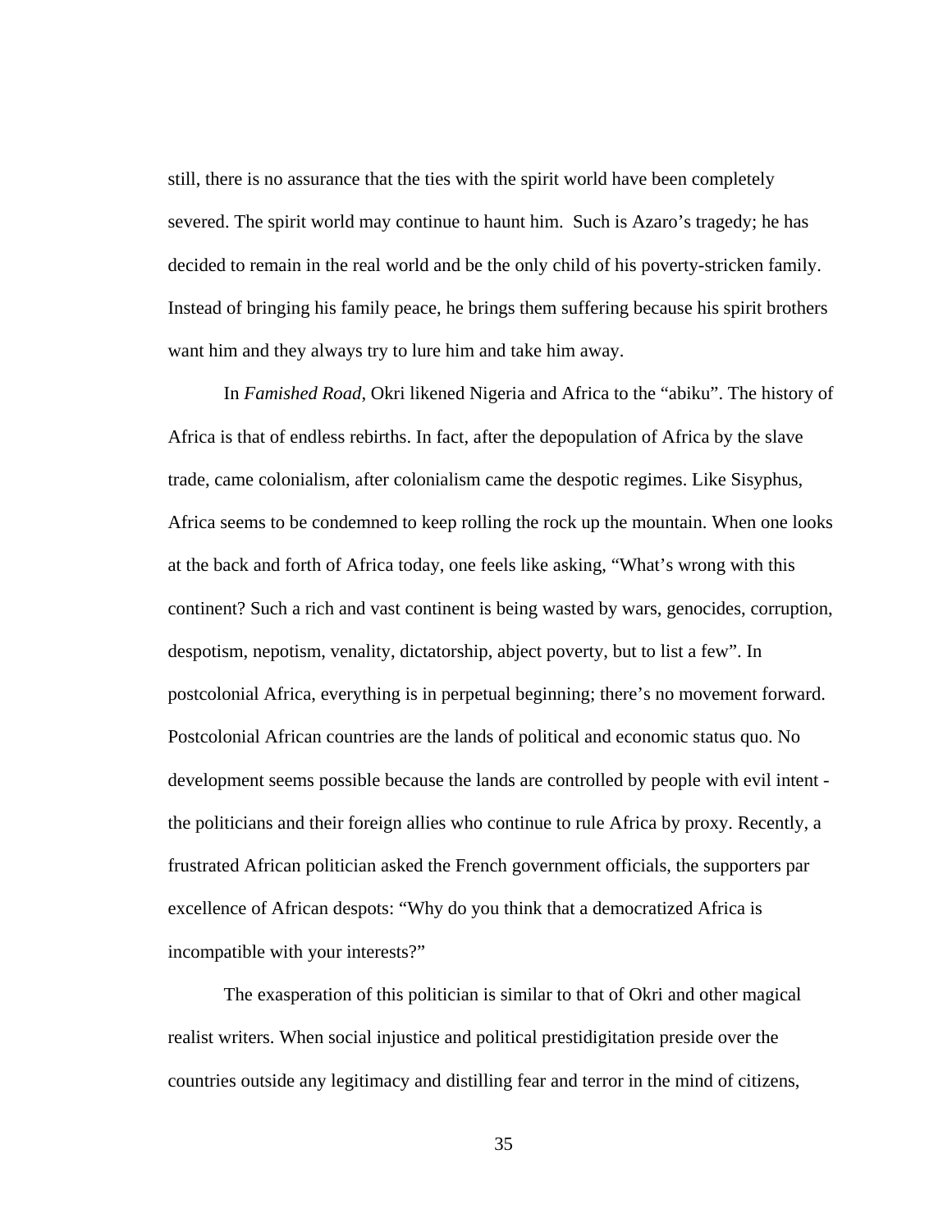still, there is no assurance that the ties with the spirit world have been completely severed. The spirit world may continue to haunt him. Such is Azaro's tragedy; he has decided to remain in the real world and be the only child of his poverty-stricken family. Instead of bringing his family peace, he brings them suffering because his spirit brothers want him and they always try to lure him and take him away.

In *Famished Road*, Okri likened Nigeria and Africa to the "abiku". The history of Africa is that of endless rebirths. In fact, after the depopulation of Africa by the slave trade, came colonialism, after colonialism came the despotic regimes. Like Sisyphus, Africa seems to be condemned to keep rolling the rock up the mountain. When one looks at the back and forth of Africa today, one feels like asking, "What's wrong with this continent? Such a rich and vast continent is being wasted by wars, genocides, corruption, despotism, nepotism, venality, dictatorship, abject poverty, but to list a few". In postcolonial Africa, everything is in perpetual beginning; there's no movement forward. Postcolonial African countries are the lands of political and economic status quo. No development seems possible because the lands are controlled by people with evil intent - the politicians and their foreign allies who continue to rule Africa by proxy. Recently, a frustrated African politician asked the French government officials, the supporters par excellence of African despots: "Why do you think that a democratized Africa is incompatible with your interests?"

The exasperation of this politician is similar to that of Okri and other magical realist writers. When social injustice and political prestidigitation preside over the countries outside any legitimacy and distilling fear and terror in the mind of citizens,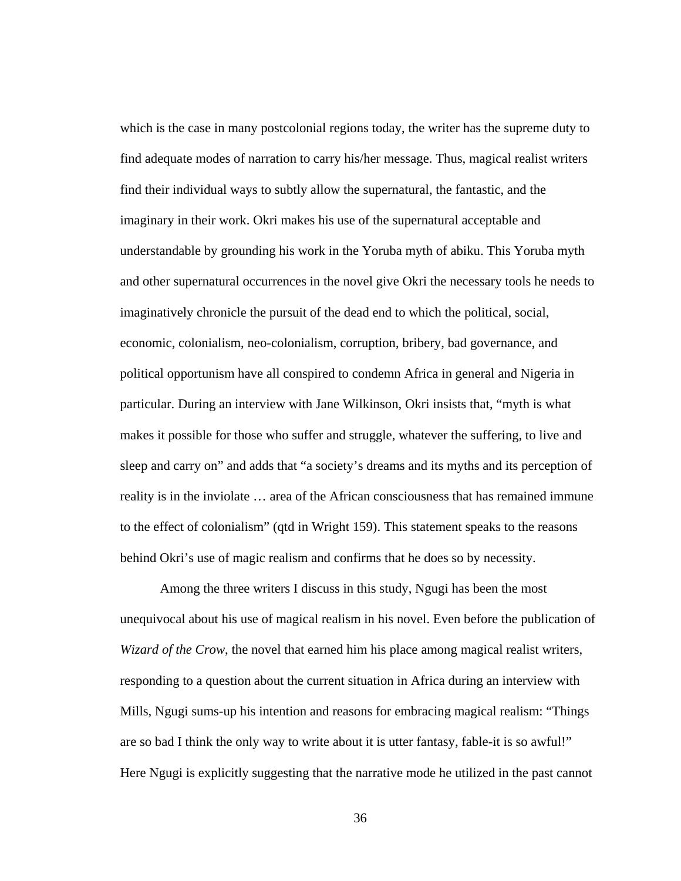which is the case in many postcolonial regions today, the writer has the supreme duty to find adequate modes of narration to carry his/her message. Thus, magical realist writers find their individual ways to subtly allow the supernatural, the fantastic, and the imaginary in their work. Okri makes his use of the supernatural acceptable and understandable by grounding his work in the Yoruba myth of abiku. This Yoruba myth and other supernatural occurrences in the novel give Okri the necessary tools he needs to imaginatively chronicle the pursuit of the dead end to which the political, social, economic, colonialism, neo-colonialism, corruption, bribery, bad governance, and political opportunism have all conspired to condemn Africa in general and Nigeria in particular. During an interview with Jane Wilkinson, Okri insists that, "myth is what makes it possible for those who suffer and struggle, whatever the suffering, to live and sleep and carry on" and adds that "a society's dreams and its myths and its perception of reality is in the inviolate … area of the African consciousness that has remained immune to the effect of colonialism" (qtd in Wright 159). This statement speaks to the reasons behind Okri's use of magic realism and confirms that he does so by necessity.

Among the three writers I discuss in this study, Ngugi has been the most unequivocal about his use of magical realism in his novel. Even before the publication of *Wizard of the Crow*, the novel that earned him his place among magical realist writers, responding to a question about the current situation in Africa during an interview with Mills, Ngugi sums-up his intention and reasons for embracing magical realism: "Things are so bad I think the only way to write about it is utter fantasy, fable-it is so awful!" Here Ngugi is explicitly suggesting that the narrative mode he utilized in the past cannot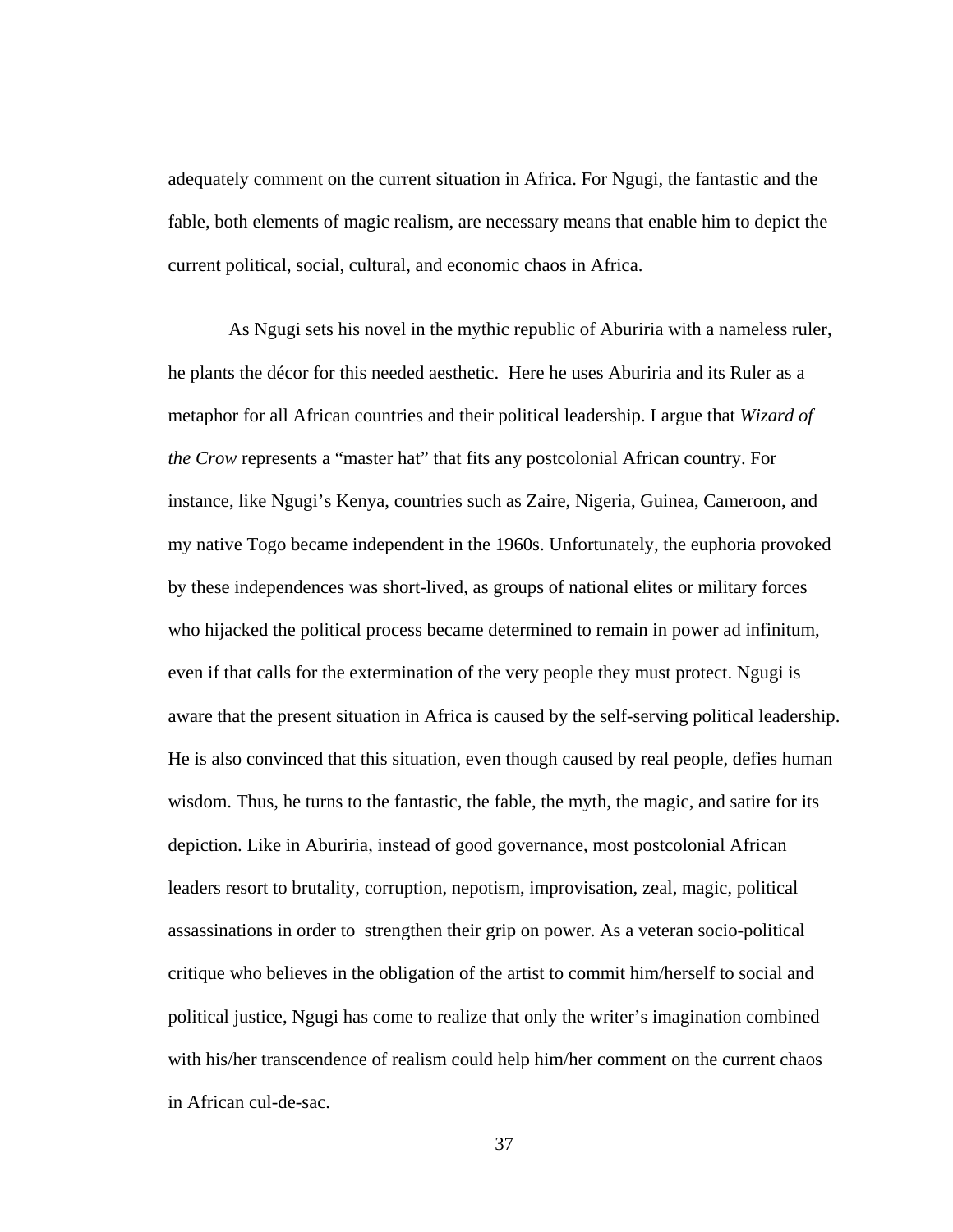adequately comment on the current situation in Africa. For Ngugi, the fantastic and the fable, both elements of magic realism, are necessary means that enable him to depict the current political, social, cultural, and economic chaos in Africa.

As Ngugi sets his novel in the mythic republic of Aburiria with a nameless ruler, he plants the décor for this needed aesthetic. Here he uses Aburiria and its Ruler as a metaphor for all African countries and their political leadership. I argue that *Wizard of the Crow* represents a "master hat" that fits any postcolonial African country. For instance, like Ngugi's Kenya, countries such as Zaire, Nigeria, Guinea, Cameroon, and my native Togo became independent in the 1960s. Unfortunately, the euphoria provoked by these independences was short-lived, as groups of national elites or military forces who hijacked the political process became determined to remain in power ad infinitum, even if that calls for the extermination of the very people they must protect. Ngugi is aware that the present situation in Africa is caused by the self-serving political leadership. He is also convinced that this situation, even though caused by real people, defies human wisdom. Thus, he turns to the fantastic, the fable, the myth, the magic, and satire for its depiction. Like in Aburiria, instead of good governance, most postcolonial African leaders resort to brutality, corruption, nepotism, improvisation, zeal, magic, political assassinations in order to strengthen their grip on power. As a veteran socio-political critique who believes in the obligation of the artist to commit him/herself to social and political justice, Ngugi has come to realize that only the writer's imagination combined with his/her transcendence of realism could help him/her comment on the current chaos in African cul-de-sac.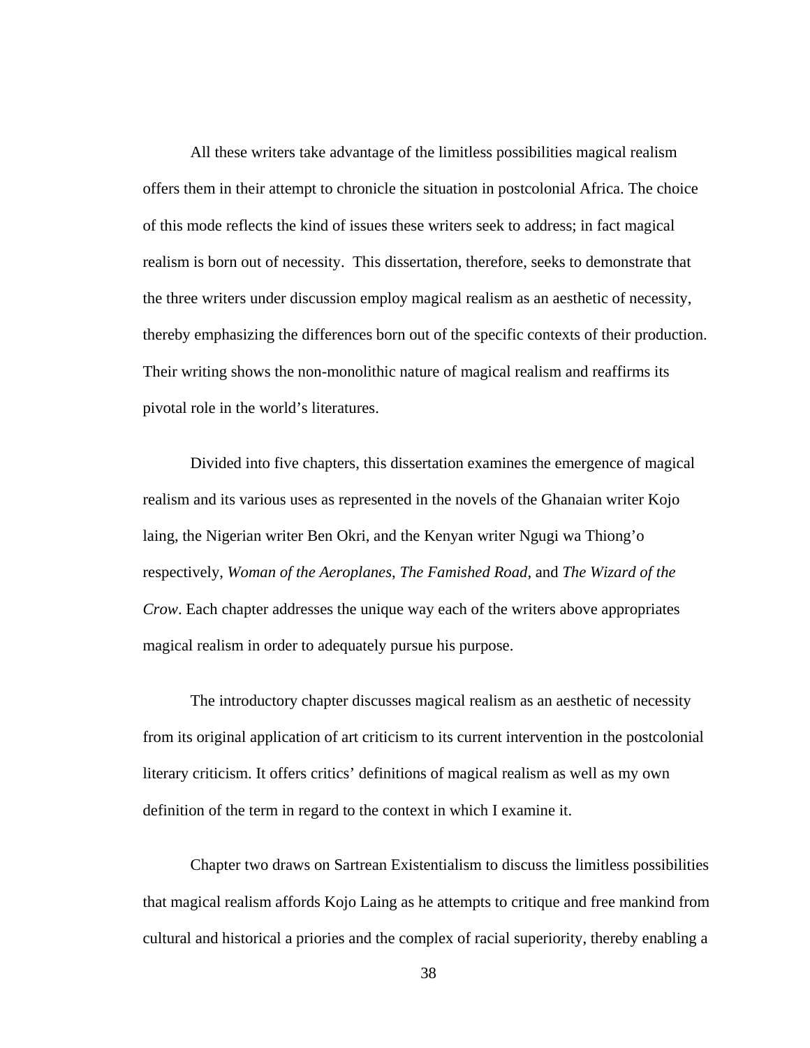All these writers take advantage of the limitless possibilities magical realism offers them in their attempt to chronicle the situation in postcolonial Africa. The choice of this mode reflects the kind of issues these writers seek to address; in fact magical realism is born out of necessity.  This dissertation, therefore, seeks to demonstrate that the three writers under discussion employ magical realism as an aesthetic of necessity, thereby emphasizing the differences born out of the specific contexts of their production. Their writing shows the non-monolithic nature of magical realism and reaffirms its pivotal role in the world's literatures.

Divided into five chapters, this dissertation examines the emergence of magical realism and its various uses as represented in the novels of the Ghanaian writer Kojo laing, the Nigerian writer Ben Okri, and the Kenyan writer Ngugi wa Thiong'o respectively, *Woman of the Aeroplanes*, *The Famished Road,* and *The Wizard of the Crow*. Each chapter addresses the unique way each of the writers above appropriates magical realism in order to adequately pursue his purpose.

The introductory chapter discusses magical realism as an aesthetic of necessity from its original application of art criticism to its current intervention in the postcolonial literary criticism. It offers critics' definitions of magical realism as well as my own definition of the term in regard to the context in which I examine it.

Chapter two draws on Sartrean Existentialism to discuss the limitless possibilities that magical realism affords Kojo Laing as he attempts to critique and free mankind from cultural and historical a priories and the complex of racial superiority, thereby enabling a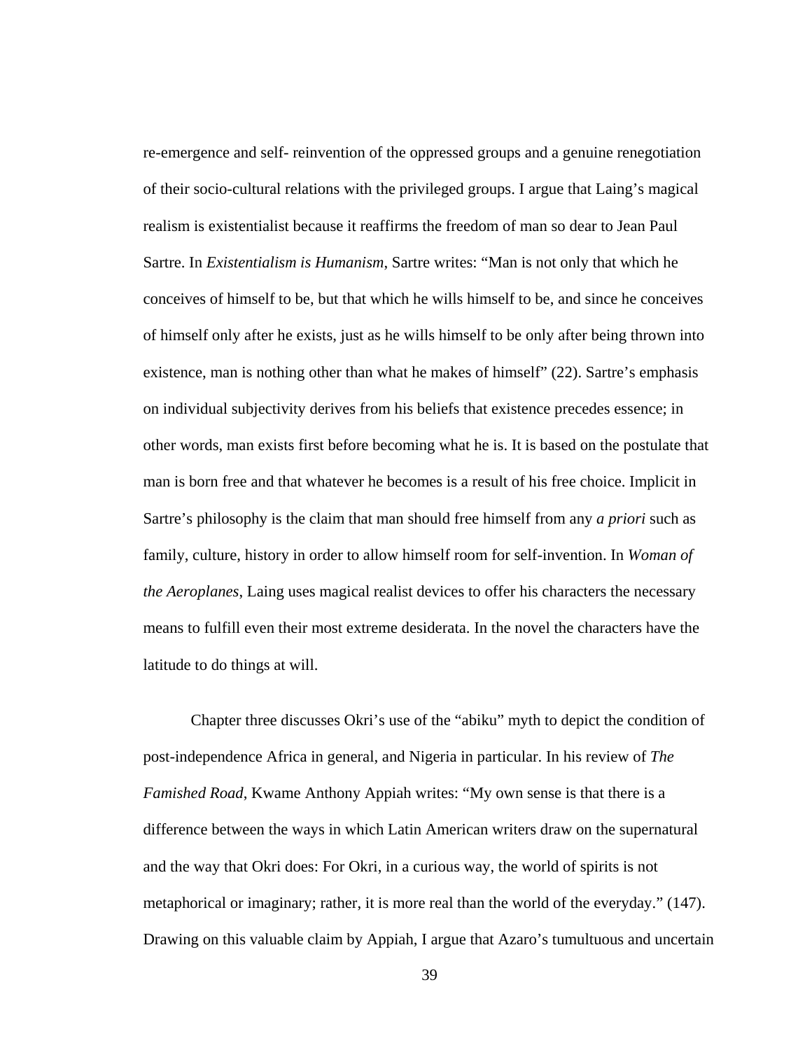re-emergence and self- reinvention of the oppressed groups and a genuine renegotiation of their socio-cultural relations with the privileged groups. I argue that Laing's magical realism is existentialist because it reaffirms the freedom of man so dear to Jean Paul Sartre. In *Existentialism is Humanism*, Sartre writes: "Man is not only that which he conceives of himself to be, but that which he wills himself to be, and since he conceives of himself only after he exists, just as he wills himself to be only after being thrown into existence, man is nothing other than what he makes of himself" (22). Sartre's emphasis on individual subjectivity derives from his beliefs that existence precedes essence; in other words, man exists first before becoming what he is. It is based on the postulate that man is born free and that whatever he becomes is a result of his free choice. Implicit in Sartre's philosophy is the claim that man should free himself from any *a priori* such as family, culture, history in order to allow himself room for self-invention. In *Woman of the Aeroplanes*, Laing uses magical realist devices to offer his characters the necessary means to fulfill even their most extreme desiderata. In the novel the characters have the latitude to do things at will.

Chapter three discusses Okri's use of the "abiku" myth to depict the condition of post-independence Africa in general, and Nigeria in particular. In his review of *The Famished Road*, Kwame Anthony Appiah writes: "My own sense is that there is a difference between the ways in which Latin American writers draw on the supernatural and the way that Okri does: For Okri, in a curious way, the world of spirits is not metaphorical or imaginary; rather, it is more real than the world of the everyday." (147). Drawing on this valuable claim by Appiah, I argue that Azaro's tumultuous and uncertain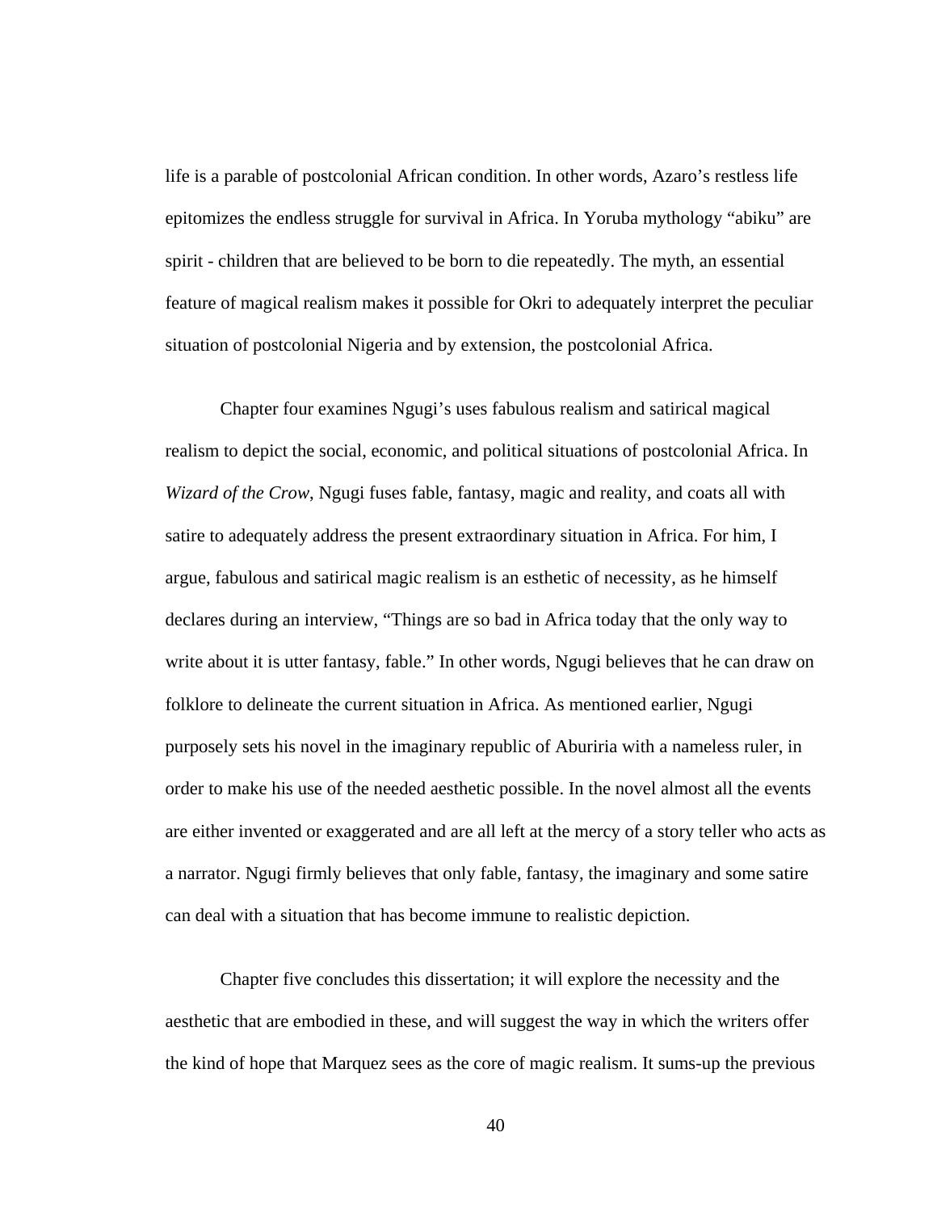life is a parable of postcolonial African condition. In other words, Azaro's restless life epitomizes the endless struggle for survival in Africa. In Yoruba mythology "abiku" are spirit - children that are believed to be born to die repeatedly. The myth, an essential feature of magical realism makes it possible for Okri to adequately interpret the peculiar situation of postcolonial Nigeria and by extension, the postcolonial Africa.

Chapter four examines Ngugi's uses fabulous realism and satirical magical realism to depict the social, economic, and political situations of postcolonial Africa. In *Wizard of the Crow*, Ngugi fuses fable, fantasy, magic and reality, and coats all with satire to adequately address the present extraordinary situation in Africa. For him, I argue, fabulous and satirical magic realism is an esthetic of necessity, as he himself declares during an interview, "Things are so bad in Africa today that the only way to write about it is utter fantasy, fable." In other words, Ngugi believes that he can draw on folklore to delineate the current situation in Africa. As mentioned earlier, Ngugi purposely sets his novel in the imaginary republic of Aburiria with a nameless ruler, in order to make his use of the needed aesthetic possible. In the novel almost all the events are either invented or exaggerated and are all left at the mercy of a story teller who acts as a narrator. Ngugi firmly believes that only fable, fantasy, the imaginary and some satire can deal with a situation that has become immune to realistic depiction.

Chapter five concludes this dissertation; it will explore the necessity and the aesthetic that are embodied in these, and will suggest the way in which the writers offer the kind of hope that Marquez sees as the core of magic realism. It sums-up the previous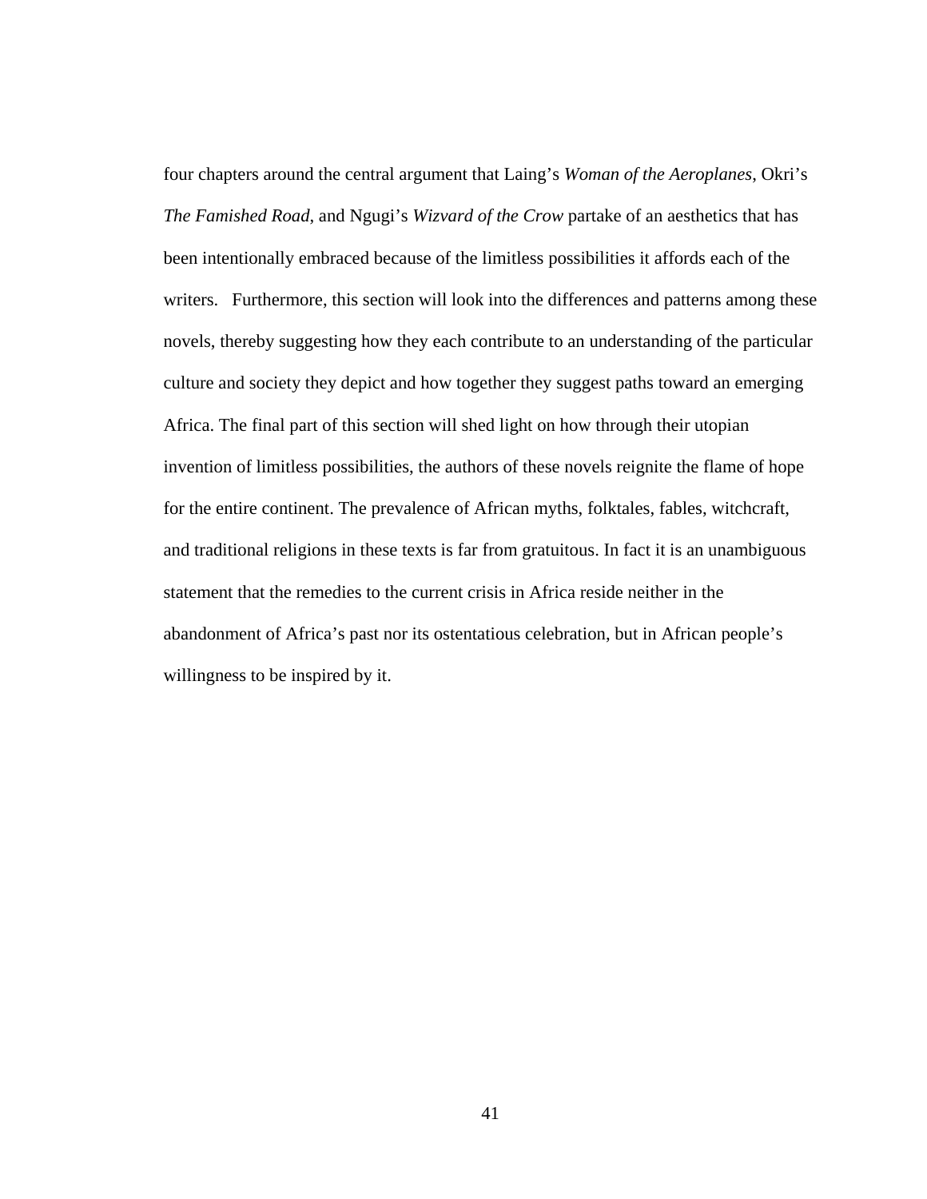four chapters around the central argument that Laing's *Woman of the Aeroplanes*, Okri's *The Famished Road*, and Ngugi's *Wizvard of the Crow* partake of an aesthetics that has been intentionally embraced because of the limitless possibilities it affords each of the writers. Furthermore, this section will look into the differences and patterns among these novels, thereby suggesting how they each contribute to an understanding of the particular culture and society they depict and how together they suggest paths toward an emerging Africa. The final part of this section will shed light on how through their utopian invention of limitless possibilities, the authors of these novels reignite the flame of hope for the entire continent. The prevalence of African myths, folktales, fables, witchcraft, and traditional religions in these texts is far from gratuitous. In fact it is an unambiguous statement that the remedies to the current crisis in Africa reside neither in the abandonment of Africa's past nor its ostentatious celebration, but in African people's willingness to be inspired by it.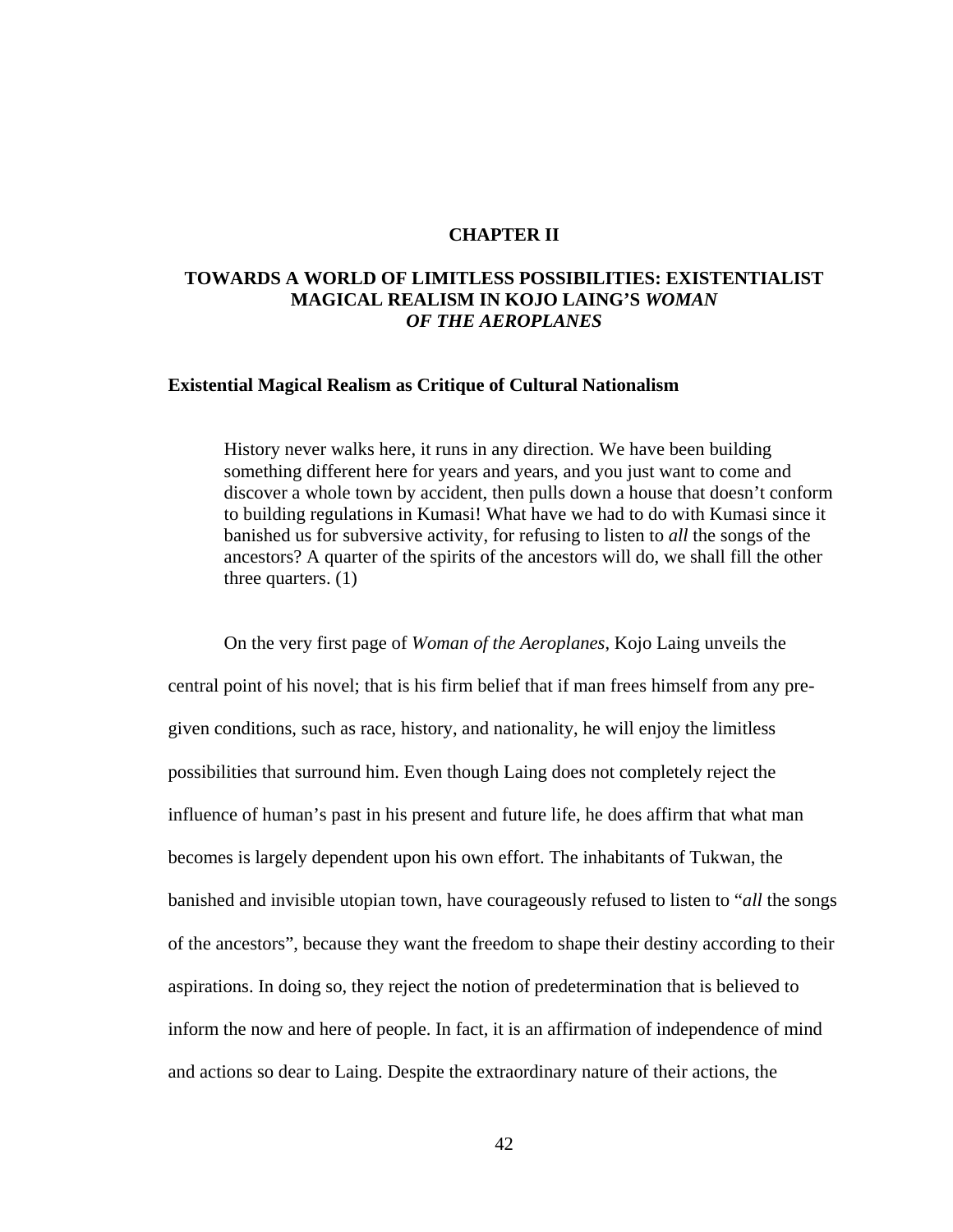# CHAPTER II

# TOWARDS A WORLD OF LIMITLESS POSSIBILITIES: EXISTENTIALIST MAGICAL REALISM IN KOJO LAING'S *WOMAN OF THE AEROPLANES*

## Existential Magical Realism as Critique of Cultural Nationalism

> History never walks here, it runs in any direction. We have been building something different here for years and years, and you just want to come and discover a whole town by accident, then pulls down a house that doesn't conform to building regulations in Kumasi! What have we had to do with Kumasi since it banished us for subversive activity, for refusing to listen to *all* the songs of the ancestors? A quarter of the spirits of the ancestors will do, we shall fill the other three quarters. (1)

On the very first page of *Woman of the Aeroplanes*, Kojo Laing unveils the central point of his novel; that is his firm belief that if man frees himself from any pre-given conditions, such as race, history, and nationality, he will enjoy the limitless possibilities that surround him. Even though Laing does not completely reject the influence of human's past in his present and future life, he does affirm that what man becomes is largely dependent upon his own effort. The inhabitants of Tukwan, the banished and invisible utopian town, have courageously refused to listen to "*all* the songs of the ancestors", because they want the freedom to shape their destiny according to their aspirations. In doing so, they reject the notion of predetermination that is believed to inform the now and here of people. In fact, it is an affirmation of independence of mind and actions so dear to Laing. Despite the extraordinary nature of their actions, the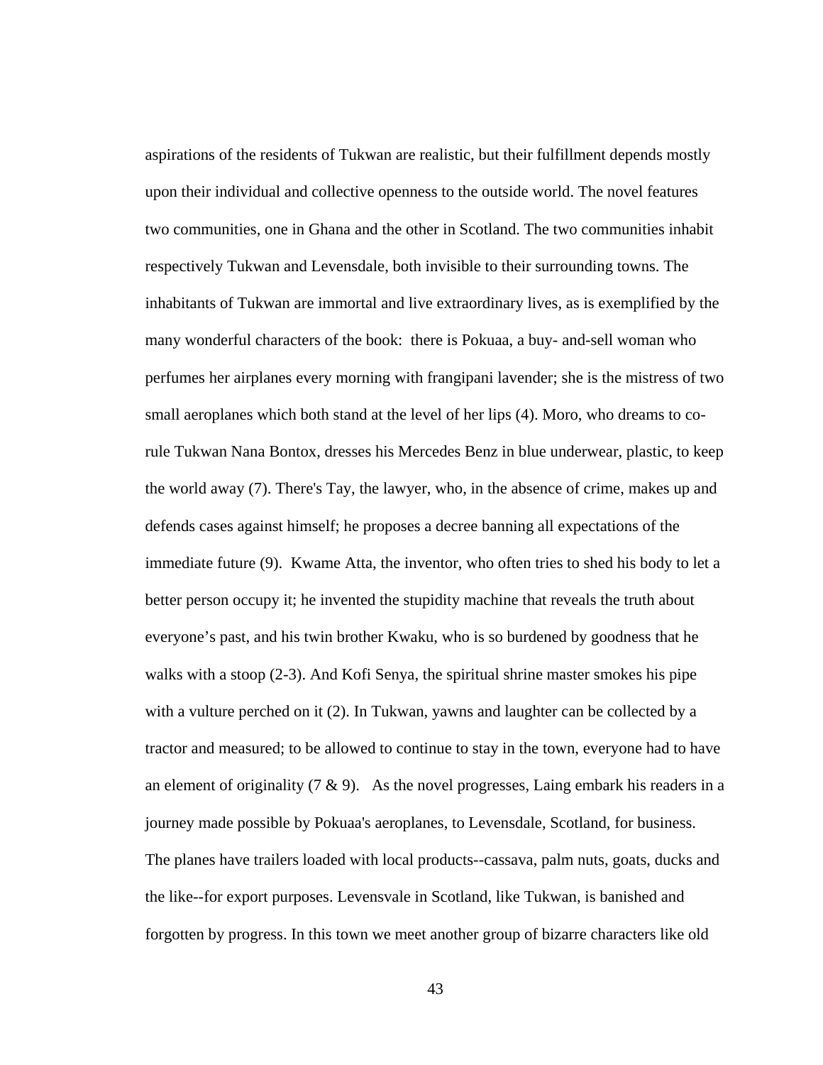aspirations of the residents of Tukwan are realistic, but their fulfillment depends mostly upon their individual and collective openness to the outside world. The novel features two communities, one in Ghana and the other in Scotland. The two communities inhabit respectively Tukwan and Levensdale, both invisible to their surrounding towns. The inhabitants of Tukwan are immortal and live extraordinary lives, as is exemplified by the many wonderful characters of the book: there is Pokuaa, a buy- and-sell woman who perfumes her airplanes every morning with frangipani lavender; she is the mistress of two small aeroplanes which both stand at the level of her lips (4). Moro, who dreams to co-rule Tukwan Nana Bontox, dresses his Mercedes Benz in blue underwear, plastic, to keep the world away (7). There's Tay, the lawyer, who, in the absence of crime, makes up and defends cases against himself; he proposes a decree banning all expectations of the immediate future (9). Kwame Atta, the inventor, who often tries to shed his body to let a better person occupy it; he invented the stupidity machine that reveals the truth about everyone's past, and his twin brother Kwaku, who is so burdened by goodness that he walks with a stoop (2-3). And Kofi Senya, the spiritual shrine master smokes his pipe with a vulture perched on it (2). In Tukwan, yawns and laughter can be collected by a tractor and measured; to be allowed to continue to stay in the town, everyone had to have an element of originality (7 & 9). As the novel progresses, Laing embark his readers in a journey made possible by Pokuaa's aeroplanes, to Levensdale, Scotland, for business. The planes have trailers loaded with local products--cassava, palm nuts, goats, ducks and the like--for export purposes. Levensvale in Scotland, like Tukwan, is banished and forgotten by progress. In this town we meet another group of bizarre characters like old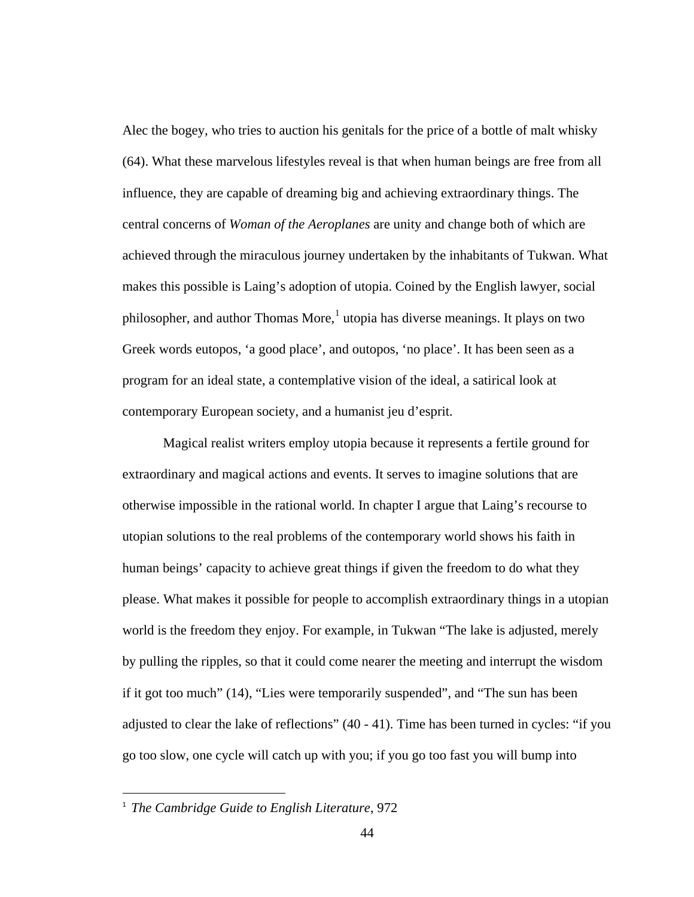Alec the bogey, who tries to auction his genitals for the price of a bottle of malt whisky (64). What these marvelous lifestyles reveal is that when human beings are free from all influence, they are capable of dreaming big and achieving extraordinary things. The central concerns of *Woman of the Aeroplanes* are unity and change both of which are achieved through the miraculous journey undertaken by the inhabitants of Tukwan. What makes this possible is Laing's adoption of utopia. Coined by the English lawyer, social philosopher, and author Thomas More,[1] utopia has diverse meanings. It plays on two Greek words eutopos, 'a good place', and outopos, 'no place'. It has been seen as a program for an ideal state, a contemplative vision of the ideal, a satirical look at contemporary European society, and a humanist jeu d'esprit.

Magical realist writers employ utopia because it represents a fertile ground for extraordinary and magical actions and events. It serves to imagine solutions that are otherwise impossible in the rational world. In chapter I argue that Laing's recourse to utopian solutions to the real problems of the contemporary world shows his faith in human beings' capacity to achieve great things if given the freedom to do what they please. What makes it possible for people to accomplish extraordinary things in a utopian world is the freedom they enjoy. For example, in Tukwan "The lake is adjusted, merely by pulling the ripples, so that it could come nearer the meeting and interrupt the wisdom if it got too much" (14), "Lies were temporarily suspended", and "The sun has been adjusted to clear the lake of reflections" (40 - 41). Time has been turned in cycles: "if you go too slow, one cycle will catch up with you; if you go too fast you will bump into

[1] *The Cambridge Guide to English Literature*, 972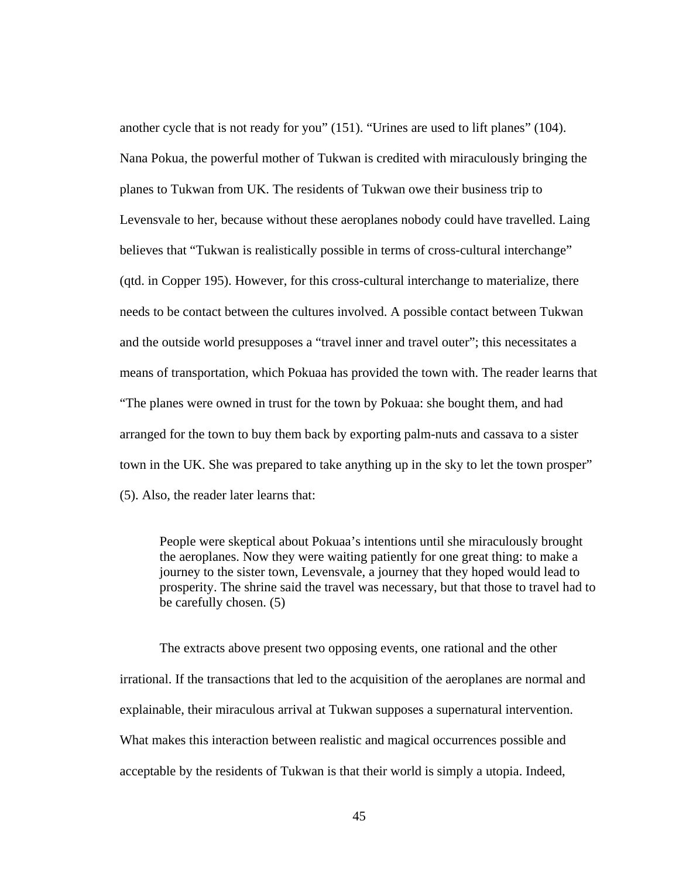another cycle that is not ready for you" (151). "Urines are used to lift planes" (104). Nana Pokua, the powerful mother of Tukwan is credited with miraculously bringing the planes to Tukwan from UK. The residents of Tukwan owe their business trip to Levensvale to her, because without these aeroplanes nobody could have travelled. Laing believes that "Tukwan is realistically possible in terms of cross-cultural interchange" (qtd. in Copper 195). However, for this cross-cultural interchange to materialize, there needs to be contact between the cultures involved. A possible contact between Tukwan and the outside world presupposes a "travel inner and travel outer"; this necessitates a means of transportation, which Pokuaa has provided the town with. The reader learns that "The planes were owned in trust for the town by Pokuaa: she bought them, and had arranged for the town to buy them back by exporting palm-nuts and cassava to a sister town in the UK. She was prepared to take anything up in the sky to let the town prosper" (5). Also, the reader later learns that:

> People were skeptical about Pokuaa's intentions until she miraculously brought the aeroplanes. Now they were waiting patiently for one great thing: to make a journey to the sister town, Levensvale, a journey that they hoped would lead to prosperity. The shrine said the travel was necessary, but that those to travel had to be carefully chosen. (5)

The extracts above present two opposing events, one rational and the other irrational. If the transactions that led to the acquisition of the aeroplanes are normal and explainable, their miraculous arrival at Tukwan supposes a supernatural intervention. What makes this interaction between realistic and magical occurrences possible and acceptable by the residents of Tukwan is that their world is simply a utopia. Indeed,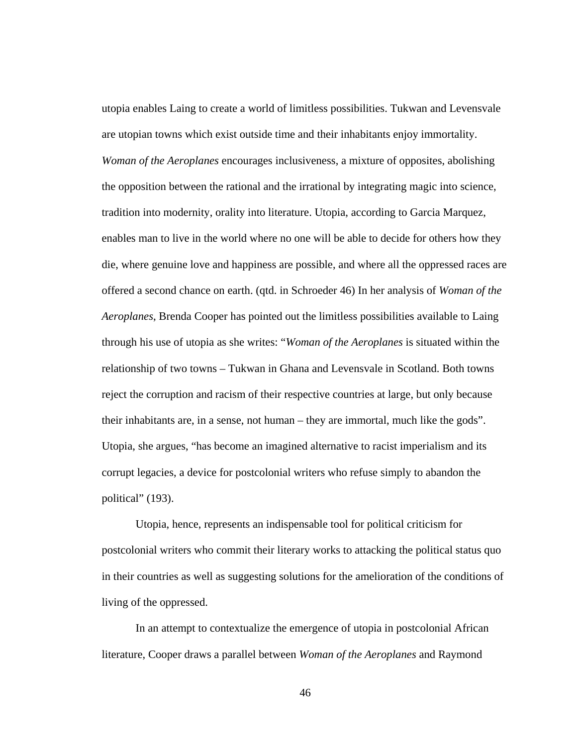utopia enables Laing to create a world of limitless possibilities. Tukwan and Levensvale are utopian towns which exist outside time and their inhabitants enjoy immortality. *Woman of the Aeroplanes* encourages inclusiveness, a mixture of opposites, abolishing the opposition between the rational and the irrational by integrating magic into science, tradition into modernity, orality into literature. Utopia, according to Garcia Marquez, enables man to live in the world where no one will be able to decide for others how they die, where genuine love and happiness are possible, and where all the oppressed races are offered a second chance on earth. (qtd. in Schroeder 46) In her analysis of *Woman of the Aeroplanes*, Brenda Cooper has pointed out the limitless possibilities available to Laing through his use of utopia as she writes: "*Woman of the Aeroplanes* is situated within the relationship of two towns – Tukwan in Ghana and Levensvale in Scotland. Both towns reject the corruption and racism of their respective countries at large, but only because their inhabitants are, in a sense, not human – they are immortal, much like the gods". Utopia, she argues, "has become an imagined alternative to racist imperialism and its corrupt legacies, a device for postcolonial writers who refuse simply to abandon the political" (193).

Utopia, hence, represents an indispensable tool for political criticism for postcolonial writers who commit their literary works to attacking the political status quo in their countries as well as suggesting solutions for the amelioration of the conditions of living of the oppressed.

In an attempt to contextualize the emergence of utopia in postcolonial African literature, Cooper draws a parallel between *Woman of the Aeroplanes* and Raymond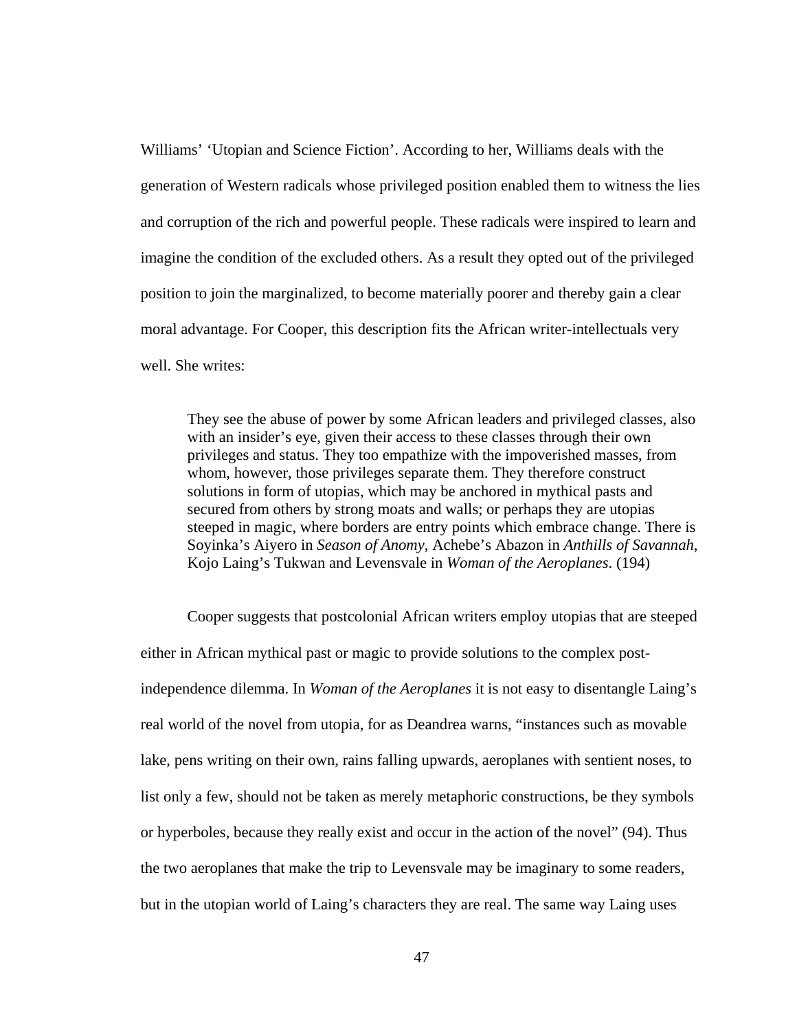Williams' 'Utopian and Science Fiction'. According to her, Williams deals with the generation of Western radicals whose privileged position enabled them to witness the lies and corruption of the rich and powerful people. These radicals were inspired to learn and imagine the condition of the excluded others. As a result they opted out of the privileged position to join the marginalized, to become materially poorer and thereby gain a clear moral advantage. For Cooper, this description fits the African writer-intellectuals very well. She writes:

> They see the abuse of power by some African leaders and privileged classes, also with an insider's eye, given their access to these classes through their own privileges and status. They too empathize with the impoverished masses, from whom, however, those privileges separate them. They therefore construct solutions in form of utopias, which may be anchored in mythical pasts and secured from others by strong moats and walls; or perhaps they are utopias steeped in magic, where borders are entry points which embrace change. There is Soyinka's Aiyero in *Season of Anomy*, Achebe's Abazon in *Anthills of Savannah*, Kojo Laing's Tukwan and Levensvale in *Woman of the Aeroplanes*. (194)

Cooper suggests that postcolonial African writers employ utopias that are steeped either in African mythical past or magic to provide solutions to the complex post-independence dilemma. In *Woman of the Aeroplanes* it is not easy to disentangle Laing's real world of the novel from utopia, for as Deandrea warns, "instances such as movable lake, pens writing on their own, rains falling upwards, aeroplanes with sentient noses, to list only a few, should not be taken as merely metaphoric constructions, be they symbols or hyperboles, because they really exist and occur in the action of the novel" (94). Thus the two aeroplanes that make the trip to Levensvale may be imaginary to some readers, but in the utopian world of Laing's characters they are real. The same way Laing uses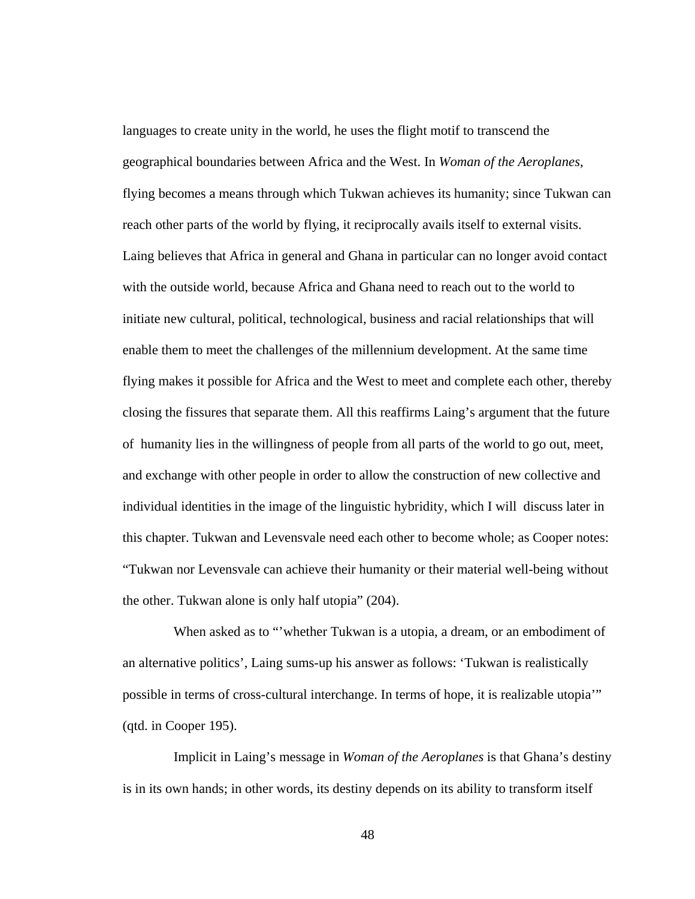languages to create unity in the world, he uses the flight motif to transcend the geographical boundaries between Africa and the West. In *Woman of the Aeroplanes*, flying becomes a means through which Tukwan achieves its humanity; since Tukwan can reach other parts of the world by flying, it reciprocally avails itself to external visits. Laing believes that Africa in general and Ghana in particular can no longer avoid contact with the outside world, because Africa and Ghana need to reach out to the world to initiate new cultural, political, technological, business and racial relationships that will enable them to meet the challenges of the millennium development. At the same time flying makes it possible for Africa and the West to meet and complete each other, thereby closing the fissures that separate them. All this reaffirms Laing's argument that the future of humanity lies in the willingness of people from all parts of the world to go out, meet, and exchange with other people in order to allow the construction of new collective and individual identities in the image of the linguistic hybridity, which I will discuss later in this chapter. Tukwan and Levensvale need each other to become whole; as Cooper notes: "Tukwan nor Levensvale can achieve their humanity or their material well-being without the other. Tukwan alone is only half utopia" (204).

When asked as to "'whether Tukwan is a utopia, a dream, or an embodiment of an alternative politics', Laing sums-up his answer as follows: 'Tukwan is realistically possible in terms of cross-cultural interchange. In terms of hope, it is realizable utopia'" (qtd. in Cooper 195).

Implicit in Laing's message in *Woman of the Aeroplanes* is that Ghana's destiny is in its own hands; in other words, its destiny depends on its ability to transform itself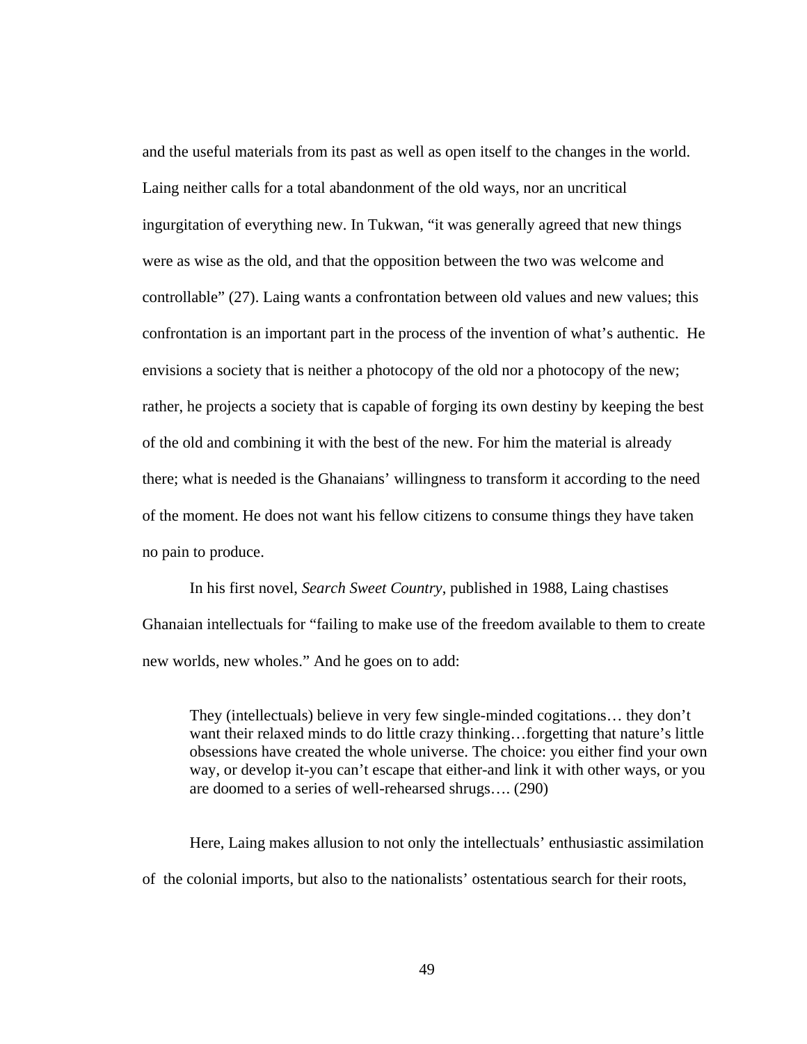and the useful materials from its past as well as open itself to the changes in the world. Laing neither calls for a total abandonment of the old ways, nor an uncritical ingurgitation of everything new. In Tukwan, "it was generally agreed that new things were as wise as the old, and that the opposition between the two was welcome and controllable" (27). Laing wants a confrontation between old values and new values; this confrontation is an important part in the process of the invention of what's authentic. He envisions a society that is neither a photocopy of the old nor a photocopy of the new; rather, he projects a society that is capable of forging its own destiny by keeping the best of the old and combining it with the best of the new. For him the material is already there; what is needed is the Ghanaians' willingness to transform it according to the need of the moment. He does not want his fellow citizens to consume things they have taken no pain to produce.

In his first novel, *Search Sweet Country*, published in 1988, Laing chastises Ghanaian intellectuals for "failing to make use of the freedom available to them to create new worlds, new wholes." And he goes on to add:

> They (intellectuals) believe in very few single-minded cogitations… they don't want their relaxed minds to do little crazy thinking…forgetting that nature's little obsessions have created the whole universe. The choice: you either find your own way, or develop it-you can't escape that either-and link it with other ways, or you are doomed to a series of well-rehearsed shrugs…. (290)

Here, Laing makes allusion to not only the intellectuals' enthusiastic assimilation of the colonial imports, but also to the nationalists' ostentatious search for their roots,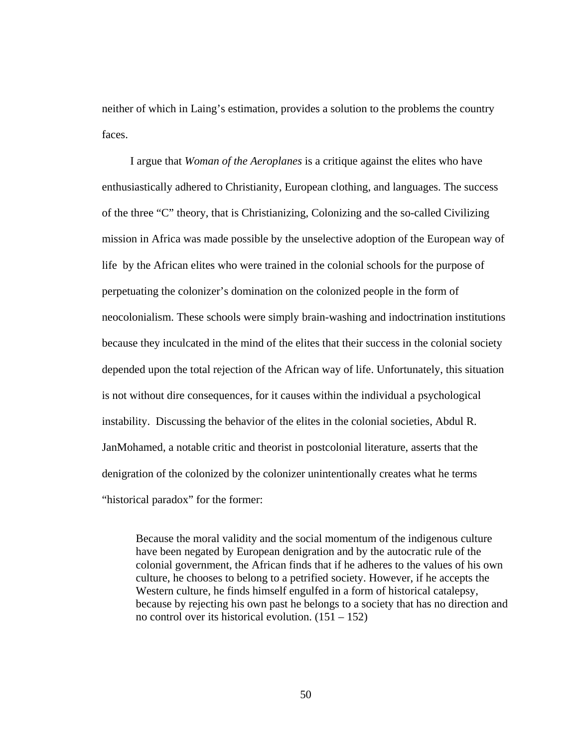neither of which in Laing's estimation, provides a solution to the problems the country faces.

I argue that *Woman of the Aeroplanes* is a critique against the elites who have enthusiastically adhered to Christianity, European clothing, and languages. The success of the three "C" theory, that is Christianizing, Colonizing and the so-called Civilizing mission in Africa was made possible by the unselective adoption of the European way of life by the African elites who were trained in the colonial schools for the purpose of perpetuating the colonizer's domination on the colonized people in the form of neocolonialism. These schools were simply brain-washing and indoctrination institutions because they inculcated in the mind of the elites that their success in the colonial society depended upon the total rejection of the African way of life. Unfortunately, this situation is not without dire consequences, for it causes within the individual a psychological instability. Discussing the behavior of the elites in the colonial societies, Abdul R. JanMohamed, a notable critic and theorist in postcolonial literature, asserts that the denigration of the colonized by the colonizer unintentionally creates what he terms "historical paradox" for the former:

> Because the moral validity and the social momentum of the indigenous culture have been negated by European denigration and by the autocratic rule of the colonial government, the African finds that if he adheres to the values of his own culture, he chooses to belong to a petrified society. However, if he accepts the Western culture, he finds himself engulfed in a form of historical catalepsy, because by rejecting his own past he belongs to a society that has no direction and no control over its historical evolution. (151 – 152)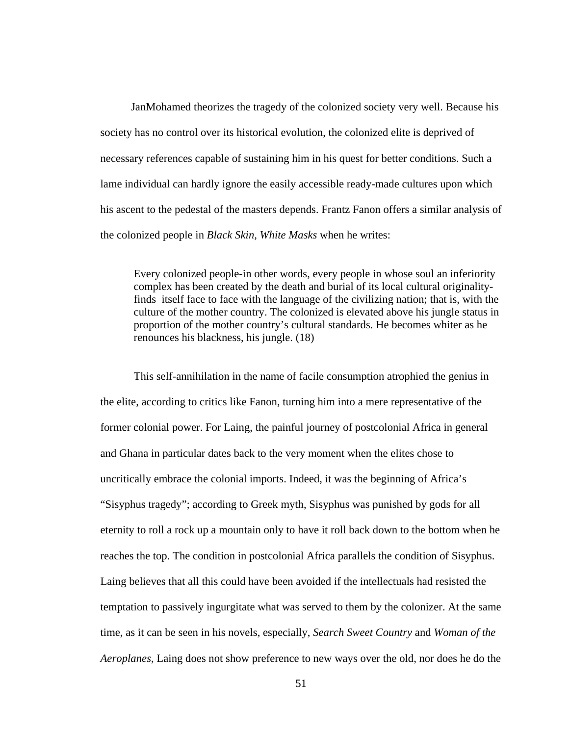JanMohamed theorizes the tragedy of the colonized society very well. Because his society has no control over its historical evolution, the colonized elite is deprived of necessary references capable of sustaining him in his quest for better conditions. Such a lame individual can hardly ignore the easily accessible ready-made cultures upon which his ascent to the pedestal of the masters depends. Frantz Fanon offers a similar analysis of the colonized people in *Black Skin, White Masks* when he writes:

> Every colonized people-in other words, every people in whose soul an inferiority complex has been created by the death and burial of its local cultural originality-finds itself face to face with the language of the civilizing nation; that is, with the culture of the mother country. The colonized is elevated above his jungle status in proportion of the mother country's cultural standards. He becomes whiter as he renounces his blackness, his jungle. (18)

This self-annihilation in the name of facile consumption atrophied the genius in the elite, according to critics like Fanon, turning him into a mere representative of the former colonial power. For Laing, the painful journey of postcolonial Africa in general and Ghana in particular dates back to the very moment when the elites chose to uncritically embrace the colonial imports. Indeed, it was the beginning of Africa's "Sisyphus tragedy"; according to Greek myth, Sisyphus was punished by gods for all eternity to roll a rock up a mountain only to have it roll back down to the bottom when he reaches the top. The condition in postcolonial Africa parallels the condition of Sisyphus. Laing believes that all this could have been avoided if the intellectuals had resisted the temptation to passively ingurgitate what was served to them by the colonizer. At the same time, as it can be seen in his novels, especially, *Search Sweet Country* and *Woman of the Aeroplanes*, Laing does not show preference to new ways over the old, nor does he do the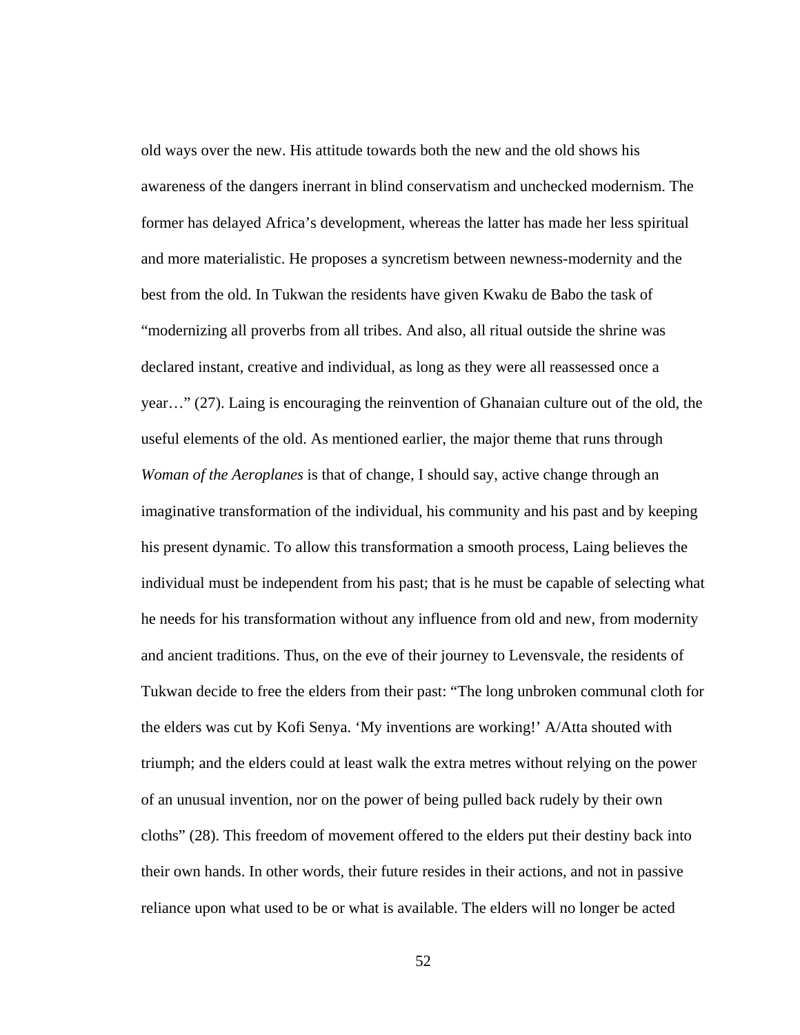old ways over the new. His attitude towards both the new and the old shows his awareness of the dangers inerrant in blind conservatism and unchecked modernism. The former has delayed Africa's development, whereas the latter has made her less spiritual and more materialistic. He proposes a syncretism between newness-modernity and the best from the old. In Tukwan the residents have given Kwaku de Babo the task of "modernizing all proverbs from all tribes. And also, all ritual outside the shrine was declared instant, creative and individual, as long as they were all reassessed once a year…" (27). Laing is encouraging the reinvention of Ghanaian culture out of the old, the useful elements of the old. As mentioned earlier, the major theme that runs through *Woman of the Aeroplanes* is that of change, I should say, active change through an imaginative transformation of the individual, his community and his past and by keeping his present dynamic. To allow this transformation a smooth process, Laing believes the individual must be independent from his past; that is he must be capable of selecting what he needs for his transformation without any influence from old and new, from modernity and ancient traditions. Thus, on the eve of their journey to Levensvale, the residents of Tukwan decide to free the elders from their past: "The long unbroken communal cloth for the elders was cut by Kofi Senya. 'My inventions are working!' A/Atta shouted with triumph; and the elders could at least walk the extra metres without relying on the power of an unusual invention, nor on the power of being pulled back rudely by their own cloths" (28). This freedom of movement offered to the elders put their destiny back into their own hands. In other words, their future resides in their actions, and not in passive reliance upon what used to be or what is available. The elders will no longer be acted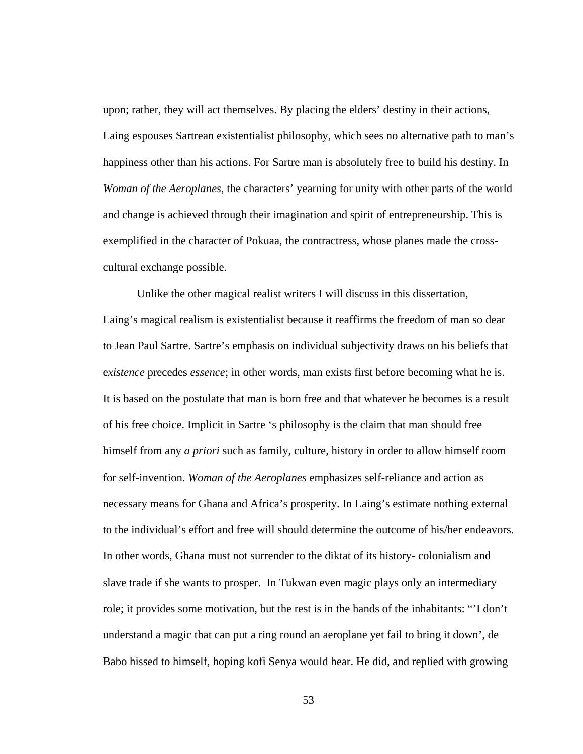upon; rather, they will act themselves. By placing the elders' destiny in their actions, Laing espouses Sartrean existentialist philosophy, which sees no alternative path to man's happiness other than his actions. For Sartre man is absolutely free to build his destiny. In *Woman of the Aeroplanes*, the characters' yearning for unity with other parts of the world and change is achieved through their imagination and spirit of entrepreneurship. This is exemplified in the character of Pokuaa, the contractress, whose planes made the cross-cultural exchange possible.

Unlike the other magical realist writers I will discuss in this dissertation, Laing's magical realism is existentialist because it reaffirms the freedom of man so dear to Jean Paul Sartre. Sartre's emphasis on individual subjectivity draws on his beliefs that e*xistence* precedes *essence*; in other words, man exists first before becoming what he is. It is based on the postulate that man is born free and that whatever he becomes is a result of his free choice. Implicit in Sartre 's philosophy is the claim that man should free himself from any *a priori* such as family, culture, history in order to allow himself room for self-invention. *Woman of the Aeroplanes* emphasizes self-reliance and action as necessary means for Ghana and Africa's prosperity. In Laing's estimate nothing external to the individual's effort and free will should determine the outcome of his/her endeavors. In other words, Ghana must not surrender to the diktat of its history- colonialism and slave trade if she wants to prosper. In Tukwan even magic plays only an intermediary role; it provides some motivation, but the rest is in the hands of the inhabitants: "'I don't understand a magic that can put a ring round an aeroplane yet fail to bring it down', de Babo hissed to himself, hoping kofi Senya would hear. He did, and replied with growing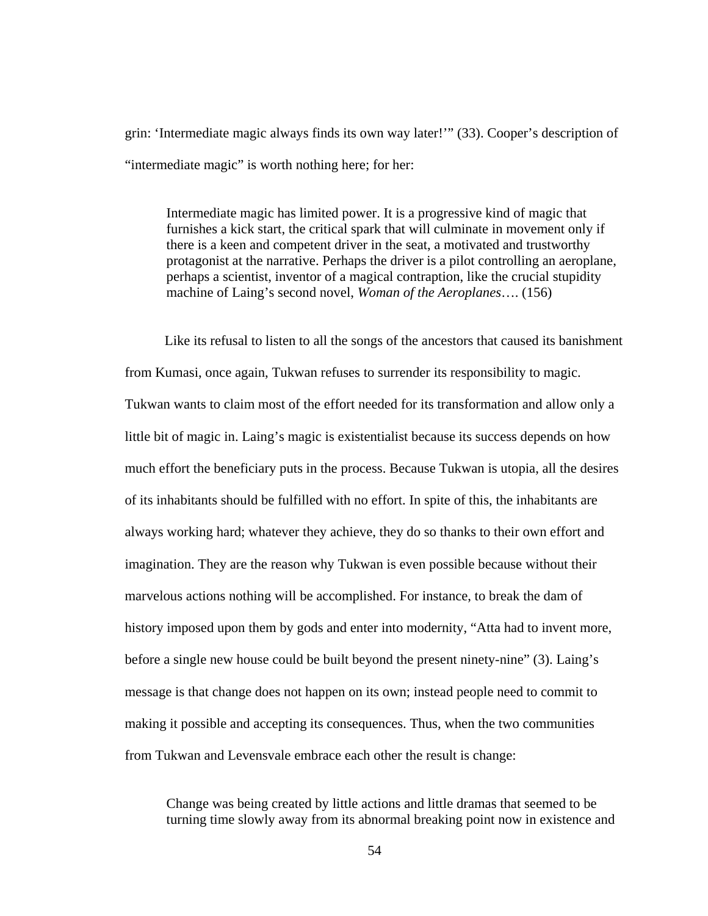grin: ‘Intermediate magic always finds its own way later!’” (33). Cooper’s description of “intermediate magic” is worth nothing here; for her:

> Intermediate magic has limited power. It is a progressive kind of magic that furnishes a kick start, the critical spark that will culminate in movement only if there is a keen and competent driver in the seat, a motivated and trustworthy protagonist at the narrative. Perhaps the driver is a pilot controlling an aeroplane, perhaps a scientist, inventor of a magical contraption, like the crucial stupidity machine of Laing’s second novel, *Woman of the Aeroplanes*…. (156)

Like its refusal to listen to all the songs of the ancestors that caused its banishment from Kumasi, once again, Tukwan refuses to surrender its responsibility to magic. Tukwan wants to claim most of the effort needed for its transformation and allow only a little bit of magic in. Laing’s magic is existentialist because its success depends on how much effort the beneficiary puts in the process. Because Tukwan is utopia, all the desires of its inhabitants should be fulfilled with no effort. In spite of this, the inhabitants are always working hard; whatever they achieve, they do so thanks to their own effort and imagination. They are the reason why Tukwan is even possible because without their marvelous actions nothing will be accomplished. For instance, to break the dam of history imposed upon them by gods and enter into modernity, “Atta had to invent more, before a single new house could be built beyond the present ninety-nine” (3). Laing’s message is that change does not happen on its own; instead people need to commit to making it possible and accepting its consequences. Thus, when the two communities from Tukwan and Levensvale embrace each other the result is change:

> Change was being created by little actions and little dramas that seemed to be turning time slowly away from its abnormal breaking point now in existence and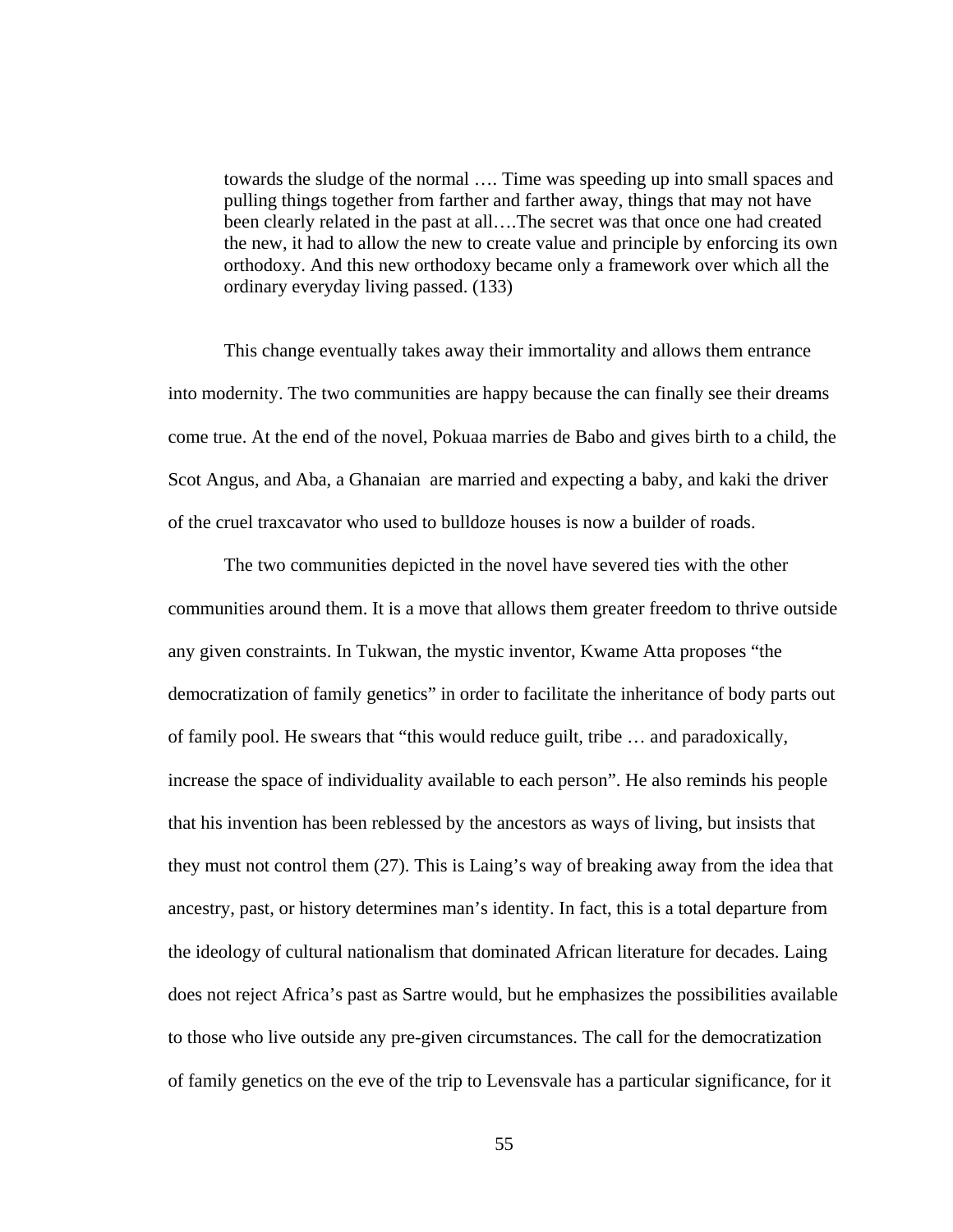> towards the sludge of the normal …. Time was speeding up into small spaces and pulling things together from farther and farther away, things that may not have been clearly related in the past at all….The secret was that once one had created the new, it had to allow the new to create value and principle by enforcing its own orthodoxy. And this new orthodoxy became only a framework over which all the ordinary everyday living passed. (133)

This change eventually takes away their immortality and allows them entrance into modernity. The two communities are happy because the can finally see their dreams come true. At the end of the novel, Pokuaa marries de Babo and gives birth to a child, the Scot Angus, and Aba, a Ghanaian are married and expecting a baby, and kaki the driver of the cruel traxcavator who used to bulldoze houses is now a builder of roads.

The two communities depicted in the novel have severed ties with the other communities around them. It is a move that allows them greater freedom to thrive outside any given constraints. In Tukwan, the mystic inventor, Kwame Atta proposes "the democratization of family genetics" in order to facilitate the inheritance of body parts out of family pool. He swears that "this would reduce guilt, tribe … and paradoxically, increase the space of individuality available to each person". He also reminds his people that his invention has been reblessed by the ancestors as ways of living, but insists that they must not control them (27). This is Laing's way of breaking away from the idea that ancestry, past, or history determines man's identity. In fact, this is a total departure from the ideology of cultural nationalism that dominated African literature for decades. Laing does not reject Africa's past as Sartre would, but he emphasizes the possibilities available to those who live outside any pre-given circumstances. The call for the democratization of family genetics on the eve of the trip to Levensvale has a particular significance, for it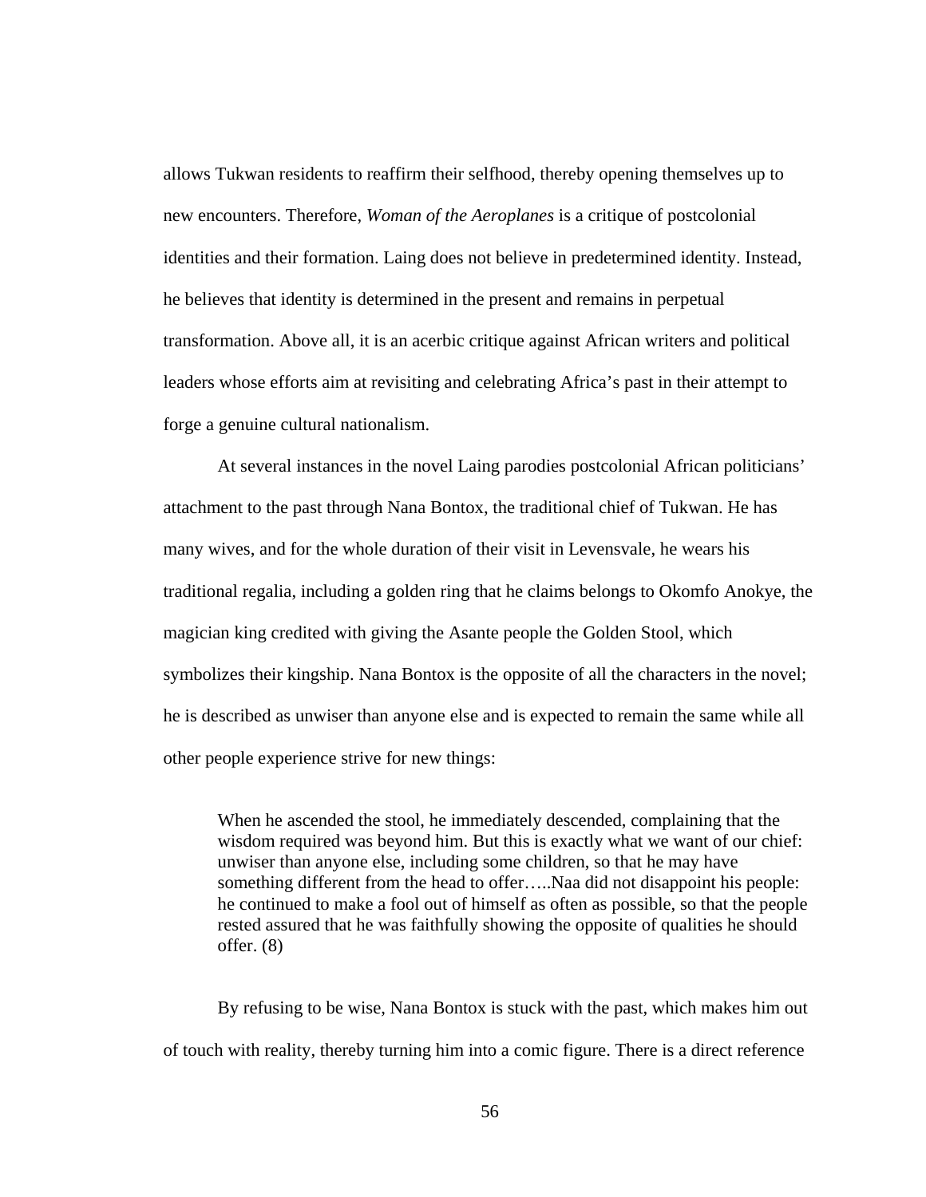allows Tukwan residents to reaffirm their selfhood, thereby opening themselves up to new encounters. Therefore, *Woman of the Aeroplanes* is a critique of postcolonial identities and their formation. Laing does not believe in predetermined identity. Instead, he believes that identity is determined in the present and remains in perpetual transformation. Above all, it is an acerbic critique against African writers and political leaders whose efforts aim at revisiting and celebrating Africa's past in their attempt to forge a genuine cultural nationalism.

At several instances in the novel Laing parodies postcolonial African politicians' attachment to the past through Nana Bontox, the traditional chief of Tukwan. He has many wives, and for the whole duration of their visit in Levensvale, he wears his traditional regalia, including a golden ring that he claims belongs to Okomfo Anokye, the magician king credited with giving the Asante people the Golden Stool, which symbolizes their kingship. Nana Bontox is the opposite of all the characters in the novel; he is described as unwiser than anyone else and is expected to remain the same while all other people experience strive for new things:

> When he ascended the stool, he immediately descended, complaining that the wisdom required was beyond him. But this is exactly what we want of our chief: unwiser than anyone else, including some children, so that he may have something different from the head to offer…..Naa did not disappoint his people: he continued to make a fool out of himself as often as possible, so that the people rested assured that he was faithfully showing the opposite of qualities he should offer. (8)

By refusing to be wise, Nana Bontox is stuck with the past, which makes him out of touch with reality, thereby turning him into a comic figure. There is a direct reference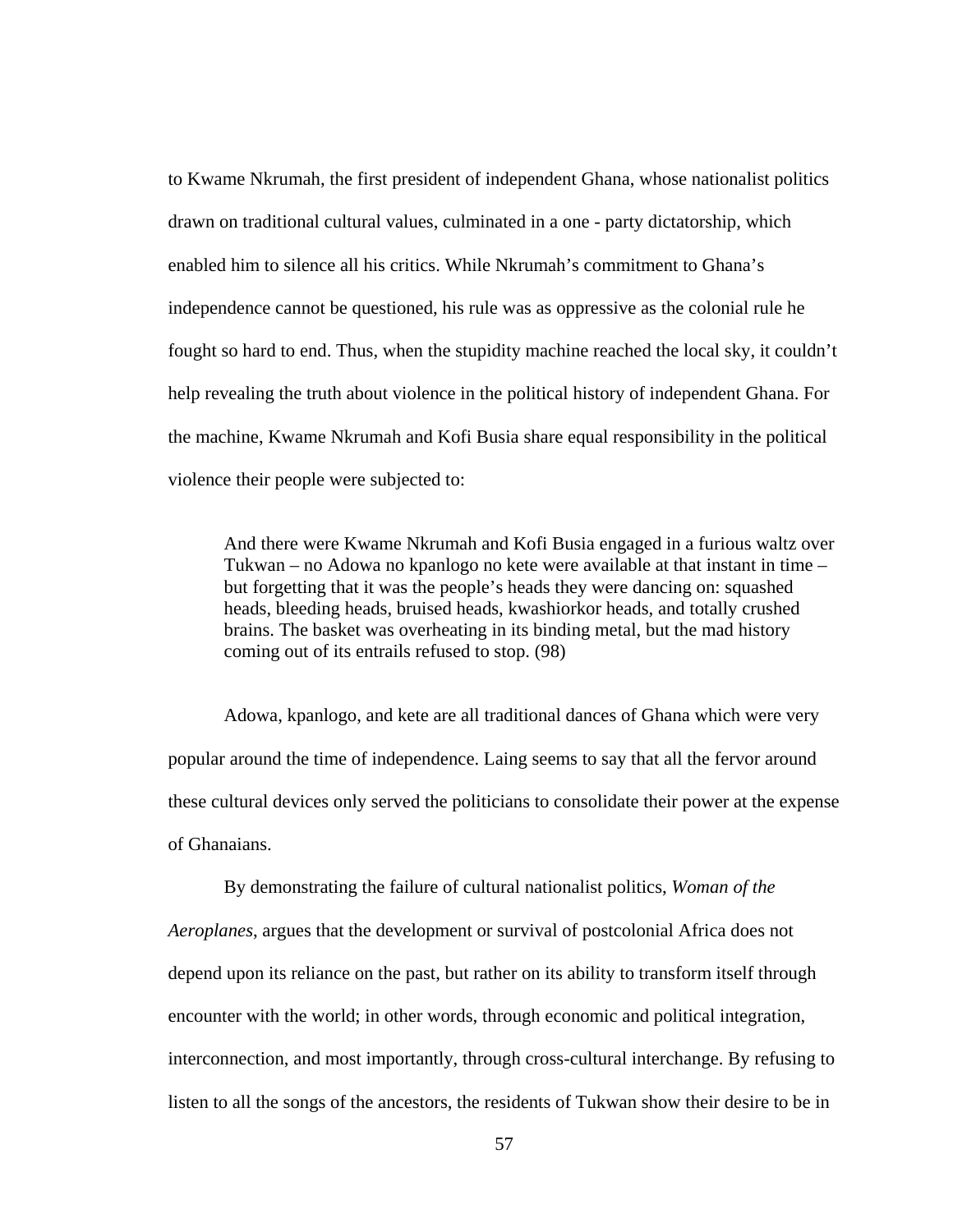to Kwame Nkrumah, the first president of independent Ghana, whose nationalist politics drawn on traditional cultural values, culminated in a one - party dictatorship, which enabled him to silence all his critics. While Nkrumah's commitment to Ghana's independence cannot be questioned, his rule was as oppressive as the colonial rule he fought so hard to end. Thus, when the stupidity machine reached the local sky, it couldn't help revealing the truth about violence in the political history of independent Ghana. For the machine, Kwame Nkrumah and Kofi Busia share equal responsibility in the political violence their people were subjected to:

> And there were Kwame Nkrumah and Kofi Busia engaged in a furious waltz over Tukwan – no Adowa no kpanlogo no kete were available at that instant in time – but forgetting that it was the people's heads they were dancing on: squashed heads, bleeding heads, bruised heads, kwashiorkor heads, and totally crushed brains. The basket was overheating in its binding metal, but the mad history coming out of its entrails refused to stop. (98)

Adowa, kpanlogo, and kete are all traditional dances of Ghana which were very popular around the time of independence. Laing seems to say that all the fervor around these cultural devices only served the politicians to consolidate their power at the expense of Ghanaians.

By demonstrating the failure of cultural nationalist politics, *Woman of the Aeroplanes*, argues that the development or survival of postcolonial Africa does not depend upon its reliance on the past, but rather on its ability to transform itself through encounter with the world; in other words, through economic and political integration, interconnection, and most importantly, through cross-cultural interchange. By refusing to listen to all the songs of the ancestors, the residents of Tukwan show their desire to be in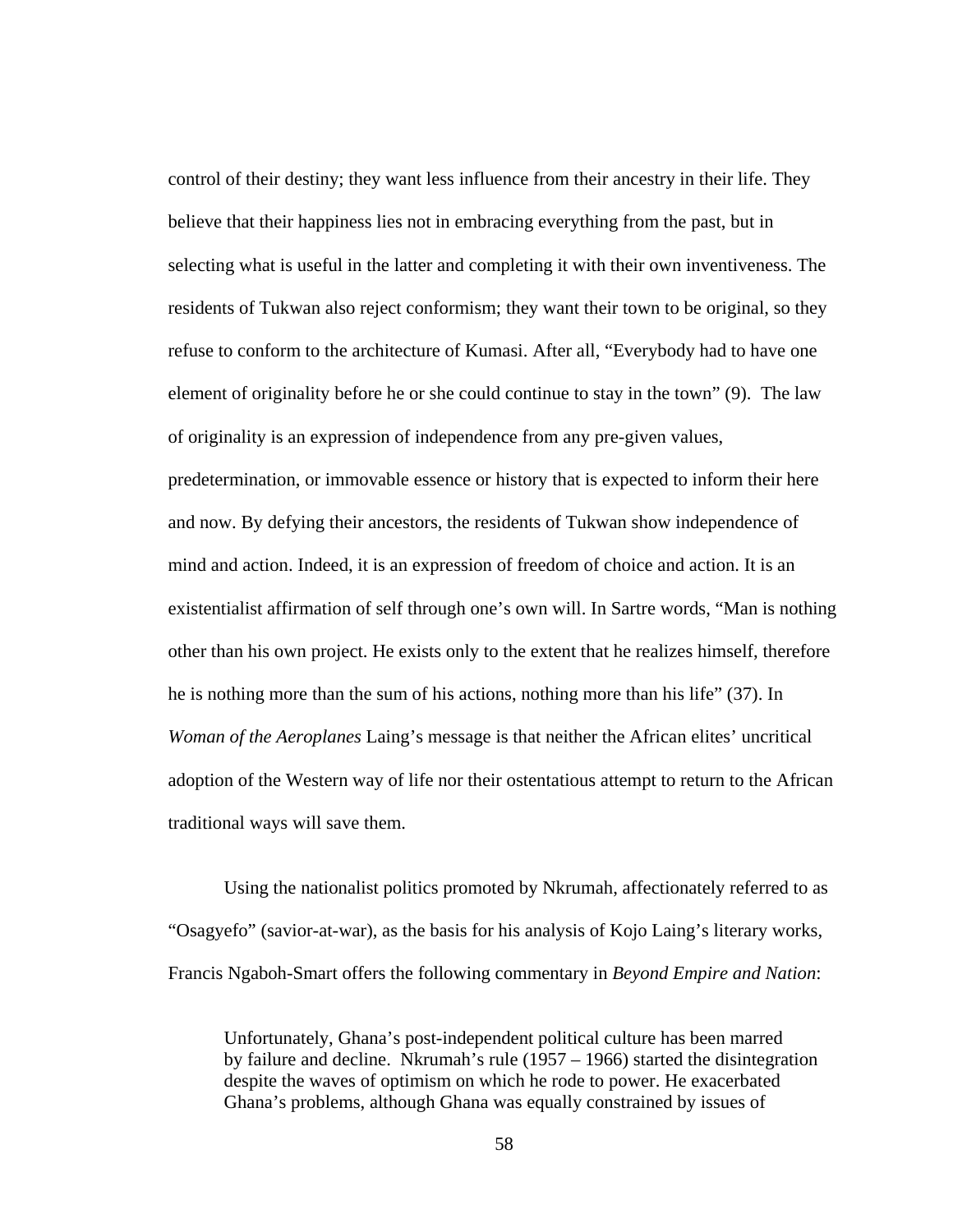control of their destiny; they want less influence from their ancestry in their life. They believe that their happiness lies not in embracing everything from the past, but in selecting what is useful in the latter and completing it with their own inventiveness. The residents of Tukwan also reject conformism; they want their town to be original, so they refuse to conform to the architecture of Kumasi. After all, "Everybody had to have one element of originality before he or she could continue to stay in the town" (9). The law of originality is an expression of independence from any pre-given values, predetermination, or immovable essence or history that is expected to inform their here and now. By defying their ancestors, the residents of Tukwan show independence of mind and action. Indeed, it is an expression of freedom of choice and action. It is an existentialist affirmation of self through one's own will. In Sartre words, "Man is nothing other than his own project. He exists only to the extent that he realizes himself, therefore he is nothing more than the sum of his actions, nothing more than his life" (37). In *Woman of the Aeroplanes* Laing's message is that neither the African elites' uncritical adoption of the Western way of life nor their ostentatious attempt to return to the African traditional ways will save them.

Using the nationalist politics promoted by Nkrumah, affectionately referred to as "Osagyefo" (savior-at-war), as the basis for his analysis of Kojo Laing's literary works, Francis Ngaboh-Smart offers the following commentary in *Beyond Empire and Nation*:

> Unfortunately, Ghana's post-independent political culture has been marred by failure and decline. Nkrumah's rule (1957 – 1966) started the disintegration despite the waves of optimism on which he rode to power. He exacerbated Ghana's problems, although Ghana was equally constrained by issues of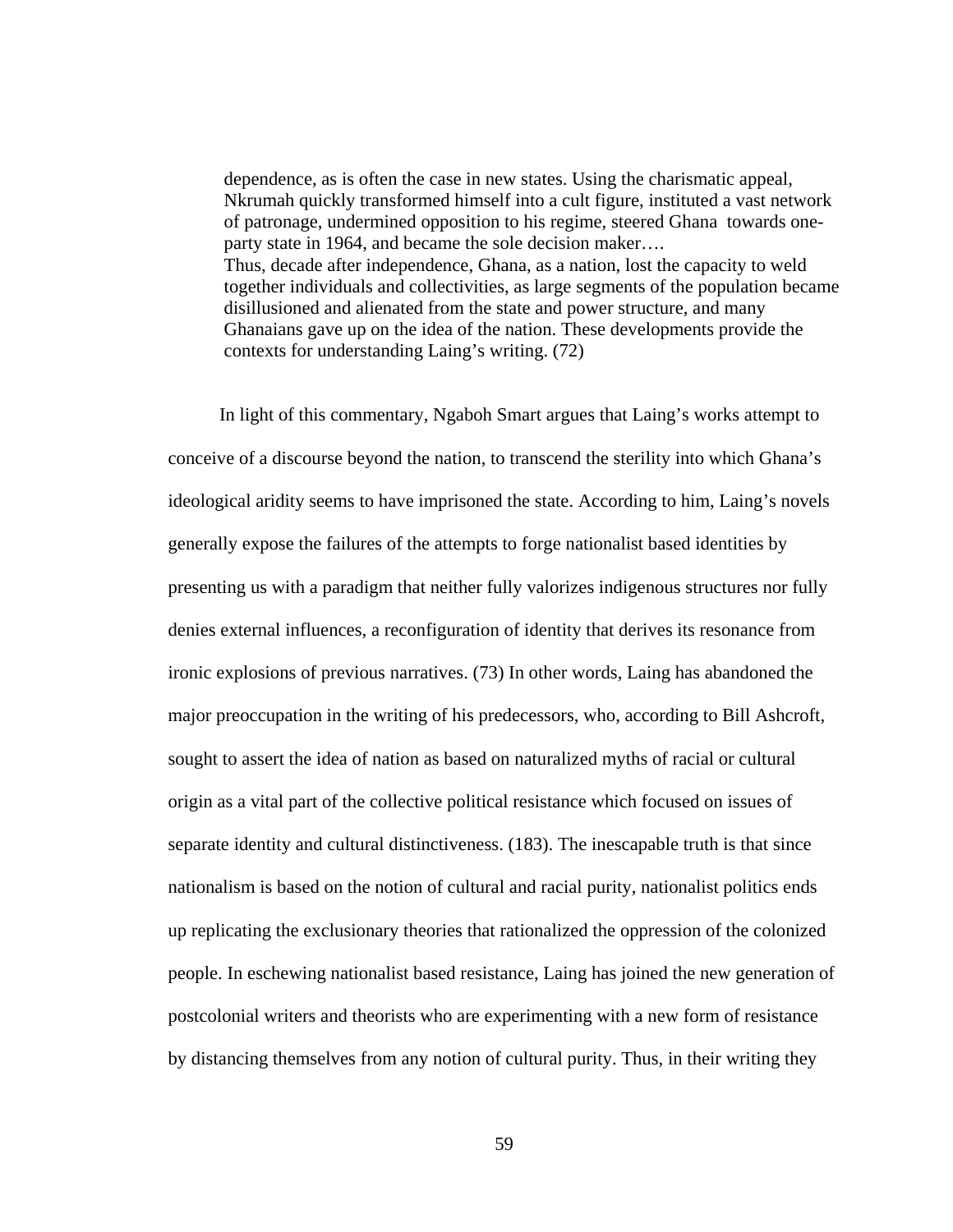> dependence, as is often the case in new states. Using the charismatic appeal, Nkrumah quickly transformed himself into a cult figure, instituted a vast network of patronage, undermined opposition to his regime, steered Ghana  towards one-party state in 1964, and became the sole decision maker….
> Thus, decade after independence, Ghana, as a nation, lost the capacity to weld together individuals and collectivities, as large segments of the population became disillusioned and alienated from the state and power structure, and many Ghanaians gave up on the idea of the nation. These developments provide the contexts for understanding Laing's writing. (72)

In light of this commentary, Ngaboh Smart argues that Laing's works attempt to conceive of a discourse beyond the nation, to transcend the sterility into which Ghana's ideological aridity seems to have imprisoned the state. According to him, Laing's novels generally expose the failures of the attempts to forge nationalist based identities by presenting us with a paradigm that neither fully valorizes indigenous structures nor fully denies external influences, a reconfiguration of identity that derives its resonance from ironic explosions of previous narratives. (73) In other words, Laing has abandoned the major preoccupation in the writing of his predecessors, who, according to Bill Ashcroft, sought to assert the idea of nation as based on naturalized myths of racial or cultural origin as a vital part of the collective political resistance which focused on issues of separate identity and cultural distinctiveness. (183). The inescapable truth is that since nationalism is based on the notion of cultural and racial purity, nationalist politics ends up replicating the exclusionary theories that rationalized the oppression of the colonized people. In eschewing nationalist based resistance, Laing has joined the new generation of postcolonial writers and theorists who are experimenting with a new form of resistance by distancing themselves from any notion of cultural purity. Thus, in their writing they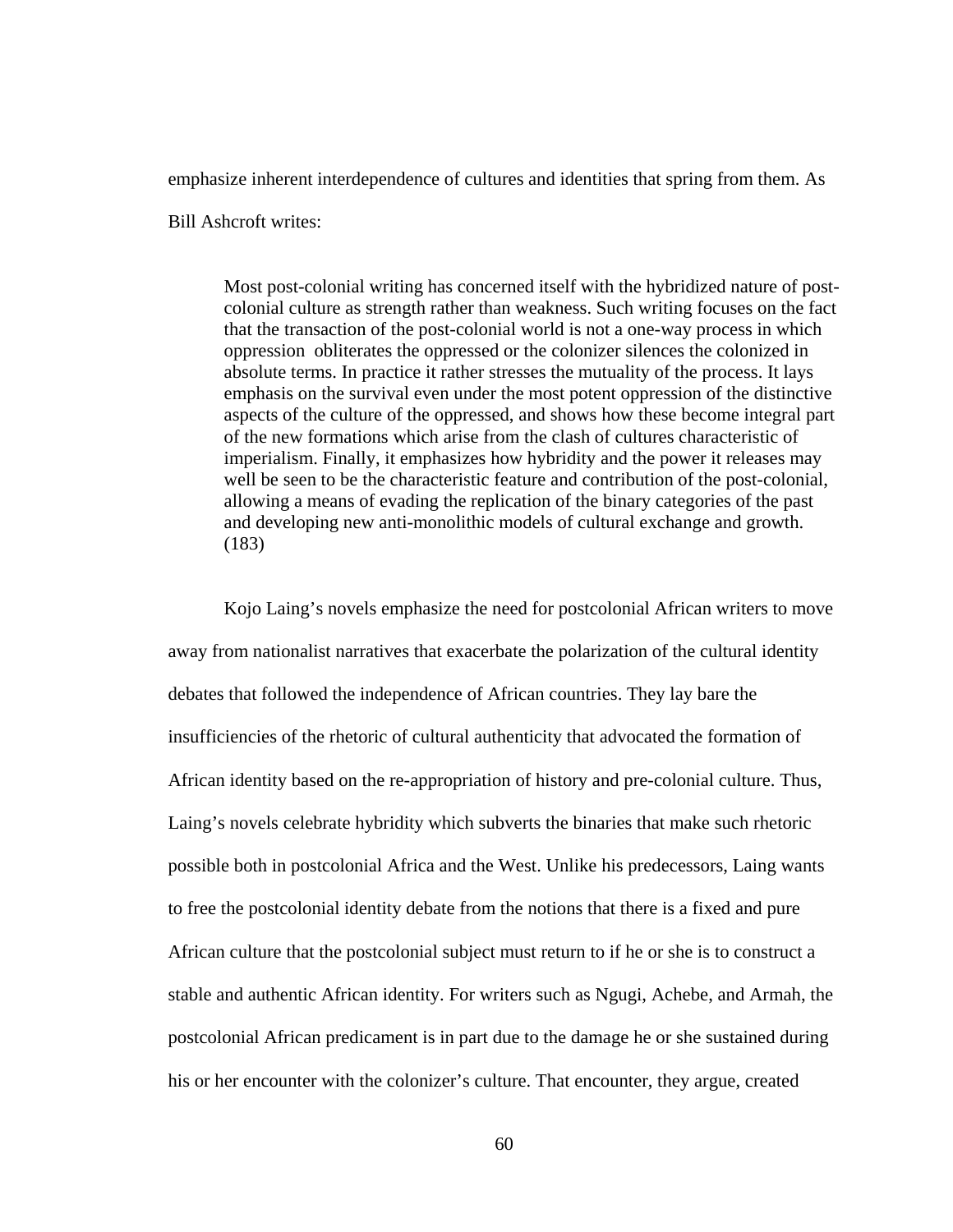emphasize inherent interdependence of cultures and identities that spring from them. As Bill Ashcroft writes:

> Most post-colonial writing has concerned itself with the hybridized nature of post-colonial culture as strength rather than weakness. Such writing focuses on the fact that the transaction of the post-colonial world is not a one-way process in which oppression obliterates the oppressed or the colonizer silences the colonized in absolute terms. In practice it rather stresses the mutuality of the process. It lays emphasis on the survival even under the most potent oppression of the distinctive aspects of the culture of the oppressed, and shows how these become integral part of the new formations which arise from the clash of cultures characteristic of imperialism. Finally, it emphasizes how hybridity and the power it releases may well be seen to be the characteristic feature and contribution of the post-colonial, allowing a means of evading the replication of the binary categories of the past and developing new anti-monolithic models of cultural exchange and growth. (183)

Kojo Laing's novels emphasize the need for postcolonial African writers to move away from nationalist narratives that exacerbate the polarization of the cultural identity debates that followed the independence of African countries. They lay bare the insufficiencies of the rhetoric of cultural authenticity that advocated the formation of African identity based on the re-appropriation of history and pre-colonial culture. Thus, Laing's novels celebrate hybridity which subverts the binaries that make such rhetoric possible both in postcolonial Africa and the West. Unlike his predecessors, Laing wants to free the postcolonial identity debate from the notions that there is a fixed and pure African culture that the postcolonial subject must return to if he or she is to construct a stable and authentic African identity. For writers such as Ngugi, Achebe, and Armah, the postcolonial African predicament is in part due to the damage he or she sustained during his or her encounter with the colonizer's culture. That encounter, they argue, created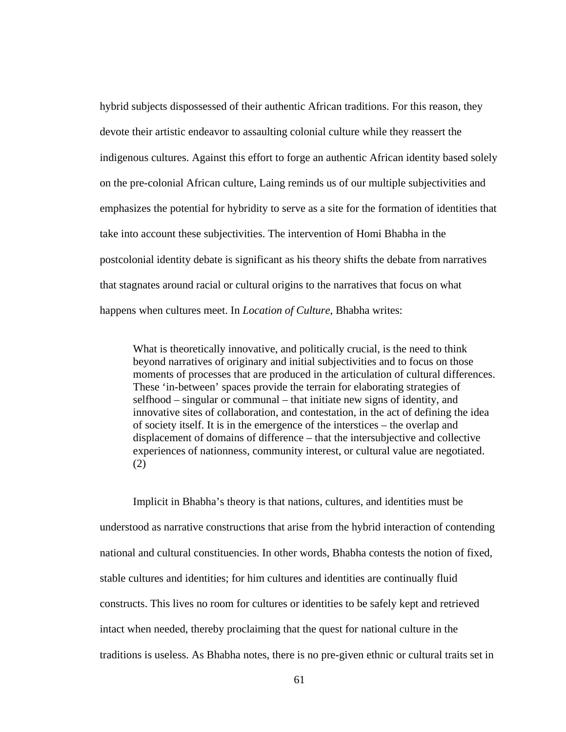hybrid subjects dispossessed of their authentic African traditions. For this reason, they devote their artistic endeavor to assaulting colonial culture while they reassert the indigenous cultures. Against this effort to forge an authentic African identity based solely on the pre-colonial African culture, Laing reminds us of our multiple subjectivities and emphasizes the potential for hybridity to serve as a site for the formation of identities that take into account these subjectivities. The intervention of Homi Bhabha in the postcolonial identity debate is significant as his theory shifts the debate from narratives that stagnates around racial or cultural origins to the narratives that focus on what happens when cultures meet. In *Location of Culture*, Bhabha writes:

> What is theoretically innovative, and politically crucial, is the need to think beyond narratives of originary and initial subjectivities and to focus on those moments of processes that are produced in the articulation of cultural differences. These 'in-between' spaces provide the terrain for elaborating strategies of selfhood – singular or communal – that initiate new signs of identity, and innovative sites of collaboration, and contestation, in the act of defining the idea of society itself. It is in the emergence of the interstices – the overlap and displacement of domains of difference – that the intersubjective and collective experiences of nationness, community interest, or cultural value are negotiated. (2)

Implicit in Bhabha's theory is that nations, cultures, and identities must be understood as narrative constructions that arise from the hybrid interaction of contending national and cultural constituencies. In other words, Bhabha contests the notion of fixed, stable cultures and identities; for him cultures and identities are continually fluid constructs. This lives no room for cultures or identities to be safely kept and retrieved intact when needed, thereby proclaiming that the quest for national culture in the traditions is useless. As Bhabha notes, there is no pre-given ethnic or cultural traits set in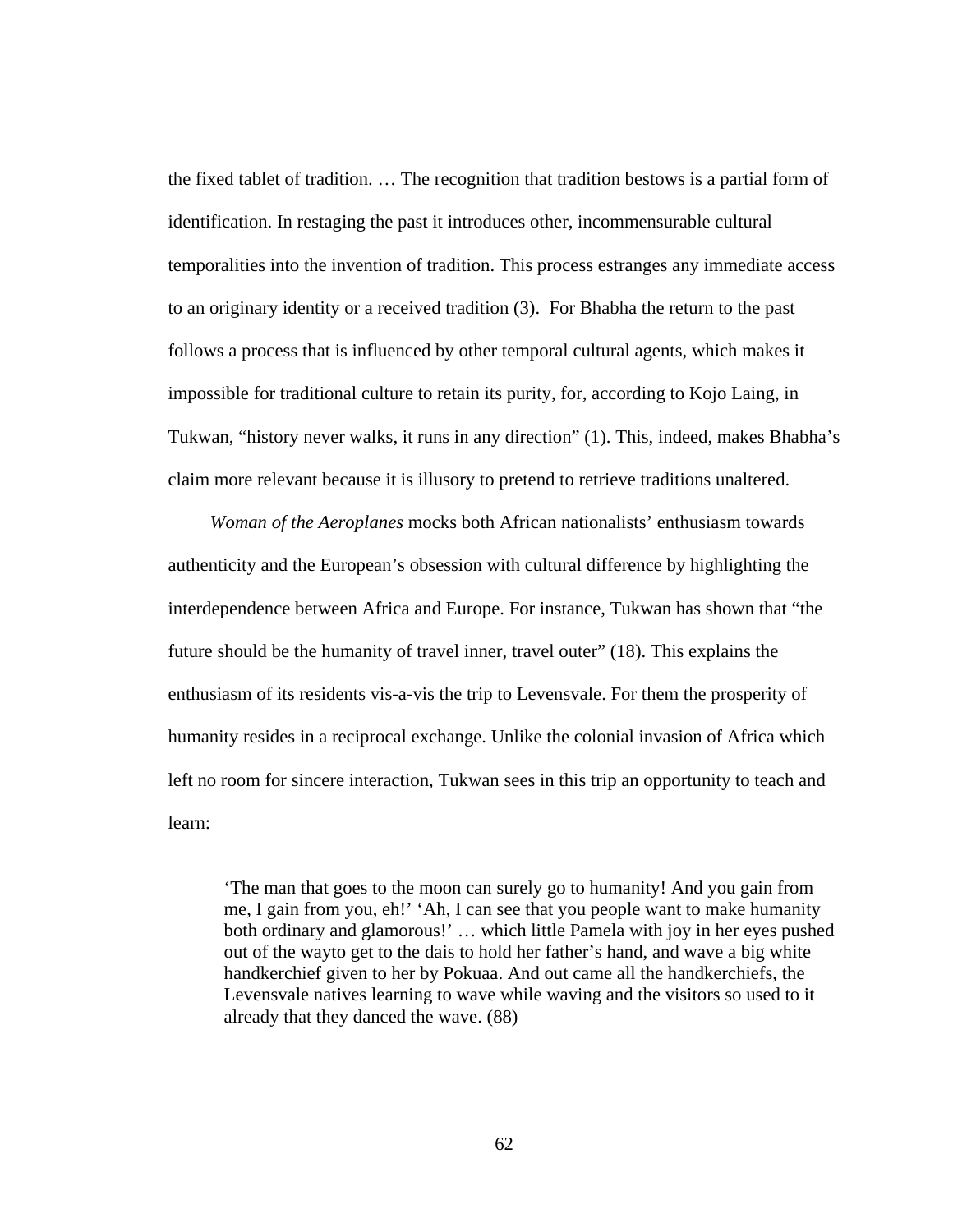the fixed tablet of tradition. … The recognition that tradition bestows is a partial form of identification. In restaging the past it introduces other, incommensurable cultural temporalities into the invention of tradition. This process estranges any immediate access to an originary identity or a received tradition (3). For Bhabha the return to the past follows a process that is influenced by other temporal cultural agents, which makes it impossible for traditional culture to retain its purity, for, according to Kojo Laing, in Tukwan, "history never walks, it runs in any direction" (1). This, indeed, makes Bhabha's claim more relevant because it is illusory to pretend to retrieve traditions unaltered.

*Woman of the Aeroplanes* mocks both African nationalists' enthusiasm towards authenticity and the European's obsession with cultural difference by highlighting the interdependence between Africa and Europe. For instance, Tukwan has shown that "the future should be the humanity of travel inner, travel outer" (18). This explains the enthusiasm of its residents vis-a-vis the trip to Levensvale. For them the prosperity of humanity resides in a reciprocal exchange. Unlike the colonial invasion of Africa which left no room for sincere interaction, Tukwan sees in this trip an opportunity to teach and learn:

> 'The man that goes to the moon can surely go to humanity! And you gain from me, I gain from you, eh!' 'Ah, I can see that you people want to make humanity both ordinary and glamorous!' … which little Pamela with joy in her eyes pushed out of the wayto get to the dais to hold her father's hand, and wave a big white handkerchief given to her by Pokuaa. And out came all the handkerchiefs, the Levensvale natives learning to wave while waving and the visitors so used to it already that they danced the wave. (88)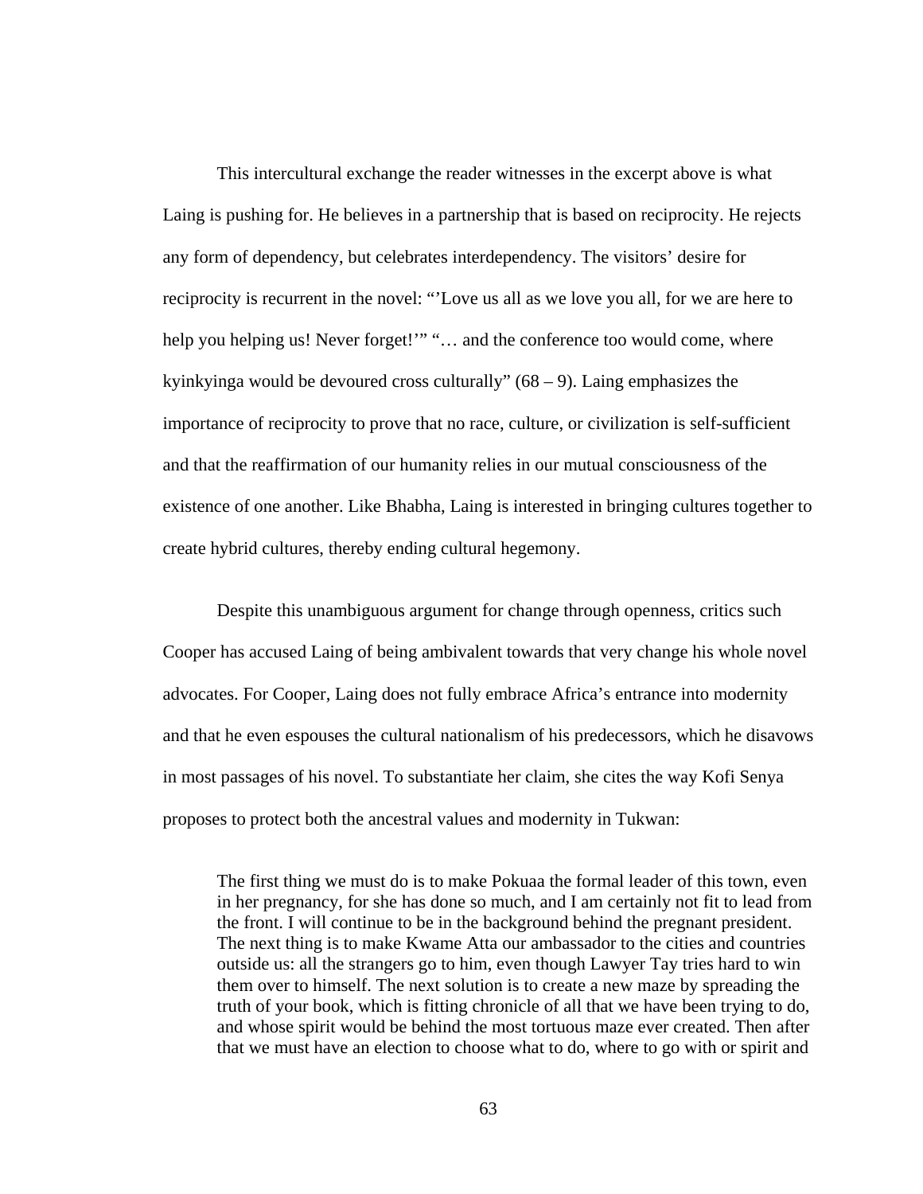This intercultural exchange the reader witnesses in the excerpt above is what Laing is pushing for. He believes in a partnership that is based on reciprocity. He rejects any form of dependency, but celebrates interdependency. The visitors' desire for reciprocity is recurrent in the novel: "'Love us all as we love you all, for we are here to help you helping us! Never forget!'" "… and the conference too would come, where kyinkyinga would be devoured cross culturally" (68 – 9). Laing emphasizes the importance of reciprocity to prove that no race, culture, or civilization is self-sufficient and that the reaffirmation of our humanity relies in our mutual consciousness of the existence of one another. Like Bhabha, Laing is interested in bringing cultures together to create hybrid cultures, thereby ending cultural hegemony.

Despite this unambiguous argument for change through openness, critics such Cooper has accused Laing of being ambivalent towards that very change his whole novel advocates. For Cooper, Laing does not fully embrace Africa's entrance into modernity and that he even espouses the cultural nationalism of his predecessors, which he disavows in most passages of his novel. To substantiate her claim, she cites the way Kofi Senya proposes to protect both the ancestral values and modernity in Tukwan:

> The first thing we must do is to make Pokuaa the formal leader of this town, even in her pregnancy, for she has done so much, and I am certainly not fit to lead from the front. I will continue to be in the background behind the pregnant president. The next thing is to make Kwame Atta our ambassador to the cities and countries outside us: all the strangers go to him, even though Lawyer Tay tries hard to win them over to himself. The next solution is to create a new maze by spreading the truth of your book, which is fitting chronicle of all that we have been trying to do, and whose spirit would be behind the most tortuous maze ever created. Then after that we must have an election to choose what to do, where to go with or spirit and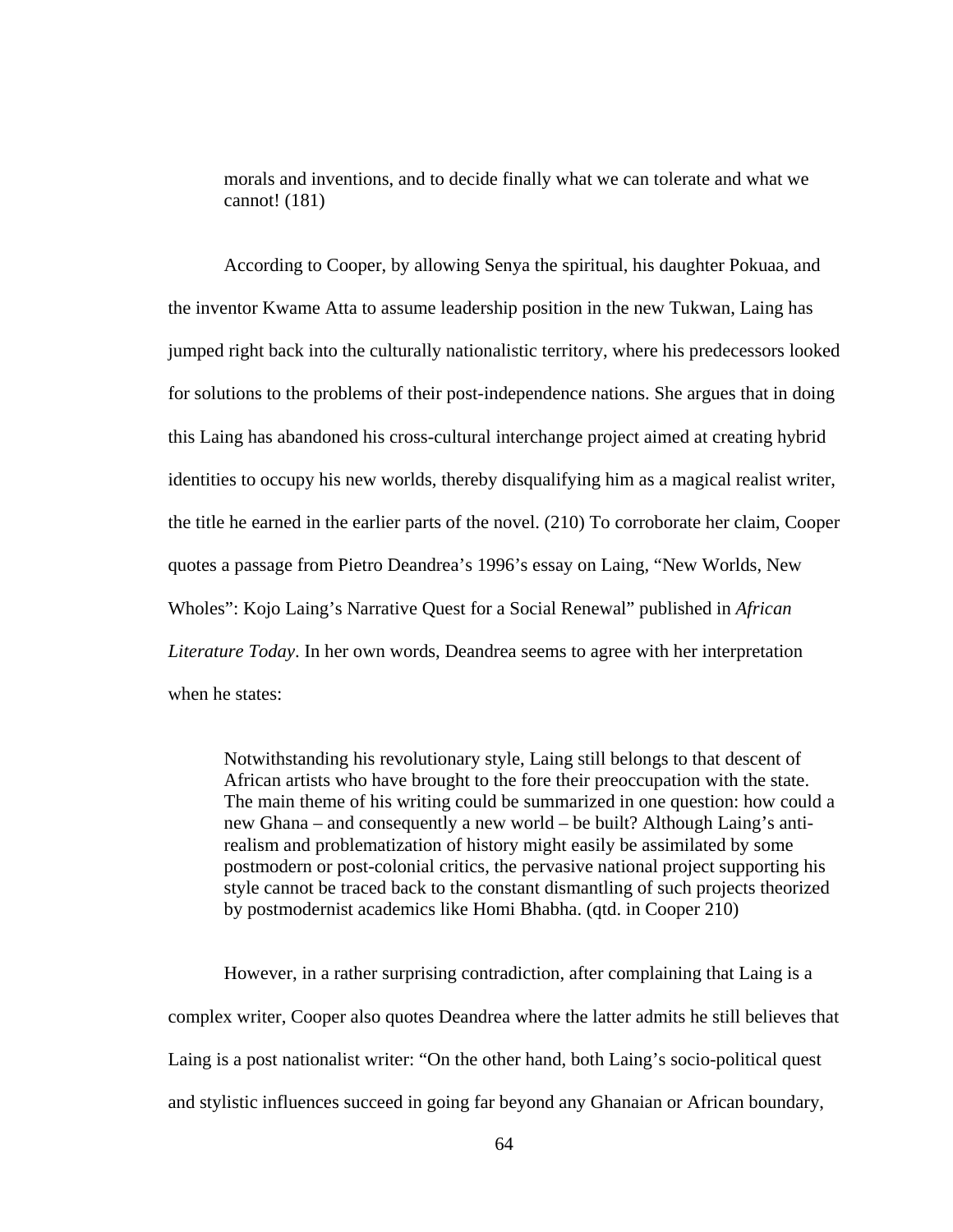> morals and inventions, and to decide finally what we can tolerate and what we cannot! (181)

According to Cooper, by allowing Senya the spiritual, his daughter Pokuaa, and the inventor Kwame Atta to assume leadership position in the new Tukwan, Laing has jumped right back into the culturally nationalistic territory, where his predecessors looked for solutions to the problems of their post-independence nations. She argues that in doing this Laing has abandoned his cross-cultural interchange project aimed at creating hybrid identities to occupy his new worlds, thereby disqualifying him as a magical realist writer, the title he earned in the earlier parts of the novel. (210) To corroborate her claim, Cooper quotes a passage from Pietro Deandrea's 1996's essay on Laing, "New Worlds, New Wholes": Kojo Laing's Narrative Quest for a Social Renewal" published in *African Literature Today*. In her own words, Deandrea seems to agree with her interpretation when he states:

> Notwithstanding his revolutionary style, Laing still belongs to that descent of African artists who have brought to the fore their preoccupation with the state. The main theme of his writing could be summarized in one question: how could a new Ghana – and consequently a new world – be built? Although Laing's anti-realism and problematization of history might easily be assimilated by some postmodern or post-colonial critics, the pervasive national project supporting his style cannot be traced back to the constant dismantling of such projects theorized by postmodernist academics like Homi Bhabha. (qtd. in Cooper 210)

However, in a rather surprising contradiction, after complaining that Laing is a complex writer, Cooper also quotes Deandrea where the latter admits he still believes that Laing is a post nationalist writer: "On the other hand, both Laing's socio-political quest and stylistic influences succeed in going far beyond any Ghanaian or African boundary,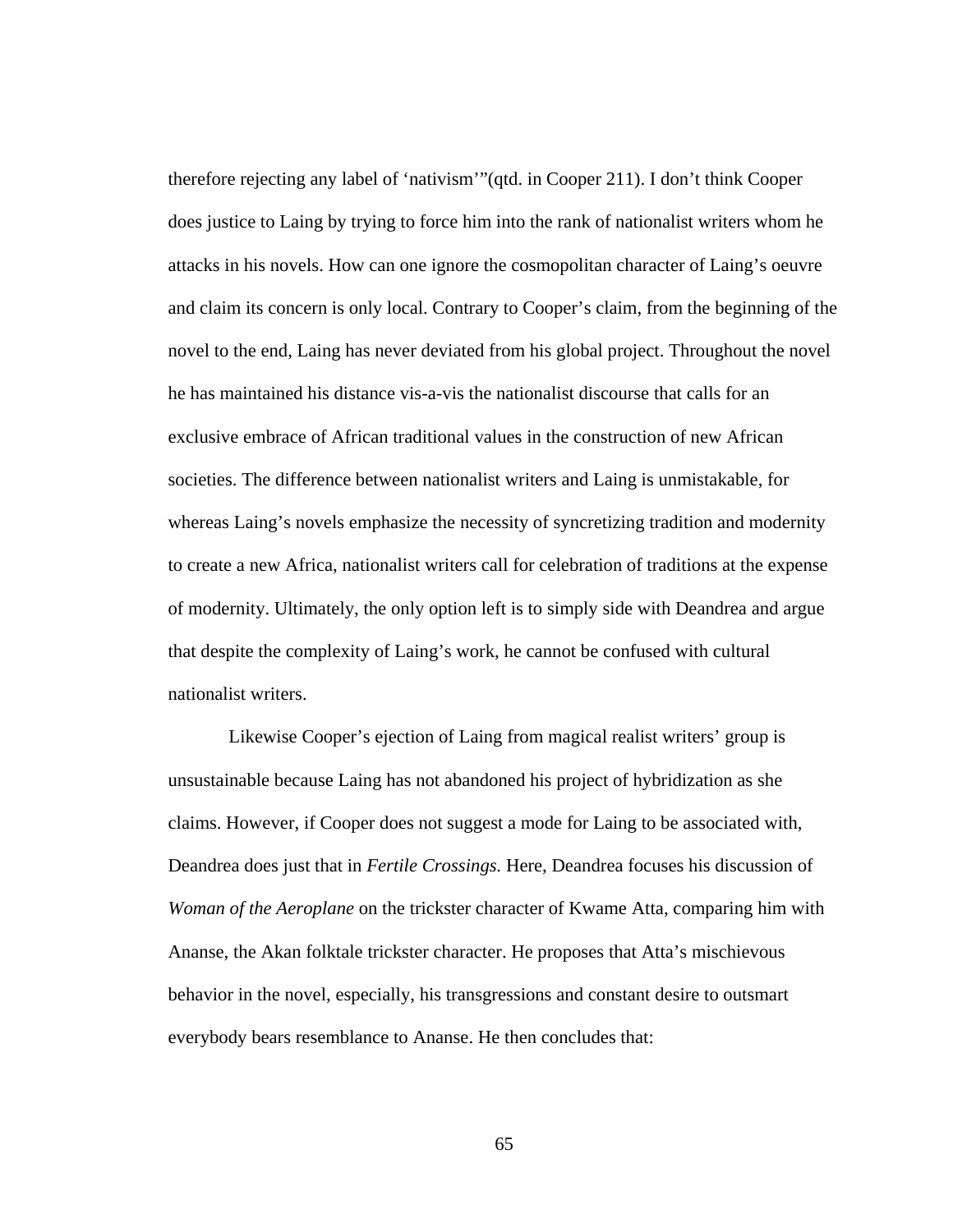therefore rejecting any label of ‘nativism’”(qtd. in Cooper 211). I don’t think Cooper does justice to Laing by trying to force him into the rank of nationalist writers whom he attacks in his novels. How can one ignore the cosmopolitan character of Laing’s oeuvre and claim its concern is only local. Contrary to Cooper’s claim, from the beginning of the novel to the end, Laing has never deviated from his global project. Throughout the novel he has maintained his distance vis-a-vis the nationalist discourse that calls for an exclusive embrace of African traditional values in the construction of new African societies. The difference between nationalist writers and Laing is unmistakable, for whereas Laing’s novels emphasize the necessity of syncretizing tradition and modernity to create a new Africa, nationalist writers call for celebration of traditions at the expense of modernity. Ultimately, the only option left is to simply side with Deandrea and argue that despite the complexity of Laing’s work, he cannot be confused with cultural nationalist writers.

Likewise Cooper’s ejection of Laing from magical realist writers’ group is unsustainable because Laing has not abandoned his project of hybridization as she claims. However, if Cooper does not suggest a mode for Laing to be associated with, Deandrea does just that in *Fertile Crossings.* Here, Deandrea focuses his discussion of *Woman of the Aeroplane* on the trickster character of Kwame Atta, comparing him with Ananse, the Akan folktale trickster character. He proposes that Atta’s mischievous behavior in the novel, especially, his transgressions and constant desire to outsmart everybody bears resemblance to Ananse. He then concludes that: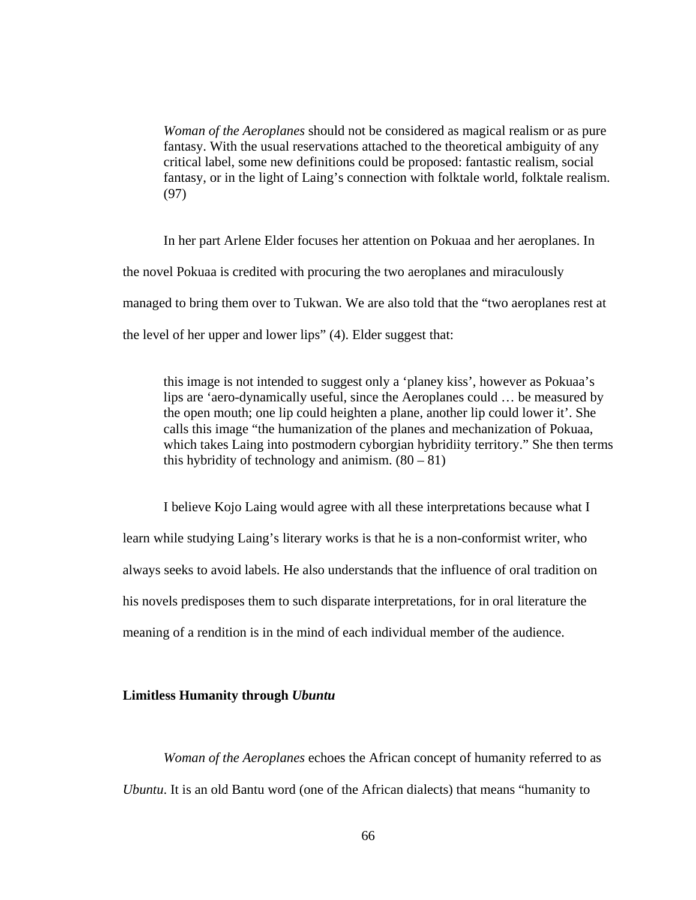> *Woman of the Aeroplanes* should not be considered as magical realism or as pure fantasy. With the usual reservations attached to the theoretical ambiguity of any critical label, some new definitions could be proposed: fantastic realism, social fantasy, or in the light of Laing's connection with folktale world, folktale realism. (97)

In her part Arlene Elder focuses her attention on Pokuaa and her aeroplanes. In the novel Pokuaa is credited with procuring the two aeroplanes and miraculously managed to bring them over to Tukwan. We are also told that the "two aeroplanes rest at the level of her upper and lower lips" (4). Elder suggest that:

> this image is not intended to suggest only a 'planey kiss', however as Pokuaa's lips are 'aero-dynamically useful, since the Aeroplanes could … be measured by the open mouth; one lip could heighten a plane, another lip could lower it'. She calls this image "the humanization of the planes and mechanization of Pokuaa, which takes Laing into postmodern cyborgian hybridiity territory." She then terms this hybridity of technology and animism. (80 – 81)

I believe Kojo Laing would agree with all these interpretations because what I learn while studying Laing's literary works is that he is a non-conformist writer, who always seeks to avoid labels. He also understands that the influence of oral tradition on his novels predisposes them to such disparate interpretations, for in oral literature the meaning of a rendition is in the mind of each individual member of the audience.

### Limitless Humanity through *Ubuntu*

*Woman of the Aeroplanes* echoes the African concept of humanity referred to as *Ubuntu*. It is an old Bantu word (one of the African dialects) that means "humanity to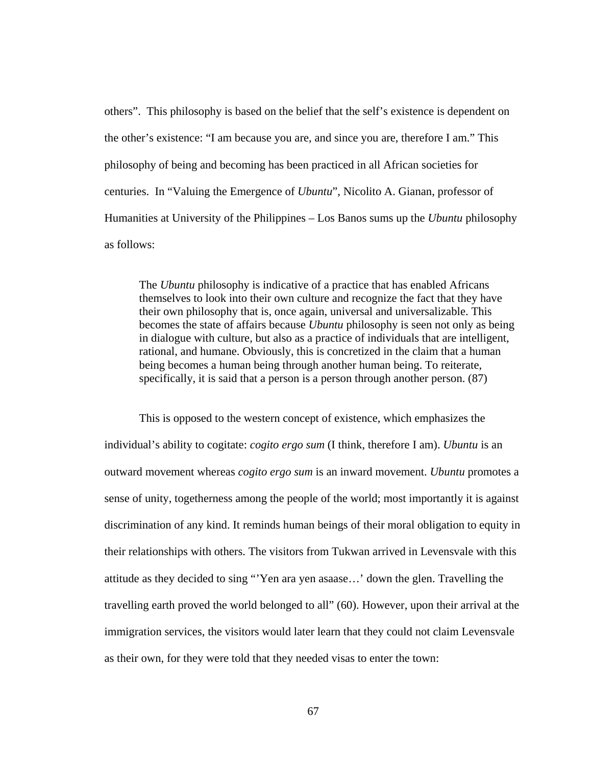others". This philosophy is based on the belief that the self's existence is dependent on the other's existence: "I am because you are, and since you are, therefore I am." This philosophy of being and becoming has been practiced in all African societies for centuries. In "Valuing the Emergence of *Ubuntu*", Nicolito A. Gianan, professor of Humanities at University of the Philippines – Los Banos sums up the *Ubuntu* philosophy as follows:

> The *Ubuntu* philosophy is indicative of a practice that has enabled Africans themselves to look into their own culture and recognize the fact that they have their own philosophy that is, once again, universal and universalizable. This becomes the state of affairs because *Ubuntu* philosophy is seen not only as being in dialogue with culture, but also as a practice of individuals that are intelligent, rational, and humane. Obviously, this is concretized in the claim that a human being becomes a human being through another human being. To reiterate, specifically, it is said that a person is a person through another person. (87)

This is opposed to the western concept of existence, which emphasizes the individual's ability to cogitate: *cogito ergo sum* (I think, therefore I am). *Ubuntu* is an outward movement whereas *cogito ergo sum* is an inward movement. *Ubuntu* promotes a sense of unity, togetherness among the people of the world; most importantly it is against discrimination of any kind. It reminds human beings of their moral obligation to equity in their relationships with others. The visitors from Tukwan arrived in Levensvale with this attitude as they decided to sing "'Yen ara yen asaase…' down the glen. Travelling the travelling earth proved the world belonged to all" (60). However, upon their arrival at the immigration services, the visitors would later learn that they could not claim Levensvale as their own, for they were told that they needed visas to enter the town: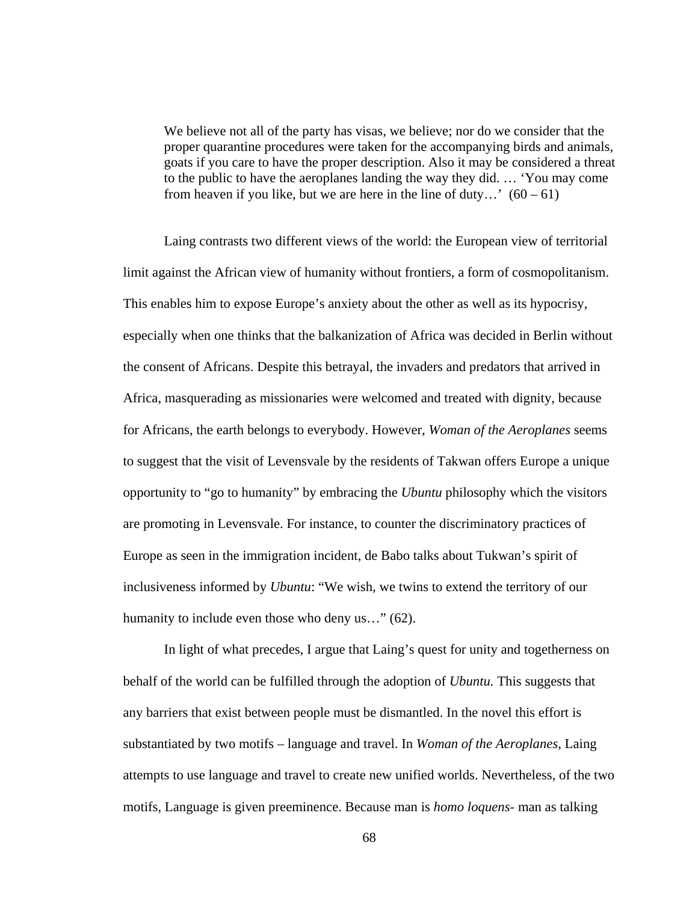> We believe not all of the party has visas, we believe; nor do we consider that the proper quarantine procedures were taken for the accompanying birds and animals, goats if you care to have the proper description. Also it may be considered a threat to the public to have the aeroplanes landing the way they did. … 'You may come from heaven if you like, but we are here in the line of duty…' (60 – 61)

Laing contrasts two different views of the world: the European view of territorial limit against the African view of humanity without frontiers, a form of cosmopolitanism. This enables him to expose Europe's anxiety about the other as well as its hypocrisy, especially when one thinks that the balkanization of Africa was decided in Berlin without the consent of Africans. Despite this betrayal, the invaders and predators that arrived in Africa, masquerading as missionaries were welcomed and treated with dignity, because for Africans, the earth belongs to everybody. However, *Woman of the Aeroplanes* seems to suggest that the visit of Levensvale by the residents of Takwan offers Europe a unique opportunity to "go to humanity" by embracing the *Ubuntu* philosophy which the visitors are promoting in Levensvale. For instance, to counter the discriminatory practices of Europe as seen in the immigration incident, de Babo talks about Tukwan's spirit of inclusiveness informed by *Ubuntu*: "We wish, we twins to extend the territory of our humanity to include even those who deny us…" (62).

In light of what precedes, I argue that Laing's quest for unity and togetherness on behalf of the world can be fulfilled through the adoption of *Ubuntu.* This suggests that any barriers that exist between people must be dismantled. In the novel this effort is substantiated by two motifs – language and travel. In *Woman of the Aeroplanes*, Laing attempts to use language and travel to create new unified worlds. Nevertheless, of the two motifs, Language is given preeminence. Because man is *homo loquens*- man as talking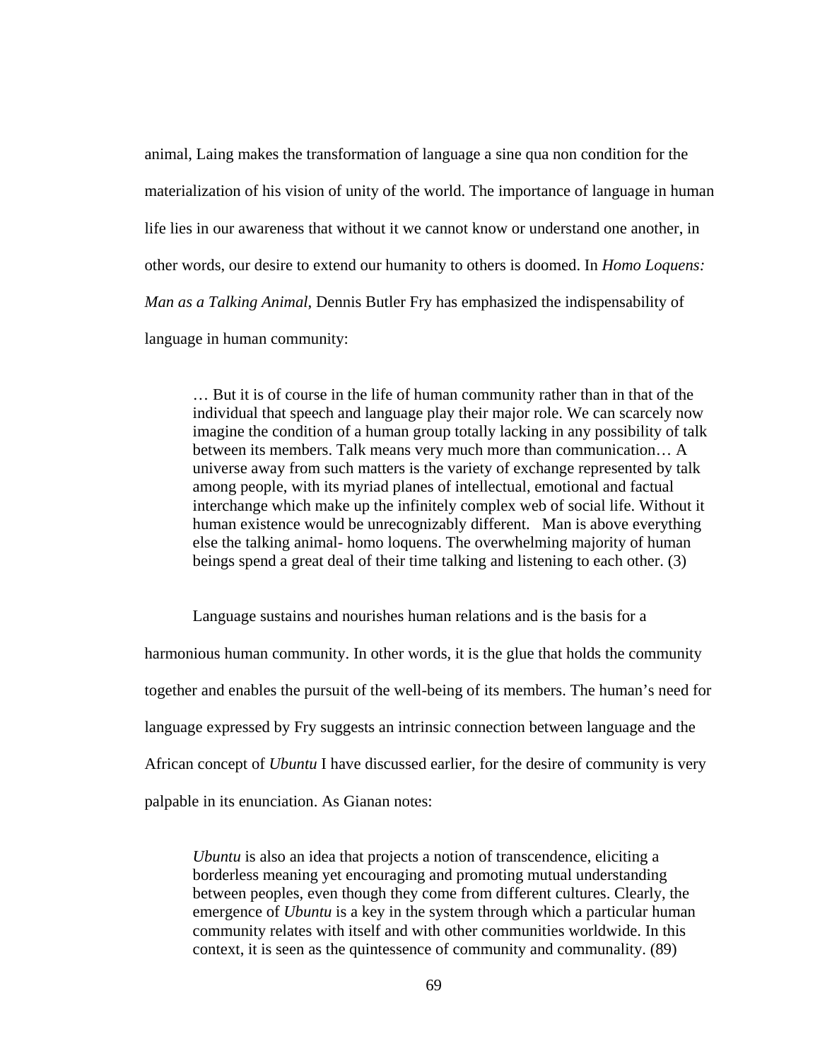animal, Laing makes the transformation of language a sine qua non condition for the materialization of his vision of unity of the world. The importance of language in human life lies in our awareness that without it we cannot know or understand one another, in other words, our desire to extend our humanity to others is doomed. In *Homo Loquens: Man as a Talking Animal*, Dennis Butler Fry has emphasized the indispensability of language in human community:

> … But it is of course in the life of human community rather than in that of the individual that speech and language play their major role. We can scarcely now imagine the condition of a human group totally lacking in any possibility of talk between its members. Talk means very much more than communication… A universe away from such matters is the variety of exchange represented by talk among people, with its myriad planes of intellectual, emotional and factual interchange which make up the infinitely complex web of social life. Without it human existence would be unrecognizably different. Man is above everything else the talking animal- homo loquens. The overwhelming majority of human beings spend a great deal of their time talking and listening to each other. (3)

Language sustains and nourishes human relations and is the basis for a harmonious human community. In other words, it is the glue that holds the community together and enables the pursuit of the well-being of its members. The human's need for language expressed by Fry suggests an intrinsic connection between language and the African concept of *Ubuntu* I have discussed earlier, for the desire of community is very palpable in its enunciation. As Gianan notes:

> *Ubuntu* is also an idea that projects a notion of transcendence, eliciting a borderless meaning yet encouraging and promoting mutual understanding between peoples, even though they come from different cultures. Clearly, the emergence of *Ubuntu* is a key in the system through which a particular human community relates with itself and with other communities worldwide. In this context, it is seen as the quintessence of community and communality. (89)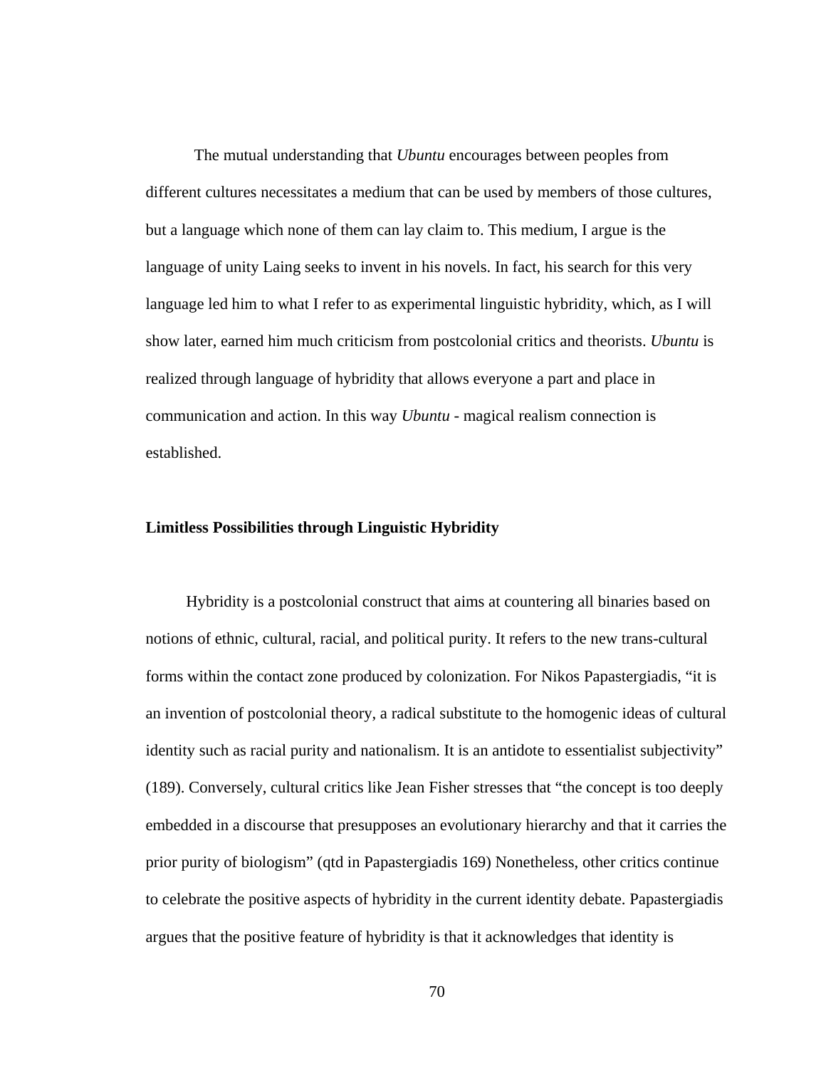The mutual understanding that *Ubuntu* encourages between peoples from different cultures necessitates a medium that can be used by members of those cultures, but a language which none of them can lay claim to. This medium, I argue is the language of unity Laing seeks to invent in his novels. In fact, his search for this very language led him to what I refer to as experimental linguistic hybridity, which, as I will show later, earned him much criticism from postcolonial critics and theorists. *Ubuntu* is realized through language of hybridity that allows everyone a part and place in communication and action. In this way *Ubuntu* - magical realism connection is established.

**Limitless Possibilities through Linguistic Hybridity**

Hybridity is a postcolonial construct that aims at countering all binaries based on notions of ethnic, cultural, racial, and political purity. It refers to the new trans-cultural forms within the contact zone produced by colonization. For Nikos Papastergiadis, "it is an invention of postcolonial theory, a radical substitute to the homogenic ideas of cultural identity such as racial purity and nationalism. It is an antidote to essentialist subjectivity" (189). Conversely, cultural critics like Jean Fisher stresses that "the concept is too deeply embedded in a discourse that presupposes an evolutionary hierarchy and that it carries the prior purity of biologism" (qtd in Papastergiadis 169) Nonetheless, other critics continue to celebrate the positive aspects of hybridity in the current identity debate. Papastergiadis argues that the positive feature of hybridity is that it acknowledges that identity is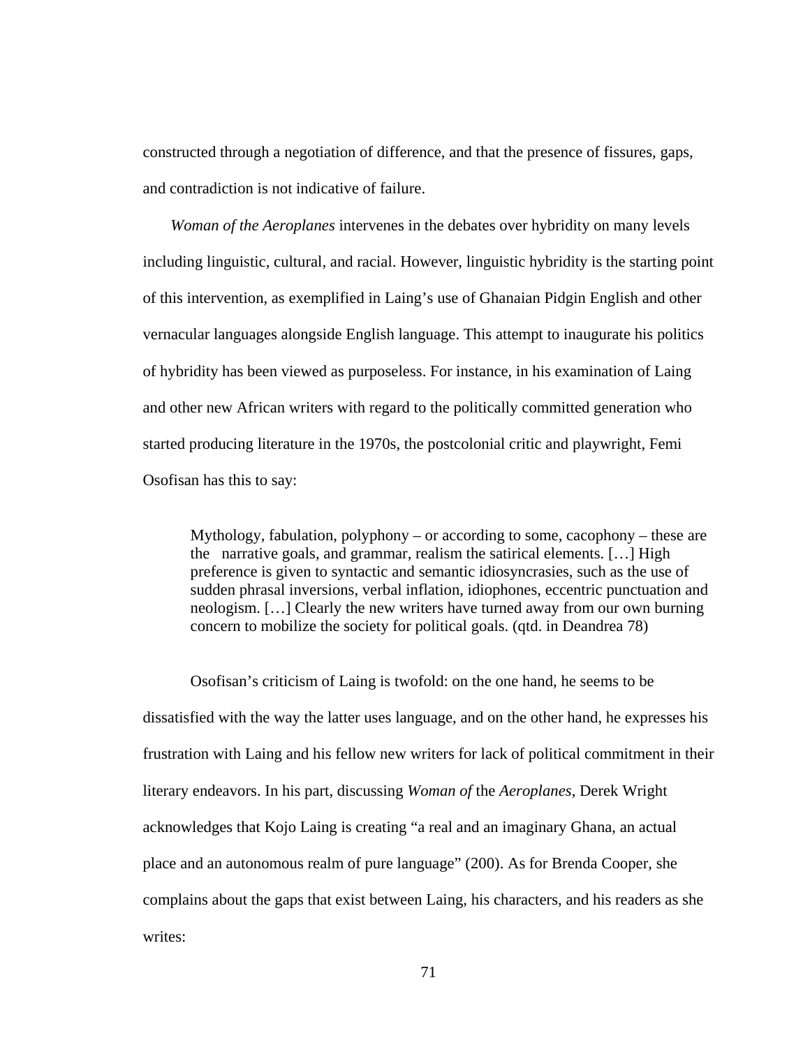constructed through a negotiation of difference, and that the presence of fissures, gaps, and contradiction is not indicative of failure.

*Woman of the Aeroplanes* intervenes in the debates over hybridity on many levels including linguistic, cultural, and racial. However, linguistic hybridity is the starting point of this intervention, as exemplified in Laing's use of Ghanaian Pidgin English and other vernacular languages alongside English language. This attempt to inaugurate his politics of hybridity has been viewed as purposeless. For instance, in his examination of Laing and other new African writers with regard to the politically committed generation who started producing literature in the 1970s, the postcolonial critic and playwright, Femi Osofisan has this to say:

> Mythology, fabulation, polyphony – or according to some, cacophony – these are the narrative goals, and grammar, realism the satirical elements. […] High preference is given to syntactic and semantic idiosyncrasies, such as the use of sudden phrasal inversions, verbal inflation, idiophones, eccentric punctuation and neologism. […] Clearly the new writers have turned away from our own burning concern to mobilize the society for political goals. (qtd. in Deandrea 78)

Osofisan's criticism of Laing is twofold: on the one hand, he seems to be dissatisfied with the way the latter uses language, and on the other hand, he expresses his frustration with Laing and his fellow new writers for lack of political commitment in their literary endeavors. In his part, discussing *Woman of* the *Aeroplanes*, Derek Wright acknowledges that Kojo Laing is creating "a real and an imaginary Ghana, an actual place and an autonomous realm of pure language" (200). As for Brenda Cooper, she complains about the gaps that exist between Laing, his characters, and his readers as she writes: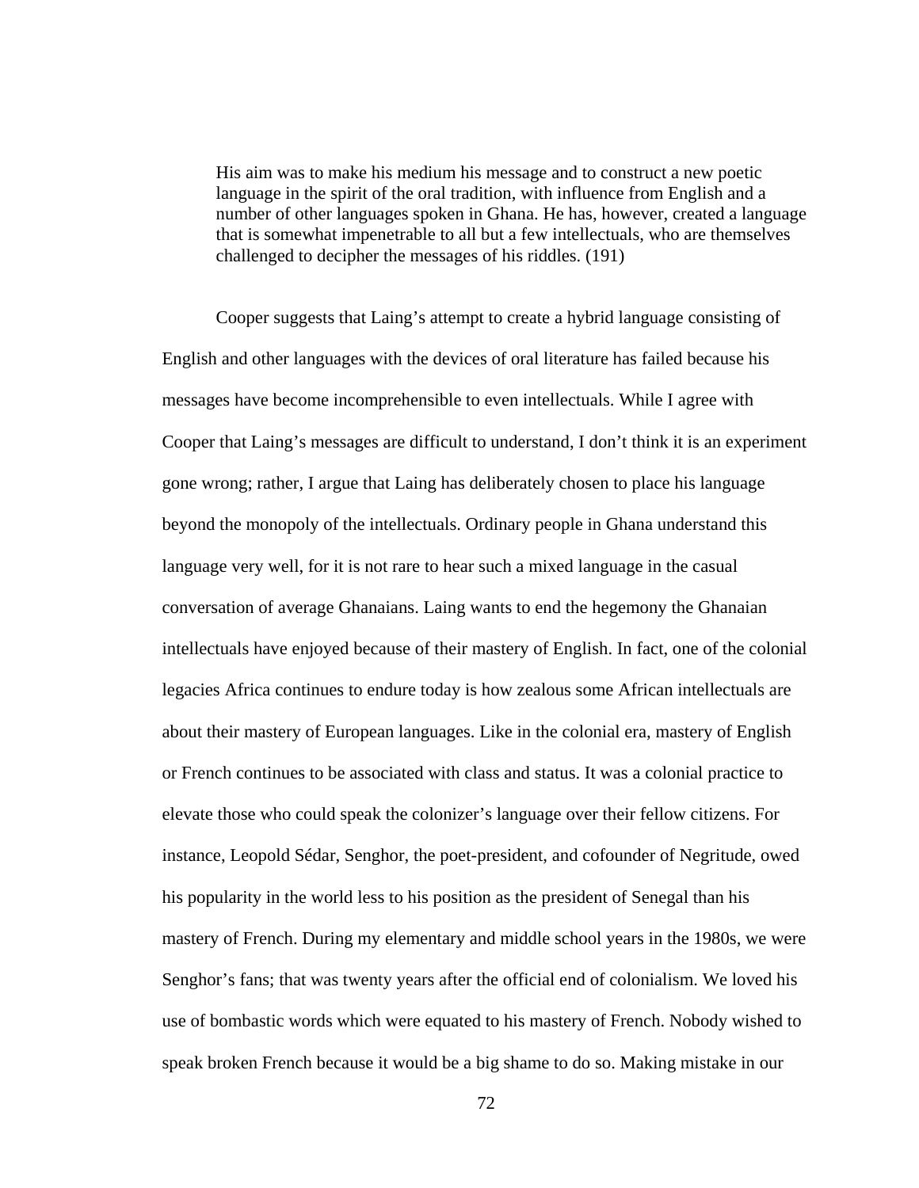> His aim was to make his medium his message and to construct a new poetic language in the spirit of the oral tradition, with influence from English and a number of other languages spoken in Ghana. He has, however, created a language that is somewhat impenetrable to all but a few intellectuals, who are themselves challenged to decipher the messages of his riddles. (191)

Cooper suggests that Laing's attempt to create a hybrid language consisting of English and other languages with the devices of oral literature has failed because his messages have become incomprehensible to even intellectuals. While I agree with Cooper that Laing's messages are difficult to understand, I don't think it is an experiment gone wrong; rather, I argue that Laing has deliberately chosen to place his language beyond the monopoly of the intellectuals. Ordinary people in Ghana understand this language very well, for it is not rare to hear such a mixed language in the casual conversation of average Ghanaians. Laing wants to end the hegemony the Ghanaian intellectuals have enjoyed because of their mastery of English. In fact, one of the colonial legacies Africa continues to endure today is how zealous some African intellectuals are about their mastery of European languages. Like in the colonial era, mastery of English or French continues to be associated with class and status. It was a colonial practice to elevate those who could speak the colonizer's language over their fellow citizens. For instance, Leopold Sédar, Senghor, the poet-president, and cofounder of Negritude, owed his popularity in the world less to his position as the president of Senegal than his mastery of French. During my elementary and middle school years in the 1980s, we were Senghor's fans; that was twenty years after the official end of colonialism. We loved his use of bombastic words which were equated to his mastery of French. Nobody wished to speak broken French because it would be a big shame to do so. Making mistake in our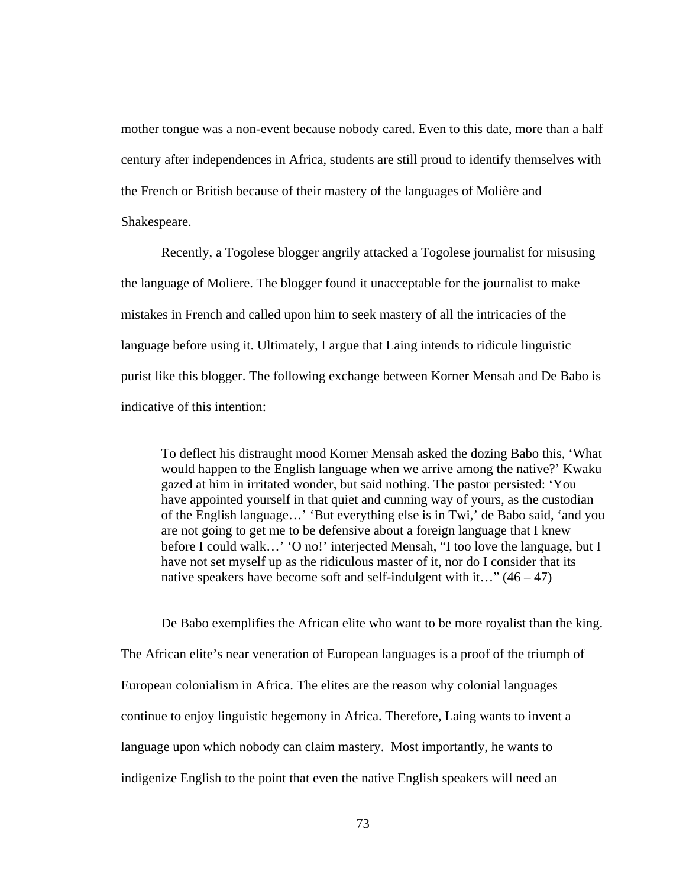mother tongue was a non-event because nobody cared. Even to this date, more than a half century after independences in Africa, students are still proud to identify themselves with the French or British because of their mastery of the languages of Molière and Shakespeare.

Recently, a Togolese blogger angrily attacked a Togolese journalist for misusing the language of Moliere. The blogger found it unacceptable for the journalist to make mistakes in French and called upon him to seek mastery of all the intricacies of the language before using it. Ultimately, I argue that Laing intends to ridicule linguistic purist like this blogger. The following exchange between Korner Mensah and De Babo is indicative of this intention:

> To deflect his distraught mood Korner Mensah asked the dozing Babo this, 'What would happen to the English language when we arrive among the native?' Kwaku gazed at him in irritated wonder, but said nothing. The pastor persisted: 'You have appointed yourself in that quiet and cunning way of yours, as the custodian of the English language…' 'But everything else is in Twi,' de Babo said, 'and you are not going to get me to be defensive about a foreign language that I knew before I could walk…' 'O no!' interjected Mensah, "I too love the language, but I have not set myself up as the ridiculous master of it, nor do I consider that its native speakers have become soft and self-indulgent with it…" (46 – 47)

De Babo exemplifies the African elite who want to be more royalist than the king. The African elite's near veneration of European languages is a proof of the triumph of European colonialism in Africa. The elites are the reason why colonial languages continue to enjoy linguistic hegemony in Africa. Therefore, Laing wants to invent a language upon which nobody can claim mastery. Most importantly, he wants to indigenize English to the point that even the native English speakers will need an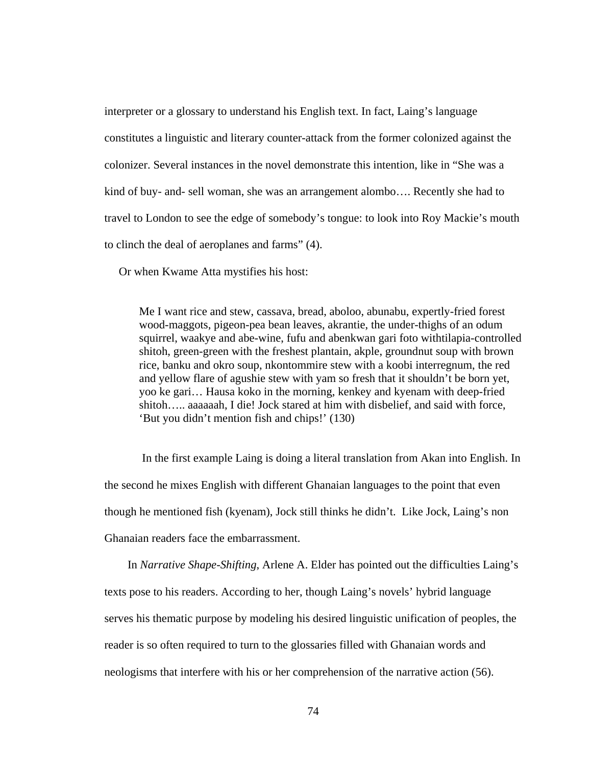interpreter or a glossary to understand his English text. In fact, Laing's language constitutes a linguistic and literary counter-attack from the former colonized against the colonizer. Several instances in the novel demonstrate this intention, like in "She was a kind of buy- and- sell woman, she was an arrangement alombo…. Recently she had to travel to London to see the edge of somebody's tongue: to look into Roy Mackie's mouth to clinch the deal of aeroplanes and farms" (4).

Or when Kwame Atta mystifies his host:

> Me I want rice and stew, cassava, bread, aboloo, abunabu, expertly-fried forest wood-maggots, pigeon-pea bean leaves, akrantie, the under-thighs of an odum squirrel, waakye and abe-wine, fufu and abenkwan gari foto withtilapia-controlled shitoh, green-green with the freshest plantain, akple, groundnut soup with brown rice, banku and okro soup, nkontommire stew with a koobi interregnum, the red and yellow flare of agushie stew with yam so fresh that it shouldn't be born yet, yoo ke gari… Hausa koko in the morning, kenkey and kyenam with deep-fried shitoh….. aaaaaah, I die! Jock stared at him with disbelief, and said with force, 'But you didn't mention fish and chips!' (130)

In the first example Laing is doing a literal translation from Akan into English. In the second he mixes English with different Ghanaian languages to the point that even though he mentioned fish (kyenam), Jock still thinks he didn't. Like Jock, Laing's non Ghanaian readers face the embarrassment.

In *Narrative Shape-Shifting*, Arlene A. Elder has pointed out the difficulties Laing's texts pose to his readers. According to her, though Laing's novels' hybrid language serves his thematic purpose by modeling his desired linguistic unification of peoples, the reader is so often required to turn to the glossaries filled with Ghanaian words and neologisms that interfere with his or her comprehension of the narrative action (56).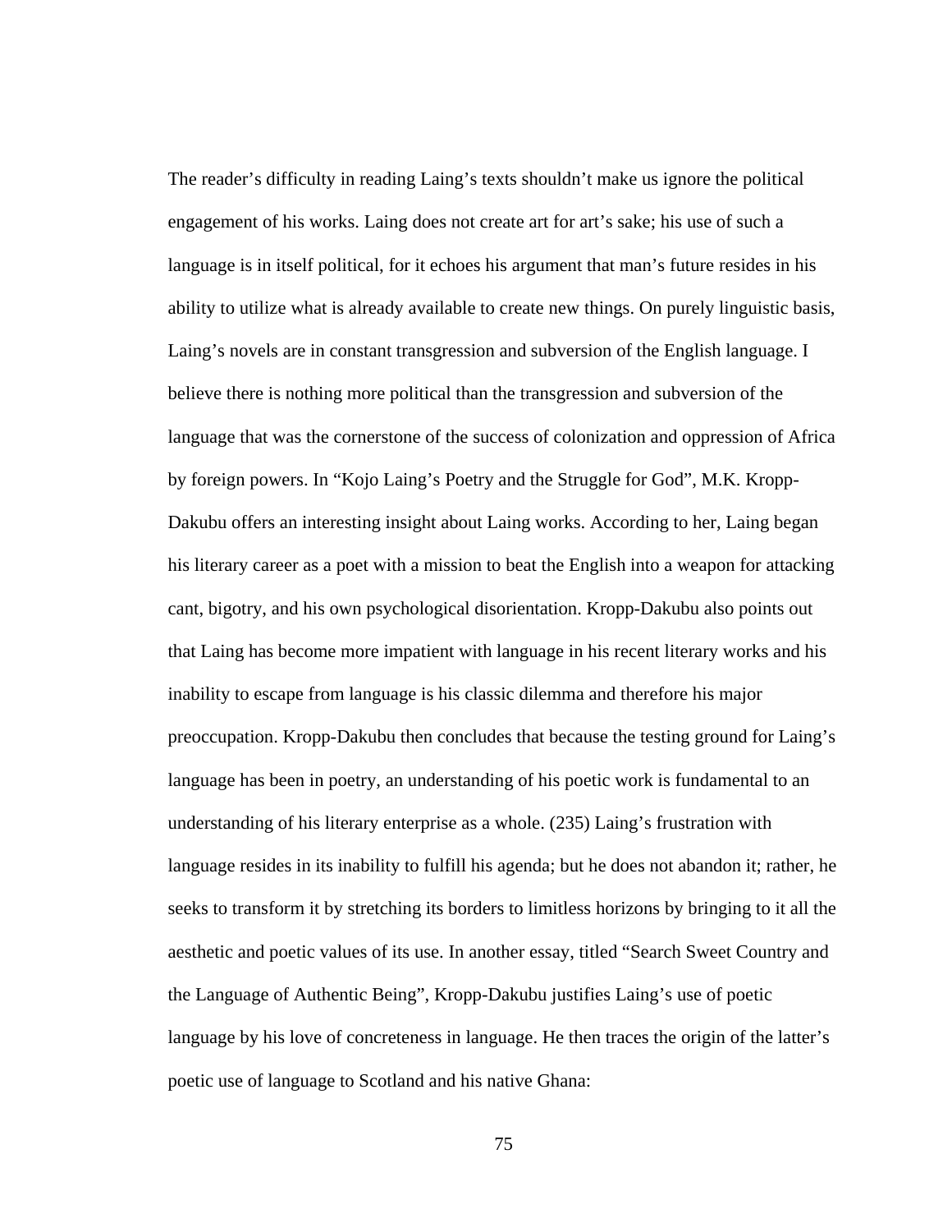The reader's difficulty in reading Laing's texts shouldn't make us ignore the political engagement of his works. Laing does not create art for art's sake; his use of such a language is in itself political, for it echoes his argument that man's future resides in his ability to utilize what is already available to create new things. On purely linguistic basis, Laing's novels are in constant transgression and subversion of the English language. I believe there is nothing more political than the transgression and subversion of the language that was the cornerstone of the success of colonization and oppression of Africa by foreign powers. In "Kojo Laing's Poetry and the Struggle for God", M.K. Kropp-Dakubu offers an interesting insight about Laing works. According to her, Laing began his literary career as a poet with a mission to beat the English into a weapon for attacking cant, bigotry, and his own psychological disorientation. Kropp-Dakubu also points out that Laing has become more impatient with language in his recent literary works and his inability to escape from language is his classic dilemma and therefore his major preoccupation. Kropp-Dakubu then concludes that because the testing ground for Laing's language has been in poetry, an understanding of his poetic work is fundamental to an understanding of his literary enterprise as a whole. (235) Laing's frustration with language resides in its inability to fulfill his agenda; but he does not abandon it; rather, he seeks to transform it by stretching its borders to limitless horizons by bringing to it all the aesthetic and poetic values of its use. In another essay, titled "Search Sweet Country and the Language of Authentic Being", Kropp-Dakubu justifies Laing's use of poetic language by his love of concreteness in language. He then traces the origin of the latter's poetic use of language to Scotland and his native Ghana: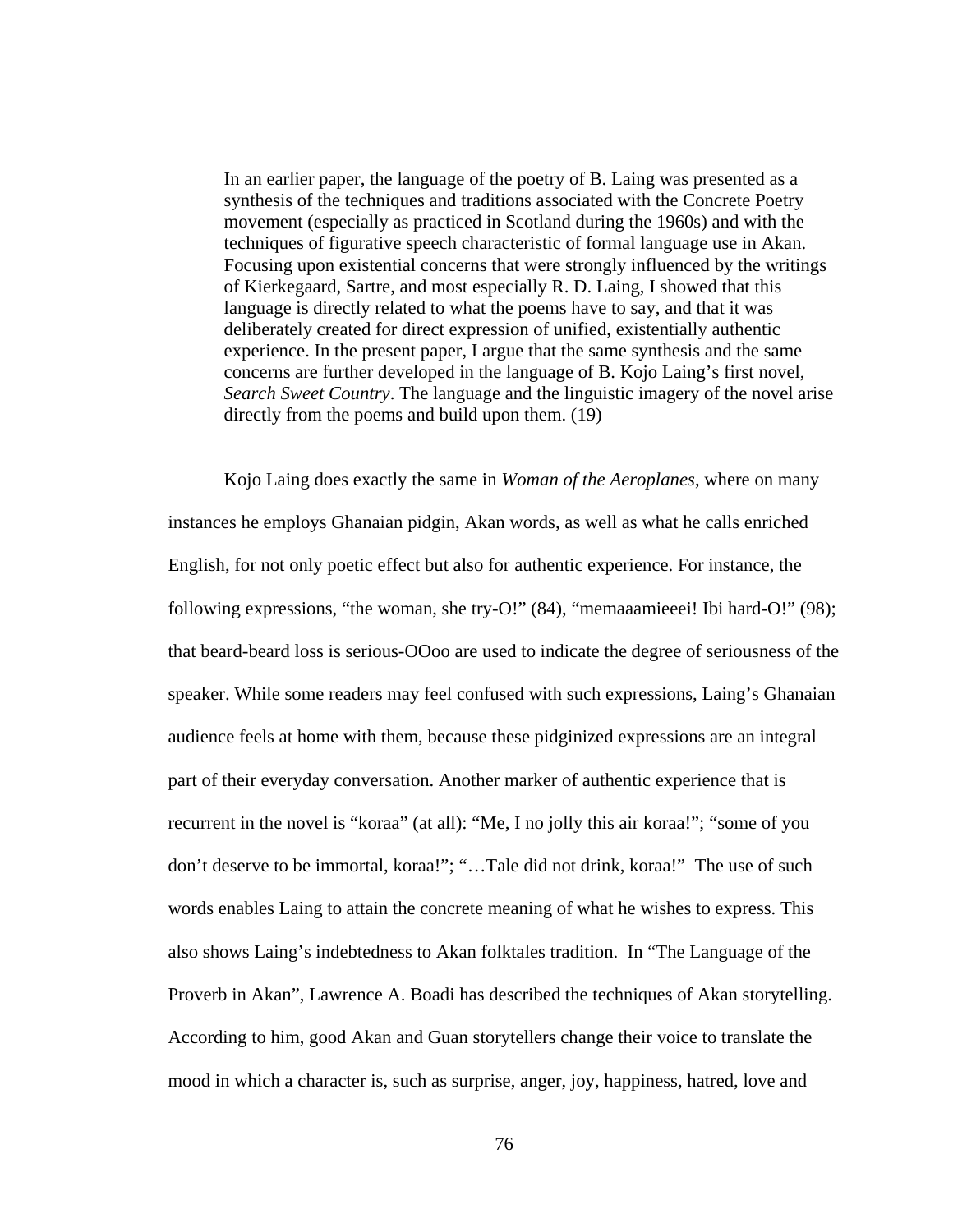> In an earlier paper, the language of the poetry of B. Laing was presented as a synthesis of the techniques and traditions associated with the Concrete Poetry movement (especially as practiced in Scotland during the 1960s) and with the techniques of figurative speech characteristic of formal language use in Akan. Focusing upon existential concerns that were strongly influenced by the writings of Kierkegaard, Sartre, and most especially R. D. Laing, I showed that this language is directly related to what the poems have to say, and that it was deliberately created for direct expression of unified, existentially authentic experience. In the present paper, I argue that the same synthesis and the same concerns are further developed in the language of B. Kojo Laing's first novel, *Search Sweet Country*. The language and the linguistic imagery of the novel arise directly from the poems and build upon them. (19)

Kojo Laing does exactly the same in *Woman of the Aeroplanes*, where on many instances he employs Ghanaian pidgin, Akan words, as well as what he calls enriched English, for not only poetic effect but also for authentic experience. For instance, the following expressions, "the woman, she try-O!" (84), "memaaamieeei! Ibi hard-O!" (98); that beard-beard loss is serious-OOoo are used to indicate the degree of seriousness of the speaker. While some readers may feel confused with such expressions, Laing's Ghanaian audience feels at home with them, because these pidginized expressions are an integral part of their everyday conversation. Another marker of authentic experience that is recurrent in the novel is "koraa" (at all): "Me, I no jolly this air koraa!"; "some of you don't deserve to be immortal, koraa!"; "…Tale did not drink, koraa!" The use of such words enables Laing to attain the concrete meaning of what he wishes to express. This also shows Laing's indebtedness to Akan folktales tradition. In "The Language of the Proverb in Akan", Lawrence A. Boadi has described the techniques of Akan storytelling. According to him, good Akan and Guan storytellers change their voice to translate the mood in which a character is, such as surprise, anger, joy, happiness, hatred, love and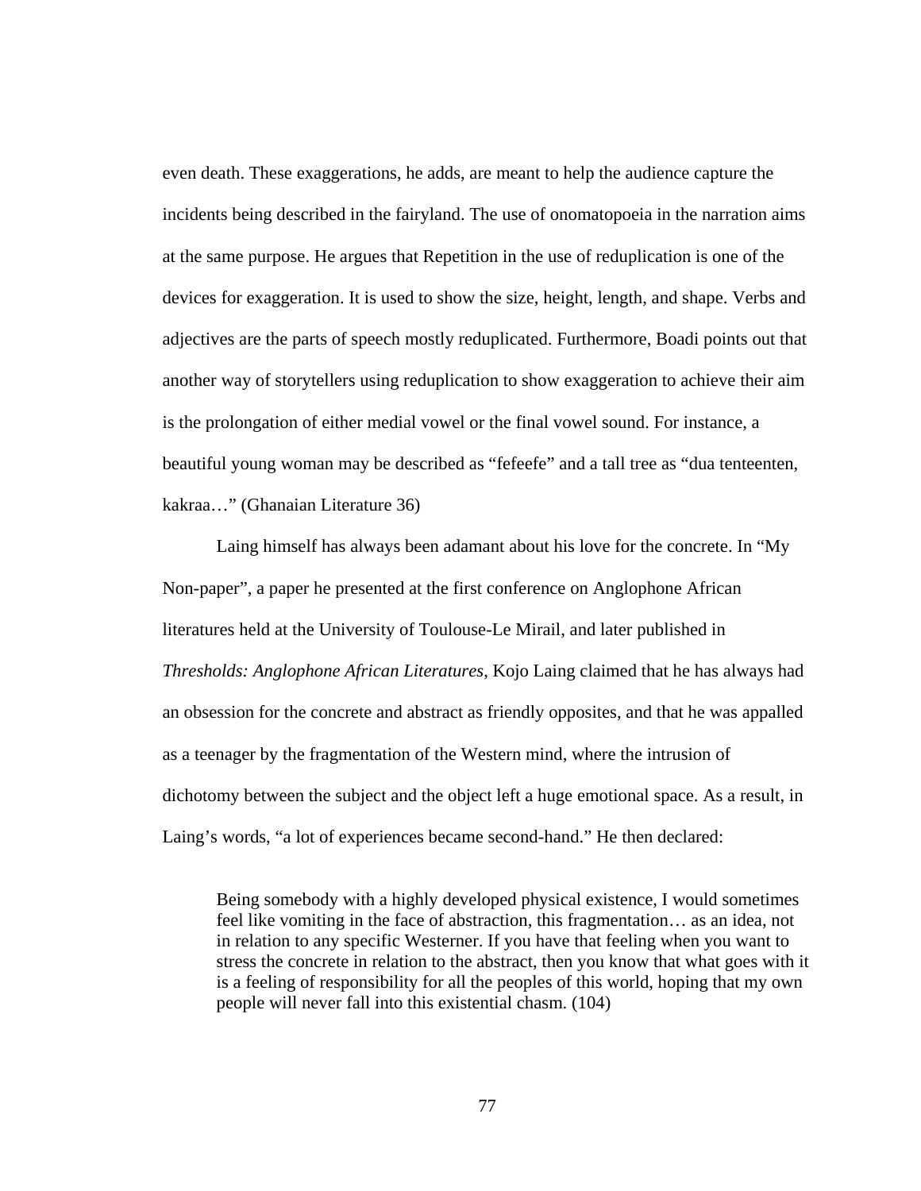even death. These exaggerations, he adds, are meant to help the audience capture the incidents being described in the fairyland. The use of onomatopoeia in the narration aims at the same purpose. He argues that Repetition in the use of reduplication is one of the devices for exaggeration. It is used to show the size, height, length, and shape. Verbs and adjectives are the parts of speech mostly reduplicated. Furthermore, Boadi points out that another way of storytellers using reduplication to show exaggeration to achieve their aim is the prolongation of either medial vowel or the final vowel sound. For instance, a beautiful young woman may be described as "fefeefe" and a tall tree as "dua tenteenten, kakraa…" (Ghanaian Literature 36)

Laing himself has always been adamant about his love for the concrete. In "My Non-paper", a paper he presented at the first conference on Anglophone African literatures held at the University of Toulouse-Le Mirail, and later published in *Thresholds: Anglophone African Literatures*, Kojo Laing claimed that he has always had an obsession for the concrete and abstract as friendly opposites, and that he was appalled as a teenager by the fragmentation of the Western mind, where the intrusion of dichotomy between the subject and the object left a huge emotional space. As a result, in Laing's words, "a lot of experiences became second-hand." He then declared:

> Being somebody with a highly developed physical existence, I would sometimes feel like vomiting in the face of abstraction, this fragmentation… as an idea, not in relation to any specific Westerner. If you have that feeling when you want to stress the concrete in relation to the abstract, then you know that what goes with it is a feeling of responsibility for all the peoples of this world, hoping that my own people will never fall into this existential chasm. (104)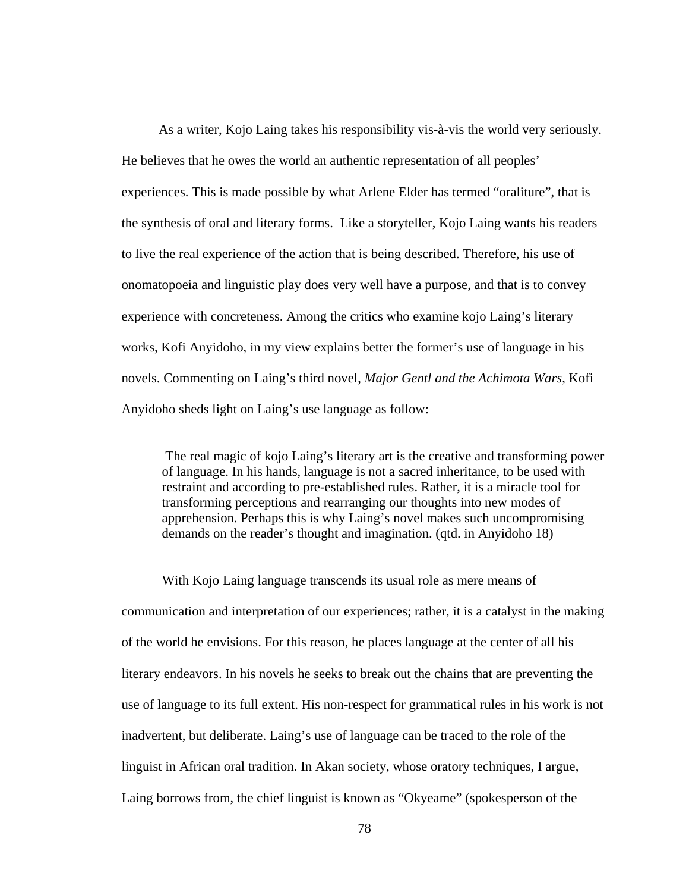As a writer, Kojo Laing takes his responsibility vis-à-vis the world very seriously. He believes that he owes the world an authentic representation of all peoples' experiences. This is made possible by what Arlene Elder has termed "oraliture", that is the synthesis of oral and literary forms. Like a storyteller, Kojo Laing wants his readers to live the real experience of the action that is being described. Therefore, his use of onomatopoeia and linguistic play does very well have a purpose, and that is to convey experience with concreteness. Among the critics who examine kojo Laing's literary works, Kofi Anyidoho, in my view explains better the former's use of language in his novels. Commenting on Laing's third novel, *Major Gentl and the Achimota Wars*, Kofi Anyidoho sheds light on Laing's use language as follow:

> The real magic of kojo Laing's literary art is the creative and transforming power of language. In his hands, language is not a sacred inheritance, to be used with restraint and according to pre-established rules. Rather, it is a miracle tool for transforming perceptions and rearranging our thoughts into new modes of apprehension. Perhaps this is why Laing's novel makes such uncompromising demands on the reader's thought and imagination. (qtd. in Anyidoho 18)

With Kojo Laing language transcends its usual role as mere means of communication and interpretation of our experiences; rather, it is a catalyst in the making of the world he envisions. For this reason, he places language at the center of all his literary endeavors. In his novels he seeks to break out the chains that are preventing the use of language to its full extent. His non-respect for grammatical rules in his work is not inadvertent, but deliberate. Laing's use of language can be traced to the role of the linguist in African oral tradition. In Akan society, whose oratory techniques, I argue, Laing borrows from, the chief linguist is known as "Okyeame" (spokesperson of the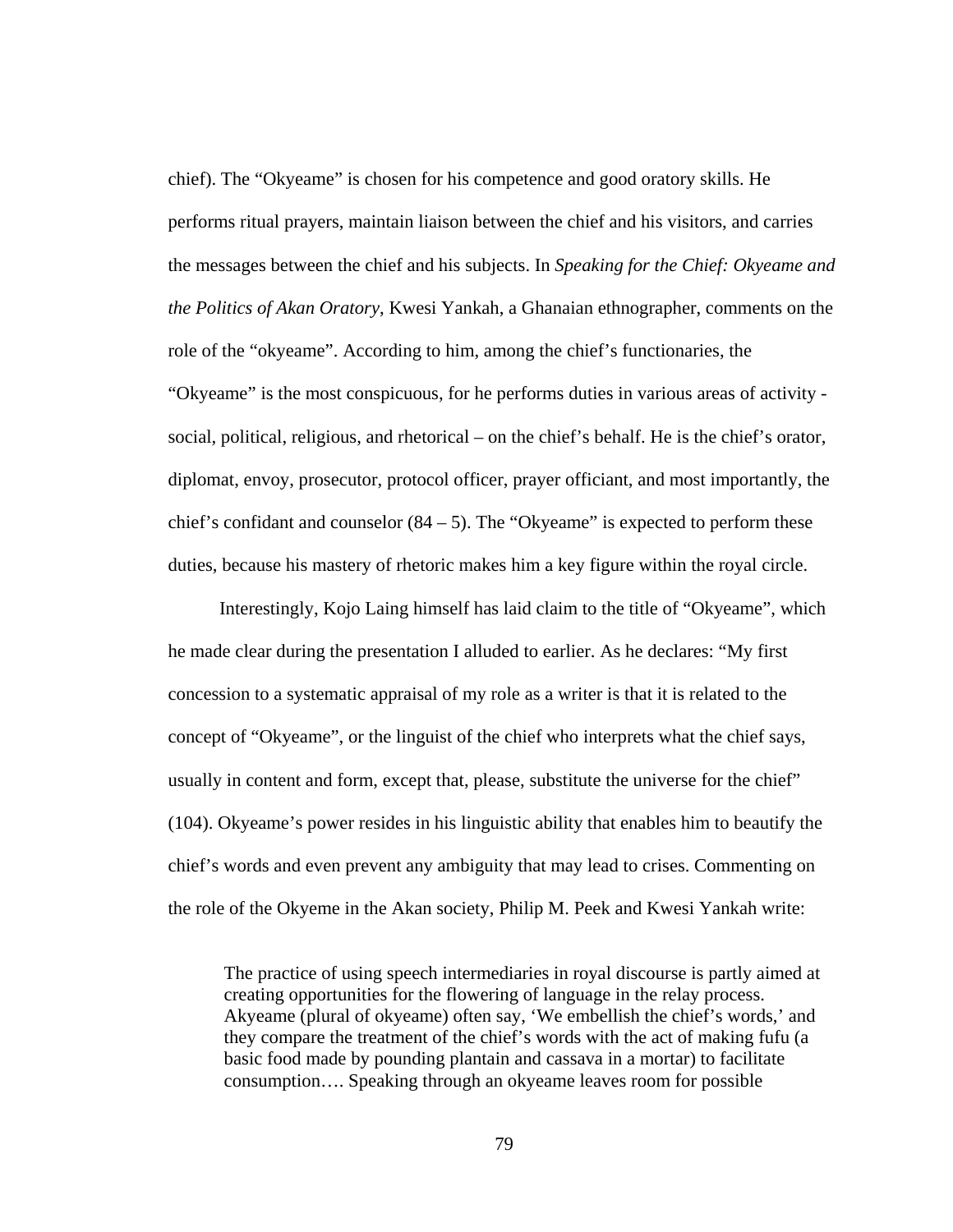chief). The "Okyeame" is chosen for his competence and good oratory skills. He performs ritual prayers, maintain liaison between the chief and his visitors, and carries the messages between the chief and his subjects. In *Speaking for the Chief: Okyeame and the Politics of Akan Oratory*, Kwesi Yankah, a Ghanaian ethnographer, comments on the role of the "okyeame". According to him, among the chief's functionaries, the "Okyeame" is the most conspicuous, for he performs duties in various areas of activity - social, political, religious, and rhetorical – on the chief's behalf. He is the chief's orator, diplomat, envoy, prosecutor, protocol officer, prayer officiant, and most importantly, the chief's confidant and counselor (84 – 5). The "Okyeame" is expected to perform these duties, because his mastery of rhetoric makes him a key figure within the royal circle.

Interestingly, Kojo Laing himself has laid claim to the title of "Okyeame", which he made clear during the presentation I alluded to earlier. As he declares: "My first concession to a systematic appraisal of my role as a writer is that it is related to the concept of "Okyeame", or the linguist of the chief who interprets what the chief says, usually in content and form, except that, please, substitute the universe for the chief" (104). Okyeame's power resides in his linguistic ability that enables him to beautify the chief's words and even prevent any ambiguity that may lead to crises. Commenting on the role of the Okyeme in the Akan society, Philip M. Peek and Kwesi Yankah write:

> The practice of using speech intermediaries in royal discourse is partly aimed at creating opportunities for the flowering of language in the relay process. Akyeame (plural of okyeame) often say, 'We embellish the chief's words,' and they compare the treatment of the chief's words with the act of making fufu (a basic food made by pounding plantain and cassava in a mortar) to facilitate consumption…. Speaking through an okyeame leaves room for possible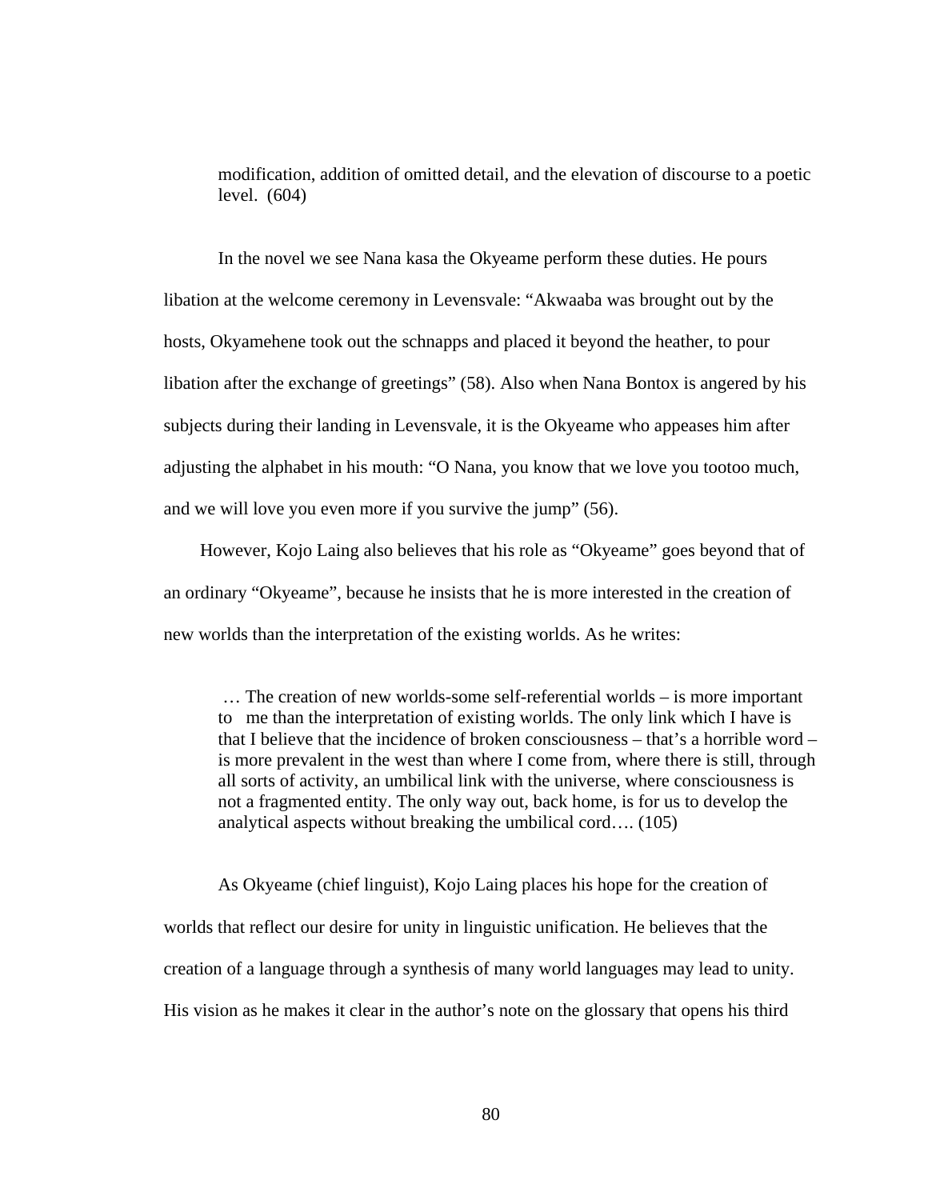> modification, addition of omitted detail, and the elevation of discourse to a poetic level. (604)

In the novel we see Nana kasa the Okyeame perform these duties. He pours libation at the welcome ceremony in Levensvale: "Akwaaba was brought out by the hosts, Okyamehene took out the schnapps and placed it beyond the heather, to pour libation after the exchange of greetings" (58). Also when Nana Bontox is angered by his subjects during their landing in Levensvale, it is the Okyeame who appeases him after adjusting the alphabet in his mouth: "O Nana, you know that we love you tootoo much, and we will love you even more if you survive the jump" (56).

However, Kojo Laing also believes that his role as "Okyeame" goes beyond that of an ordinary "Okyeame", because he insists that he is more interested in the creation of new worlds than the interpretation of the existing worlds. As he writes:

> … The creation of new worlds-some self-referential worlds – is more important to me than the interpretation of existing worlds. The only link which I have is that I believe that the incidence of broken consciousness – that's a horrible word – is more prevalent in the west than where I come from, where there is still, through all sorts of activity, an umbilical link with the universe, where consciousness is not a fragmented entity. The only way out, back home, is for us to develop the analytical aspects without breaking the umbilical cord…. (105)

As Okyeame (chief linguist), Kojo Laing places his hope for the creation of worlds that reflect our desire for unity in linguistic unification. He believes that the creation of a language through a synthesis of many world languages may lead to unity. His vision as he makes it clear in the author's note on the glossary that opens his third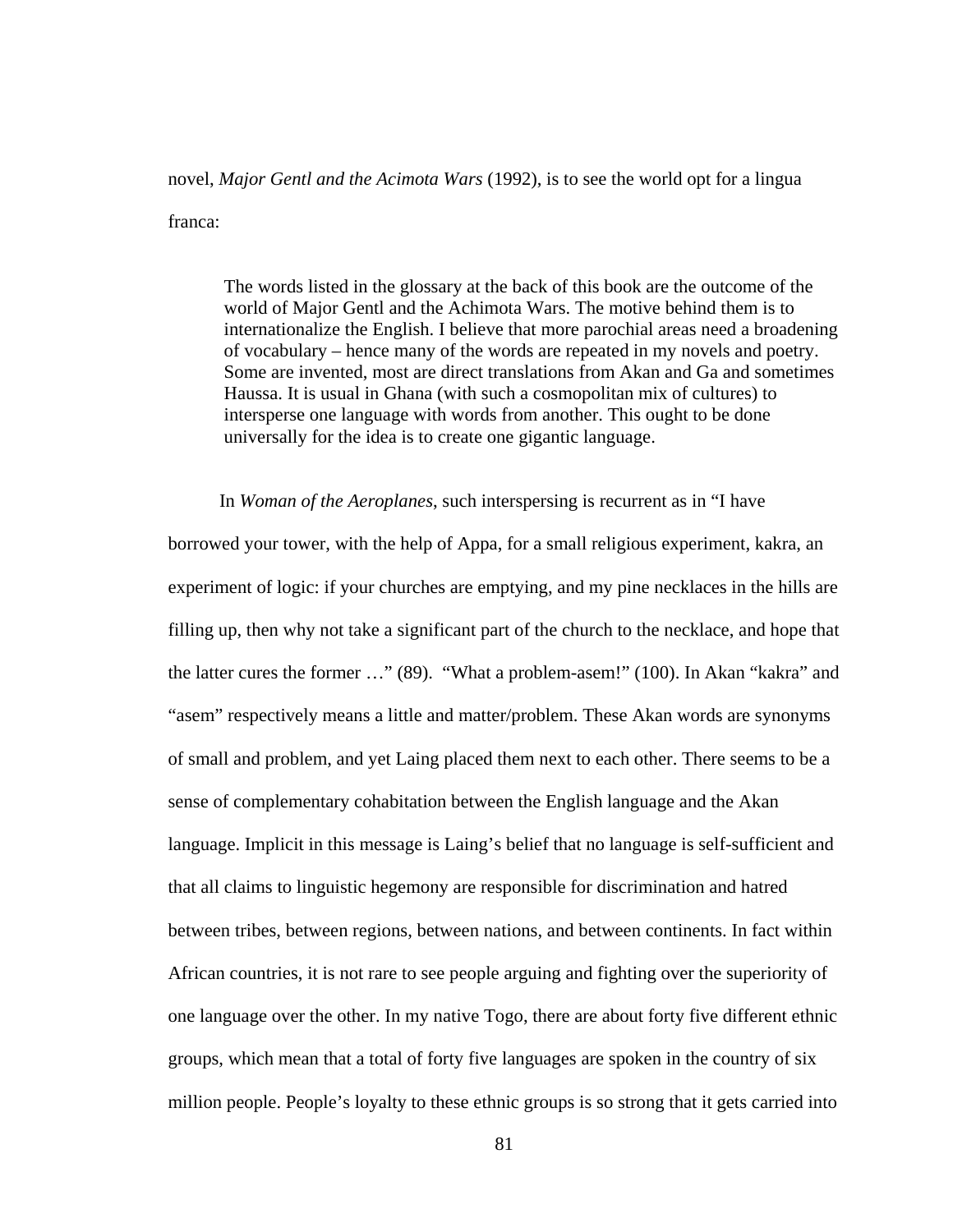novel, *Major Gentl and the Acimota Wars* (1992), is to see the world opt for a lingua franca:

> The words listed in the glossary at the back of this book are the outcome of the world of Major Gentl and the Achimota Wars. The motive behind them is to internationalize the English. I believe that more parochial areas need a broadening of vocabulary – hence many of the words are repeated in my novels and poetry. Some are invented, most are direct translations from Akan and Ga and sometimes Haussa. It is usual in Ghana (with such a cosmopolitan mix of cultures) to intersperse one language with words from another. This ought to be done universally for the idea is to create one gigantic language.

In *Woman of the Aeroplanes*, such interspersing is recurrent as in "I have borrowed your tower, with the help of Appa, for a small religious experiment, kakra, an experiment of logic: if your churches are emptying, and my pine necklaces in the hills are filling up, then why not take a significant part of the church to the necklace, and hope that the latter cures the former …" (89). "What a problem-asem!" (100). In Akan "kakra" and "asem" respectively means a little and matter/problem. These Akan words are synonyms of small and problem, and yet Laing placed them next to each other. There seems to be a sense of complementary cohabitation between the English language and the Akan language. Implicit in this message is Laing's belief that no language is self-sufficient and that all claims to linguistic hegemony are responsible for discrimination and hatred between tribes, between regions, between nations, and between continents. In fact within African countries, it is not rare to see people arguing and fighting over the superiority of one language over the other. In my native Togo, there are about forty five different ethnic groups, which mean that a total of forty five languages are spoken in the country of six million people. People's loyalty to these ethnic groups is so strong that it gets carried into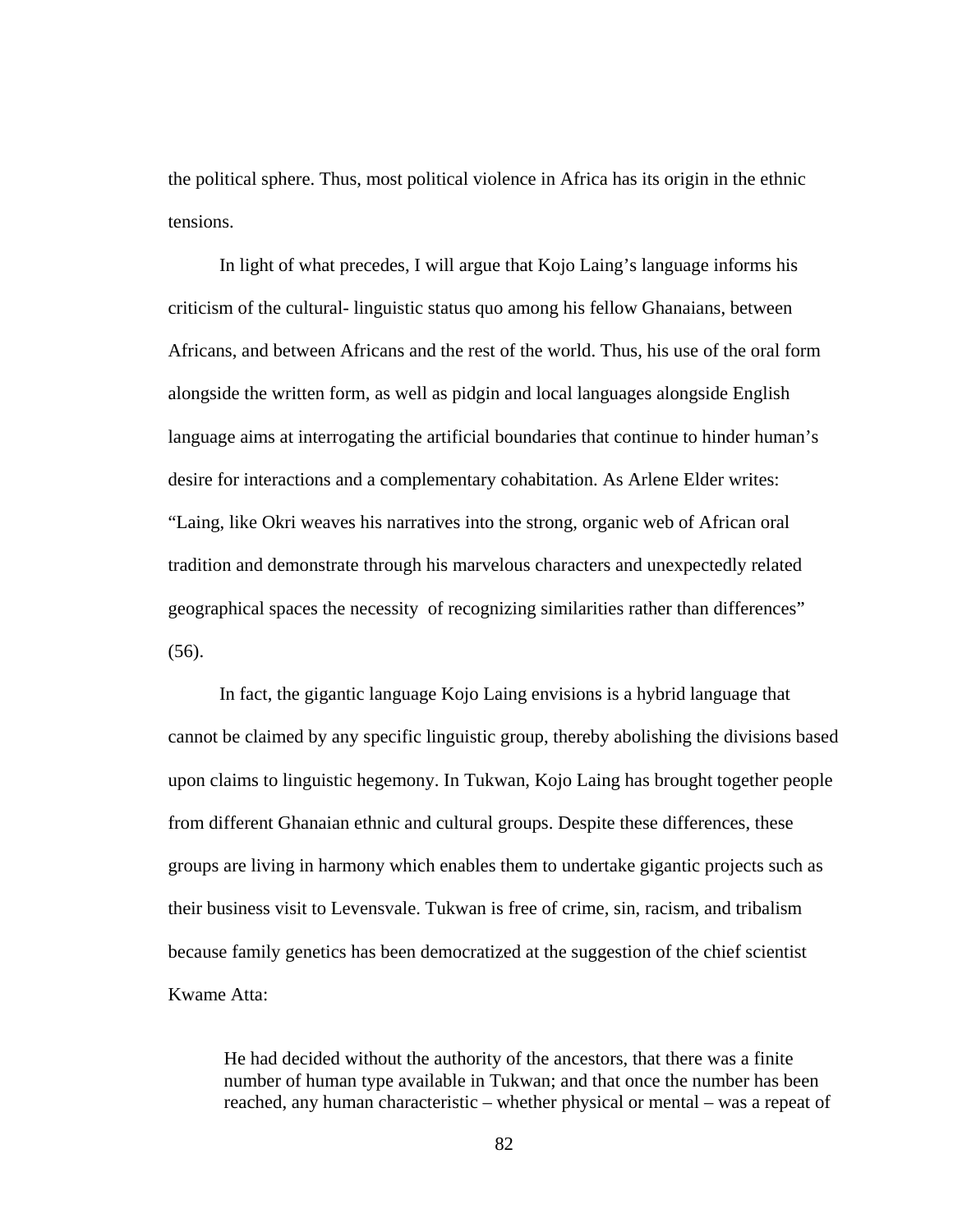the political sphere. Thus, most political violence in Africa has its origin in the ethnic tensions.

In light of what precedes, I will argue that Kojo Laing's language informs his criticism of the cultural- linguistic status quo among his fellow Ghanaians, between Africans, and between Africans and the rest of the world. Thus, his use of the oral form alongside the written form, as well as pidgin and local languages alongside English language aims at interrogating the artificial boundaries that continue to hinder human's desire for interactions and a complementary cohabitation. As Arlene Elder writes: "Laing, like Okri weaves his narratives into the strong, organic web of African oral tradition and demonstrate through his marvelous characters and unexpectedly related geographical spaces the necessity of recognizing similarities rather than differences" (56).

In fact, the gigantic language Kojo Laing envisions is a hybrid language that cannot be claimed by any specific linguistic group, thereby abolishing the divisions based upon claims to linguistic hegemony. In Tukwan, Kojo Laing has brought together people from different Ghanaian ethnic and cultural groups. Despite these differences, these groups are living in harmony which enables them to undertake gigantic projects such as their business visit to Levensvale. Tukwan is free of crime, sin, racism, and tribalism because family genetics has been democratized at the suggestion of the chief scientist Kwame Atta:

> He had decided without the authority of the ancestors, that there was a finite number of human type available in Tukwan; and that once the number has been reached, any human characteristic – whether physical or mental – was a repeat of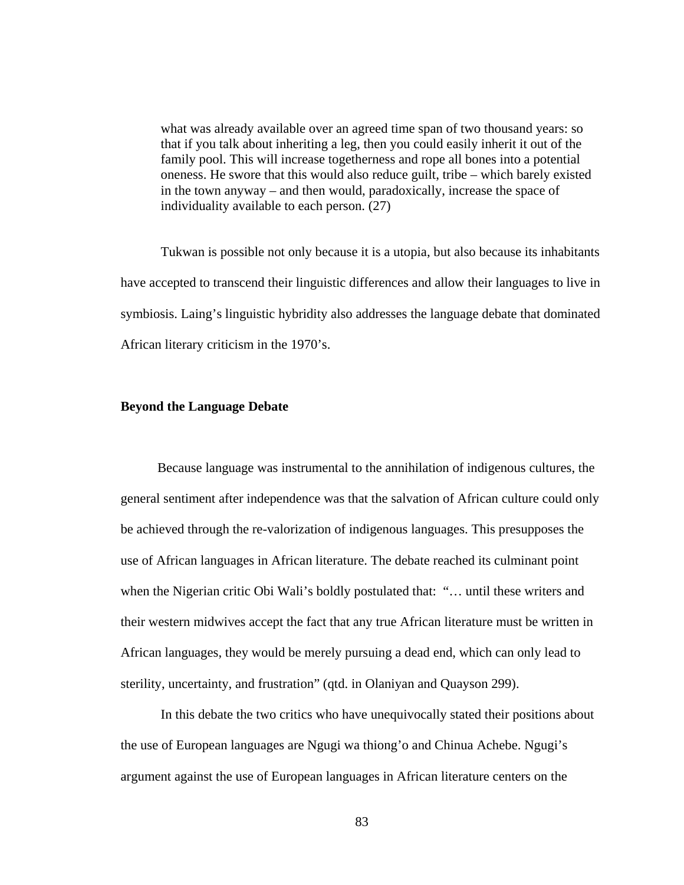> what was already available over an agreed time span of two thousand years: so that if you talk about inheriting a leg, then you could easily inherit it out of the family pool. This will increase togetherness and rope all bones into a potential oneness. He swore that this would also reduce guilt, tribe – which barely existed in the town anyway – and then would, paradoxically, increase the space of individuality available to each person. (27)

Tukwan is possible not only because it is a utopia, but also because its inhabitants have accepted to transcend their linguistic differences and allow their languages to live in symbiosis. Laing's linguistic hybridity also addresses the language debate that dominated African literary criticism in the 1970's.

### Beyond the Language Debate

Because language was instrumental to the annihilation of indigenous cultures, the general sentiment after independence was that the salvation of African culture could only be achieved through the re-valorization of indigenous languages. This presupposes the use of African languages in African literature. The debate reached its culminant point when the Nigerian critic Obi Wali's boldly postulated that: "… until these writers and their western midwives accept the fact that any true African literature must be written in African languages, they would be merely pursuing a dead end, which can only lead to sterility, uncertainty, and frustration" (qtd. in Olaniyan and Quayson 299).

In this debate the two critics who have unequivocally stated their positions about the use of European languages are Ngugi wa thiong'o and Chinua Achebe. Ngugi's argument against the use of European languages in African literature centers on the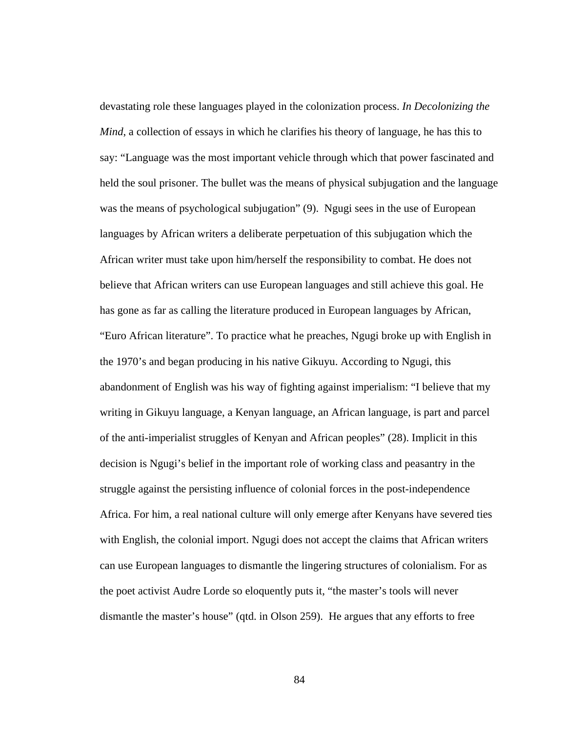devastating role these languages played in the colonization process. *In Decolonizing the Mind*, a collection of essays in which he clarifies his theory of language, he has this to say: "Language was the most important vehicle through which that power fascinated and held the soul prisoner. The bullet was the means of physical subjugation and the language was the means of psychological subjugation" (9). Ngugi sees in the use of European languages by African writers a deliberate perpetuation of this subjugation which the African writer must take upon him/herself the responsibility to combat. He does not believe that African writers can use European languages and still achieve this goal. He has gone as far as calling the literature produced in European languages by African, "Euro African literature". To practice what he preaches, Ngugi broke up with English in the 1970's and began producing in his native Gikuyu. According to Ngugi, this abandonment of English was his way of fighting against imperialism: "I believe that my writing in Gikuyu language, a Kenyan language, an African language, is part and parcel of the anti-imperialist struggles of Kenyan and African peoples" (28). Implicit in this decision is Ngugi's belief in the important role of working class and peasantry in the struggle against the persisting influence of colonial forces in the post-independence Africa. For him, a real national culture will only emerge after Kenyans have severed ties with English, the colonial import. Ngugi does not accept the claims that African writers can use European languages to dismantle the lingering structures of colonialism. For as the poet activist Audre Lorde so eloquently puts it, "the master's tools will never dismantle the master's house" (qtd. in Olson 259). He argues that any efforts to free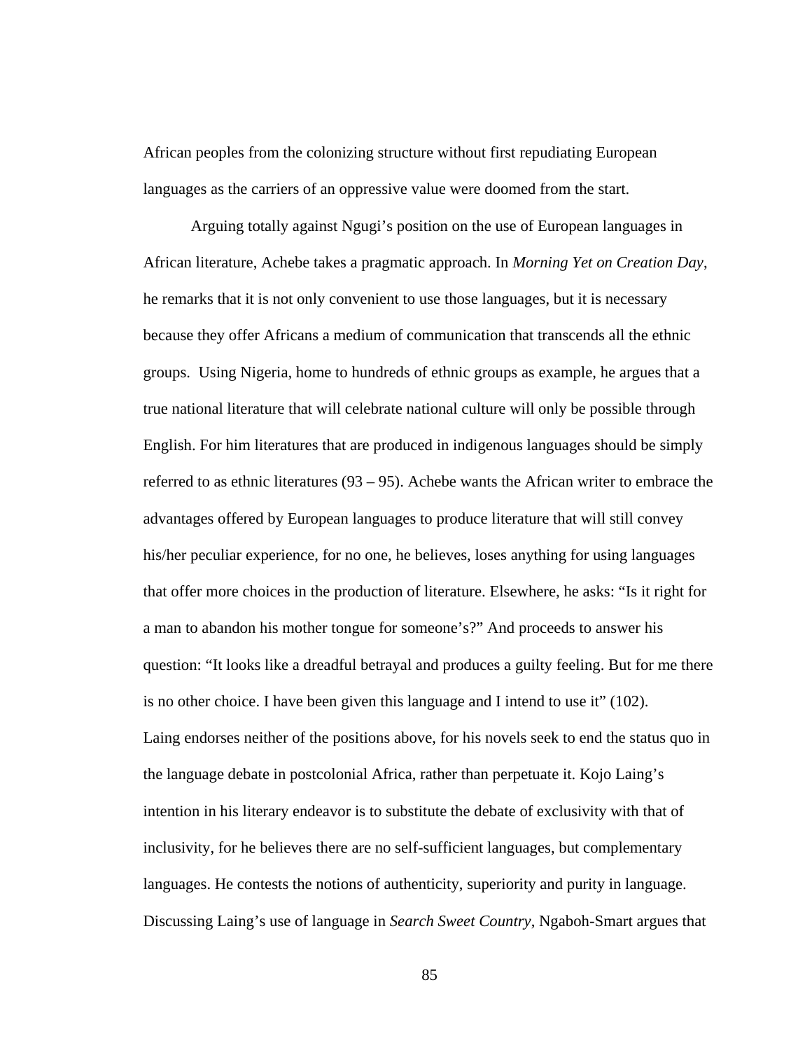African peoples from the colonizing structure without first repudiating European languages as the carriers of an oppressive value were doomed from the start.

Arguing totally against Ngugi's position on the use of European languages in African literature, Achebe takes a pragmatic approach. In *Morning Yet on Creation Day*, he remarks that it is not only convenient to use those languages, but it is necessary because they offer Africans a medium of communication that transcends all the ethnic groups. Using Nigeria, home to hundreds of ethnic groups as example, he argues that a true national literature that will celebrate national culture will only be possible through English. For him literatures that are produced in indigenous languages should be simply referred to as ethnic literatures (93 – 95). Achebe wants the African writer to embrace the advantages offered by European languages to produce literature that will still convey his/her peculiar experience, for no one, he believes, loses anything for using languages that offer more choices in the production of literature. Elsewhere, he asks: "Is it right for a man to abandon his mother tongue for someone's?" And proceeds to answer his question: "It looks like a dreadful betrayal and produces a guilty feeling. But for me there is no other choice. I have been given this language and I intend to use it" (102).

Laing endorses neither of the positions above, for his novels seek to end the status quo in the language debate in postcolonial Africa, rather than perpetuate it. Kojo Laing's intention in his literary endeavor is to substitute the debate of exclusivity with that of inclusivity, for he believes there are no self-sufficient languages, but complementary languages. He contests the notions of authenticity, superiority and purity in language. Discussing Laing's use of language in *Search Sweet Country*, Ngaboh-Smart argues that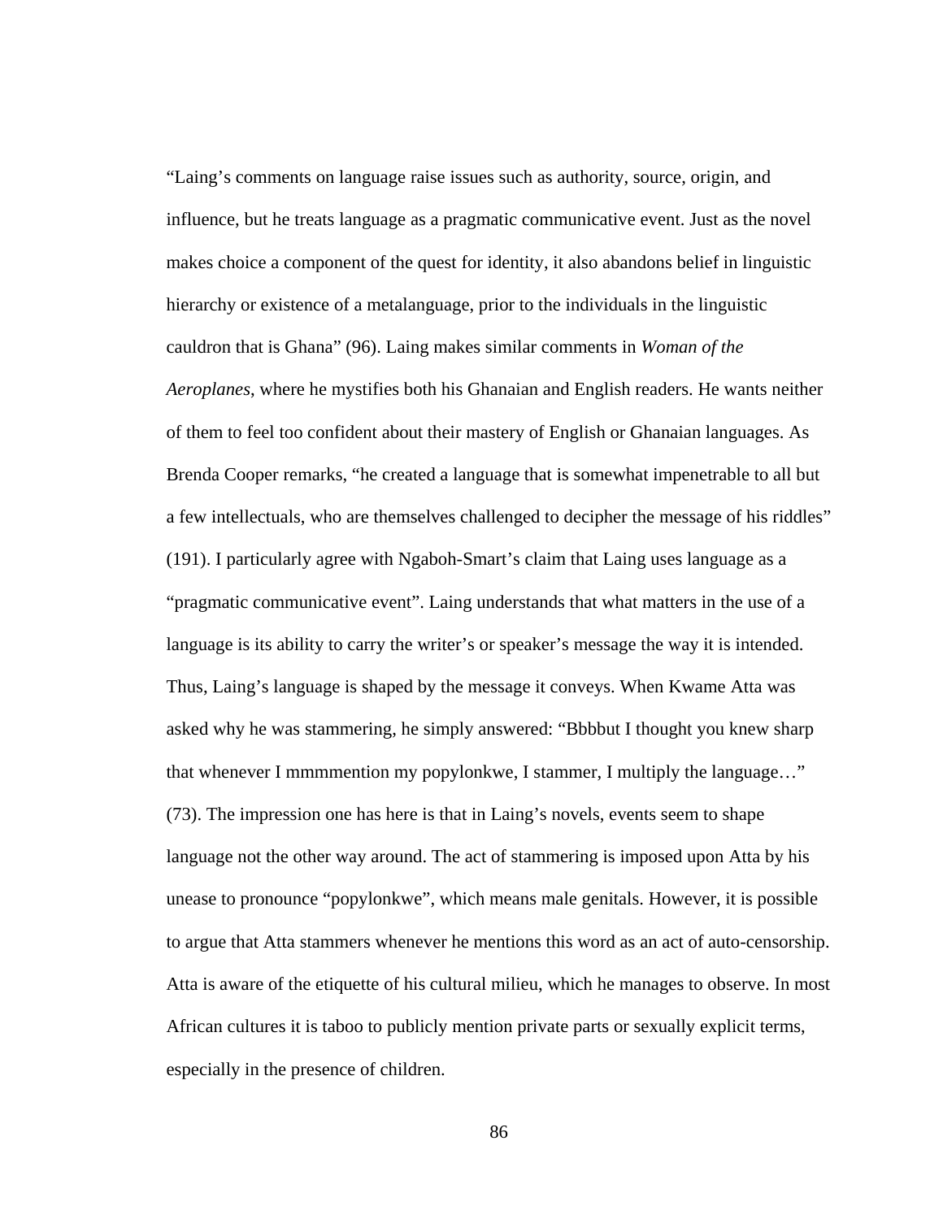"Laing's comments on language raise issues such as authority, source, origin, and influence, but he treats language as a pragmatic communicative event. Just as the novel makes choice a component of the quest for identity, it also abandons belief in linguistic hierarchy or existence of a metalanguage, prior to the individuals in the linguistic cauldron that is Ghana" (96). Laing makes similar comments in *Woman of the Aeroplanes*, where he mystifies both his Ghanaian and English readers. He wants neither of them to feel too confident about their mastery of English or Ghanaian languages. As Brenda Cooper remarks, "he created a language that is somewhat impenetrable to all but a few intellectuals, who are themselves challenged to decipher the message of his riddles" (191). I particularly agree with Ngaboh-Smart's claim that Laing uses language as a "pragmatic communicative event". Laing understands that what matters in the use of a language is its ability to carry the writer's or speaker's message the way it is intended. Thus, Laing's language is shaped by the message it conveys. When Kwame Atta was asked why he was stammering, he simply answered: "Bbbbut I thought you knew sharp that whenever I mmmmention my popylonkwe, I stammer, I multiply the language…" (73). The impression one has here is that in Laing's novels, events seem to shape language not the other way around. The act of stammering is imposed upon Atta by his unease to pronounce "popylonkwe", which means male genitals. However, it is possible to argue that Atta stammers whenever he mentions this word as an act of auto-censorship. Atta is aware of the etiquette of his cultural milieu, which he manages to observe. In most African cultures it is taboo to publicly mention private parts or sexually explicit terms, especially in the presence of children.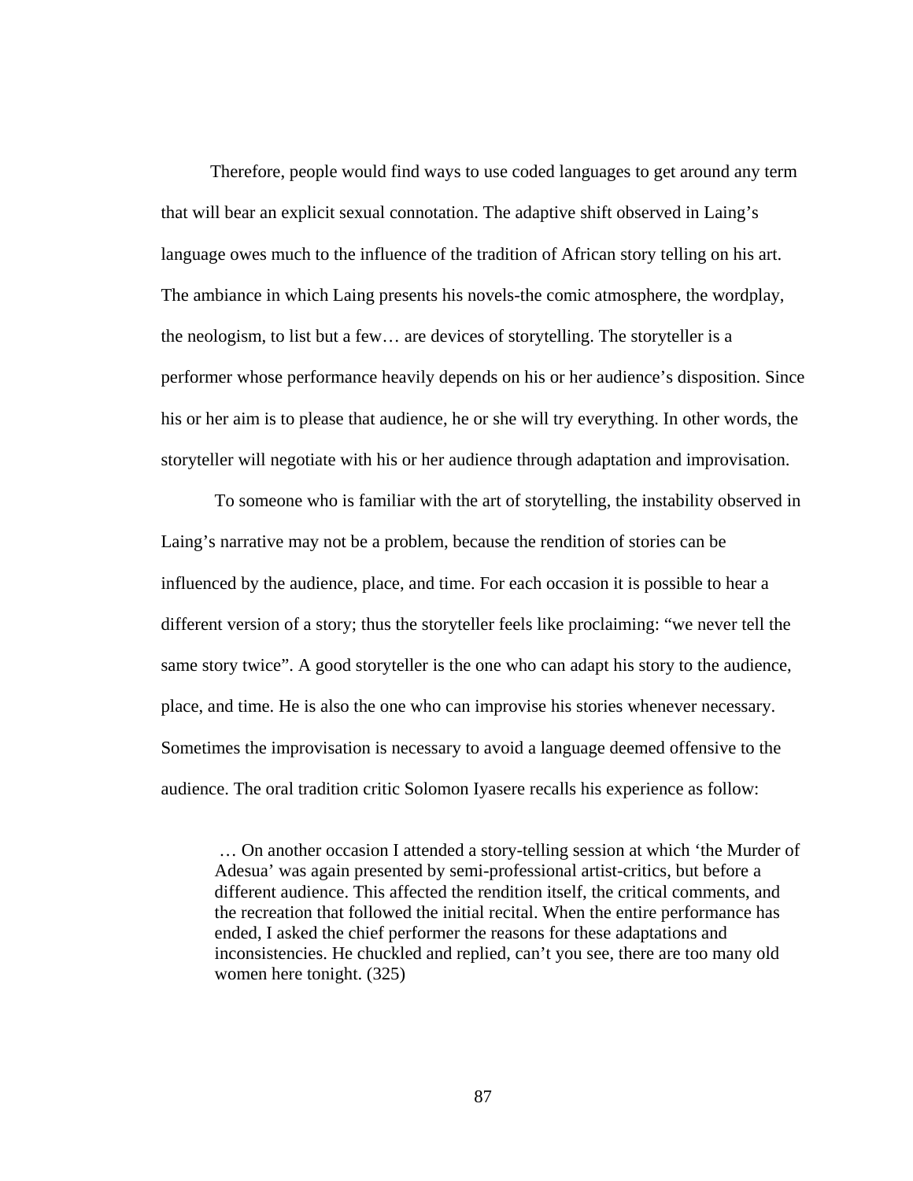Therefore, people would find ways to use coded languages to get around any term that will bear an explicit sexual connotation. The adaptive shift observed in Laing's language owes much to the influence of the tradition of African story telling on his art. The ambiance in which Laing presents his novels-the comic atmosphere, the wordplay, the neologism, to list but a few… are devices of storytelling. The storyteller is a performer whose performance heavily depends on his or her audience's disposition. Since his or her aim is to please that audience, he or she will try everything. In other words, the storyteller will negotiate with his or her audience through adaptation and improvisation.

To someone who is familiar with the art of storytelling, the instability observed in Laing's narrative may not be a problem, because the rendition of stories can be influenced by the audience, place, and time. For each occasion it is possible to hear a different version of a story; thus the storyteller feels like proclaiming: "we never tell the same story twice". A good storyteller is the one who can adapt his story to the audience, place, and time. He is also the one who can improvise his stories whenever necessary. Sometimes the improvisation is necessary to avoid a language deemed offensive to the audience. The oral tradition critic Solomon Iyasere recalls his experience as follow:

> … On another occasion I attended a story-telling session at which 'the Murder of Adesua' was again presented by semi-professional artist-critics, but before a different audience. This affected the rendition itself, the critical comments, and the recreation that followed the initial recital. When the entire performance has ended, I asked the chief performer the reasons for these adaptations and inconsistencies. He chuckled and replied, can't you see, there are too many old women here tonight. (325)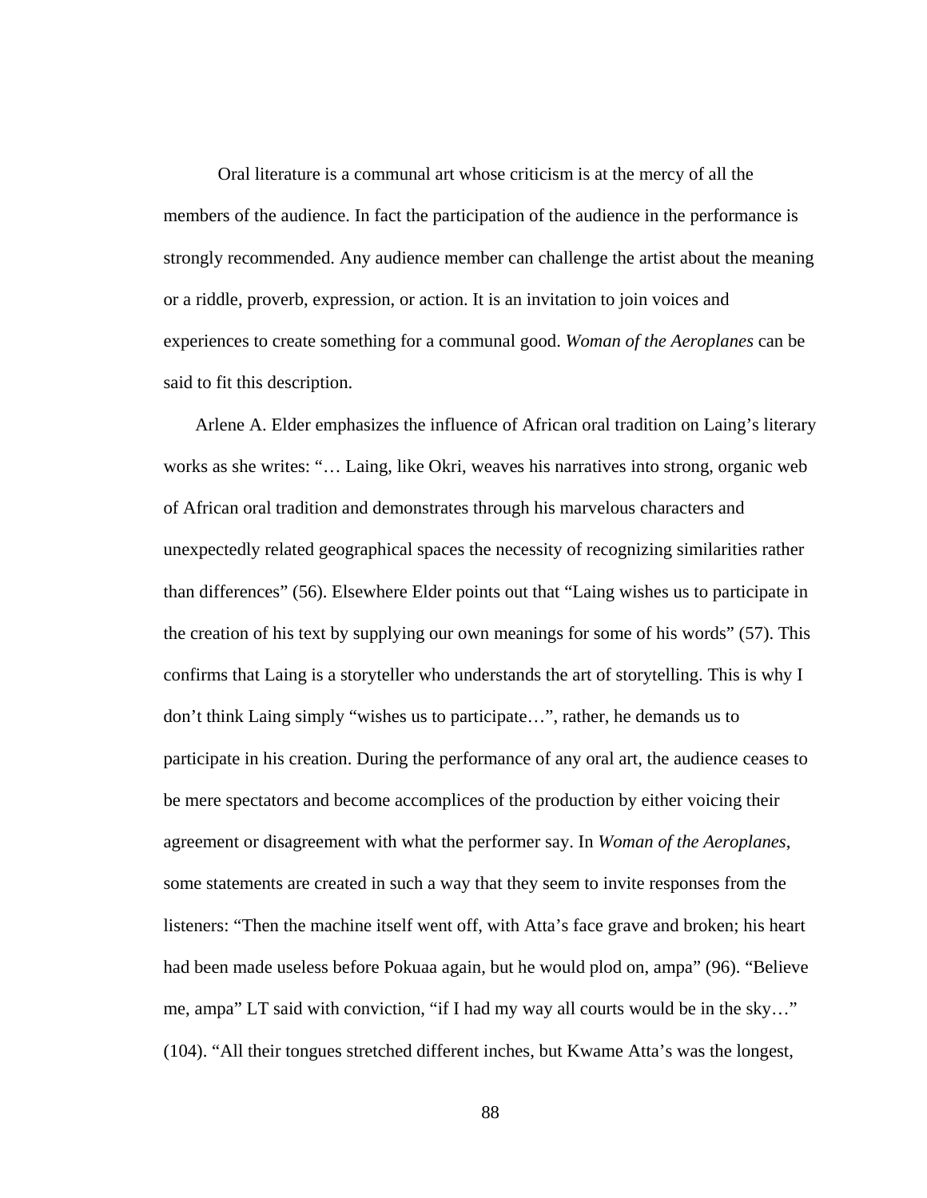Oral literature is a communal art whose criticism is at the mercy of all the members of the audience. In fact the participation of the audience in the performance is strongly recommended. Any audience member can challenge the artist about the meaning or a riddle, proverb, expression, or action. It is an invitation to join voices and experiences to create something for a communal good. *Woman of the Aeroplanes* can be said to fit this description.

Arlene A. Elder emphasizes the influence of African oral tradition on Laing's literary works as she writes: "… Laing, like Okri, weaves his narratives into strong, organic web of African oral tradition and demonstrates through his marvelous characters and unexpectedly related geographical spaces the necessity of recognizing similarities rather than differences" (56). Elsewhere Elder points out that "Laing wishes us to participate in the creation of his text by supplying our own meanings for some of his words" (57). This confirms that Laing is a storyteller who understands the art of storytelling. This is why I don't think Laing simply "wishes us to participate…", rather, he demands us to participate in his creation. During the performance of any oral art, the audience ceases to be mere spectators and become accomplices of the production by either voicing their agreement or disagreement with what the performer say. In *Woman of the Aeroplanes*, some statements are created in such a way that they seem to invite responses from the listeners: "Then the machine itself went off, with Atta's face grave and broken; his heart had been made useless before Pokuaa again, but he would plod on, ampa" (96). "Believe me, ampa" LT said with conviction, "if I had my way all courts would be in the sky…" (104). "All their tongues stretched different inches, but Kwame Atta's was the longest,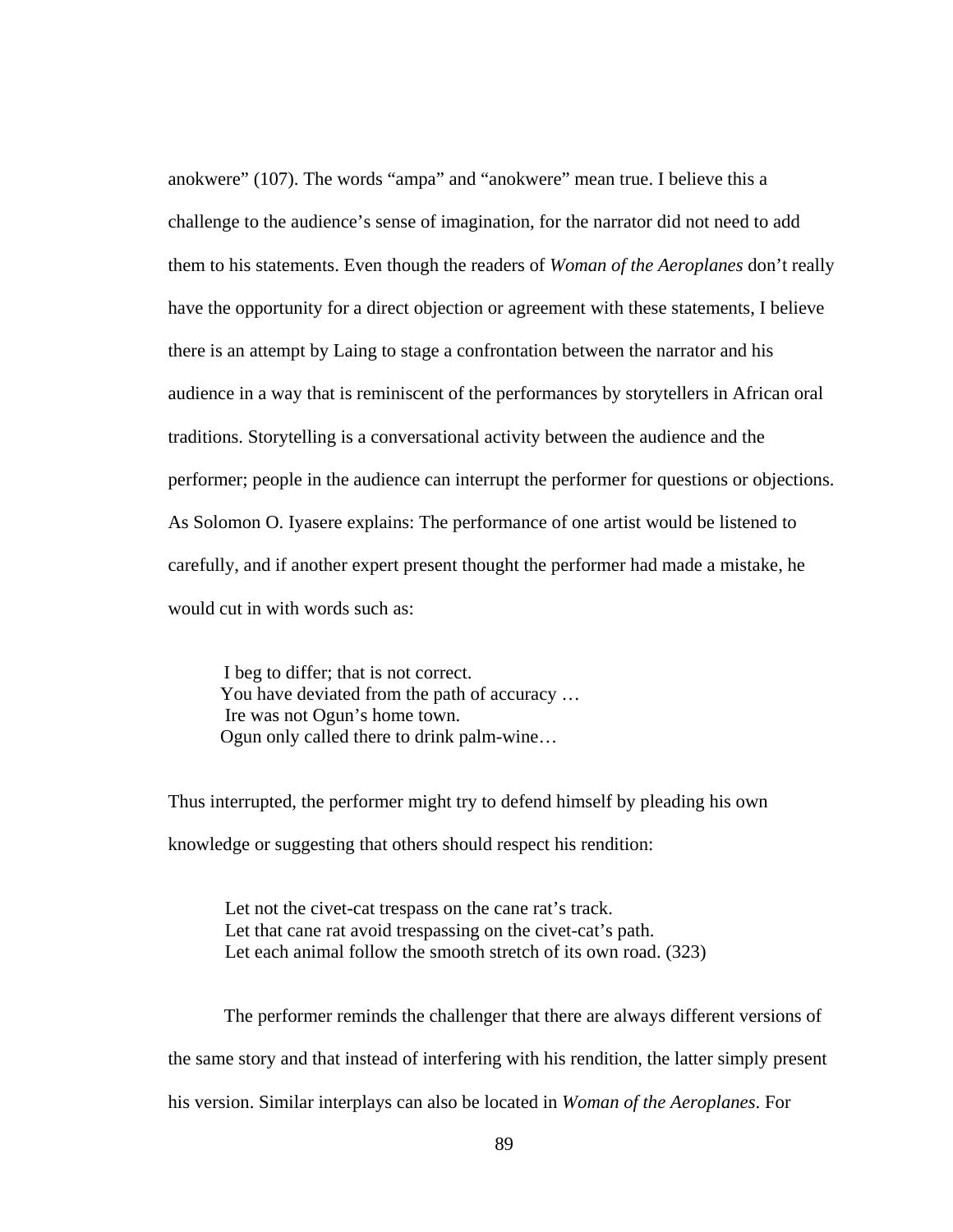anokwere" (107). The words "ampa" and "anokwere" mean true. I believe this a challenge to the audience's sense of imagination, for the narrator did not need to add them to his statements. Even though the readers of *Woman of the Aeroplanes* don't really have the opportunity for a direct objection or agreement with these statements, I believe there is an attempt by Laing to stage a confrontation between the narrator and his audience in a way that is reminiscent of the performances by storytellers in African oral traditions. Storytelling is a conversational activity between the audience and the performer; people in the audience can interrupt the performer for questions or objections. As Solomon O. Iyasere explains: The performance of one artist would be listened to carefully, and if another expert present thought the performer had made a mistake, he would cut in with words such as:

> I beg to differ; that is not correct.
> You have deviated from the path of accuracy …
> Ire was not Ogun's home town.
> Ogun only called there to drink palm-wine…

Thus interrupted, the performer might try to defend himself by pleading his own knowledge or suggesting that others should respect his rendition:

> Let not the civet-cat trespass on the cane rat's track.
> Let that cane rat avoid trespassing on the civet-cat's path.
> Let each animal follow the smooth stretch of its own road. (323)

The performer reminds the challenger that there are always different versions of the same story and that instead of interfering with his rendition, the latter simply present his version. Similar interplays can also be located in *Woman of the Aeroplanes*. For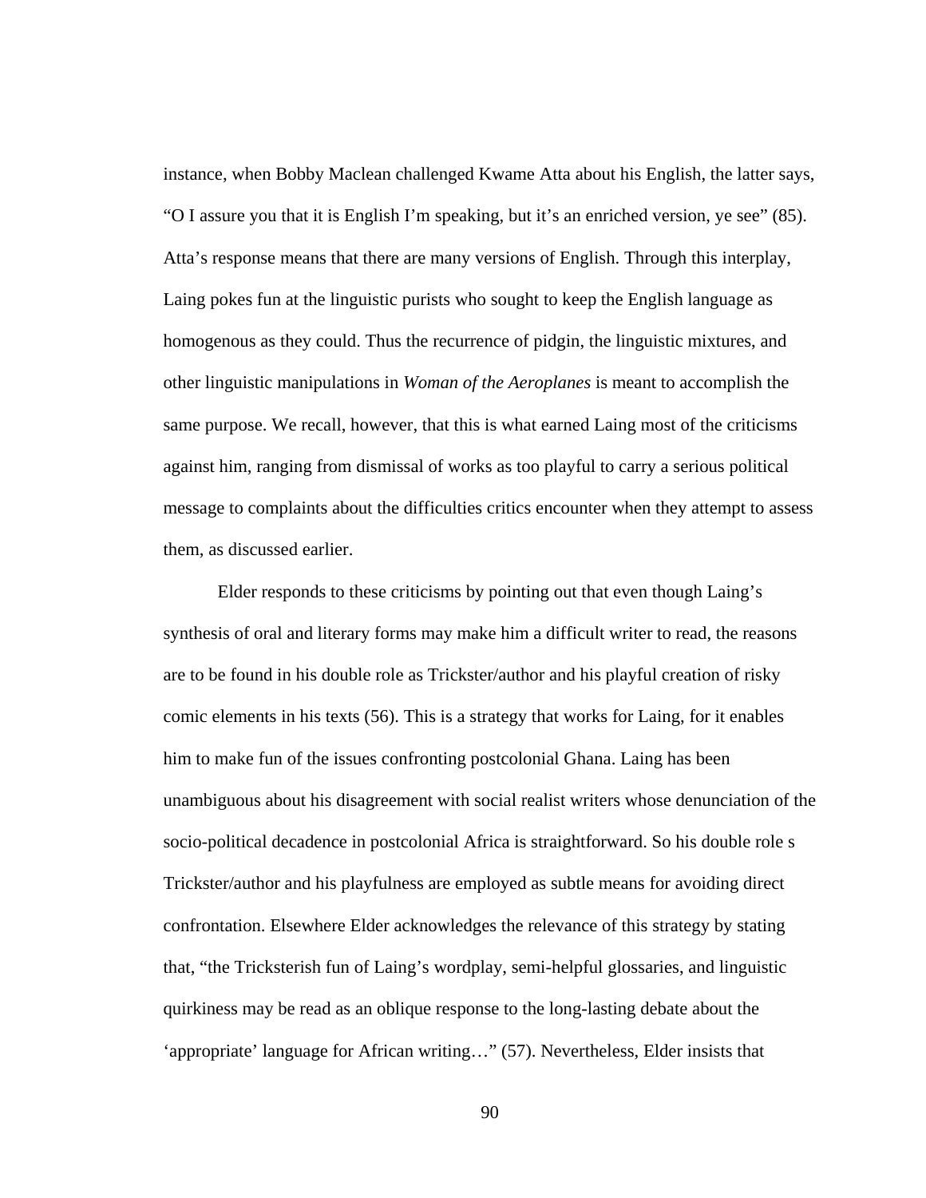instance, when Bobby Maclean challenged Kwame Atta about his English, the latter says, “O I assure you that it is English I’m speaking, but it’s an enriched version, ye see” (85). Atta’s response means that there are many versions of English. Through this interplay, Laing pokes fun at the linguistic purists who sought to keep the English language as homogenous as they could. Thus the recurrence of pidgin, the linguistic mixtures, and other linguistic manipulations in *Woman of the Aeroplanes* is meant to accomplish the same purpose. We recall, however, that this is what earned Laing most of the criticisms against him, ranging from dismissal of works as too playful to carry a serious political message to complaints about the difficulties critics encounter when they attempt to assess them, as discussed earlier.

Elder responds to these criticisms by pointing out that even though Laing’s synthesis of oral and literary forms may make him a difficult writer to read, the reasons are to be found in his double role as Trickster/author and his playful creation of risky comic elements in his texts (56). This is a strategy that works for Laing, for it enables him to make fun of the issues confronting postcolonial Ghana. Laing has been unambiguous about his disagreement with social realist writers whose denunciation of the socio-political decadence in postcolonial Africa is straightforward. So his double role s Trickster/author and his playfulness are employed as subtle means for avoiding direct confrontation. Elsewhere Elder acknowledges the relevance of this strategy by stating that, “the Tricksterish fun of Laing’s wordplay, semi-helpful glossaries, and linguistic quirkiness may be read as an oblique response to the long-lasting debate about the ‘appropriate’ language for African writing…” (57). Nevertheless, Elder insists that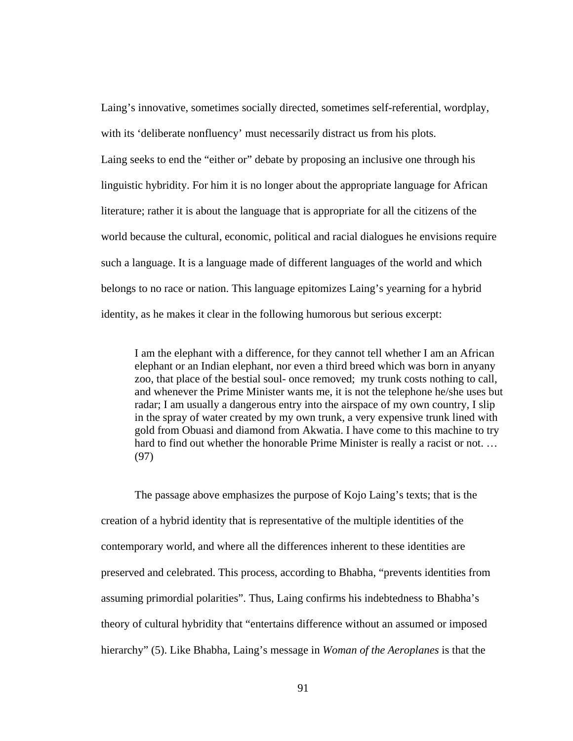Laing's innovative, sometimes socially directed, sometimes self-referential, wordplay, with its 'deliberate nonfluency' must necessarily distract us from his plots.

Laing seeks to end the "either or" debate by proposing an inclusive one through his linguistic hybridity. For him it is no longer about the appropriate language for African literature; rather it is about the language that is appropriate for all the citizens of the world because the cultural, economic, political and racial dialogues he envisions require such a language. It is a language made of different languages of the world and which belongs to no race or nation. This language epitomizes Laing's yearning for a hybrid identity, as he makes it clear in the following humorous but serious excerpt:

> I am the elephant with a difference, for they cannot tell whether I am an African elephant or an Indian elephant, nor even a third breed which was born in anyany zoo, that place of the bestial soul- once removed; my trunk costs nothing to call, and whenever the Prime Minister wants me, it is not the telephone he/she uses but radar; I am usually a dangerous entry into the airspace of my own country, I slip in the spray of water created by my own trunk, a very expensive trunk lined with gold from Obuasi and diamond from Akwatia. I have come to this machine to try hard to find out whether the honorable Prime Minister is really a racist or not. … (97)

The passage above emphasizes the purpose of Kojo Laing's texts; that is the creation of a hybrid identity that is representative of the multiple identities of the contemporary world, and where all the differences inherent to these identities are preserved and celebrated. This process, according to Bhabha, "prevents identities from assuming primordial polarities". Thus, Laing confirms his indebtedness to Bhabha's theory of cultural hybridity that "entertains difference without an assumed or imposed hierarchy" (5). Like Bhabha, Laing's message in *Woman of the Aeroplanes* is that the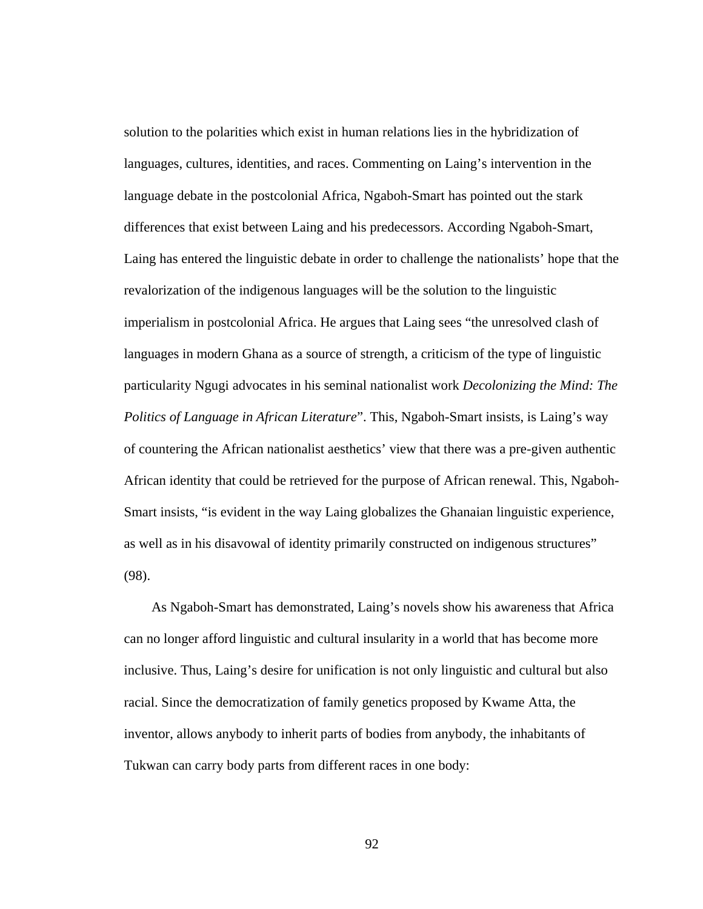solution to the polarities which exist in human relations lies in the hybridization of languages, cultures, identities, and races. Commenting on Laing's intervention in the language debate in the postcolonial Africa, Ngaboh-Smart has pointed out the stark differences that exist between Laing and his predecessors. According Ngaboh-Smart, Laing has entered the linguistic debate in order to challenge the nationalists' hope that the revalorization of the indigenous languages will be the solution to the linguistic imperialism in postcolonial Africa. He argues that Laing sees "the unresolved clash of languages in modern Ghana as a source of strength, a criticism of the type of linguistic particularity Ngugi advocates in his seminal nationalist work *Decolonizing the Mind: The Politics of Language in African Literature*". This, Ngaboh-Smart insists, is Laing's way of countering the African nationalist aesthetics' view that there was a pre-given authentic African identity that could be retrieved for the purpose of African renewal. This, Ngaboh-Smart insists, "is evident in the way Laing globalizes the Ghanaian linguistic experience, as well as in his disavowal of identity primarily constructed on indigenous structures" (98).

As Ngaboh-Smart has demonstrated, Laing's novels show his awareness that Africa can no longer afford linguistic and cultural insularity in a world that has become more inclusive. Thus, Laing's desire for unification is not only linguistic and cultural but also racial. Since the democratization of family genetics proposed by Kwame Atta, the inventor, allows anybody to inherit parts of bodies from anybody, the inhabitants of Tukwan can carry body parts from different races in one body: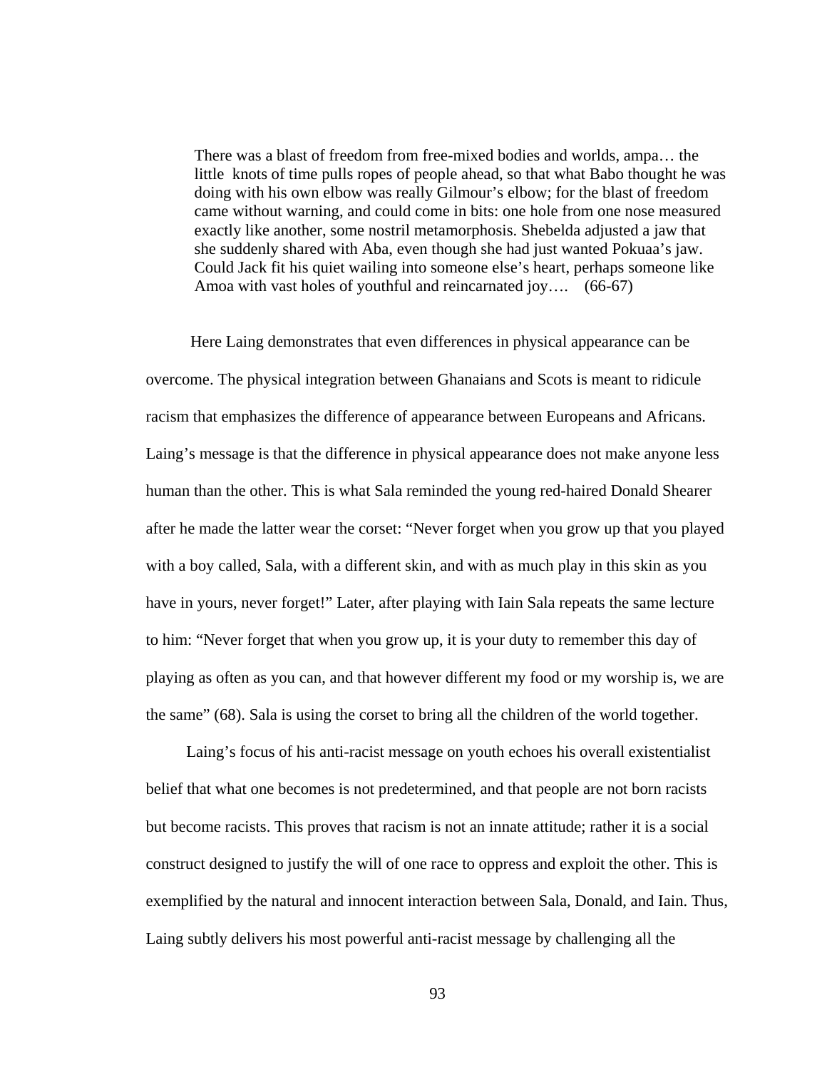> There was a blast of freedom from free-mixed bodies and worlds, ampa… the little knots of time pulls ropes of people ahead, so that what Babo thought he was doing with his own elbow was really Gilmour's elbow; for the blast of freedom came without warning, and could come in bits: one hole from one nose measured exactly like another, some nostril metamorphosis. Shebelda adjusted a jaw that she suddenly shared with Aba, even though she had just wanted Pokuaa's jaw. Could Jack fit his quiet wailing into someone else's heart, perhaps someone like Amoa with vast holes of youthful and reincarnated joy…. (66-67)

Here Laing demonstrates that even differences in physical appearance can be overcome. The physical integration between Ghanaians and Scots is meant to ridicule racism that emphasizes the difference of appearance between Europeans and Africans. Laing's message is that the difference in physical appearance does not make anyone less human than the other. This is what Sala reminded the young red-haired Donald Shearer after he made the latter wear the corset: "Never forget when you grow up that you played with a boy called, Sala, with a different skin, and with as much play in this skin as you have in yours, never forget!" Later, after playing with Iain Sala repeats the same lecture to him: "Never forget that when you grow up, it is your duty to remember this day of playing as often as you can, and that however different my food or my worship is, we are the same" (68). Sala is using the corset to bring all the children of the world together.

Laing's focus of his anti-racist message on youth echoes his overall existentialist belief that what one becomes is not predetermined, and that people are not born racists but become racists. This proves that racism is not an innate attitude; rather it is a social construct designed to justify the will of one race to oppress and exploit the other. This is exemplified by the natural and innocent interaction between Sala, Donald, and Iain. Thus, Laing subtly delivers his most powerful anti-racist message by challenging all the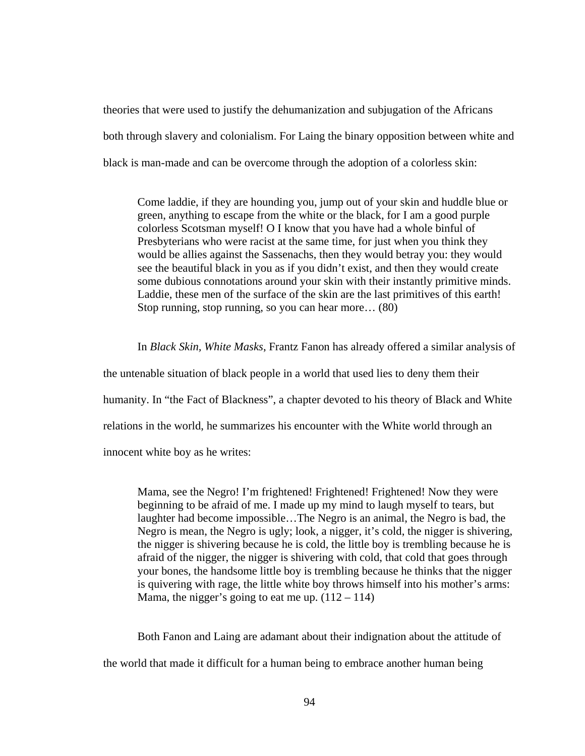theories that were used to justify the dehumanization and subjugation of the Africans both through slavery and colonialism. For Laing the binary opposition between white and black is man-made and can be overcome through the adoption of a colorless skin:

> Come laddie, if they are hounding you, jump out of your skin and huddle blue or green, anything to escape from the white or the black, for I am a good purple colorless Scotsman myself! O I know that you have had a whole binful of Presbyterians who were racist at the same time, for just when you think they would be allies against the Sassenachs, then they would betray you: they would see the beautiful black in you as if you didn't exist, and then they would create some dubious connotations around your skin with their instantly primitive minds. Laddie, these men of the surface of the skin are the last primitives of this earth! Stop running, stop running, so you can hear more… (80)

In *Black Skin, White Masks*, Frantz Fanon has already offered a similar analysis of the untenable situation of black people in a world that used lies to deny them their humanity. In "the Fact of Blackness", a chapter devoted to his theory of Black and White relations in the world, he summarizes his encounter with the White world through an innocent white boy as he writes:

> Mama, see the Negro! I'm frightened! Frightened! Frightened! Now they were beginning to be afraid of me. I made up my mind to laugh myself to tears, but laughter had become impossible…The Negro is an animal, the Negro is bad, the Negro is mean, the Negro is ugly; look, a nigger, it's cold, the nigger is shivering, the nigger is shivering because he is cold, the little boy is trembling because he is afraid of the nigger, the nigger is shivering with cold, that cold that goes through your bones, the handsome little boy is trembling because he thinks that the nigger is quivering with rage, the little white boy throws himself into his mother's arms: Mama, the nigger's going to eat me up. (112 – 114)

Both Fanon and Laing are adamant about their indignation about the attitude of the world that made it difficult for a human being to embrace another human being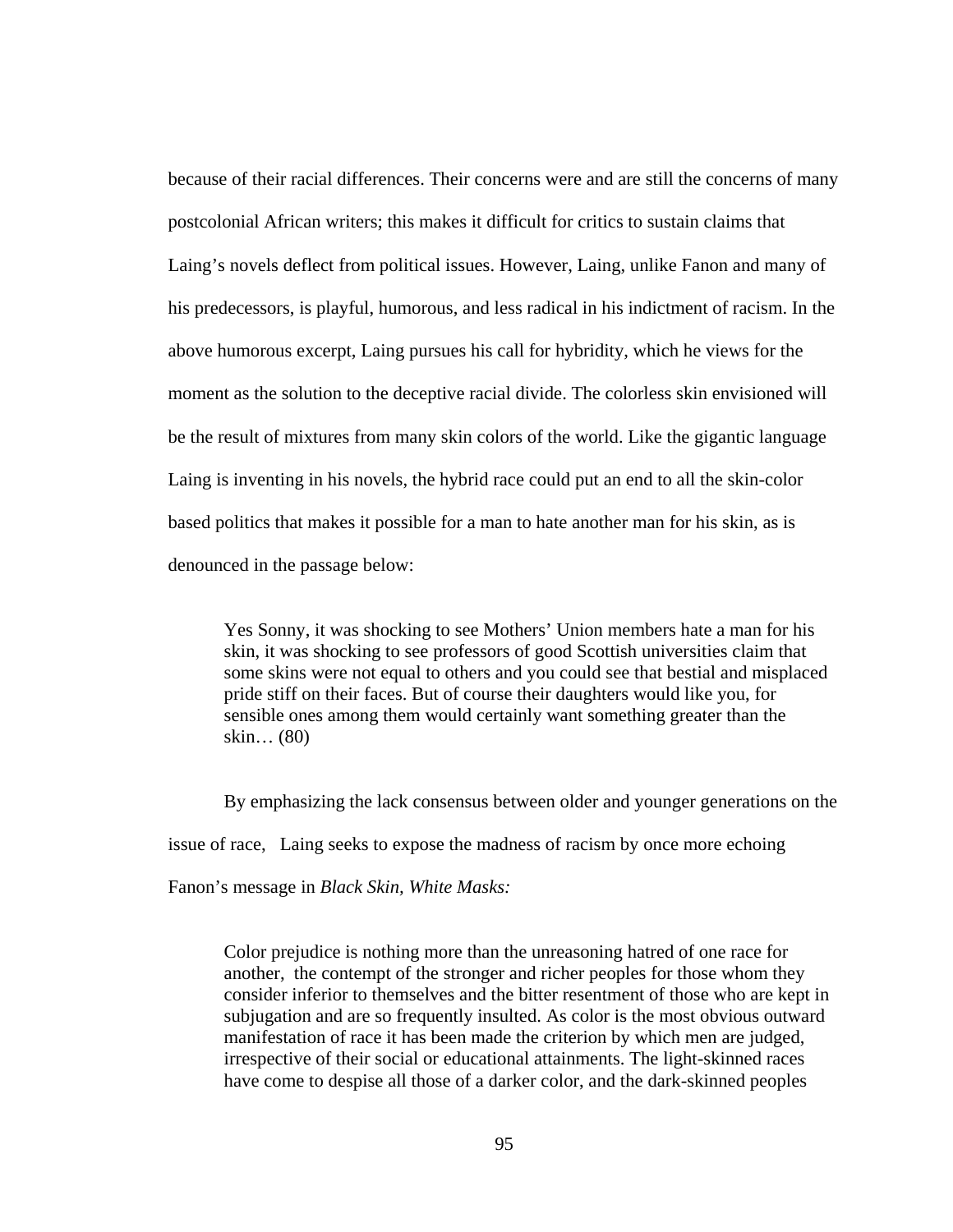because of their racial differences. Their concerns were and are still the concerns of many postcolonial African writers; this makes it difficult for critics to sustain claims that Laing's novels deflect from political issues. However, Laing, unlike Fanon and many of his predecessors, is playful, humorous, and less radical in his indictment of racism. In the above humorous excerpt, Laing pursues his call for hybridity, which he views for the moment as the solution to the deceptive racial divide. The colorless skin envisioned will be the result of mixtures from many skin colors of the world. Like the gigantic language Laing is inventing in his novels, the hybrid race could put an end to all the skin-color based politics that makes it possible for a man to hate another man for his skin, as is denounced in the passage below:

> Yes Sonny, it was shocking to see Mothers' Union members hate a man for his skin, it was shocking to see professors of good Scottish universities claim that some skins were not equal to others and you could see that bestial and misplaced pride stiff on their faces. But of course their daughters would like you, for sensible ones among them would certainly want something greater than the skin… (80)

By emphasizing the lack consensus between older and younger generations on the issue of race,  Laing seeks to expose the madness of racism by once more echoing Fanon's message in *Black Skin, White Masks:*

> Color prejudice is nothing more than the unreasoning hatred of one race for another,  the contempt of the stronger and richer peoples for those whom they consider inferior to themselves and the bitter resentment of those who are kept in subjugation and are so frequently insulted. As color is the most obvious outward manifestation of race it has been made the criterion by which men are judged, irrespective of their social or educational attainments. The light-skinned races have come to despise all those of a darker color, and the dark-skinned peoples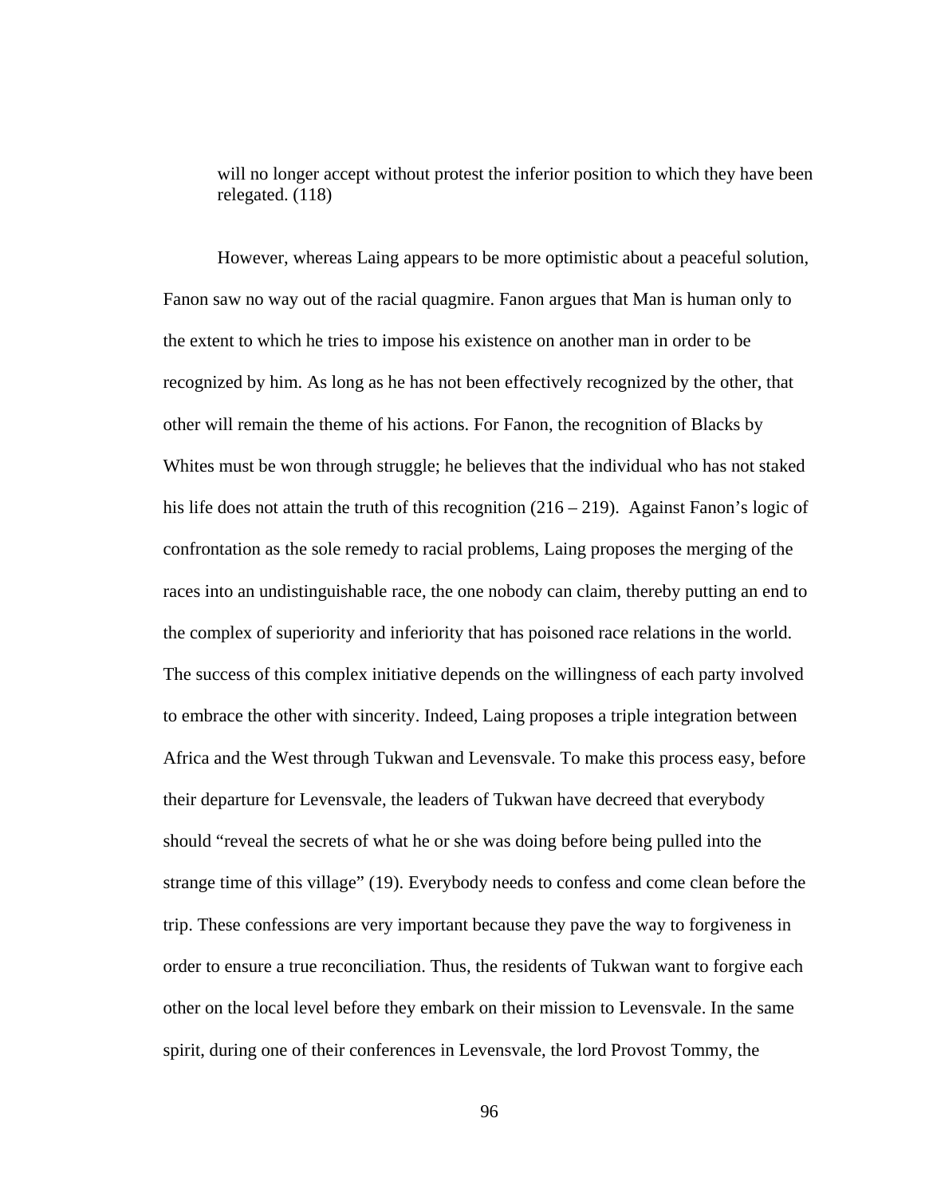> will no longer accept without protest the inferior position to which they have been relegated. (118)

However, whereas Laing appears to be more optimistic about a peaceful solution, Fanon saw no way out of the racial quagmire. Fanon argues that Man is human only to the extent to which he tries to impose his existence on another man in order to be recognized by him. As long as he has not been effectively recognized by the other, that other will remain the theme of his actions. For Fanon, the recognition of Blacks by Whites must be won through struggle; he believes that the individual who has not staked his life does not attain the truth of this recognition (216 – 219). Against Fanon's logic of confrontation as the sole remedy to racial problems, Laing proposes the merging of the races into an undistinguishable race, the one nobody can claim, thereby putting an end to the complex of superiority and inferiority that has poisoned race relations in the world. The success of this complex initiative depends on the willingness of each party involved to embrace the other with sincerity. Indeed, Laing proposes a triple integration between Africa and the West through Tukwan and Levensvale. To make this process easy, before their departure for Levensvale, the leaders of Tukwan have decreed that everybody should "reveal the secrets of what he or she was doing before being pulled into the strange time of this village" (19). Everybody needs to confess and come clean before the trip. These confessions are very important because they pave the way to forgiveness in order to ensure a true reconciliation. Thus, the residents of Tukwan want to forgive each other on the local level before they embark on their mission to Levensvale. In the same spirit, during one of their conferences in Levensvale, the lord Provost Tommy, the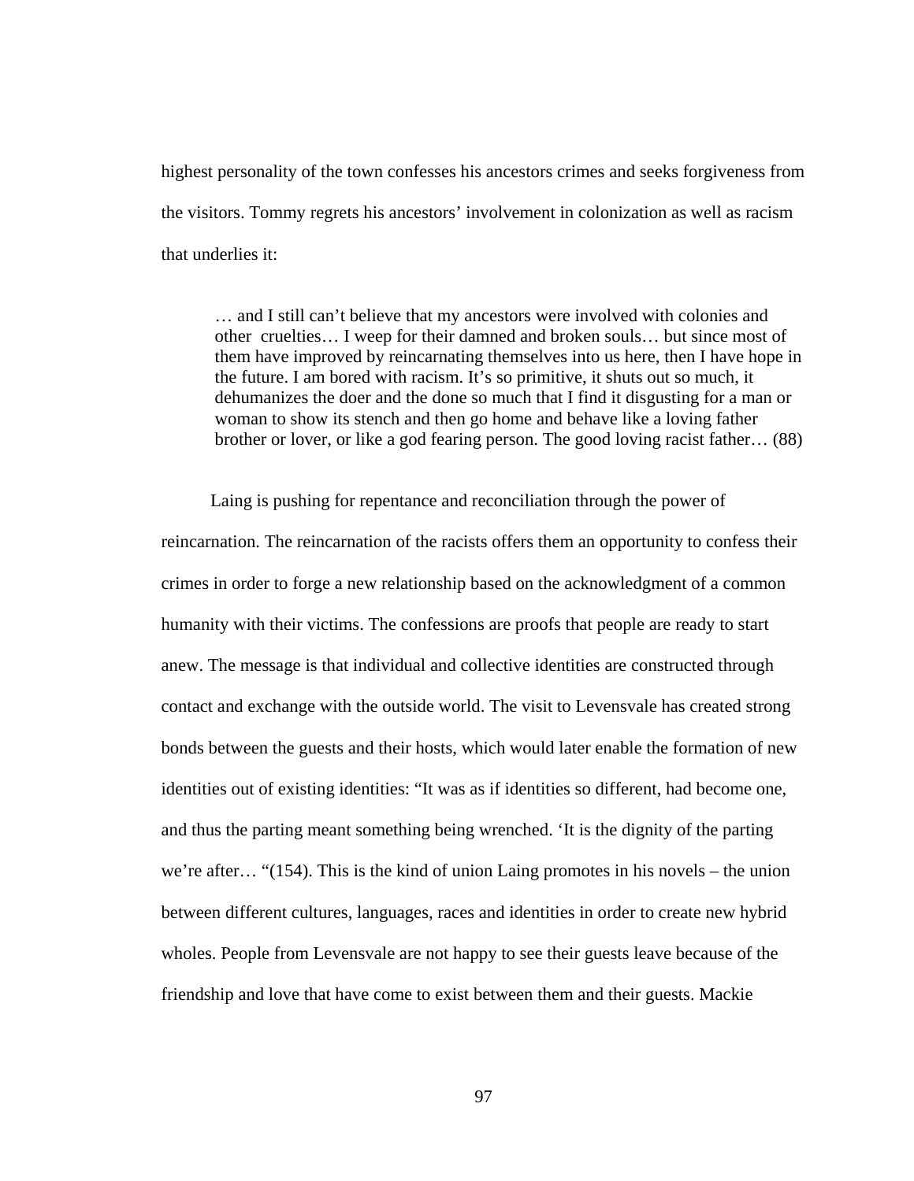highest personality of the town confesses his ancestors crimes and seeks forgiveness from the visitors. Tommy regrets his ancestors' involvement in colonization as well as racism that underlies it:

> … and I still can't believe that my ancestors were involved with colonies and other cruelties… I weep for their damned and broken souls… but since most of them have improved by reincarnating themselves into us here, then I have hope in the future. I am bored with racism. It's so primitive, it shuts out so much, it dehumanizes the doer and the done so much that I find it disgusting for a man or woman to show its stench and then go home and behave like a loving father brother or lover, or like a god fearing person. The good loving racist father… (88)

Laing is pushing for repentance and reconciliation through the power of reincarnation. The reincarnation of the racists offers them an opportunity to confess their crimes in order to forge a new relationship based on the acknowledgment of a common humanity with their victims. The confessions are proofs that people are ready to start anew. The message is that individual and collective identities are constructed through contact and exchange with the outside world. The visit to Levensvale has created strong bonds between the guests and their hosts, which would later enable the formation of new identities out of existing identities: "It was as if identities so different, had become one, and thus the parting meant something being wrenched. 'It is the dignity of the parting we're after… "(154). This is the kind of union Laing promotes in his novels – the union between different cultures, languages, races and identities in order to create new hybrid wholes. People from Levensvale are not happy to see their guests leave because of the friendship and love that have come to exist between them and their guests. Mackie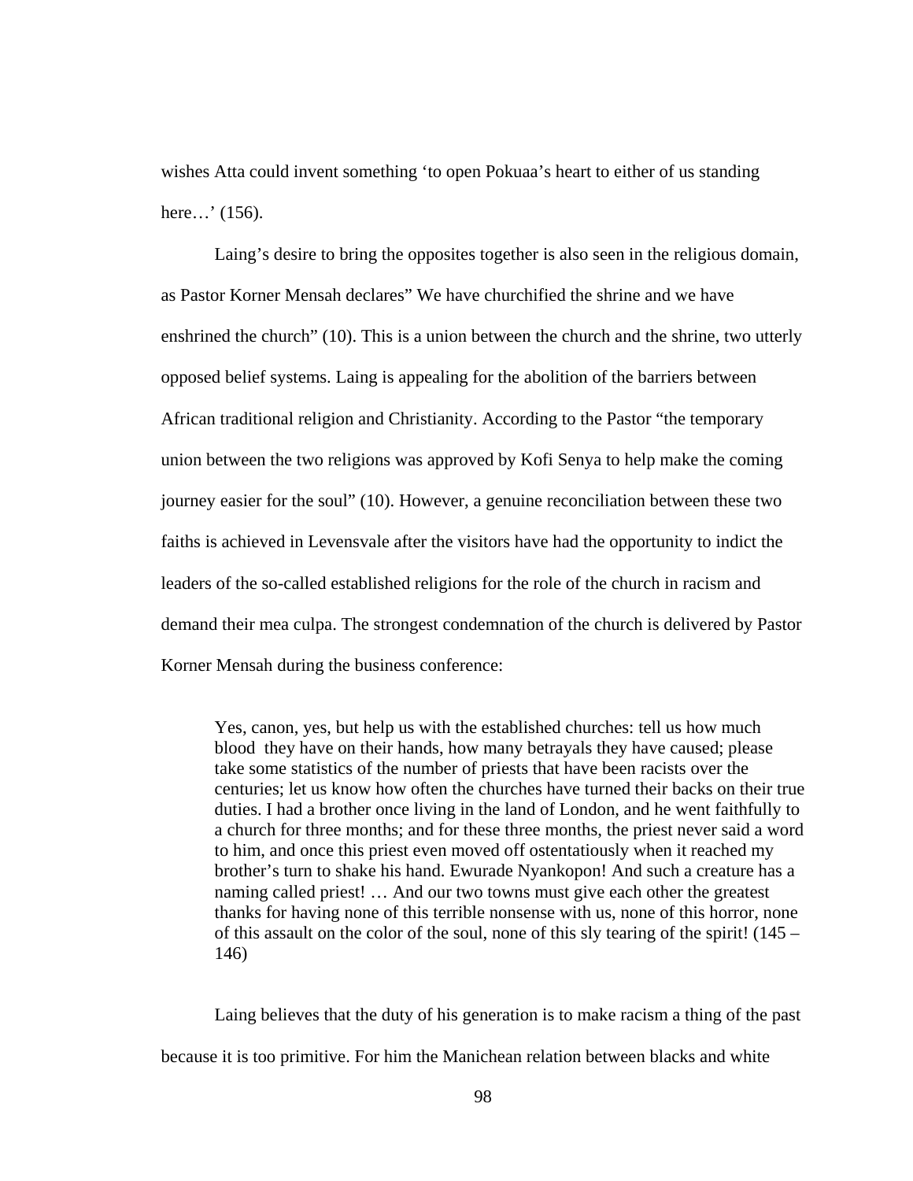wishes Atta could invent something ‘to open Pokuaa’s heart to either of us standing here…’ (156).

Laing’s desire to bring the opposites together is also seen in the religious domain, as Pastor Korner Mensah declares” We have churchified the shrine and we have enshrined the church” (10). This is a union between the church and the shrine, two utterly opposed belief systems. Laing is appealing for the abolition of the barriers between African traditional religion and Christianity. According to the Pastor “the temporary union between the two religions was approved by Kofi Senya to help make the coming journey easier for the soul” (10). However, a genuine reconciliation between these two faiths is achieved in Levensvale after the visitors have had the opportunity to indict the leaders of the so-called established religions for the role of the church in racism and demand their mea culpa. The strongest condemnation of the church is delivered by Pastor Korner Mensah during the business conference:

> Yes, canon, yes, but help us with the established churches: tell us how much blood they have on their hands, how many betrayals they have caused; please take some statistics of the number of priests that have been racists over the centuries; let us know how often the churches have turned their backs on their true duties. I had a brother once living in the land of London, and he went faithfully to a church for three months; and for these three months, the priest never said a word to him, and once this priest even moved off ostentatiously when it reached my brother’s turn to shake his hand. Ewurade Nyankopon! And such a creature has a naming called priest! … And our two towns must give each other the greatest thanks for having none of this terrible nonsense with us, none of this horror, none of this assault on the color of the soul, none of this sly tearing of the spirit! (145 – 146)

Laing believes that the duty of his generation is to make racism a thing of the past because it is too primitive. For him the Manichean relation between blacks and white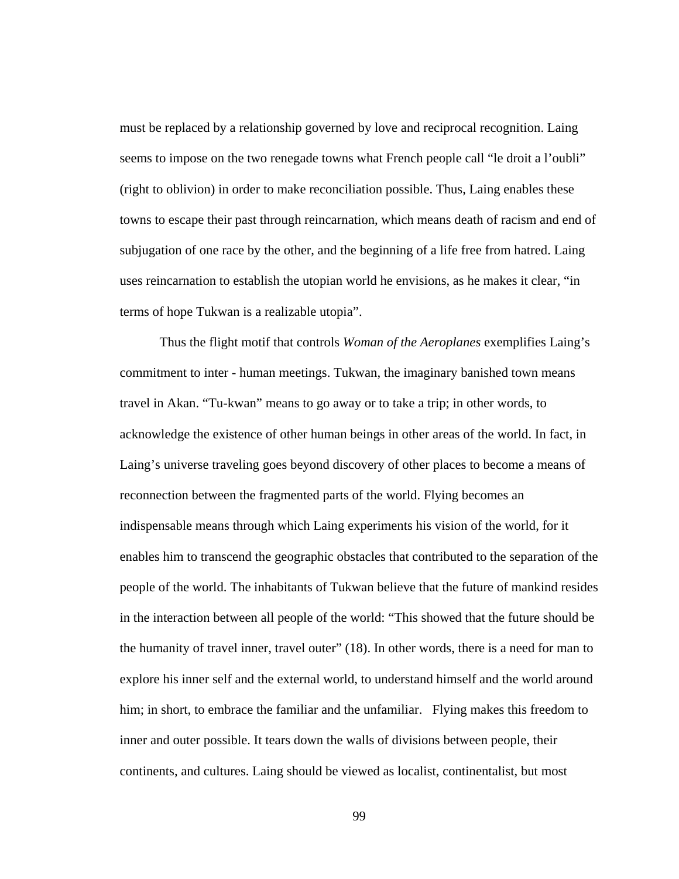must be replaced by a relationship governed by love and reciprocal recognition. Laing seems to impose on the two renegade towns what French people call "le droit a l'oubli" (right to oblivion) in order to make reconciliation possible. Thus, Laing enables these towns to escape their past through reincarnation, which means death of racism and end of subjugation of one race by the other, and the beginning of a life free from hatred. Laing uses reincarnation to establish the utopian world he envisions, as he makes it clear, "in terms of hope Tukwan is a realizable utopia".

Thus the flight motif that controls *Woman of the Aeroplanes* exemplifies Laing's commitment to inter - human meetings. Tukwan, the imaginary banished town means travel in Akan. "Tu-kwan" means to go away or to take a trip; in other words, to acknowledge the existence of other human beings in other areas of the world. In fact, in Laing's universe traveling goes beyond discovery of other places to become a means of reconnection between the fragmented parts of the world. Flying becomes an indispensable means through which Laing experiments his vision of the world, for it enables him to transcend the geographic obstacles that contributed to the separation of the people of the world. The inhabitants of Tukwan believe that the future of mankind resides in the interaction between all people of the world: "This showed that the future should be the humanity of travel inner, travel outer" (18). In other words, there is a need for man to explore his inner self and the external world, to understand himself and the world around him; in short, to embrace the familiar and the unfamiliar. Flying makes this freedom to inner and outer possible. It tears down the walls of divisions between people, their continents, and cultures. Laing should be viewed as localist, continentalist, but most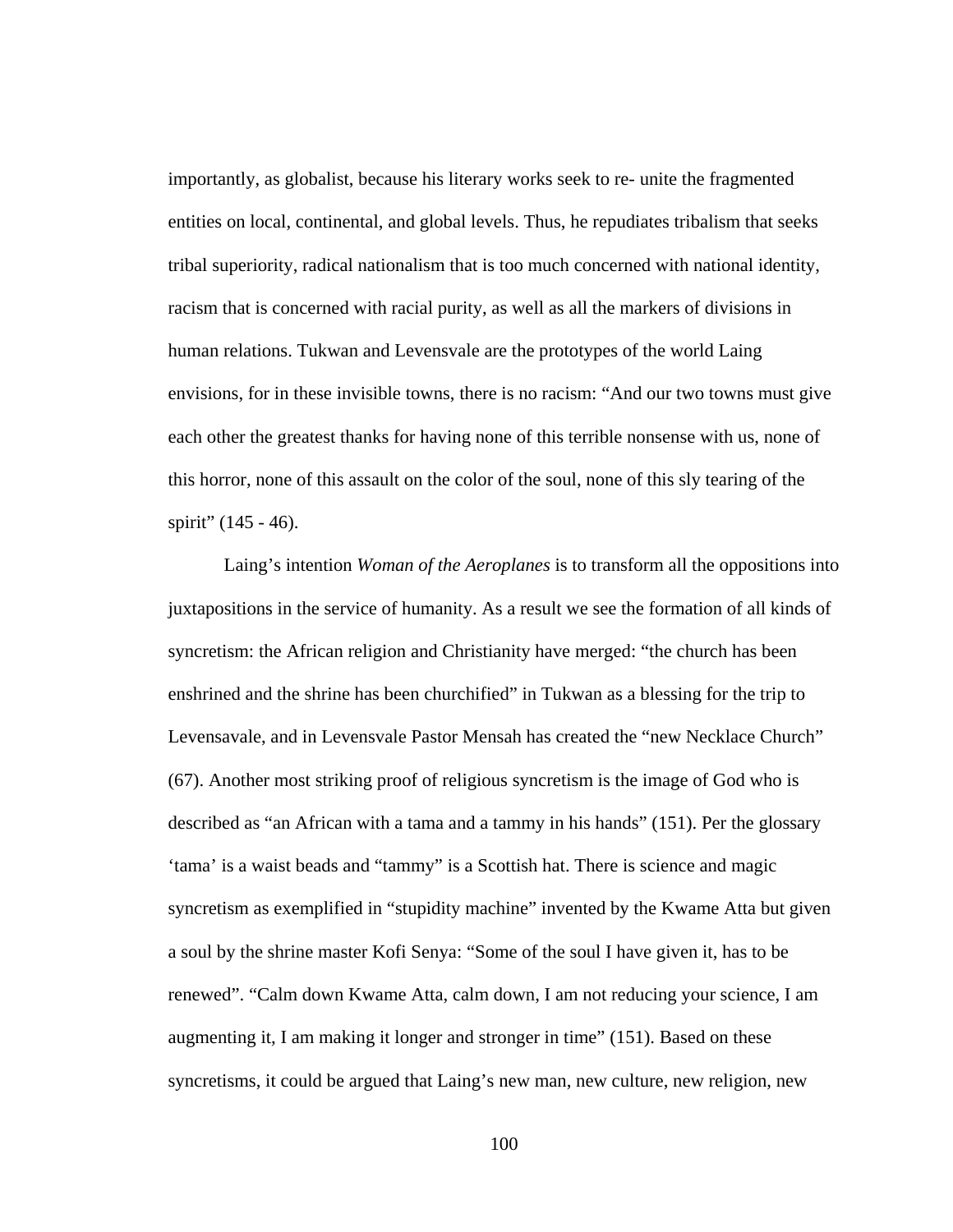importantly, as globalist, because his literary works seek to re- unite the fragmented entities on local, continental, and global levels. Thus, he repudiates tribalism that seeks tribal superiority, radical nationalism that is too much concerned with national identity, racism that is concerned with racial purity, as well as all the markers of divisions in human relations. Tukwan and Levensvale are the prototypes of the world Laing envisions, for in these invisible towns, there is no racism: "And our two towns must give each other the greatest thanks for having none of this terrible nonsense with us, none of this horror, none of this assault on the color of the soul, none of this sly tearing of the spirit" (145 - 46).

Laing's intention *Woman of the Aeroplanes* is to transform all the oppositions into juxtapositions in the service of humanity. As a result we see the formation of all kinds of syncretism: the African religion and Christianity have merged: "the church has been enshrined and the shrine has been churchified" in Tukwan as a blessing for the trip to Levensavale, and in Levensvale Pastor Mensah has created the "new Necklace Church" (67). Another most striking proof of religious syncretism is the image of God who is described as "an African with a tama and a tammy in his hands" (151). Per the glossary 'tama' is a waist beads and "tammy" is a Scottish hat. There is science and magic syncretism as exemplified in "stupidity machine" invented by the Kwame Atta but given a soul by the shrine master Kofi Senya: "Some of the soul I have given it, has to be renewed". "Calm down Kwame Atta, calm down, I am not reducing your science, I am augmenting it, I am making it longer and stronger in time" (151). Based on these syncretisms, it could be argued that Laing's new man, new culture, new religion, new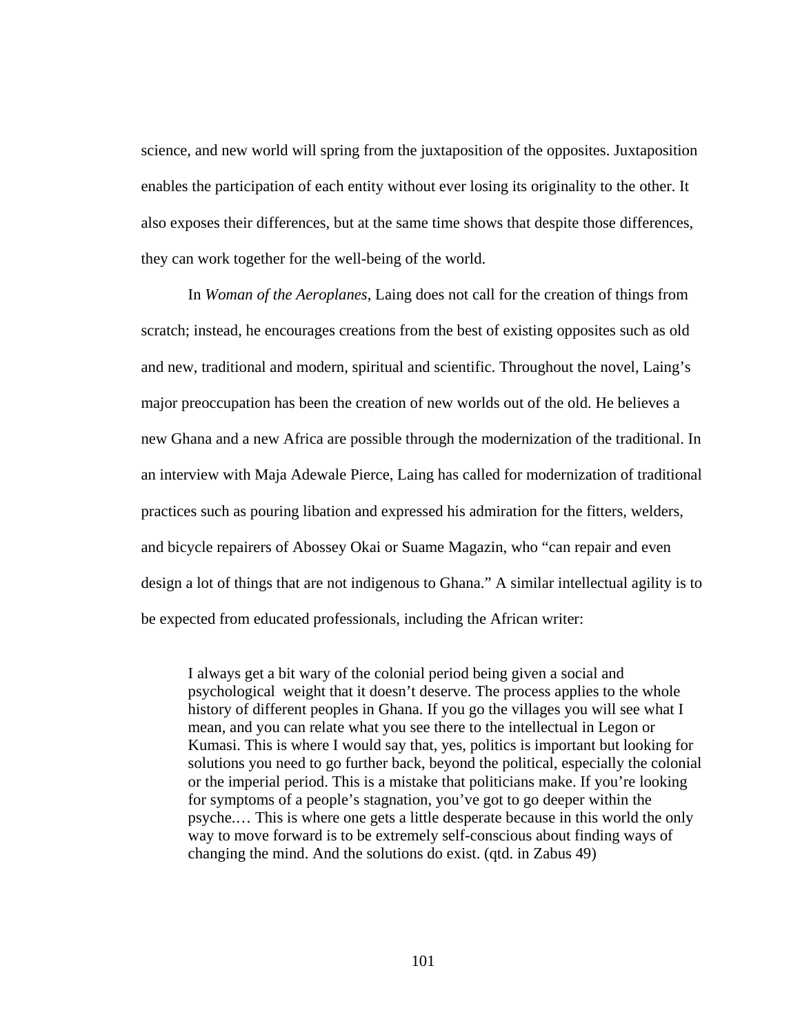science, and new world will spring from the juxtaposition of the opposites. Juxtaposition enables the participation of each entity without ever losing its originality to the other. It also exposes their differences, but at the same time shows that despite those differences, they can work together for the well-being of the world.

In *Woman of the Aeroplanes*, Laing does not call for the creation of things from scratch; instead, he encourages creations from the best of existing opposites such as old and new, traditional and modern, spiritual and scientific. Throughout the novel, Laing's major preoccupation has been the creation of new worlds out of the old. He believes a new Ghana and a new Africa are possible through the modernization of the traditional. In an interview with Maja Adewale Pierce, Laing has called for modernization of traditional practices such as pouring libation and expressed his admiration for the fitters, welders, and bicycle repairers of Abossey Okai or Suame Magazin, who "can repair and even design a lot of things that are not indigenous to Ghana." A similar intellectual agility is to be expected from educated professionals, including the African writer:

> I always get a bit wary of the colonial period being given a social and psychological weight that it doesn't deserve. The process applies to the whole history of different peoples in Ghana. If you go the villages you will see what I mean, and you can relate what you see there to the intellectual in Legon or Kumasi. This is where I would say that, yes, politics is important but looking for solutions you need to go further back, beyond the political, especially the colonial or the imperial period. This is a mistake that politicians make. If you're looking for symptoms of a people's stagnation, you've got to go deeper within the psyche.… This is where one gets a little desperate because in this world the only way to move forward is to be extremely self-conscious about finding ways of changing the mind. And the solutions do exist. (qtd. in Zabus 49)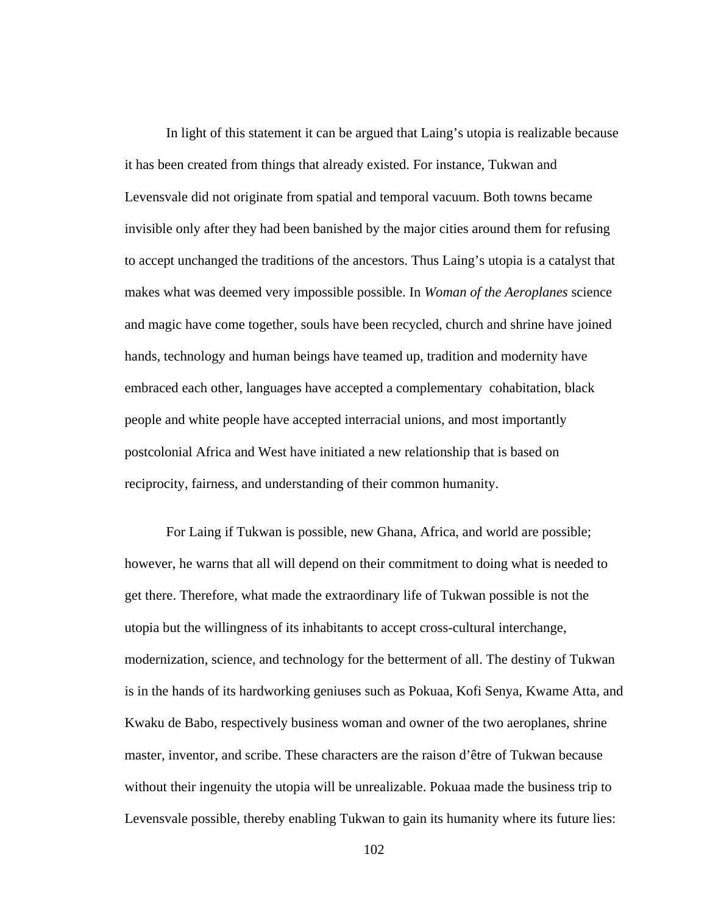In light of this statement it can be argued that Laing's utopia is realizable because it has been created from things that already existed. For instance, Tukwan and Levensvale did not originate from spatial and temporal vacuum. Both towns became invisible only after they had been banished by the major cities around them for refusing to accept unchanged the traditions of the ancestors. Thus Laing's utopia is a catalyst that makes what was deemed very impossible possible. In *Woman of the Aeroplanes* science and magic have come together, souls have been recycled, church and shrine have joined hands, technology and human beings have teamed up, tradition and modernity have embraced each other, languages have accepted a complementary cohabitation, black people and white people have accepted interracial unions, and most importantly postcolonial Africa and West have initiated a new relationship that is based on reciprocity, fairness, and understanding of their common humanity.

For Laing if Tukwan is possible, new Ghana, Africa, and world are possible; however, he warns that all will depend on their commitment to doing what is needed to get there. Therefore, what made the extraordinary life of Tukwan possible is not the utopia but the willingness of its inhabitants to accept cross-cultural interchange, modernization, science, and technology for the betterment of all. The destiny of Tukwan is in the hands of its hardworking geniuses such as Pokuaa, Kofi Senya, Kwame Atta, and Kwaku de Babo, respectively business woman and owner of the two aeroplanes, shrine master, inventor, and scribe. These characters are the raison d'être of Tukwan because without their ingenuity the utopia will be unrealizable. Pokuaa made the business trip to Levensvale possible, thereby enabling Tukwan to gain its humanity where its future lies: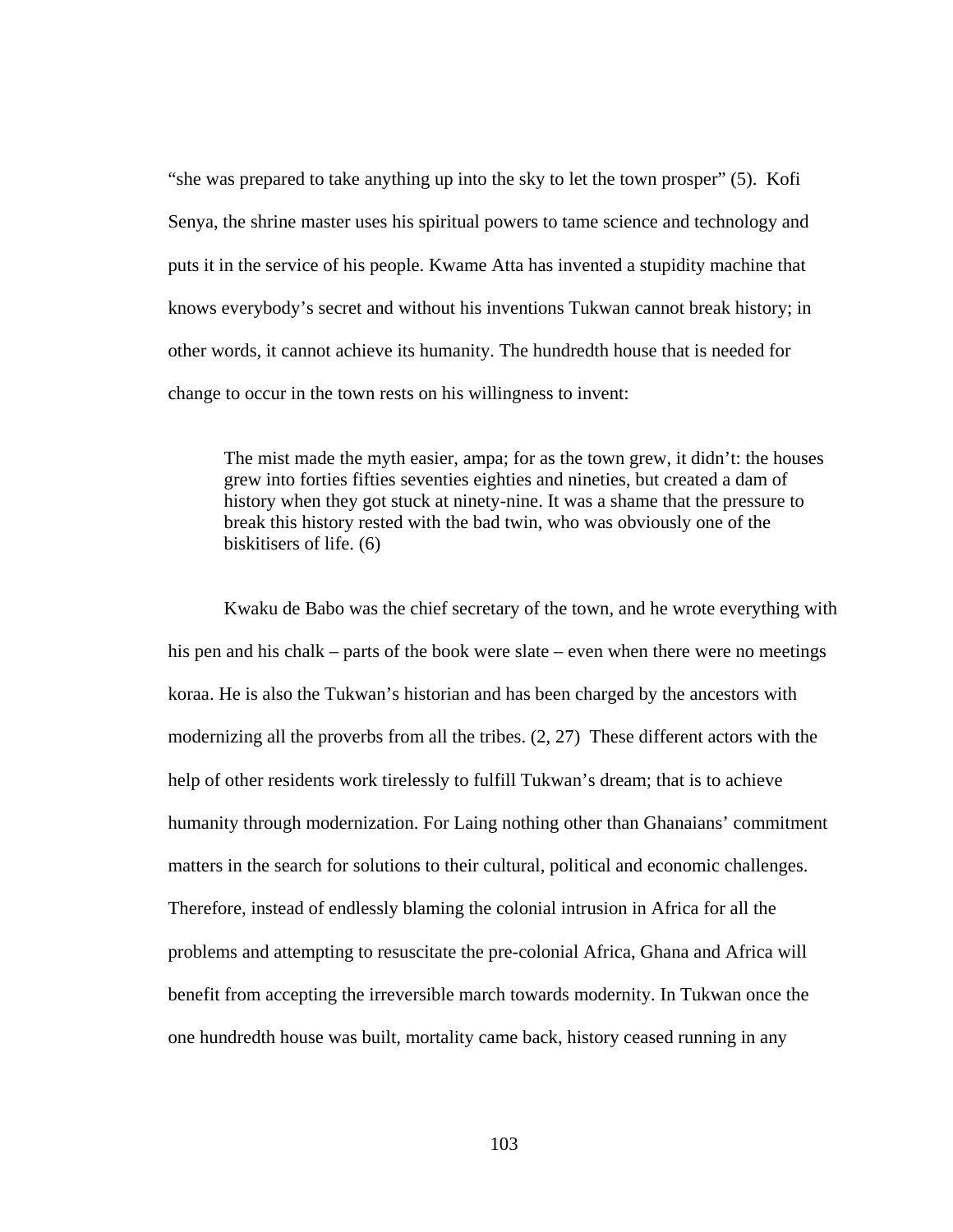"she was prepared to take anything up into the sky to let the town prosper" (5). Kofi Senya, the shrine master uses his spiritual powers to tame science and technology and puts it in the service of his people. Kwame Atta has invented a stupidity machine that knows everybody's secret and without his inventions Tukwan cannot break history; in other words, it cannot achieve its humanity. The hundredth house that is needed for change to occur in the town rests on his willingness to invent:

> The mist made the myth easier, ampa; for as the town grew, it didn't: the houses grew into forties fifties seventies eighties and nineties, but created a dam of history when they got stuck at ninety-nine. It was a shame that the pressure to break this history rested with the bad twin, who was obviously one of the biskitisers of life. (6)

Kwaku de Babo was the chief secretary of the town, and he wrote everything with his pen and his chalk – parts of the book were slate – even when there were no meetings koraa. He is also the Tukwan's historian and has been charged by the ancestors with modernizing all the proverbs from all the tribes. (2, 27) These different actors with the help of other residents work tirelessly to fulfill Tukwan's dream; that is to achieve humanity through modernization. For Laing nothing other than Ghanaians' commitment matters in the search for solutions to their cultural, political and economic challenges. Therefore, instead of endlessly blaming the colonial intrusion in Africa for all the problems and attempting to resuscitate the pre-colonial Africa, Ghana and Africa will benefit from accepting the irreversible march towards modernity. In Tukwan once the one hundredth house was built, mortality came back, history ceased running in any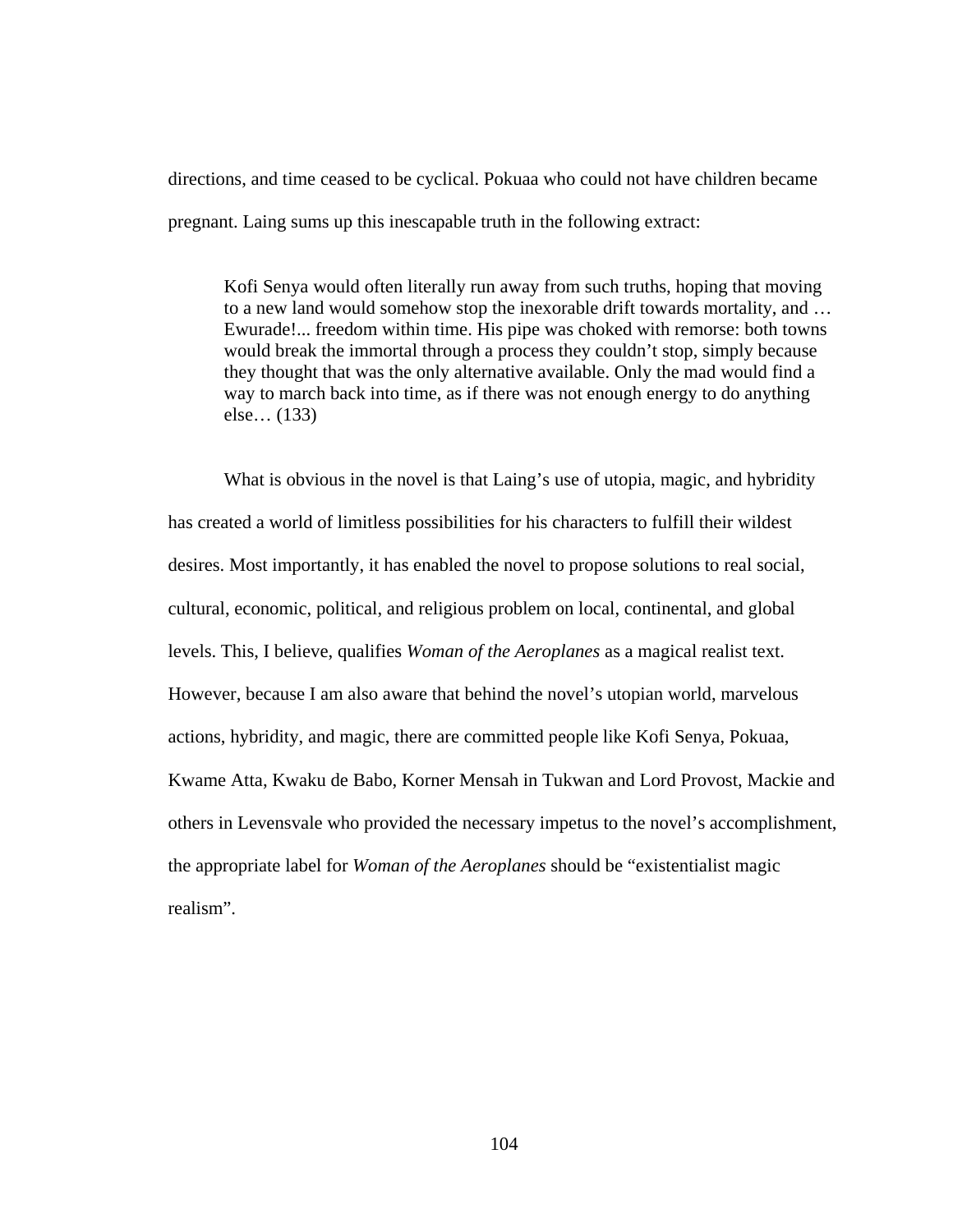directions, and time ceased to be cyclical. Pokuaa who could not have children became pregnant. Laing sums up this inescapable truth in the following extract:

> Kofi Senya would often literally run away from such truths, hoping that moving to a new land would somehow stop the inexorable drift towards mortality, and … Ewurade!... freedom within time. His pipe was choked with remorse: both towns would break the immortal through a process they couldn't stop, simply because they thought that was the only alternative available. Only the mad would find a way to march back into time, as if there was not enough energy to do anything else… (133)

What is obvious in the novel is that Laing's use of utopia, magic, and hybridity has created a world of limitless possibilities for his characters to fulfill their wildest desires. Most importantly, it has enabled the novel to propose solutions to real social, cultural, economic, political, and religious problem on local, continental, and global levels. This, I believe, qualifies *Woman of the Aeroplanes* as a magical realist text. However, because I am also aware that behind the novel's utopian world, marvelous actions, hybridity, and magic, there are committed people like Kofi Senya, Pokuaa, Kwame Atta, Kwaku de Babo, Korner Mensah in Tukwan and Lord Provost, Mackie and others in Levensvale who provided the necessary impetus to the novel's accomplishment, the appropriate label for *Woman of the Aeroplanes* should be "existentialist magic realism".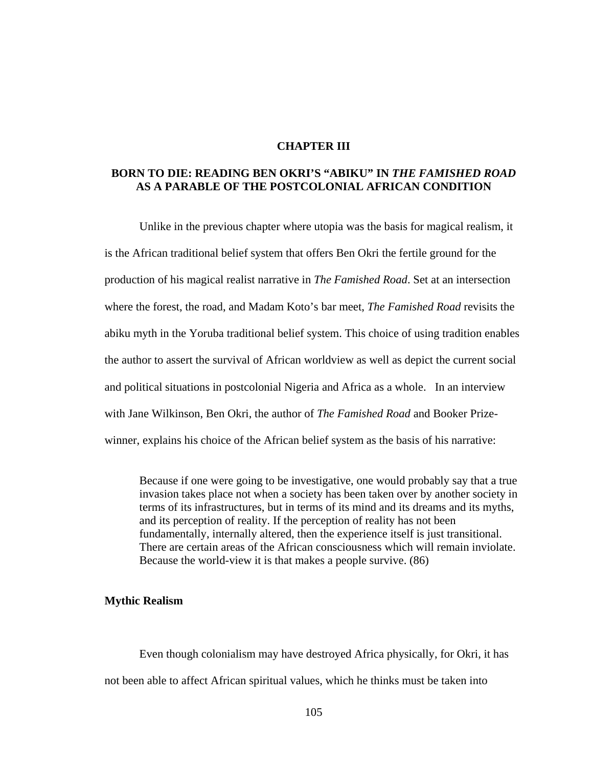# CHAPTER III

## BORN TO DIE: READING BEN OKRI'S "ABIKU" IN *THE FAMISHED ROAD* AS A PARABLE OF THE POSTCOLONIAL AFRICAN CONDITION

Unlike in the previous chapter where utopia was the basis for magical realism, it is the African traditional belief system that offers Ben Okri the fertile ground for the production of his magical realist narrative in *The Famished Road*. Set at an intersection where the forest, the road, and Madam Koto's bar meet, *The Famished Road* revisits the abiku myth in the Yoruba traditional belief system. This choice of using tradition enables the author to assert the survival of African worldview as well as depict the current social and political situations in postcolonial Nigeria and Africa as a whole. In an interview with Jane Wilkinson, Ben Okri, the author of *The Famished Road* and Booker Prize-winner, explains his choice of the African belief system as the basis of his narrative:

> Because if one were going to be investigative, one would probably say that a true invasion takes place not when a society has been taken over by another society in terms of its infrastructures, but in terms of its mind and its dreams and its myths, and its perception of reality. If the perception of reality has not been fundamentally, internally altered, then the experience itself is just transitional. There are certain areas of the African consciousness which will remain inviolate. Because the world-view it is that makes a people survive. (86)

### Mythic Realism

Even though colonialism may have destroyed Africa physically, for Okri, it has not been able to affect African spiritual values, which he thinks must be taken into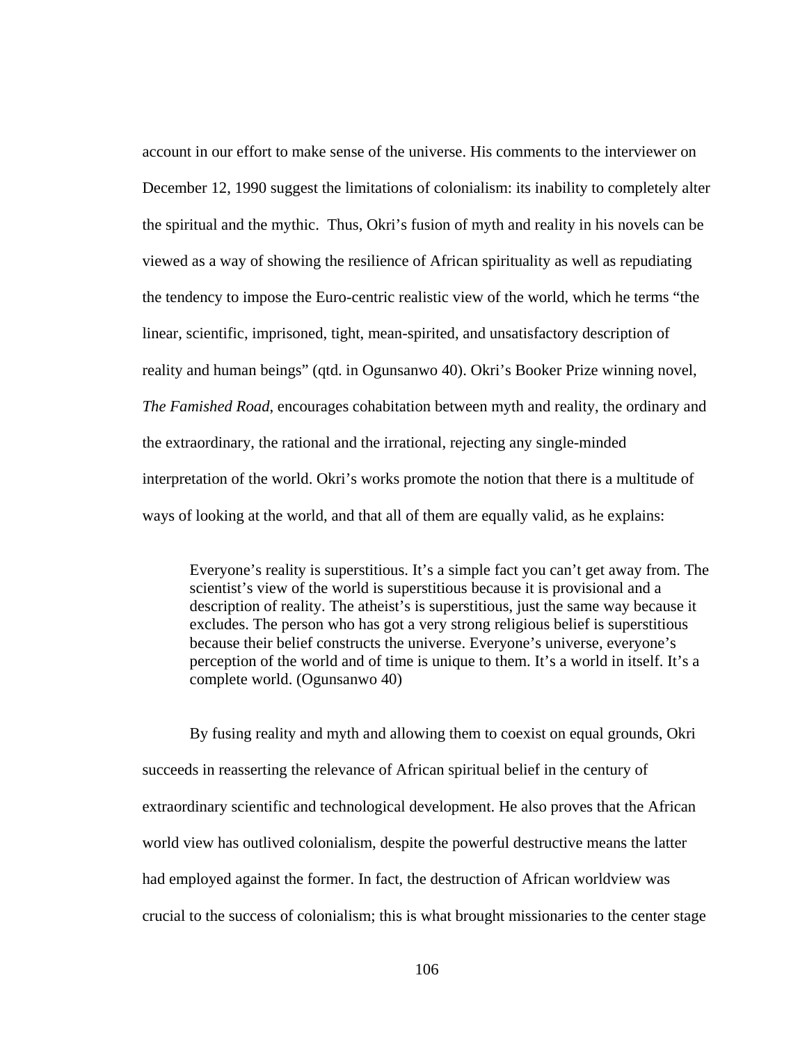account in our effort to make sense of the universe. His comments to the interviewer on December 12, 1990 suggest the limitations of colonialism: its inability to completely alter the spiritual and the mythic. Thus, Okri's fusion of myth and reality in his novels can be viewed as a way of showing the resilience of African spirituality as well as repudiating the tendency to impose the Euro-centric realistic view of the world, which he terms "the linear, scientific, imprisoned, tight, mean-spirited, and unsatisfactory description of reality and human beings" (qtd. in Ogunsanwo 40). Okri's Booker Prize winning novel, *The Famished Road*, encourages cohabitation between myth and reality, the ordinary and the extraordinary, the rational and the irrational, rejecting any single-minded interpretation of the world. Okri's works promote the notion that there is a multitude of ways of looking at the world, and that all of them are equally valid, as he explains:

> Everyone's reality is superstitious. It's a simple fact you can't get away from. The scientist's view of the world is superstitious because it is provisional and a description of reality. The atheist's is superstitious, just the same way because it excludes. The person who has got a very strong religious belief is superstitious because their belief constructs the universe. Everyone's universe, everyone's perception of the world and of time is unique to them. It's a world in itself. It's a complete world. (Ogunsanwo 40)

By fusing reality and myth and allowing them to coexist on equal grounds, Okri succeeds in reasserting the relevance of African spiritual belief in the century of extraordinary scientific and technological development. He also proves that the African world view has outlived colonialism, despite the powerful destructive means the latter had employed against the former. In fact, the destruction of African worldview was crucial to the success of colonialism; this is what brought missionaries to the center stage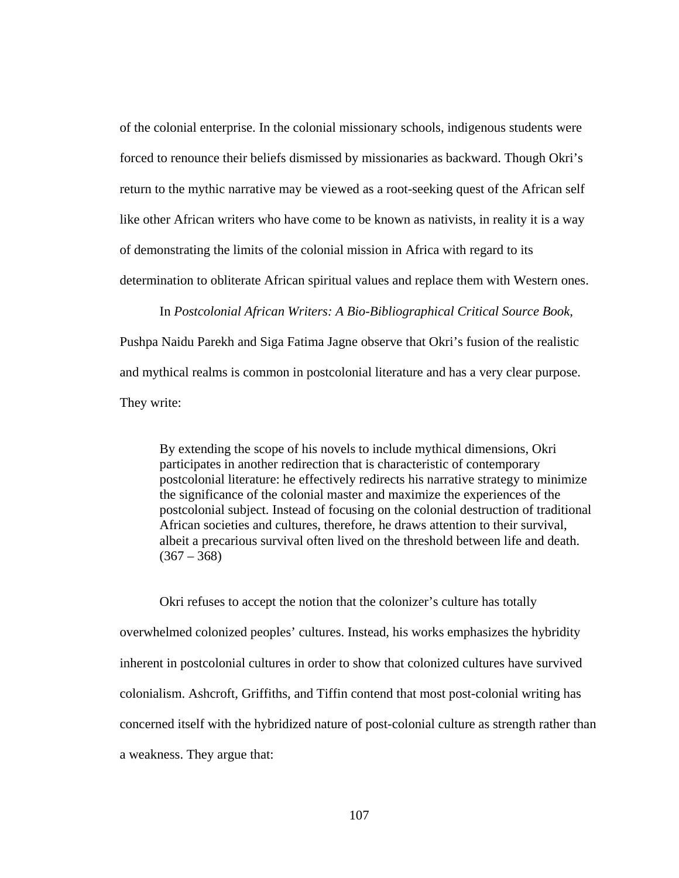of the colonial enterprise. In the colonial missionary schools, indigenous students were forced to renounce their beliefs dismissed by missionaries as backward. Though Okri's return to the mythic narrative may be viewed as a root-seeking quest of the African self like other African writers who have come to be known as nativists, in reality it is a way of demonstrating the limits of the colonial mission in Africa with regard to its determination to obliterate African spiritual values and replace them with Western ones.

In *Postcolonial African Writers: A Bio-Bibliographical Critical Source Book,* Pushpa Naidu Parekh and Siga Fatima Jagne observe that Okri's fusion of the realistic and mythical realms is common in postcolonial literature and has a very clear purpose. They write:

> By extending the scope of his novels to include mythical dimensions, Okri participates in another redirection that is characteristic of contemporary postcolonial literature: he effectively redirects his narrative strategy to minimize the significance of the colonial master and maximize the experiences of the postcolonial subject. Instead of focusing on the colonial destruction of traditional African societies and cultures, therefore, he draws attention to their survival, albeit a precarious survival often lived on the threshold between life and death. (367 – 368)

Okri refuses to accept the notion that the colonizer's culture has totally overwhelmed colonized peoples' cultures. Instead, his works emphasizes the hybridity inherent in postcolonial cultures in order to show that colonized cultures have survived colonialism. Ashcroft, Griffiths, and Tiffin contend that most post-colonial writing has concerned itself with the hybridized nature of post-colonial culture as strength rather than a weakness. They argue that: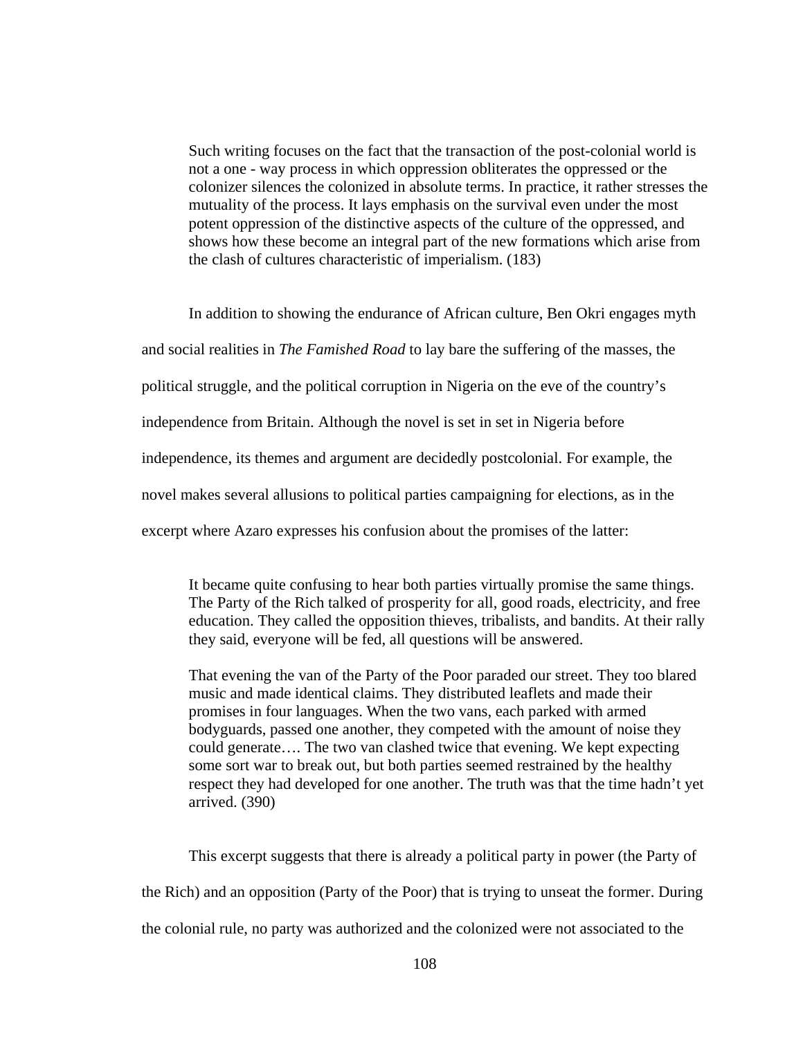> Such writing focuses on the fact that the transaction of the post-colonial world is not a one - way process in which oppression obliterates the oppressed or the colonizer silences the colonized in absolute terms. In practice, it rather stresses the mutuality of the process. It lays emphasis on the survival even under the most potent oppression of the distinctive aspects of the culture of the oppressed, and shows how these become an integral part of the new formations which arise from the clash of cultures characteristic of imperialism. (183)

In addition to showing the endurance of African culture, Ben Okri engages myth and social realities in *The Famished Road* to lay bare the suffering of the masses, the political struggle, and the political corruption in Nigeria on the eve of the country's independence from Britain. Although the novel is set in set in Nigeria before independence, its themes and argument are decidedly postcolonial. For example, the novel makes several allusions to political parties campaigning for elections, as in the excerpt where Azaro expresses his confusion about the promises of the latter:

> It became quite confusing to hear both parties virtually promise the same things. The Party of the Rich talked of prosperity for all, good roads, electricity, and free education. They called the opposition thieves, tribalists, and bandits. At their rally they said, everyone will be fed, all questions will be answered.
>
> That evening the van of the Party of the Poor paraded our street. They too blared music and made identical claims. They distributed leaflets and made their promises in four languages. When the two vans, each parked with armed bodyguards, passed one another, they competed with the amount of noise they could generate…. The two van clashed twice that evening. We kept expecting some sort war to break out, but both parties seemed restrained by the healthy respect they had developed for one another. The truth was that the time hadn't yet arrived. (390)

This excerpt suggests that there is already a political party in power (the Party of the Rich) and an opposition (Party of the Poor) that is trying to unseat the former. During the colonial rule, no party was authorized and the colonized were not associated to the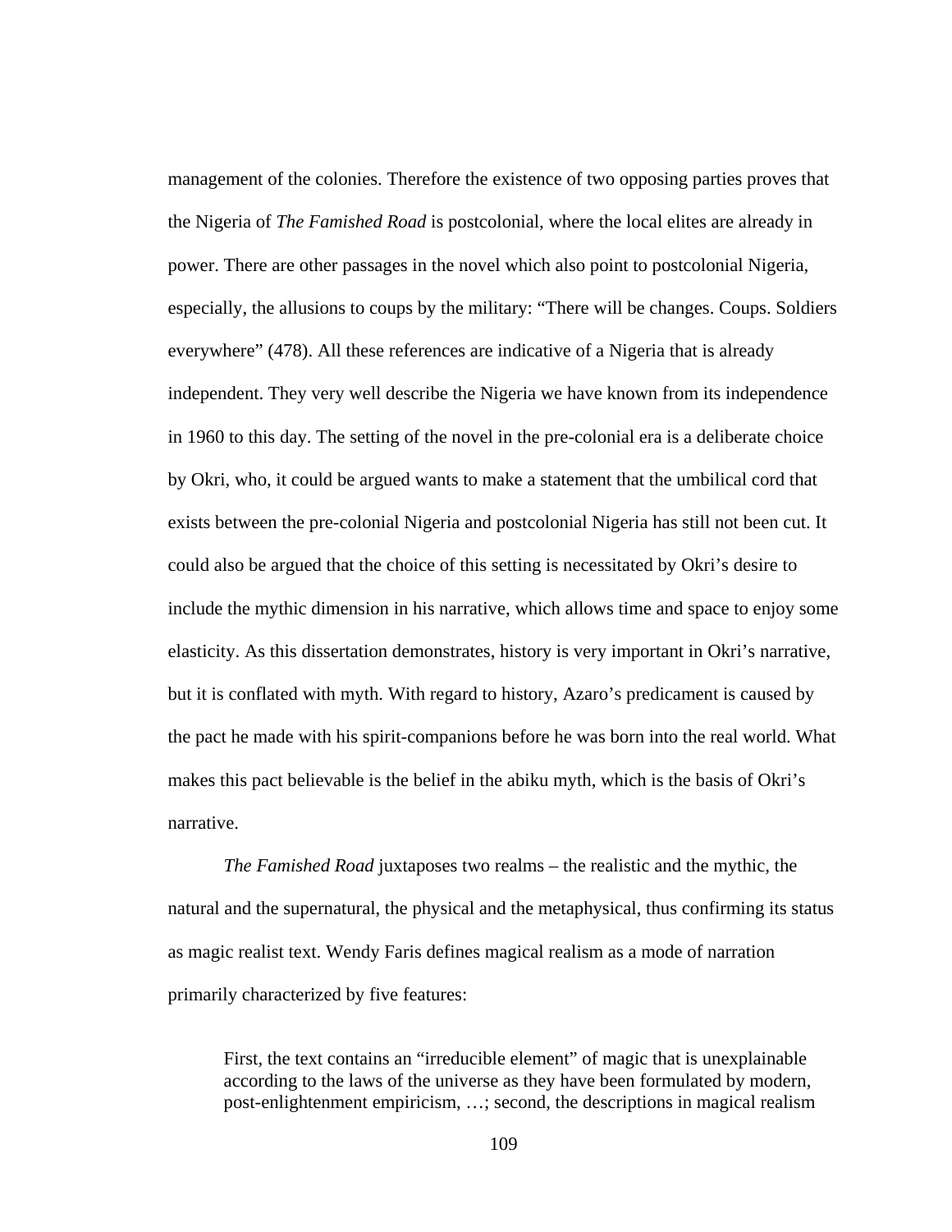management of the colonies. Therefore the existence of two opposing parties proves that the Nigeria of *The Famished Road* is postcolonial, where the local elites are already in power. There are other passages in the novel which also point to postcolonial Nigeria, especially, the allusions to coups by the military: "There will be changes. Coups. Soldiers everywhere" (478). All these references are indicative of a Nigeria that is already independent. They very well describe the Nigeria we have known from its independence in 1960 to this day. The setting of the novel in the pre-colonial era is a deliberate choice by Okri, who, it could be argued wants to make a statement that the umbilical cord that exists between the pre-colonial Nigeria and postcolonial Nigeria has still not been cut. It could also be argued that the choice of this setting is necessitated by Okri's desire to include the mythic dimension in his narrative, which allows time and space to enjoy some elasticity. As this dissertation demonstrates, history is very important in Okri's narrative, but it is conflated with myth. With regard to history, Azaro's predicament is caused by the pact he made with his spirit-companions before he was born into the real world. What makes this pact believable is the belief in the abiku myth, which is the basis of Okri's narrative.

*The Famished Road* juxtaposes two realms – the realistic and the mythic, the natural and the supernatural, the physical and the metaphysical, thus confirming its status as magic realist text. Wendy Faris defines magical realism as a mode of narration primarily characterized by five features:

> First, the text contains an "irreducible element" of magic that is unexplainable according to the laws of the universe as they have been formulated by modern, post-enlightenment empiricism, …; second, the descriptions in magical realism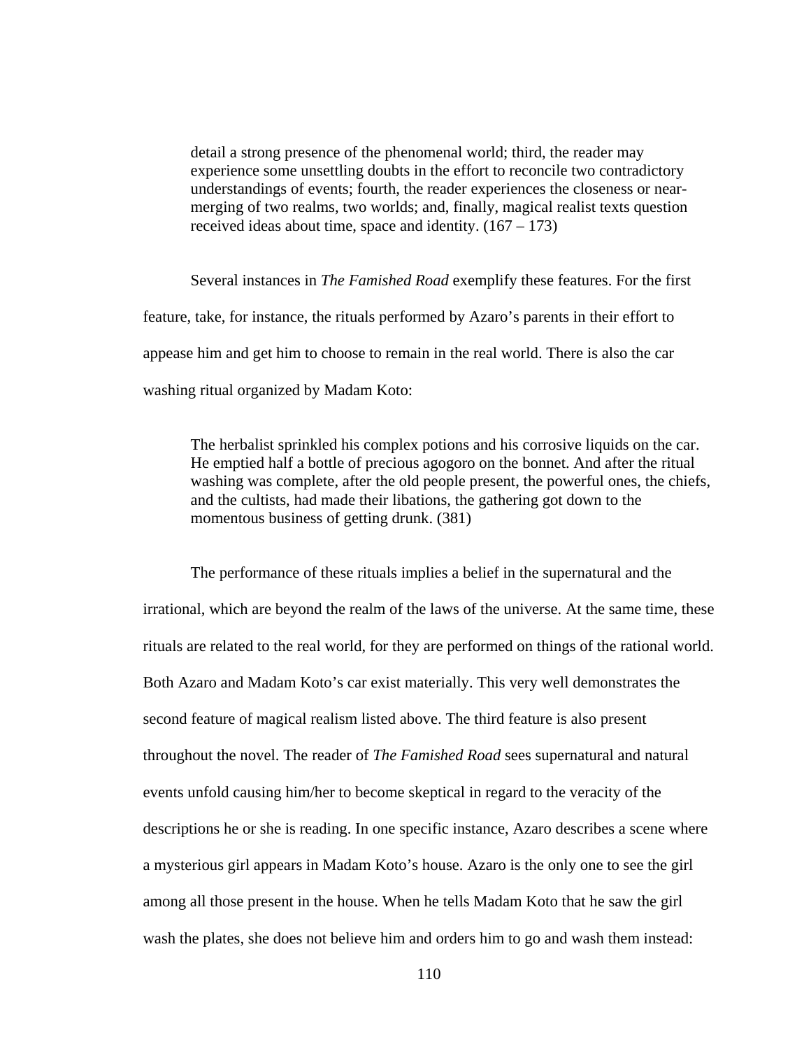> detail a strong presence of the phenomenal world; third, the reader may experience some unsettling doubts in the effort to reconcile two contradictory understandings of events; fourth, the reader experiences the closeness or near-merging of two realms, two worlds; and, finally, magical realist texts question received ideas about time, space and identity. (167 – 173)

Several instances in *The Famished Road* exemplify these features. For the first feature, take, for instance, the rituals performed by Azaro's parents in their effort to appease him and get him to choose to remain in the real world. There is also the car washing ritual organized by Madam Koto:

> The herbalist sprinkled his complex potions and his corrosive liquids on the car. He emptied half a bottle of precious agogoro on the bonnet. And after the ritual washing was complete, after the old people present, the powerful ones, the chiefs, and the cultists, had made their libations, the gathering got down to the momentous business of getting drunk. (381)

The performance of these rituals implies a belief in the supernatural and the irrational, which are beyond the realm of the laws of the universe. At the same time, these rituals are related to the real world, for they are performed on things of the rational world. Both Azaro and Madam Koto's car exist materially. This very well demonstrates the second feature of magical realism listed above. The third feature is also present throughout the novel. The reader of *The Famished Road* sees supernatural and natural events unfold causing him/her to become skeptical in regard to the veracity of the descriptions he or she is reading. In one specific instance, Azaro describes a scene where a mysterious girl appears in Madam Koto's house. Azaro is the only one to see the girl among all those present in the house. When he tells Madam Koto that he saw the girl wash the plates, she does not believe him and orders him to go and wash them instead: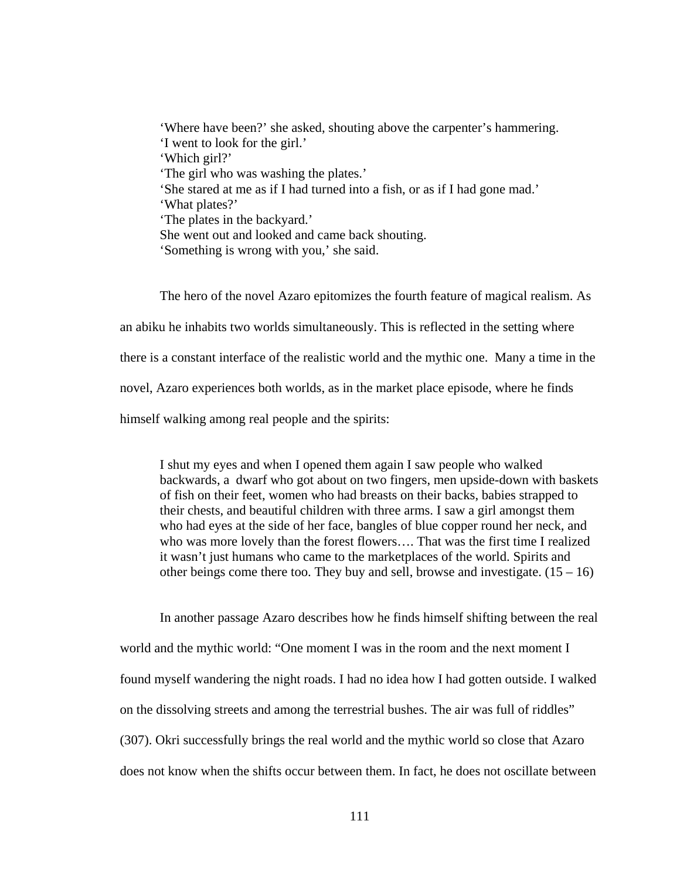> 'Where have been?' she asked, shouting above the carpenter's hammering.
> 'I went to look for the girl.'
> 'Which girl?'
> 'The girl who was washing the plates.'
> 'She stared at me as if I had turned into a fish, or as if I had gone mad.'
> 'What plates?'
> 'The plates in the backyard.'
> She went out and looked and came back shouting.
> 'Something is wrong with you,' she said.

The hero of the novel Azaro epitomizes the fourth feature of magical realism. As an abiku he inhabits two worlds simultaneously. This is reflected in the setting where there is a constant interface of the realistic world and the mythic one. Many a time in the novel, Azaro experiences both worlds, as in the market place episode, where he finds himself walking among real people and the spirits:

> I shut my eyes and when I opened them again I saw people who walked backwards, a dwarf who got about on two fingers, men upside-down with baskets of fish on their feet, women who had breasts on their backs, babies strapped to their chests, and beautiful children with three arms. I saw a girl amongst them who had eyes at the side of her face, bangles of blue copper round her neck, and who was more lovely than the forest flowers…. That was the first time I realized it wasn't just humans who came to the marketplaces of the world. Spirits and other beings come there too. They buy and sell, browse and investigate. (15 – 16)

In another passage Azaro describes how he finds himself shifting between the real world and the mythic world: "One moment I was in the room and the next moment I found myself wandering the night roads. I had no idea how I had gotten outside. I walked on the dissolving streets and among the terrestrial bushes. The air was full of riddles" (307). Okri successfully brings the real world and the mythic world so close that Azaro does not know when the shifts occur between them. In fact, he does not oscillate between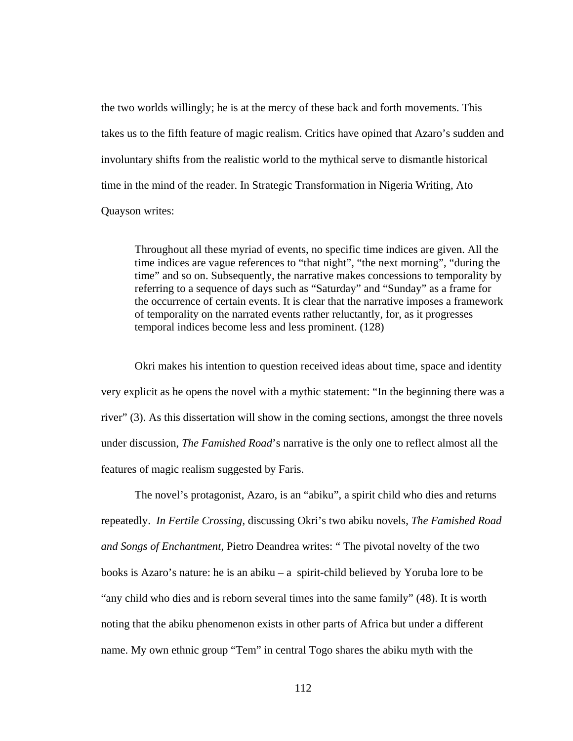the two worlds willingly; he is at the mercy of these back and forth movements. This takes us to the fifth feature of magic realism. Critics have opined that Azaro's sudden and involuntary shifts from the realistic world to the mythical serve to dismantle historical time in the mind of the reader. In Strategic Transformation in Nigeria Writing, Ato Quayson writes:

> Throughout all these myriad of events, no specific time indices are given. All the time indices are vague references to "that night", "the next morning", "during the time" and so on. Subsequently, the narrative makes concessions to temporality by referring to a sequence of days such as "Saturday" and "Sunday" as a frame for the occurrence of certain events. It is clear that the narrative imposes a framework of temporality on the narrated events rather reluctantly, for, as it progresses temporal indices become less and less prominent. (128)

Okri makes his intention to question received ideas about time, space and identity very explicit as he opens the novel with a mythic statement: "In the beginning there was a river" (3). As this dissertation will show in the coming sections, amongst the three novels under discussion, *The Famished Road*'s narrative is the only one to reflect almost all the features of magic realism suggested by Faris.

The novel's protagonist, Azaro, is an "abiku", a spirit child who dies and returns repeatedly. *In Fertile Crossing*, discussing Okri's two abiku novels, *The Famished Road and Songs of Enchantment*, Pietro Deandrea writes: " The pivotal novelty of the two books is Azaro's nature: he is an abiku – a spirit-child believed by Yoruba lore to be "any child who dies and is reborn several times into the same family" (48). It is worth noting that the abiku phenomenon exists in other parts of Africa but under a different name. My own ethnic group "Tem" in central Togo shares the abiku myth with the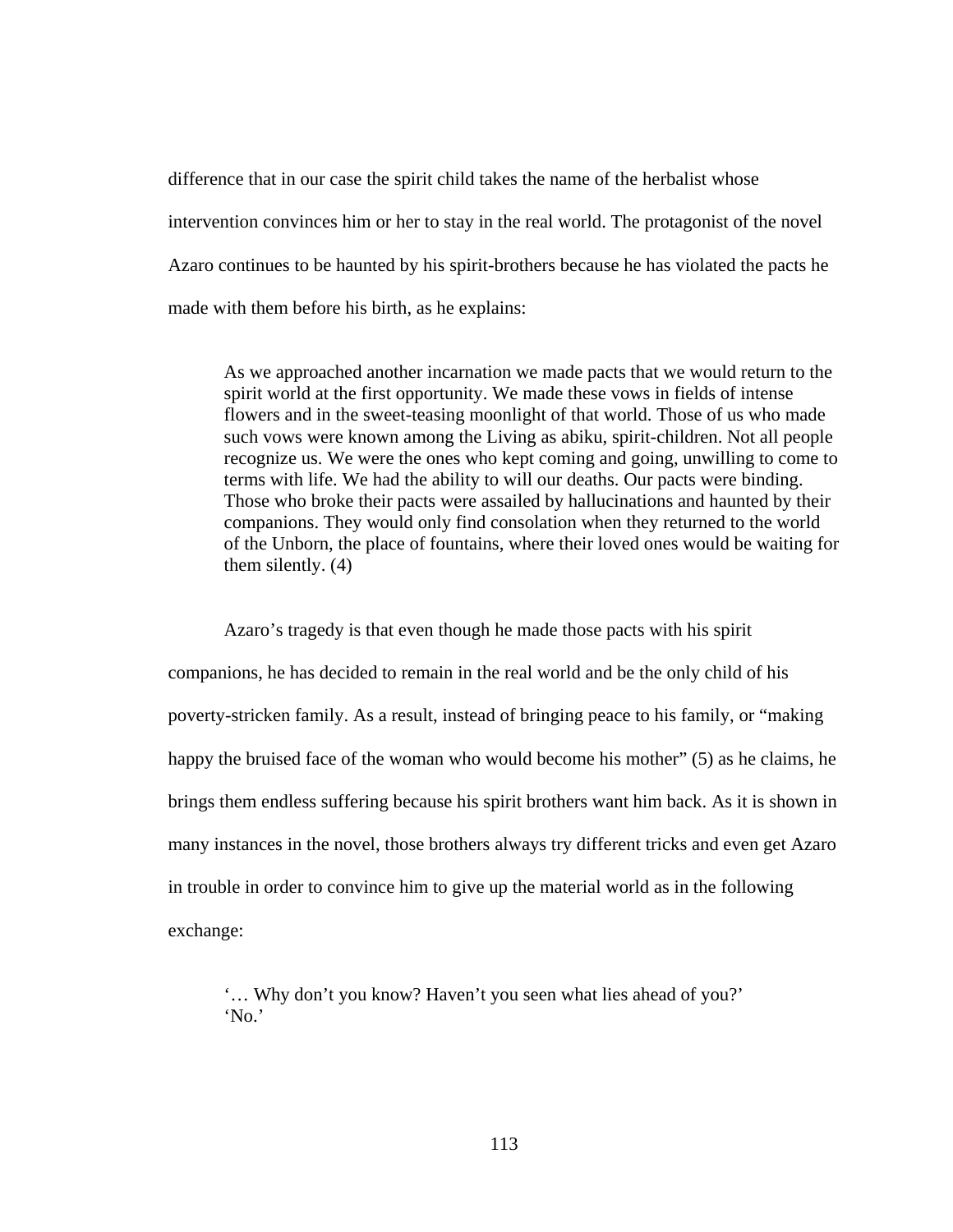difference that in our case the spirit child takes the name of the herbalist whose intervention convinces him or her to stay in the real world. The protagonist of the novel Azaro continues to be haunted by his spirit-brothers because he has violated the pacts he made with them before his birth, as he explains:

> As we approached another incarnation we made pacts that we would return to the spirit world at the first opportunity. We made these vows in fields of intense flowers and in the sweet-teasing moonlight of that world. Those of us who made such vows were known among the Living as abiku, spirit-children. Not all people recognize us. We were the ones who kept coming and going, unwilling to come to terms with life. We had the ability to will our deaths. Our pacts were binding. Those who broke their pacts were assailed by hallucinations and haunted by their companions. They would only find consolation when they returned to the world of the Unborn, the place of fountains, where their loved ones would be waiting for them silently. (4)

Azaro's tragedy is that even though he made those pacts with his spirit companions, he has decided to remain in the real world and be the only child of his poverty-stricken family. As a result, instead of bringing peace to his family, or "making happy the bruised face of the woman who would become his mother" (5) as he claims, he brings them endless suffering because his spirit brothers want him back. As it is shown in many instances in the novel, those brothers always try different tricks and even get Azaro in trouble in order to convince him to give up the material world as in the following exchange:

> '… Why don't you know? Haven't you seen what lies ahead of you?'
> 'No.'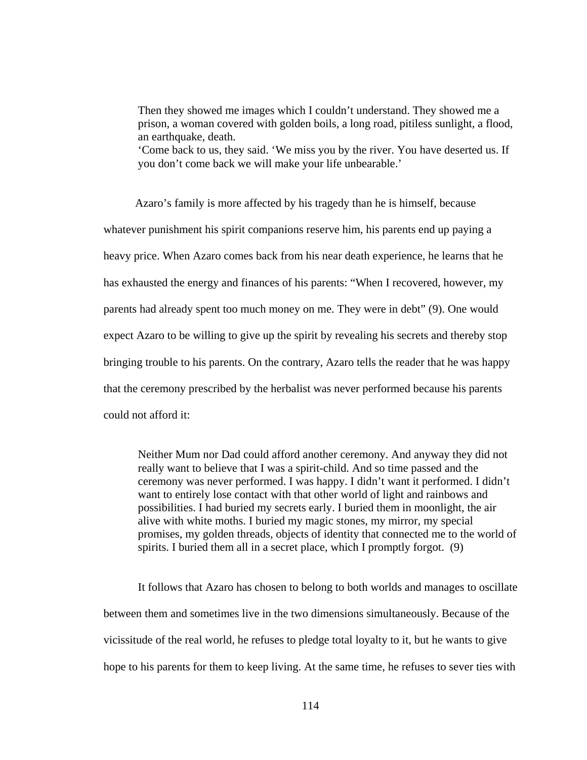> Then they showed me images which I couldn't understand. They showed me a prison, a woman covered with golden boils, a long road, pitiless sunlight, a flood, an earthquake, death.
> 'Come back to us, they said. 'We miss you by the river. You have deserted us. If you don't come back we will make your life unbearable.'

Azaro's family is more affected by his tragedy than he is himself, because whatever punishment his spirit companions reserve him, his parents end up paying a heavy price. When Azaro comes back from his near death experience, he learns that he has exhausted the energy and finances of his parents: "When I recovered, however, my parents had already spent too much money on me. They were in debt" (9). One would expect Azaro to be willing to give up the spirit by revealing his secrets and thereby stop bringing trouble to his parents. On the contrary, Azaro tells the reader that he was happy that the ceremony prescribed by the herbalist was never performed because his parents could not afford it:

> Neither Mum nor Dad could afford another ceremony. And anyway they did not really want to believe that I was a spirit-child. And so time passed and the ceremony was never performed. I was happy. I didn't want it performed. I didn't want to entirely lose contact with that other world of light and rainbows and possibilities. I had buried my secrets early. I buried them in moonlight, the air alive with white moths. I buried my magic stones, my mirror, my special promises, my golden threads, objects of identity that connected me to the world of spirits. I buried them all in a secret place, which I promptly forgot. (9)

It follows that Azaro has chosen to belong to both worlds and manages to oscillate between them and sometimes live in the two dimensions simultaneously. Because of the vicissitude of the real world, he refuses to pledge total loyalty to it, but he wants to give hope to his parents for them to keep living. At the same time, he refuses to sever ties with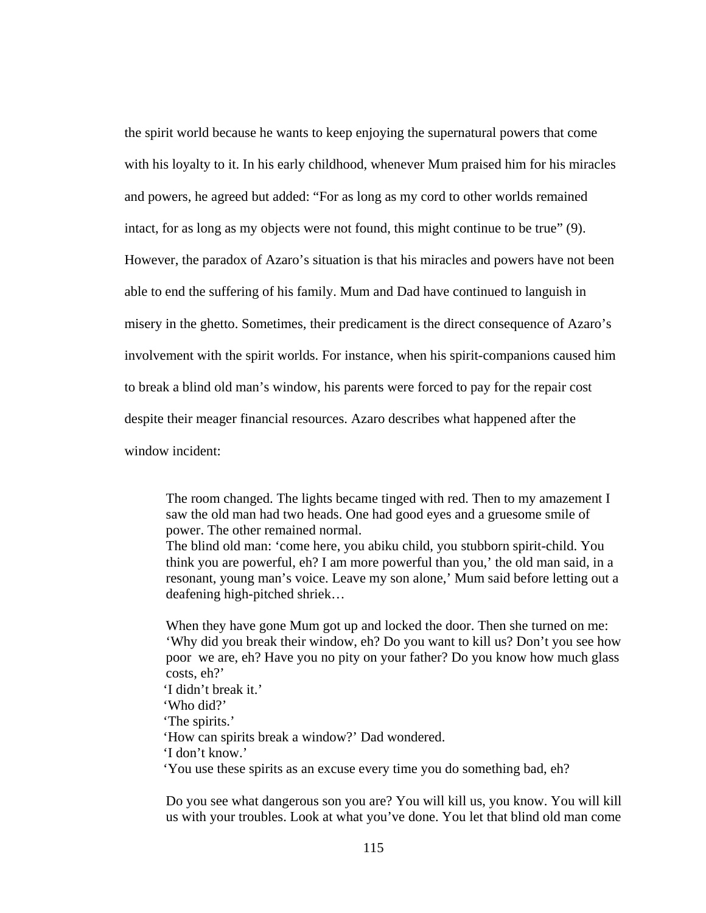the spirit world because he wants to keep enjoying the supernatural powers that come with his loyalty to it. In his early childhood, whenever Mum praised him for his miracles and powers, he agreed but added: "For as long as my cord to other worlds remained intact, for as long as my objects were not found, this might continue to be true" (9). However, the paradox of Azaro's situation is that his miracles and powers have not been able to end the suffering of his family. Mum and Dad have continued to languish in misery in the ghetto. Sometimes, their predicament is the direct consequence of Azaro's involvement with the spirit worlds. For instance, when his spirit-companions caused him to break a blind old man's window, his parents were forced to pay for the repair cost despite their meager financial resources. Azaro describes what happened after the window incident:

> The room changed. The lights became tinged with red. Then to my amazement I saw the old man had two heads. One had good eyes and a gruesome smile of power. The other remained normal.
> The blind old man: 'come here, you abiku child, you stubborn spirit-child. You think you are powerful, eh? I am more powerful than you,' the old man said, in a resonant, young man's voice. Leave my son alone,' Mum said before letting out a deafening high-pitched shriek…
>
> When they have gone Mum got up and locked the door. Then she turned on me: 'Why did you break their window, eh? Do you want to kill us? Don't you see how poor we are, eh? Have you no pity on your father? Do you know how much glass costs, eh?'
> 'I didn't break it.'
> 'Who did?'
> 'The spirits.'
> 'How can spirits break a window?' Dad wondered.
> 'I don't know.'
> 'You use these spirits as an excuse every time you do something bad, eh?
>
> Do you see what dangerous son you are? You will kill us, you know. You will kill us with your troubles. Look at what you've done. You let that blind old man come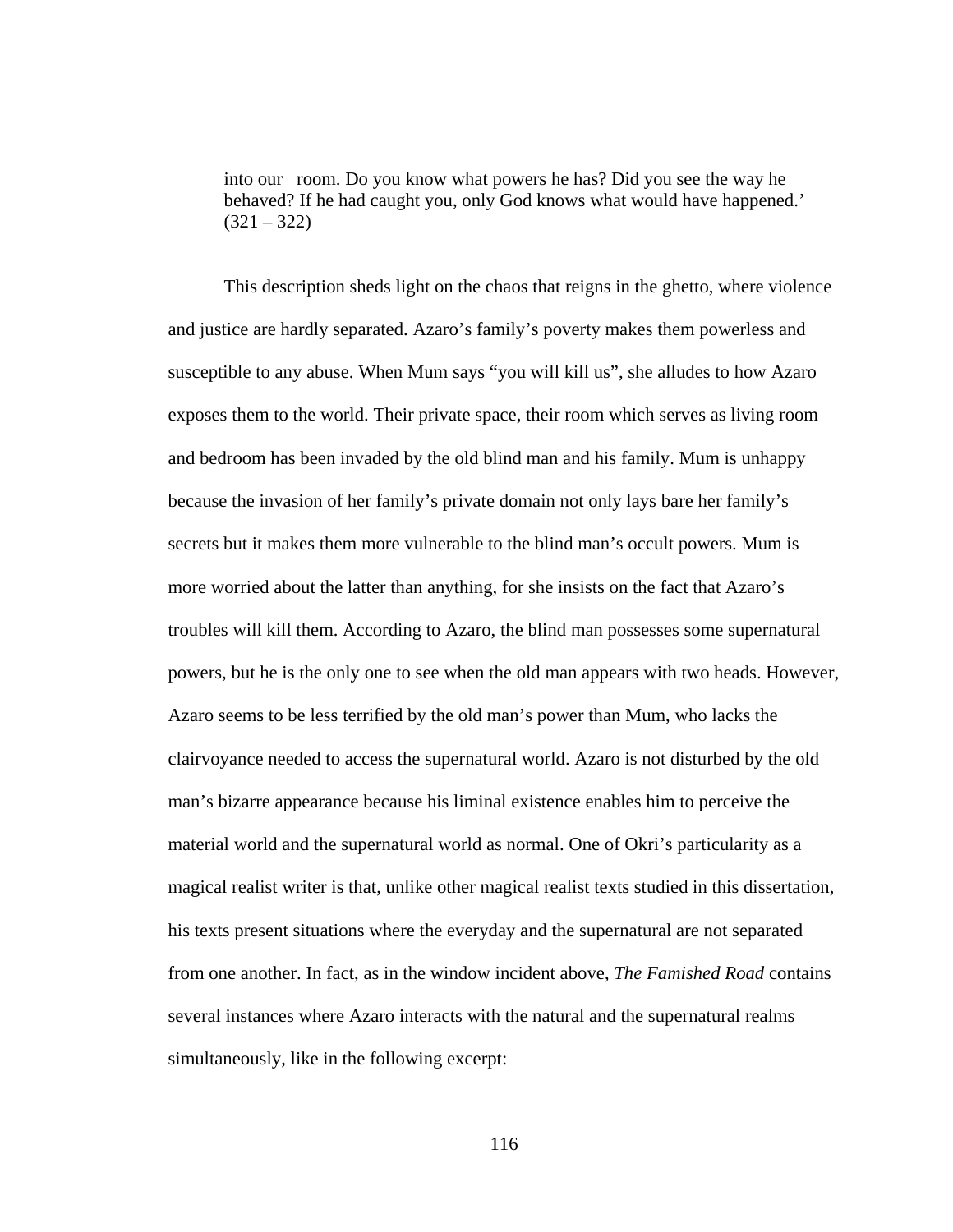> into our room. Do you know what powers he has? Did you see the way he behaved? If he had caught you, only God knows what would have happened.’ (321 – 322)

This description sheds light on the chaos that reigns in the ghetto, where violence and justice are hardly separated. Azaro’s family’s poverty makes them powerless and susceptible to any abuse. When Mum says “you will kill us”, she alludes to how Azaro exposes them to the world. Their private space, their room which serves as living room and bedroom has been invaded by the old blind man and his family. Mum is unhappy because the invasion of her family’s private domain not only lays bare her family’s secrets but it makes them more vulnerable to the blind man’s occult powers. Mum is more worried about the latter than anything, for she insists on the fact that Azaro’s troubles will kill them. According to Azaro, the blind man possesses some supernatural powers, but he is the only one to see when the old man appears with two heads. However, Azaro seems to be less terrified by the old man’s power than Mum, who lacks the clairvoyance needed to access the supernatural world. Azaro is not disturbed by the old man’s bizarre appearance because his liminal existence enables him to perceive the material world and the supernatural world as normal. One of Okri’s particularity as a magical realist writer is that, unlike other magical realist texts studied in this dissertation, his texts present situations where the everyday and the supernatural are not separated from one another. In fact, as in the window incident above, *The Famished Road* contains several instances where Azaro interacts with the natural and the supernatural realms simultaneously, like in the following excerpt: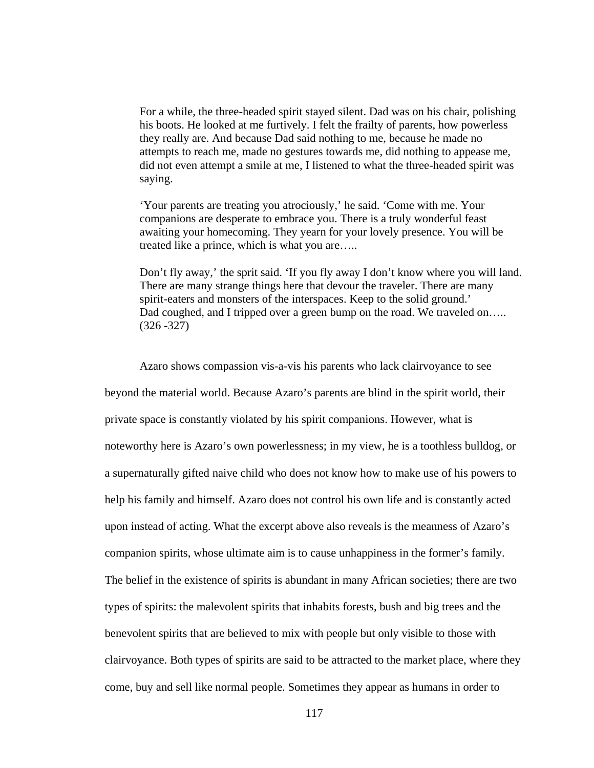> For a while, the three-headed spirit stayed silent. Dad was on his chair, polishing his boots. He looked at me furtively. I felt the frailty of parents, how powerless they really are. And because Dad said nothing to me, because he made no attempts to reach me, made no gestures towards me, did nothing to appease me, did not even attempt a smile at me, I listened to what the three-headed spirit was saying.
>
> 'Your parents are treating you atrociously,' he said. 'Come with me. Your companions are desperate to embrace you. There is a truly wonderful feast awaiting your homecoming. They yearn for your lovely presence. You will be treated like a prince, which is what you are…..
>
> Don't fly away,' the sprit said. 'If you fly away I don't know where you will land. There are many strange things here that devour the traveler. There are many spirit-eaters and monsters of the interspaces. Keep to the solid ground.'
> Dad coughed, and I tripped over a green bump on the road. We traveled on…..
> (326 -327)

Azaro shows compassion vis-a-vis his parents who lack clairvoyance to see beyond the material world. Because Azaro's parents are blind in the spirit world, their private space is constantly violated by his spirit companions. However, what is noteworthy here is Azaro's own powerlessness; in my view, he is a toothless bulldog, or a supernaturally gifted naive child who does not know how to make use of his powers to help his family and himself. Azaro does not control his own life and is constantly acted upon instead of acting. What the excerpt above also reveals is the meanness of Azaro's companion spirits, whose ultimate aim is to cause unhappiness in the former's family. The belief in the existence of spirits is abundant in many African societies; there are two types of spirits: the malevolent spirits that inhabits forests, bush and big trees and the benevolent spirits that are believed to mix with people but only visible to those with clairvoyance. Both types of spirits are said to be attracted to the market place, where they come, buy and sell like normal people. Sometimes they appear as humans in order to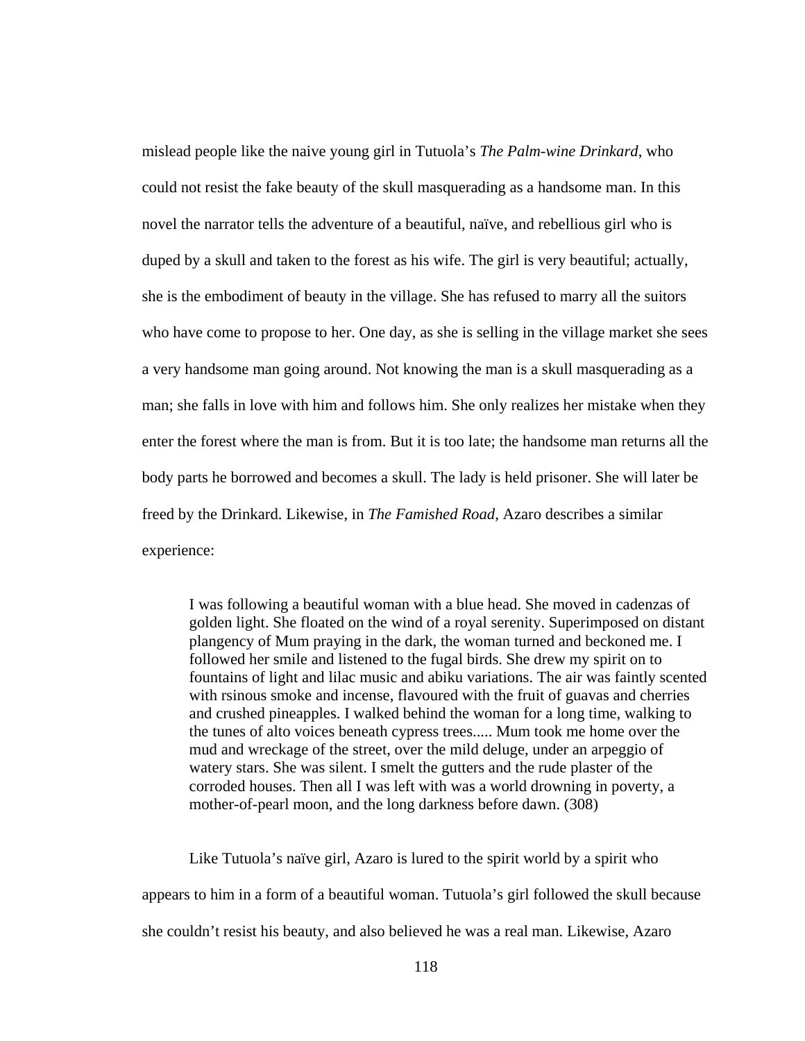mislead people like the naive young girl in Tutuola's *The Palm-wine Drinkard*, who could not resist the fake beauty of the skull masquerading as a handsome man. In this novel the narrator tells the adventure of a beautiful, naïve, and rebellious girl who is duped by a skull and taken to the forest as his wife. The girl is very beautiful; actually, she is the embodiment of beauty in the village. She has refused to marry all the suitors who have come to propose to her. One day, as she is selling in the village market she sees a very handsome man going around. Not knowing the man is a skull masquerading as a man; she falls in love with him and follows him. She only realizes her mistake when they enter the forest where the man is from. But it is too late; the handsome man returns all the body parts he borrowed and becomes a skull. The lady is held prisoner. She will later be freed by the Drinkard. Likewise, in *The Famished Road*, Azaro describes a similar experience:

> I was following a beautiful woman with a blue head. She moved in cadenzas of golden light. She floated on the wind of a royal serenity. Superimposed on distant plangency of Mum praying in the dark, the woman turned and beckoned me. I followed her smile and listened to the fugal birds. She drew my spirit on to fountains of light and lilac music and abiku variations. The air was faintly scented with rsinous smoke and incense, flavoured with the fruit of guavas and cherries and crushed pineapples. I walked behind the woman for a long time, walking to the tunes of alto voices beneath cypress trees..... Mum took me home over the mud and wreckage of the street, over the mild deluge, under an arpeggio of watery stars. She was silent. I smelt the gutters and the rude plaster of the corroded houses. Then all I was left with was a world drowning in poverty, a mother-of-pearl moon, and the long darkness before dawn. (308)

Like Tutuola's naïve girl, Azaro is lured to the spirit world by a spirit who appears to him in a form of a beautiful woman. Tutuola's girl followed the skull because she couldn't resist his beauty, and also believed he was a real man. Likewise, Azaro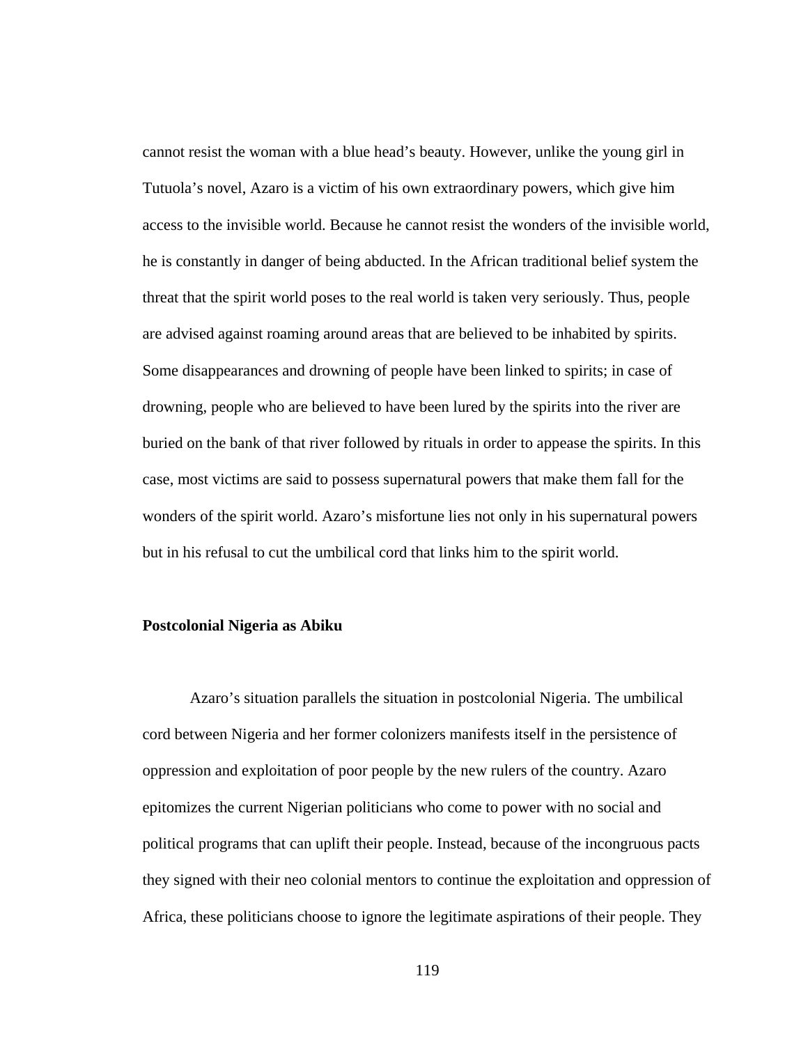cannot resist the woman with a blue head's beauty. However, unlike the young girl in Tutuola's novel, Azaro is a victim of his own extraordinary powers, which give him access to the invisible world. Because he cannot resist the wonders of the invisible world, he is constantly in danger of being abducted. In the African traditional belief system the threat that the spirit world poses to the real world is taken very seriously. Thus, people are advised against roaming around areas that are believed to be inhabited by spirits. Some disappearances and drowning of people have been linked to spirits; in case of drowning, people who are believed to have been lured by the spirits into the river are buried on the bank of that river followed by rituals in order to appease the spirits. In this case, most victims are said to possess supernatural powers that make them fall for the wonders of the spirit world. Azaro's misfortune lies not only in his supernatural powers but in his refusal to cut the umbilical cord that links him to the spirit world.

**Postcolonial Nigeria as Abiku**

Azaro's situation parallels the situation in postcolonial Nigeria. The umbilical cord between Nigeria and her former colonizers manifests itself in the persistence of oppression and exploitation of poor people by the new rulers of the country. Azaro epitomizes the current Nigerian politicians who come to power with no social and political programs that can uplift their people. Instead, because of the incongruous pacts they signed with their neo colonial mentors to continue the exploitation and oppression of Africa, these politicians choose to ignore the legitimate aspirations of their people. They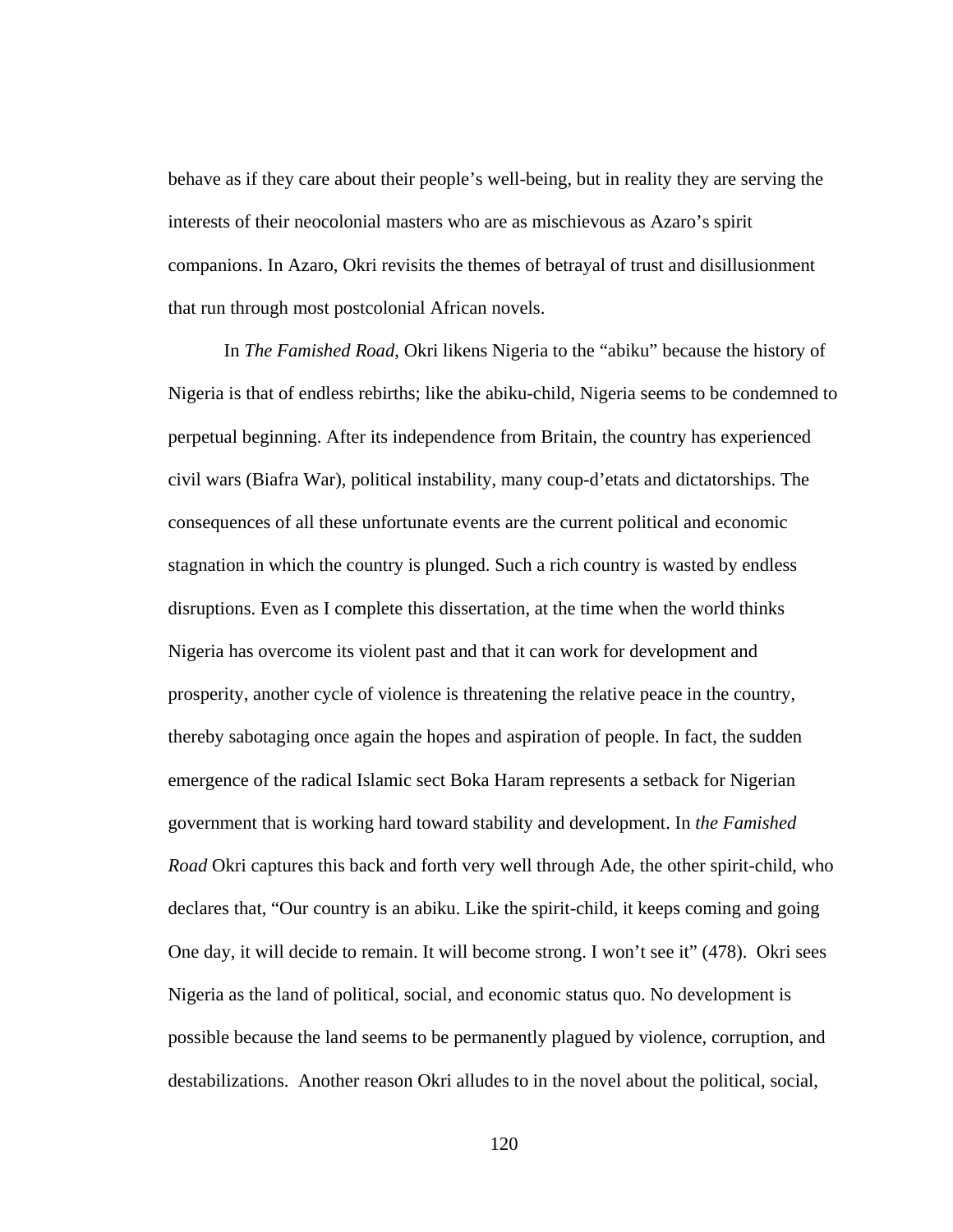behave as if they care about their people's well-being, but in reality they are serving the interests of their neocolonial masters who are as mischievous as Azaro's spirit companions. In Azaro, Okri revisits the themes of betrayal of trust and disillusionment that run through most postcolonial African novels.

In *The Famished Road,* Okri likens Nigeria to the "abiku" because the history of Nigeria is that of endless rebirths; like the abiku-child, Nigeria seems to be condemned to perpetual beginning. After its independence from Britain, the country has experienced civil wars (Biafra War), political instability, many coup-d'etats and dictatorships. The consequences of all these unfortunate events are the current political and economic stagnation in which the country is plunged. Such a rich country is wasted by endless disruptions. Even as I complete this dissertation, at the time when the world thinks Nigeria has overcome its violent past and that it can work for development and prosperity, another cycle of violence is threatening the relative peace in the country, thereby sabotaging once again the hopes and aspiration of people. In fact, the sudden emergence of the radical Islamic sect Boka Haram represents a setback for Nigerian government that is working hard toward stability and development. In *the Famished Road* Okri captures this back and forth very well through Ade, the other spirit-child, who declares that, "Our country is an abiku. Like the spirit-child, it keeps coming and going One day, it will decide to remain. It will become strong. I won't see it" (478). Okri sees Nigeria as the land of political, social, and economic status quo. No development is possible because the land seems to be permanently plagued by violence, corruption, and destabilizations. Another reason Okri alludes to in the novel about the political, social,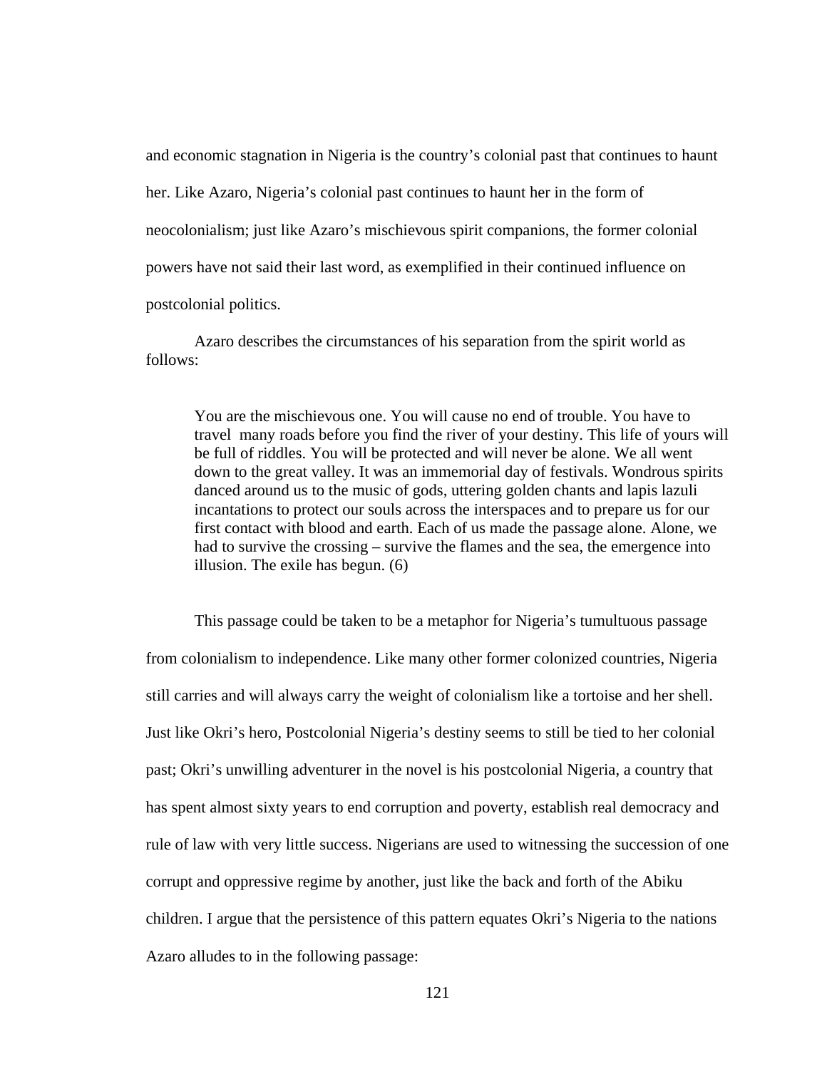and economic stagnation in Nigeria is the country's colonial past that continues to haunt her. Like Azaro, Nigeria's colonial past continues to haunt her in the form of neocolonialism; just like Azaro's mischievous spirit companions, the former colonial powers have not said their last word, as exemplified in their continued influence on postcolonial politics.

Azaro describes the circumstances of his separation from the spirit world as follows:

> You are the mischievous one. You will cause no end of trouble. You have to travel many roads before you find the river of your destiny. This life of yours will be full of riddles. You will be protected and will never be alone. We all went down to the great valley. It was an immemorial day of festivals. Wondrous spirits danced around us to the music of gods, uttering golden chants and lapis lazuli incantations to protect our souls across the interspaces and to prepare us for our first contact with blood and earth. Each of us made the passage alone. Alone, we had to survive the crossing – survive the flames and the sea, the emergence into illusion. The exile has begun. (6)

This passage could be taken to be a metaphor for Nigeria's tumultuous passage from colonialism to independence. Like many other former colonized countries, Nigeria still carries and will always carry the weight of colonialism like a tortoise and her shell. Just like Okri's hero, Postcolonial Nigeria's destiny seems to still be tied to her colonial past; Okri's unwilling adventurer in the novel is his postcolonial Nigeria, a country that has spent almost sixty years to end corruption and poverty, establish real democracy and rule of law with very little success. Nigerians are used to witnessing the succession of one corrupt and oppressive regime by another, just like the back and forth of the Abiku children. I argue that the persistence of this pattern equates Okri's Nigeria to the nations Azaro alludes to in the following passage: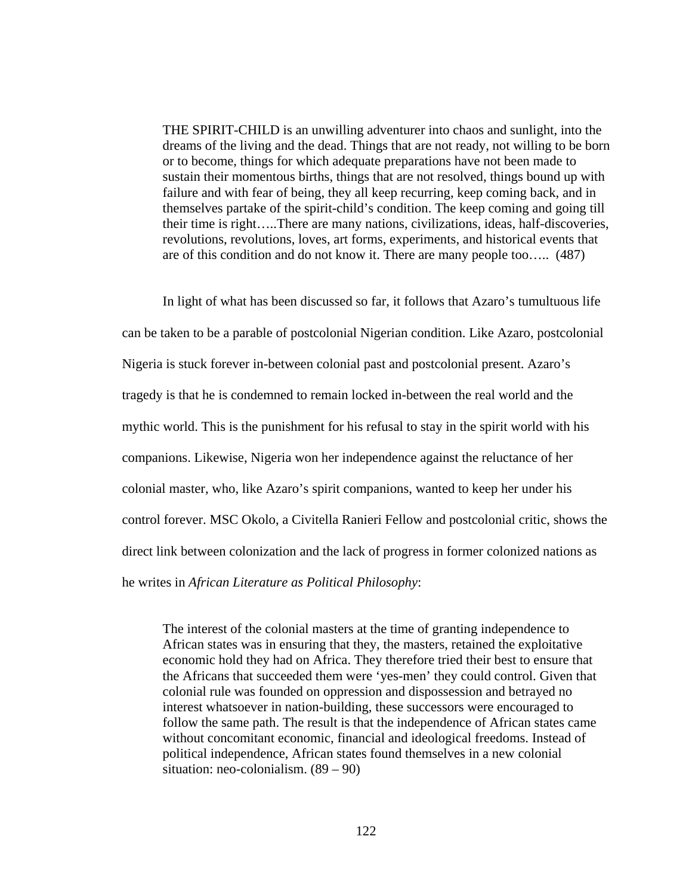> THE SPIRIT-CHILD is an unwilling adventurer into chaos and sunlight, into the dreams of the living and the dead. Things that are not ready, not willing to be born or to become, things for which adequate preparations have not been made to sustain their momentous births, things that are not resolved, things bound up with failure and with fear of being, they all keep recurring, keep coming back, and in themselves partake of the spirit-child's condition. The keep coming and going till their time is right…..There are many nations, civilizations, ideas, half-discoveries, revolutions, revolutions, loves, art forms, experiments, and historical events that are of this condition and do not know it. There are many people too….. (487)

In light of what has been discussed so far, it follows that Azaro's tumultuous life can be taken to be a parable of postcolonial Nigerian condition. Like Azaro, postcolonial Nigeria is stuck forever in-between colonial past and postcolonial present. Azaro's tragedy is that he is condemned to remain locked in-between the real world and the mythic world. This is the punishment for his refusal to stay in the spirit world with his companions. Likewise, Nigeria won her independence against the reluctance of her colonial master, who, like Azaro's spirit companions, wanted to keep her under his control forever. MSC Okolo, a Civitella Ranieri Fellow and postcolonial critic, shows the direct link between colonization and the lack of progress in former colonized nations as he writes in *African Literature as Political Philosophy*:

> The interest of the colonial masters at the time of granting independence to African states was in ensuring that they, the masters, retained the exploitative economic hold they had on Africa. They therefore tried their best to ensure that the Africans that succeeded them were 'yes-men' they could control. Given that colonial rule was founded on oppression and dispossession and betrayed no interest whatsoever in nation-building, these successors were encouraged to follow the same path. The result is that the independence of African states came without concomitant economic, financial and ideological freedoms. Instead of political independence, African states found themselves in a new colonial situation: neo-colonialism. (89 – 90)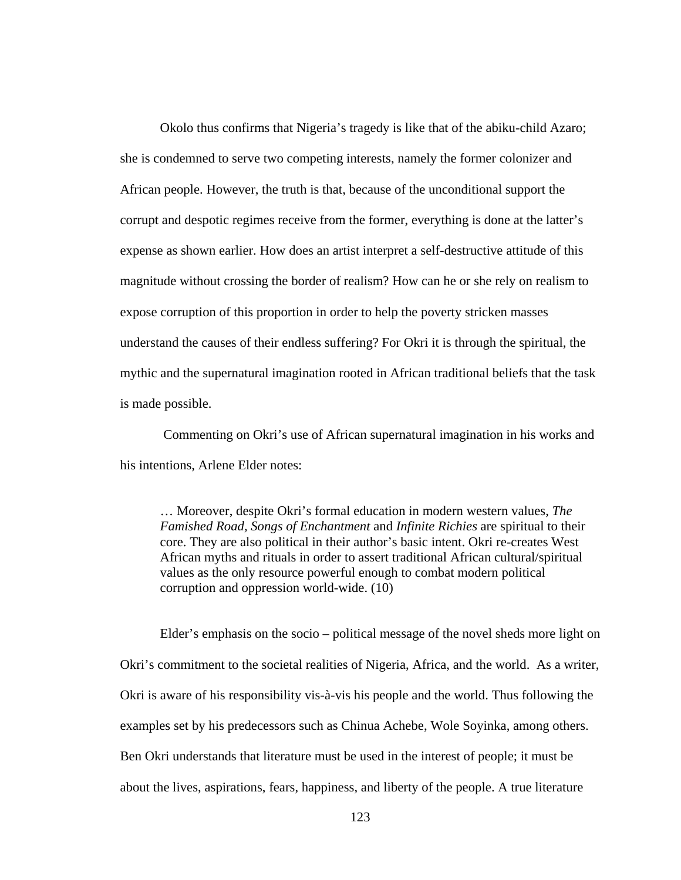Okolo thus confirms that Nigeria's tragedy is like that of the abiku-child Azaro; she is condemned to serve two competing interests, namely the former colonizer and African people. However, the truth is that, because of the unconditional support the corrupt and despotic regimes receive from the former, everything is done at the latter's expense as shown earlier. How does an artist interpret a self-destructive attitude of this magnitude without crossing the border of realism? How can he or she rely on realism to expose corruption of this proportion in order to help the poverty stricken masses understand the causes of their endless suffering? For Okri it is through the spiritual, the mythic and the supernatural imagination rooted in African traditional beliefs that the task is made possible.

Commenting on Okri's use of African supernatural imagination in his works and his intentions, Arlene Elder notes:

> … Moreover, despite Okri's formal education in modern western values, *The Famished Road, Songs of Enchantment* and *Infinite Richies* are spiritual to their core. They are also political in their author's basic intent. Okri re-creates West African myths and rituals in order to assert traditional African cultural/spiritual values as the only resource powerful enough to combat modern political corruption and oppression world-wide. (10)

Elder's emphasis on the socio – political message of the novel sheds more light on Okri's commitment to the societal realities of Nigeria, Africa, and the world. As a writer, Okri is aware of his responsibility vis-à-vis his people and the world. Thus following the examples set by his predecessors such as Chinua Achebe, Wole Soyinka, among others. Ben Okri understands that literature must be used in the interest of people; it must be about the lives, aspirations, fears, happiness, and liberty of the people. A true literature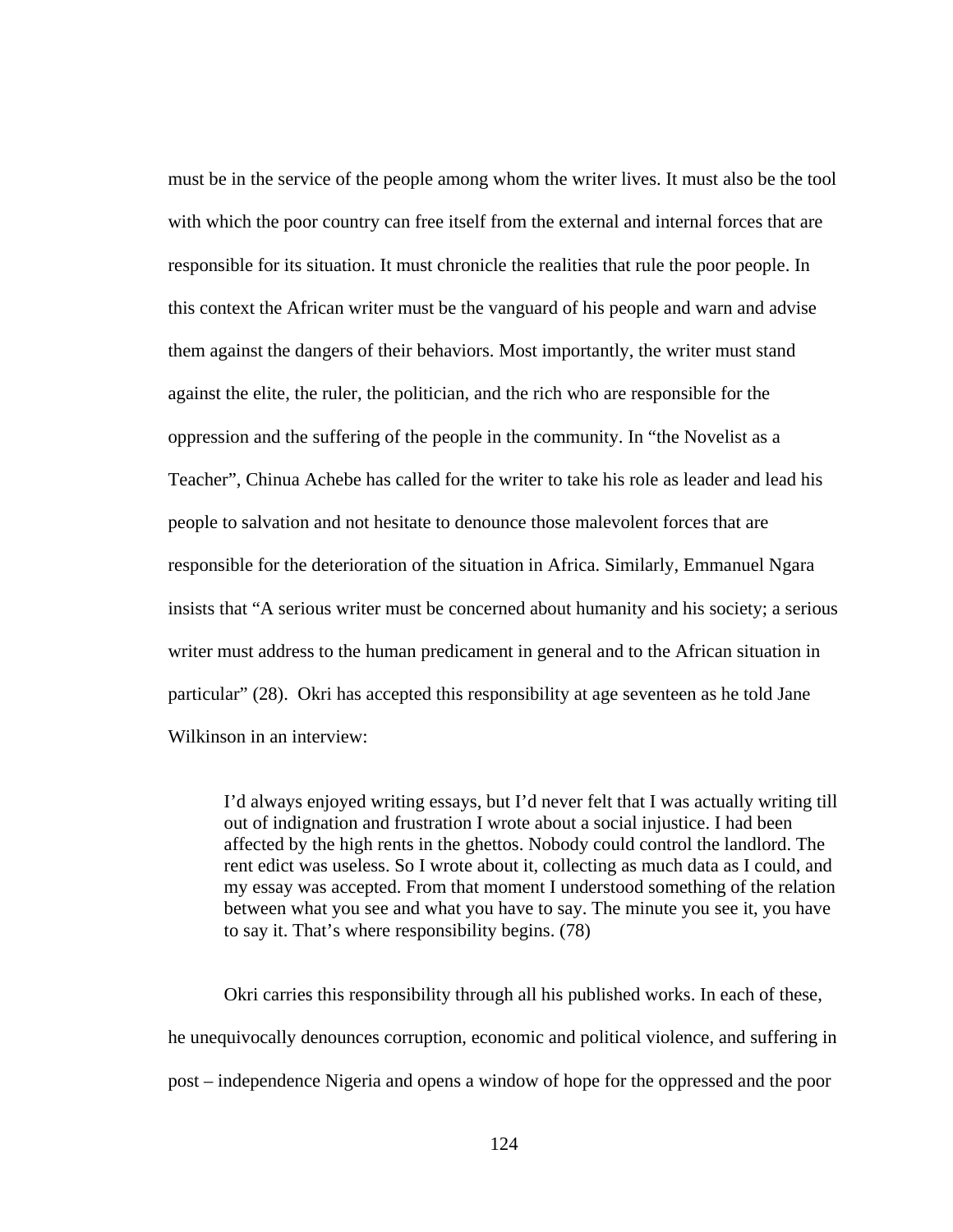must be in the service of the people among whom the writer lives. It must also be the tool with which the poor country can free itself from the external and internal forces that are responsible for its situation. It must chronicle the realities that rule the poor people. In this context the African writer must be the vanguard of his people and warn and advise them against the dangers of their behaviors. Most importantly, the writer must stand against the elite, the ruler, the politician, and the rich who are responsible for the oppression and the suffering of the people in the community. In "the Novelist as a Teacher", Chinua Achebe has called for the writer to take his role as leader and lead his people to salvation and not hesitate to denounce those malevolent forces that are responsible for the deterioration of the situation in Africa. Similarly, Emmanuel Ngara insists that "A serious writer must be concerned about humanity and his society; a serious writer must address to the human predicament in general and to the African situation in particular" (28). Okri has accepted this responsibility at age seventeen as he told Jane Wilkinson in an interview:

> I'd always enjoyed writing essays, but I'd never felt that I was actually writing till out of indignation and frustration I wrote about a social injustice. I had been affected by the high rents in the ghettos. Nobody could control the landlord. The rent edict was useless. So I wrote about it, collecting as much data as I could, and my essay was accepted. From that moment I understood something of the relation between what you see and what you have to say. The minute you see it, you have to say it. That's where responsibility begins. (78)

Okri carries this responsibility through all his published works. In each of these, he unequivocally denounces corruption, economic and political violence, and suffering in post – independence Nigeria and opens a window of hope for the oppressed and the poor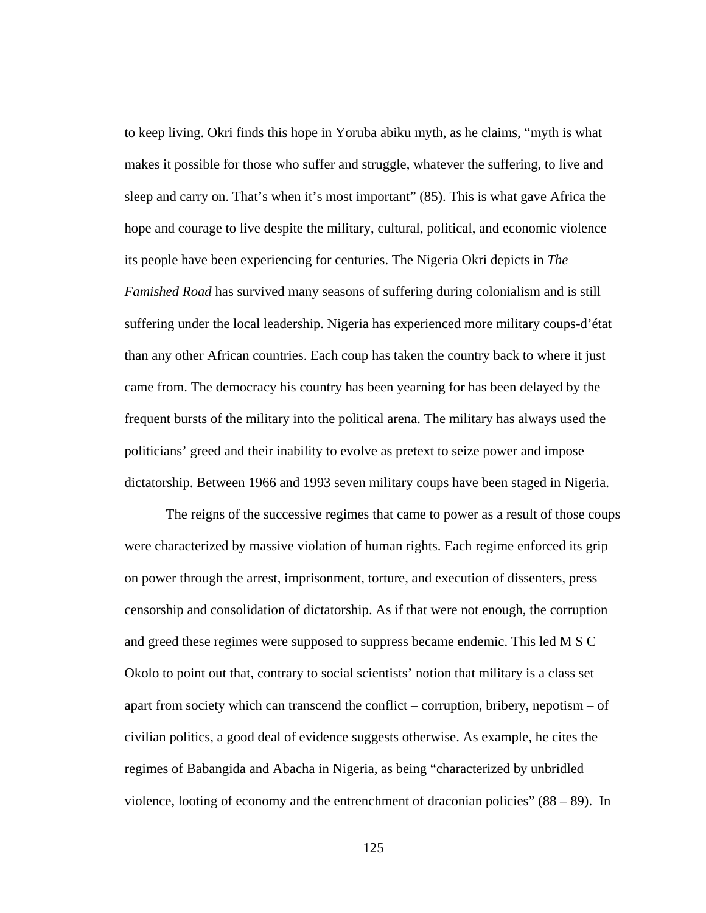to keep living. Okri finds this hope in Yoruba abiku myth, as he claims, "myth is what makes it possible for those who suffer and struggle, whatever the suffering, to live and sleep and carry on. That's when it's most important" (85). This is what gave Africa the hope and courage to live despite the military, cultural, political, and economic violence its people have been experiencing for centuries. The Nigeria Okri depicts in *The Famished Road* has survived many seasons of suffering during colonialism and is still suffering under the local leadership. Nigeria has experienced more military coups-d'état than any other African countries. Each coup has taken the country back to where it just came from. The democracy his country has been yearning for has been delayed by the frequent bursts of the military into the political arena. The military has always used the politicians' greed and their inability to evolve as pretext to seize power and impose dictatorship. Between 1966 and 1993 seven military coups have been staged in Nigeria.

The reigns of the successive regimes that came to power as a result of those coups were characterized by massive violation of human rights. Each regime enforced its grip on power through the arrest, imprisonment, torture, and execution of dissenters, press censorship and consolidation of dictatorship. As if that were not enough, the corruption and greed these regimes were supposed to suppress became endemic. This led M S C Okolo to point out that, contrary to social scientists' notion that military is a class set apart from society which can transcend the conflict – corruption, bribery, nepotism – of civilian politics, a good deal of evidence suggests otherwise. As example, he cites the regimes of Babangida and Abacha in Nigeria, as being "characterized by unbridled violence, looting of economy and the entrenchment of draconian policies" (88 – 89). In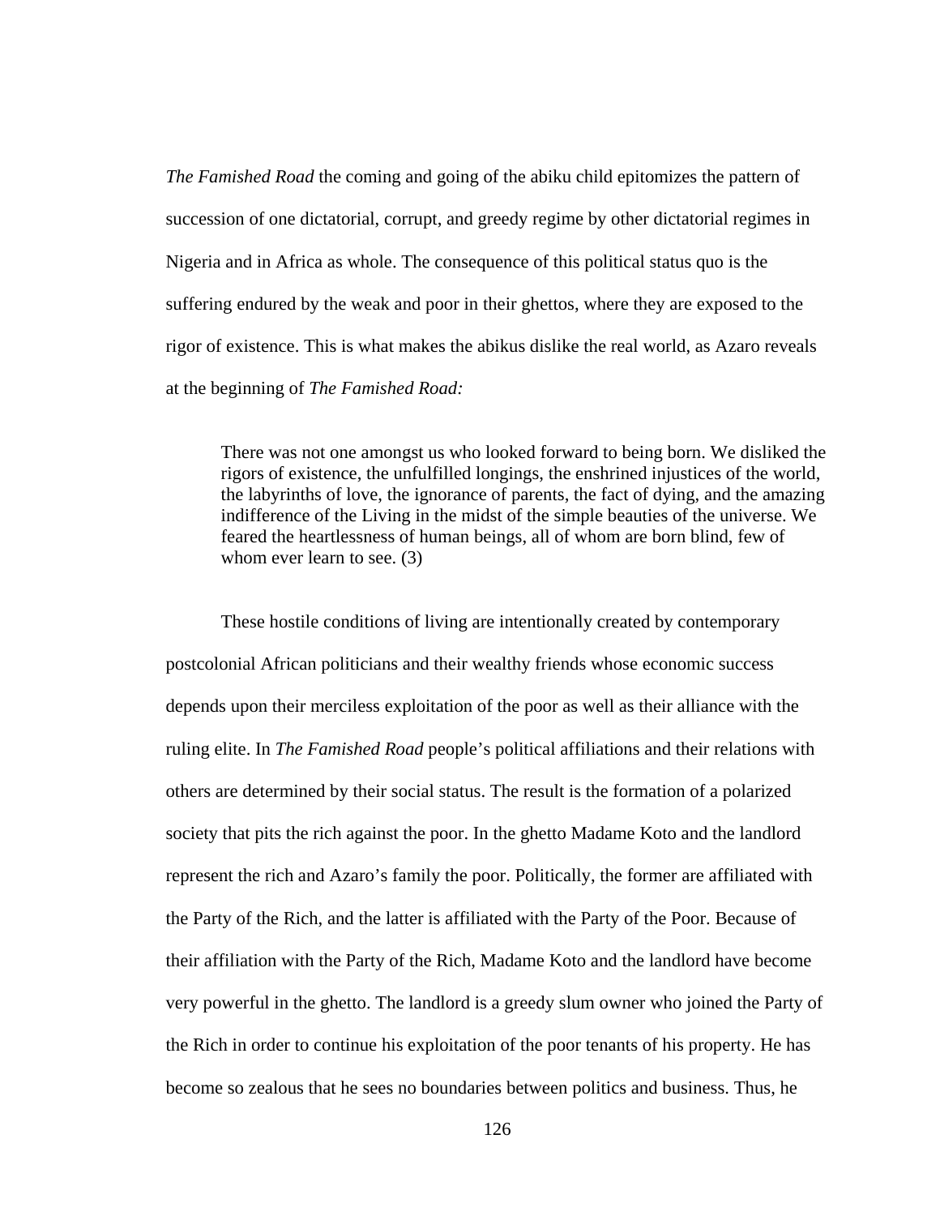*The Famished Road* the coming and going of the abiku child epitomizes the pattern of succession of one dictatorial, corrupt, and greedy regime by other dictatorial regimes in Nigeria and in Africa as whole. The consequence of this political status quo is the suffering endured by the weak and poor in their ghettos, where they are exposed to the rigor of existence. This is what makes the abikus dislike the real world, as Azaro reveals at the beginning of *The Famished Road:*

> There was not one amongst us who looked forward to being born. We disliked the rigors of existence, the unfulfilled longings, the enshrined injustices of the world, the labyrinths of love, the ignorance of parents, the fact of dying, and the amazing indifference of the Living in the midst of the simple beauties of the universe. We feared the heartlessness of human beings, all of whom are born blind, few of whom ever learn to see. (3)

These hostile conditions of living are intentionally created by contemporary postcolonial African politicians and their wealthy friends whose economic success depends upon their merciless exploitation of the poor as well as their alliance with the ruling elite. In *The Famished Road* people's political affiliations and their relations with others are determined by their social status. The result is the formation of a polarized society that pits the rich against the poor. In the ghetto Madame Koto and the landlord represent the rich and Azaro's family the poor. Politically, the former are affiliated with the Party of the Rich, and the latter is affiliated with the Party of the Poor. Because of their affiliation with the Party of the Rich, Madame Koto and the landlord have become very powerful in the ghetto. The landlord is a greedy slum owner who joined the Party of the Rich in order to continue his exploitation of the poor tenants of his property. He has become so zealous that he sees no boundaries between politics and business. Thus, he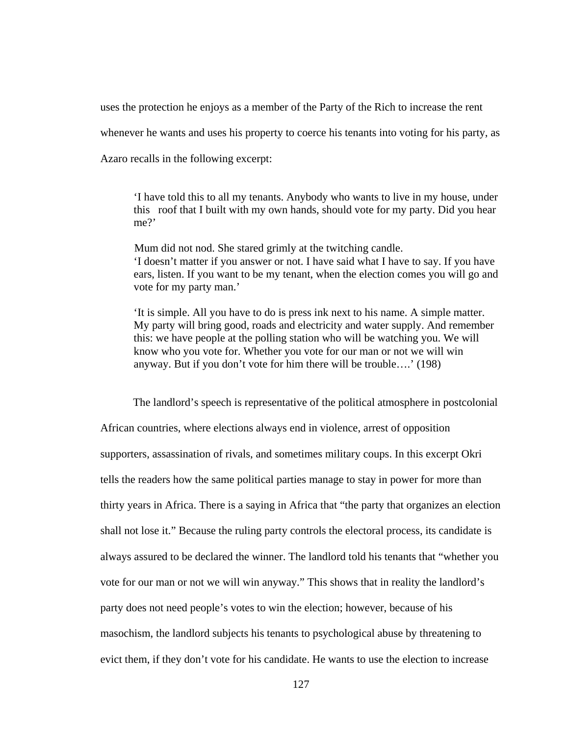uses the protection he enjoys as a member of the Party of the Rich to increase the rent whenever he wants and uses his property to coerce his tenants into voting for his party, as Azaro recalls in the following excerpt:

> 'I have told this to all my tenants. Anybody who wants to live in my house, under this roof that I built with my own hands, should vote for my party. Did you hear me?'
>
> Mum did not nod. She stared grimly at the twitching candle.
> 'I doesn't matter if you answer or not. I have said what I have to say. If you have ears, listen. If you want to be my tenant, when the election comes you will go and vote for my party man.'
>
> 'It is simple. All you have to do is press ink next to his name. A simple matter. My party will bring good, roads and electricity and water supply. And remember this: we have people at the polling station who will be watching you. We will know who you vote for. Whether you vote for our man or not we will win anyway. But if you don't vote for him there will be trouble….' (198)

The landlord's speech is representative of the political atmosphere in postcolonial African countries, where elections always end in violence, arrest of opposition supporters, assassination of rivals, and sometimes military coups. In this excerpt Okri tells the readers how the same political parties manage to stay in power for more than thirty years in Africa. There is a saying in Africa that "the party that organizes an election shall not lose it." Because the ruling party controls the electoral process, its candidate is always assured to be declared the winner. The landlord told his tenants that "whether you vote for our man or not we will win anyway." This shows that in reality the landlord's party does not need people's votes to win the election; however, because of his masochism, the landlord subjects his tenants to psychological abuse by threatening to evict them, if they don't vote for his candidate. He wants to use the election to increase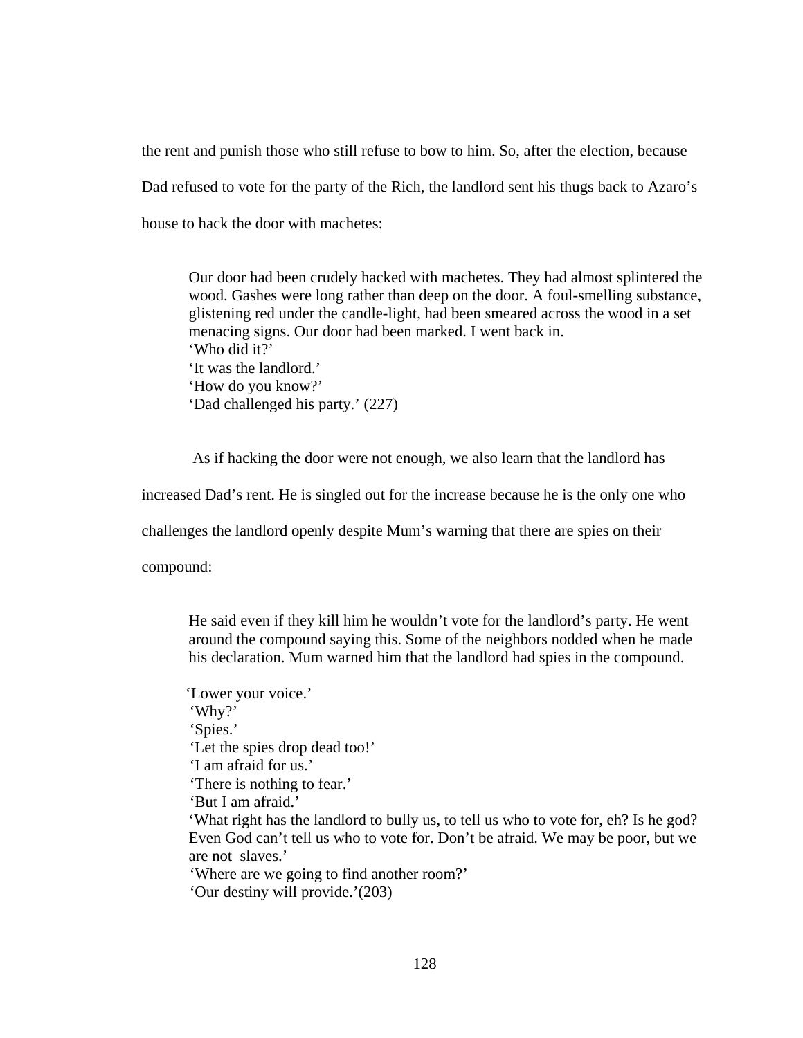the rent and punish those who still refuse to bow to him. So, after the election, because Dad refused to vote for the party of the Rich, the landlord sent his thugs back to Azaro's house to hack the door with machetes:

> Our door had been crudely hacked with machetes. They had almost splintered the wood. Gashes were long rather than deep on the door. A foul-smelling substance, glistening red under the candle-light, had been smeared across the wood in a set menacing signs. Our door had been marked. I went back in.
> 'Who did it?'
> 'It was the landlord.'
> 'How do you know?'
> 'Dad challenged his party.' (227)

As if hacking the door were not enough, we also learn that the landlord has increased Dad's rent. He is singled out for the increase because he is the only one who challenges the landlord openly despite Mum's warning that there are spies on their compound:

> He said even if they kill him he wouldn't vote for the landlord's party. He went around the compound saying this. Some of the neighbors nodded when he made his declaration. Mum warned him that the landlord had spies in the compound.
>
> 'Lower your voice.'
> 'Why?'
> 'Spies.'
> 'Let the spies drop dead too!'
> 'I am afraid for us.'
> 'There is nothing to fear.'
> 'But I am afraid.'
> 'What right has the landlord to bully us, to tell us who to vote for, eh? Is he god? Even God can't tell us who to vote for. Don't be afraid. We may be poor, but we are not slaves.'
> 'Where are we going to find another room?'
> 'Our destiny will provide.'(203)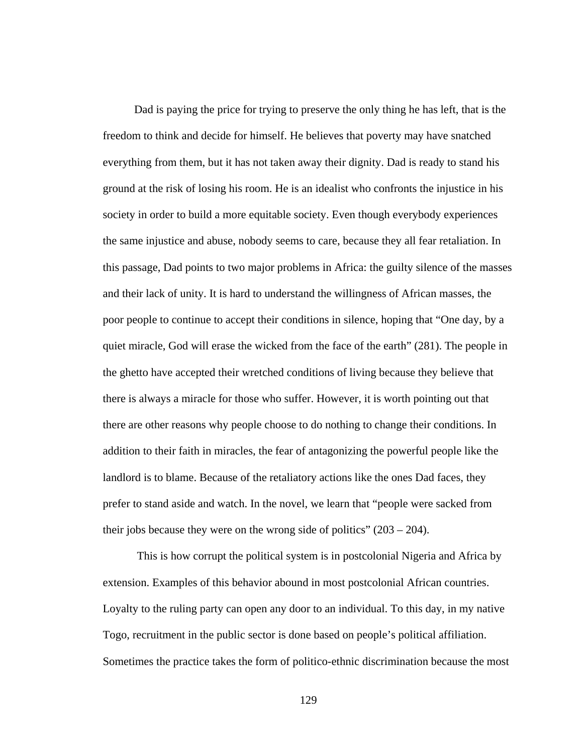Dad is paying the price for trying to preserve the only thing he has left, that is the freedom to think and decide for himself. He believes that poverty may have snatched everything from them, but it has not taken away their dignity. Dad is ready to stand his ground at the risk of losing his room. He is an idealist who confronts the injustice in his society in order to build a more equitable society. Even though everybody experiences the same injustice and abuse, nobody seems to care, because they all fear retaliation. In this passage, Dad points to two major problems in Africa: the guilty silence of the masses and their lack of unity. It is hard to understand the willingness of African masses, the poor people to continue to accept their conditions in silence, hoping that "One day, by a quiet miracle, God will erase the wicked from the face of the earth" (281). The people in the ghetto have accepted their wretched conditions of living because they believe that there is always a miracle for those who suffer. However, it is worth pointing out that there are other reasons why people choose to do nothing to change their conditions. In addition to their faith in miracles, the fear of antagonizing the powerful people like the landlord is to blame. Because of the retaliatory actions like the ones Dad faces, they prefer to stand aside and watch. In the novel, we learn that "people were sacked from their jobs because they were on the wrong side of politics" (203 – 204).

This is how corrupt the political system is in postcolonial Nigeria and Africa by extension. Examples of this behavior abound in most postcolonial African countries. Loyalty to the ruling party can open any door to an individual. To this day, in my native Togo, recruitment in the public sector is done based on people's political affiliation. Sometimes the practice takes the form of politico-ethnic discrimination because the most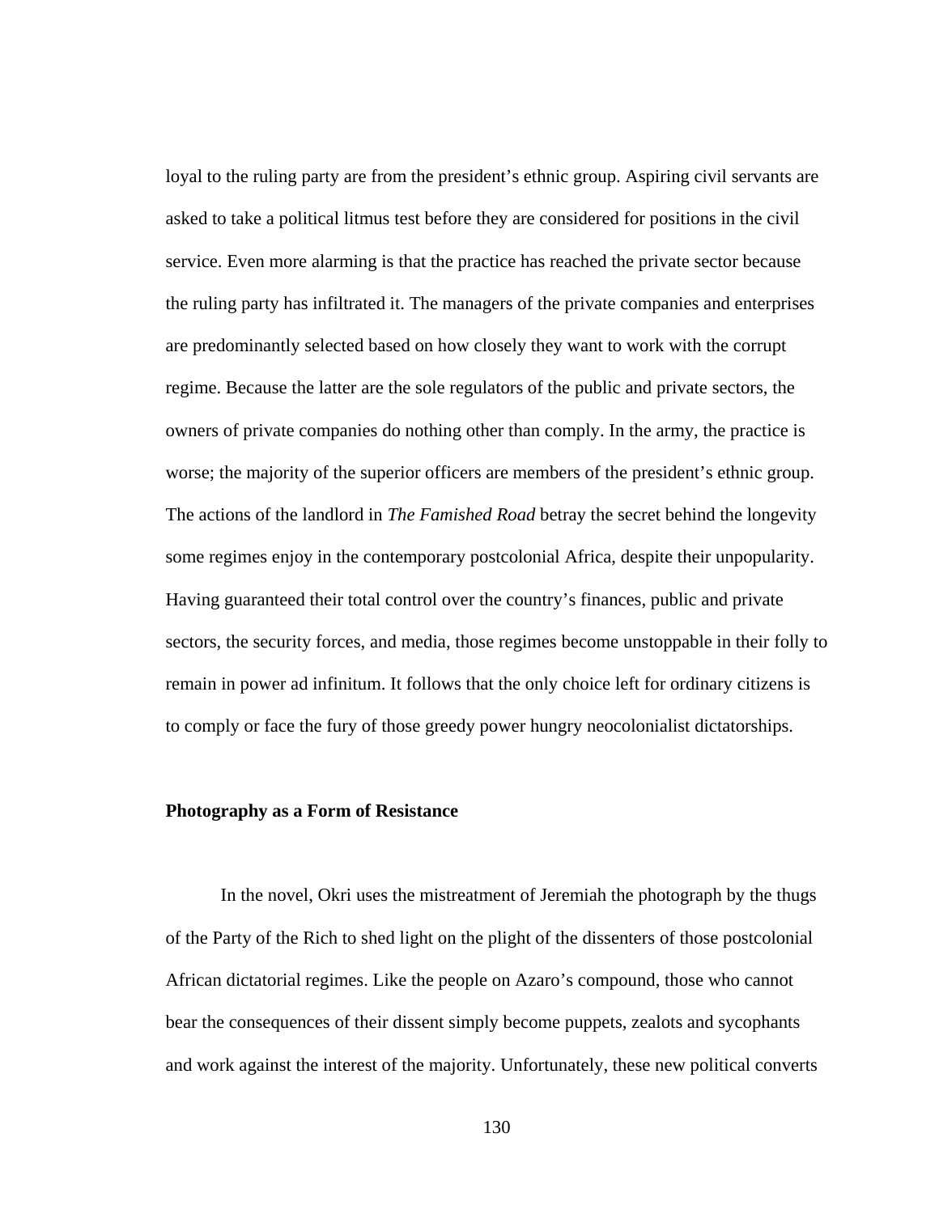loyal to the ruling party are from the president's ethnic group. Aspiring civil servants are asked to take a political litmus test before they are considered for positions in the civil service. Even more alarming is that the practice has reached the private sector because the ruling party has infiltrated it. The managers of the private companies and enterprises are predominantly selected based on how closely they want to work with the corrupt regime. Because the latter are the sole regulators of the public and private sectors, the owners of private companies do nothing other than comply. In the army, the practice is worse; the majority of the superior officers are members of the president's ethnic group. The actions of the landlord in *The Famished Road* betray the secret behind the longevity some regimes enjoy in the contemporary postcolonial Africa, despite their unpopularity. Having guaranteed their total control over the country's finances, public and private sectors, the security forces, and media, those regimes become unstoppable in their folly to remain in power ad infinitum. It follows that the only choice left for ordinary citizens is to comply or face the fury of those greedy power hungry neocolonialist dictatorships.

**Photography as a Form of Resistance**

In the novel, Okri uses the mistreatment of Jeremiah the photograph by the thugs of the Party of the Rich to shed light on the plight of the dissenters of those postcolonial African dictatorial regimes. Like the people on Azaro's compound, those who cannot bear the consequences of their dissent simply become puppets, zealots and sycophants and work against the interest of the majority. Unfortunately, these new political converts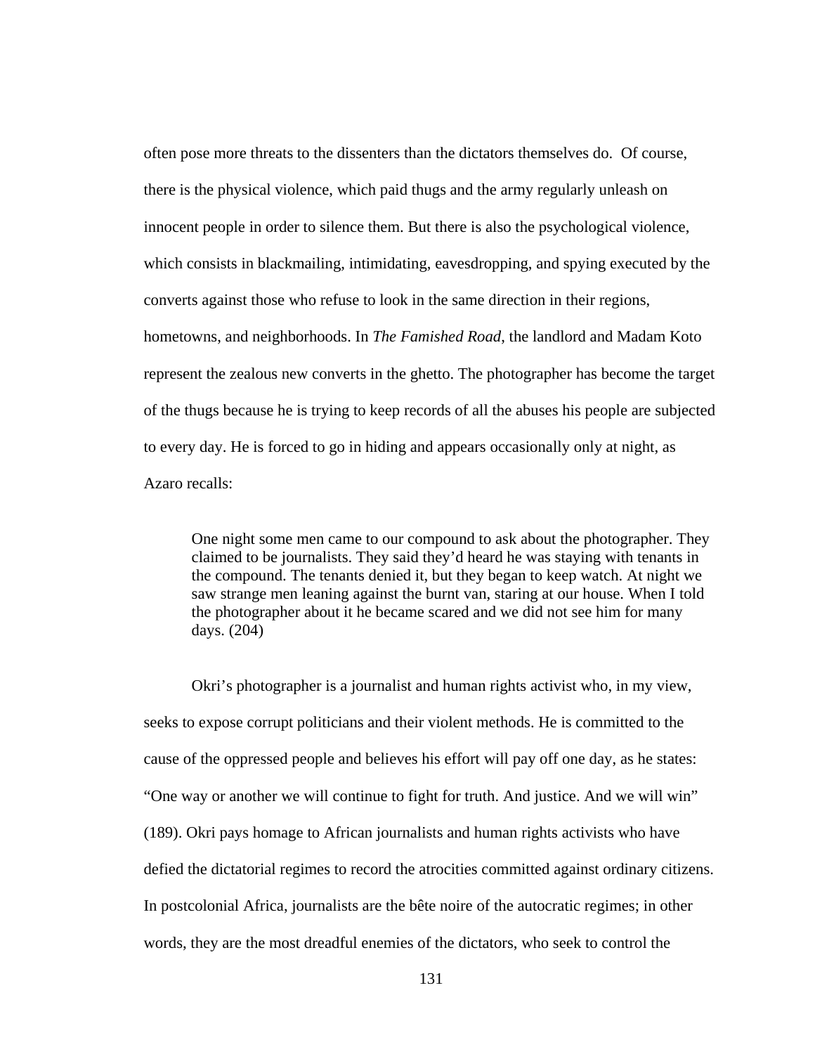often pose more threats to the dissenters than the dictators themselves do.  Of course, there is the physical violence, which paid thugs and the army regularly unleash on innocent people in order to silence them. But there is also the psychological violence, which consists in blackmailing, intimidating, eavesdropping, and spying executed by the converts against those who refuse to look in the same direction in their regions, hometowns, and neighborhoods. In *The Famished Road*, the landlord and Madam Koto represent the zealous new converts in the ghetto. The photographer has become the target of the thugs because he is trying to keep records of all the abuses his people are subjected to every day. He is forced to go in hiding and appears occasionally only at night, as Azaro recalls:

> One night some men came to our compound to ask about the photographer. They claimed to be journalists. They said they'd heard he was staying with tenants in the compound. The tenants denied it, but they began to keep watch. At night we saw strange men leaning against the burnt van, staring at our house. When I told the photographer about it he became scared and we did not see him for many days. (204)

Okri's photographer is a journalist and human rights activist who, in my view, seeks to expose corrupt politicians and their violent methods. He is committed to the cause of the oppressed people and believes his effort will pay off one day, as he states: "One way or another we will continue to fight for truth. And justice. And we will win" (189). Okri pays homage to African journalists and human rights activists who have defied the dictatorial regimes to record the atrocities committed against ordinary citizens. In postcolonial Africa, journalists are the bête noire of the autocratic regimes; in other words, they are the most dreadful enemies of the dictators, who seek to control the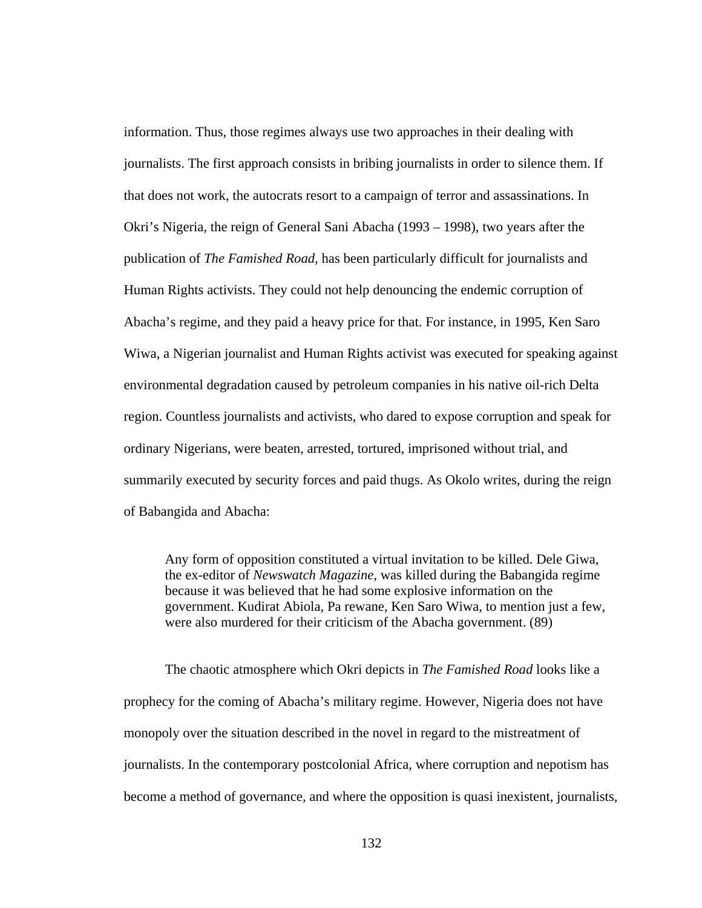information. Thus, those regimes always use two approaches in their dealing with journalists. The first approach consists in bribing journalists in order to silence them. If that does not work, the autocrats resort to a campaign of terror and assassinations. In Okri's Nigeria, the reign of General Sani Abacha (1993 – 1998), two years after the publication of *The Famished Road,* has been particularly difficult for journalists and Human Rights activists. They could not help denouncing the endemic corruption of Abacha's regime, and they paid a heavy price for that. For instance, in 1995, Ken Saro Wiwa, a Nigerian journalist and Human Rights activist was executed for speaking against environmental degradation caused by petroleum companies in his native oil-rich Delta region. Countless journalists and activists, who dared to expose corruption and speak for ordinary Nigerians, were beaten, arrested, tortured, imprisoned without trial, and summarily executed by security forces and paid thugs. As Okolo writes, during the reign of Babangida and Abacha:

> Any form of opposition constituted a virtual invitation to be killed. Dele Giwa, the ex-editor of *Newswatch Magazine*, was killed during the Babangida regime because it was believed that he had some explosive information on the government. Kudirat Abiola, Pa rewane, Ken Saro Wiwa, to mention just a few, were also murdered for their criticism of the Abacha government. (89)

The chaotic atmosphere which Okri depicts in *The Famished Road* looks like a prophecy for the coming of Abacha's military regime. However, Nigeria does not have monopoly over the situation described in the novel in regard to the mistreatment of journalists. In the contemporary postcolonial Africa, where corruption and nepotism has become a method of governance, and where the opposition is quasi inexistent, journalists,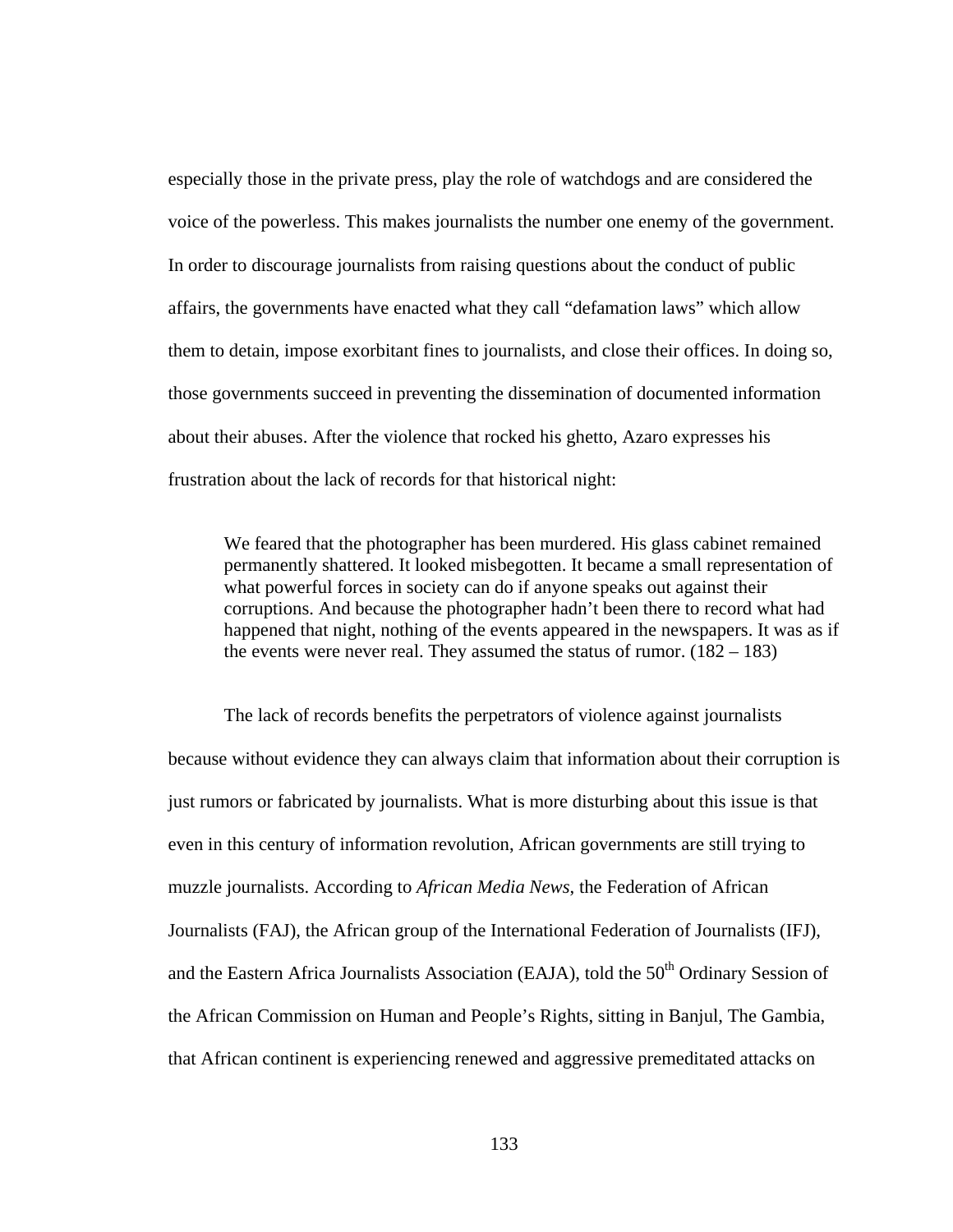especially those in the private press, play the role of watchdogs and are considered the voice of the powerless. This makes journalists the number one enemy of the government. In order to discourage journalists from raising questions about the conduct of public affairs, the governments have enacted what they call “defamation laws” which allow them to detain, impose exorbitant fines to journalists, and close their offices. In doing so, those governments succeed in preventing the dissemination of documented information about their abuses. After the violence that rocked his ghetto, Azaro expresses his frustration about the lack of records for that historical night:

> We feared that the photographer has been murdered. His glass cabinet remained permanently shattered. It looked misbegotten. It became a small representation of what powerful forces in society can do if anyone speaks out against their corruptions. And because the photographer hadn’t been there to record what had happened that night, nothing of the events appeared in the newspapers. It was as if the events were never real. They assumed the status of rumor. (182 – 183)

The lack of records benefits the perpetrators of violence against journalists because without evidence they can always claim that information about their corruption is just rumors or fabricated by journalists. What is more disturbing about this issue is that even in this century of information revolution, African governments are still trying to muzzle journalists. According to *African Media News*, the Federation of African Journalists (FAJ), the African group of the International Federation of Journalists (IFJ), and the Eastern Africa Journalists Association (EAJA), told the 50th Ordinary Session of the African Commission on Human and People’s Rights, sitting in Banjul, The Gambia, that African continent is experiencing renewed and aggressive premeditated attacks on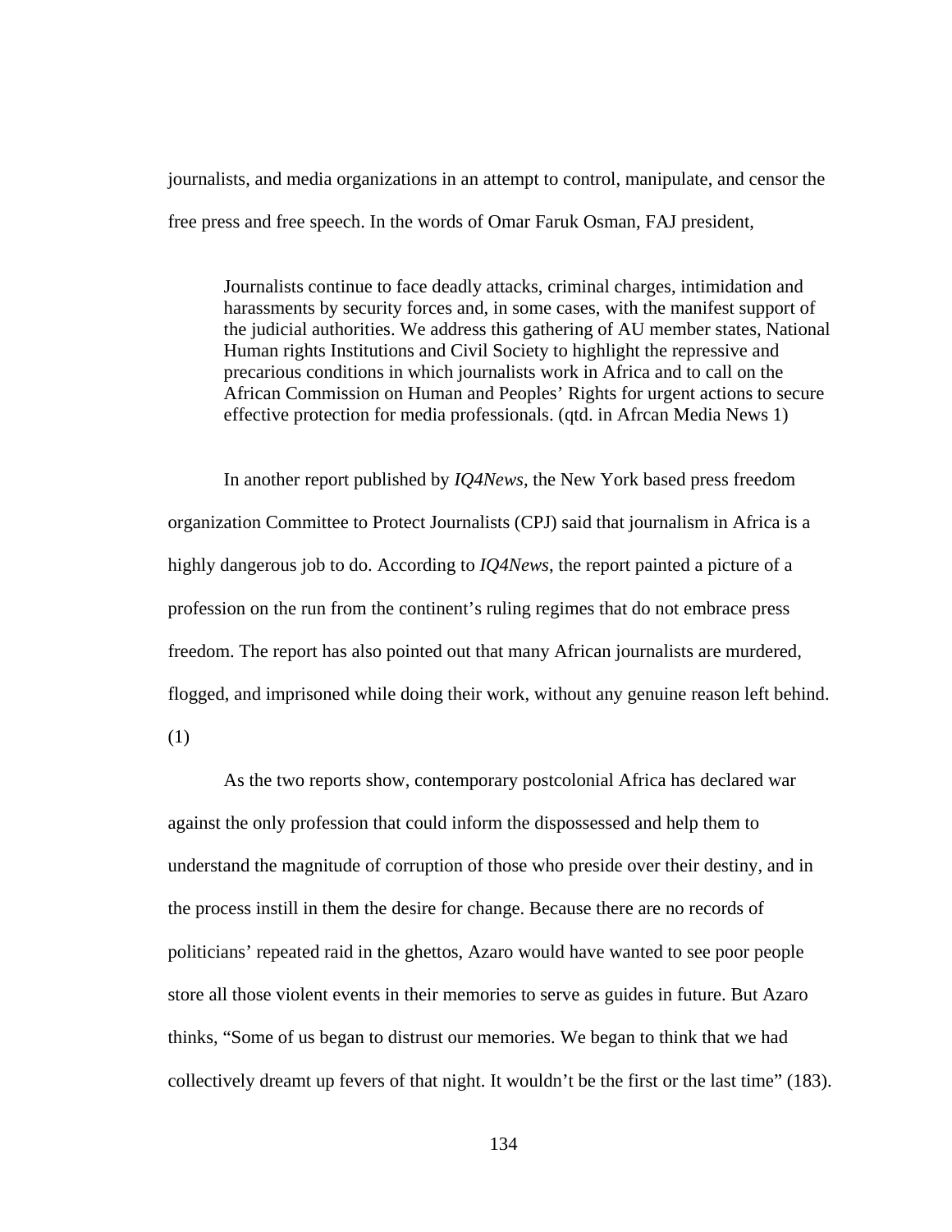journalists, and media organizations in an attempt to control, manipulate, and censor the free press and free speech. In the words of Omar Faruk Osman, FAJ president,

> Journalists continue to face deadly attacks, criminal charges, intimidation and harassments by security forces and, in some cases, with the manifest support of the judicial authorities. We address this gathering of AU member states, National Human rights Institutions and Civil Society to highlight the repressive and precarious conditions in which journalists work in Africa and to call on the African Commission on Human and Peoples' Rights for urgent actions to secure effective protection for media professionals. (qtd. in Afrcan Media News 1)

In another report published by *IQ4News*, the New York based press freedom organization Committee to Protect Journalists (CPJ) said that journalism in Africa is a highly dangerous job to do. According to *IQ4News*, the report painted a picture of a profession on the run from the continent's ruling regimes that do not embrace press freedom. The report has also pointed out that many African journalists are murdered, flogged, and imprisoned while doing their work, without any genuine reason left behind. (1)

As the two reports show, contemporary postcolonial Africa has declared war against the only profession that could inform the dispossessed and help them to understand the magnitude of corruption of those who preside over their destiny, and in the process instill in them the desire for change. Because there are no records of politicians' repeated raid in the ghettos, Azaro would have wanted to see poor people store all those violent events in their memories to serve as guides in future. But Azaro thinks, "Some of us began to distrust our memories. We began to think that we had collectively dreamt up fevers of that night. It wouldn't be the first or the last time" (183).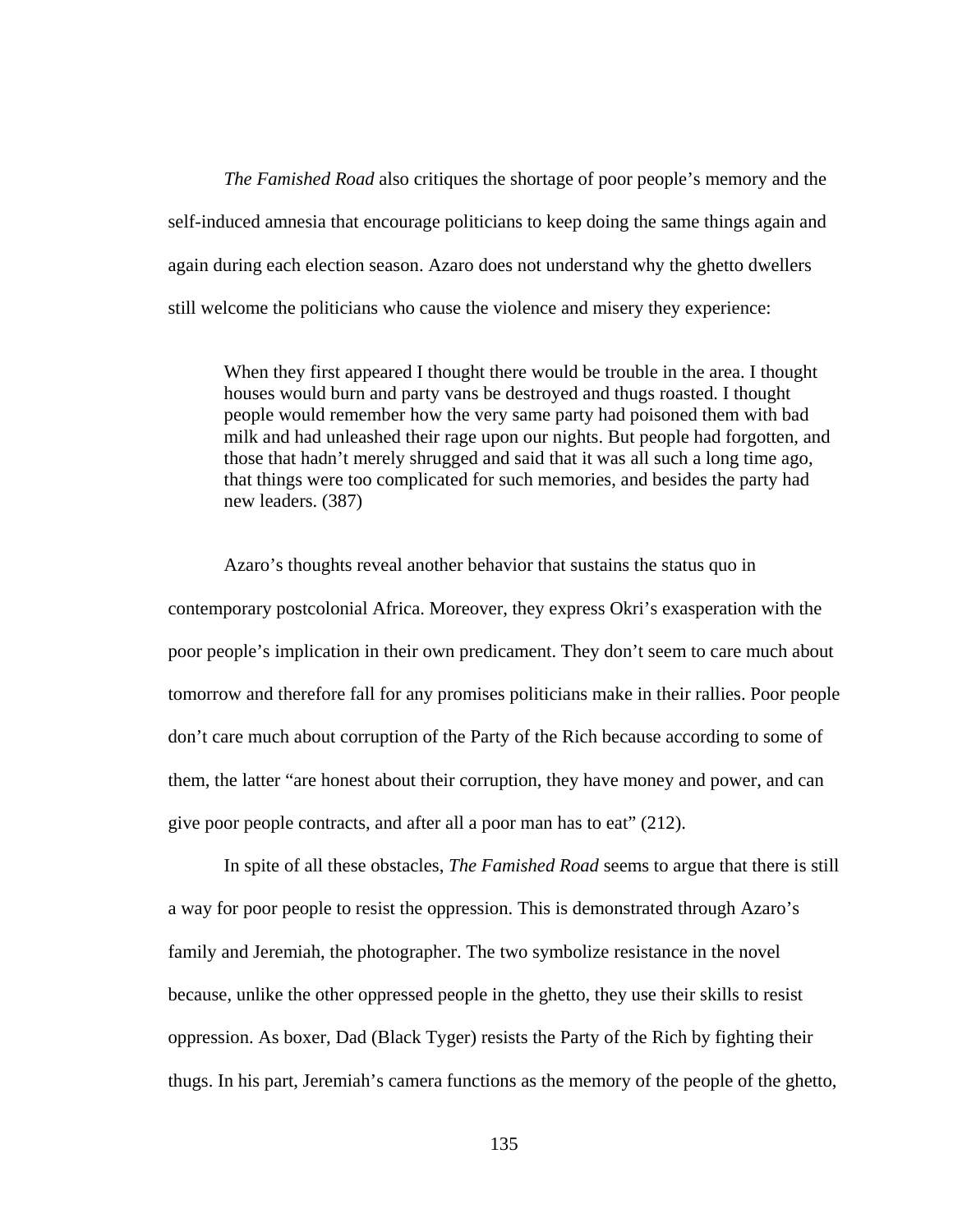*The Famished Road* also critiques the shortage of poor people's memory and the self-induced amnesia that encourage politicians to keep doing the same things again and again during each election season. Azaro does not understand why the ghetto dwellers still welcome the politicians who cause the violence and misery they experience:

> When they first appeared I thought there would be trouble in the area. I thought houses would burn and party vans be destroyed and thugs roasted. I thought people would remember how the very same party had poisoned them with bad milk and had unleashed their rage upon our nights. But people had forgotten, and those that hadn't merely shrugged and said that it was all such a long time ago, that things were too complicated for such memories, and besides the party had new leaders. (387)

Azaro's thoughts reveal another behavior that sustains the status quo in contemporary postcolonial Africa. Moreover, they express Okri's exasperation with the poor people's implication in their own predicament. They don't seem to care much about tomorrow and therefore fall for any promises politicians make in their rallies. Poor people don't care much about corruption of the Party of the Rich because according to some of them, the latter "are honest about their corruption, they have money and power, and can give poor people contracts, and after all a poor man has to eat" (212).

In spite of all these obstacles, *The Famished Road* seems to argue that there is still a way for poor people to resist the oppression. This is demonstrated through Azaro's family and Jeremiah, the photographer. The two symbolize resistance in the novel because, unlike the other oppressed people in the ghetto, they use their skills to resist oppression. As boxer, Dad (Black Tyger) resists the Party of the Rich by fighting their thugs. In his part, Jeremiah's camera functions as the memory of the people of the ghetto,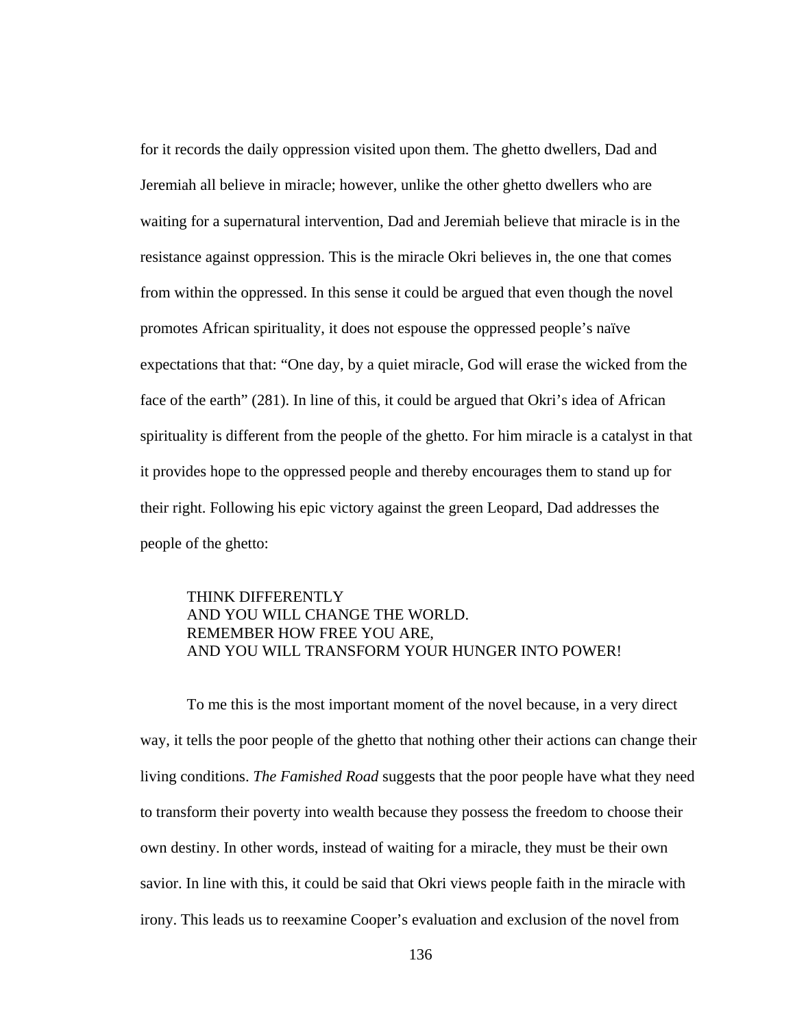for it records the daily oppression visited upon them. The ghetto dwellers, Dad and Jeremiah all believe in miracle; however, unlike the other ghetto dwellers who are waiting for a supernatural intervention, Dad and Jeremiah believe that miracle is in the resistance against oppression. This is the miracle Okri believes in, the one that comes from within the oppressed. In this sense it could be argued that even though the novel promotes African spirituality, it does not espouse the oppressed people's naïve expectations that that: "One day, by a quiet miracle, God will erase the wicked from the face of the earth" (281). In line of this, it could be argued that Okri's idea of African spirituality is different from the people of the ghetto. For him miracle is a catalyst in that it provides hope to the oppressed people and thereby encourages them to stand up for their right. Following his epic victory against the green Leopard, Dad addresses the people of the ghetto:

> THINK DIFFERENTLY
> AND YOU WILL CHANGE THE WORLD.
> REMEMBER HOW FREE YOU ARE,
> AND YOU WILL TRANSFORM YOUR HUNGER INTO POWER!

To me this is the most important moment of the novel because, in a very direct way, it tells the poor people of the ghetto that nothing other their actions can change their living conditions. *The Famished Road* suggests that the poor people have what they need to transform their poverty into wealth because they possess the freedom to choose their own destiny. In other words, instead of waiting for a miracle, they must be their own savior. In line with this, it could be said that Okri views people faith in the miracle with irony. This leads us to reexamine Cooper's evaluation and exclusion of the novel from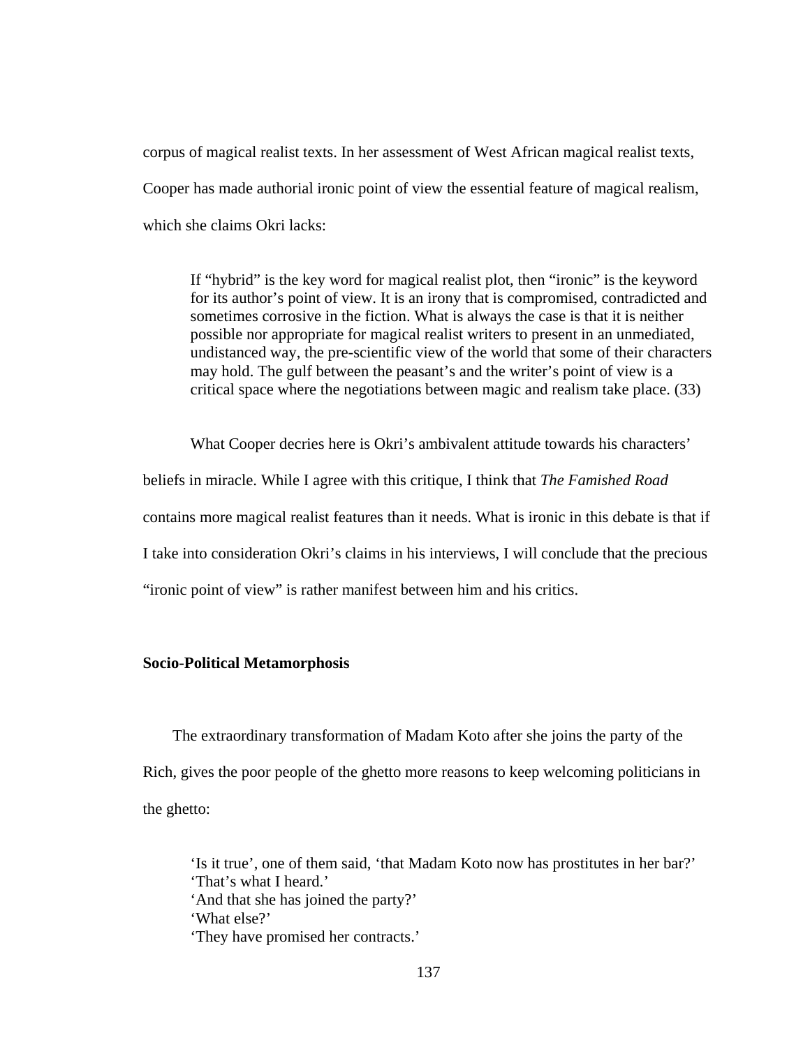corpus of magical realist texts. In her assessment of West African magical realist texts, Cooper has made authorial ironic point of view the essential feature of magical realism, which she claims Okri lacks:

> If "hybrid" is the key word for magical realist plot, then "ironic" is the keyword for its author's point of view. It is an irony that is compromised, contradicted and sometimes corrosive in the fiction. What is always the case is that it is neither possible nor appropriate for magical realist writers to present in an unmediated, undistanced way, the pre-scientific view of the world that some of their characters may hold. The gulf between the peasant's and the writer's point of view is a critical space where the negotiations between magic and realism take place. (33)

What Cooper decries here is Okri's ambivalent attitude towards his characters' beliefs in miracle. While I agree with this critique, I think that *The Famished Road* contains more magical realist features than it needs. What is ironic in this debate is that if I take into consideration Okri's claims in his interviews, I will conclude that the precious "ironic point of view" is rather manifest between him and his critics.

**Socio-Political Metamorphosis**

The extraordinary transformation of Madam Koto after she joins the party of the Rich, gives the poor people of the ghetto more reasons to keep welcoming politicians in the ghetto:

> 'Is it true', one of them said, 'that Madam Koto now has prostitutes in her bar?'
> 'That's what I heard.'
> 'And that she has joined the party?'
> 'What else?'
> 'They have promised her contracts.'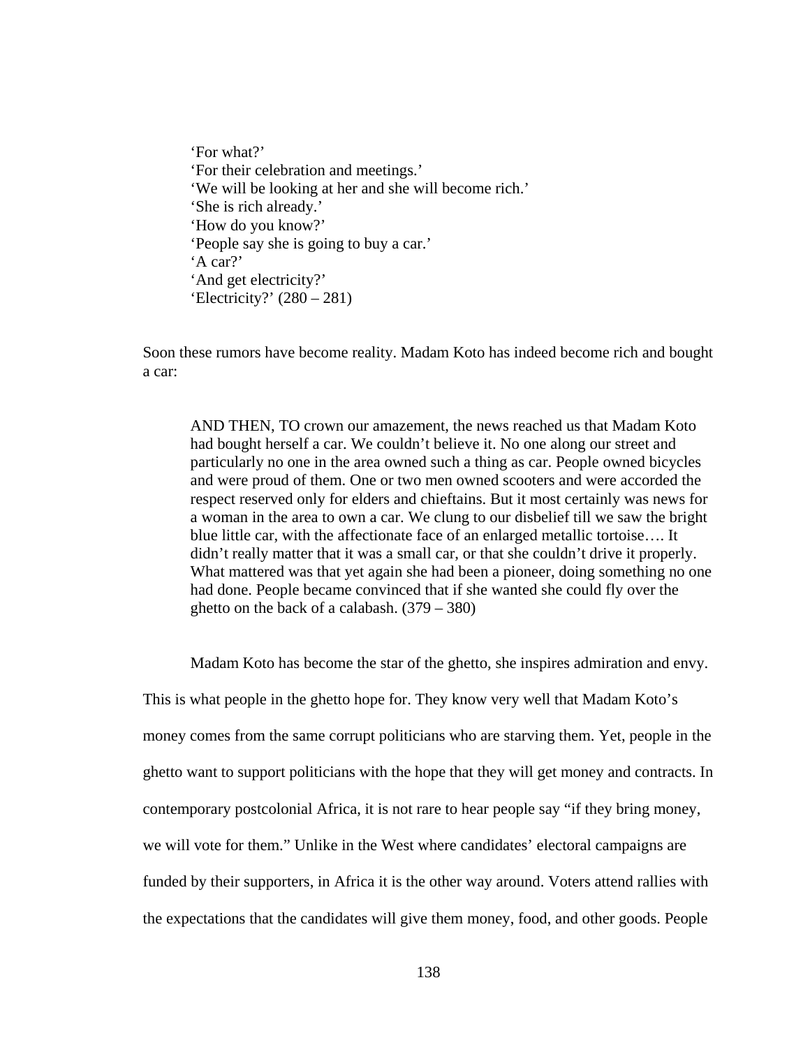> 'For what?'
> 'For their celebration and meetings.'
> 'We will be looking at her and she will become rich.'
> 'She is rich already.'
> 'How do you know?'
> 'People say she is going to buy a car.'
> 'A car?'
> 'And get electricity?'
> 'Electricity?' (280 – 281)

Soon these rumors have become reality. Madam Koto has indeed become rich and bought a car:

> AND THEN, TO crown our amazement, the news reached us that Madam Koto had bought herself a car. We couldn't believe it. No one along our street and particularly no one in the area owned such a thing as car. People owned bicycles and were proud of them. One or two men owned scooters and were accorded the respect reserved only for elders and chieftains. But it most certainly was news for a woman in the area to own a car. We clung to our disbelief till we saw the bright blue little car, with the affectionate face of an enlarged metallic tortoise…. It didn't really matter that it was a small car, or that she couldn't drive it properly. What mattered was that yet again she had been a pioneer, doing something no one had done. People became convinced that if she wanted she could fly over the ghetto on the back of a calabash. (379 – 380)

Madam Koto has become the star of the ghetto, she inspires admiration and envy. This is what people in the ghetto hope for. They know very well that Madam Koto's money comes from the same corrupt politicians who are starving them. Yet, people in the ghetto want to support politicians with the hope that they will get money and contracts. In contemporary postcolonial Africa, it is not rare to hear people say "if they bring money, we will vote for them." Unlike in the West where candidates' electoral campaigns are funded by their supporters, in Africa it is the other way around. Voters attend rallies with the expectations that the candidates will give them money, food, and other goods. People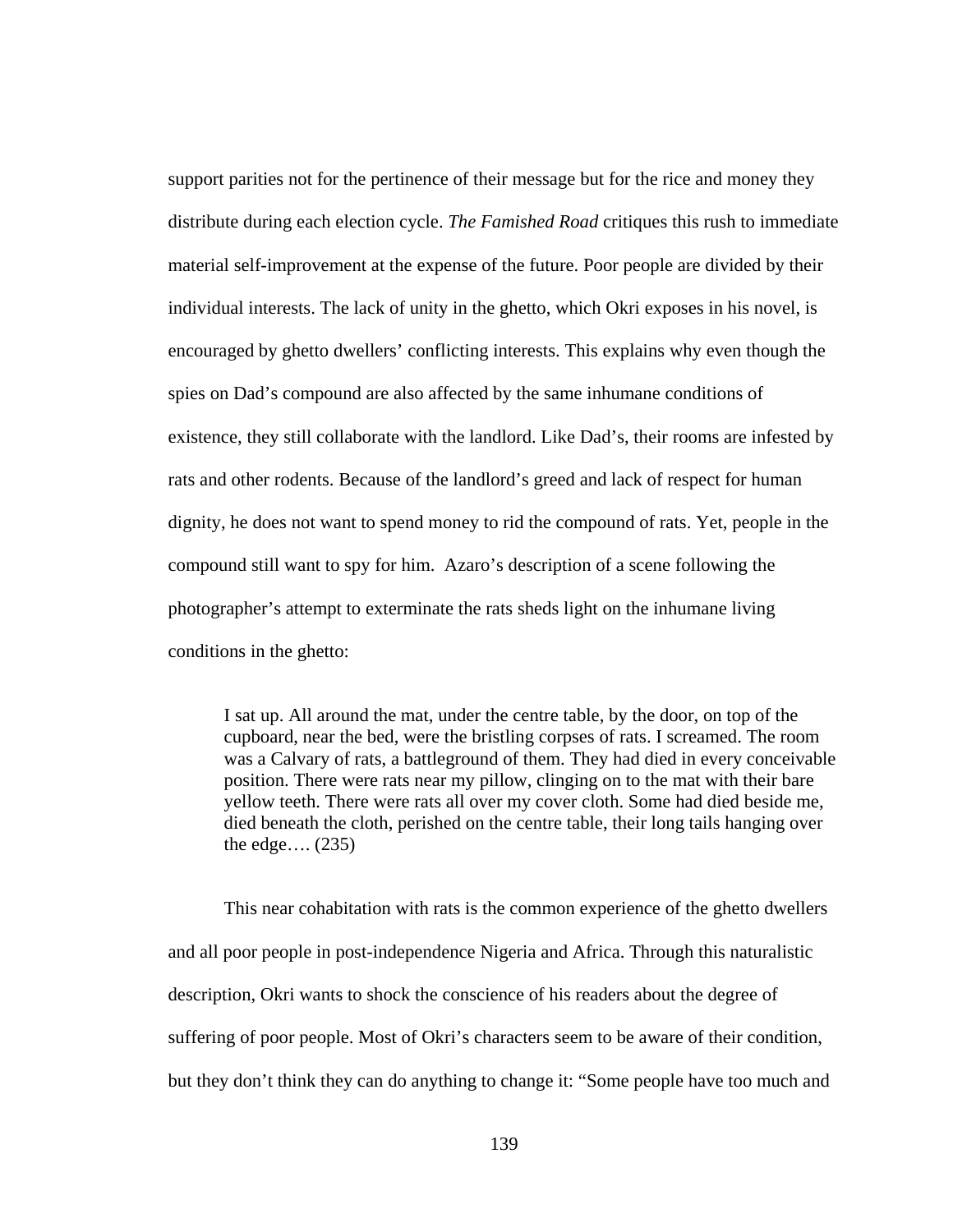support parities not for the pertinence of their message but for the rice and money they distribute during each election cycle. *The Famished Road* critiques this rush to immediate material self-improvement at the expense of the future. Poor people are divided by their individual interests. The lack of unity in the ghetto, which Okri exposes in his novel, is encouraged by ghetto dwellers' conflicting interests. This explains why even though the spies on Dad's compound are also affected by the same inhumane conditions of existence, they still collaborate with the landlord. Like Dad's, their rooms are infested by rats and other rodents. Because of the landlord's greed and lack of respect for human dignity, he does not want to spend money to rid the compound of rats. Yet, people in the compound still want to spy for him. Azaro's description of a scene following the photographer's attempt to exterminate the rats sheds light on the inhumane living conditions in the ghetto:

> I sat up. All around the mat, under the centre table, by the door, on top of the cupboard, near the bed, were the bristling corpses of rats. I screamed. The room was a Calvary of rats, a battleground of them. They had died in every conceivable position. There were rats near my pillow, clinging on to the mat with their bare yellow teeth. There were rats all over my cover cloth. Some had died beside me, died beneath the cloth, perished on the centre table, their long tails hanging over the edge…. (235)

This near cohabitation with rats is the common experience of the ghetto dwellers and all poor people in post-independence Nigeria and Africa. Through this naturalistic description, Okri wants to shock the conscience of his readers about the degree of suffering of poor people. Most of Okri's characters seem to be aware of their condition, but they don't think they can do anything to change it: "Some people have too much and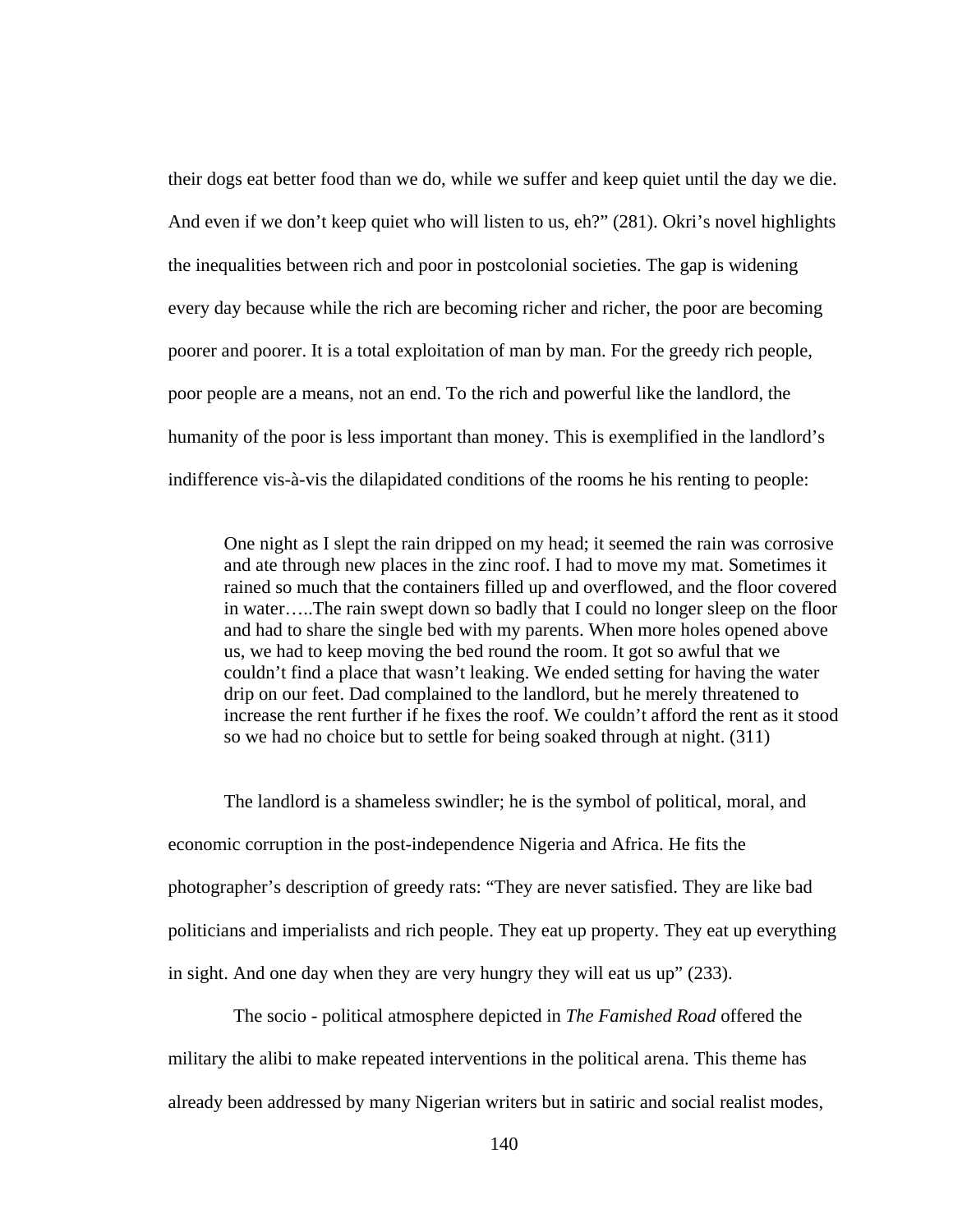their dogs eat better food than we do, while we suffer and keep quiet until the day we die. And even if we don't keep quiet who will listen to us, eh?" (281). Okri's novel highlights the inequalities between rich and poor in postcolonial societies. The gap is widening every day because while the rich are becoming richer and richer, the poor are becoming poorer and poorer. It is a total exploitation of man by man. For the greedy rich people, poor people are a means, not an end. To the rich and powerful like the landlord, the humanity of the poor is less important than money. This is exemplified in the landlord's indifference vis-à-vis the dilapidated conditions of the rooms he his renting to people:

> One night as I slept the rain dripped on my head; it seemed the rain was corrosive and ate through new places in the zinc roof. I had to move my mat. Sometimes it rained so much that the containers filled up and overflowed, and the floor covered in water…..The rain swept down so badly that I could no longer sleep on the floor and had to share the single bed with my parents. When more holes opened above us, we had to keep moving the bed round the room. It got so awful that we couldn't find a place that wasn't leaking. We ended setting for having the water drip on our feet. Dad complained to the landlord, but he merely threatened to increase the rent further if he fixes the roof. We couldn't afford the rent as it stood so we had no choice but to settle for being soaked through at night. (311)

The landlord is a shameless swindler; he is the symbol of political, moral, and economic corruption in the post-independence Nigeria and Africa. He fits the photographer's description of greedy rats: "They are never satisfied. They are like bad politicians and imperialists and rich people. They eat up property. They eat up everything in sight. And one day when they are very hungry they will eat us up" (233).

The socio - political atmosphere depicted in *The Famished Road* offered the military the alibi to make repeated interventions in the political arena. This theme has already been addressed by many Nigerian writers but in satiric and social realist modes,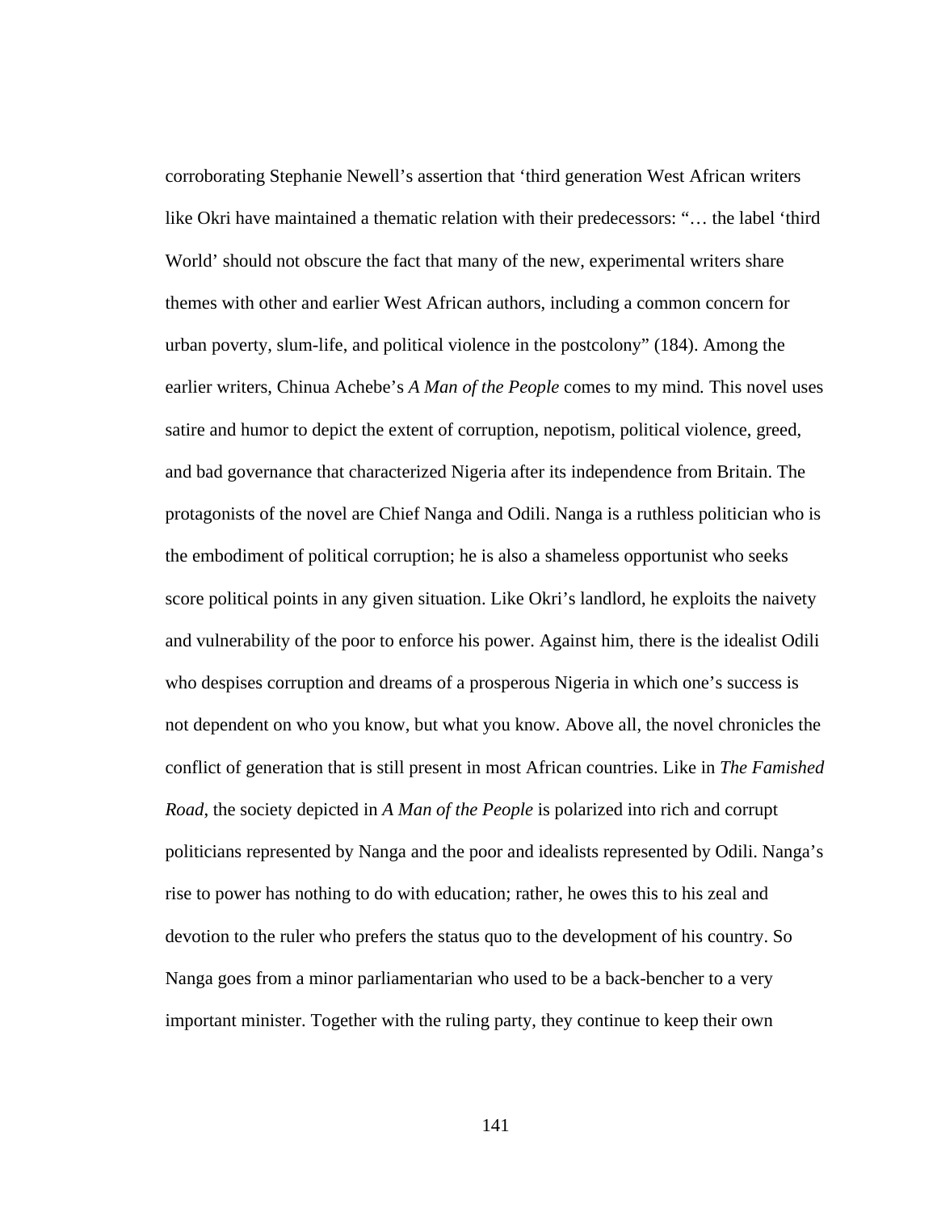corroborating Stephanie Newell's assertion that 'third generation West African writers like Okri have maintained a thematic relation with their predecessors: "… the label 'third World' should not obscure the fact that many of the new, experimental writers share themes with other and earlier West African authors, including a common concern for urban poverty, slum-life, and political violence in the postcolony" (184). Among the earlier writers, Chinua Achebe's *A Man of the People* comes to my mind. This novel uses satire and humor to depict the extent of corruption, nepotism, political violence, greed, and bad governance that characterized Nigeria after its independence from Britain. The protagonists of the novel are Chief Nanga and Odili. Nanga is a ruthless politician who is the embodiment of political corruption; he is also a shameless opportunist who seeks score political points in any given situation. Like Okri's landlord, he exploits the naivety and vulnerability of the poor to enforce his power. Against him, there is the idealist Odili who despises corruption and dreams of a prosperous Nigeria in which one's success is not dependent on who you know, but what you know. Above all, the novel chronicles the conflict of generation that is still present in most African countries. Like in *The Famished Road*, the society depicted in *A Man of the People* is polarized into rich and corrupt politicians represented by Nanga and the poor and idealists represented by Odili. Nanga's rise to power has nothing to do with education; rather, he owes this to his zeal and devotion to the ruler who prefers the status quo to the development of his country. So Nanga goes from a minor parliamentarian who used to be a back-bencher to a very important minister. Together with the ruling party, they continue to keep their own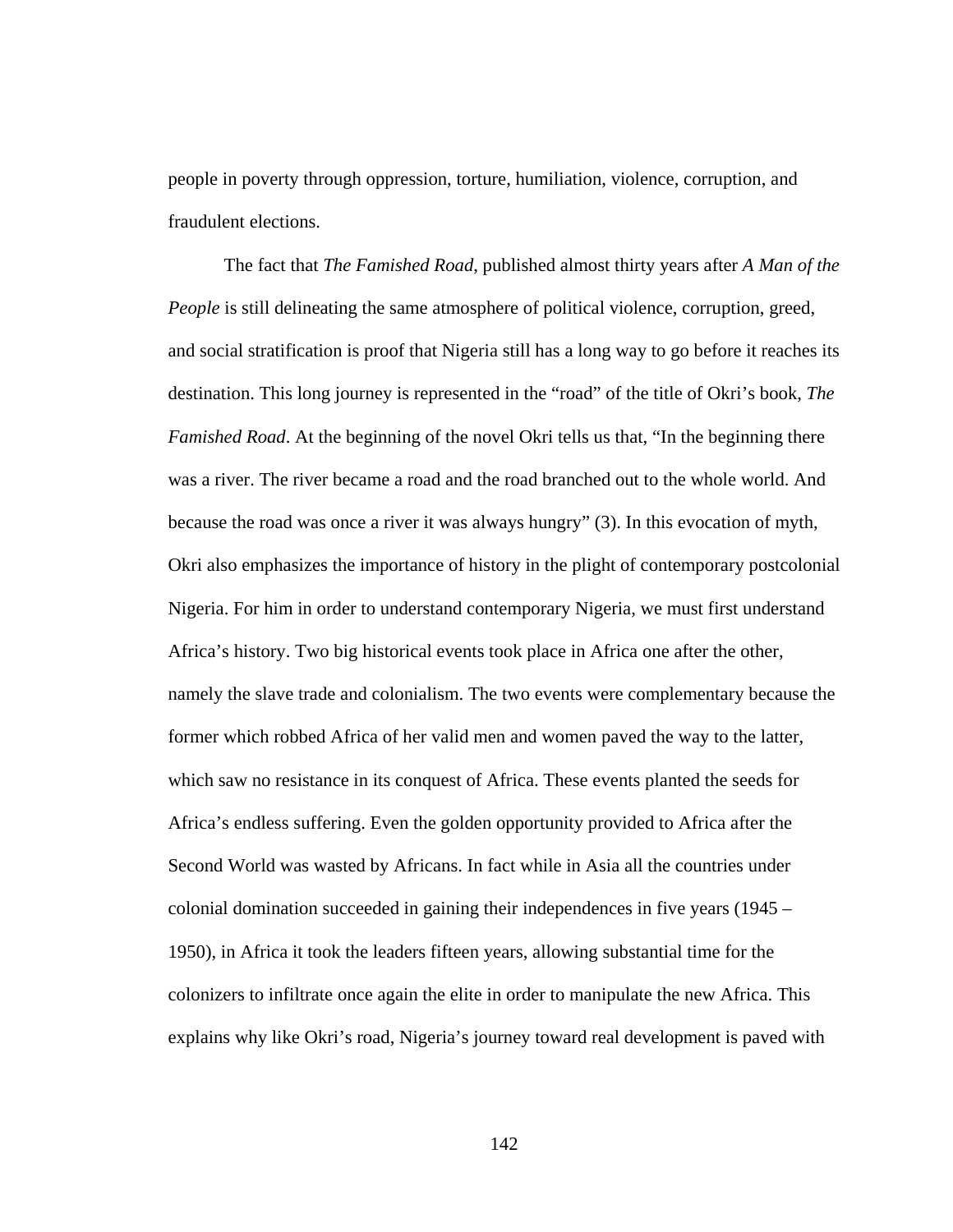people in poverty through oppression, torture, humiliation, violence, corruption, and fraudulent elections.

The fact that *The Famished Road*, published almost thirty years after *A Man of the People* is still delineating the same atmosphere of political violence, corruption, greed, and social stratification is proof that Nigeria still has a long way to go before it reaches its destination. This long journey is represented in the "road" of the title of Okri's book, *The Famished Road*. At the beginning of the novel Okri tells us that, "In the beginning there was a river. The river became a road and the road branched out to the whole world. And because the road was once a river it was always hungry" (3). In this evocation of myth, Okri also emphasizes the importance of history in the plight of contemporary postcolonial Nigeria. For him in order to understand contemporary Nigeria, we must first understand Africa's history. Two big historical events took place in Africa one after the other, namely the slave trade and colonialism. The two events were complementary because the former which robbed Africa of her valid men and women paved the way to the latter, which saw no resistance in its conquest of Africa. These events planted the seeds for Africa's endless suffering. Even the golden opportunity provided to Africa after the Second World was wasted by Africans. In fact while in Asia all the countries under colonial domination succeeded in gaining their independences in five years (1945 – 1950), in Africa it took the leaders fifteen years, allowing substantial time for the colonizers to infiltrate once again the elite in order to manipulate the new Africa. This explains why like Okri's road, Nigeria's journey toward real development is paved with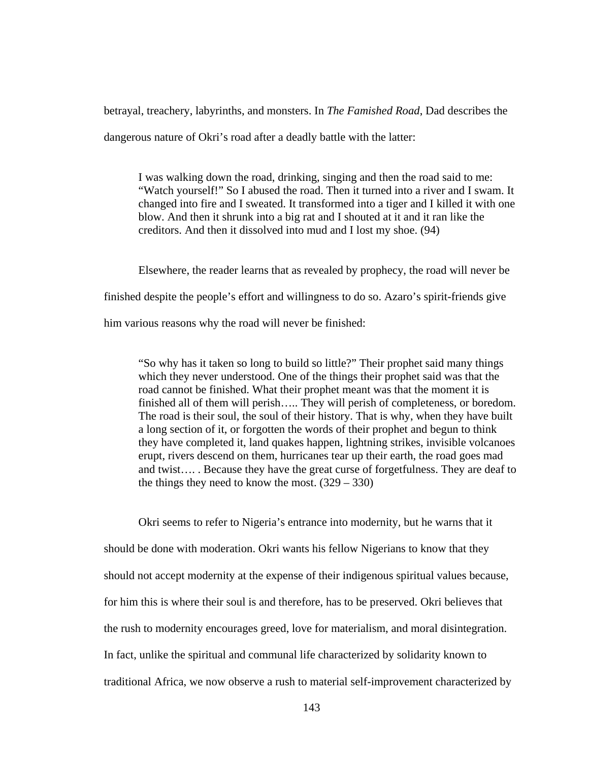betrayal, treachery, labyrinths, and monsters. In *The Famished Road*, Dad describes the dangerous nature of Okri's road after a deadly battle with the latter:

> I was walking down the road, drinking, singing and then the road said to me: "Watch yourself!" So I abused the road. Then it turned into a river and I swam. It changed into fire and I sweated. It transformed into a tiger and I killed it with one blow. And then it shrunk into a big rat and I shouted at it and it ran like the creditors. And then it dissolved into mud and I lost my shoe. (94)

Elsewhere, the reader learns that as revealed by prophecy, the road will never be finished despite the people's effort and willingness to do so. Azaro's spirit-friends give him various reasons why the road will never be finished:

> "So why has it taken so long to build so little?" Their prophet said many things which they never understood. One of the things their prophet said was that the road cannot be finished. What their prophet meant was that the moment it is finished all of them will perish….. They will perish of completeness, or boredom. The road is their soul, the soul of their history. That is why, when they have built a long section of it, or forgotten the words of their prophet and begun to think they have completed it, land quakes happen, lightning strikes, invisible volcanoes erupt, rivers descend on them, hurricanes tear up their earth, the road goes mad and twist…. . Because they have the great curse of forgetfulness. They are deaf to the things they need to know the most. (329 – 330)

Okri seems to refer to Nigeria's entrance into modernity, but he warns that it should be done with moderation. Okri wants his fellow Nigerians to know that they should not accept modernity at the expense of their indigenous spiritual values because, for him this is where their soul is and therefore, has to be preserved. Okri believes that the rush to modernity encourages greed, love for materialism, and moral disintegration. In fact, unlike the spiritual and communal life characterized by solidarity known to traditional Africa, we now observe a rush to material self-improvement characterized by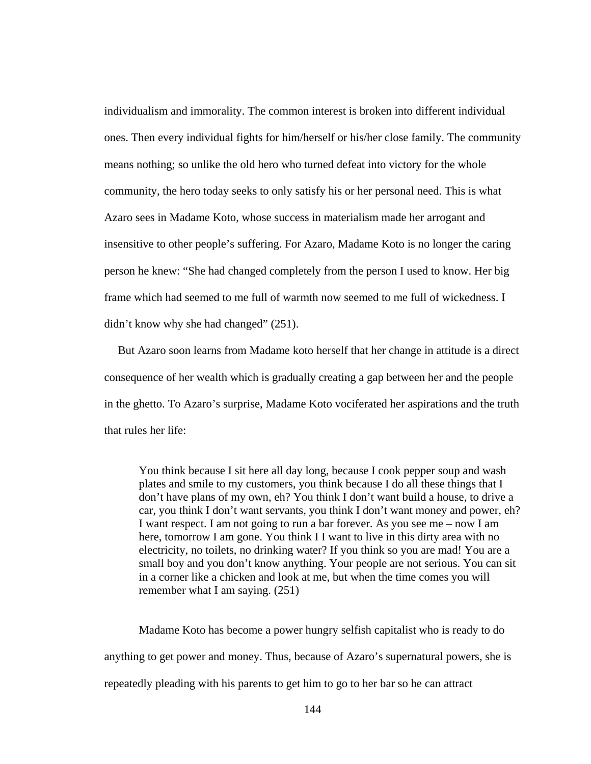individualism and immorality. The common interest is broken into different individual ones. Then every individual fights for him/herself or his/her close family. The community means nothing; so unlike the old hero who turned defeat into victory for the whole community, the hero today seeks to only satisfy his or her personal need. This is what Azaro sees in Madame Koto, whose success in materialism made her arrogant and insensitive to other people's suffering. For Azaro, Madame Koto is no longer the caring person he knew: "She had changed completely from the person I used to know. Her big frame which had seemed to me full of warmth now seemed to me full of wickedness. I didn't know why she had changed" (251).

But Azaro soon learns from Madame koto herself that her change in attitude is a direct consequence of her wealth which is gradually creating a gap between her and the people in the ghetto. To Azaro's surprise, Madame Koto vociferated her aspirations and the truth that rules her life:

> You think because I sit here all day long, because I cook pepper soup and wash plates and smile to my customers, you think because I do all these things that I don't have plans of my own, eh? You think I don't want build a house, to drive a car, you think I don't want servants, you think I don't want money and power, eh? I want respect. I am not going to run a bar forever. As you see me – now I am here, tomorrow I am gone. You think I I want to live in this dirty area with no electricity, no toilets, no drinking water? If you think so you are mad! You are a small boy and you don't know anything. Your people are not serious. You can sit in a corner like a chicken and look at me, but when the time comes you will remember what I am saying. (251)

Madame Koto has become a power hungry selfish capitalist who is ready to do anything to get power and money. Thus, because of Azaro's supernatural powers, she is repeatedly pleading with his parents to get him to go to her bar so he can attract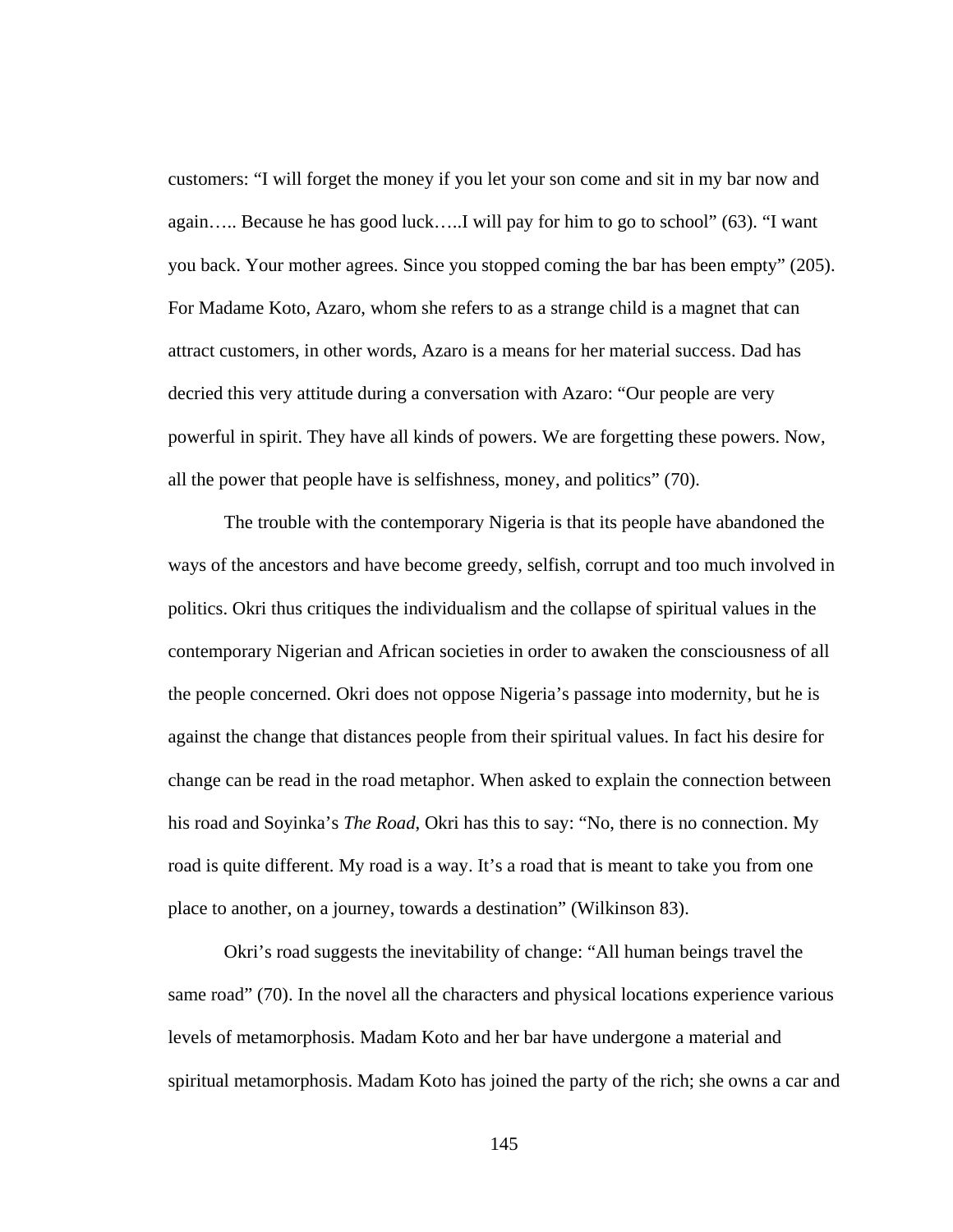customers: "I will forget the money if you let your son come and sit in my bar now and again….. Because he has good luck…..I will pay for him to go to school" (63). "I want you back. Your mother agrees. Since you stopped coming the bar has been empty" (205). For Madame Koto, Azaro, whom she refers to as a strange child is a magnet that can attract customers, in other words, Azaro is a means for her material success. Dad has decried this very attitude during a conversation with Azaro: "Our people are very powerful in spirit. They have all kinds of powers. We are forgetting these powers. Now, all the power that people have is selfishness, money, and politics" (70).

The trouble with the contemporary Nigeria is that its people have abandoned the ways of the ancestors and have become greedy, selfish, corrupt and too much involved in politics. Okri thus critiques the individualism and the collapse of spiritual values in the contemporary Nigerian and African societies in order to awaken the consciousness of all the people concerned. Okri does not oppose Nigeria's passage into modernity, but he is against the change that distances people from their spiritual values. In fact his desire for change can be read in the road metaphor. When asked to explain the connection between his road and Soyinka's *The Road*, Okri has this to say: "No, there is no connection. My road is quite different. My road is a way. It's a road that is meant to take you from one place to another, on a journey, towards a destination" (Wilkinson 83).

Okri's road suggests the inevitability of change: "All human beings travel the same road" (70). In the novel all the characters and physical locations experience various levels of metamorphosis. Madam Koto and her bar have undergone a material and spiritual metamorphosis. Madam Koto has joined the party of the rich; she owns a car and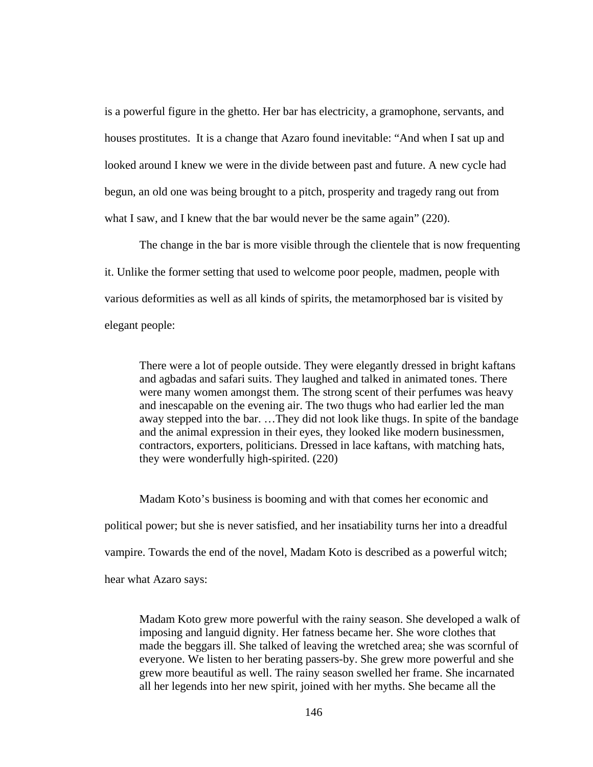is a powerful figure in the ghetto. Her bar has electricity, a gramophone, servants, and houses prostitutes. It is a change that Azaro found inevitable: "And when I sat up and looked around I knew we were in the divide between past and future. A new cycle had begun, an old one was being brought to a pitch, prosperity and tragedy rang out from what I saw, and I knew that the bar would never be the same again" (220).

The change in the bar is more visible through the clientele that is now frequenting it. Unlike the former setting that used to welcome poor people, madmen, people with various deformities as well as all kinds of spirits, the metamorphosed bar is visited by elegant people:

> There were a lot of people outside. They were elegantly dressed in bright kaftans and agbadas and safari suits. They laughed and talked in animated tones. There were many women amongst them. The strong scent of their perfumes was heavy and inescapable on the evening air. The two thugs who had earlier led the man away stepped into the bar. …They did not look like thugs. In spite of the bandage and the animal expression in their eyes, they looked like modern businessmen, contractors, exporters, politicians. Dressed in lace kaftans, with matching hats, they were wonderfully high-spirited. (220)

Madam Koto's business is booming and with that comes her economic and political power; but she is never satisfied, and her insatiability turns her into a dreadful vampire. Towards the end of the novel, Madam Koto is described as a powerful witch; hear what Azaro says:

> Madam Koto grew more powerful with the rainy season. She developed a walk of imposing and languid dignity. Her fatness became her. She wore clothes that made the beggars ill. She talked of leaving the wretched area; she was scornful of everyone. We listen to her berating passers-by. She grew more powerful and she grew more beautiful as well. The rainy season swelled her frame. She incarnated all her legends into her new spirit, joined with her myths. She became all the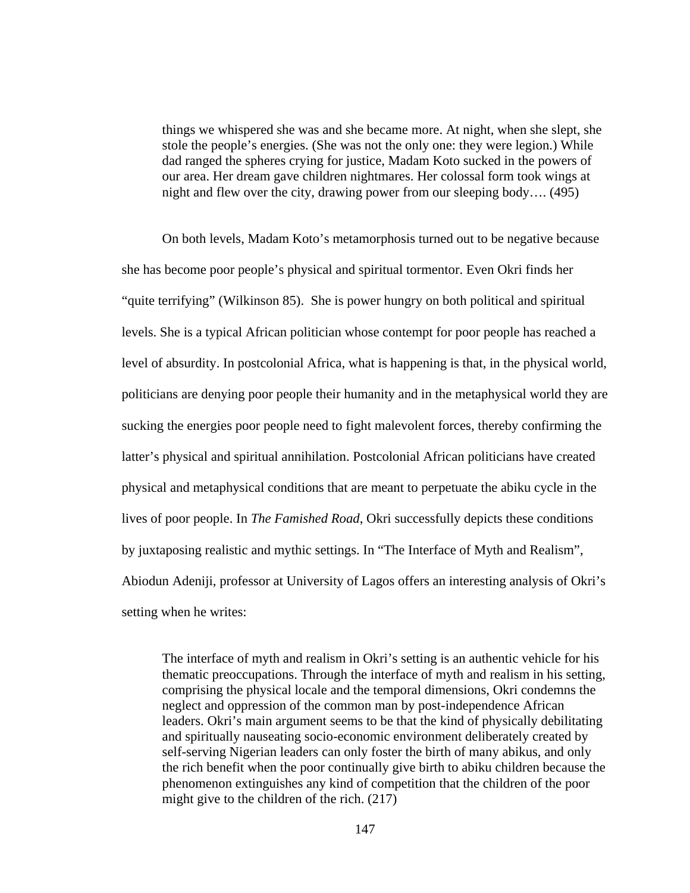> things we whispered she was and she became more. At night, when she slept, she stole the people's energies. (She was not the only one: they were legion.) While dad ranged the spheres crying for justice, Madam Koto sucked in the powers of our area. Her dream gave children nightmares. Her colossal form took wings at night and flew over the city, drawing power from our sleeping body…. (495)

On both levels, Madam Koto's metamorphosis turned out to be negative because she has become poor people's physical and spiritual tormentor. Even Okri finds her "quite terrifying" (Wilkinson 85). She is power hungry on both political and spiritual levels. She is a typical African politician whose contempt for poor people has reached a level of absurdity. In postcolonial Africa, what is happening is that, in the physical world, politicians are denying poor people their humanity and in the metaphysical world they are sucking the energies poor people need to fight malevolent forces, thereby confirming the latter's physical and spiritual annihilation. Postcolonial African politicians have created physical and metaphysical conditions that are meant to perpetuate the abiku cycle in the lives of poor people. In *The Famished Road*, Okri successfully depicts these conditions by juxtaposing realistic and mythic settings. In "The Interface of Myth and Realism", Abiodun Adeniji, professor at University of Lagos offers an interesting analysis of Okri's setting when he writes:

> The interface of myth and realism in Okri's setting is an authentic vehicle for his thematic preoccupations. Through the interface of myth and realism in his setting, comprising the physical locale and the temporal dimensions, Okri condemns the neglect and oppression of the common man by post-independence African leaders. Okri's main argument seems to be that the kind of physically debilitating and spiritually nauseating socio-economic environment deliberately created by self-serving Nigerian leaders can only foster the birth of many abikus, and only the rich benefit when the poor continually give birth to abiku children because the phenomenon extinguishes any kind of competition that the children of the poor might give to the children of the rich. (217)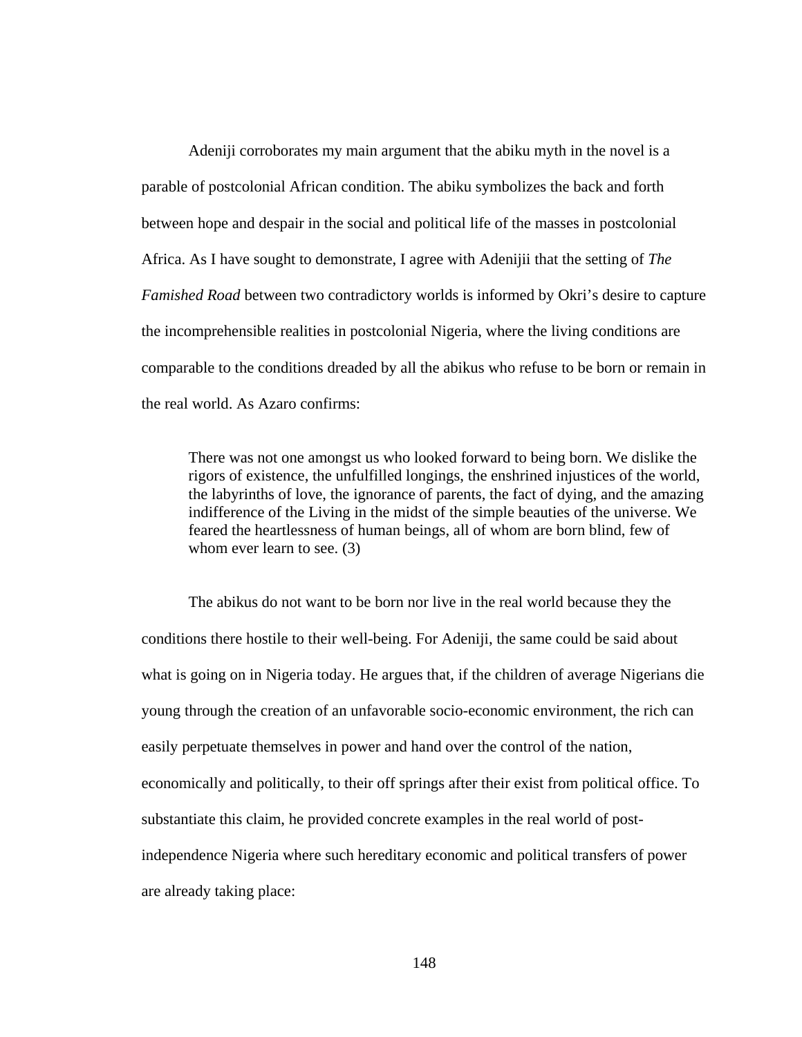Adeniji corroborates my main argument that the abiku myth in the novel is a parable of postcolonial African condition. The abiku symbolizes the back and forth between hope and despair in the social and political life of the masses in postcolonial Africa. As I have sought to demonstrate, I agree with Adenijii that the setting of *The Famished Road* between two contradictory worlds is informed by Okri's desire to capture the incomprehensible realities in postcolonial Nigeria, where the living conditions are comparable to the conditions dreaded by all the abikus who refuse to be born or remain in the real world. As Azaro confirms:

> There was not one amongst us who looked forward to being born. We dislike the rigors of existence, the unfulfilled longings, the enshrined injustices of the world, the labyrinths of love, the ignorance of parents, the fact of dying, and the amazing indifference of the Living in the midst of the simple beauties of the universe. We feared the heartlessness of human beings, all of whom are born blind, few of whom ever learn to see. (3)

The abikus do not want to be born nor live in the real world because they the conditions there hostile to their well-being. For Adeniji, the same could be said about what is going on in Nigeria today. He argues that, if the children of average Nigerians die young through the creation of an unfavorable socio-economic environment, the rich can easily perpetuate themselves in power and hand over the control of the nation, economically and politically, to their off springs after their exist from political office. To substantiate this claim, he provided concrete examples in the real world of post-independence Nigeria where such hereditary economic and political transfers of power are already taking place: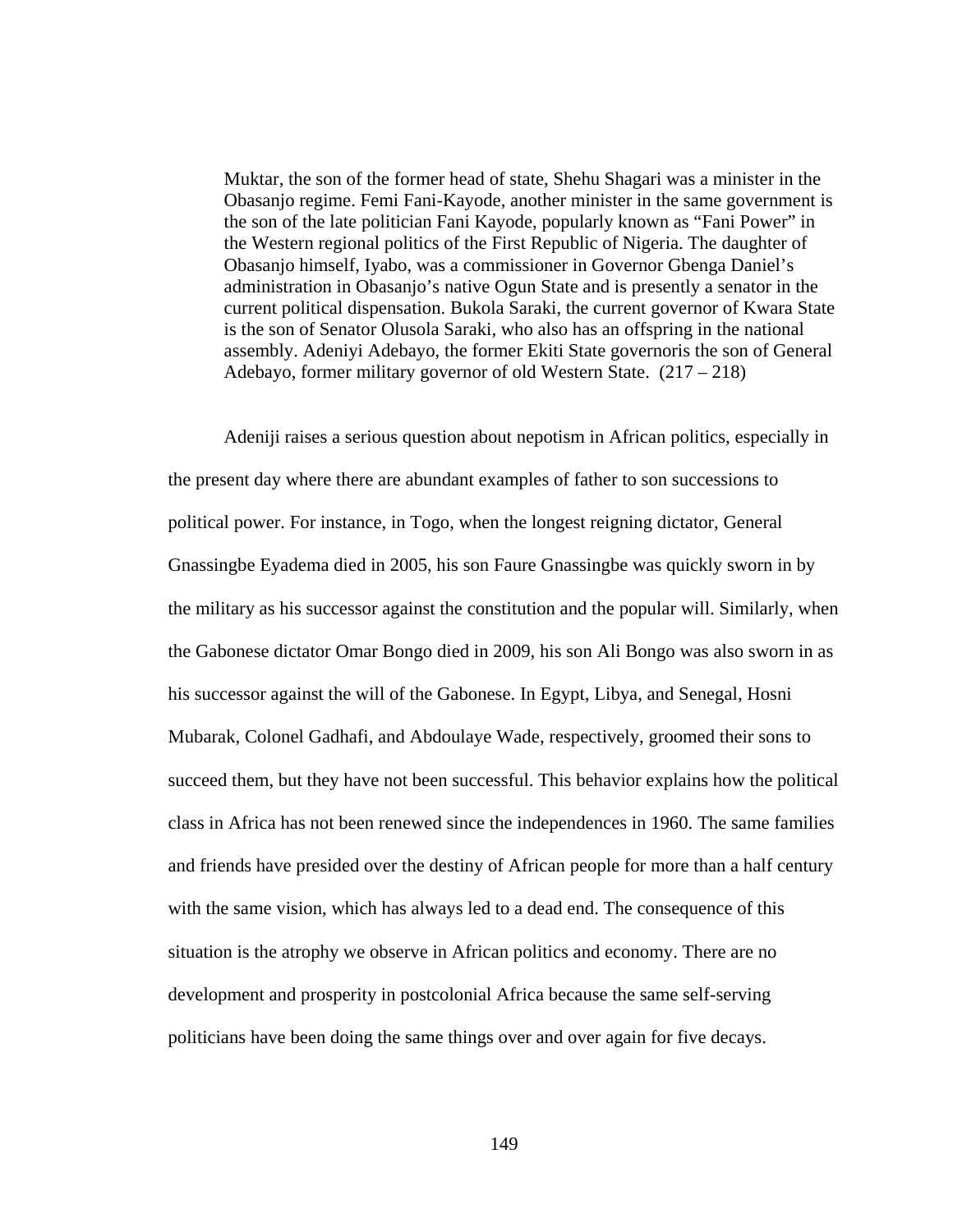> Muktar, the son of the former head of state, Shehu Shagari was a minister in the Obasanjo regime. Femi Fani-Kayode, another minister in the same government is the son of the late politician Fani Kayode, popularly known as "Fani Power" in the Western regional politics of the First Republic of Nigeria. The daughter of Obasanjo himself, Iyabo, was a commissioner in Governor Gbenga Daniel's administration in Obasanjo's native Ogun State and is presently a senator in the current political dispensation. Bukola Saraki, the current governor of Kwara State is the son of Senator Olusola Saraki, who also has an offspring in the national assembly. Adeniyi Adebayo, the former Ekiti State governoris the son of General Adebayo, former military governor of old Western State. (217 – 218)

Adeniji raises a serious question about nepotism in African politics, especially in the present day where there are abundant examples of father to son successions to political power. For instance, in Togo, when the longest reigning dictator, General Gnassingbe Eyadema died in 2005, his son Faure Gnassingbe was quickly sworn in by the military as his successor against the constitution and the popular will. Similarly, when the Gabonese dictator Omar Bongo died in 2009, his son Ali Bongo was also sworn in as his successor against the will of the Gabonese. In Egypt, Libya, and Senegal, Hosni Mubarak, Colonel Gadhafi, and Abdoulaye Wade, respectively, groomed their sons to succeed them, but they have not been successful. This behavior explains how the political class in Africa has not been renewed since the independences in 1960. The same families and friends have presided over the destiny of African people for more than a half century with the same vision, which has always led to a dead end. The consequence of this situation is the atrophy we observe in African politics and economy. There are no development and prosperity in postcolonial Africa because the same self-serving politicians have been doing the same things over and over again for five decays.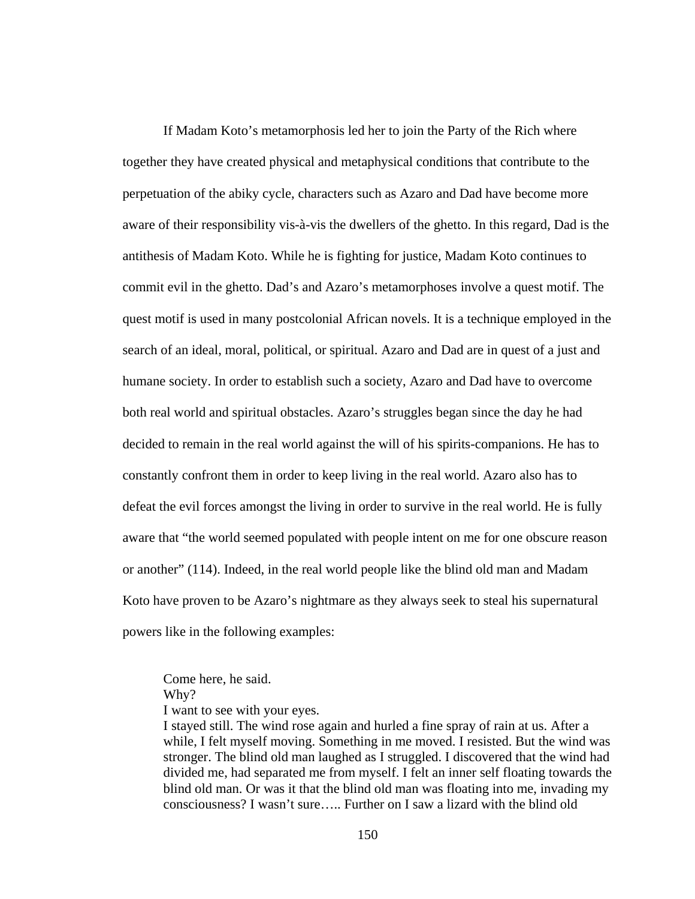If Madam Koto's metamorphosis led her to join the Party of the Rich where together they have created physical and metaphysical conditions that contribute to the perpetuation of the abiky cycle, characters such as Azaro and Dad have become more aware of their responsibility vis-à-vis the dwellers of the ghetto. In this regard, Dad is the antithesis of Madam Koto. While he is fighting for justice, Madam Koto continues to commit evil in the ghetto. Dad's and Azaro's metamorphoses involve a quest motif. The quest motif is used in many postcolonial African novels. It is a technique employed in the search of an ideal, moral, political, or spiritual. Azaro and Dad are in quest of a just and humane society. In order to establish such a society, Azaro and Dad have to overcome both real world and spiritual obstacles. Azaro's struggles began since the day he had decided to remain in the real world against the will of his spirits-companions. He has to constantly confront them in order to keep living in the real world. Azaro also has to defeat the evil forces amongst the living in order to survive in the real world. He is fully aware that "the world seemed populated with people intent on me for one obscure reason or another" (114). Indeed, in the real world people like the blind old man and Madam Koto have proven to be Azaro's nightmare as they always seek to steal his supernatural powers like in the following examples:

> Come here, he said.
> Why?
> I want to see with your eyes.
> I stayed still. The wind rose again and hurled a fine spray of rain at us. After a while, I felt myself moving. Something in me moved. I resisted. But the wind was stronger. The blind old man laughed as I struggled. I discovered that the wind had divided me, had separated me from myself. I felt an inner self floating towards the blind old man. Or was it that the blind old man was floating into me, invading my consciousness? I wasn't sure….. Further on I saw a lizard with the blind old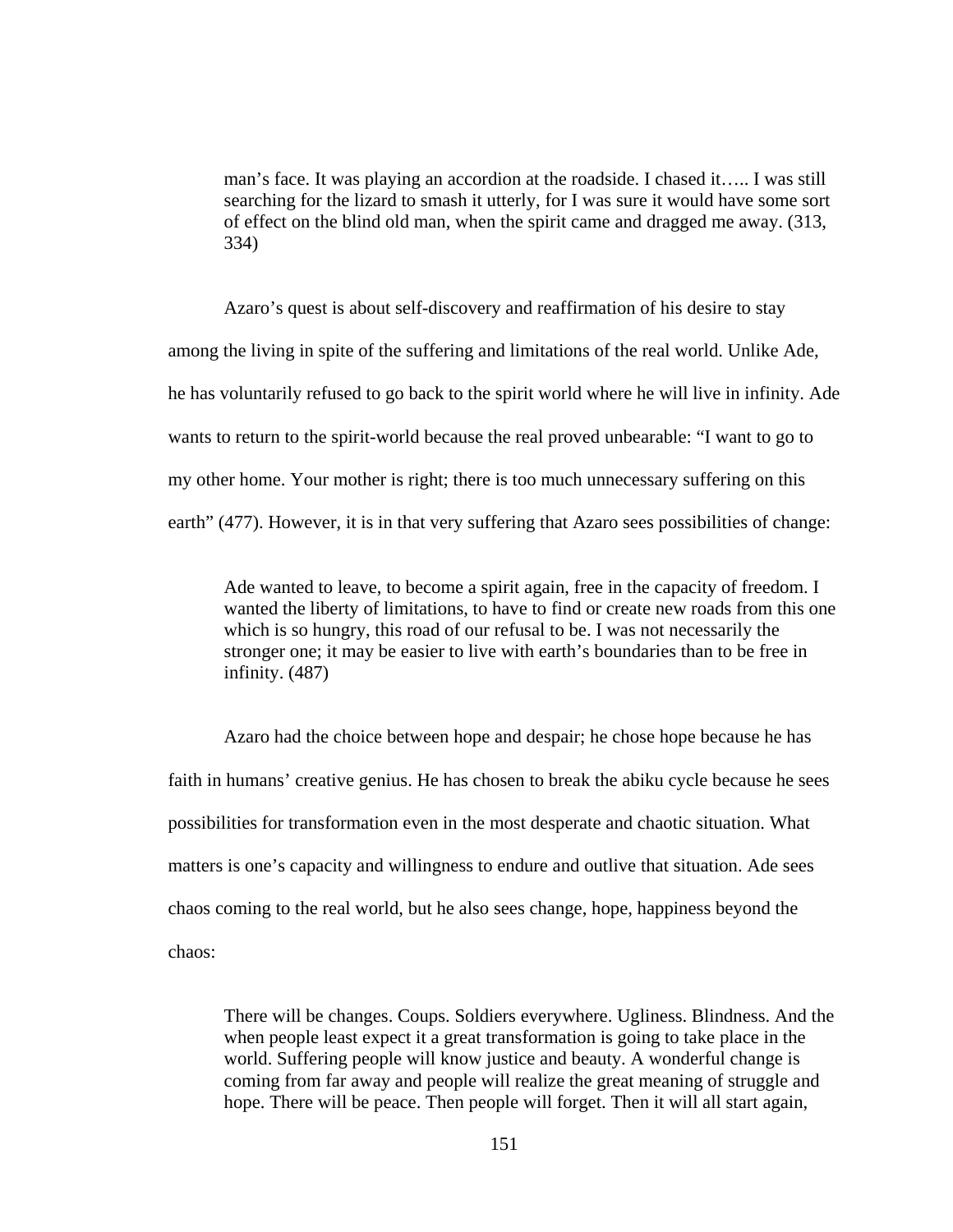> man's face. It was playing an accordion at the roadside. I chased it….. I was still searching for the lizard to smash it utterly, for I was sure it would have some sort of effect on the blind old man, when the spirit came and dragged me away. (313, 334)

Azaro's quest is about self-discovery and reaffirmation of his desire to stay among the living in spite of the suffering and limitations of the real world. Unlike Ade, he has voluntarily refused to go back to the spirit world where he will live in infinity. Ade wants to return to the spirit-world because the real proved unbearable: "I want to go to my other home. Your mother is right; there is too much unnecessary suffering on this earth" (477). However, it is in that very suffering that Azaro sees possibilities of change:

> Ade wanted to leave, to become a spirit again, free in the capacity of freedom. I wanted the liberty of limitations, to have to find or create new roads from this one which is so hungry, this road of our refusal to be. I was not necessarily the stronger one; it may be easier to live with earth's boundaries than to be free in infinity. (487)

Azaro had the choice between hope and despair; he chose hope because he has faith in humans' creative genius. He has chosen to break the abiku cycle because he sees possibilities for transformation even in the most desperate and chaotic situation. What matters is one's capacity and willingness to endure and outlive that situation. Ade sees chaos coming to the real world, but he also sees change, hope, happiness beyond the chaos:

> There will be changes. Coups. Soldiers everywhere. Ugliness. Blindness. And the when people least expect it a great transformation is going to take place in the world. Suffering people will know justice and beauty. A wonderful change is coming from far away and people will realize the great meaning of struggle and hope. There will be peace. Then people will forget. Then it will all start again,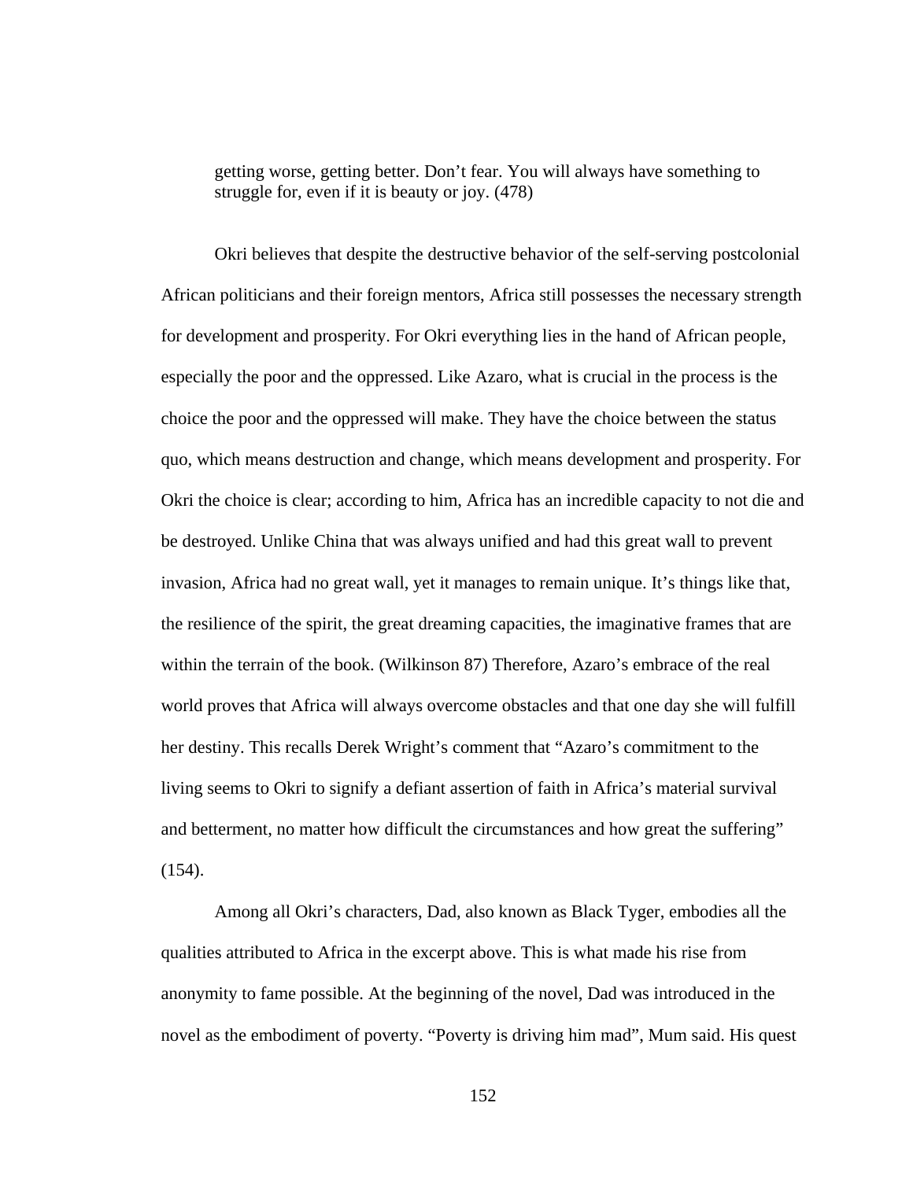> getting worse, getting better. Don't fear. You will always have something to struggle for, even if it is beauty or joy. (478)

Okri believes that despite the destructive behavior of the self-serving postcolonial African politicians and their foreign mentors, Africa still possesses the necessary strength for development and prosperity. For Okri everything lies in the hand of African people, especially the poor and the oppressed. Like Azaro, what is crucial in the process is the choice the poor and the oppressed will make. They have the choice between the status quo, which means destruction and change, which means development and prosperity. For Okri the choice is clear; according to him, Africa has an incredible capacity to not die and be destroyed. Unlike China that was always unified and had this great wall to prevent invasion, Africa had no great wall, yet it manages to remain unique. It's things like that, the resilience of the spirit, the great dreaming capacities, the imaginative frames that are within the terrain of the book. (Wilkinson 87) Therefore, Azaro's embrace of the real world proves that Africa will always overcome obstacles and that one day she will fulfill her destiny. This recalls Derek Wright's comment that "Azaro's commitment to the living seems to Okri to signify a defiant assertion of faith in Africa's material survival and betterment, no matter how difficult the circumstances and how great the suffering" (154).

Among all Okri's characters, Dad, also known as Black Tyger, embodies all the qualities attributed to Africa in the excerpt above. This is what made his rise from anonymity to fame possible. At the beginning of the novel, Dad was introduced in the novel as the embodiment of poverty. "Poverty is driving him mad", Mum said. His quest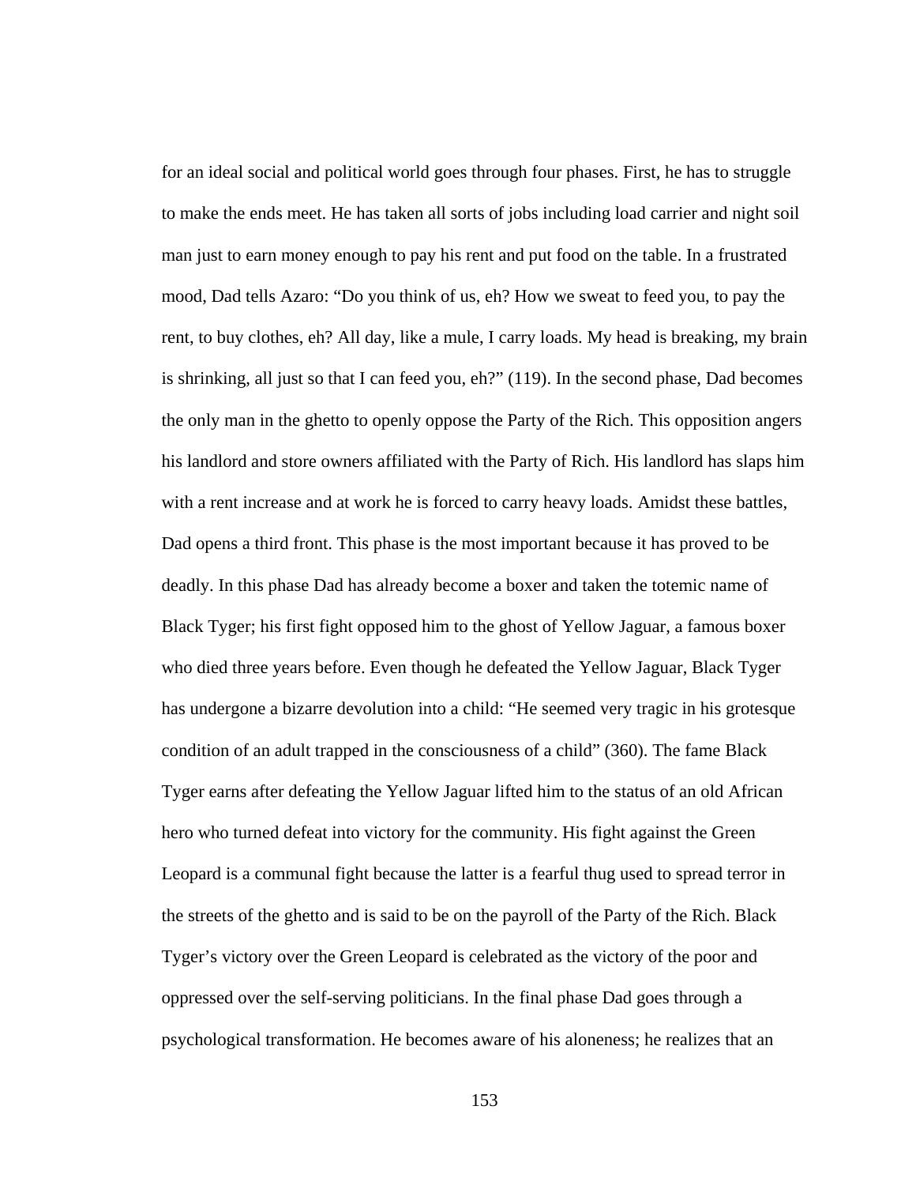for an ideal social and political world goes through four phases. First, he has to struggle to make the ends meet. He has taken all sorts of jobs including load carrier and night soil man just to earn money enough to pay his rent and put food on the table. In a frustrated mood, Dad tells Azaro: "Do you think of us, eh? How we sweat to feed you, to pay the rent, to buy clothes, eh? All day, like a mule, I carry loads. My head is breaking, my brain is shrinking, all just so that I can feed you, eh?" (119). In the second phase, Dad becomes the only man in the ghetto to openly oppose the Party of the Rich. This opposition angers his landlord and store owners affiliated with the Party of Rich. His landlord has slaps him with a rent increase and at work he is forced to carry heavy loads. Amidst these battles, Dad opens a third front. This phase is the most important because it has proved to be deadly. In this phase Dad has already become a boxer and taken the totemic name of Black Tyger; his first fight opposed him to the ghost of Yellow Jaguar, a famous boxer who died three years before. Even though he defeated the Yellow Jaguar, Black Tyger has undergone a bizarre devolution into a child: "He seemed very tragic in his grotesque condition of an adult trapped in the consciousness of a child" (360). The fame Black Tyger earns after defeating the Yellow Jaguar lifted him to the status of an old African hero who turned defeat into victory for the community. His fight against the Green Leopard is a communal fight because the latter is a fearful thug used to spread terror in the streets of the ghetto and is said to be on the payroll of the Party of the Rich. Black Tyger's victory over the Green Leopard is celebrated as the victory of the poor and oppressed over the self-serving politicians. In the final phase Dad goes through a psychological transformation. He becomes aware of his aloneness; he realizes that an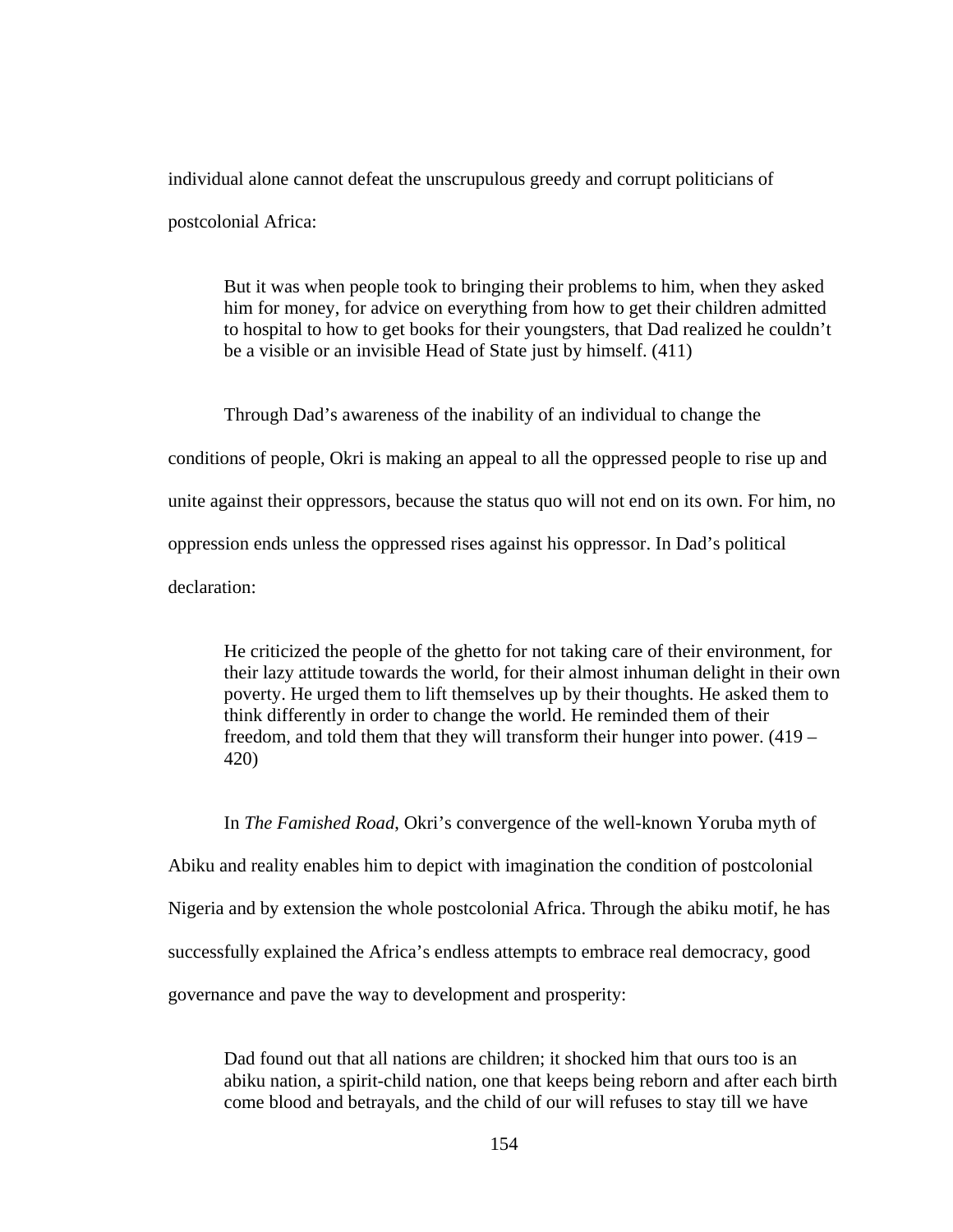individual alone cannot defeat the unscrupulous greedy and corrupt politicians of postcolonial Africa:

> But it was when people took to bringing their problems to him, when they asked him for money, for advice on everything from how to get their children admitted to hospital to how to get books for their youngsters, that Dad realized he couldn't be a visible or an invisible Head of State just by himself. (411)

Through Dad's awareness of the inability of an individual to change the conditions of people, Okri is making an appeal to all the oppressed people to rise up and unite against their oppressors, because the status quo will not end on its own. For him, no oppression ends unless the oppressed rises against his oppressor. In Dad's political declaration:

> He criticized the people of the ghetto for not taking care of their environment, for their lazy attitude towards the world, for their almost inhuman delight in their own poverty. He urged them to lift themselves up by their thoughts. He asked them to think differently in order to change the world. He reminded them of their freedom, and told them that they will transform their hunger into power. (419 – 420)

In *The Famished Road*, Okri's convergence of the well-known Yoruba myth of Abiku and reality enables him to depict with imagination the condition of postcolonial Nigeria and by extension the whole postcolonial Africa. Through the abiku motif, he has successfully explained the Africa's endless attempts to embrace real democracy, good governance and pave the way to development and prosperity:

> Dad found out that all nations are children; it shocked him that ours too is an abiku nation, a spirit-child nation, one that keeps being reborn and after each birth come blood and betrayals, and the child of our will refuses to stay till we have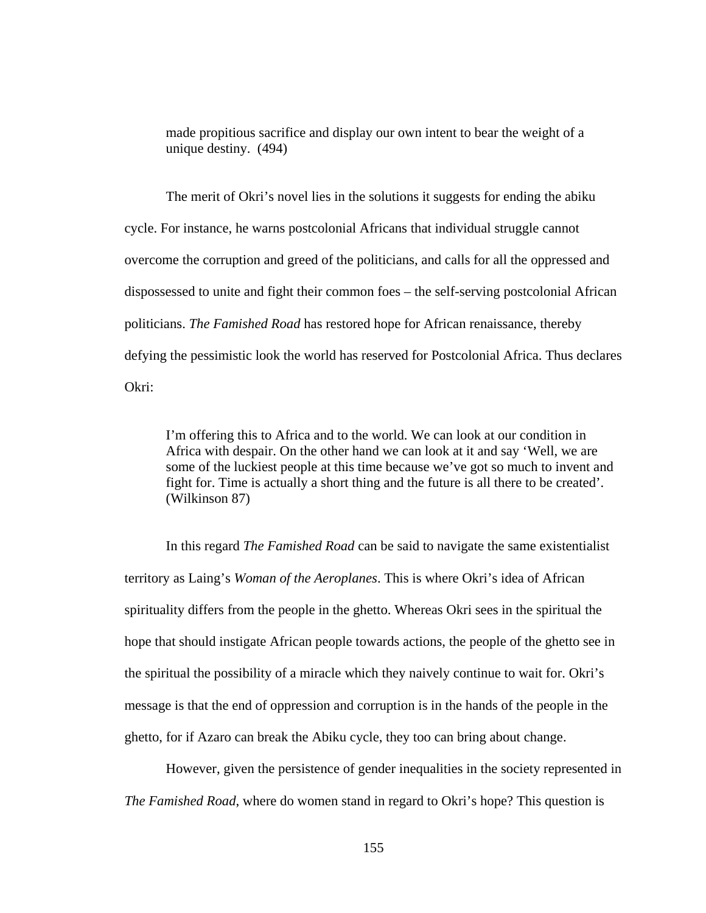> made propitious sacrifice and display our own intent to bear the weight of a unique destiny. (494)

The merit of Okri's novel lies in the solutions it suggests for ending the abiku cycle. For instance, he warns postcolonial Africans that individual struggle cannot overcome the corruption and greed of the politicians, and calls for all the oppressed and dispossessed to unite and fight their common foes – the self-serving postcolonial African politicians. *The Famished Road* has restored hope for African renaissance, thereby defying the pessimistic look the world has reserved for Postcolonial Africa. Thus declares Okri:

> I'm offering this to Africa and to the world. We can look at our condition in Africa with despair. On the other hand we can look at it and say 'Well, we are some of the luckiest people at this time because we've got so much to invent and fight for. Time is actually a short thing and the future is all there to be created'. (Wilkinson 87)

In this regard *The Famished Road* can be said to navigate the same existentialist territory as Laing's *Woman of the Aeroplanes*. This is where Okri's idea of African spirituality differs from the people in the ghetto. Whereas Okri sees in the spiritual the hope that should instigate African people towards actions, the people of the ghetto see in the spiritual the possibility of a miracle which they naively continue to wait for. Okri's message is that the end of oppression and corruption is in the hands of the people in the ghetto, for if Azaro can break the Abiku cycle, they too can bring about change.

However, given the persistence of gender inequalities in the society represented in *The Famished Road*, where do women stand in regard to Okri's hope? This question is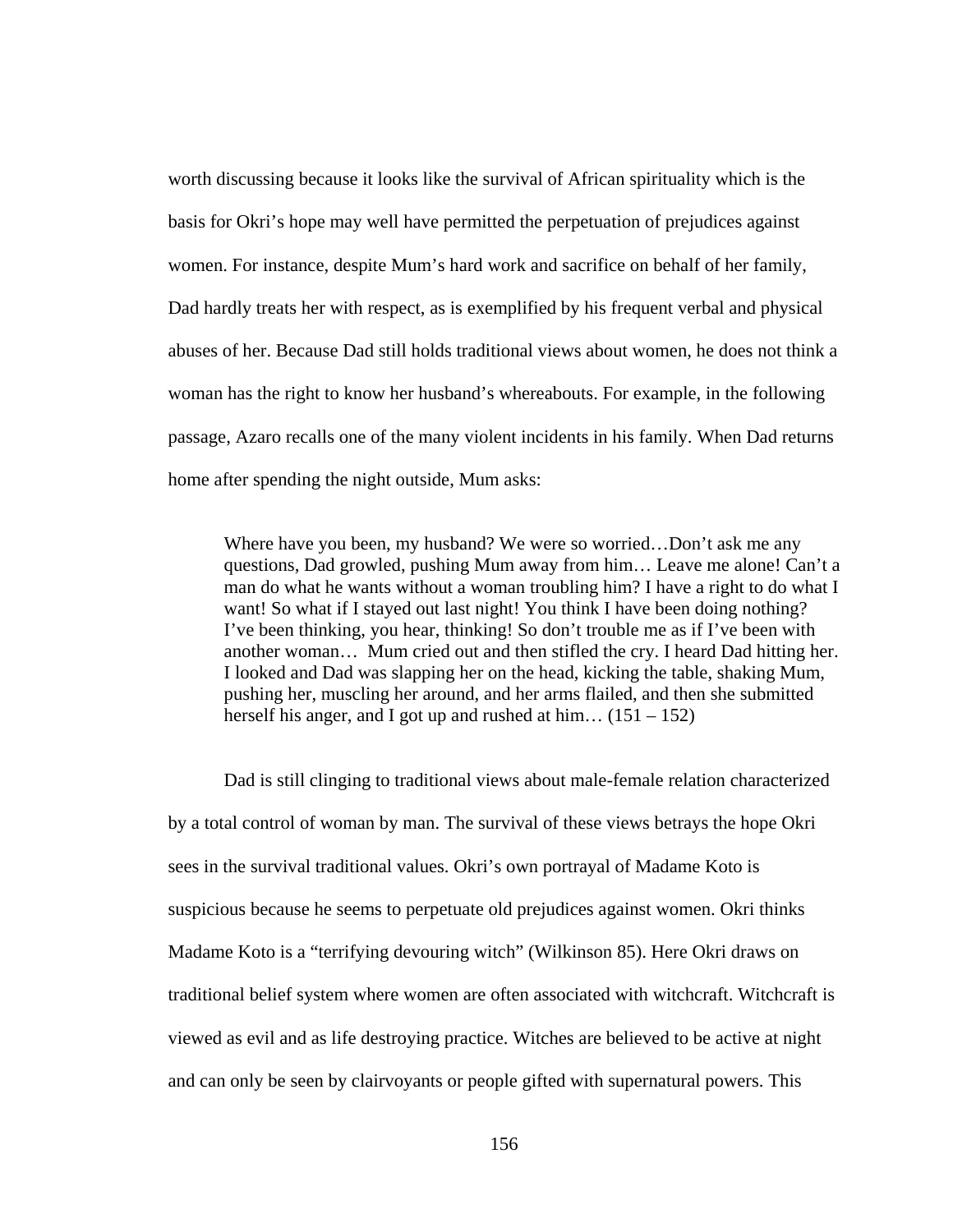worth discussing because it looks like the survival of African spirituality which is the basis for Okri's hope may well have permitted the perpetuation of prejudices against women. For instance, despite Mum's hard work and sacrifice on behalf of her family, Dad hardly treats her with respect, as is exemplified by his frequent verbal and physical abuses of her. Because Dad still holds traditional views about women, he does not think a woman has the right to know her husband's whereabouts. For example, in the following passage, Azaro recalls one of the many violent incidents in his family. When Dad returns home after spending the night outside, Mum asks:

> Where have you been, my husband? We were so worried…Don't ask me any questions, Dad growled, pushing Mum away from him… Leave me alone! Can't a man do what he wants without a woman troubling him? I have a right to do what I want! So what if I stayed out last night! You think I have been doing nothing? I've been thinking, you hear, thinking! So don't trouble me as if I've been with another woman… Mum cried out and then stifled the cry. I heard Dad hitting her. I looked and Dad was slapping her on the head, kicking the table, shaking Mum, pushing her, muscling her around, and her arms flailed, and then she submitted herself his anger, and I got up and rushed at him… (151 – 152)

Dad is still clinging to traditional views about male-female relation characterized by a total control of woman by man. The survival of these views betrays the hope Okri sees in the survival traditional values. Okri's own portrayal of Madame Koto is suspicious because he seems to perpetuate old prejudices against women. Okri thinks Madame Koto is a "terrifying devouring witch" (Wilkinson 85). Here Okri draws on traditional belief system where women are often associated with witchcraft. Witchcraft is viewed as evil and as life destroying practice. Witches are believed to be active at night and can only be seen by clairvoyants or people gifted with supernatural powers. This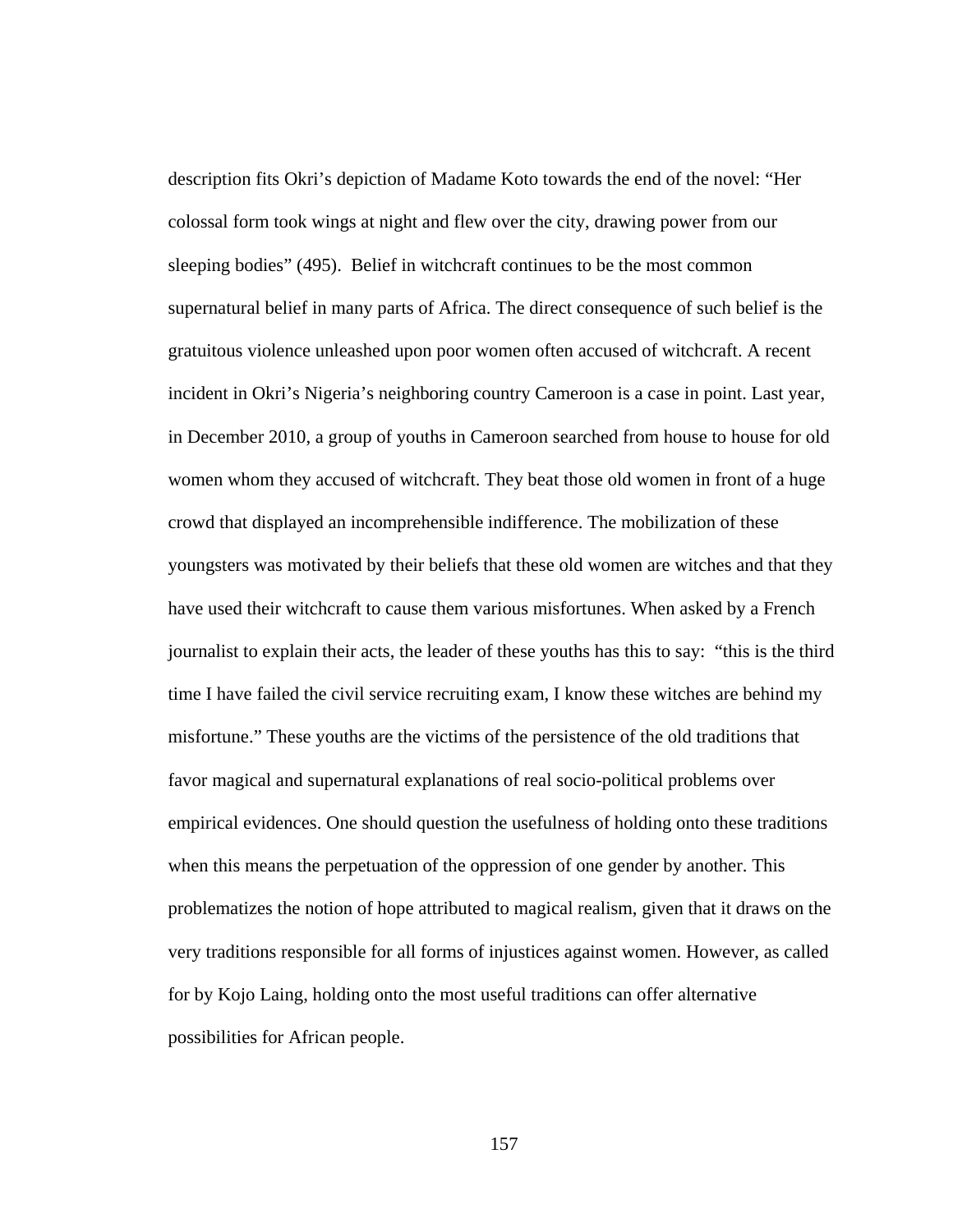description fits Okri's depiction of Madame Koto towards the end of the novel: "Her colossal form took wings at night and flew over the city, drawing power from our sleeping bodies" (495). Belief in witchcraft continues to be the most common supernatural belief in many parts of Africa. The direct consequence of such belief is the gratuitous violence unleashed upon poor women often accused of witchcraft. A recent incident in Okri's Nigeria's neighboring country Cameroon is a case in point. Last year, in December 2010, a group of youths in Cameroon searched from house to house for old women whom they accused of witchcraft. They beat those old women in front of a huge crowd that displayed an incomprehensible indifference. The mobilization of these youngsters was motivated by their beliefs that these old women are witches and that they have used their witchcraft to cause them various misfortunes. When asked by a French journalist to explain their acts, the leader of these youths has this to say: "this is the third time I have failed the civil service recruiting exam, I know these witches are behind my misfortune." These youths are the victims of the persistence of the old traditions that favor magical and supernatural explanations of real socio-political problems over empirical evidences. One should question the usefulness of holding onto these traditions when this means the perpetuation of the oppression of one gender by another. This problematizes the notion of hope attributed to magical realism, given that it draws on the very traditions responsible for all forms of injustices against women. However, as called for by Kojo Laing, holding onto the most useful traditions can offer alternative possibilities for African people.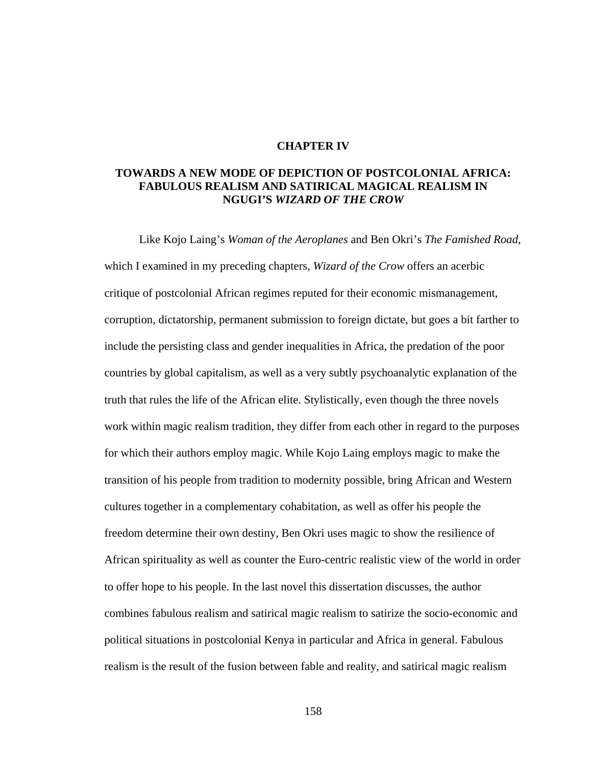# CHAPTER IV

## TOWARDS A NEW MODE OF DEPICTION OF POSTCOLONIAL AFRICA: FABULOUS REALISM AND SATIRICAL MAGICAL REALISM IN NGUGI'S *WIZARD OF THE CROW*

Like Kojo Laing's *Woman of the Aeroplanes* and Ben Okri's *The Famished Road,* which I examined in my preceding chapters, *Wizard of the Crow* offers an acerbic critique of postcolonial African regimes reputed for their economic mismanagement, corruption, dictatorship, permanent submission to foreign dictate, but goes a bit farther to include the persisting class and gender inequalities in Africa, the predation of the poor countries by global capitalism, as well as a very subtly psychoanalytic explanation of the truth that rules the life of the African elite. Stylistically, even though the three novels work within magic realism tradition, they differ from each other in regard to the purposes for which their authors employ magic. While Kojo Laing employs magic to make the transition of his people from tradition to modernity possible, bring African and Western cultures together in a complementary cohabitation, as well as offer his people the freedom determine their own destiny, Ben Okri uses magic to show the resilience of African spirituality as well as counter the Euro-centric realistic view of the world in order to offer hope to his people. In the last novel this dissertation discusses, the author combines fabulous realism and satirical magic realism to satirize the socio-economic and political situations in postcolonial Kenya in particular and Africa in general. Fabulous realism is the result of the fusion between fable and reality, and satirical magic realism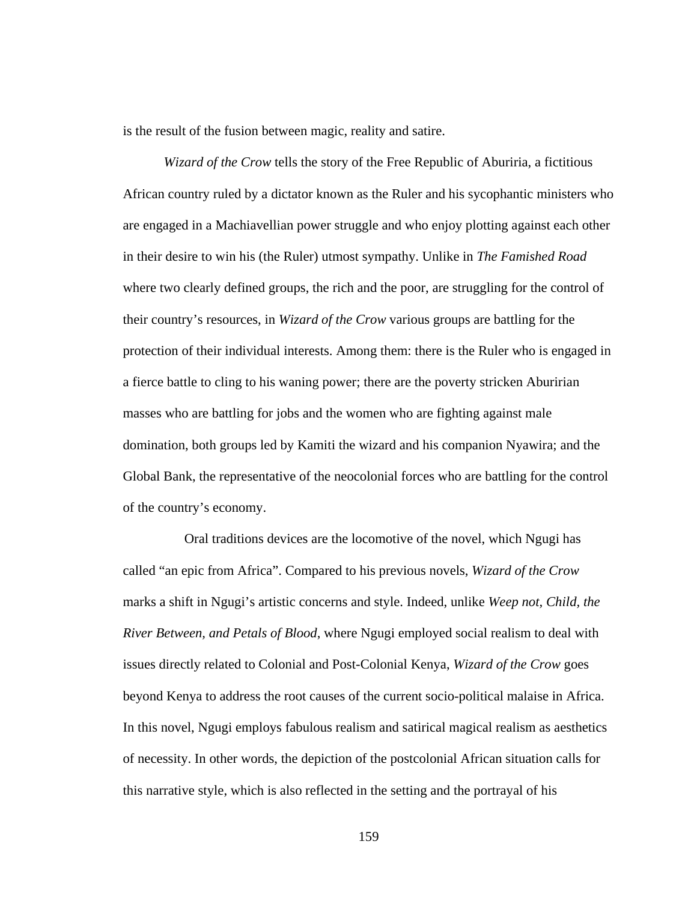is the result of the fusion between magic, reality and satire.

*Wizard of the Crow* tells the story of the Free Republic of Aburiria, a fictitious African country ruled by a dictator known as the Ruler and his sycophantic ministers who are engaged in a Machiavellian power struggle and who enjoy plotting against each other in their desire to win his (the Ruler) utmost sympathy. Unlike in *The Famished Road* where two clearly defined groups, the rich and the poor, are struggling for the control of their country's resources, in *Wizard of the Crow* various groups are battling for the protection of their individual interests. Among them: there is the Ruler who is engaged in a fierce battle to cling to his waning power; there are the poverty stricken Aburirian masses who are battling for jobs and the women who are fighting against male domination, both groups led by Kamiti the wizard and his companion Nyawira; and the Global Bank, the representative of the neocolonial forces who are battling for the control of the country's economy.

Oral traditions devices are the locomotive of the novel, which Ngugi has called "an epic from Africa". Compared to his previous novels, *Wizard of the Crow* marks a shift in Ngugi's artistic concerns and style. Indeed, unlike *Weep not, Child, the River Between, and Petals of Blood*, where Ngugi employed social realism to deal with issues directly related to Colonial and Post-Colonial Kenya, *Wizard of the Crow* goes beyond Kenya to address the root causes of the current socio-political malaise in Africa. In this novel, Ngugi employs fabulous realism and satirical magical realism as aesthetics of necessity. In other words, the depiction of the postcolonial African situation calls for this narrative style, which is also reflected in the setting and the portrayal of his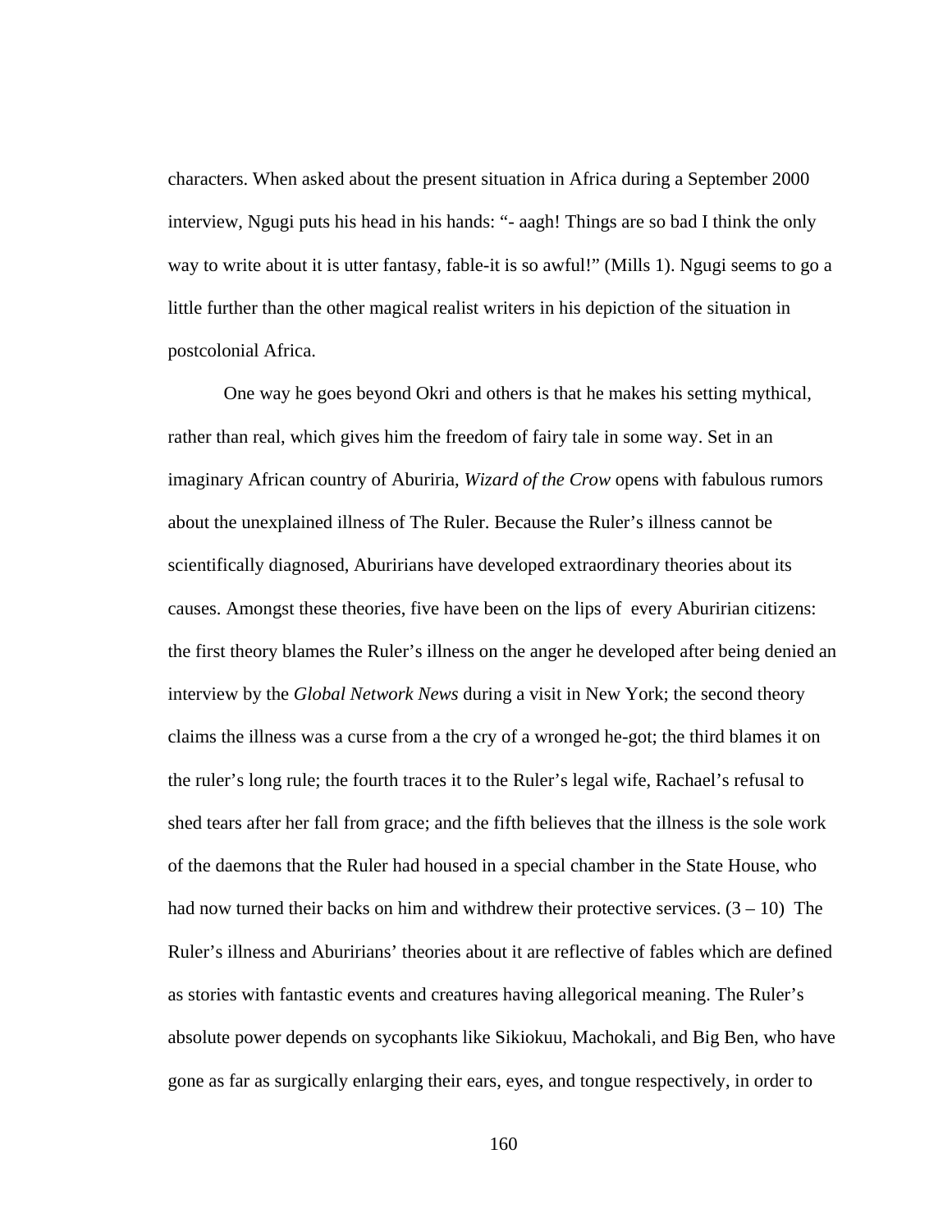characters. When asked about the present situation in Africa during a September 2000 interview, Ngugi puts his head in his hands: "- aagh! Things are so bad I think the only way to write about it is utter fantasy, fable-it is so awful!" (Mills 1). Ngugi seems to go a little further than the other magical realist writers in his depiction of the situation in postcolonial Africa.

One way he goes beyond Okri and others is that he makes his setting mythical, rather than real, which gives him the freedom of fairy tale in some way. Set in an imaginary African country of Aburiria, *Wizard of the Crow* opens with fabulous rumors about the unexplained illness of The Ruler. Because the Ruler's illness cannot be scientifically diagnosed, Aburirians have developed extraordinary theories about its causes. Amongst these theories, five have been on the lips of every Aburirian citizens: the first theory blames the Ruler's illness on the anger he developed after being denied an interview by the *Global Network News* during a visit in New York; the second theory claims the illness was a curse from a the cry of a wronged he-got; the third blames it on the ruler's long rule; the fourth traces it to the Ruler's legal wife, Rachael's refusal to shed tears after her fall from grace; and the fifth believes that the illness is the sole work of the daemons that the Ruler had housed in a special chamber in the State House, who had now turned their backs on him and withdrew their protective services. (3 – 10) The Ruler's illness and Aburirians' theories about it are reflective of fables which are defined as stories with fantastic events and creatures having allegorical meaning. The Ruler's absolute power depends on sycophants like Sikiokuu, Machokali, and Big Ben, who have gone as far as surgically enlarging their ears, eyes, and tongue respectively, in order to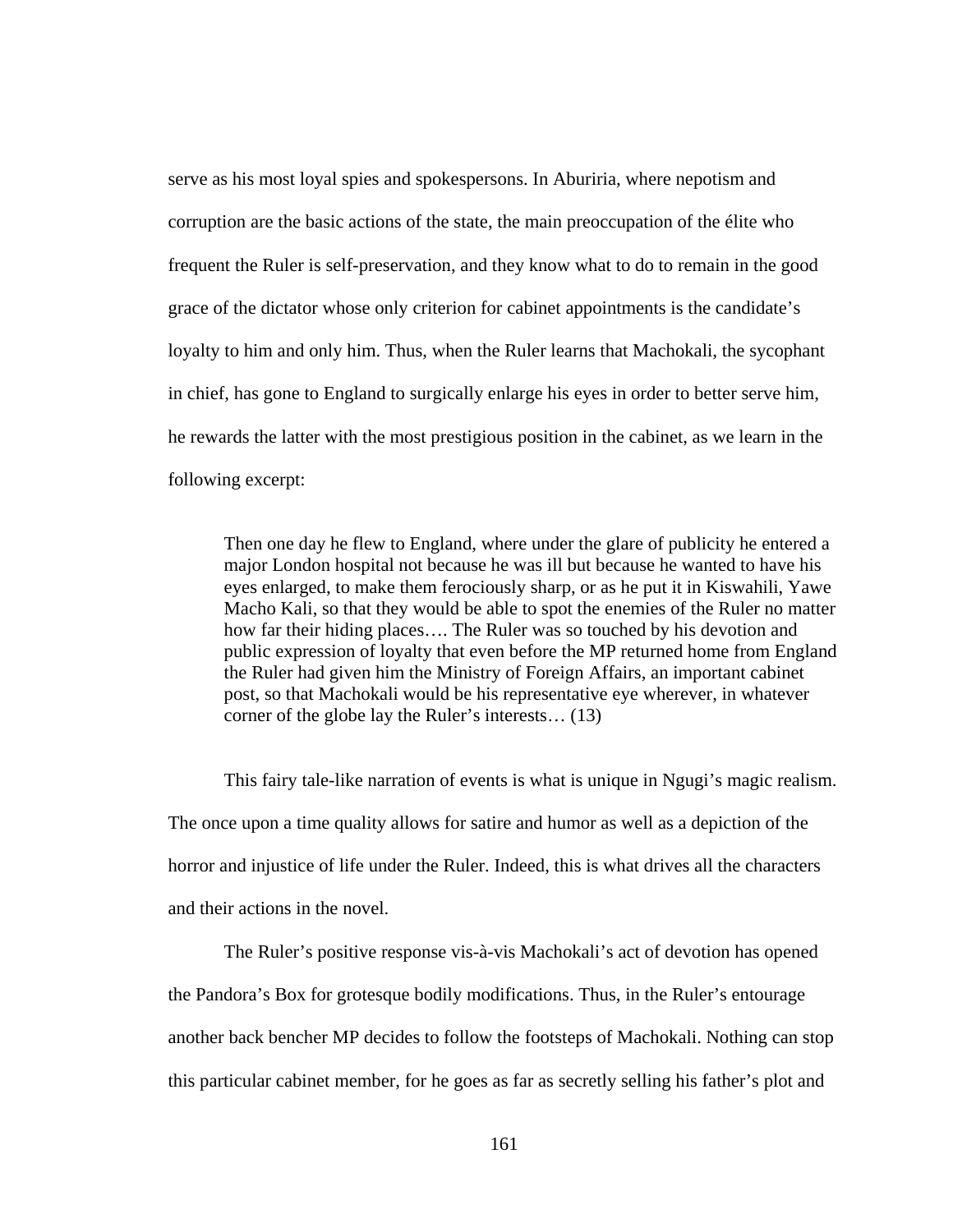serve as his most loyal spies and spokespersons. In Aburiria, where nepotism and corruption are the basic actions of the state, the main preoccupation of the élite who frequent the Ruler is self-preservation, and they know what to do to remain in the good grace of the dictator whose only criterion for cabinet appointments is the candidate's loyalty to him and only him. Thus, when the Ruler learns that Machokali, the sycophant in chief, has gone to England to surgically enlarge his eyes in order to better serve him, he rewards the latter with the most prestigious position in the cabinet, as we learn in the following excerpt:

> Then one day he flew to England, where under the glare of publicity he entered a major London hospital not because he was ill but because he wanted to have his eyes enlarged, to make them ferociously sharp, or as he put it in Kiswahili, Yawe Macho Kali, so that they would be able to spot the enemies of the Ruler no matter how far their hiding places…. The Ruler was so touched by his devotion and public expression of loyalty that even before the MP returned home from England the Ruler had given him the Ministry of Foreign Affairs, an important cabinet post, so that Machokali would be his representative eye wherever, in whatever corner of the globe lay the Ruler's interests… (13)

This fairy tale-like narration of events is what is unique in Ngugi's magic realism. The once upon a time quality allows for satire and humor as well as a depiction of the horror and injustice of life under the Ruler. Indeed, this is what drives all the characters and their actions in the novel.

The Ruler's positive response vis-à-vis Machokali's act of devotion has opened the Pandora's Box for grotesque bodily modifications. Thus, in the Ruler's entourage another back bencher MP decides to follow the footsteps of Machokali. Nothing can stop this particular cabinet member, for he goes as far as secretly selling his father's plot and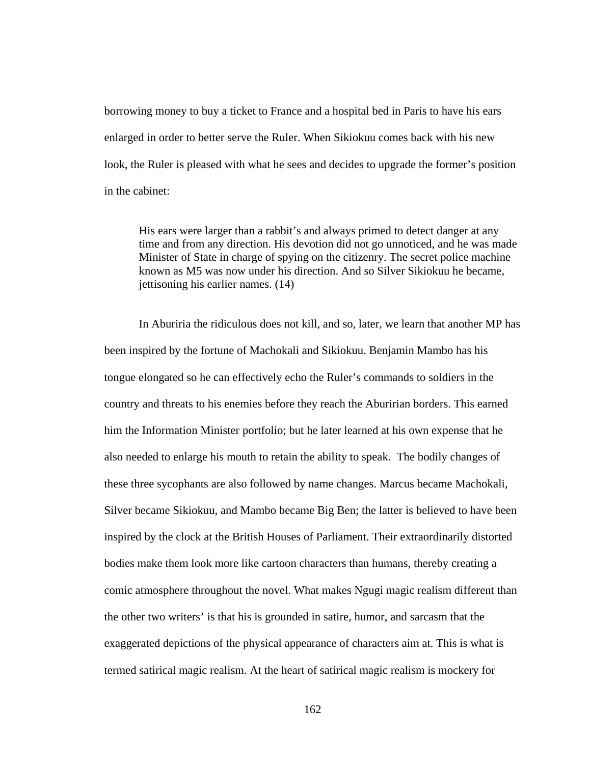borrowing money to buy a ticket to France and a hospital bed in Paris to have his ears enlarged in order to better serve the Ruler. When Sikiokuu comes back with his new look, the Ruler is pleased with what he sees and decides to upgrade the former's position in the cabinet:

> His ears were larger than a rabbit's and always primed to detect danger at any time and from any direction. His devotion did not go unnoticed, and he was made Minister of State in charge of spying on the citizenry. The secret police machine known as M5 was now under his direction. And so Silver Sikiokuu he became, jettisoning his earlier names. (14)

In Aburiria the ridiculous does not kill, and so, later, we learn that another MP has been inspired by the fortune of Machokali and Sikiokuu. Benjamin Mambo has his tongue elongated so he can effectively echo the Ruler's commands to soldiers in the country and threats to his enemies before they reach the Aburirian borders. This earned him the Information Minister portfolio; but he later learned at his own expense that he also needed to enlarge his mouth to retain the ability to speak. The bodily changes of these three sycophants are also followed by name changes. Marcus became Machokali, Silver became Sikiokuu, and Mambo became Big Ben; the latter is believed to have been inspired by the clock at the British Houses of Parliament. Their extraordinarily distorted bodies make them look more like cartoon characters than humans, thereby creating a comic atmosphere throughout the novel. What makes Ngugi magic realism different than the other two writers' is that his is grounded in satire, humor, and sarcasm that the exaggerated depictions of the physical appearance of characters aim at. This is what is termed satirical magic realism. At the heart of satirical magic realism is mockery for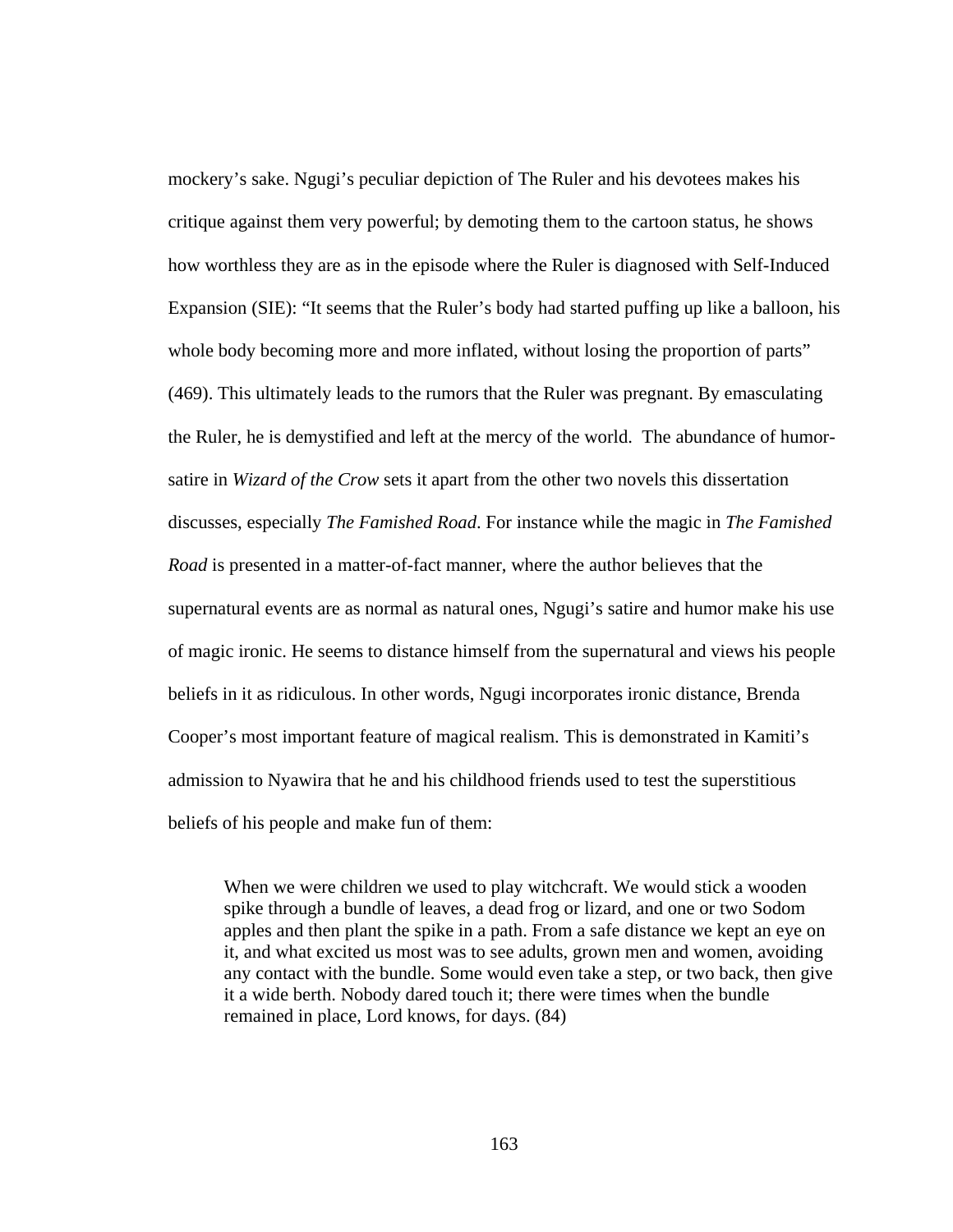mockery's sake. Ngugi's peculiar depiction of The Ruler and his devotees makes his critique against them very powerful; by demoting them to the cartoon status, he shows how worthless they are as in the episode where the Ruler is diagnosed with Self-Induced Expansion (SIE): "It seems that the Ruler's body had started puffing up like a balloon, his whole body becoming more and more inflated, without losing the proportion of parts" (469). This ultimately leads to the rumors that the Ruler was pregnant. By emasculating the Ruler, he is demystified and left at the mercy of the world.  The abundance of humor-satire in *Wizard of the Crow* sets it apart from the other two novels this dissertation discusses, especially *The Famished Road*. For instance while the magic in *The Famished Road* is presented in a matter-of-fact manner, where the author believes that the supernatural events are as normal as natural ones, Ngugi's satire and humor make his use of magic ironic. He seems to distance himself from the supernatural and views his people beliefs in it as ridiculous. In other words, Ngugi incorporates ironic distance, Brenda Cooper's most important feature of magical realism. This is demonstrated in Kamiti's admission to Nyawira that he and his childhood friends used to test the superstitious beliefs of his people and make fun of them:

> When we were children we used to play witchcraft. We would stick a wooden spike through a bundle of leaves, a dead frog or lizard, and one or two Sodom apples and then plant the spike in a path. From a safe distance we kept an eye on it, and what excited us most was to see adults, grown men and women, avoiding any contact with the bundle. Some would even take a step, or two back, then give it a wide berth. Nobody dared touch it; there were times when the bundle remained in place, Lord knows, for days. (84)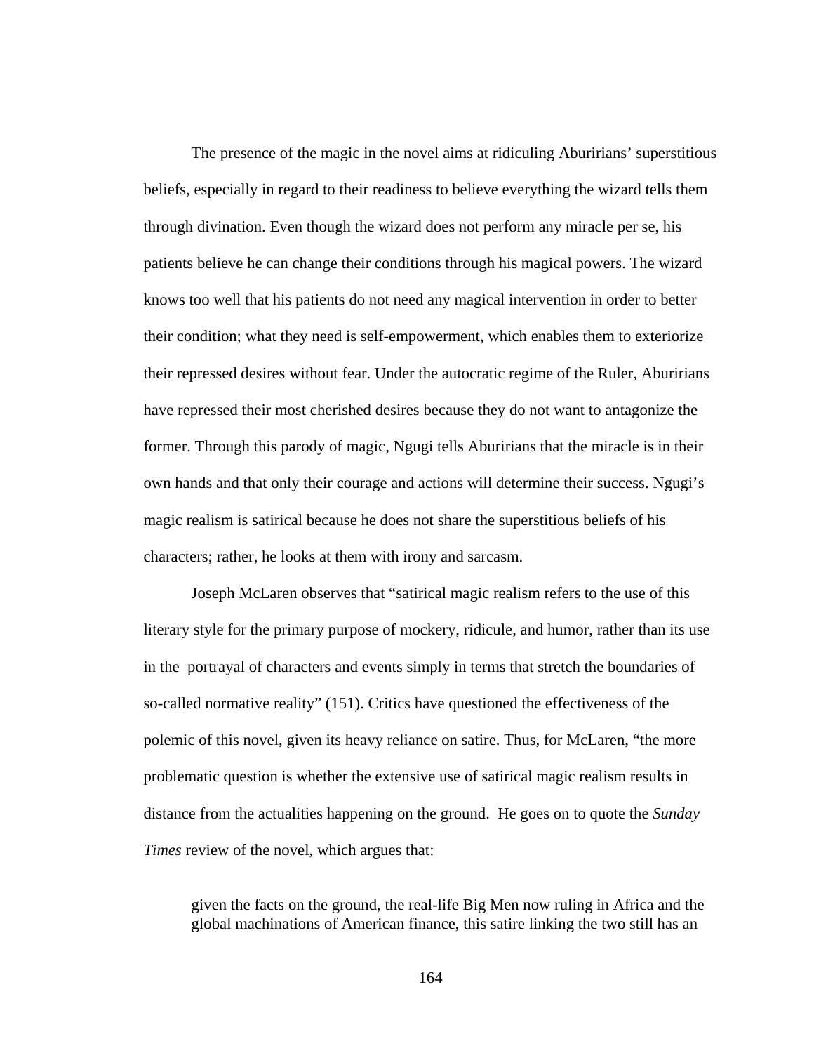The presence of the magic in the novel aims at ridiculing Aburirians' superstitious beliefs, especially in regard to their readiness to believe everything the wizard tells them through divination. Even though the wizard does not perform any miracle per se, his patients believe he can change their conditions through his magical powers. The wizard knows too well that his patients do not need any magical intervention in order to better their condition; what they need is self-empowerment, which enables them to exteriorize their repressed desires without fear. Under the autocratic regime of the Ruler, Aburirians have repressed their most cherished desires because they do not want to antagonize the former. Through this parody of magic, Ngugi tells Aburirians that the miracle is in their own hands and that only their courage and actions will determine their success. Ngugi's magic realism is satirical because he does not share the superstitious beliefs of his characters; rather, he looks at them with irony and sarcasm.

Joseph McLaren observes that "satirical magic realism refers to the use of this literary style for the primary purpose of mockery, ridicule, and humor, rather than its use in the portrayal of characters and events simply in terms that stretch the boundaries of so-called normative reality" (151). Critics have questioned the effectiveness of the polemic of this novel, given its heavy reliance on satire. Thus, for McLaren, "the more problematic question is whether the extensive use of satirical magic realism results in distance from the actualities happening on the ground. He goes on to quote the *Sunday Times* review of the novel, which argues that:

> given the facts on the ground, the real-life Big Men now ruling in Africa and the global machinations of American finance, this satire linking the two still has an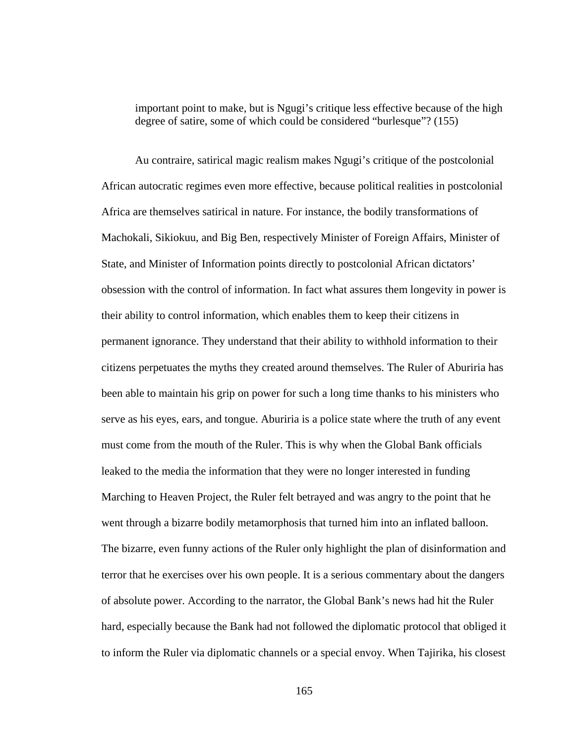> important point to make, but is Ngugi's critique less effective because of the high degree of satire, some of which could be considered "burlesque"? (155)

Au contraire, satirical magic realism makes Ngugi's critique of the postcolonial African autocratic regimes even more effective, because political realities in postcolonial Africa are themselves satirical in nature. For instance, the bodily transformations of Machokali, Sikiokuu, and Big Ben, respectively Minister of Foreign Affairs, Minister of State, and Minister of Information points directly to postcolonial African dictators' obsession with the control of information. In fact what assures them longevity in power is their ability to control information, which enables them to keep their citizens in permanent ignorance. They understand that their ability to withhold information to their citizens perpetuates the myths they created around themselves. The Ruler of Aburiria has been able to maintain his grip on power for such a long time thanks to his ministers who serve as his eyes, ears, and tongue. Aburiria is a police state where the truth of any event must come from the mouth of the Ruler. This is why when the Global Bank officials leaked to the media the information that they were no longer interested in funding Marching to Heaven Project, the Ruler felt betrayed and was angry to the point that he went through a bizarre bodily metamorphosis that turned him into an inflated balloon. The bizarre, even funny actions of the Ruler only highlight the plan of disinformation and terror that he exercises over his own people. It is a serious commentary about the dangers of absolute power. According to the narrator, the Global Bank's news had hit the Ruler hard, especially because the Bank had not followed the diplomatic protocol that obliged it to inform the Ruler via diplomatic channels or a special envoy. When Tajirika, his closest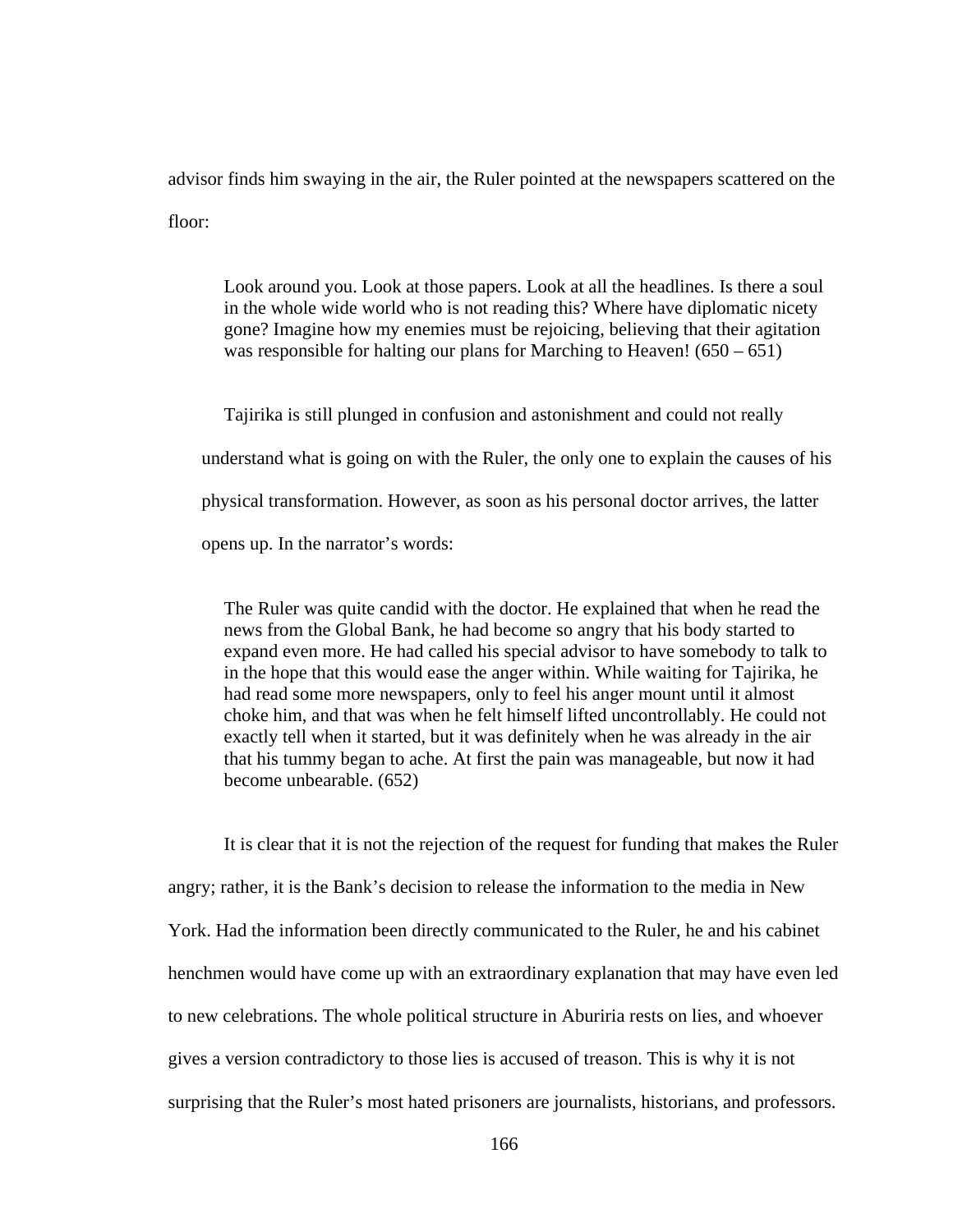advisor finds him swaying in the air, the Ruler pointed at the newspapers scattered on the floor:

> Look around you. Look at those papers. Look at all the headlines. Is there a soul in the whole wide world who is not reading this? Where have diplomatic nicety gone? Imagine how my enemies must be rejoicing, believing that their agitation was responsible for halting our plans for Marching to Heaven! (650 – 651)

Tajirika is still plunged in confusion and astonishment and could not really understand what is going on with the Ruler, the only one to explain the causes of his physical transformation. However, as soon as his personal doctor arrives, the latter opens up. In the narrator's words:

> The Ruler was quite candid with the doctor. He explained that when he read the news from the Global Bank, he had become so angry that his body started to expand even more. He had called his special advisor to have somebody to talk to in the hope that this would ease the anger within. While waiting for Tajirika, he had read some more newspapers, only to feel his anger mount until it almost choke him, and that was when he felt himself lifted uncontrollably. He could not exactly tell when it started, but it was definitely when he was already in the air that his tummy began to ache. At first the pain was manageable, but now it had become unbearable. (652)

It is clear that it is not the rejection of the request for funding that makes the Ruler angry; rather, it is the Bank's decision to release the information to the media in New York. Had the information been directly communicated to the Ruler, he and his cabinet henchmen would have come up with an extraordinary explanation that may have even led to new celebrations. The whole political structure in Aburiria rests on lies, and whoever gives a version contradictory to those lies is accused of treason. This is why it is not surprising that the Ruler's most hated prisoners are journalists, historians, and professors.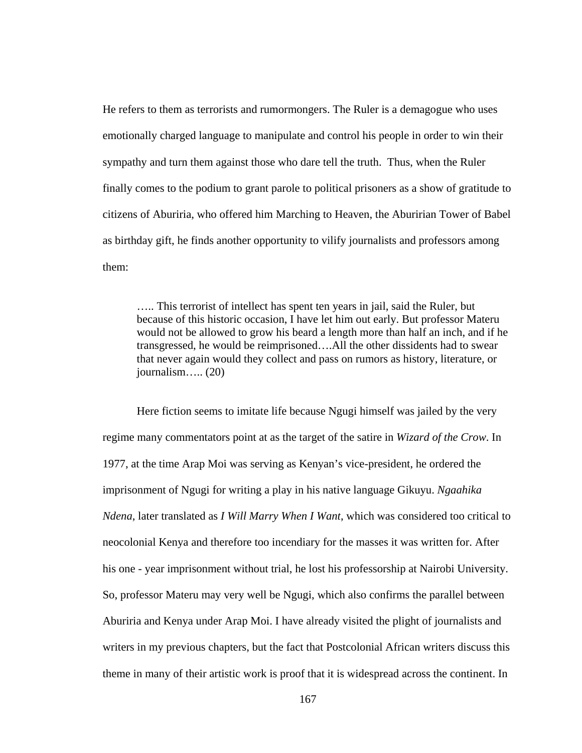He refers to them as terrorists and rumormongers. The Ruler is a demagogue who uses emotionally charged language to manipulate and control his people in order to win their sympathy and turn them against those who dare tell the truth.  Thus, when the Ruler finally comes to the podium to grant parole to political prisoners as a show of gratitude to citizens of Aburiria, who offered him Marching to Heaven, the Aburirian Tower of Babel as birthday gift, he finds another opportunity to vilify journalists and professors among them:

> ….. This terrorist of intellect has spent ten years in jail, said the Ruler, but because of this historic occasion, I have let him out early. But professor Materu would not be allowed to grow his beard a length more than half an inch, and if he transgressed, he would be reimprisoned….All the other dissidents had to swear that never again would they collect and pass on rumors as history, literature, or journalism….. (20)

Here fiction seems to imitate life because Ngugi himself was jailed by the very regime many commentators point at as the target of the satire in *Wizard of the Crow*. In 1977, at the time Arap Moi was serving as Kenyan's vice-president, he ordered the imprisonment of Ngugi for writing a play in his native language Gikuyu. *Ngaahika Ndena*, later translated as *I Will Marry When I Want*, which was considered too critical to neocolonial Kenya and therefore too incendiary for the masses it was written for. After his one - year imprisonment without trial, he lost his professorship at Nairobi University. So, professor Materu may very well be Ngugi, which also confirms the parallel between Aburiria and Kenya under Arap Moi. I have already visited the plight of journalists and writers in my previous chapters, but the fact that Postcolonial African writers discuss this theme in many of their artistic work is proof that it is widespread across the continent. In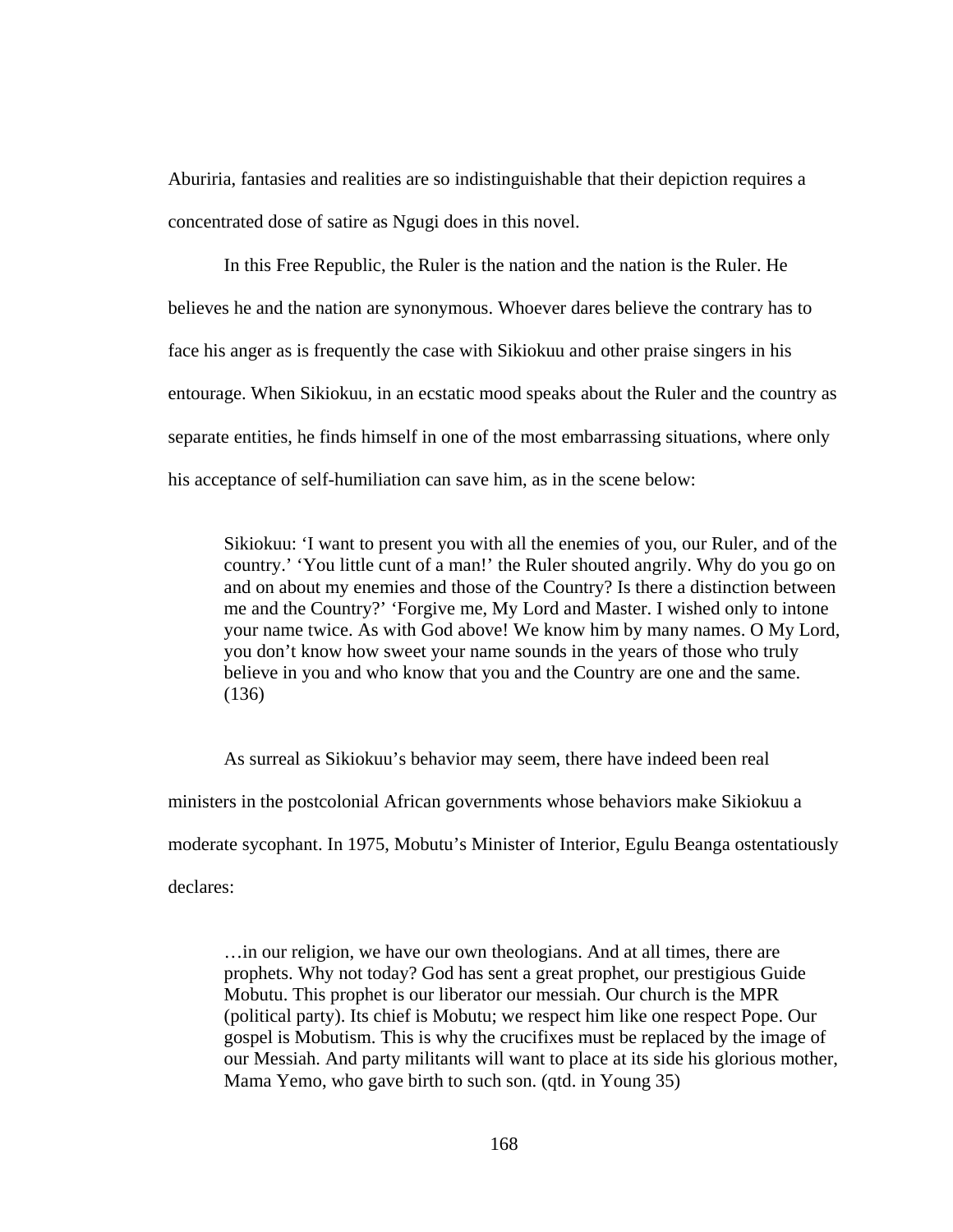Aburiria, fantasies and realities are so indistinguishable that their depiction requires a concentrated dose of satire as Ngugi does in this novel.

In this Free Republic, the Ruler is the nation and the nation is the Ruler. He believes he and the nation are synonymous. Whoever dares believe the contrary has to face his anger as is frequently the case with Sikiokuu and other praise singers in his entourage. When Sikiokuu, in an ecstatic mood speaks about the Ruler and the country as separate entities, he finds himself in one of the most embarrassing situations, where only his acceptance of self-humiliation can save him, as in the scene below:

> Sikiokuu: 'I want to present you with all the enemies of you, our Ruler, and of the country.' 'You little cunt of a man!' the Ruler shouted angrily. Why do you go on and on about my enemies and those of the Country? Is there a distinction between me and the Country?' 'Forgive me, My Lord and Master. I wished only to intone your name twice. As with God above! We know him by many names. O My Lord, you don't know how sweet your name sounds in the years of those who truly believe in you and who know that you and the Country are one and the same. (136)

As surreal as Sikiokuu's behavior may seem, there have indeed been real ministers in the postcolonial African governments whose behaviors make Sikiokuu a moderate sycophant. In 1975, Mobutu's Minister of Interior, Egulu Beanga ostentatiously declares:

> …in our religion, we have our own theologians. And at all times, there are prophets. Why not today? God has sent a great prophet, our prestigious Guide Mobutu. This prophet is our liberator our messiah. Our church is the MPR (political party). Its chief is Mobutu; we respect him like one respect Pope. Our gospel is Mobutism. This is why the crucifixes must be replaced by the image of our Messiah. And party militants will want to place at its side his glorious mother, Mama Yemo, who gave birth to such son. (qtd. in Young 35)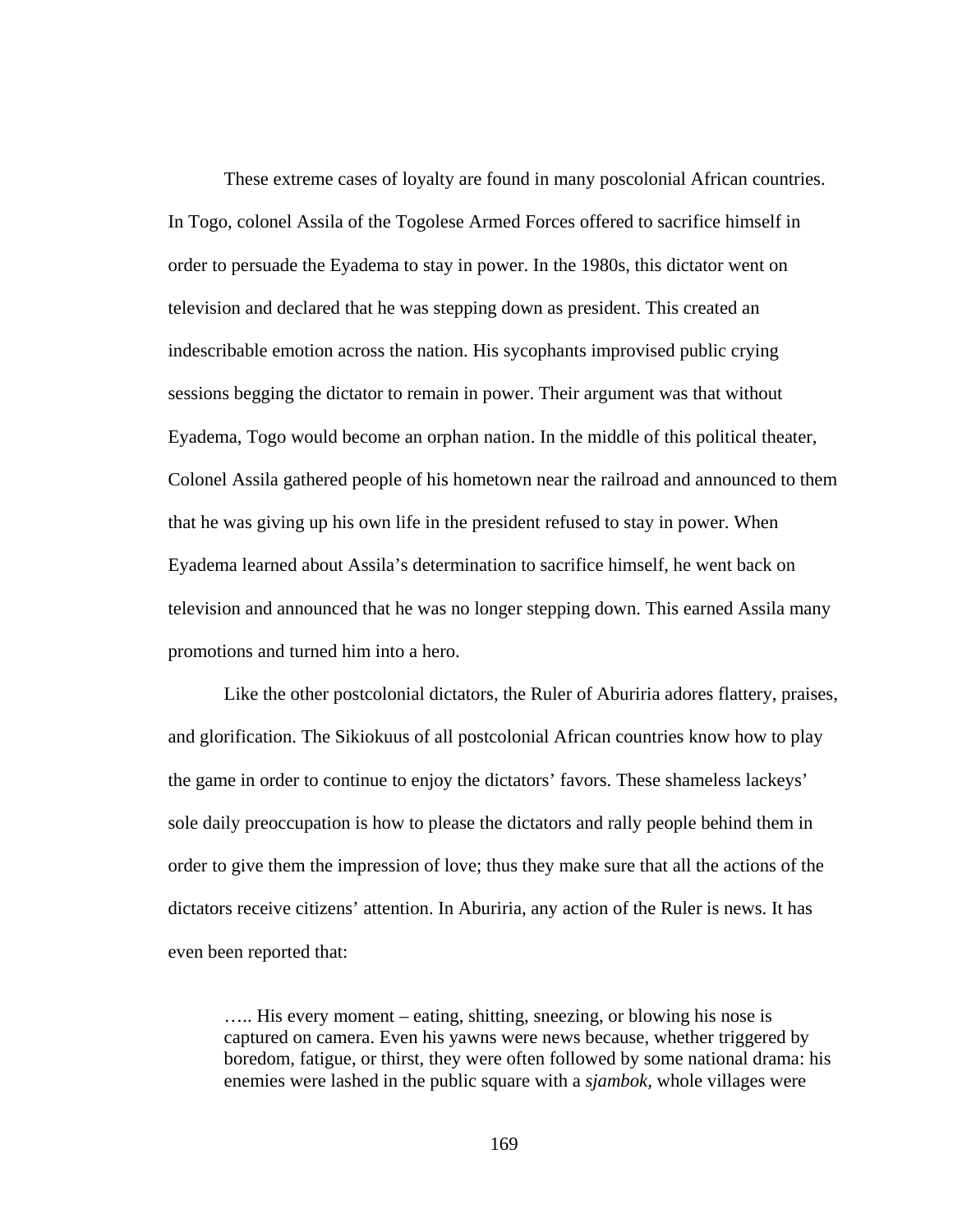These extreme cases of loyalty are found in many poscolonial African countries. In Togo, colonel Assila of the Togolese Armed Forces offered to sacrifice himself in order to persuade the Eyadema to stay in power. In the 1980s, this dictator went on television and declared that he was stepping down as president. This created an indescribable emotion across the nation. His sycophants improvised public crying sessions begging the dictator to remain in power. Their argument was that without Eyadema, Togo would become an orphan nation. In the middle of this political theater, Colonel Assila gathered people of his hometown near the railroad and announced to them that he was giving up his own life in the president refused to stay in power. When Eyadema learned about Assila's determination to sacrifice himself, he went back on television and announced that he was no longer stepping down. This earned Assila many promotions and turned him into a hero.

Like the other postcolonial dictators, the Ruler of Aburiria adores flattery, praises, and glorification. The Sikiokuus of all postcolonial African countries know how to play the game in order to continue to enjoy the dictators' favors. These shameless lackeys' sole daily preoccupation is how to please the dictators and rally people behind them in order to give them the impression of love; thus they make sure that all the actions of the dictators receive citizens' attention. In Aburiria, any action of the Ruler is news. It has even been reported that:

> ….. His every moment – eating, shitting, sneezing, or blowing his nose is captured on camera. Even his yawns were news because, whether triggered by boredom, fatigue, or thirst, they were often followed by some national drama: his enemies were lashed in the public square with a *sjambok*, whole villages were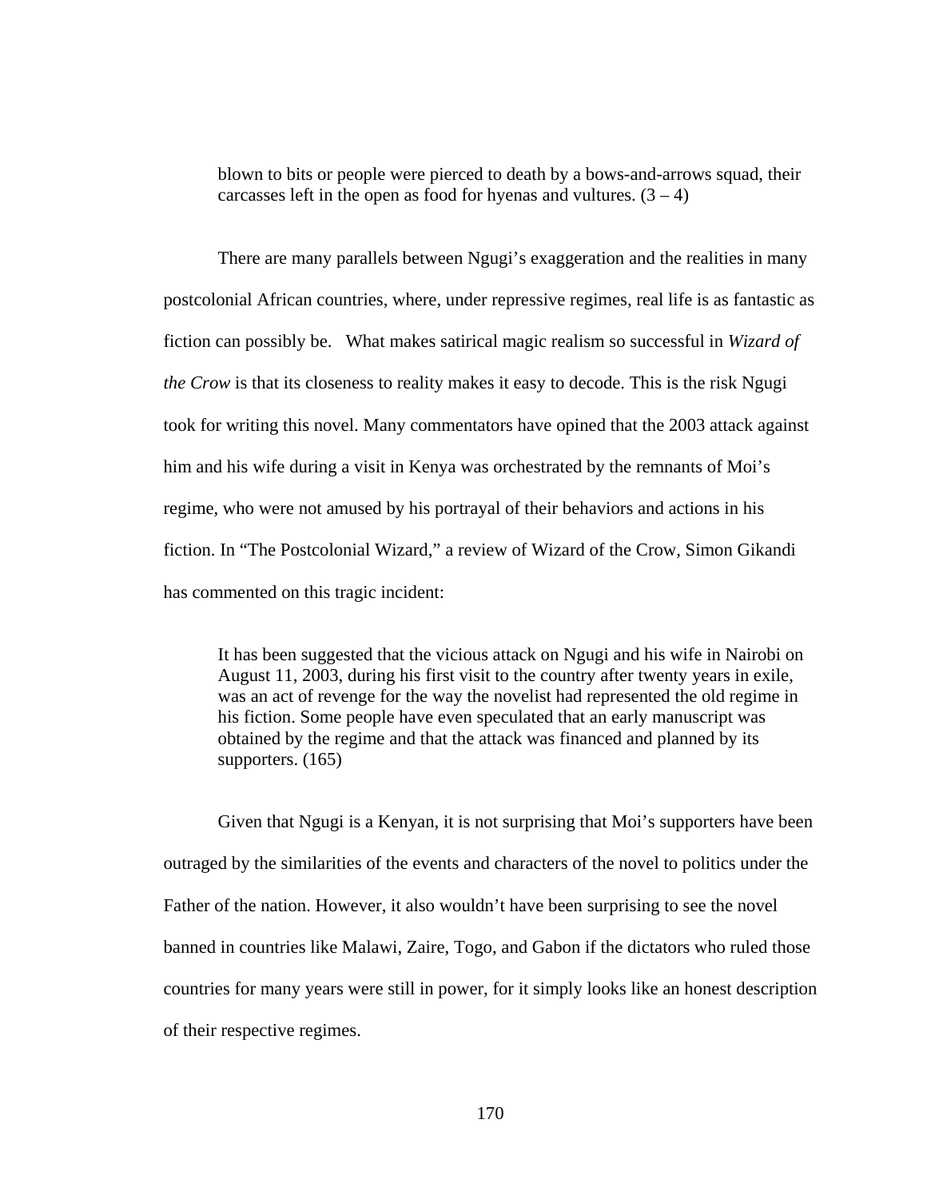> blown to bits or people were pierced to death by a bows-and-arrows squad, their carcasses left in the open as food for hyenas and vultures. (3 – 4)

There are many parallels between Ngugi's exaggeration and the realities in many postcolonial African countries, where, under repressive regimes, real life is as fantastic as fiction can possibly be. What makes satirical magic realism so successful in *Wizard of the Crow* is that its closeness to reality makes it easy to decode. This is the risk Ngugi took for writing this novel. Many commentators have opined that the 2003 attack against him and his wife during a visit in Kenya was orchestrated by the remnants of Moi's regime, who were not amused by his portrayal of their behaviors and actions in his fiction. In "The Postcolonial Wizard," a review of Wizard of the Crow, Simon Gikandi has commented on this tragic incident:

> It has been suggested that the vicious attack on Ngugi and his wife in Nairobi on August 11, 2003, during his first visit to the country after twenty years in exile, was an act of revenge for the way the novelist had represented the old regime in his fiction. Some people have even speculated that an early manuscript was obtained by the regime and that the attack was financed and planned by its supporters. (165)

Given that Ngugi is a Kenyan, it is not surprising that Moi's supporters have been outraged by the similarities of the events and characters of the novel to politics under the Father of the nation. However, it also wouldn't have been surprising to see the novel banned in countries like Malawi, Zaire, Togo, and Gabon if the dictators who ruled those countries for many years were still in power, for it simply looks like an honest description of their respective regimes.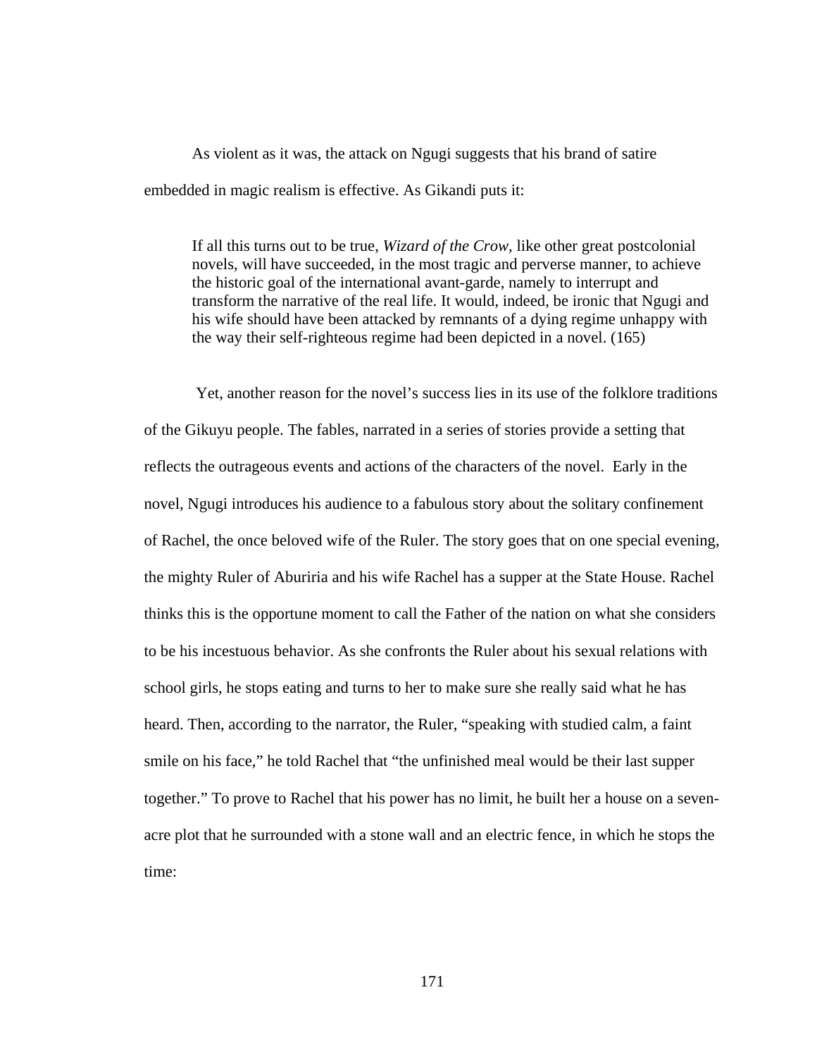As violent as it was, the attack on Ngugi suggests that his brand of satire embedded in magic realism is effective. As Gikandi puts it:

> If all this turns out to be true, *Wizard of the Crow*, like other great postcolonial novels, will have succeeded, in the most tragic and perverse manner, to achieve the historic goal of the international avant-garde, namely to interrupt and transform the narrative of the real life. It would, indeed, be ironic that Ngugi and his wife should have been attacked by remnants of a dying regime unhappy with the way their self-righteous regime had been depicted in a novel. (165)

Yet, another reason for the novel's success lies in its use of the folklore traditions of the Gikuyu people. The fables, narrated in a series of stories provide a setting that reflects the outrageous events and actions of the characters of the novel. Early in the novel, Ngugi introduces his audience to a fabulous story about the solitary confinement of Rachel, the once beloved wife of the Ruler. The story goes that on one special evening, the mighty Ruler of Aburiria and his wife Rachel has a supper at the State House. Rachel thinks this is the opportune moment to call the Father of the nation on what she considers to be his incestuous behavior. As she confronts the Ruler about his sexual relations with school girls, he stops eating and turns to her to make sure she really said what he has heard. Then, according to the narrator, the Ruler, "speaking with studied calm, a faint smile on his face," he told Rachel that "the unfinished meal would be their last supper together." To prove to Rachel that his power has no limit, he built her a house on a seven-acre plot that he surrounded with a stone wall and an electric fence, in which he stops the time: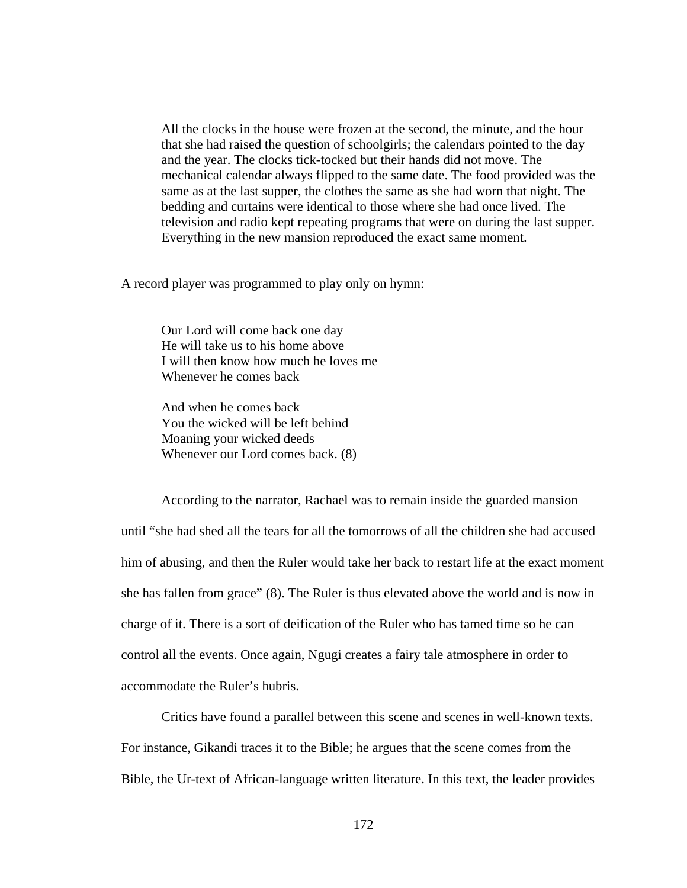> All the clocks in the house were frozen at the second, the minute, and the hour that she had raised the question of schoolgirls; the calendars pointed to the day and the year. The clocks tick-tocked but their hands did not move. The mechanical calendar always flipped to the same date. The food provided was the same as at the last supper, the clothes the same as she had worn that night. The bedding and curtains were identical to those where she had once lived. The television and radio kept repeating programs that were on during the last supper. Everything in the new mansion reproduced the exact same moment.

A record player was programmed to play only on hymn:

> Our Lord will come back one day
> He will take us to his home above
> I will then know how much he loves me
> Whenever he comes back
>
> And when he comes back
> You the wicked will be left behind
> Moaning your wicked deeds
> Whenever our Lord comes back. (8)

According to the narrator, Rachael was to remain inside the guarded mansion until "she had shed all the tears for all the tomorrows of all the children she had accused him of abusing, and then the Ruler would take her back to restart life at the exact moment she has fallen from grace" (8). The Ruler is thus elevated above the world and is now in charge of it. There is a sort of deification of the Ruler who has tamed time so he can control all the events. Once again, Ngugi creates a fairy tale atmosphere in order to accommodate the Ruler's hubris.

Critics have found a parallel between this scene and scenes in well-known texts. For instance, Gikandi traces it to the Bible; he argues that the scene comes from the Bible, the Ur-text of African-language written literature. In this text, the leader provides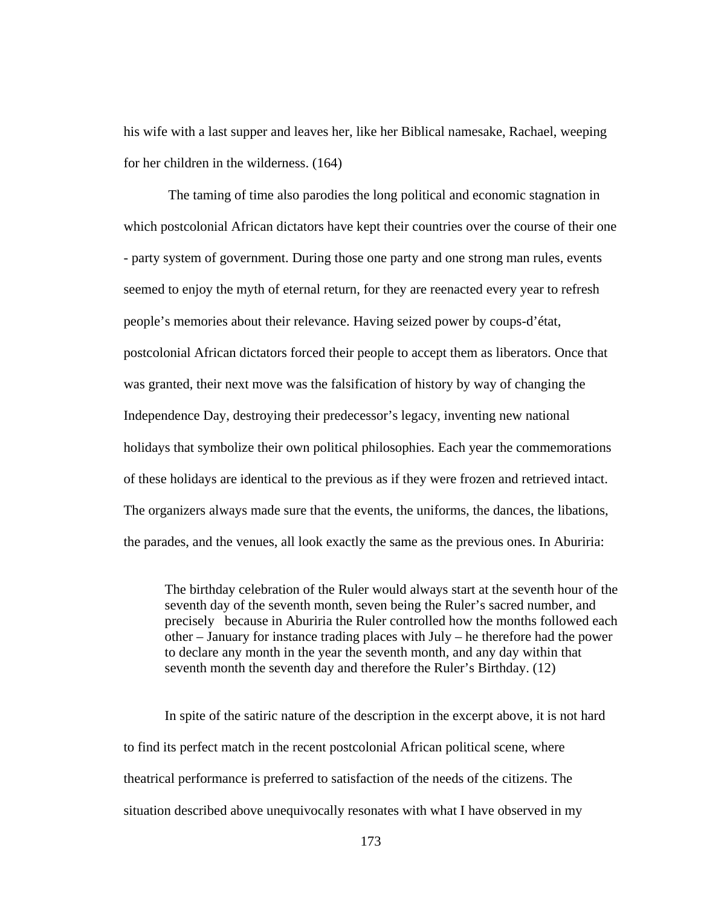his wife with a last supper and leaves her, like her Biblical namesake, Rachael, weeping for her children in the wilderness. (164)

The taming of time also parodies the long political and economic stagnation in which postcolonial African dictators have kept their countries over the course of their one - party system of government. During those one party and one strong man rules, events seemed to enjoy the myth of eternal return, for they are reenacted every year to refresh people's memories about their relevance. Having seized power by coups-d'état, postcolonial African dictators forced their people to accept them as liberators. Once that was granted, their next move was the falsification of history by way of changing the Independence Day, destroying their predecessor's legacy, inventing new national holidays that symbolize their own political philosophies. Each year the commemorations of these holidays are identical to the previous as if they were frozen and retrieved intact. The organizers always made sure that the events, the uniforms, the dances, the libations, the parades, and the venues, all look exactly the same as the previous ones. In Aburiria:

> The birthday celebration of the Ruler would always start at the seventh hour of the seventh day of the seventh month, seven being the Ruler's sacred number, and precisely because in Aburiria the Ruler controlled how the months followed each other – January for instance trading places with July – he therefore had the power to declare any month in the year the seventh month, and any day within that seventh month the seventh day and therefore the Ruler's Birthday. (12)

In spite of the satiric nature of the description in the excerpt above, it is not hard to find its perfect match in the recent postcolonial African political scene, where theatrical performance is preferred to satisfaction of the needs of the citizens. The situation described above unequivocally resonates with what I have observed in my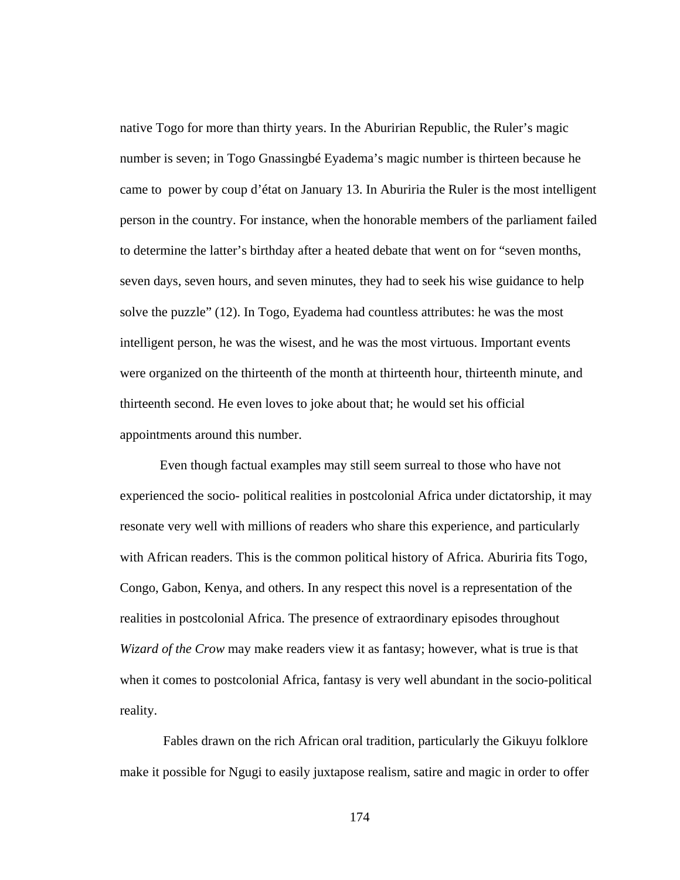native Togo for more than thirty years. In the Aburirian Republic, the Ruler's magic number is seven; in Togo Gnassingbé Eyadema's magic number is thirteen because he came to power by coup d'état on January 13. In Aburiria the Ruler is the most intelligent person in the country. For instance, when the honorable members of the parliament failed to determine the latter's birthday after a heated debate that went on for "seven months, seven days, seven hours, and seven minutes, they had to seek his wise guidance to help solve the puzzle" (12). In Togo, Eyadema had countless attributes: he was the most intelligent person, he was the wisest, and he was the most virtuous. Important events were organized on the thirteenth of the month at thirteenth hour, thirteenth minute, and thirteenth second. He even loves to joke about that; he would set his official appointments around this number.

Even though factual examples may still seem surreal to those who have not experienced the socio- political realities in postcolonial Africa under dictatorship, it may resonate very well with millions of readers who share this experience, and particularly with African readers. This is the common political history of Africa. Aburiria fits Togo, Congo, Gabon, Kenya, and others. In any respect this novel is a representation of the realities in postcolonial Africa. The presence of extraordinary episodes throughout *Wizard of the Crow* may make readers view it as fantasy; however, what is true is that when it comes to postcolonial Africa, fantasy is very well abundant in the socio-political reality.

Fables drawn on the rich African oral tradition, particularly the Gikuyu folklore make it possible for Ngugi to easily juxtapose realism, satire and magic in order to offer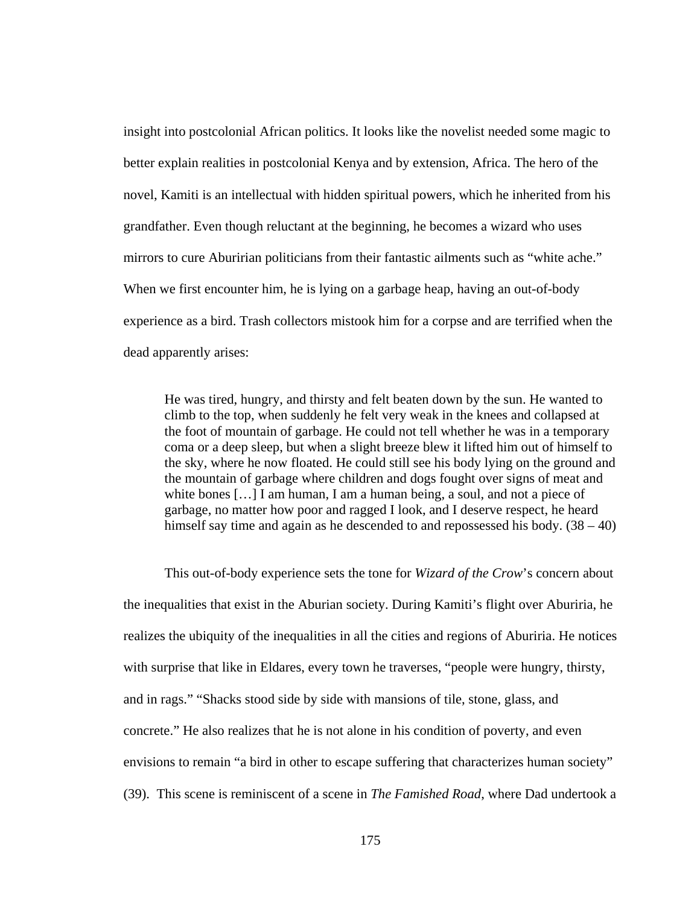insight into postcolonial African politics. It looks like the novelist needed some magic to better explain realities in postcolonial Kenya and by extension, Africa. The hero of the novel, Kamiti is an intellectual with hidden spiritual powers, which he inherited from his grandfather. Even though reluctant at the beginning, he becomes a wizard who uses mirrors to cure Aburirian politicians from their fantastic ailments such as "white ache." When we first encounter him, he is lying on a garbage heap, having an out-of-body experience as a bird. Trash collectors mistook him for a corpse and are terrified when the dead apparently arises:

> He was tired, hungry, and thirsty and felt beaten down by the sun. He wanted to climb to the top, when suddenly he felt very weak in the knees and collapsed at the foot of mountain of garbage. He could not tell whether he was in a temporary coma or a deep sleep, but when a slight breeze blew it lifted him out of himself to the sky, where he now floated. He could still see his body lying on the ground and the mountain of garbage where children and dogs fought over signs of meat and white bones […] I am human, I am a human being, a soul, and not a piece of garbage, no matter how poor and ragged I look, and I deserve respect, he heard himself say time and again as he descended to and repossessed his body. (38 – 40)

This out-of-body experience sets the tone for *Wizard of the Crow*'s concern about the inequalities that exist in the Aburian society. During Kamiti's flight over Aburiria, he realizes the ubiquity of the inequalities in all the cities and regions of Aburiria. He notices with surprise that like in Eldares, every town he traverses, "people were hungry, thirsty, and in rags." "Shacks stood side by side with mansions of tile, stone, glass, and concrete." He also realizes that he is not alone in his condition of poverty, and even envisions to remain "a bird in other to escape suffering that characterizes human society" (39). This scene is reminiscent of a scene in *The Famished Road*, where Dad undertook a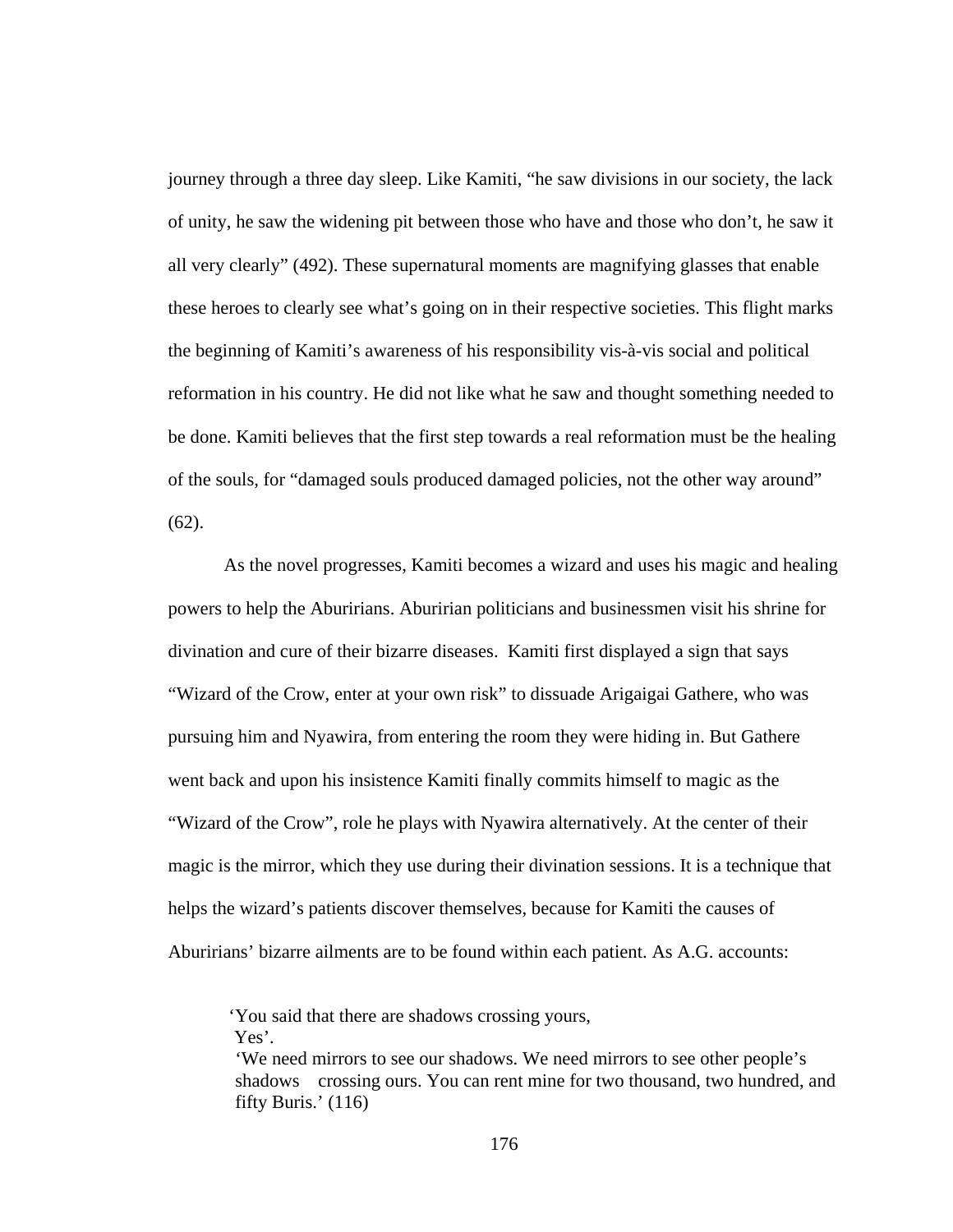journey through a three day sleep. Like Kamiti, "he saw divisions in our society, the lack of unity, he saw the widening pit between those who have and those who don't, he saw it all very clearly" (492). These supernatural moments are magnifying glasses that enable these heroes to clearly see what's going on in their respective societies. This flight marks the beginning of Kamiti's awareness of his responsibility vis-à-vis social and political reformation in his country. He did not like what he saw and thought something needed to be done. Kamiti believes that the first step towards a real reformation must be the healing of the souls, for "damaged souls produced damaged policies, not the other way around" (62).

As the novel progresses, Kamiti becomes a wizard and uses his magic and healing powers to help the Aburirians. Aburirian politicians and businessmen visit his shrine for divination and cure of their bizarre diseases. Kamiti first displayed a sign that says "Wizard of the Crow, enter at your own risk" to dissuade Arigaigai Gathere, who was pursuing him and Nyawira, from entering the room they were hiding in. But Gathere went back and upon his insistence Kamiti finally commits himself to magic as the "Wizard of the Crow", role he plays with Nyawira alternatively. At the center of their magic is the mirror, which they use during their divination sessions. It is a technique that helps the wizard's patients discover themselves, because for Kamiti the causes of Aburirians' bizarre ailments are to be found within each patient. As A.G. accounts:

> 'You said that there are shadows crossing yours,
> Yes'.
> 'We need mirrors to see our shadows. We need mirrors to see other people's shadows crossing ours. You can rent mine for two thousand, two hundred, and fifty Buris.' (116)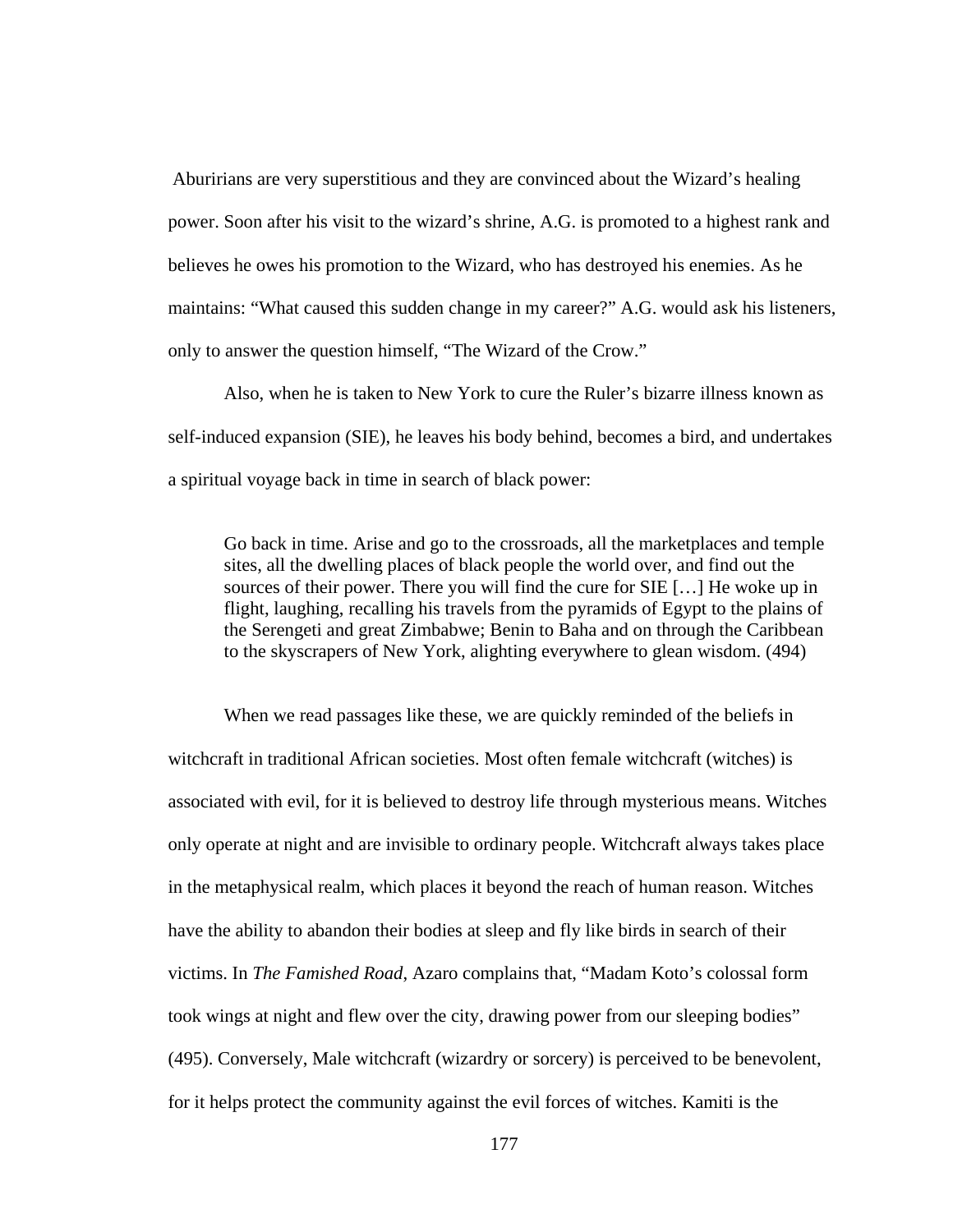Aburirians are very superstitious and they are convinced about the Wizard's healing power. Soon after his visit to the wizard's shrine, A.G. is promoted to a highest rank and believes he owes his promotion to the Wizard, who has destroyed his enemies. As he maintains: "What caused this sudden change in my career?" A.G. would ask his listeners, only to answer the question himself, "The Wizard of the Crow."

Also, when he is taken to New York to cure the Ruler's bizarre illness known as self-induced expansion (SIE), he leaves his body behind, becomes a bird, and undertakes a spiritual voyage back in time in search of black power:

> Go back in time. Arise and go to the crossroads, all the marketplaces and temple sites, all the dwelling places of black people the world over, and find out the sources of their power. There you will find the cure for SIE […] He woke up in flight, laughing, recalling his travels from the pyramids of Egypt to the plains of the Serengeti and great Zimbabwe; Benin to Baha and on through the Caribbean to the skyscrapers of New York, alighting everywhere to glean wisdom. (494)

When we read passages like these, we are quickly reminded of the beliefs in witchcraft in traditional African societies. Most often female witchcraft (witches) is associated with evil, for it is believed to destroy life through mysterious means. Witches only operate at night and are invisible to ordinary people. Witchcraft always takes place in the metaphysical realm, which places it beyond the reach of human reason. Witches have the ability to abandon their bodies at sleep and fly like birds in search of their victims. In *The Famished Road*, Azaro complains that, "Madam Koto's colossal form took wings at night and flew over the city, drawing power from our sleeping bodies" (495). Conversely, Male witchcraft (wizardry or sorcery) is perceived to be benevolent, for it helps protect the community against the evil forces of witches. Kamiti is the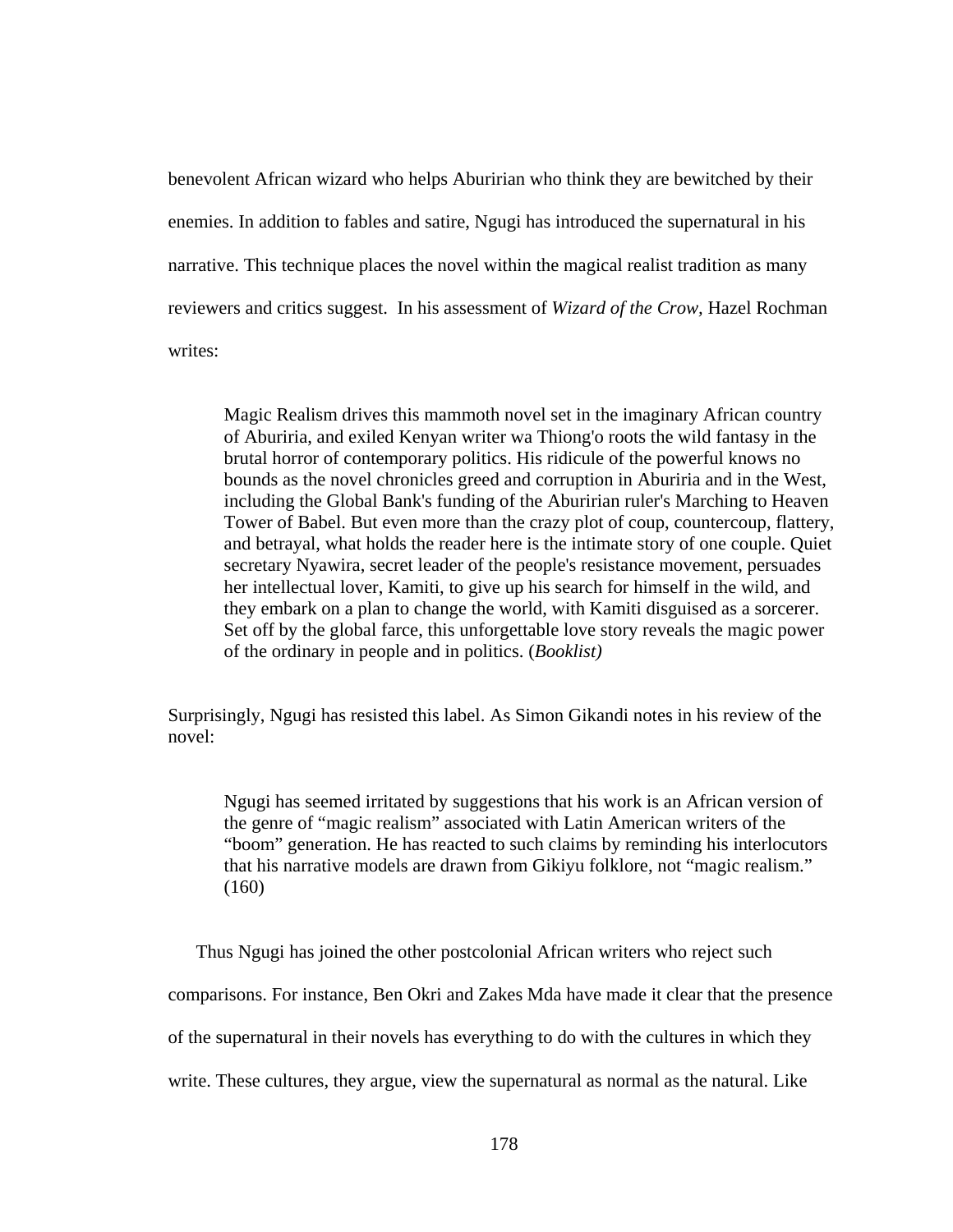benevolent African wizard who helps Aburirian who think they are bewitched by their enemies. In addition to fables and satire, Ngugi has introduced the supernatural in his narrative. This technique places the novel within the magical realist tradition as many reviewers and critics suggest. In his assessment of *Wizard of the Crow*, Hazel Rochman writes:

> Magic Realism drives this mammoth novel set in the imaginary African country of Aburiria, and exiled Kenyan writer wa Thiong'o roots the wild fantasy in the brutal horror of contemporary politics. His ridicule of the powerful knows no bounds as the novel chronicles greed and corruption in Aburiria and in the West, including the Global Bank's funding of the Aburirian ruler's Marching to Heaven Tower of Babel. But even more than the crazy plot of coup, countercoup, flattery, and betrayal, what holds the reader here is the intimate story of one couple. Quiet secretary Nyawira, secret leader of the people's resistance movement, persuades her intellectual lover, Kamiti, to give up his search for himself in the wild, and they embark on a plan to change the world, with Kamiti disguised as a sorcerer. Set off by the global farce, this unforgettable love story reveals the magic power of the ordinary in people and in politics. (*Booklist)*

Surprisingly, Ngugi has resisted this label. As Simon Gikandi notes in his review of the novel:

> Ngugi has seemed irritated by suggestions that his work is an African version of the genre of "magic realism" associated with Latin American writers of the "boom" generation. He has reacted to such claims by reminding his interlocutors that his narrative models are drawn from Gikiyu folklore, not "magic realism." (160)

Thus Ngugi has joined the other postcolonial African writers who reject such comparisons. For instance, Ben Okri and Zakes Mda have made it clear that the presence of the supernatural in their novels has everything to do with the cultures in which they write. These cultures, they argue, view the supernatural as normal as the natural. Like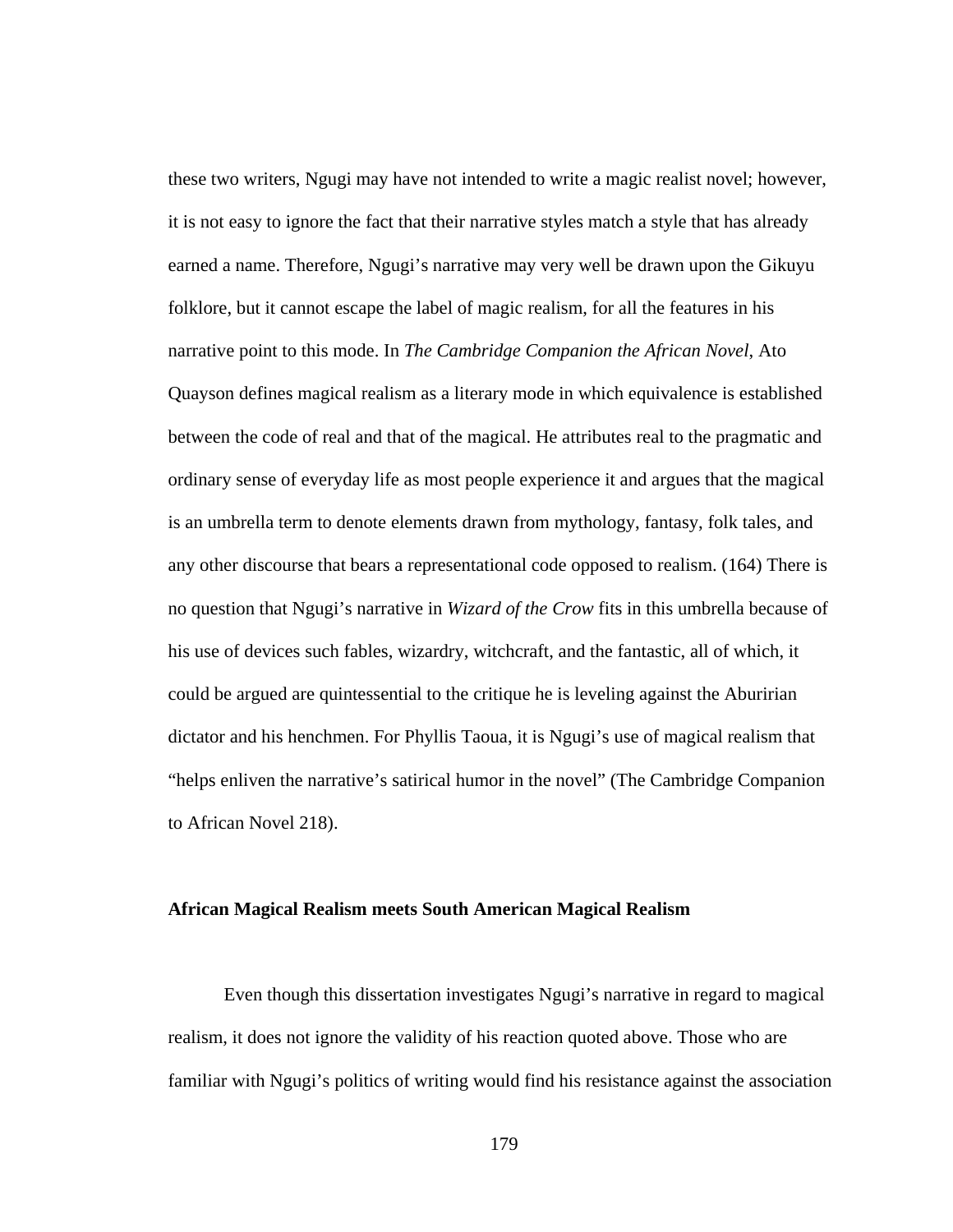these two writers, Ngugi may have not intended to write a magic realist novel; however, it is not easy to ignore the fact that their narrative styles match a style that has already earned a name. Therefore, Ngugi's narrative may very well be drawn upon the Gikuyu folklore, but it cannot escape the label of magic realism, for all the features in his narrative point to this mode. In *The Cambridge Companion the African Novel*, Ato Quayson defines magical realism as a literary mode in which equivalence is established between the code of real and that of the magical. He attributes real to the pragmatic and ordinary sense of everyday life as most people experience it and argues that the magical is an umbrella term to denote elements drawn from mythology, fantasy, folk tales, and any other discourse that bears a representational code opposed to realism. (164) There is no question that Ngugi's narrative in *Wizard of the Crow* fits in this umbrella because of his use of devices such fables, wizardry, witchcraft, and the fantastic, all of which, it could be argued are quintessential to the critique he is leveling against the Aburirian dictator and his henchmen. For Phyllis Taoua, it is Ngugi's use of magical realism that "helps enliven the narrative's satirical humor in the novel" (The Cambridge Companion to African Novel 218).

**African Magical Realism meets South American Magical Realism**

Even though this dissertation investigates Ngugi's narrative in regard to magical realism, it does not ignore the validity of his reaction quoted above. Those who are familiar with Ngugi's politics of writing would find his resistance against the association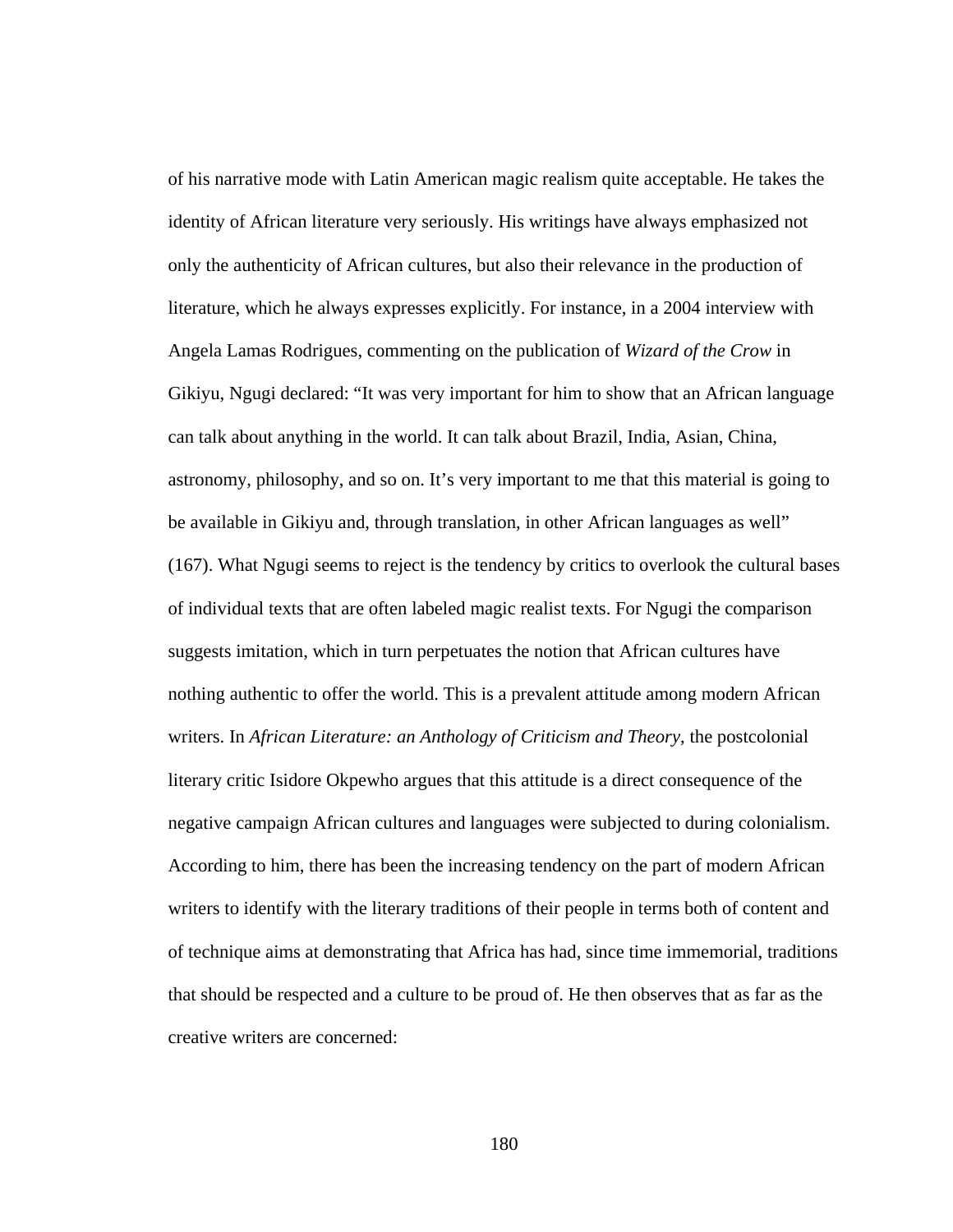of his narrative mode with Latin American magic realism quite acceptable. He takes the identity of African literature very seriously. His writings have always emphasized not only the authenticity of African cultures, but also their relevance in the production of literature, which he always expresses explicitly. For instance, in a 2004 interview with Angela Lamas Rodrigues, commenting on the publication of *Wizard of the Crow* in Gikiyu, Ngugi declared: "It was very important for him to show that an African language can talk about anything in the world. It can talk about Brazil, India, Asian, China, astronomy, philosophy, and so on. It's very important to me that this material is going to be available in Gikiyu and, through translation, in other African languages as well" (167). What Ngugi seems to reject is the tendency by critics to overlook the cultural bases of individual texts that are often labeled magic realist texts. For Ngugi the comparison suggests imitation, which in turn perpetuates the notion that African cultures have nothing authentic to offer the world. This is a prevalent attitude among modern African writers. In *African Literature: an Anthology of Criticism and Theory*, the postcolonial literary critic Isidore Okpewho argues that this attitude is a direct consequence of the negative campaign African cultures and languages were subjected to during colonialism. According to him, there has been the increasing tendency on the part of modern African writers to identify with the literary traditions of their people in terms both of content and of technique aims at demonstrating that Africa has had, since time immemorial, traditions that should be respected and a culture to be proud of. He then observes that as far as the creative writers are concerned: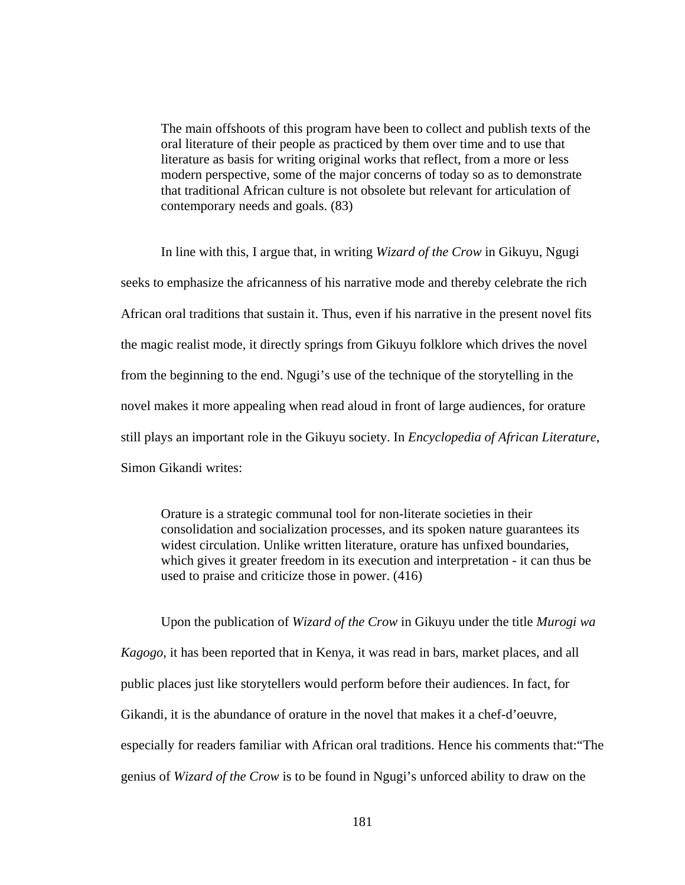> The main offshoots of this program have been to collect and publish texts of the oral literature of their people as practiced by them over time and to use that literature as basis for writing original works that reflect, from a more or less modern perspective, some of the major concerns of today so as to demonstrate that traditional African culture is not obsolete but relevant for articulation of contemporary needs and goals. (83)

In line with this, I argue that, in writing *Wizard of the Crow* in Gikuyu, Ngugi seeks to emphasize the africanness of his narrative mode and thereby celebrate the rich African oral traditions that sustain it. Thus, even if his narrative in the present novel fits the magic realist mode, it directly springs from Gikuyu folklore which drives the novel from the beginning to the end. Ngugi's use of the technique of the storytelling in the novel makes it more appealing when read aloud in front of large audiences, for orature still plays an important role in the Gikuyu society. In *Encyclopedia of African Literature*, Simon Gikandi writes:

> Orature is a strategic communal tool for non-literate societies in their consolidation and socialization processes, and its spoken nature guarantees its widest circulation. Unlike written literature, orature has unfixed boundaries, which gives it greater freedom in its execution and interpretation - it can thus be used to praise and criticize those in power. (416)

Upon the publication of *Wizard of the Crow* in Gikuyu under the title *Murogi wa Kagogo*, it has been reported that in Kenya, it was read in bars, market places, and all public places just like storytellers would perform before their audiences. In fact, for Gikandi, it is the abundance of orature in the novel that makes it a chef-d'oeuvre, especially for readers familiar with African oral traditions. Hence his comments that:"The genius of *Wizard of the Crow* is to be found in Ngugi's unforced ability to draw on the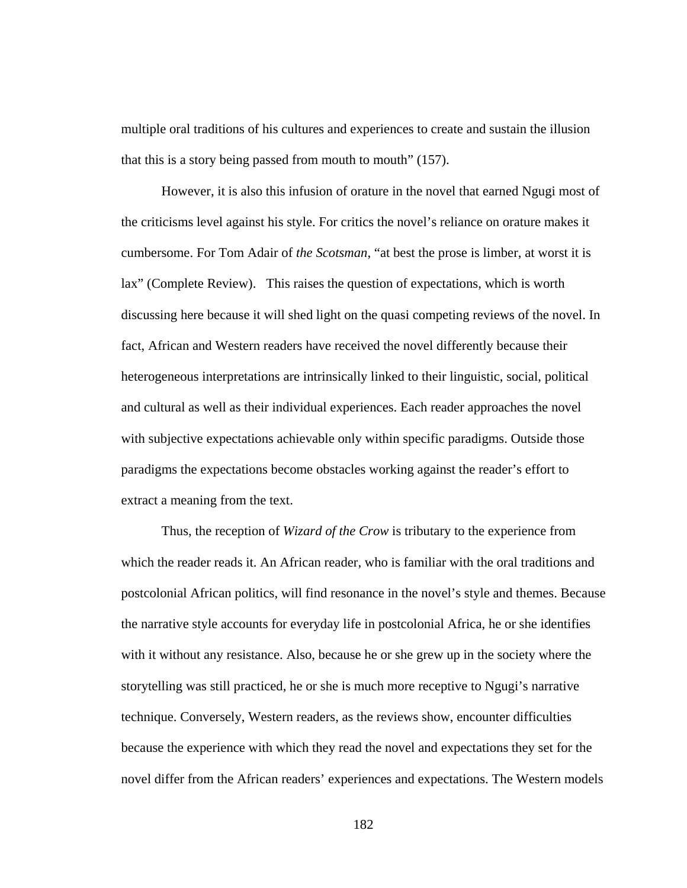multiple oral traditions of his cultures and experiences to create and sustain the illusion that this is a story being passed from mouth to mouth" (157).

However, it is also this infusion of orature in the novel that earned Ngugi most of the criticisms level against his style. For critics the novel's reliance on orature makes it cumbersome. For Tom Adair of *the Scotsman*, "at best the prose is limber, at worst it is lax" (Complete Review). This raises the question of expectations, which is worth discussing here because it will shed light on the quasi competing reviews of the novel. In fact, African and Western readers have received the novel differently because their heterogeneous interpretations are intrinsically linked to their linguistic, social, political and cultural as well as their individual experiences. Each reader approaches the novel with subjective expectations achievable only within specific paradigms. Outside those paradigms the expectations become obstacles working against the reader's effort to extract a meaning from the text.

Thus, the reception of *Wizard of the Crow* is tributary to the experience from which the reader reads it. An African reader, who is familiar with the oral traditions and postcolonial African politics, will find resonance in the novel's style and themes. Because the narrative style accounts for everyday life in postcolonial Africa, he or she identifies with it without any resistance. Also, because he or she grew up in the society where the storytelling was still practiced, he or she is much more receptive to Ngugi's narrative technique. Conversely, Western readers, as the reviews show, encounter difficulties because the experience with which they read the novel and expectations they set for the novel differ from the African readers' experiences and expectations. The Western models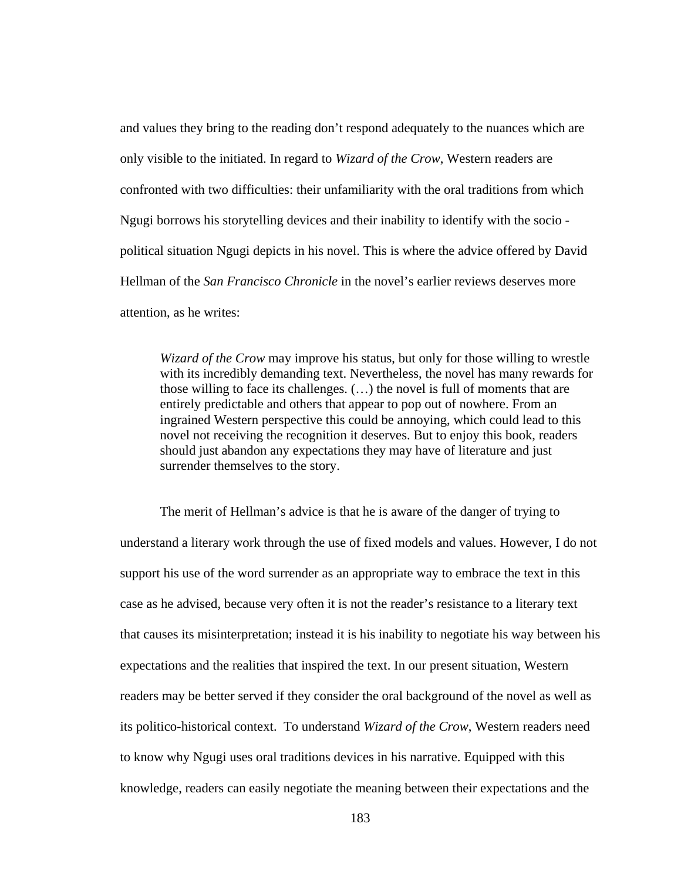and values they bring to the reading don't respond adequately to the nuances which are only visible to the initiated. In regard to *Wizard of the Crow*, Western readers are confronted with two difficulties: their unfamiliarity with the oral traditions from which Ngugi borrows his storytelling devices and their inability to identify with the socio - political situation Ngugi depicts in his novel. This is where the advice offered by David Hellman of the *San Francisco Chronicle* in the novel's earlier reviews deserves more attention, as he writes:

> *Wizard of the Crow* may improve his status, but only for those willing to wrestle with its incredibly demanding text. Nevertheless, the novel has many rewards for those willing to face its challenges. (…) the novel is full of moments that are entirely predictable and others that appear to pop out of nowhere. From an ingrained Western perspective this could be annoying, which could lead to this novel not receiving the recognition it deserves. But to enjoy this book, readers should just abandon any expectations they may have of literature and just surrender themselves to the story.

The merit of Hellman's advice is that he is aware of the danger of trying to understand a literary work through the use of fixed models and values. However, I do not support his use of the word surrender as an appropriate way to embrace the text in this case as he advised, because very often it is not the reader's resistance to a literary text that causes its misinterpretation; instead it is his inability to negotiate his way between his expectations and the realities that inspired the text. In our present situation, Western readers may be better served if they consider the oral background of the novel as well as its politico-historical context. To understand *Wizard of the Crow*, Western readers need to know why Ngugi uses oral traditions devices in his narrative. Equipped with this knowledge, readers can easily negotiate the meaning between their expectations and the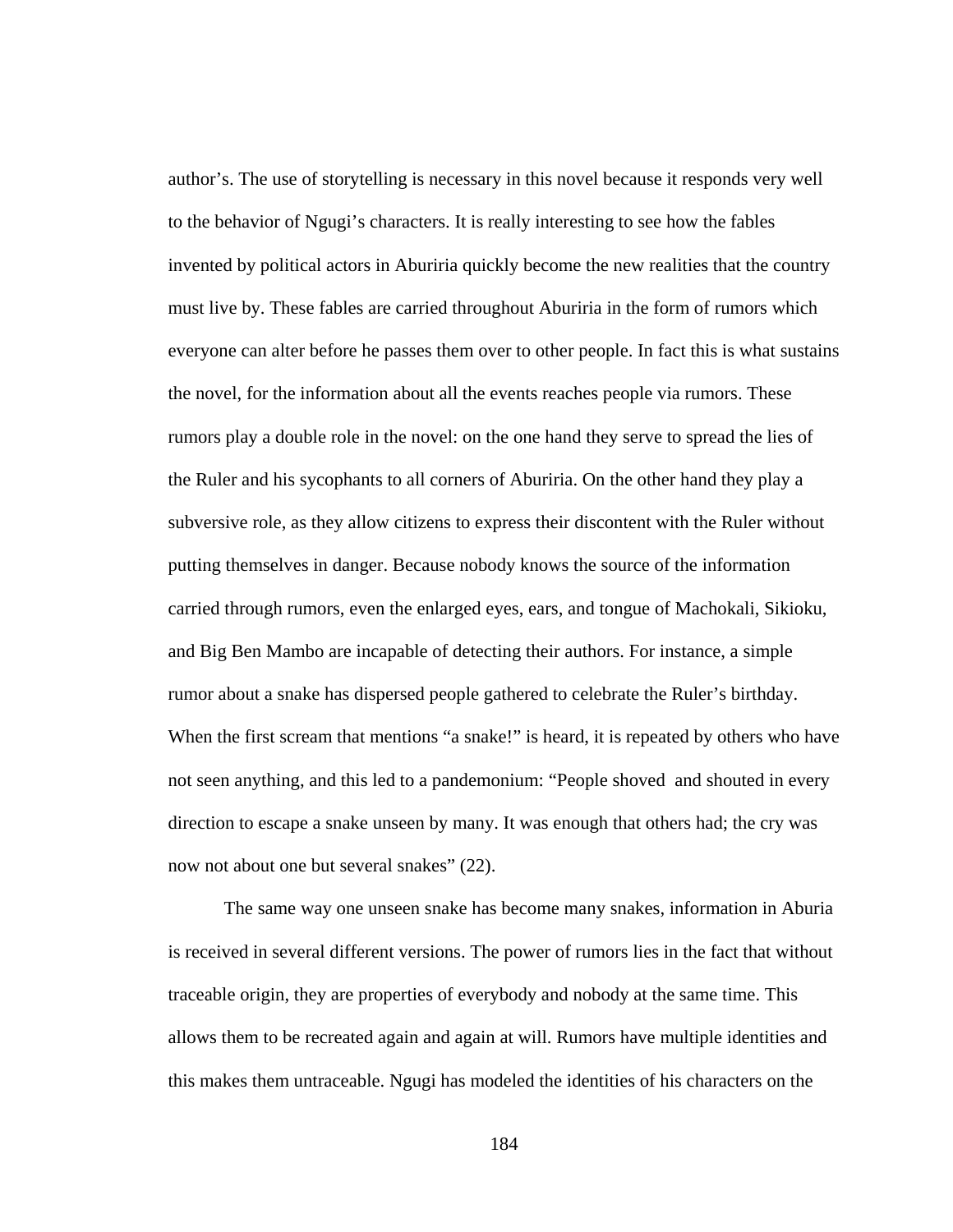author's. The use of storytelling is necessary in this novel because it responds very well to the behavior of Ngugi's characters. It is really interesting to see how the fables invented by political actors in Aburiria quickly become the new realities that the country must live by. These fables are carried throughout Aburiria in the form of rumors which everyone can alter before he passes them over to other people. In fact this is what sustains the novel, for the information about all the events reaches people via rumors. These rumors play a double role in the novel: on the one hand they serve to spread the lies of the Ruler and his sycophants to all corners of Aburiria. On the other hand they play a subversive role, as they allow citizens to express their discontent with the Ruler without putting themselves in danger. Because nobody knows the source of the information carried through rumors, even the enlarged eyes, ears, and tongue of Machokali, Sikioku, and Big Ben Mambo are incapable of detecting their authors. For instance, a simple rumor about a snake has dispersed people gathered to celebrate the Ruler's birthday. When the first scream that mentions "a snake!" is heard, it is repeated by others who have not seen anything, and this led to a pandemonium: "People shoved  and shouted in every direction to escape a snake unseen by many. It was enough that others had; the cry was now not about one but several snakes" (22).

The same way one unseen snake has become many snakes, information in Aburia is received in several different versions. The power of rumors lies in the fact that without traceable origin, they are properties of everybody and nobody at the same time. This allows them to be recreated again and again at will. Rumors have multiple identities and this makes them untraceable. Ngugi has modeled the identities of his characters on the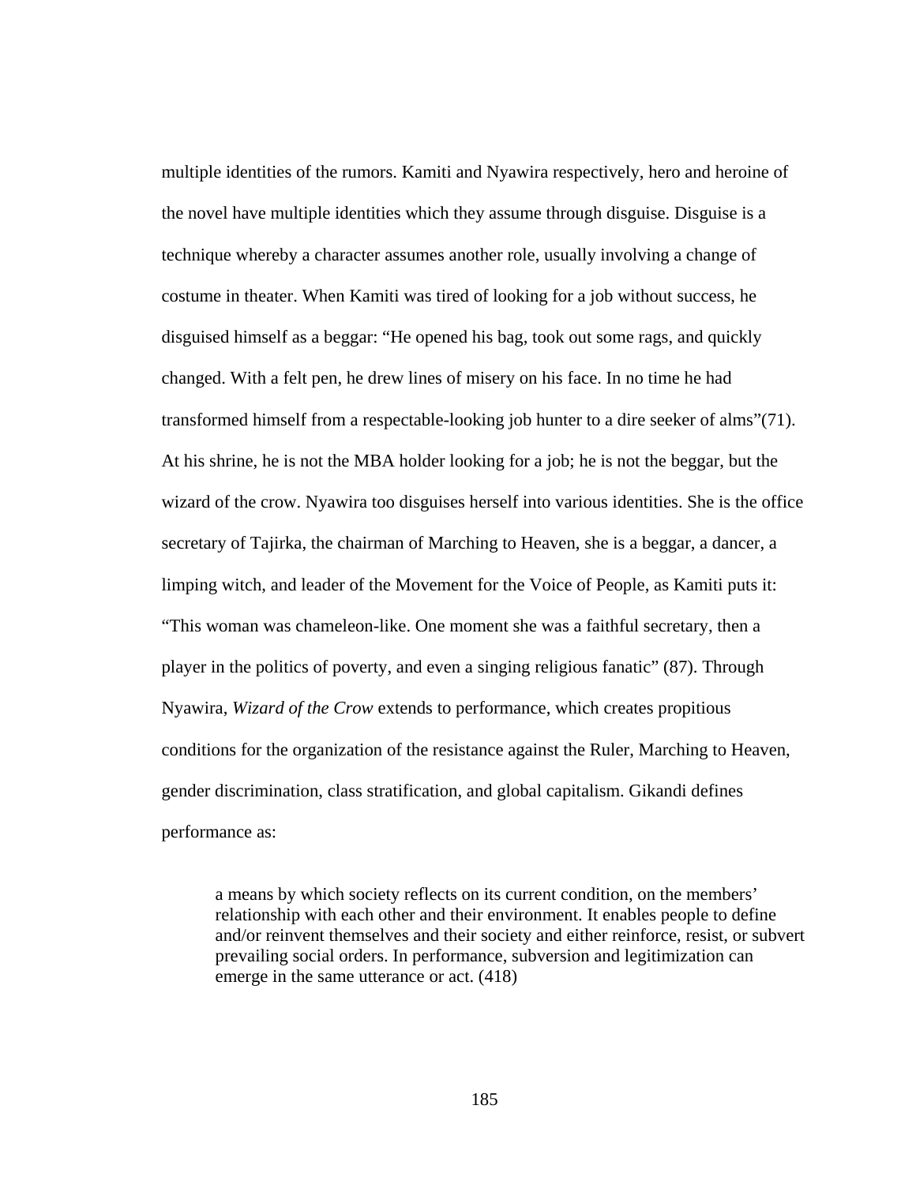multiple identities of the rumors. Kamiti and Nyawira respectively, hero and heroine of the novel have multiple identities which they assume through disguise. Disguise is a technique whereby a character assumes another role, usually involving a change of costume in theater. When Kamiti was tired of looking for a job without success, he disguised himself as a beggar: "He opened his bag, took out some rags, and quickly changed. With a felt pen, he drew lines of misery on his face. In no time he had transformed himself from a respectable-looking job hunter to a dire seeker of alms"(71). At his shrine, he is not the MBA holder looking for a job; he is not the beggar, but the wizard of the crow. Nyawira too disguises herself into various identities. She is the office secretary of Tajirka, the chairman of Marching to Heaven, she is a beggar, a dancer, a limping witch, and leader of the Movement for the Voice of People, as Kamiti puts it: "This woman was chameleon-like. One moment she was a faithful secretary, then a player in the politics of poverty, and even a singing religious fanatic" (87). Through Nyawira, *Wizard of the Crow* extends to performance, which creates propitious conditions for the organization of the resistance against the Ruler, Marching to Heaven, gender discrimination, class stratification, and global capitalism. Gikandi defines performance as:

> a means by which society reflects on its current condition, on the members' relationship with each other and their environment. It enables people to define and/or reinvent themselves and their society and either reinforce, resist, or subvert prevailing social orders. In performance, subversion and legitimization can emerge in the same utterance or act. (418)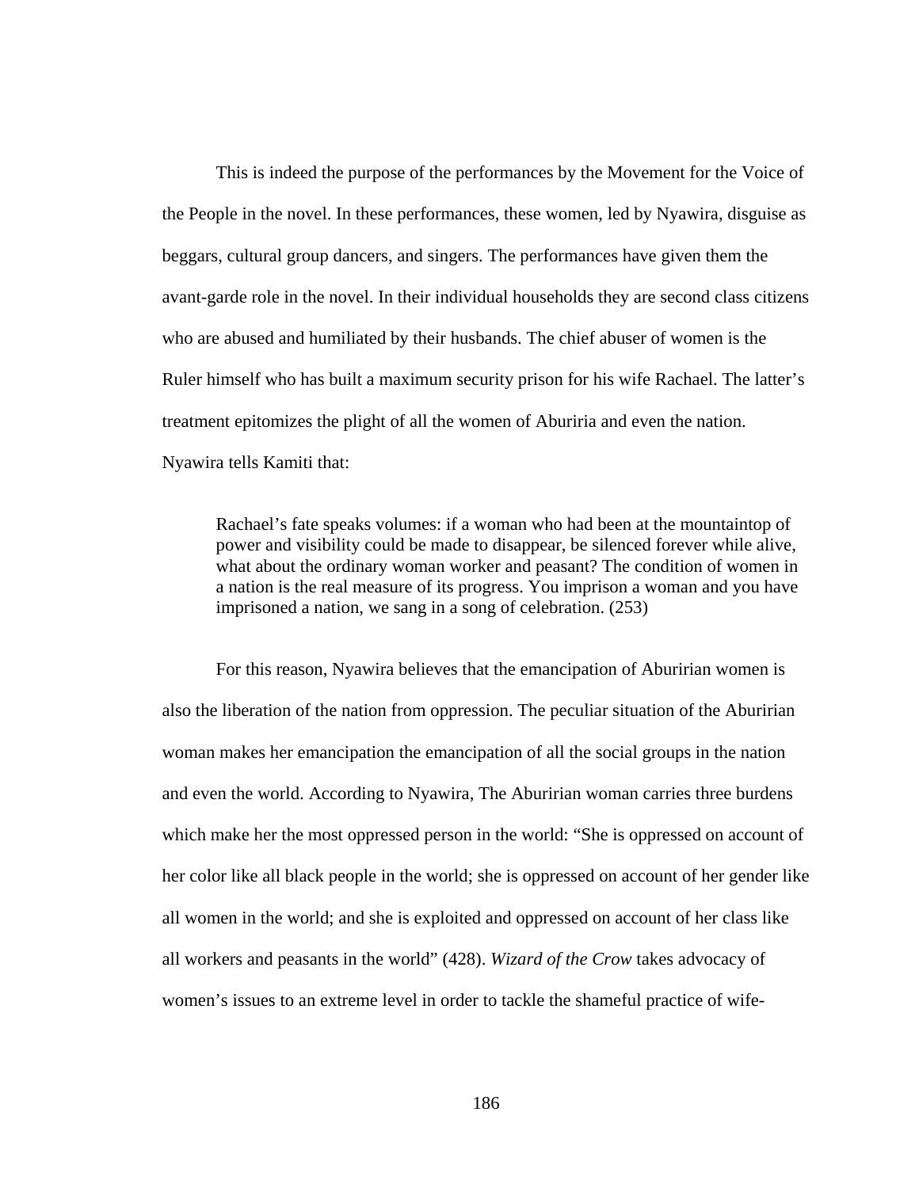This is indeed the purpose of the performances by the Movement for the Voice of the People in the novel. In these performances, these women, led by Nyawira, disguise as beggars, cultural group dancers, and singers. The performances have given them the avant-garde role in the novel. In their individual households they are second class citizens who are abused and humiliated by their husbands. The chief abuser of women is the Ruler himself who has built a maximum security prison for his wife Rachael. The latter's treatment epitomizes the plight of all the women of Aburiria and even the nation. Nyawira tells Kamiti that:

> Rachael's fate speaks volumes: if a woman who had been at the mountaintop of power and visibility could be made to disappear, be silenced forever while alive, what about the ordinary woman worker and peasant? The condition of women in a nation is the real measure of its progress. You imprison a woman and you have imprisoned a nation, we sang in a song of celebration. (253)

For this reason, Nyawira believes that the emancipation of Aburirian women is also the liberation of the nation from oppression. The peculiar situation of the Aburirian woman makes her emancipation the emancipation of all the social groups in the nation and even the world. According to Nyawira, The Aburirian woman carries three burdens which make her the most oppressed person in the world: "She is oppressed on account of her color like all black people in the world; she is oppressed on account of her gender like all women in the world; and she is exploited and oppressed on account of her class like all workers and peasants in the world" (428). *Wizard of the Crow* takes advocacy of women's issues to an extreme level in order to tackle the shameful practice of wife-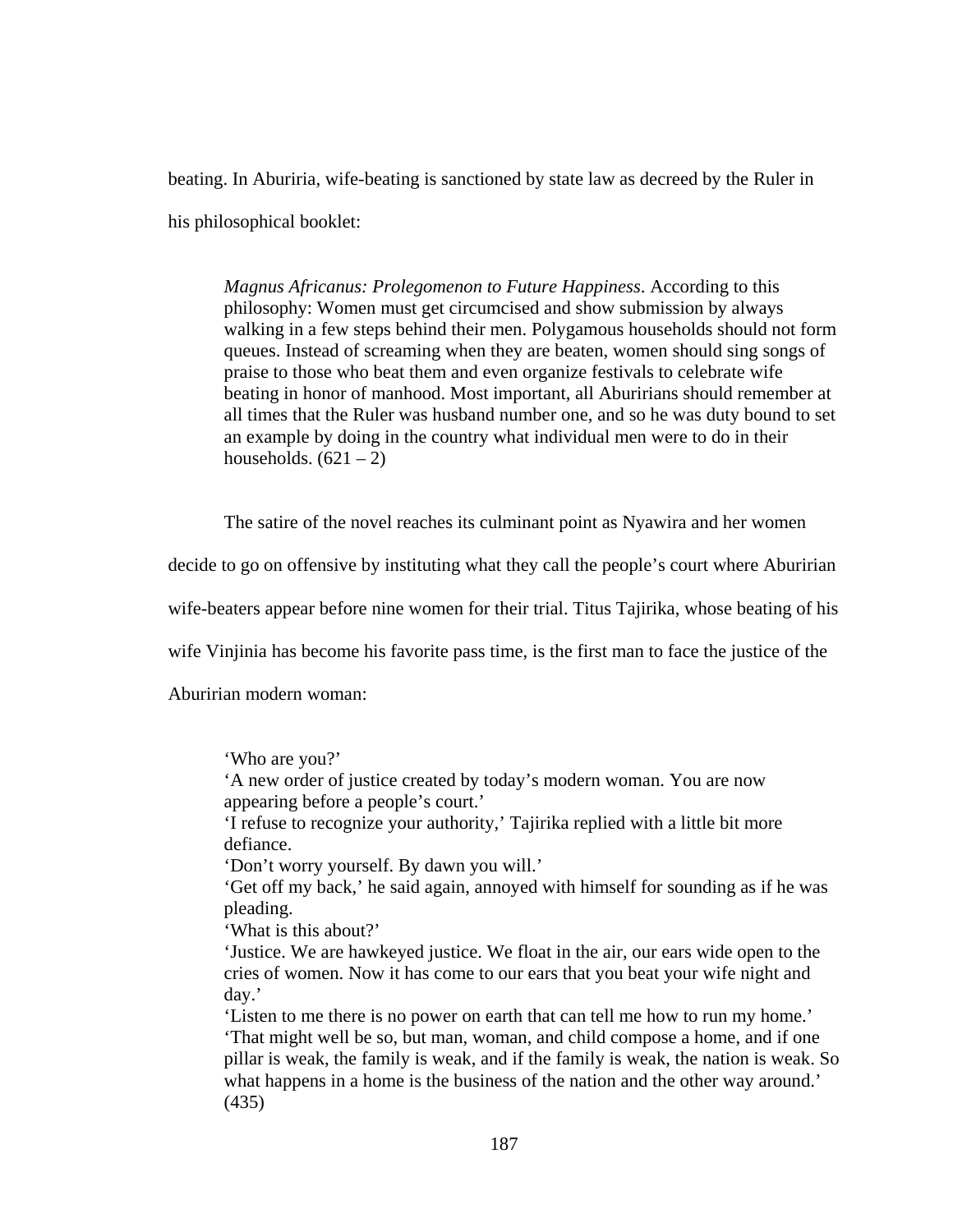beating. In Aburiria, wife-beating is sanctioned by state law as decreed by the Ruler in his philosophical booklet:

> *Magnus Africanus: Prolegomenon to Future Happiness*. According to this philosophy: Women must get circumcised and show submission by always walking in a few steps behind their men. Polygamous households should not form queues. Instead of screaming when they are beaten, women should sing songs of praise to those who beat them and even organize festivals to celebrate wife beating in honor of manhood. Most important, all Aburirians should remember at all times that the Ruler was husband number one, and so he was duty bound to set an example by doing in the country what individual men were to do in their households. (621 – 2)

The satire of the novel reaches its culminant point as Nyawira and her women decide to go on offensive by instituting what they call the people's court where Aburirian wife-beaters appear before nine women for their trial. Titus Tajirika, whose beating of his wife Vinjinia has become his favorite pass time, is the first man to face the justice of the Aburirian modern woman:

> 'Who are you?'
> 'A new order of justice created by today's modern woman. You are now appearing before a people's court.'
> 'I refuse to recognize your authority,' Tajirika replied with a little bit more defiance.
> 'Don't worry yourself. By dawn you will.'
> 'Get off my back,' he said again, annoyed with himself for sounding as if he was pleading.
> 'What is this about?'
> 'Justice. We are hawkeyed justice. We float in the air, our ears wide open to the cries of women. Now it has come to our ears that you beat your wife night and day.'
> 'Listen to me there is no power on earth that can tell me how to run my home.'
> 'That might well be so, but man, woman, and child compose a home, and if one pillar is weak, the family is weak, and if the family is weak, the nation is weak. So what happens in a home is the business of the nation and the other way around.' (435)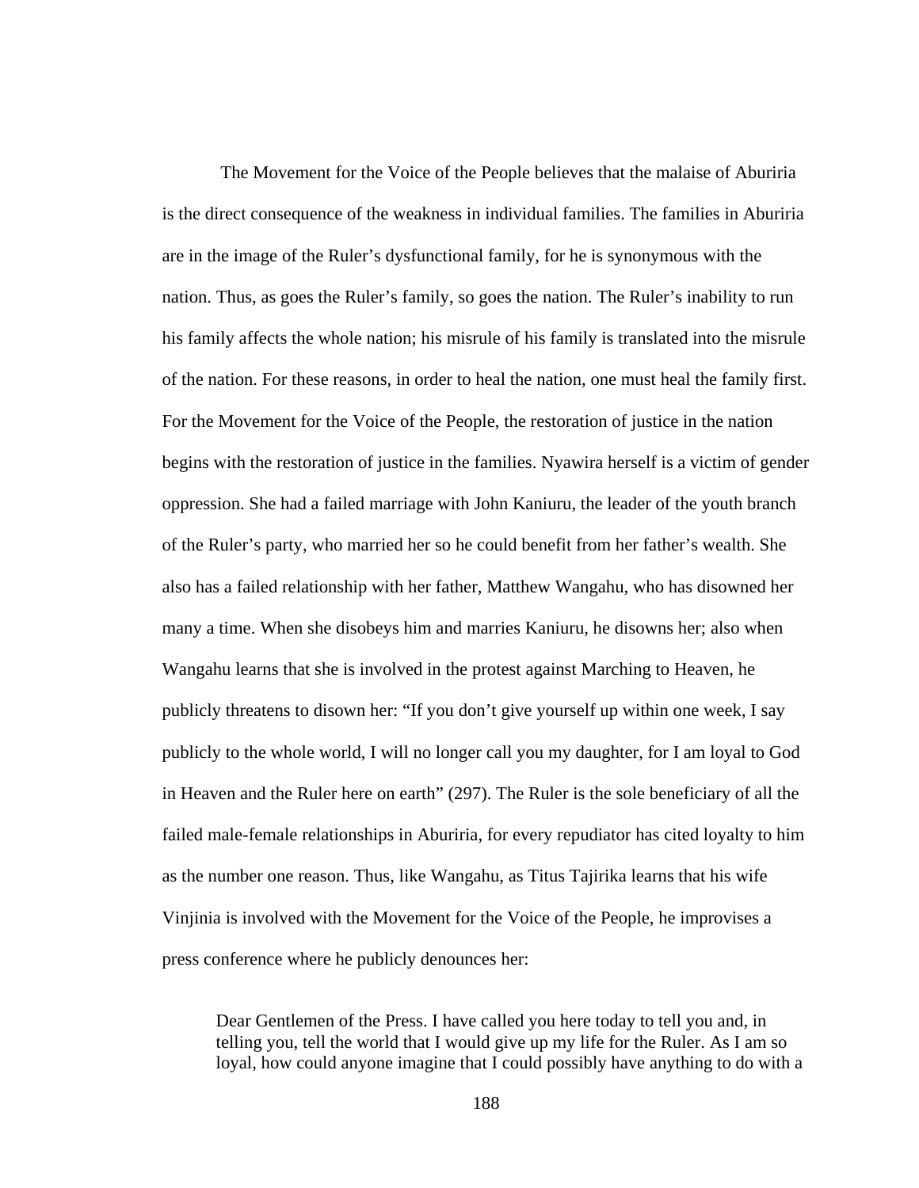The Movement for the Voice of the People believes that the malaise of Aburiria is the direct consequence of the weakness in individual families. The families in Aburiria are in the image of the Ruler's dysfunctional family, for he is synonymous with the nation. Thus, as goes the Ruler's family, so goes the nation. The Ruler's inability to run his family affects the whole nation; his misrule of his family is translated into the misrule of the nation. For these reasons, in order to heal the nation, one must heal the family first. For the Movement for the Voice of the People, the restoration of justice in the nation begins with the restoration of justice in the families. Nyawira herself is a victim of gender oppression. She had a failed marriage with John Kaniuru, the leader of the youth branch of the Ruler's party, who married her so he could benefit from her father's wealth. She also has a failed relationship with her father, Matthew Wangahu, who has disowned her many a time. When she disobeys him and marries Kaniuru, he disowns her; also when Wangahu learns that she is involved in the protest against Marching to Heaven, he publicly threatens to disown her: "If you don't give yourself up within one week, I say publicly to the whole world, I will no longer call you my daughter, for I am loyal to God in Heaven and the Ruler here on earth" (297). The Ruler is the sole beneficiary of all the failed male-female relationships in Aburiria, for every repudiator has cited loyalty to him as the number one reason. Thus, like Wangahu, as Titus Tajirika learns that his wife Vinjinia is involved with the Movement for the Voice of the People, he improvises a press conference where he publicly denounces her:

> Dear Gentlemen of the Press. I have called you here today to tell you and, in telling you, tell the world that I would give up my life for the Ruler. As I am so loyal, how could anyone imagine that I could possibly have anything to do with a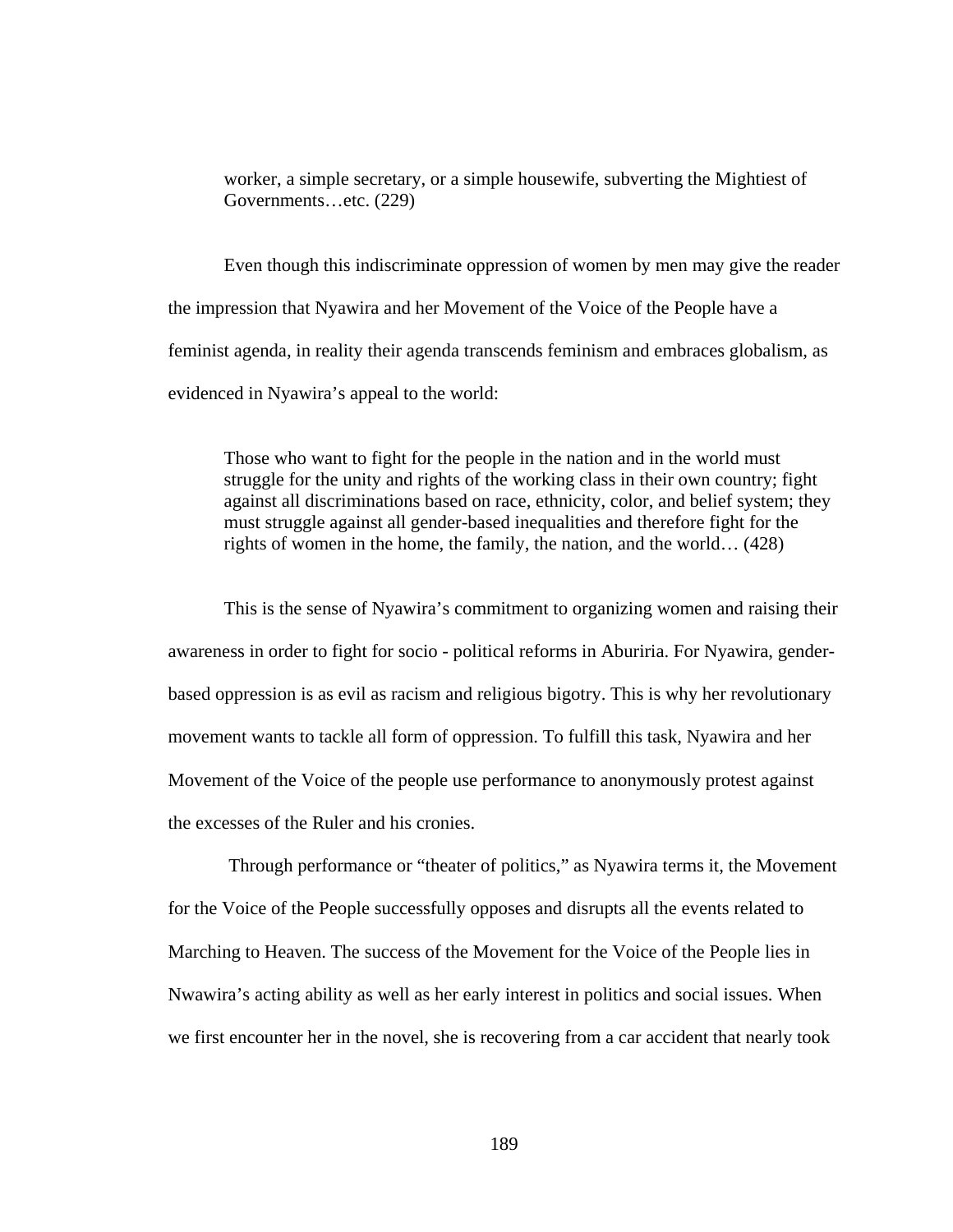> worker, a simple secretary, or a simple housewife, subverting the Mightiest of Governments…etc. (229)

Even though this indiscriminate oppression of women by men may give the reader the impression that Nyawira and her Movement of the Voice of the People have a feminist agenda, in reality their agenda transcends feminism and embraces globalism, as evidenced in Nyawira's appeal to the world:

> Those who want to fight for the people in the nation and in the world must struggle for the unity and rights of the working class in their own country; fight against all discriminations based on race, ethnicity, color, and belief system; they must struggle against all gender-based inequalities and therefore fight for the rights of women in the home, the family, the nation, and the world… (428)

This is the sense of Nyawira's commitment to organizing women and raising their awareness in order to fight for socio - political reforms in Aburiria. For Nyawira, gender-based oppression is as evil as racism and religious bigotry. This is why her revolutionary movement wants to tackle all form of oppression. To fulfill this task, Nyawira and her Movement of the Voice of the people use performance to anonymously protest against the excesses of the Ruler and his cronies.

Through performance or "theater of politics," as Nyawira terms it, the Movement for the Voice of the People successfully opposes and disrupts all the events related to Marching to Heaven. The success of the Movement for the Voice of the People lies in Nwawira's acting ability as well as her early interest in politics and social issues. When we first encounter her in the novel, she is recovering from a car accident that nearly took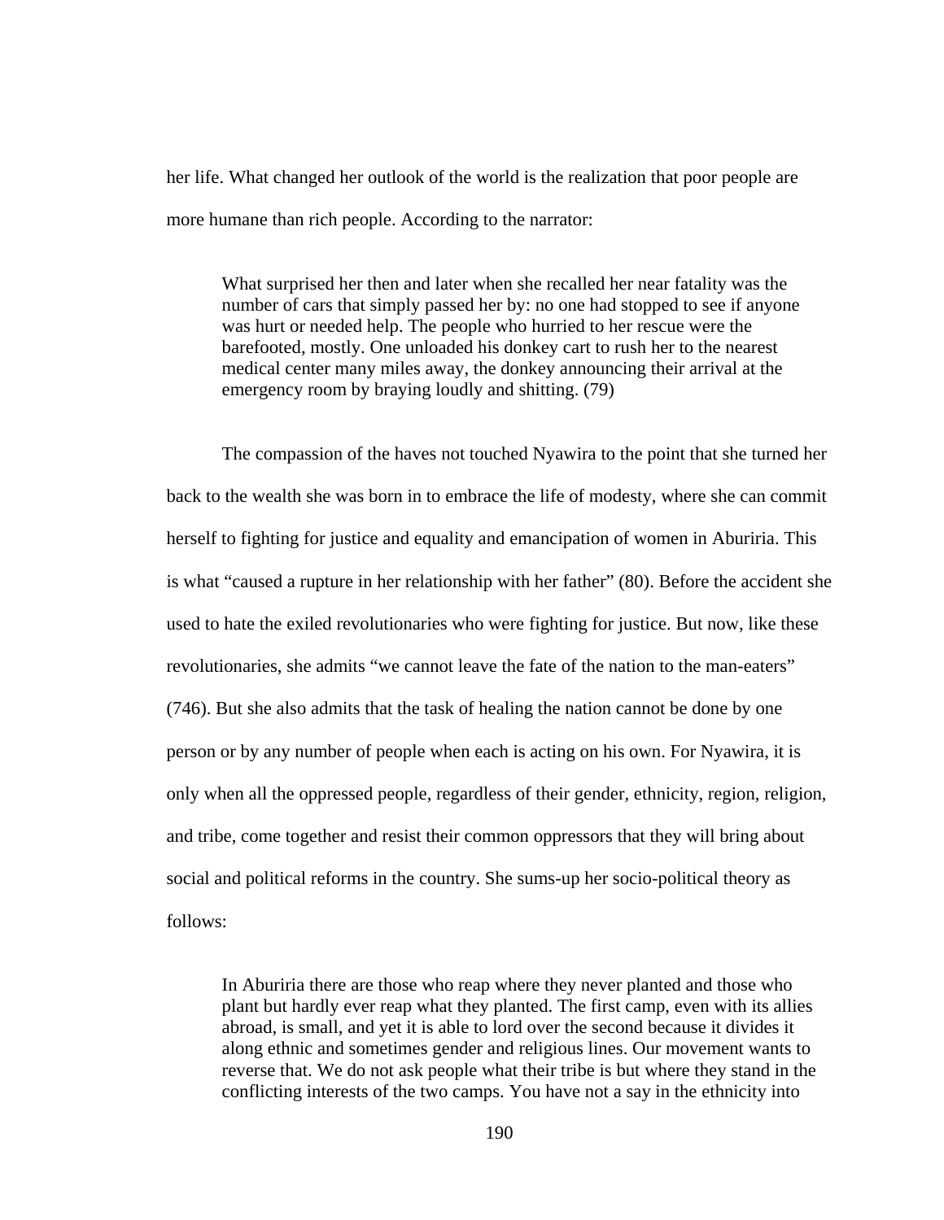her life. What changed her outlook of the world is the realization that poor people are more humane than rich people. According to the narrator:

> What surprised her then and later when she recalled her near fatality was the number of cars that simply passed her by: no one had stopped to see if anyone was hurt or needed help. The people who hurried to her rescue were the barefooted, mostly. One unloaded his donkey cart to rush her to the nearest medical center many miles away, the donkey announcing their arrival at the emergency room by braying loudly and shitting. (79)

The compassion of the haves not touched Nyawira to the point that she turned her back to the wealth she was born in to embrace the life of modesty, where she can commit herself to fighting for justice and equality and emancipation of women in Aburiria. This is what "caused a rupture in her relationship with her father" (80). Before the accident she used to hate the exiled revolutionaries who were fighting for justice. But now, like these revolutionaries, she admits "we cannot leave the fate of the nation to the man-eaters" (746). But she also admits that the task of healing the nation cannot be done by one person or by any number of people when each is acting on his own. For Nyawira, it is only when all the oppressed people, regardless of their gender, ethnicity, region, religion, and tribe, come together and resist their common oppressors that they will bring about social and political reforms in the country. She sums-up her socio-political theory as follows:

> In Aburiria there are those who reap where they never planted and those who plant but hardly ever reap what they planted. The first camp, even with its allies abroad, is small, and yet it is able to lord over the second because it divides it along ethnic and sometimes gender and religious lines. Our movement wants to reverse that. We do not ask people what their tribe is but where they stand in the conflicting interests of the two camps. You have not a say in the ethnicity into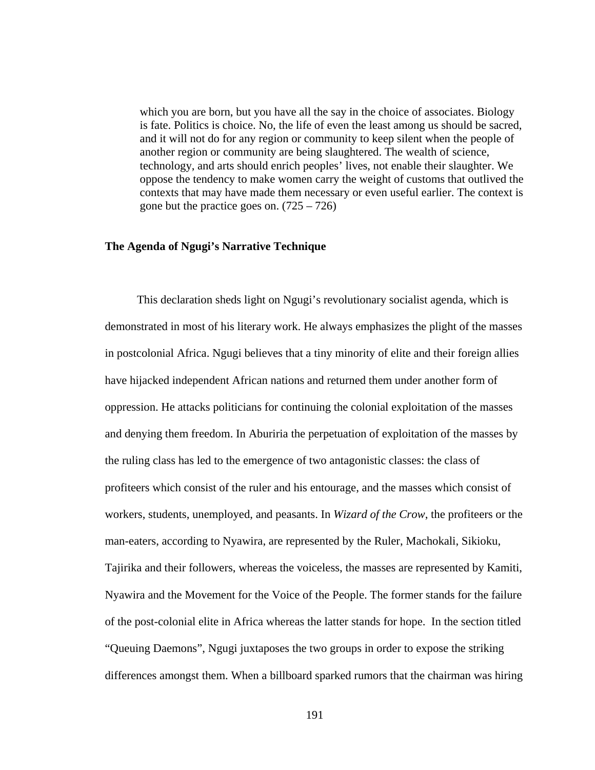> which you are born, but you have all the say in the choice of associates. Biology is fate. Politics is choice. No, the life of even the least among us should be sacred, and it will not do for any region or community to keep silent when the people of another region or community are being slaughtered. The wealth of science, technology, and arts should enrich peoples' lives, not enable their slaughter. We oppose the tendency to make women carry the weight of customs that outlived the contexts that may have made them necessary or even useful earlier. The context is gone but the practice goes on. (725 – 726)

### The Agenda of Ngugi's Narrative Technique

This declaration sheds light on Ngugi's revolutionary socialist agenda, which is demonstrated in most of his literary work. He always emphasizes the plight of the masses in postcolonial Africa. Ngugi believes that a tiny minority of elite and their foreign allies have hijacked independent African nations and returned them under another form of oppression. He attacks politicians for continuing the colonial exploitation of the masses and denying them freedom. In Aburiria the perpetuation of exploitation of the masses by the ruling class has led to the emergence of two antagonistic classes: the class of profiteers which consist of the ruler and his entourage, and the masses which consist of workers, students, unemployed, and peasants. In *Wizard of the Crow*, the profiteers or the man-eaters, according to Nyawira, are represented by the Ruler, Machokali, Sikioku, Tajirika and their followers, whereas the voiceless, the masses are represented by Kamiti, Nyawira and the Movement for the Voice of the People. The former stands for the failure of the post-colonial elite in Africa whereas the latter stands for hope. In the section titled "Queuing Daemons", Ngugi juxtaposes the two groups in order to expose the striking differences amongst them. When a billboard sparked rumors that the chairman was hiring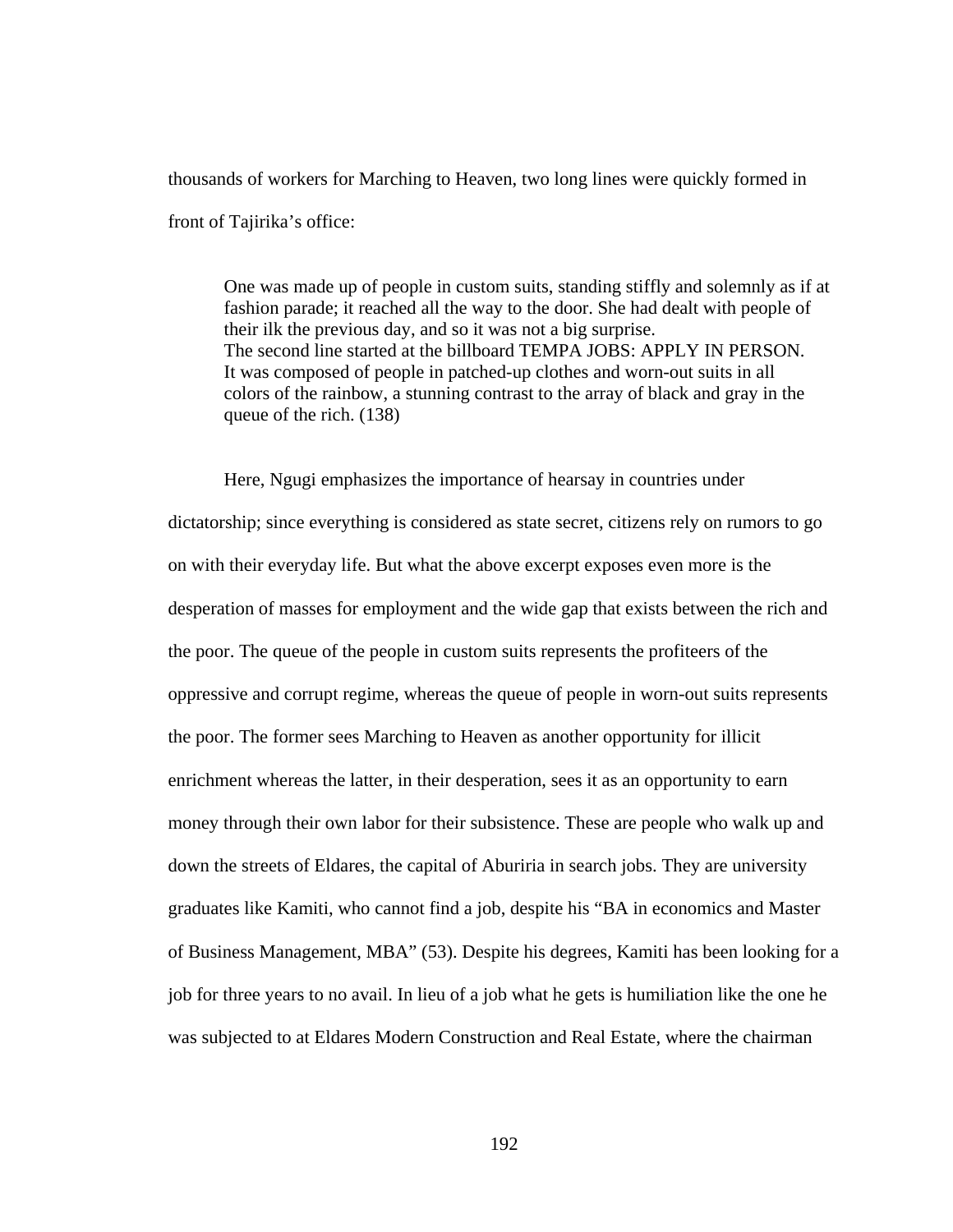thousands of workers for Marching to Heaven, two long lines were quickly formed in front of Tajirika's office:

> One was made up of people in custom suits, standing stiffly and solemnly as if at fashion parade; it reached all the way to the door. She had dealt with people of their ilk the previous day, and so it was not a big surprise.
> The second line started at the billboard TEMPA JOBS: APPLY IN PERSON. It was composed of people in patched-up clothes and worn-out suits in all colors of the rainbow, a stunning contrast to the array of black and gray in the queue of the rich. (138)

Here, Ngugi emphasizes the importance of hearsay in countries under dictatorship; since everything is considered as state secret, citizens rely on rumors to go on with their everyday life. But what the above excerpt exposes even more is the desperation of masses for employment and the wide gap that exists between the rich and the poor. The queue of the people in custom suits represents the profiteers of the oppressive and corrupt regime, whereas the queue of people in worn-out suits represents the poor. The former sees Marching to Heaven as another opportunity for illicit enrichment whereas the latter, in their desperation, sees it as an opportunity to earn money through their own labor for their subsistence. These are people who walk up and down the streets of Eldares, the capital of Aburiria in search jobs. They are university graduates like Kamiti, who cannot find a job, despite his "BA in economics and Master of Business Management, MBA" (53). Despite his degrees, Kamiti has been looking for a job for three years to no avail. In lieu of a job what he gets is humiliation like the one he was subjected to at Eldares Modern Construction and Real Estate, where the chairman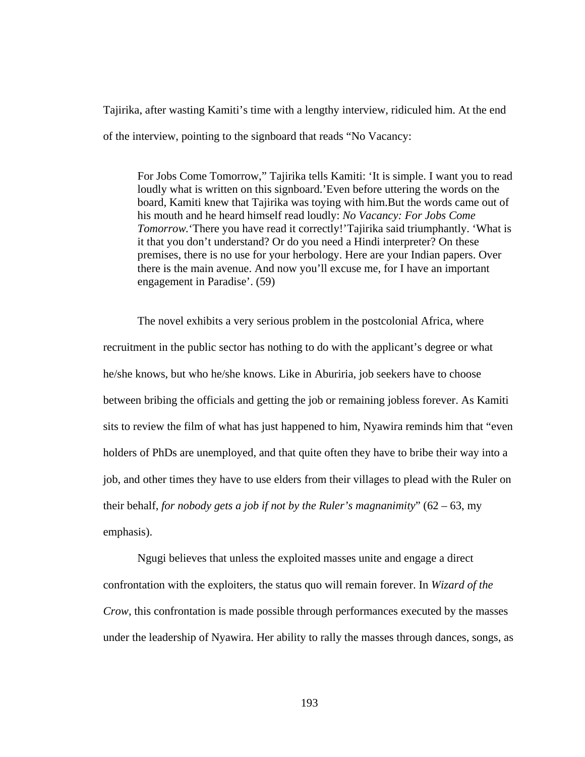Tajirika, after wasting Kamiti's time with a lengthy interview, ridiculed him. At the end of the interview, pointing to the signboard that reads "No Vacancy:

> For Jobs Come Tomorrow," Tajirika tells Kamiti: 'It is simple. I want you to read loudly what is written on this signboard.'Even before uttering the words on the board, Kamiti knew that Tajirika was toying with him.But the words came out of his mouth and he heard himself read loudly: *No Vacancy: For Jobs Come Tomorrow.*'There you have read it correctly!'Tajirika said triumphantly. 'What is it that you don't understand? Or do you need a Hindi interpreter? On these premises, there is no use for your herbology. Here are your Indian papers. Over there is the main avenue. And now you'll excuse me, for I have an important engagement in Paradise'. (59)

The novel exhibits a very serious problem in the postcolonial Africa, where recruitment in the public sector has nothing to do with the applicant's degree or what he/she knows, but who he/she knows. Like in Aburiria, job seekers have to choose between bribing the officials and getting the job or remaining jobless forever. As Kamiti sits to review the film of what has just happened to him, Nyawira reminds him that "even holders of PhDs are unemployed, and that quite often they have to bribe their way into a job, and other times they have to use elders from their villages to plead with the Ruler on their behalf, *for nobody gets a job if not by the Ruler's magnanimity*" (62 – 63, my emphasis).

Ngugi believes that unless the exploited masses unite and engage a direct confrontation with the exploiters, the status quo will remain forever. In *Wizard of the Crow*, this confrontation is made possible through performances executed by the masses under the leadership of Nyawira. Her ability to rally the masses through dances, songs, as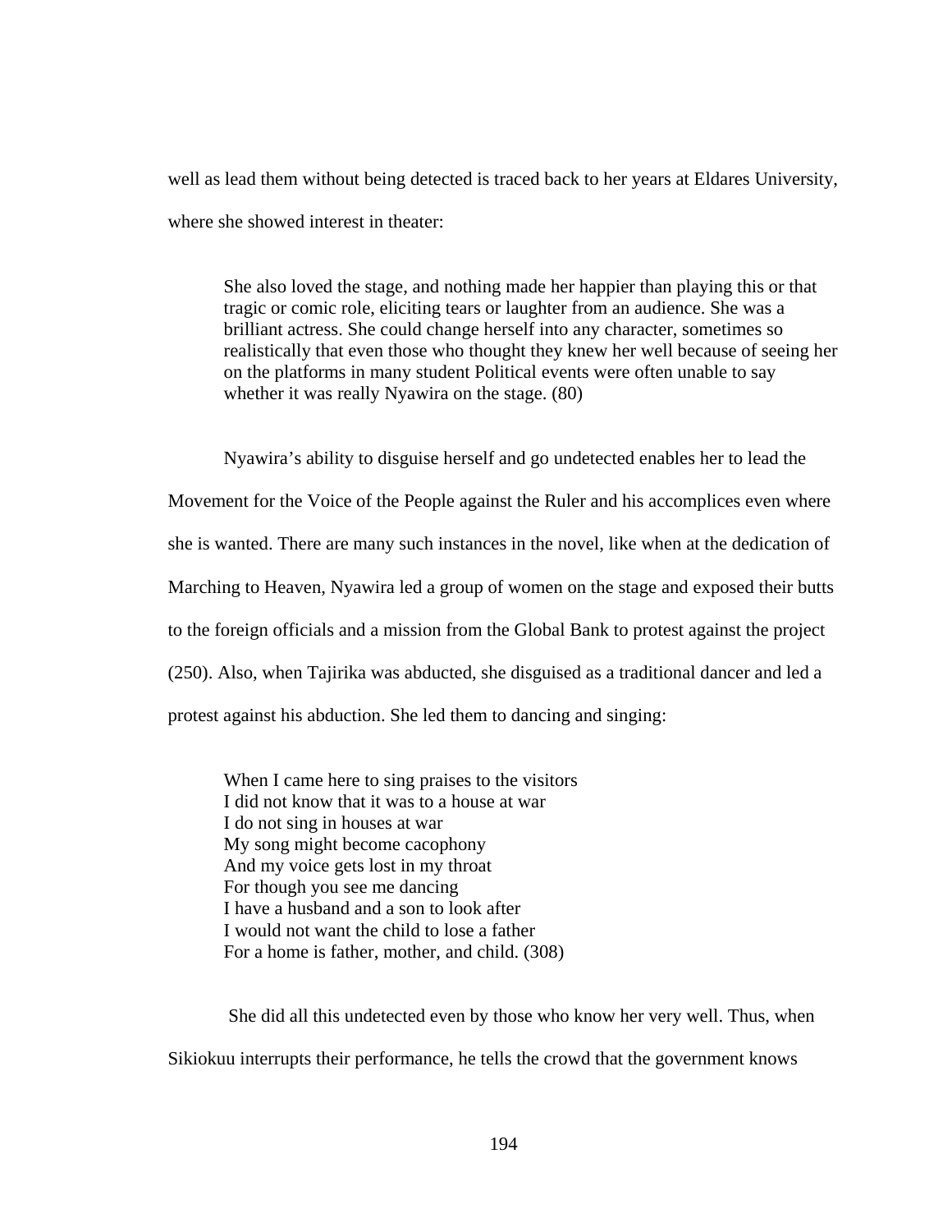well as lead them without being detected is traced back to her years at Eldares University, where she showed interest in theater:

> She also loved the stage, and nothing made her happier than playing this or that tragic or comic role, eliciting tears or laughter from an audience. She was a brilliant actress. She could change herself into any character, sometimes so realistically that even those who thought they knew her well because of seeing her on the platforms in many student Political events were often unable to say whether it was really Nyawira on the stage. (80)

Nyawira's ability to disguise herself and go undetected enables her to lead the Movement for the Voice of the People against the Ruler and his accomplices even where she is wanted. There are many such instances in the novel, like when at the dedication of Marching to Heaven, Nyawira led a group of women on the stage and exposed their butts to the foreign officials and a mission from the Global Bank to protest against the project (250). Also, when Tajirika was abducted, she disguised as a traditional dancer and led a protest against his abduction. She led them to dancing and singing:

> When I came here to sing praises to the visitors
> I did not know that it was to a house at war
> I do not sing in houses at war
> My song might become cacophony
> And my voice gets lost in my throat
> For though you see me dancing
> I have a husband and a son to look after
> I would not want the child to lose a father
> For a home is father, mother, and child. (308)

She did all this undetected even by those who know her very well. Thus, when Sikiokuu interrupts their performance, he tells the crowd that the government knows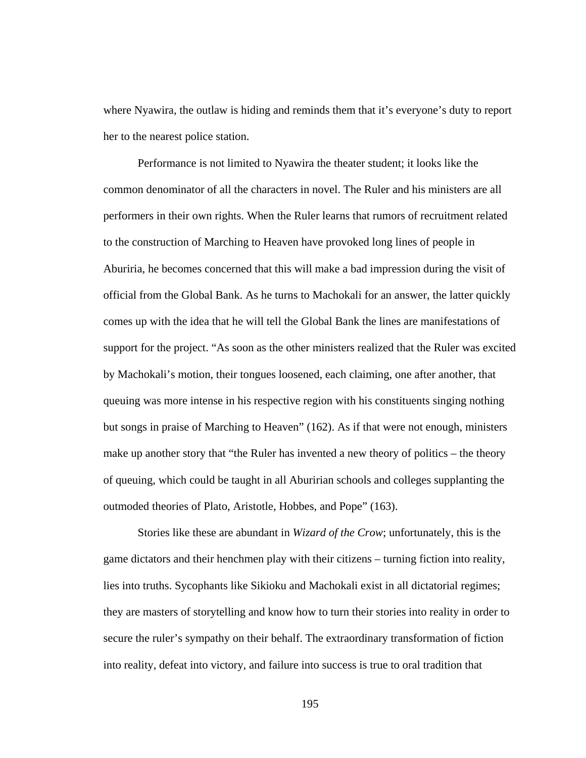where Nyawira, the outlaw is hiding and reminds them that it's everyone's duty to report her to the nearest police station.

Performance is not limited to Nyawira the theater student; it looks like the common denominator of all the characters in novel. The Ruler and his ministers are all performers in their own rights. When the Ruler learns that rumors of recruitment related to the construction of Marching to Heaven have provoked long lines of people in Aburiria, he becomes concerned that this will make a bad impression during the visit of official from the Global Bank. As he turns to Machokali for an answer, the latter quickly comes up with the idea that he will tell the Global Bank the lines are manifestations of support for the project. "As soon as the other ministers realized that the Ruler was excited by Machokali's motion, their tongues loosened, each claiming, one after another, that queuing was more intense in his respective region with his constituents singing nothing but songs in praise of Marching to Heaven" (162). As if that were not enough, ministers make up another story that "the Ruler has invented a new theory of politics – the theory of queuing, which could be taught in all Aburirian schools and colleges supplanting the outmoded theories of Plato, Aristotle, Hobbes, and Pope" (163).

Stories like these are abundant in *Wizard of the Crow*; unfortunately, this is the game dictators and their henchmen play with their citizens – turning fiction into reality, lies into truths. Sycophants like Sikioku and Machokali exist in all dictatorial regimes; they are masters of storytelling and know how to turn their stories into reality in order to secure the ruler's sympathy on their behalf. The extraordinary transformation of fiction into reality, defeat into victory, and failure into success is true to oral tradition that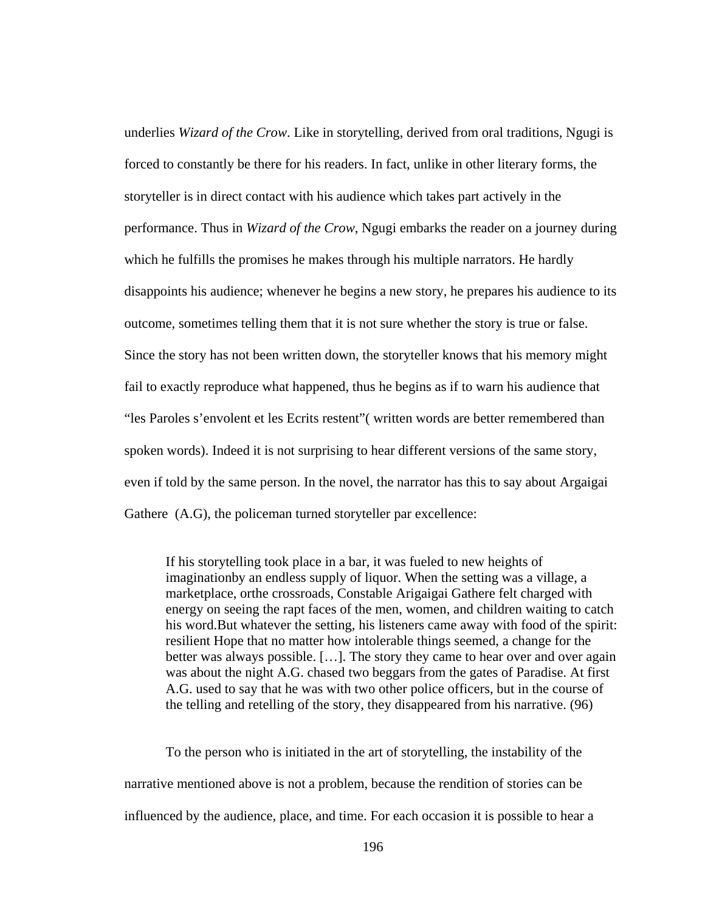underlies *Wizard of the Crow*. Like in storytelling, derived from oral traditions, Ngugi is forced to constantly be there for his readers. In fact, unlike in other literary forms, the storyteller is in direct contact with his audience which takes part actively in the performance. Thus in *Wizard of the Crow*, Ngugi embarks the reader on a journey during which he fulfills the promises he makes through his multiple narrators. He hardly disappoints his audience; whenever he begins a new story, he prepares his audience to its outcome, sometimes telling them that it is not sure whether the story is true or false. Since the story has not been written down, the storyteller knows that his memory might fail to exactly reproduce what happened, thus he begins as if to warn his audience that "les Paroles s'envolent et les Ecrits restent"( written words are better remembered than spoken words). Indeed it is not surprising to hear different versions of the same story, even if told by the same person. In the novel, the narrator has this to say about Argaigai Gathere (A.G), the policeman turned storyteller par excellence:

> If his storytelling took place in a bar, it was fueled to new heights of imaginationby an endless supply of liquor. When the setting was a village, a marketplace, orthe crossroads, Constable Arigaigai Gathere felt charged with energy on seeing the rapt faces of the men, women, and children waiting to catch his word.But whatever the setting, his listeners came away with food of the spirit: resilient Hope that no matter how intolerable things seemed, a change for the better was always possible. […]. The story they came to hear over and over again was about the night A.G. chased two beggars from the gates of Paradise. At first A.G. used to say that he was with two other police officers, but in the course of the telling and retelling of the story, they disappeared from his narrative. (96)

To the person who is initiated in the art of storytelling, the instability of the narrative mentioned above is not a problem, because the rendition of stories can be influenced by the audience, place, and time. For each occasion it is possible to hear a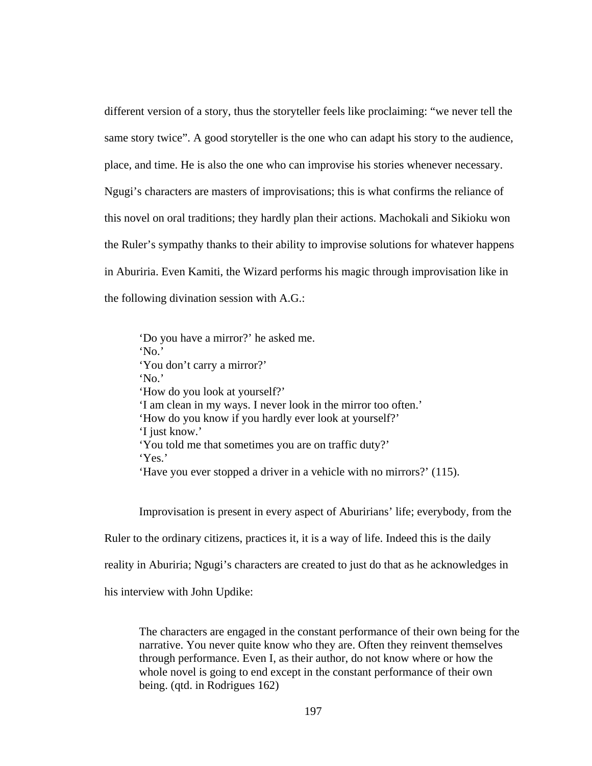different version of a story, thus the storyteller feels like proclaiming: "we never tell the same story twice". A good storyteller is the one who can adapt his story to the audience, place, and time. He is also the one who can improvise his stories whenever necessary. Ngugi's characters are masters of improvisations; this is what confirms the reliance of this novel on oral traditions; they hardly plan their actions. Machokali and Sikioku won the Ruler's sympathy thanks to their ability to improvise solutions for whatever happens in Aburiria. Even Kamiti, the Wizard performs his magic through improvisation like in the following divination session with A.G.:

> 'Do you have a mirror?' he asked me.
> 'No.'
> 'You don't carry a mirror?'
> 'No.'
> 'How do you look at yourself?'
> 'I am clean in my ways. I never look in the mirror too often.'
> 'How do you know if you hardly ever look at yourself?'
> 'I just know.'
> 'You told me that sometimes you are on traffic duty?'
> 'Yes.'
> 'Have you ever stopped a driver in a vehicle with no mirrors?' (115).

Improvisation is present in every aspect of Aburirians' life; everybody, from the Ruler to the ordinary citizens, practices it, it is a way of life. Indeed this is the daily reality in Aburiria; Ngugi's characters are created to just do that as he acknowledges in his interview with John Updike:

> The characters are engaged in the constant performance of their own being for the narrative. You never quite know who they are. Often they reinvent themselves through performance. Even I, as their author, do not know where or how the whole novel is going to end except in the constant performance of their own being. (qtd. in Rodrigues 162)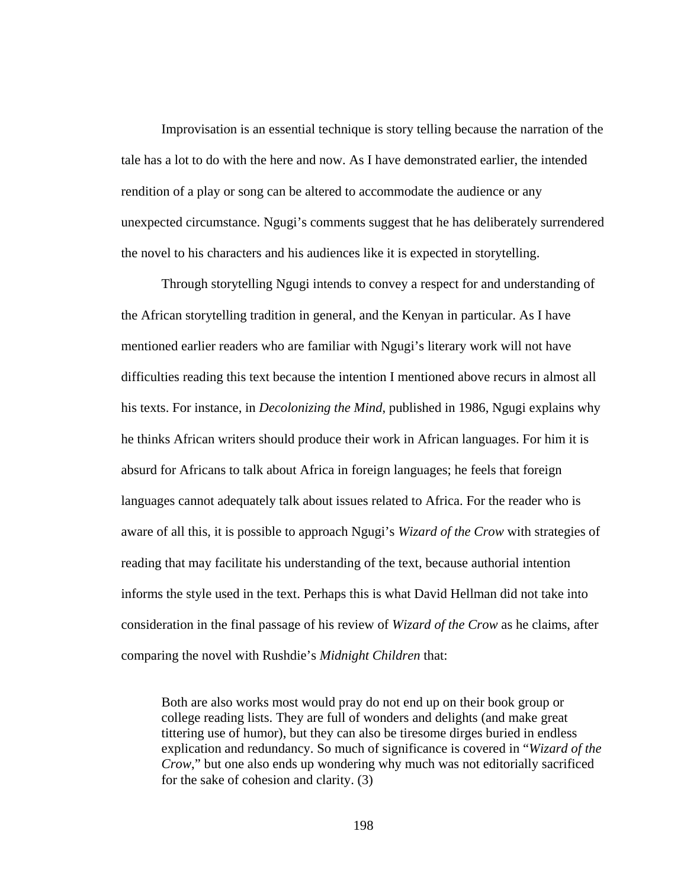Improvisation is an essential technique is story telling because the narration of the tale has a lot to do with the here and now. As I have demonstrated earlier, the intended rendition of a play or song can be altered to accommodate the audience or any unexpected circumstance. Ngugi's comments suggest that he has deliberately surrendered the novel to his characters and his audiences like it is expected in storytelling.

Through storytelling Ngugi intends to convey a respect for and understanding of the African storytelling tradition in general, and the Kenyan in particular. As I have mentioned earlier readers who are familiar with Ngugi's literary work will not have difficulties reading this text because the intention I mentioned above recurs in almost all his texts. For instance, in *Decolonizing the Mind*, published in 1986, Ngugi explains why he thinks African writers should produce their work in African languages. For him it is absurd for Africans to talk about Africa in foreign languages; he feels that foreign languages cannot adequately talk about issues related to Africa. For the reader who is aware of all this, it is possible to approach Ngugi's *Wizard of the Crow* with strategies of reading that may facilitate his understanding of the text, because authorial intention informs the style used in the text. Perhaps this is what David Hellman did not take into consideration in the final passage of his review of *Wizard of the Crow* as he claims, after comparing the novel with Rushdie's *Midnight Children* that:

> Both are also works most would pray do not end up on their book group or college reading lists. They are full of wonders and delights (and make great tittering use of humor), but they can also be tiresome dirges buried in endless explication and redundancy. So much of significance is covered in "*Wizard of the Crow*," but one also ends up wondering why much was not editorially sacrificed for the sake of cohesion and clarity. (3)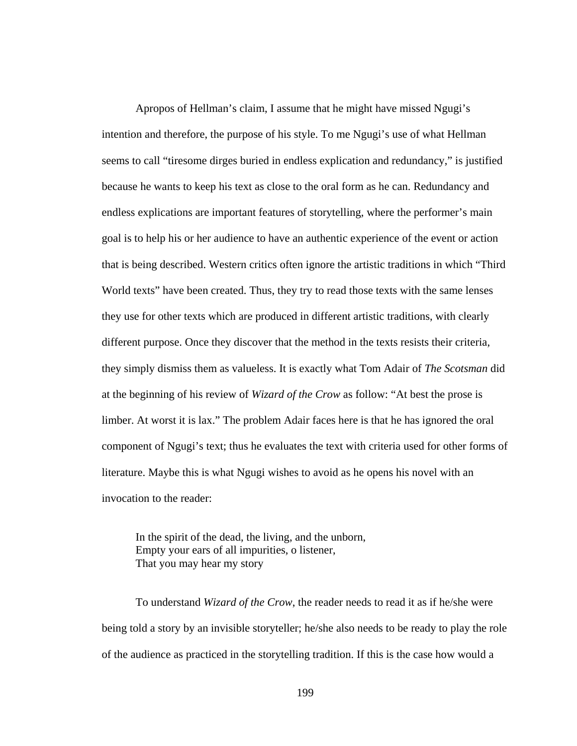Apropos of Hellman's claim, I assume that he might have missed Ngugi's intention and therefore, the purpose of his style. To me Ngugi's use of what Hellman seems to call "tiresome dirges buried in endless explication and redundancy," is justified because he wants to keep his text as close to the oral form as he can. Redundancy and endless explications are important features of storytelling, where the performer's main goal is to help his or her audience to have an authentic experience of the event or action that is being described. Western critics often ignore the artistic traditions in which "Third World texts" have been created. Thus, they try to read those texts with the same lenses they use for other texts which are produced in different artistic traditions, with clearly different purpose. Once they discover that the method in the texts resists their criteria, they simply dismiss them as valueless. It is exactly what Tom Adair of *The Scotsman* did at the beginning of his review of *Wizard of the Crow* as follow: "At best the prose is limber. At worst it is lax." The problem Adair faces here is that he has ignored the oral component of Ngugi's text; thus he evaluates the text with criteria used for other forms of literature. Maybe this is what Ngugi wishes to avoid as he opens his novel with an invocation to the reader:

> In the spirit of the dead, the living, and the unborn,
> Empty your ears of all impurities, o listener,
> That you may hear my story

To understand *Wizard of the Crow*, the reader needs to read it as if he/she were being told a story by an invisible storyteller; he/she also needs to be ready to play the role of the audience as practiced in the storytelling tradition. If this is the case how would a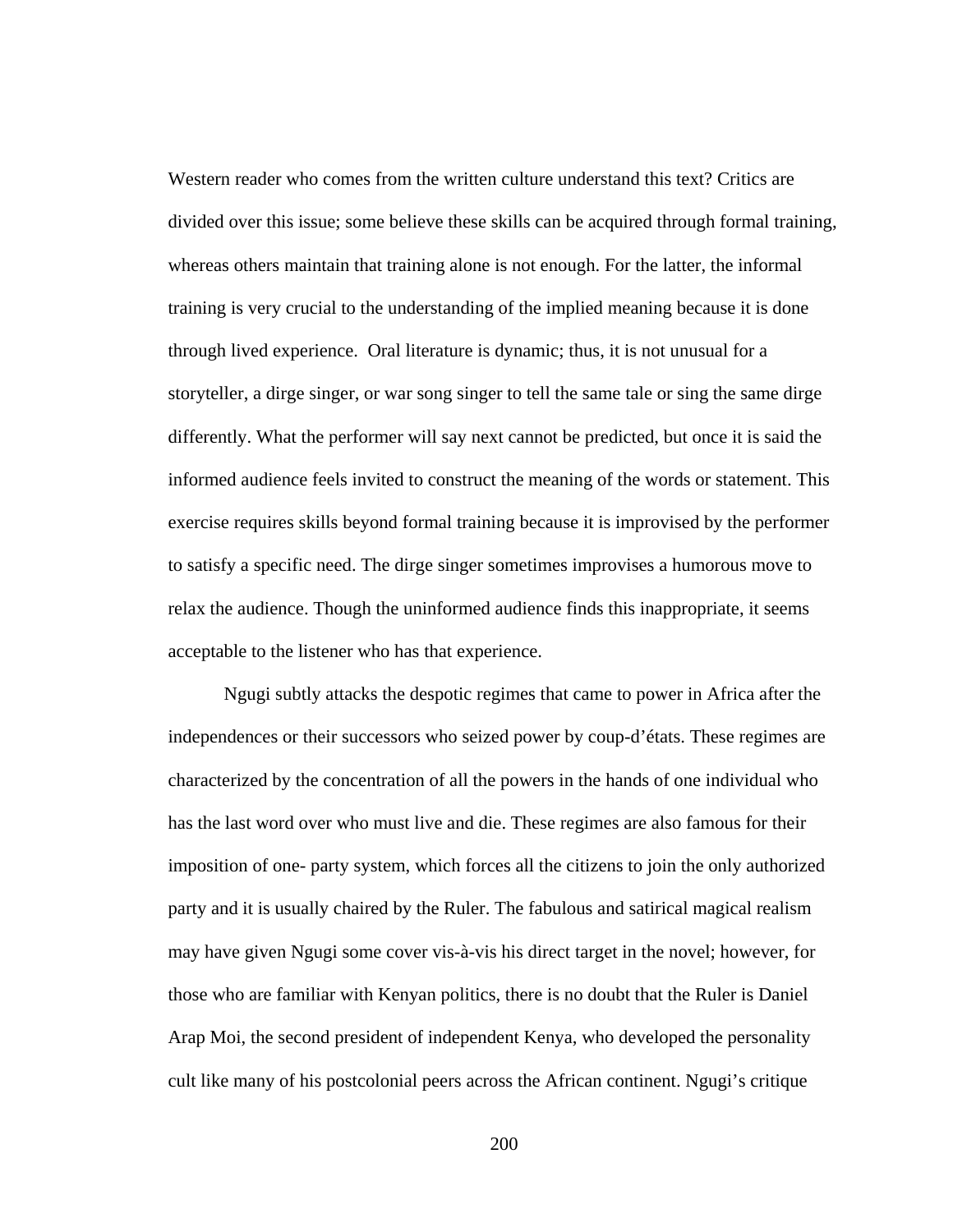Western reader who comes from the written culture understand this text? Critics are divided over this issue; some believe these skills can be acquired through formal training, whereas others maintain that training alone is not enough. For the latter, the informal training is very crucial to the understanding of the implied meaning because it is done through lived experience.  Oral literature is dynamic; thus, it is not unusual for a storyteller, a dirge singer, or war song singer to tell the same tale or sing the same dirge differently. What the performer will say next cannot be predicted, but once it is said the informed audience feels invited to construct the meaning of the words or statement. This exercise requires skills beyond formal training because it is improvised by the performer to satisfy a specific need. The dirge singer sometimes improvises a humorous move to relax the audience. Though the uninformed audience finds this inappropriate, it seems acceptable to the listener who has that experience.

Ngugi subtly attacks the despotic regimes that came to power in Africa after the independences or their successors who seized power by coup-d'états. These regimes are characterized by the concentration of all the powers in the hands of one individual who has the last word over who must live and die. These regimes are also famous for their imposition of one- party system, which forces all the citizens to join the only authorized party and it is usually chaired by the Ruler. The fabulous and satirical magical realism may have given Ngugi some cover vis-à-vis his direct target in the novel; however, for those who are familiar with Kenyan politics, there is no doubt that the Ruler is Daniel Arap Moi, the second president of independent Kenya, who developed the personality cult like many of his postcolonial peers across the African continent. Ngugi's critique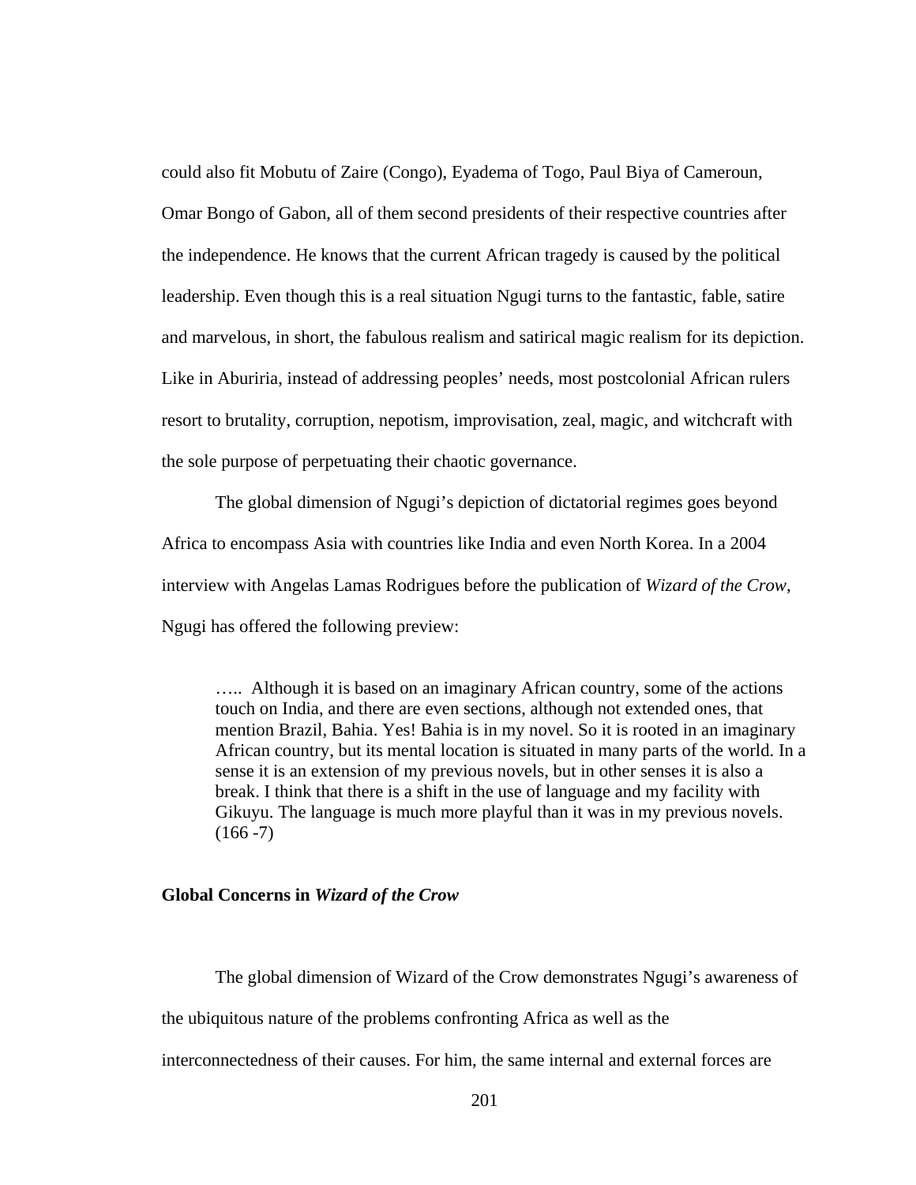could also fit Mobutu of Zaire (Congo), Eyadema of Togo, Paul Biya of Cameroun, Omar Bongo of Gabon, all of them second presidents of their respective countries after the independence. He knows that the current African tragedy is caused by the political leadership. Even though this is a real situation Ngugi turns to the fantastic, fable, satire and marvelous, in short, the fabulous realism and satirical magic realism for its depiction. Like in Aburiria, instead of addressing peoples' needs, most postcolonial African rulers resort to brutality, corruption, nepotism, improvisation, zeal, magic, and witchcraft with the sole purpose of perpetuating their chaotic governance.

The global dimension of Ngugi's depiction of dictatorial regimes goes beyond Africa to encompass Asia with countries like India and even North Korea. In a 2004 interview with Angelas Lamas Rodrigues before the publication of *Wizard of the Crow*, Ngugi has offered the following preview:

> ….. Although it is based on an imaginary African country, some of the actions touch on India, and there are even sections, although not extended ones, that mention Brazil, Bahia. Yes! Bahia is in my novel. So it is rooted in an imaginary African country, but its mental location is situated in many parts of the world. In a sense it is an extension of my previous novels, but in other senses it is also a break. I think that there is a shift in the use of language and my facility with Gikuyu. The language is much more playful than it was in my previous novels. (166 -7)

### Global Concerns in *Wizard of the Crow*

The global dimension of Wizard of the Crow demonstrates Ngugi's awareness of the ubiquitous nature of the problems confronting Africa as well as the interconnectedness of their causes. For him, the same internal and external forces are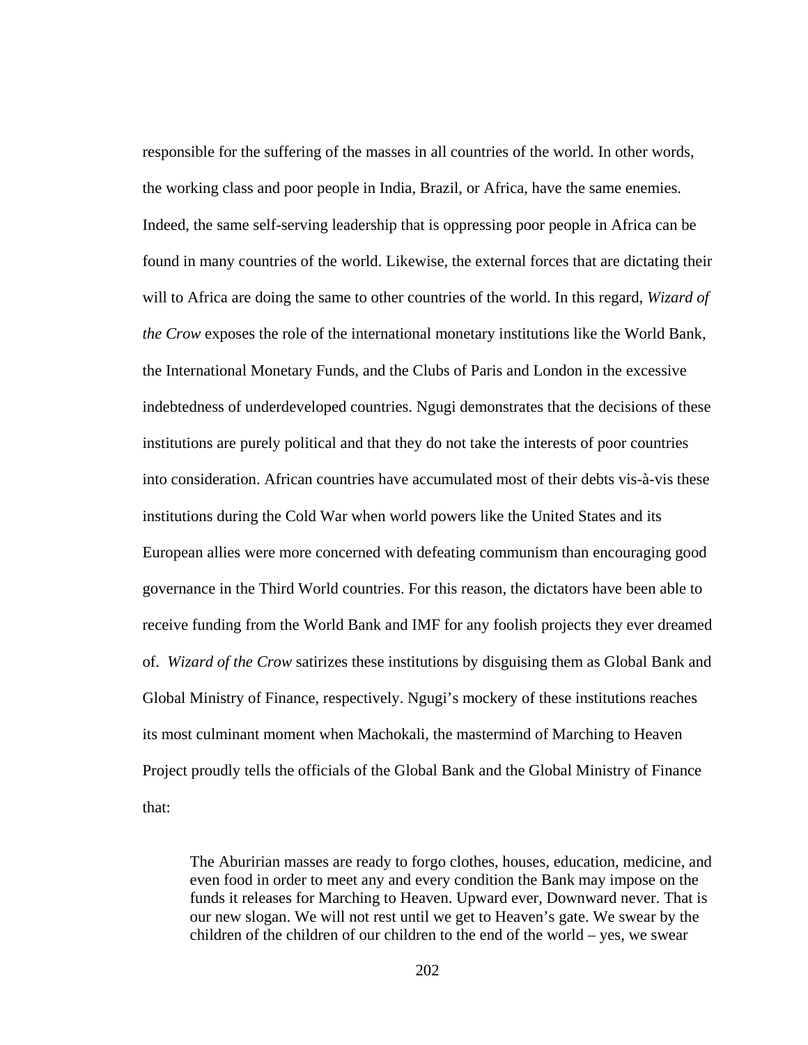responsible for the suffering of the masses in all countries of the world. In other words, the working class and poor people in India, Brazil, or Africa, have the same enemies. Indeed, the same self-serving leadership that is oppressing poor people in Africa can be found in many countries of the world. Likewise, the external forces that are dictating their will to Africa are doing the same to other countries of the world. In this regard, *Wizard of the Crow* exposes the role of the international monetary institutions like the World Bank, the International Monetary Funds, and the Clubs of Paris and London in the excessive indebtedness of underdeveloped countries. Ngugi demonstrates that the decisions of these institutions are purely political and that they do not take the interests of poor countries into consideration. African countries have accumulated most of their debts vis-à-vis these institutions during the Cold War when world powers like the United States and its European allies were more concerned with defeating communism than encouraging good governance in the Third World countries. For this reason, the dictators have been able to receive funding from the World Bank and IMF for any foolish projects they ever dreamed of. *Wizard of the Crow* satirizes these institutions by disguising them as Global Bank and Global Ministry of Finance, respectively. Ngugi's mockery of these institutions reaches its most culminant moment when Machokali, the mastermind of Marching to Heaven Project proudly tells the officials of the Global Bank and the Global Ministry of Finance that:

> The Aburirian masses are ready to forgo clothes, houses, education, medicine, and even food in order to meet any and every condition the Bank may impose on the funds it releases for Marching to Heaven. Upward ever, Downward never. That is our new slogan. We will not rest until we get to Heaven's gate. We swear by the children of the children of our children to the end of the world – yes, we swear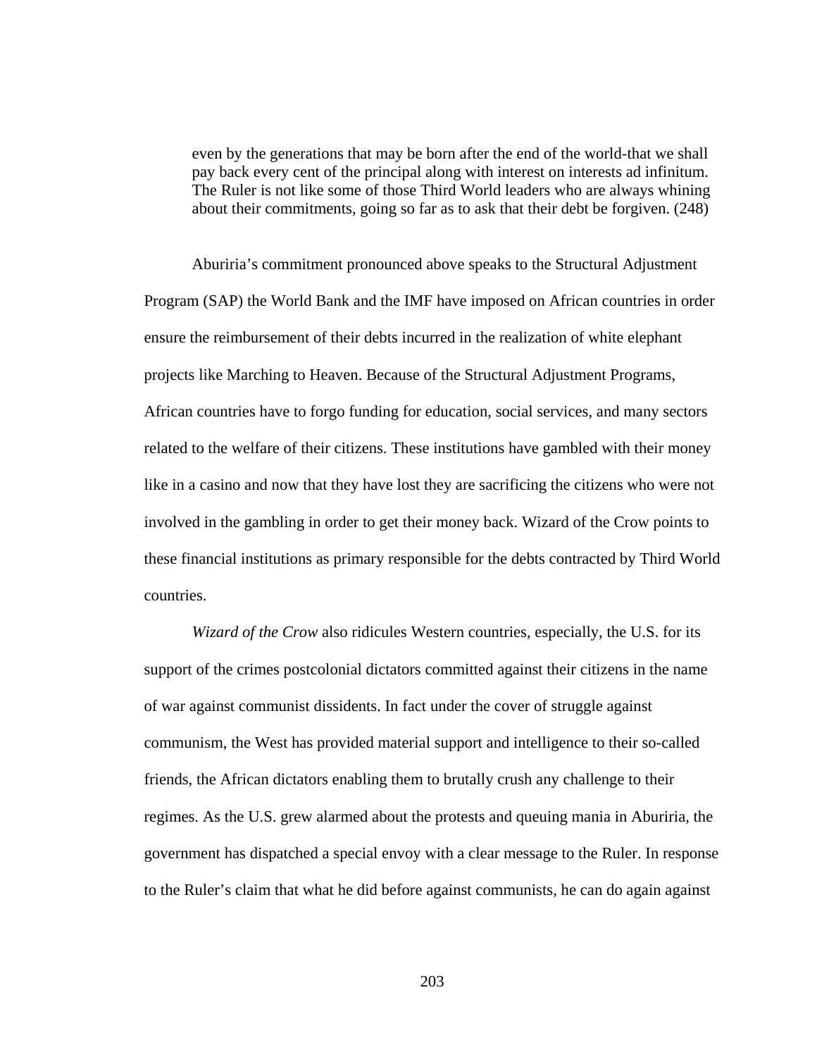> even by the generations that may be born after the end of the world-that we shall pay back every cent of the principal along with interest on interests ad infinitum. The Ruler is not like some of those Third World leaders who are always whining about their commitments, going so far as to ask that their debt be forgiven. (248)

Aburiria's commitment pronounced above speaks to the Structural Adjustment Program (SAP) the World Bank and the IMF have imposed on African countries in order ensure the reimbursement of their debts incurred in the realization of white elephant projects like Marching to Heaven. Because of the Structural Adjustment Programs, African countries have to forgo funding for education, social services, and many sectors related to the welfare of their citizens. These institutions have gambled with their money like in a casino and now that they have lost they are sacrificing the citizens who were not involved in the gambling in order to get their money back. Wizard of the Crow points to these financial institutions as primary responsible for the debts contracted by Third World countries.

*Wizard of the Crow* also ridicules Western countries, especially, the U.S. for its support of the crimes postcolonial dictators committed against their citizens in the name of war against communist dissidents. In fact under the cover of struggle against communism, the West has provided material support and intelligence to their so-called friends, the African dictators enabling them to brutally crush any challenge to their regimes. As the U.S. grew alarmed about the protests and queuing mania in Aburiria, the government has dispatched a special envoy with a clear message to the Ruler. In response to the Ruler's claim that what he did before against communists, he can do again against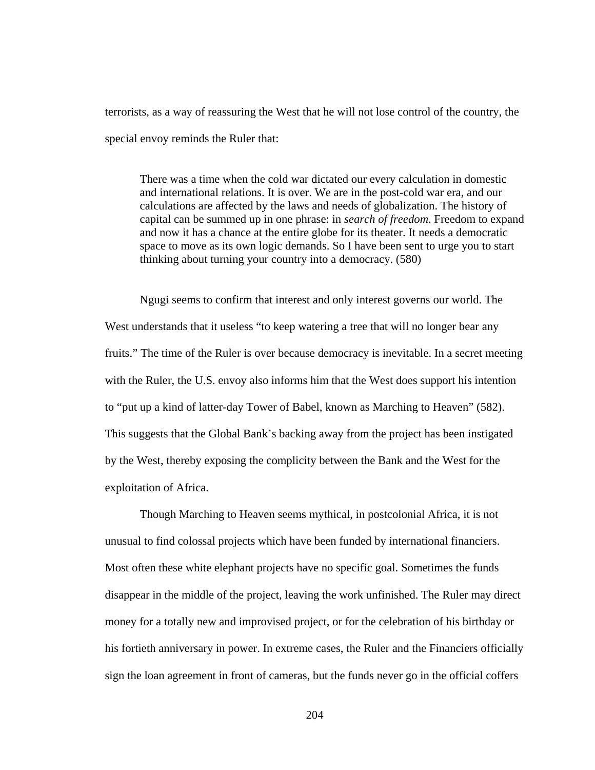terrorists, as a way of reassuring the West that he will not lose control of the country, the special envoy reminds the Ruler that:

> There was a time when the cold war dictated our every calculation in domestic and international relations. It is over. We are in the post-cold war era, and our calculations are affected by the laws and needs of globalization. The history of capital can be summed up in one phrase: in *search of freedom*. Freedom to expand and now it has a chance at the entire globe for its theater. It needs a democratic space to move as its own logic demands. So I have been sent to urge you to start thinking about turning your country into a democracy. (580)

Ngugi seems to confirm that interest and only interest governs our world. The West understands that it useless "to keep watering a tree that will no longer bear any fruits." The time of the Ruler is over because democracy is inevitable. In a secret meeting with the Ruler, the U.S. envoy also informs him that the West does support his intention to "put up a kind of latter-day Tower of Babel, known as Marching to Heaven" (582). This suggests that the Global Bank's backing away from the project has been instigated by the West, thereby exposing the complicity between the Bank and the West for the exploitation of Africa.

Though Marching to Heaven seems mythical, in postcolonial Africa, it is not unusual to find colossal projects which have been funded by international financiers. Most often these white elephant projects have no specific goal. Sometimes the funds disappear in the middle of the project, leaving the work unfinished. The Ruler may direct money for a totally new and improvised project, or for the celebration of his birthday or his fortieth anniversary in power. In extreme cases, the Ruler and the Financiers officially sign the loan agreement in front of cameras, but the funds never go in the official coffers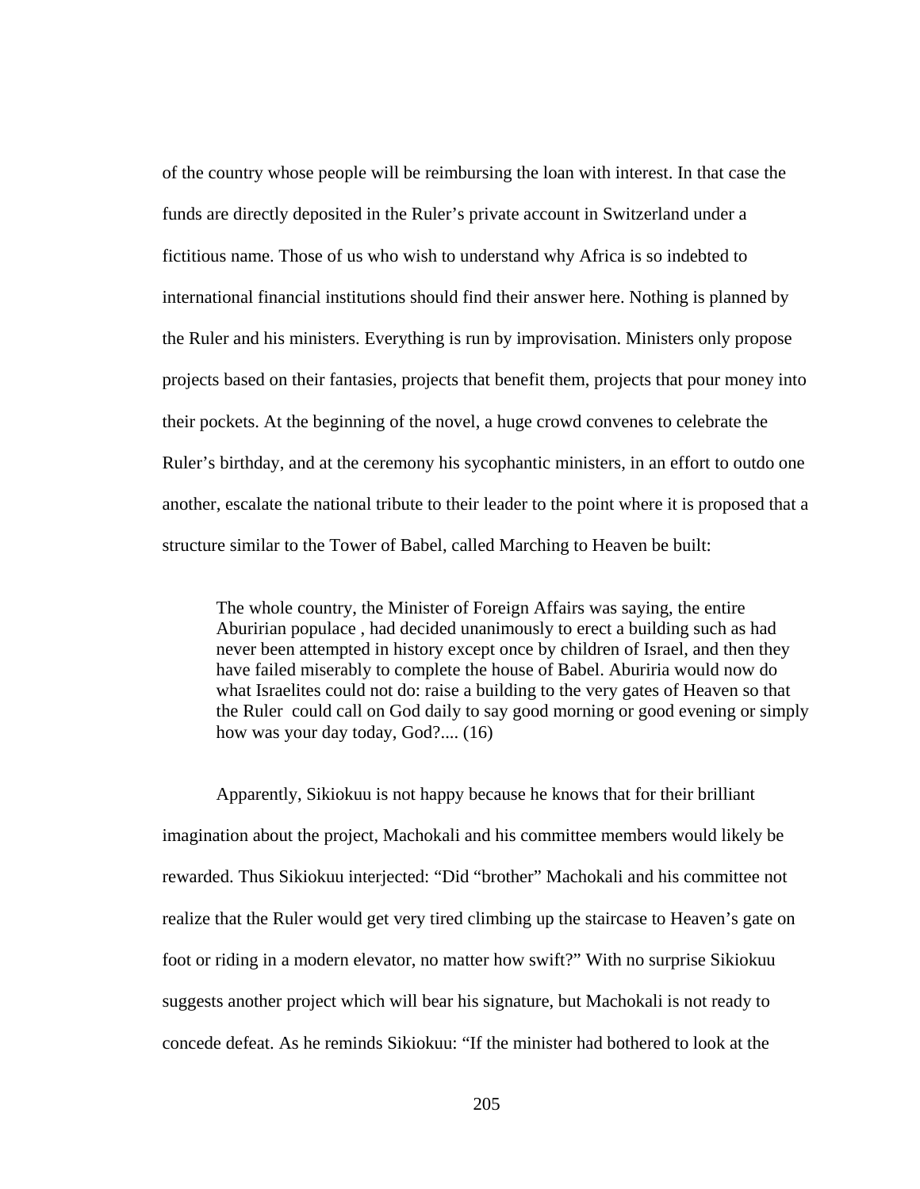of the country whose people will be reimbursing the loan with interest. In that case the funds are directly deposited in the Ruler's private account in Switzerland under a fictitious name. Those of us who wish to understand why Africa is so indebted to international financial institutions should find their answer here. Nothing is planned by the Ruler and his ministers. Everything is run by improvisation. Ministers only propose projects based on their fantasies, projects that benefit them, projects that pour money into their pockets. At the beginning of the novel, a huge crowd convenes to celebrate the Ruler's birthday, and at the ceremony his sycophantic ministers, in an effort to outdo one another, escalate the national tribute to their leader to the point where it is proposed that a structure similar to the Tower of Babel, called Marching to Heaven be built:

> The whole country, the Minister of Foreign Affairs was saying, the entire Aburirian populace , had decided unanimously to erect a building such as had never been attempted in history except once by children of Israel, and then they have failed miserably to complete the house of Babel. Aburiria would now do what Israelites could not do: raise a building to the very gates of Heaven so that the Ruler could call on God daily to say good morning or good evening or simply how was your day today, God?.... (16)

Apparently, Sikiokuu is not happy because he knows that for their brilliant imagination about the project, Machokali and his committee members would likely be rewarded. Thus Sikiokuu interjected: "Did "brother" Machokali and his committee not realize that the Ruler would get very tired climbing up the staircase to Heaven's gate on foot or riding in a modern elevator, no matter how swift?" With no surprise Sikiokuu suggests another project which will bear his signature, but Machokali is not ready to concede defeat. As he reminds Sikiokuu: "If the minister had bothered to look at the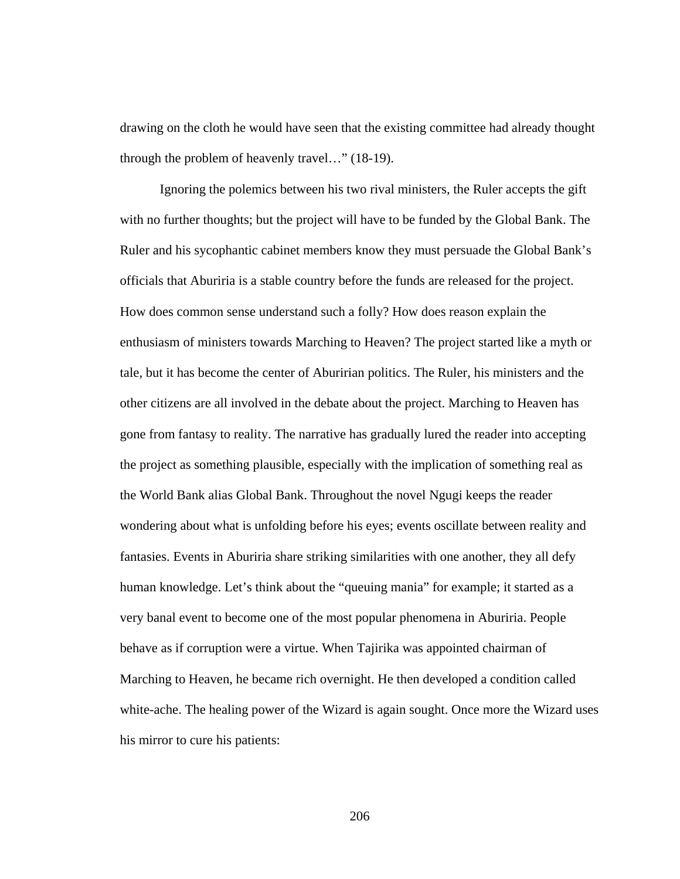drawing on the cloth he would have seen that the existing committee had already thought through the problem of heavenly travel…" (18-19).

Ignoring the polemics between his two rival ministers, the Ruler accepts the gift with no further thoughts; but the project will have to be funded by the Global Bank. The Ruler and his sycophantic cabinet members know they must persuade the Global Bank's officials that Aburiria is a stable country before the funds are released for the project. How does common sense understand such a folly? How does reason explain the enthusiasm of ministers towards Marching to Heaven? The project started like a myth or tale, but it has become the center of Aburirian politics. The Ruler, his ministers and the other citizens are all involved in the debate about the project. Marching to Heaven has gone from fantasy to reality. The narrative has gradually lured the reader into accepting the project as something plausible, especially with the implication of something real as the World Bank alias Global Bank. Throughout the novel Ngugi keeps the reader wondering about what is unfolding before his eyes; events oscillate between reality and fantasies. Events in Aburiria share striking similarities with one another, they all defy human knowledge. Let's think about the "queuing mania" for example; it started as a very banal event to become one of the most popular phenomena in Aburiria. People behave as if corruption were a virtue. When Tajirika was appointed chairman of Marching to Heaven, he became rich overnight. He then developed a condition called white-ache. The healing power of the Wizard is again sought. Once more the Wizard uses his mirror to cure his patients: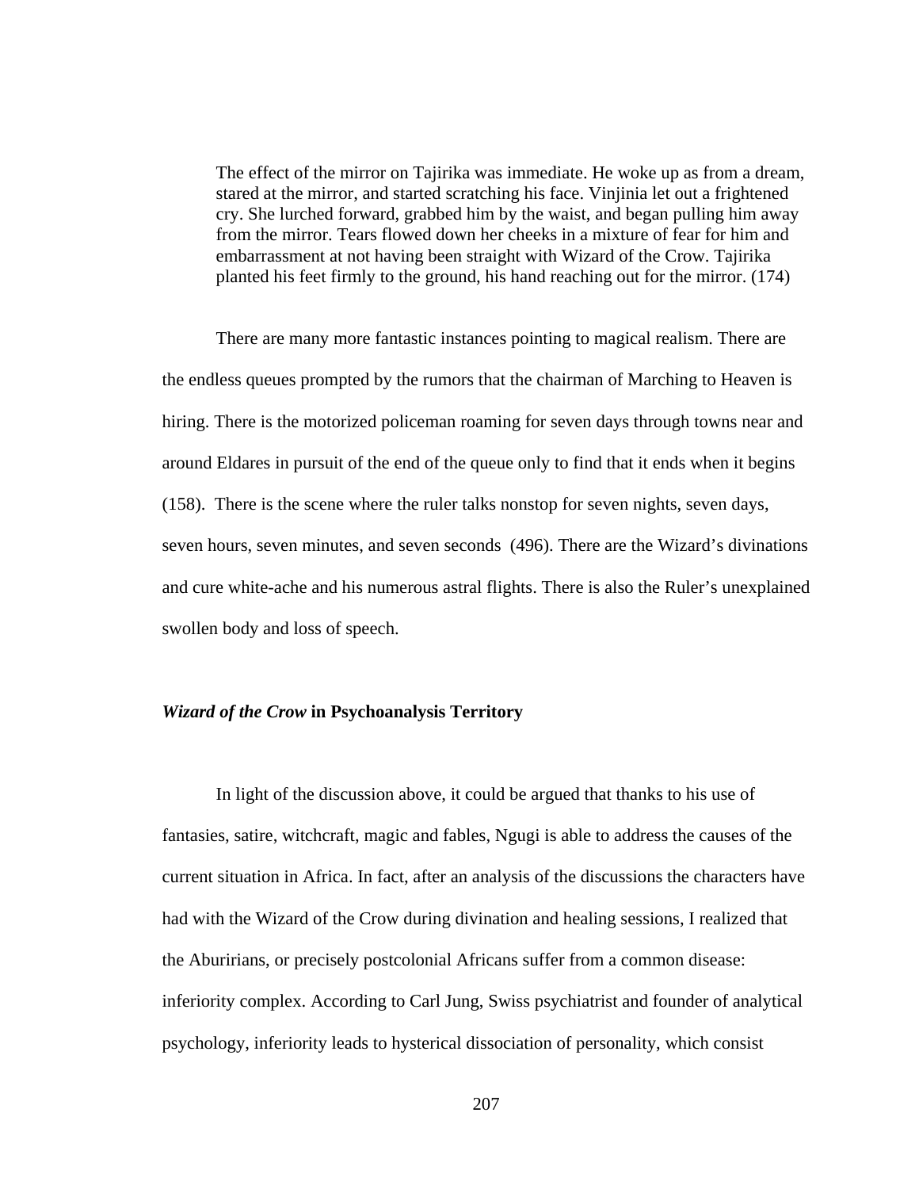> The effect of the mirror on Tajirika was immediate. He woke up as from a dream, stared at the mirror, and started scratching his face. Vinjinia let out a frightened cry. She lurched forward, grabbed him by the waist, and began pulling him away from the mirror. Tears flowed down her cheeks in a mixture of fear for him and embarrassment at not having been straight with Wizard of the Crow. Tajirika planted his feet firmly to the ground, his hand reaching out for the mirror. (174)

There are many more fantastic instances pointing to magical realism. There are the endless queues prompted by the rumors that the chairman of Marching to Heaven is hiring. There is the motorized policeman roaming for seven days through towns near and around Eldares in pursuit of the end of the queue only to find that it ends when it begins (158). There is the scene where the ruler talks nonstop for seven nights, seven days, seven hours, seven minutes, and seven seconds (496). There are the Wizard's divinations and cure white-ache and his numerous astral flights. There is also the Ruler's unexplained swollen body and loss of speech.

### *Wizard of the Crow* in Psychoanalysis Territory

In light of the discussion above, it could be argued that thanks to his use of fantasies, satire, witchcraft, magic and fables, Ngugi is able to address the causes of the current situation in Africa. In fact, after an analysis of the discussions the characters have had with the Wizard of the Crow during divination and healing sessions, I realized that the Aburirians, or precisely postcolonial Africans suffer from a common disease: inferiority complex. According to Carl Jung, Swiss psychiatrist and founder of analytical psychology, inferiority leads to hysterical dissociation of personality, which consist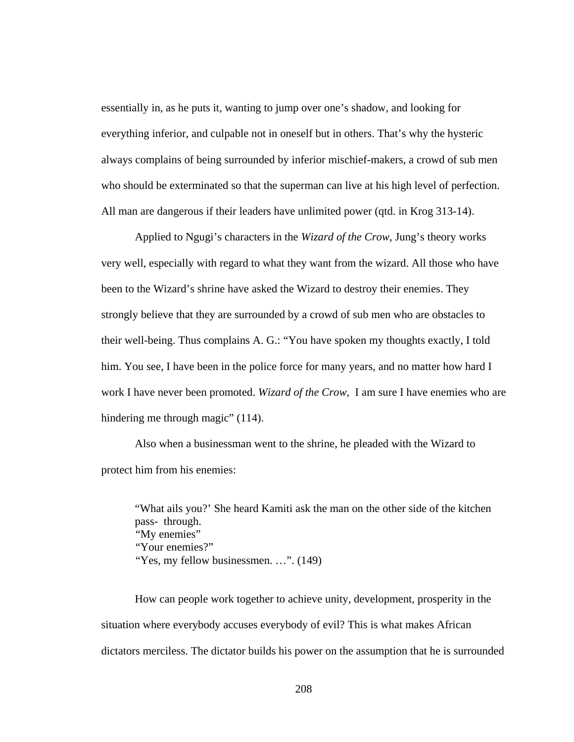essentially in, as he puts it, wanting to jump over one's shadow, and looking for everything inferior, and culpable not in oneself but in others. That's why the hysteric always complains of being surrounded by inferior mischief-makers, a crowd of sub men who should be exterminated so that the superman can live at his high level of perfection. All man are dangerous if their leaders have unlimited power (qtd. in Krog 313-14).

Applied to Ngugi's characters in the *Wizard of the Crow*, Jung's theory works very well, especially with regard to what they want from the wizard. All those who have been to the Wizard's shrine have asked the Wizard to destroy their enemies. They strongly believe that they are surrounded by a crowd of sub men who are obstacles to their well-being. Thus complains A. G.: "You have spoken my thoughts exactly, I told him. You see, I have been in the police force for many years, and no matter how hard I work I have never been promoted. *Wizard of the Crow*, I am sure I have enemies who are hindering me through magic" (114).

Also when a businessman went to the shrine, he pleaded with the Wizard to protect him from his enemies:

> "What ails you?' She heard Kamiti ask the man on the other side of the kitchen pass- through.
> "My enemies"
> "Your enemies?"
> "Yes, my fellow businessmen. …". (149)

How can people work together to achieve unity, development, prosperity in the situation where everybody accuses everybody of evil? This is what makes African dictators merciless. The dictator builds his power on the assumption that he is surrounded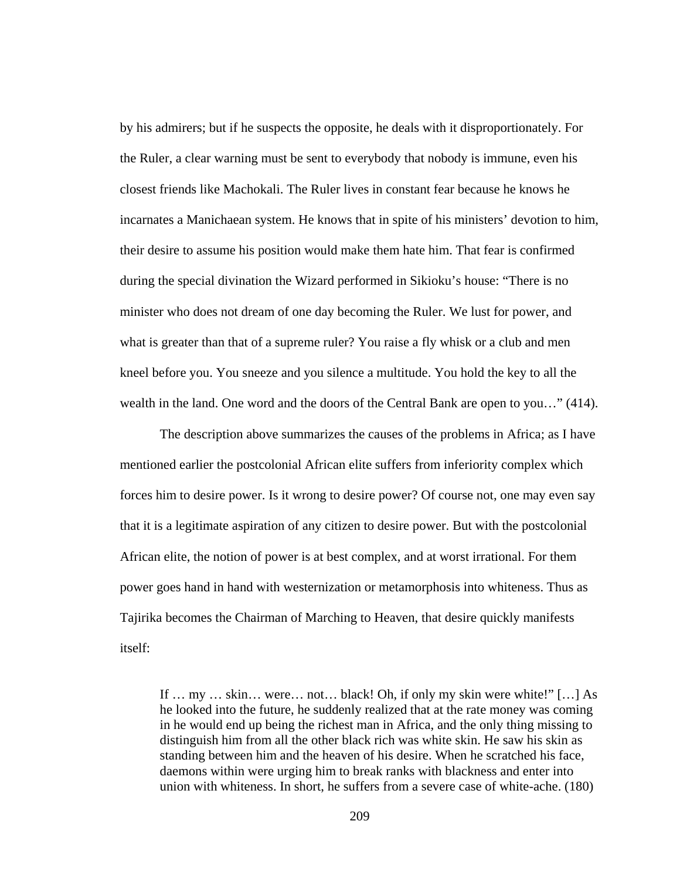by his admirers; but if he suspects the opposite, he deals with it disproportionately. For the Ruler, a clear warning must be sent to everybody that nobody is immune, even his closest friends like Machokali. The Ruler lives in constant fear because he knows he incarnates a Manichaean system. He knows that in spite of his ministers' devotion to him, their desire to assume his position would make them hate him. That fear is confirmed during the special divination the Wizard performed in Sikioku's house: "There is no minister who does not dream of one day becoming the Ruler. We lust for power, and what is greater than that of a supreme ruler? You raise a fly whisk or a club and men kneel before you. You sneeze and you silence a multitude. You hold the key to all the wealth in the land. One word and the doors of the Central Bank are open to you…" (414).

The description above summarizes the causes of the problems in Africa; as I have mentioned earlier the postcolonial African elite suffers from inferiority complex which forces him to desire power. Is it wrong to desire power? Of course not, one may even say that it is a legitimate aspiration of any citizen to desire power. But with the postcolonial African elite, the notion of power is at best complex, and at worst irrational. For them power goes hand in hand with westernization or metamorphosis into whiteness. Thus as Tajirika becomes the Chairman of Marching to Heaven, that desire quickly manifests itself:

> If … my … skin… were… not… black! Oh, if only my skin were white!" […] As he looked into the future, he suddenly realized that at the rate money was coming in he would end up being the richest man in Africa, and the only thing missing to distinguish him from all the other black rich was white skin. He saw his skin as standing between him and the heaven of his desire. When he scratched his face, daemons within were urging him to break ranks with blackness and enter into union with whiteness. In short, he suffers from a severe case of white-ache. (180)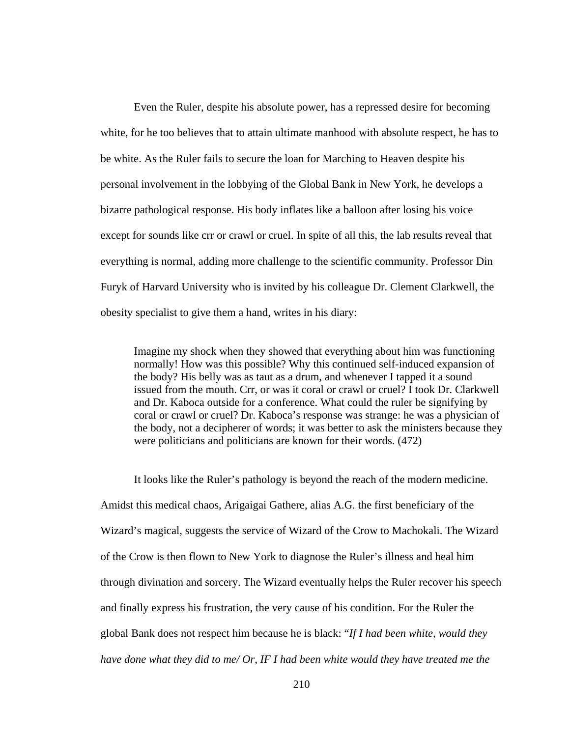Even the Ruler, despite his absolute power, has a repressed desire for becoming white, for he too believes that to attain ultimate manhood with absolute respect, he has to be white. As the Ruler fails to secure the loan for Marching to Heaven despite his personal involvement in the lobbying of the Global Bank in New York, he develops a bizarre pathological response. His body inflates like a balloon after losing his voice except for sounds like crr or crawl or cruel. In spite of all this, the lab results reveal that everything is normal, adding more challenge to the scientific community. Professor Din Furyk of Harvard University who is invited by his colleague Dr. Clement Clarkwell, the obesity specialist to give them a hand, writes in his diary:

> Imagine my shock when they showed that everything about him was functioning normally! How was this possible? Why this continued self-induced expansion of the body? His belly was as taut as a drum, and whenever I tapped it a sound issued from the mouth. Crr, or was it coral or crawl or cruel? I took Dr. Clarkwell and Dr. Kaboca outside for a conference. What could the ruler be signifying by coral or crawl or cruel? Dr. Kaboca's response was strange: he was a physician of the body, not a decipherer of words; it was better to ask the ministers because they were politicians and politicians are known for their words. (472)

It looks like the Ruler's pathology is beyond the reach of the modern medicine. Amidst this medical chaos, Arigaigai Gathere, alias A.G. the first beneficiary of the Wizard's magical, suggests the service of Wizard of the Crow to Machokali. The Wizard of the Crow is then flown to New York to diagnose the Ruler's illness and heal him through divination and sorcery. The Wizard eventually helps the Ruler recover his speech and finally express his frustration, the very cause of his condition. For the Ruler the global Bank does not respect him because he is black: "*If I had been white, would they have done what they did to me/ Or, IF I had been white would they have treated me the*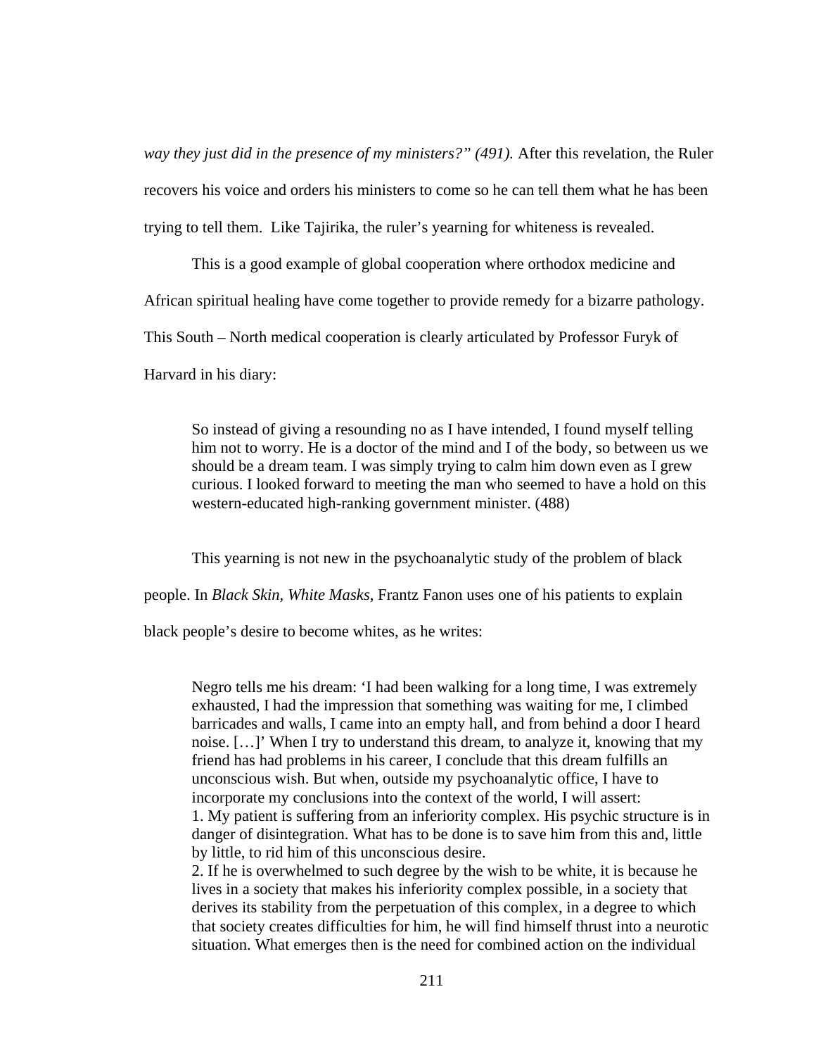*way they just did in the presence of my ministers?" (491).* After this revelation, the Ruler recovers his voice and orders his ministers to come so he can tell them what he has been trying to tell them. Like Tajirika, the ruler's yearning for whiteness is revealed.

This is a good example of global cooperation where orthodox medicine and African spiritual healing have come together to provide remedy for a bizarre pathology. This South – North medical cooperation is clearly articulated by Professor Furyk of Harvard in his diary:

> So instead of giving a resounding no as I have intended, I found myself telling him not to worry. He is a doctor of the mind and I of the body, so between us we should be a dream team. I was simply trying to calm him down even as I grew curious. I looked forward to meeting the man who seemed to have a hold on this western-educated high-ranking government minister. (488)

This yearning is not new in the psychoanalytic study of the problem of black people. In *Black Skin, White Masks*, Frantz Fanon uses one of his patients to explain black people's desire to become whites, as he writes:

> Negro tells me his dream: 'I had been walking for a long time, I was extremely exhausted, I had the impression that something was waiting for me, I climbed barricades and walls, I came into an empty hall, and from behind a door I heard noise. […]' When I try to understand this dream, to analyze it, knowing that my friend has had problems in his career, I conclude that this dream fulfills an unconscious wish. But when, outside my psychoanalytic office, I have to incorporate my conclusions into the context of the world, I will assert:
> 1. My patient is suffering from an inferiority complex. His psychic structure is in danger of disintegration. What has to be done is to save him from this and, little by little, to rid him of this unconscious desire.
> 2. If he is overwhelmed to such degree by the wish to be white, it is because he lives in a society that makes his inferiority complex possible, in a society that derives its stability from the perpetuation of this complex, in a degree to which that society creates difficulties for him, he will find himself thrust into a neurotic situation. What emerges then is the need for combined action on the individual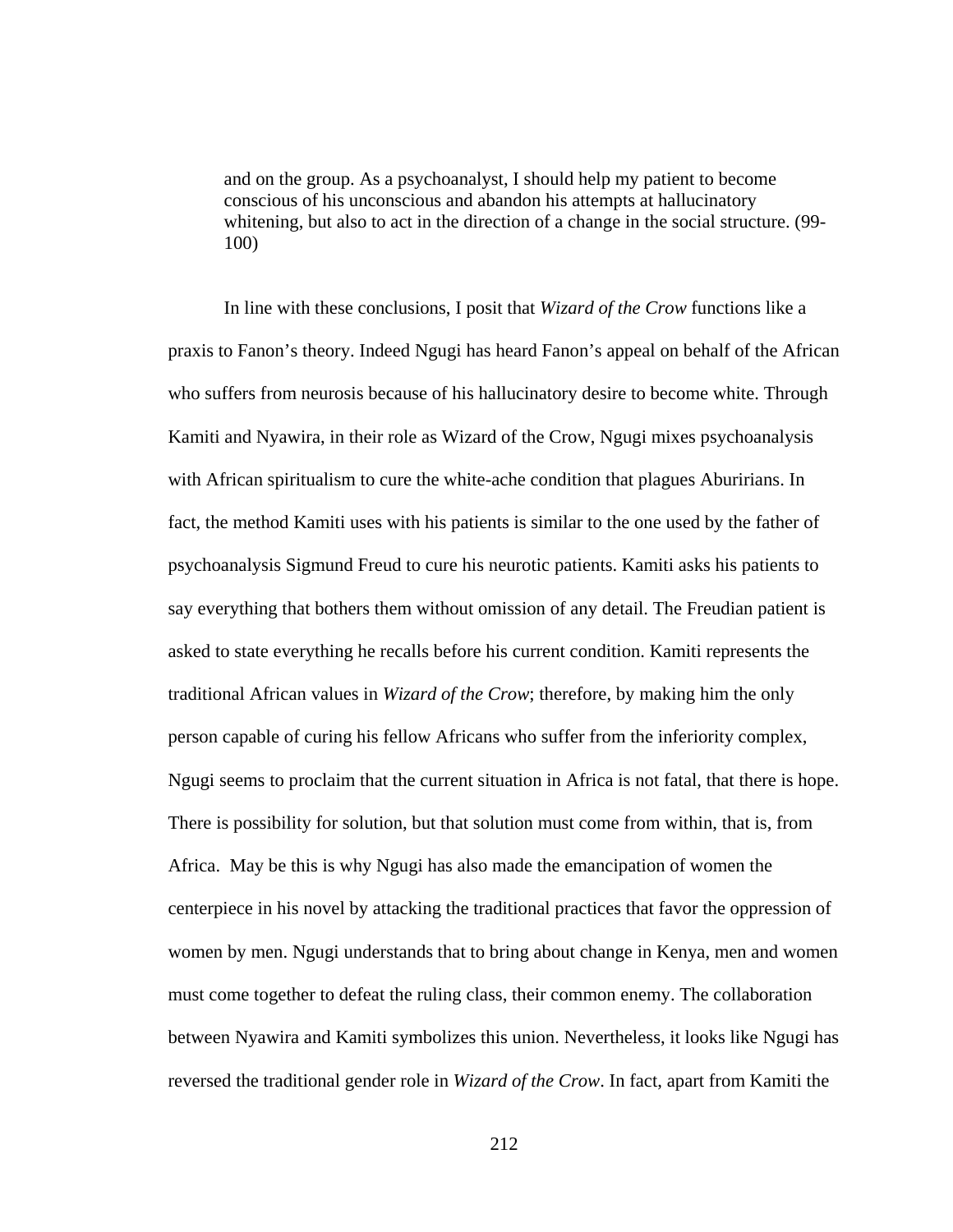> and on the group. As a psychoanalyst, I should help my patient to become conscious of his unconscious and abandon his attempts at hallucinatory whitening, but also to act in the direction of a change in the social structure. (99-100)

In line with these conclusions, I posit that *Wizard of the Crow* functions like a praxis to Fanon's theory. Indeed Ngugi has heard Fanon's appeal on behalf of the African who suffers from neurosis because of his hallucinatory desire to become white. Through Kamiti and Nyawira, in their role as Wizard of the Crow, Ngugi mixes psychoanalysis with African spiritualism to cure the white-ache condition that plagues Aburirians. In fact, the method Kamiti uses with his patients is similar to the one used by the father of psychoanalysis Sigmund Freud to cure his neurotic patients. Kamiti asks his patients to say everything that bothers them without omission of any detail. The Freudian patient is asked to state everything he recalls before his current condition. Kamiti represents the traditional African values in *Wizard of the Crow*; therefore, by making him the only person capable of curing his fellow Africans who suffer from the inferiority complex, Ngugi seems to proclaim that the current situation in Africa is not fatal, that there is hope. There is possibility for solution, but that solution must come from within, that is, from Africa.  May be this is why Ngugi has also made the emancipation of women the centerpiece in his novel by attacking the traditional practices that favor the oppression of women by men. Ngugi understands that to bring about change in Kenya, men and women must come together to defeat the ruling class, their common enemy. The collaboration between Nyawira and Kamiti symbolizes this union. Nevertheless, it looks like Ngugi has reversed the traditional gender role in *Wizard of the Crow*. In fact, apart from Kamiti the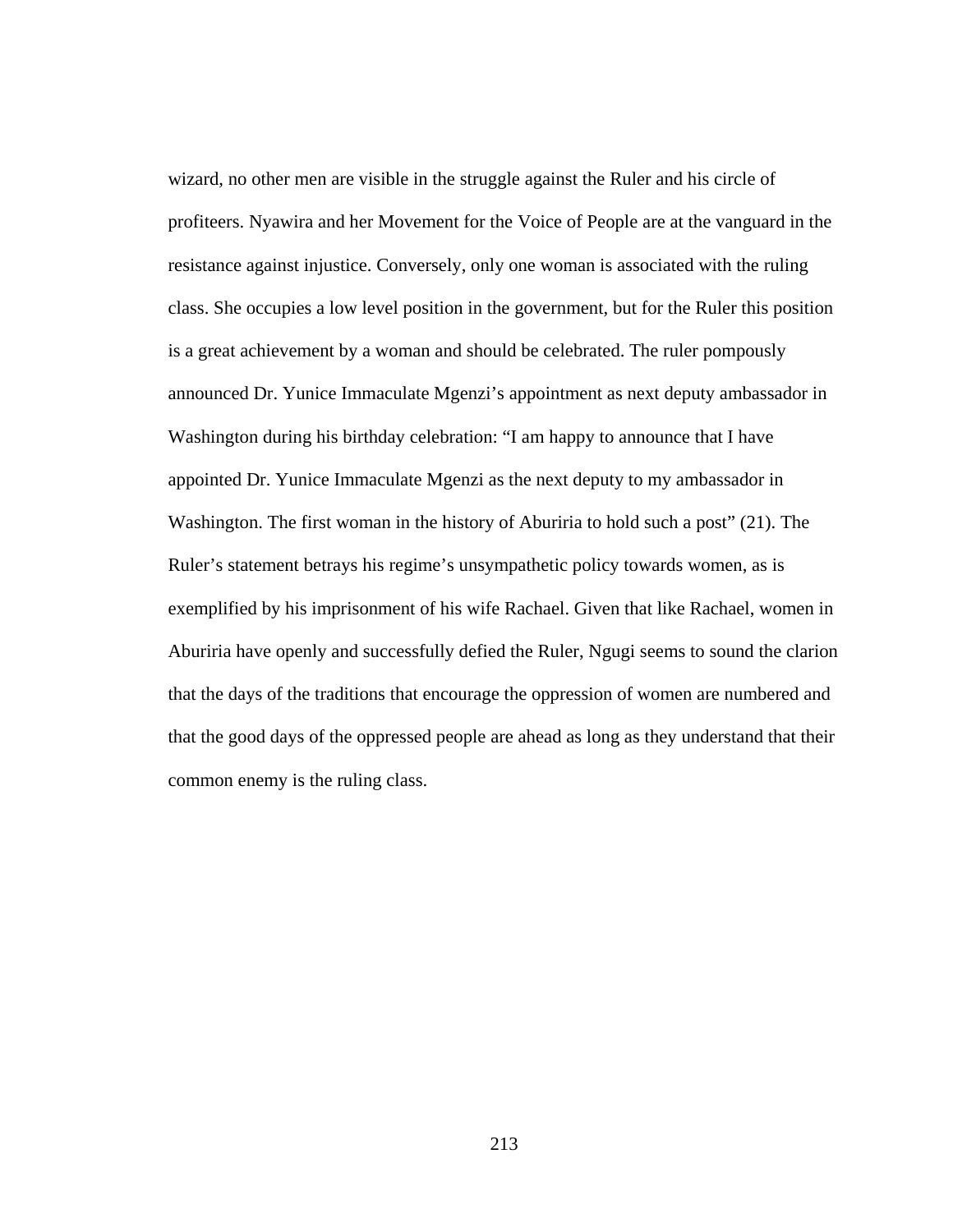wizard, no other men are visible in the struggle against the Ruler and his circle of profiteers. Nyawira and her Movement for the Voice of People are at the vanguard in the resistance against injustice. Conversely, only one woman is associated with the ruling class. She occupies a low level position in the government, but for the Ruler this position is a great achievement by a woman and should be celebrated. The ruler pompously announced Dr. Yunice Immaculate Mgenzi's appointment as next deputy ambassador in Washington during his birthday celebration: "I am happy to announce that I have appointed Dr. Yunice Immaculate Mgenzi as the next deputy to my ambassador in Washington. The first woman in the history of Aburiria to hold such a post" (21). The Ruler's statement betrays his regime's unsympathetic policy towards women, as is exemplified by his imprisonment of his wife Rachael. Given that like Rachael, women in Aburiria have openly and successfully defied the Ruler, Ngugi seems to sound the clarion that the days of the traditions that encourage the oppression of women are numbered and that the good days of the oppressed people are ahead as long as they understand that their common enemy is the ruling class.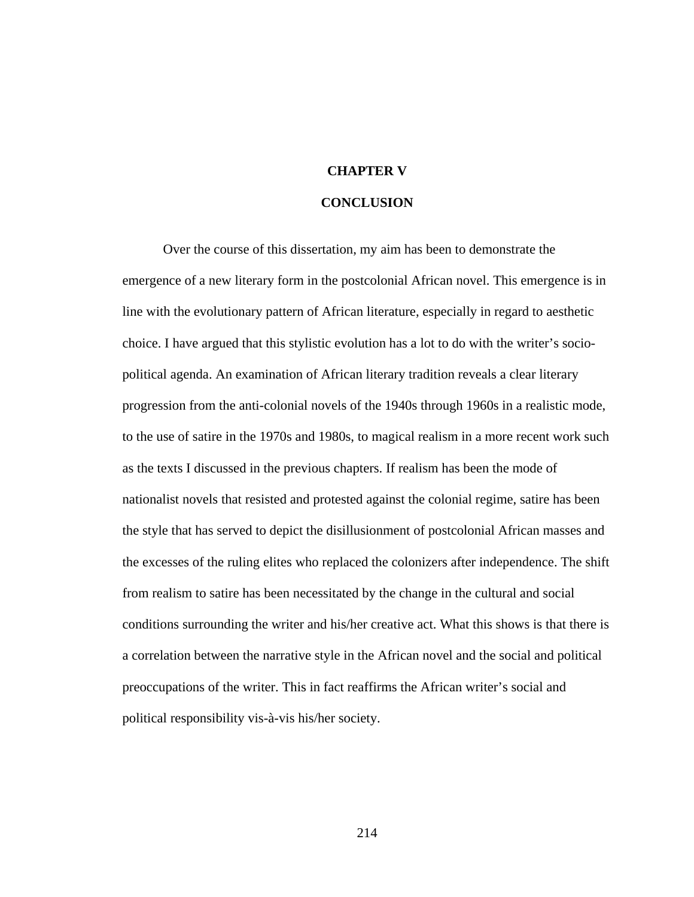# CHAPTER V

# CONCLUSION

Over the course of this dissertation, my aim has been to demonstrate the emergence of a new literary form in the postcolonial African novel. This emergence is in line with the evolutionary pattern of African literature, especially in regard to aesthetic choice. I have argued that this stylistic evolution has a lot to do with the writer's socio-political agenda. An examination of African literary tradition reveals a clear literary progression from the anti-colonial novels of the 1940s through 1960s in a realistic mode, to the use of satire in the 1970s and 1980s, to magical realism in a more recent work such as the texts I discussed in the previous chapters. If realism has been the mode of nationalist novels that resisted and protested against the colonial regime, satire has been the style that has served to depict the disillusionment of postcolonial African masses and the excesses of the ruling elites who replaced the colonizers after independence. The shift from realism to satire has been necessitated by the change in the cultural and social conditions surrounding the writer and his/her creative act. What this shows is that there is a correlation between the narrative style in the African novel and the social and political preoccupations of the writer. This in fact reaffirms the African writer's social and political responsibility vis-à-vis his/her society.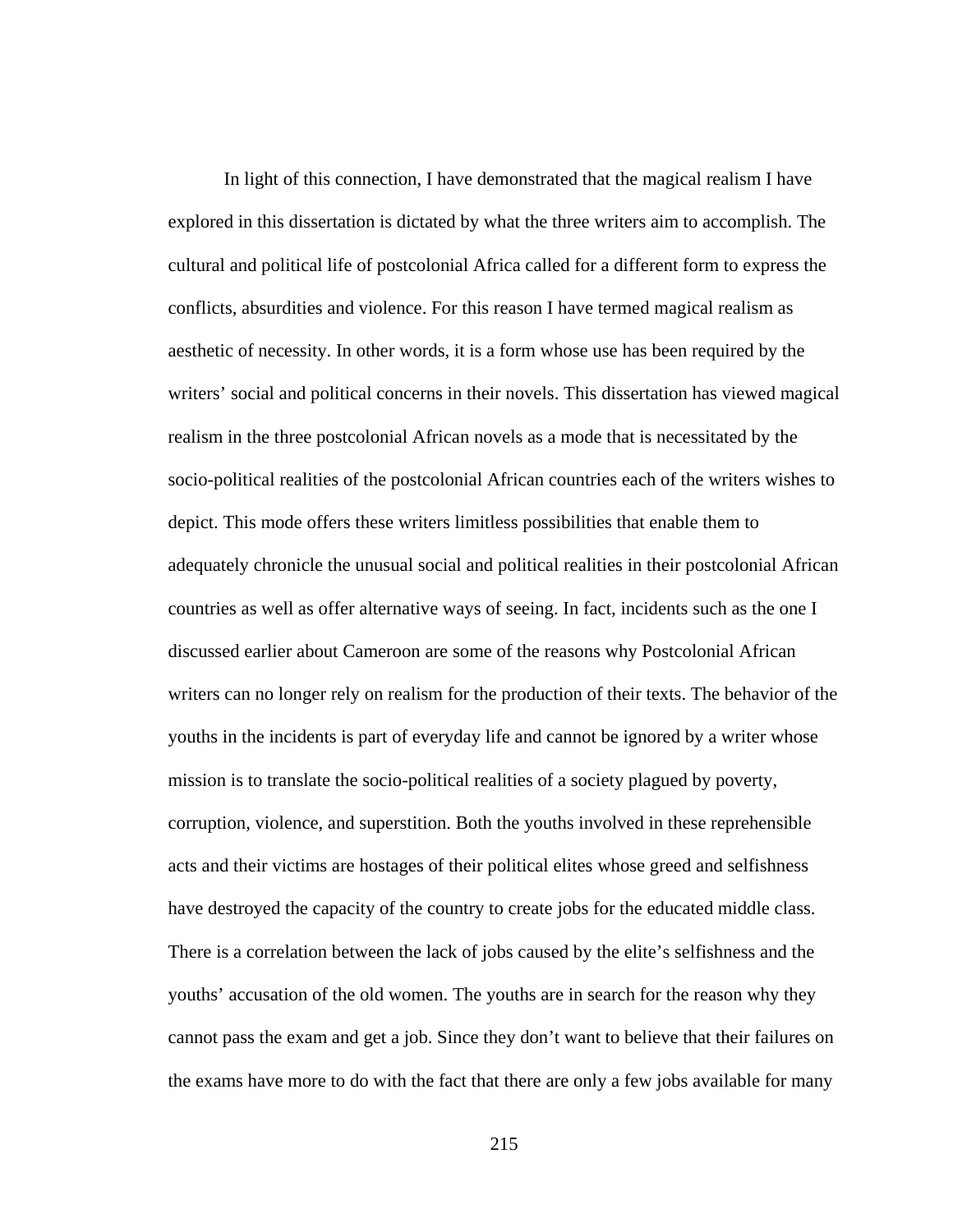In light of this connection, I have demonstrated that the magical realism I have explored in this dissertation is dictated by what the three writers aim to accomplish. The cultural and political life of postcolonial Africa called for a different form to express the conflicts, absurdities and violence. For this reason I have termed magical realism as aesthetic of necessity. In other words, it is a form whose use has been required by the writers' social and political concerns in their novels. This dissertation has viewed magical realism in the three postcolonial African novels as a mode that is necessitated by the socio-political realities of the postcolonial African countries each of the writers wishes to depict. This mode offers these writers limitless possibilities that enable them to adequately chronicle the unusual social and political realities in their postcolonial African countries as well as offer alternative ways of seeing. In fact, incidents such as the one I discussed earlier about Cameroon are some of the reasons why Postcolonial African writers can no longer rely on realism for the production of their texts. The behavior of the youths in the incidents is part of everyday life and cannot be ignored by a writer whose mission is to translate the socio-political realities of a society plagued by poverty, corruption, violence, and superstition. Both the youths involved in these reprehensible acts and their victims are hostages of their political elites whose greed and selfishness have destroyed the capacity of the country to create jobs for the educated middle class. There is a correlation between the lack of jobs caused by the elite's selfishness and the youths' accusation of the old women. The youths are in search for the reason why they cannot pass the exam and get a job. Since they don't want to believe that their failures on the exams have more to do with the fact that there are only a few jobs available for many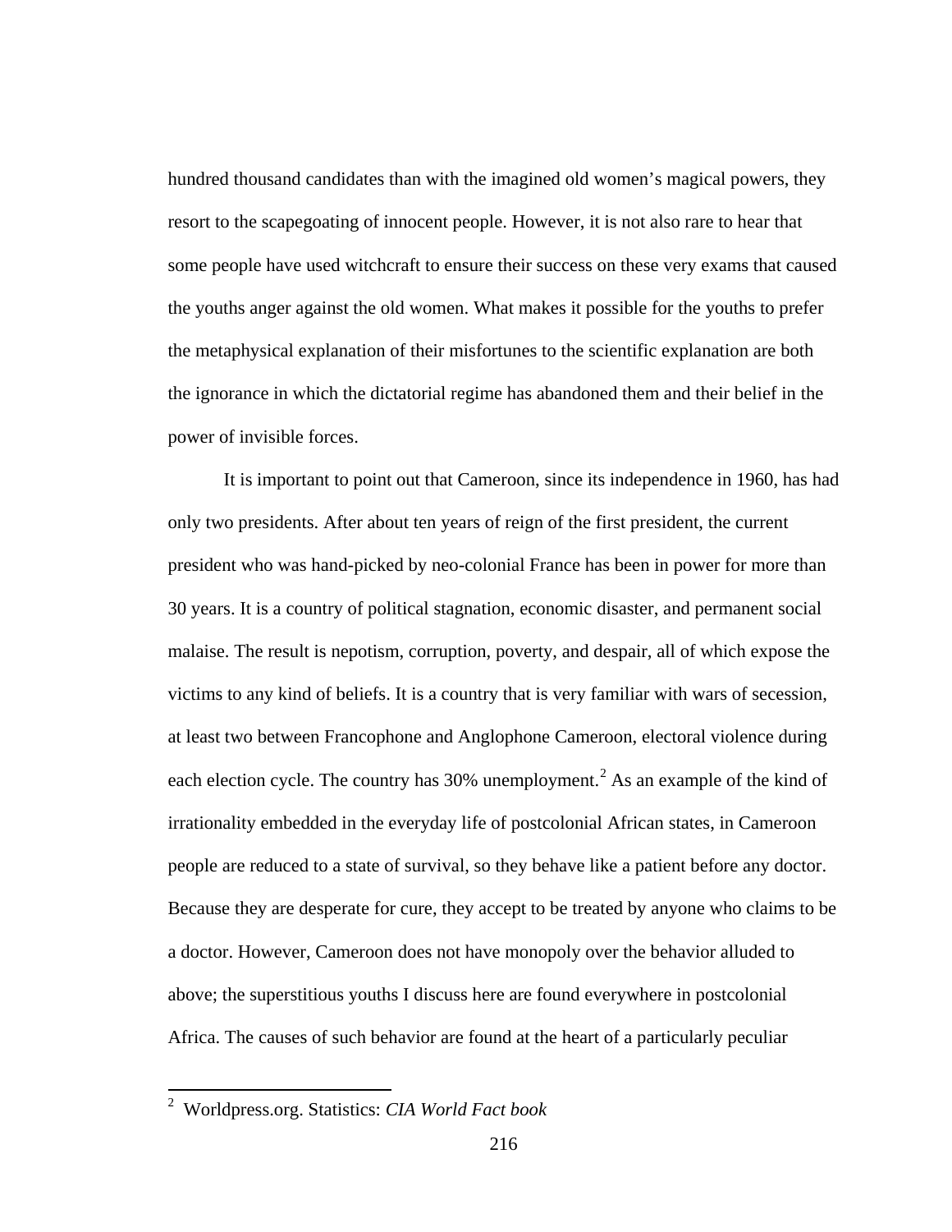hundred thousand candidates than with the imagined old women's magical powers, they resort to the scapegoating of innocent people. However, it is not also rare to hear that some people have used witchcraft to ensure their success on these very exams that caused the youths anger against the old women. What makes it possible for the youths to prefer the metaphysical explanation of their misfortunes to the scientific explanation are both the ignorance in which the dictatorial regime has abandoned them and their belief in the power of invisible forces.

It is important to point out that Cameroon, since its independence in 1960, has had only two presidents. After about ten years of reign of the first president, the current president who was hand-picked by neo-colonial France has been in power for more than 30 years. It is a country of political stagnation, economic disaster, and permanent social malaise. The result is nepotism, corruption, poverty, and despair, all of which expose the victims to any kind of beliefs. It is a country that is very familiar with wars of secession, at least two between Francophone and Anglophone Cameroon, electoral violence during each election cycle. The country has 30% unemployment.[2] As an example of the kind of irrationality embedded in the everyday life of postcolonial African states, in Cameroon people are reduced to a state of survival, so they behave like a patient before any doctor. Because they are desperate for cure, they accept to be treated by anyone who claims to be a doctor. However, Cameroon does not have monopoly over the behavior alluded to above; the superstitious youths I discuss here are found everywhere in postcolonial Africa. The causes of such behavior are found at the heart of a particularly peculiar

[2] Worldpress.org. Statistics: *CIA World Fact book*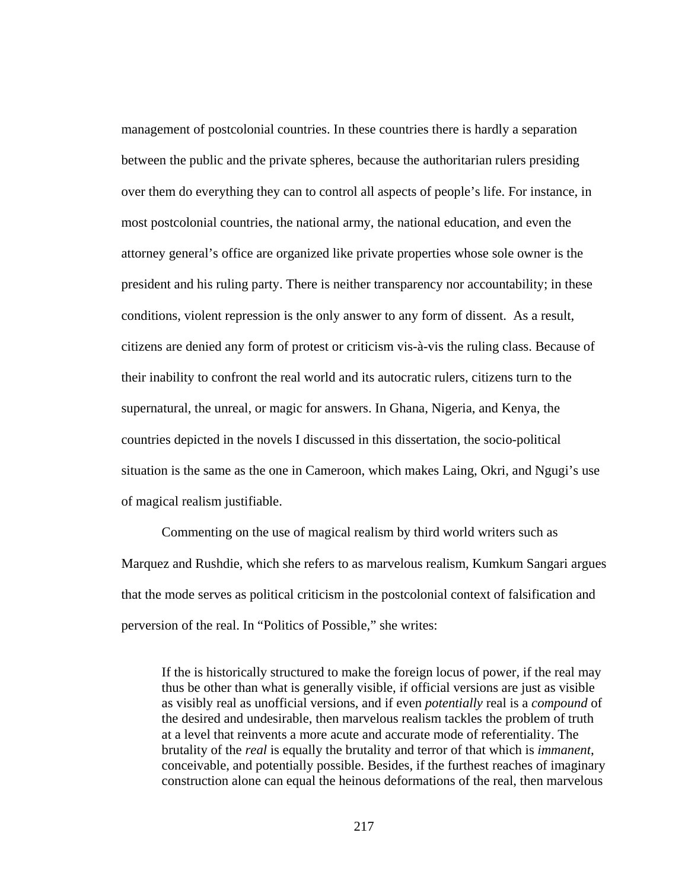management of postcolonial countries. In these countries there is hardly a separation between the public and the private spheres, because the authoritarian rulers presiding over them do everything they can to control all aspects of people's life. For instance, in most postcolonial countries, the national army, the national education, and even the attorney general's office are organized like private properties whose sole owner is the president and his ruling party. There is neither transparency nor accountability; in these conditions, violent repression is the only answer to any form of dissent. As a result, citizens are denied any form of protest or criticism vis-à-vis the ruling class. Because of their inability to confront the real world and its autocratic rulers, citizens turn to the supernatural, the unreal, or magic for answers. In Ghana, Nigeria, and Kenya, the countries depicted in the novels I discussed in this dissertation, the socio-political situation is the same as the one in Cameroon, which makes Laing, Okri, and Ngugi's use of magical realism justifiable.

Commenting on the use of magical realism by third world writers such as Marquez and Rushdie, which she refers to as marvelous realism, Kumkum Sangari argues that the mode serves as political criticism in the postcolonial context of falsification and perversion of the real. In "Politics of Possible," she writes:

> If the is historically structured to make the foreign locus of power, if the real may thus be other than what is generally visible, if official versions are just as visible as visibly real as unofficial versions, and if even *potentially* real is a *compound* of the desired and undesirable, then marvelous realism tackles the problem of truth at a level that reinvents a more acute and accurate mode of referentiality. The brutality of the *real* is equally the brutality and terror of that which is *immanent*, conceivable, and potentially possible. Besides, if the furthest reaches of imaginary construction alone can equal the heinous deformations of the real, then marvelous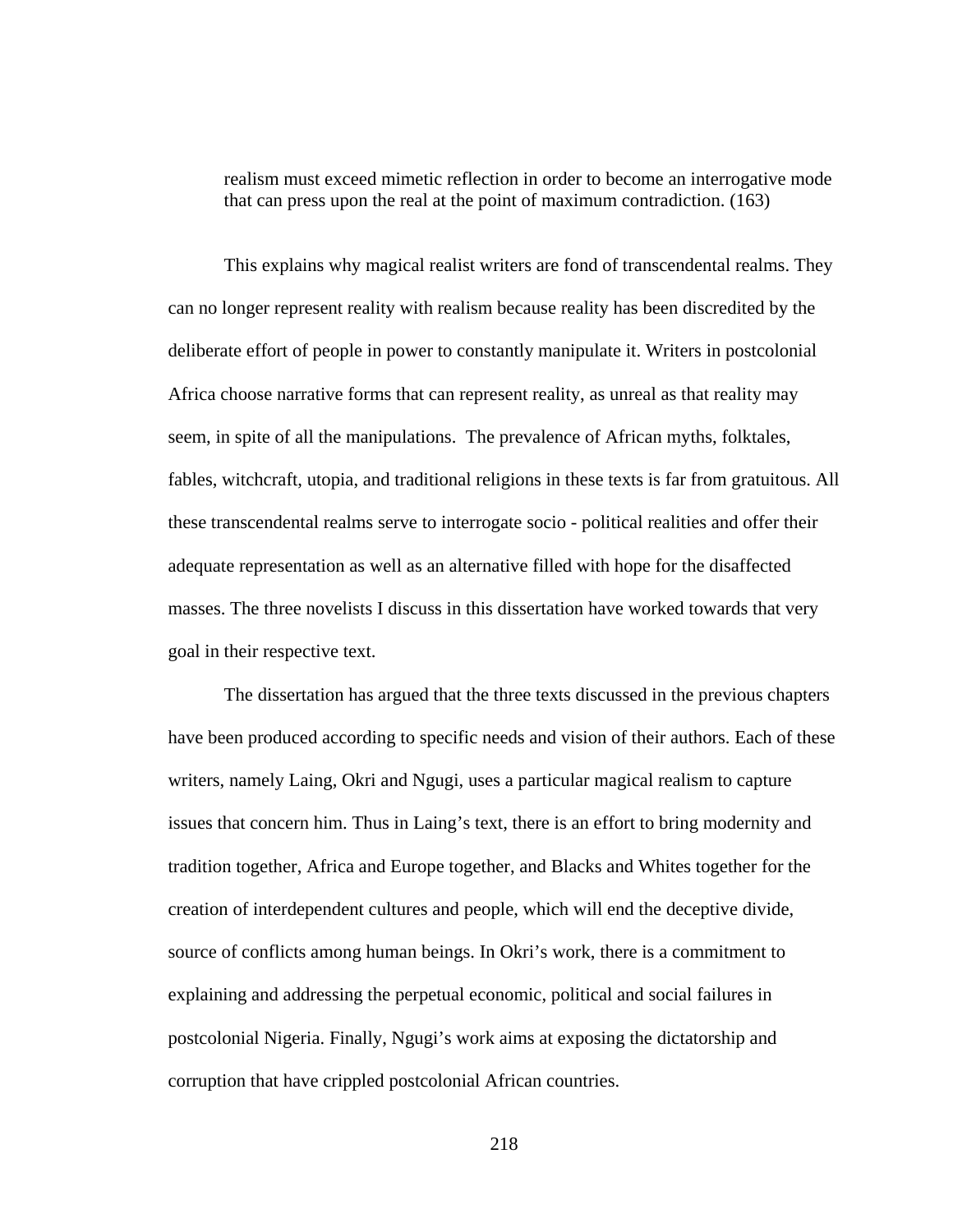> realism must exceed mimetic reflection in order to become an interrogative mode that can press upon the real at the point of maximum contradiction. (163)

This explains why magical realist writers are fond of transcendental realms. They can no longer represent reality with realism because reality has been discredited by the deliberate effort of people in power to constantly manipulate it. Writers in postcolonial Africa choose narrative forms that can represent reality, as unreal as that reality may seem, in spite of all the manipulations. The prevalence of African myths, folktales, fables, witchcraft, utopia, and traditional religions in these texts is far from gratuitous. All these transcendental realms serve to interrogate socio - political realities and offer their adequate representation as well as an alternative filled with hope for the disaffected masses. The three novelists I discuss in this dissertation have worked towards that very goal in their respective text.

The dissertation has argued that the three texts discussed in the previous chapters have been produced according to specific needs and vision of their authors. Each of these writers, namely Laing, Okri and Ngugi, uses a particular magical realism to capture issues that concern him. Thus in Laing's text, there is an effort to bring modernity and tradition together, Africa and Europe together, and Blacks and Whites together for the creation of interdependent cultures and people, which will end the deceptive divide, source of conflicts among human beings. In Okri's work, there is a commitment to explaining and addressing the perpetual economic, political and social failures in postcolonial Nigeria. Finally, Ngugi's work aims at exposing the dictatorship and corruption that have crippled postcolonial African countries.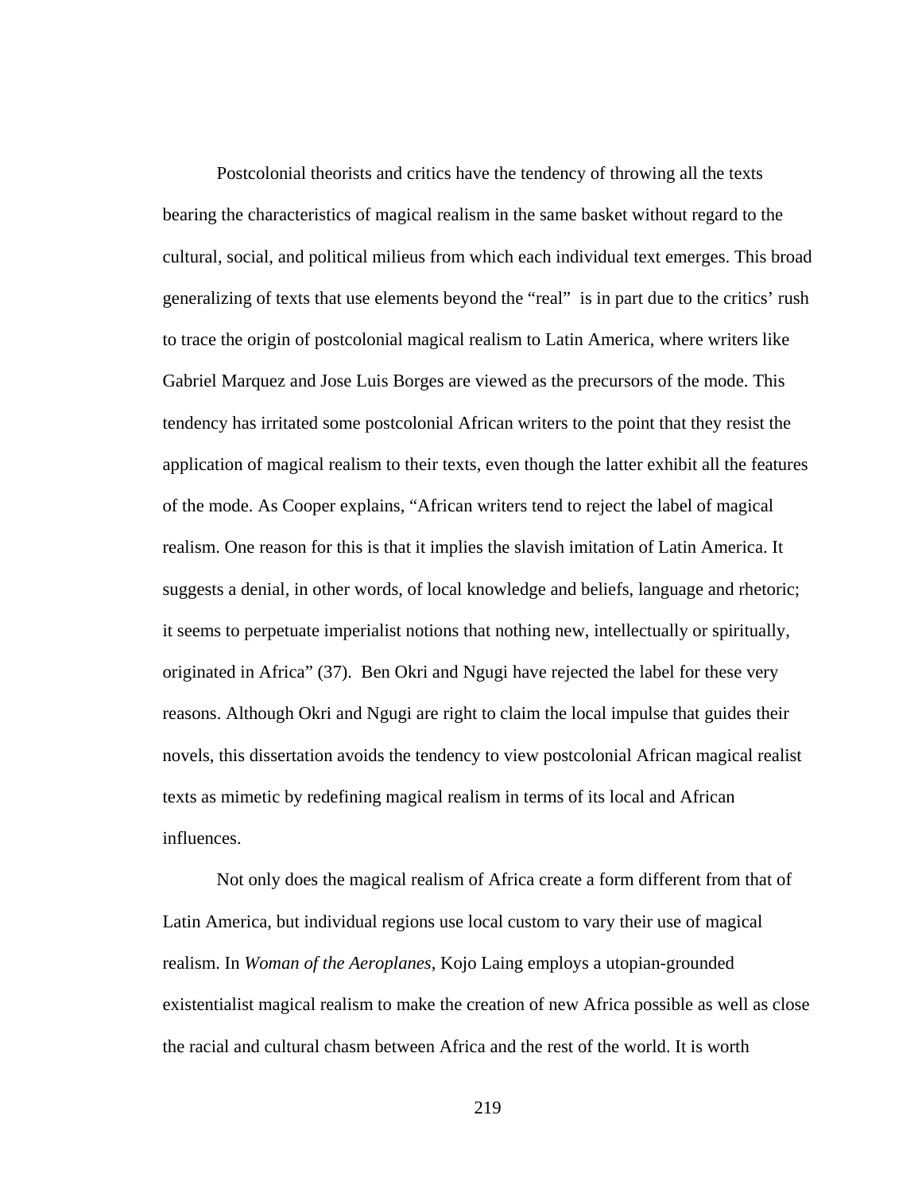Postcolonial theorists and critics have the tendency of throwing all the texts bearing the characteristics of magical realism in the same basket without regard to the cultural, social, and political milieus from which each individual text emerges. This broad generalizing of texts that use elements beyond the "real" is in part due to the critics' rush to trace the origin of postcolonial magical realism to Latin America, where writers like Gabriel Marquez and Jose Luis Borges are viewed as the precursors of the mode. This tendency has irritated some postcolonial African writers to the point that they resist the application of magical realism to their texts, even though the latter exhibit all the features of the mode. As Cooper explains, "African writers tend to reject the label of magical realism. One reason for this is that it implies the slavish imitation of Latin America. It suggests a denial, in other words, of local knowledge and beliefs, language and rhetoric; it seems to perpetuate imperialist notions that nothing new, intellectually or spiritually, originated in Africa" (37). Ben Okri and Ngugi have rejected the label for these very reasons. Although Okri and Ngugi are right to claim the local impulse that guides their novels, this dissertation avoids the tendency to view postcolonial African magical realist texts as mimetic by redefining magical realism in terms of its local and African influences.

Not only does the magical realism of Africa create a form different from that of Latin America, but individual regions use local custom to vary their use of magical realism. In *Woman of the Aeroplanes*, Kojo Laing employs a utopian-grounded existentialist magical realism to make the creation of new Africa possible as well as close the racial and cultural chasm between Africa and the rest of the world. It is worth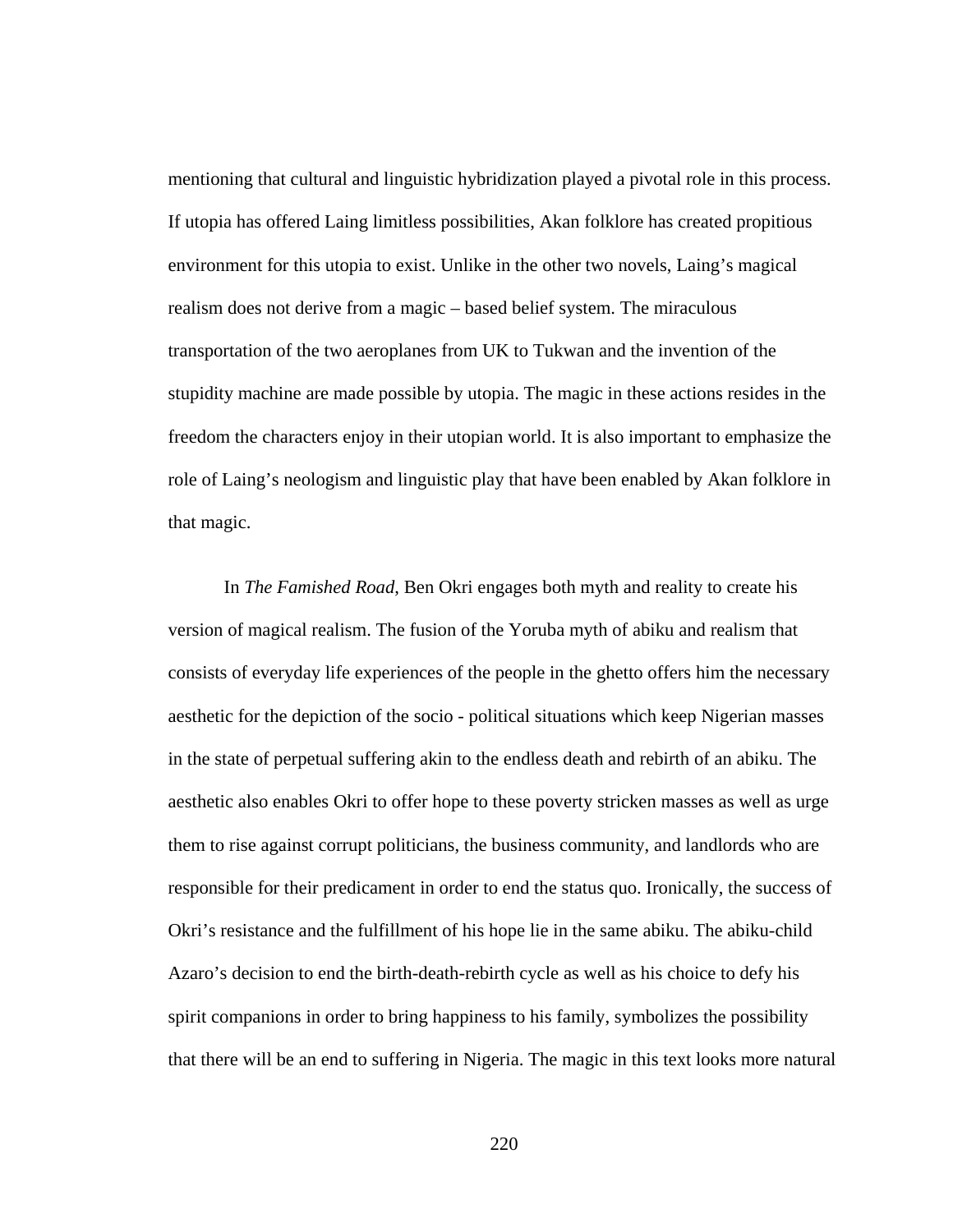mentioning that cultural and linguistic hybridization played a pivotal role in this process. If utopia has offered Laing limitless possibilities, Akan folklore has created propitious environment for this utopia to exist. Unlike in the other two novels, Laing's magical realism does not derive from a magic – based belief system. The miraculous transportation of the two aeroplanes from UK to Tukwan and the invention of the stupidity machine are made possible by utopia. The magic in these actions resides in the freedom the characters enjoy in their utopian world. It is also important to emphasize the role of Laing's neologism and linguistic play that have been enabled by Akan folklore in that magic.

In *The Famished Road*, Ben Okri engages both myth and reality to create his version of magical realism. The fusion of the Yoruba myth of abiku and realism that consists of everyday life experiences of the people in the ghetto offers him the necessary aesthetic for the depiction of the socio - political situations which keep Nigerian masses in the state of perpetual suffering akin to the endless death and rebirth of an abiku. The aesthetic also enables Okri to offer hope to these poverty stricken masses as well as urge them to rise against corrupt politicians, the business community, and landlords who are responsible for their predicament in order to end the status quo. Ironically, the success of Okri's resistance and the fulfillment of his hope lie in the same abiku. The abiku-child Azaro's decision to end the birth-death-rebirth cycle as well as his choice to defy his spirit companions in order to bring happiness to his family, symbolizes the possibility that there will be an end to suffering in Nigeria. The magic in this text looks more natural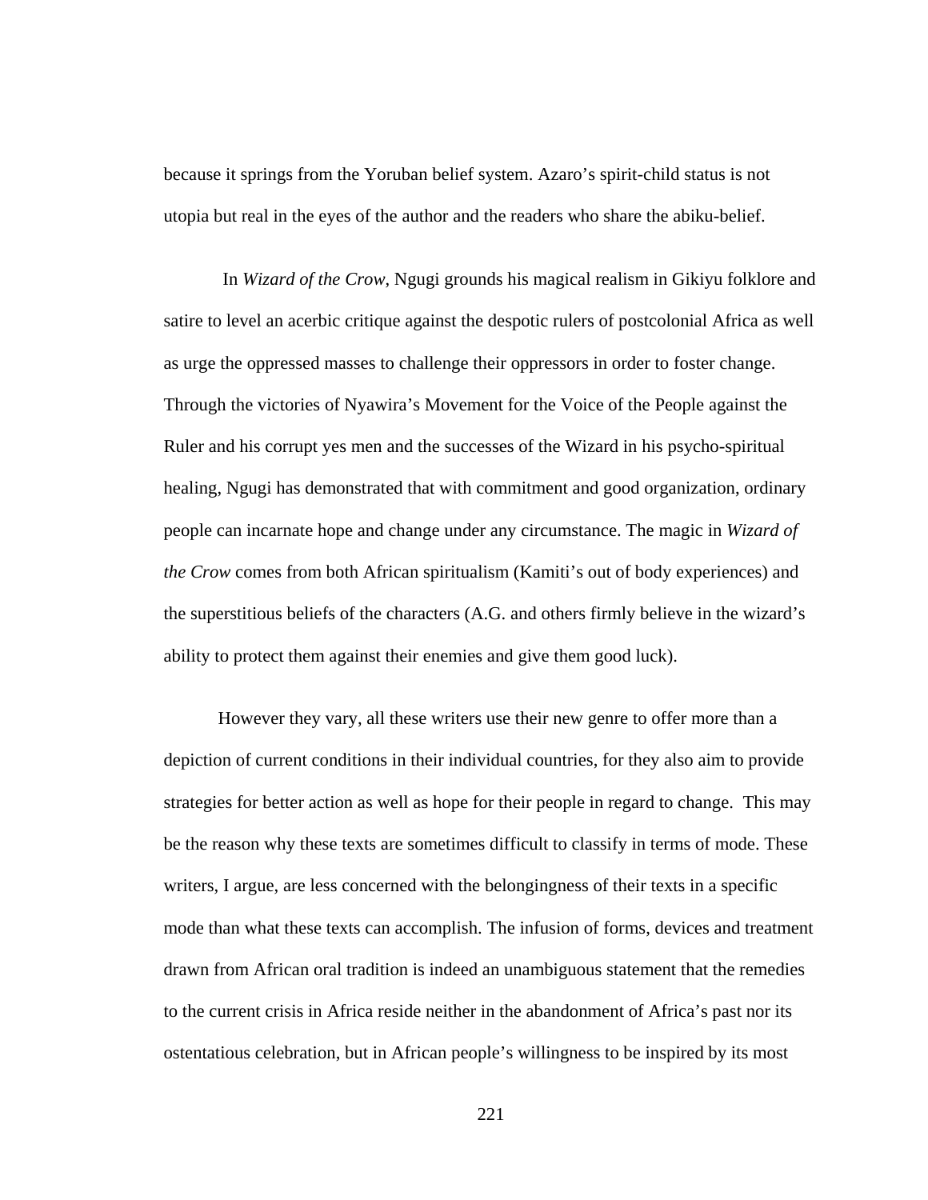because it springs from the Yoruban belief system. Azaro's spirit-child status is not utopia but real in the eyes of the author and the readers who share the abiku-belief.

In *Wizard of the Crow*, Ngugi grounds his magical realism in Gikiyu folklore and satire to level an acerbic critique against the despotic rulers of postcolonial Africa as well as urge the oppressed masses to challenge their oppressors in order to foster change. Through the victories of Nyawira's Movement for the Voice of the People against the Ruler and his corrupt yes men and the successes of the Wizard in his psycho-spiritual healing, Ngugi has demonstrated that with commitment and good organization, ordinary people can incarnate hope and change under any circumstance. The magic in *Wizard of the Crow* comes from both African spiritualism (Kamiti's out of body experiences) and the superstitious beliefs of the characters (A.G. and others firmly believe in the wizard's ability to protect them against their enemies and give them good luck).

However they vary, all these writers use their new genre to offer more than a depiction of current conditions in their individual countries, for they also aim to provide strategies for better action as well as hope for their people in regard to change. This may be the reason why these texts are sometimes difficult to classify in terms of mode. These writers, I argue, are less concerned with the belongingness of their texts in a specific mode than what these texts can accomplish. The infusion of forms, devices and treatment drawn from African oral tradition is indeed an unambiguous statement that the remedies to the current crisis in Africa reside neither in the abandonment of Africa's past nor its ostentatious celebration, but in African people's willingness to be inspired by its most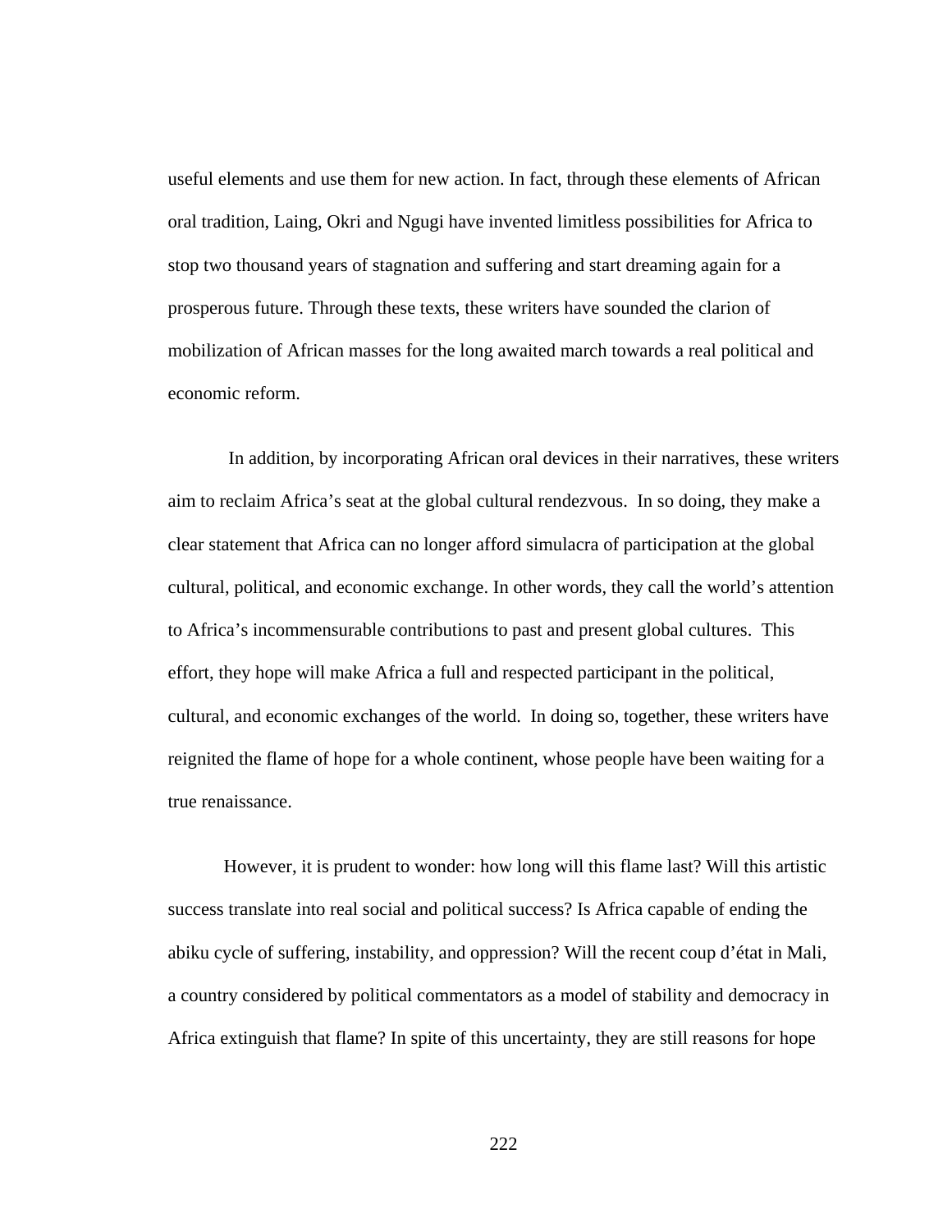useful elements and use them for new action. In fact, through these elements of African oral tradition, Laing, Okri and Ngugi have invented limitless possibilities for Africa to stop two thousand years of stagnation and suffering and start dreaming again for a prosperous future. Through these texts, these writers have sounded the clarion of mobilization of African masses for the long awaited march towards a real political and economic reform.

In addition, by incorporating African oral devices in their narratives, these writers aim to reclaim Africa's seat at the global cultural rendezvous. In so doing, they make a clear statement that Africa can no longer afford simulacra of participation at the global cultural, political, and economic exchange. In other words, they call the world's attention to Africa's incommensurable contributions to past and present global cultures. This effort, they hope will make Africa a full and respected participant in the political, cultural, and economic exchanges of the world. In doing so, together, these writers have reignited the flame of hope for a whole continent, whose people have been waiting for a true renaissance.

However, it is prudent to wonder: how long will this flame last? Will this artistic success translate into real social and political success? Is Africa capable of ending the abiku cycle of suffering, instability, and oppression? Will the recent coup d'état in Mali, a country considered by political commentators as a model of stability and democracy in Africa extinguish that flame? In spite of this uncertainty, they are still reasons for hope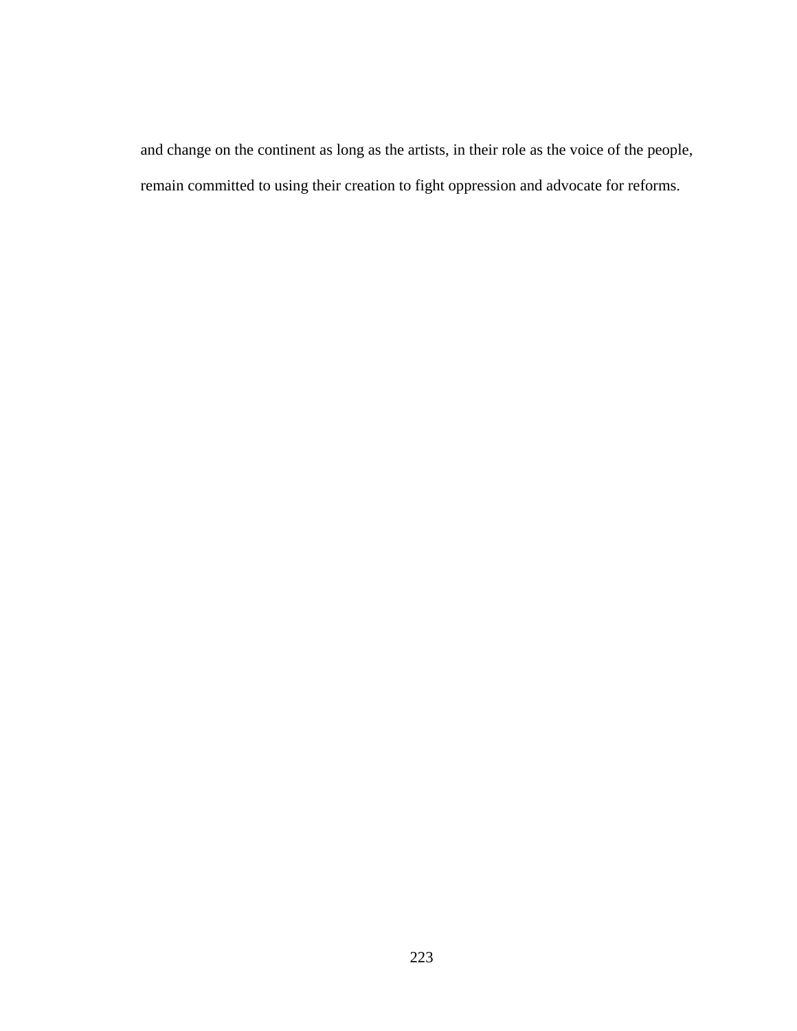and change on the continent as long as the artists, in their role as the voice of the people, remain committed to using their creation to fight oppression and advocate for reforms.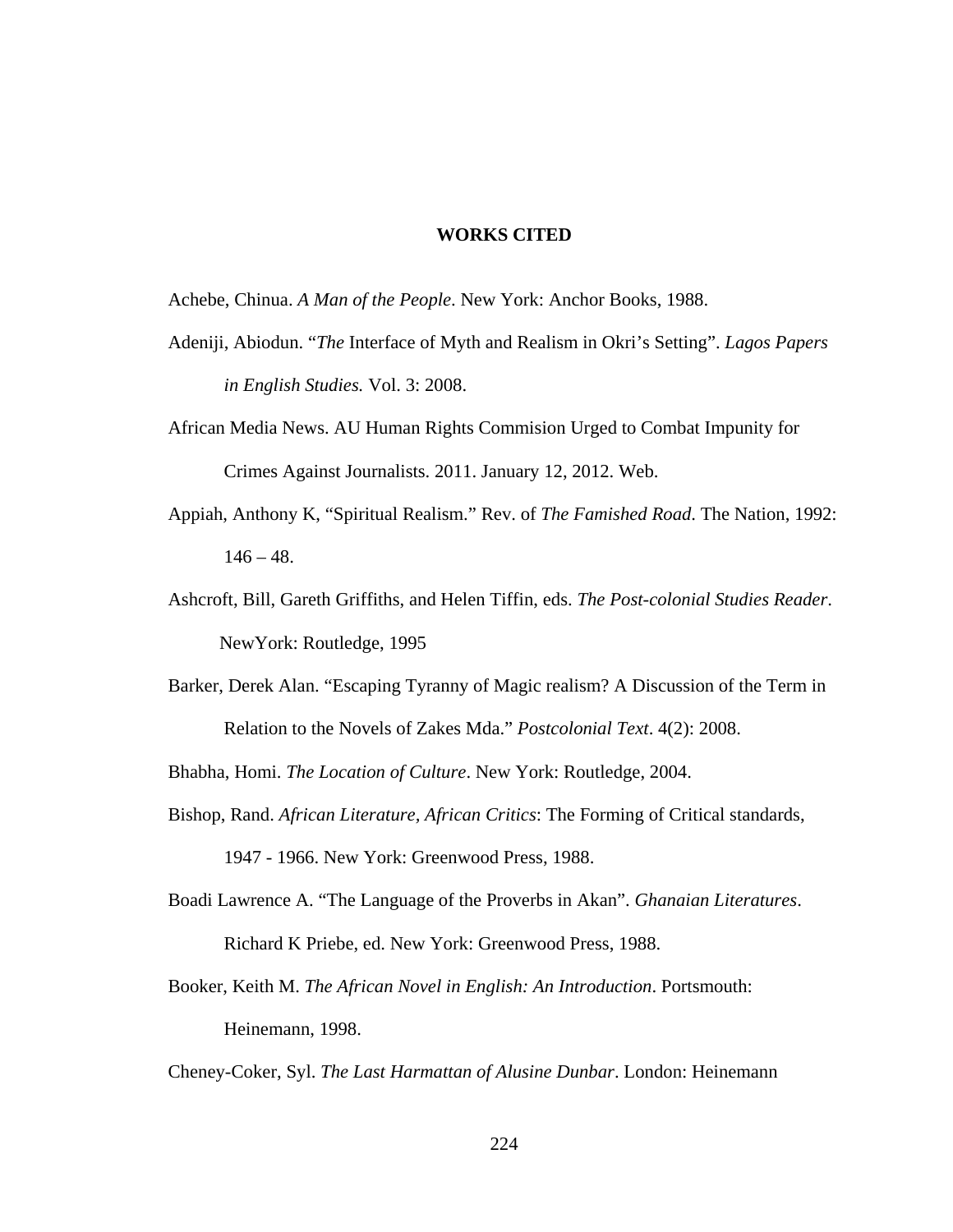# WORKS CITED

Achebe, Chinua. *A Man of the People*. New York: Anchor Books, 1988.

Adeniji, Abiodun. "*The* Interface of Myth and Realism in Okri's Setting". *Lagos Papers in English Studies.* Vol. 3: 2008.

African Media News. AU Human Rights Commision Urged to Combat Impunity for Crimes Against Journalists. 2011. January 12, 2012. Web.

Appiah, Anthony K, "Spiritual Realism." Rev. of *The Famished Road*. The Nation, 1992: 146 – 48.

Ashcroft, Bill, Gareth Griffiths, and Helen Tiffin, eds. *The Post-colonial Studies Reader*. NewYork: Routledge, 1995

Barker, Derek Alan. "Escaping Tyranny of Magic realism? A Discussion of the Term in Relation to the Novels of Zakes Mda." *Postcolonial Text*. 4(2): 2008.

Bhabha, Homi. *The Location of Culture*. New York: Routledge, 2004.

Bishop, Rand. *African Literature, African Critics*: The Forming of Critical standards, 1947 - 1966. New York: Greenwood Press, 1988.

Boadi Lawrence A. "The Language of the Proverbs in Akan". *Ghanaian Literatures*. Richard K Priebe, ed. New York: Greenwood Press, 1988.

Booker, Keith M. *The African Novel in English: An Introduction*. Portsmouth: Heinemann, 1998.

Cheney-Coker, Syl. *The Last Harmattan of Alusine Dunbar*. London: Heinemann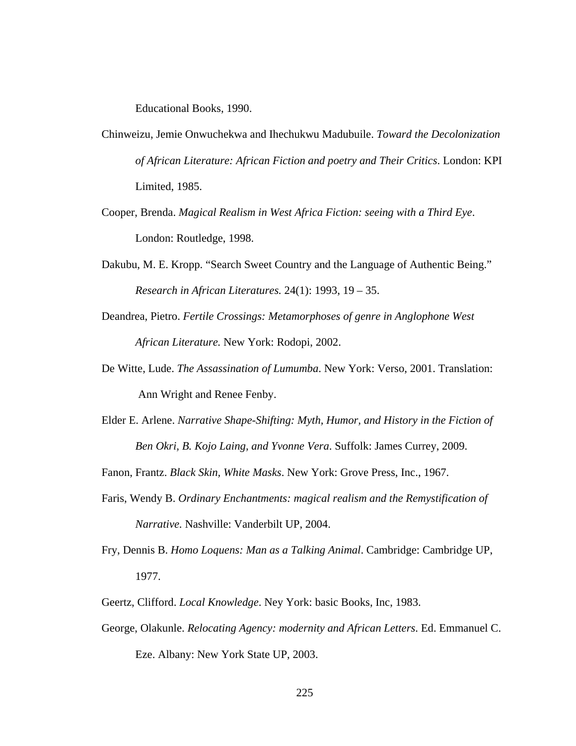Educational Books, 1990.

Chinweizu, Jemie Onwuchekwa and Ihechukwu Madubuile. *Toward the Decolonization of African Literature: African Fiction and poetry and Their Critics*. London: KPI Limited, 1985.

Cooper, Brenda. *Magical Realism in West Africa Fiction: seeing with a Third Eye*. London: Routledge, 1998.

Dakubu, M. E. Kropp. "Search Sweet Country and the Language of Authentic Being." *Research in African Literatures.* 24(1): 1993, 19 – 35.

Deandrea, Pietro. *Fertile Crossings: Metamorphoses of genre in Anglophone West African Literature.* New York: Rodopi, 2002.

De Witte, Lude. *The Assassination of Lumumba*. New York: Verso, 2001. Translation: Ann Wright and Renee Fenby.

Elder E. Arlene. *Narrative Shape-Shifting: Myth, Humor, and History in the Fiction of Ben Okri, B. Kojo Laing, and Yvonne Vera*. Suffolk: James Currey, 2009.

Fanon, Frantz. *Black Skin, White Masks*. New York: Grove Press, Inc., 1967.

Faris, Wendy B. *Ordinary Enchantments: magical realism and the Remystification of Narrative.* Nashville: Vanderbilt UP, 2004.

Fry, Dennis B. *Homo Loquens: Man as a Talking Animal*. Cambridge: Cambridge UP, 1977.

Geertz, Clifford. *Local Knowledge*. Ney York: basic Books, Inc, 1983.

George, Olakunle. *Relocating Agency: modernity and African Letters*. Ed. Emmanuel C. Eze. Albany: New York State UP, 2003.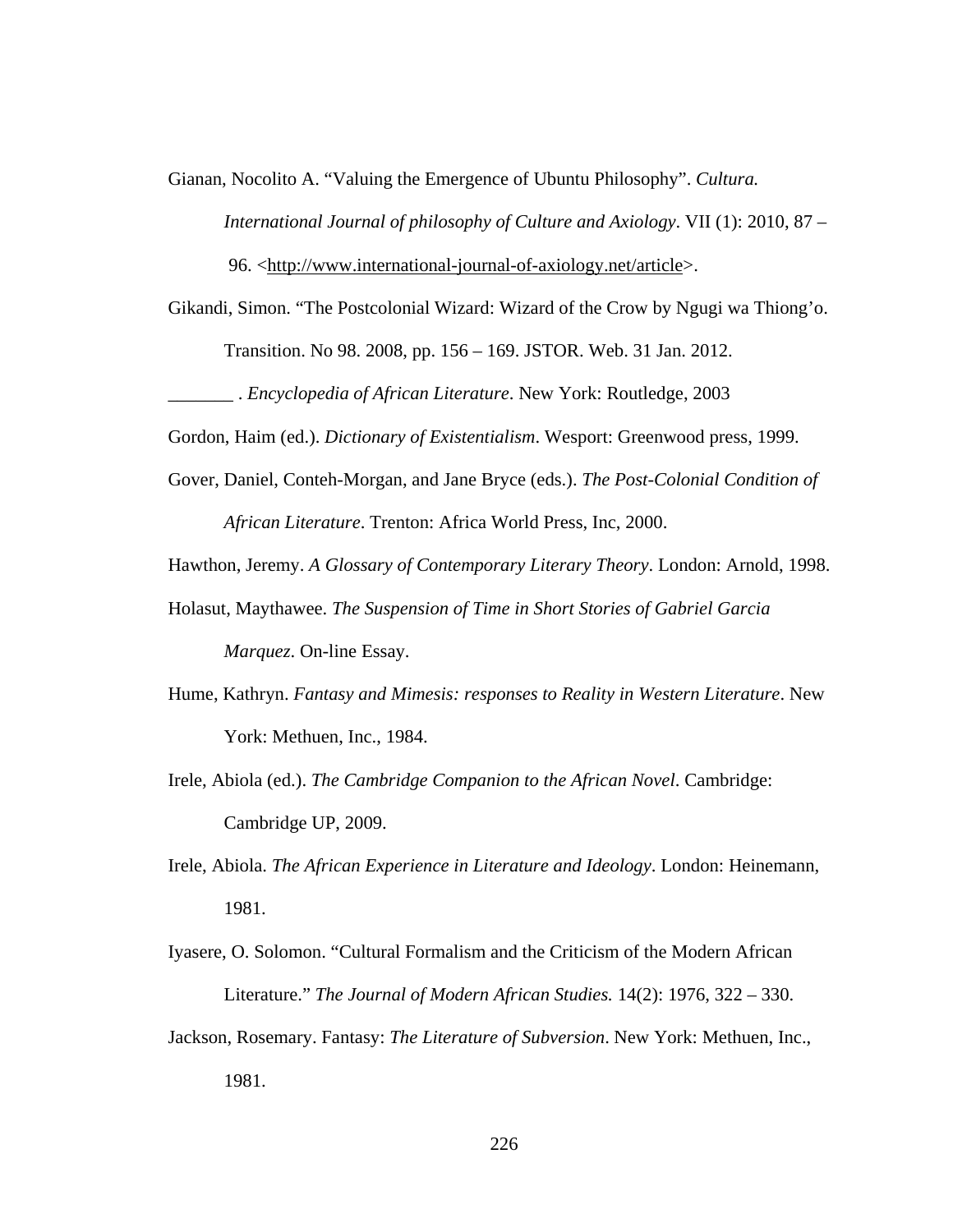Gianan, Nocolito A. "Valuing the Emergence of Ubuntu Philosophy". *Cultura. International Journal of philosophy of Culture and Axiology*. VII (1): 2010, 87 – 96. <http://www.international-journal-of-axiology.net/article>.

Gikandi, Simon. "The Postcolonial Wizard: Wizard of the Crow by Ngugi wa Thiong'o. Transition. No 98. 2008, pp. 156 – 169. JSTOR. Web. 31 Jan. 2012.

_______ . *Encyclopedia of African Literature*. New York: Routledge, 2003

Gordon, Haim (ed.). *Dictionary of Existentialism*. Wesport: Greenwood press, 1999.

Gover, Daniel, Conteh-Morgan, and Jane Bryce (eds.). *The Post-Colonial Condition of African Literature*. Trenton: Africa World Press, Inc, 2000.

Hawthon, Jeremy. *A Glossary of Contemporary Literary Theory*. London: Arnold, 1998.

Holasut, Maythawee. *The Suspension of Time in Short Stories of Gabriel Garcia Marquez*. On-line Essay.

Hume, Kathryn. *Fantasy and Mimesis: responses to Reality in Western Literature*. New York: Methuen, Inc., 1984.

Irele, Abiola (ed.). *The Cambridge Companion to the African Novel*. Cambridge: Cambridge UP, 2009.

Irele, Abiola. *The African Experience in Literature and Ideology*. London: Heinemann, 1981.

Iyasere, O. Solomon. "Cultural Formalism and the Criticism of the Modern African Literature." *The Journal of Modern African Studies.* 14(2): 1976, 322 – 330.

Jackson, Rosemary. Fantasy: *The Literature of Subversion*. New York: Methuen, Inc., 1981.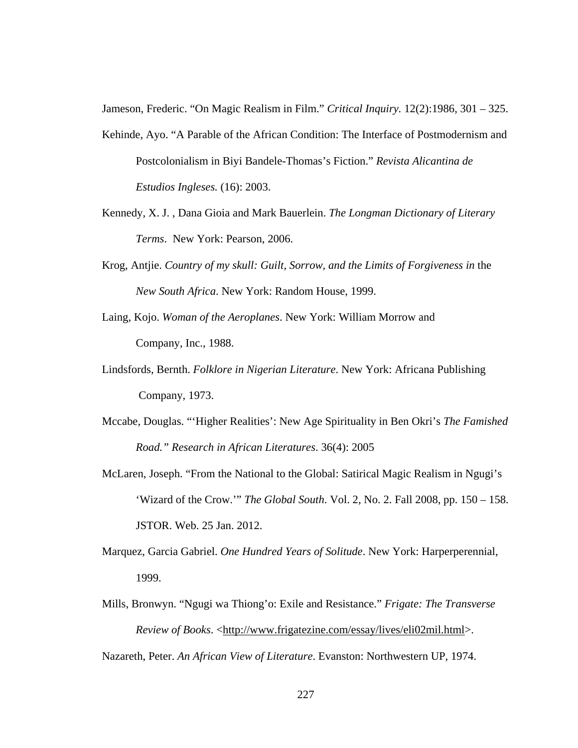Jameson, Frederic. "On Magic Realism in Film." *Critical Inquiry.* 12(2):1986, 301 – 325.

Kehinde, Ayo. "A Parable of the African Condition: The Interface of Postmodernism and Postcolonialism in Biyi Bandele-Thomas's Fiction." *Revista Alicantina de Estudios Ingleses.* (16): 2003.

Kennedy, X. J. , Dana Gioia and Mark Bauerlein. *The Longman Dictionary of Literary Terms*. New York: Pearson, 2006.

Krog, Antjie. *Country of my skull: Guilt, Sorrow, and the Limits of Forgiveness in* the *New South Africa*. New York: Random House, 1999.

Laing, Kojo. *Woman of the Aeroplanes*. New York: William Morrow and Company, Inc., 1988.

Lindsfords, Bernth. *Folklore in Nigerian Literature*. New York: Africana Publishing Company, 1973.

Mccabe, Douglas. "'Higher Realities': New Age Spirituality in Ben Okri's *The Famished Road." Research in African Literatures*. 36(4): 2005

McLaren, Joseph. "From the National to the Global: Satirical Magic Realism in Ngugi's 'Wizard of the Crow.'" *The Global South*. Vol. 2, No. 2. Fall 2008, pp. 150 – 158. JSTOR. Web. 25 Jan. 2012.

Marquez, Garcia Gabriel. *One Hundred Years of Solitude*. New York: Harperperennial, 1999.

Mills, Bronwyn. "Ngugi wa Thiong'o: Exile and Resistance." *Frigate: The Transverse Review of Books*. <http://www.frigatezine.com/essay/lives/eli02mil.html>.

Nazareth, Peter. *An African View of Literature*. Evanston: Northwestern UP, 1974.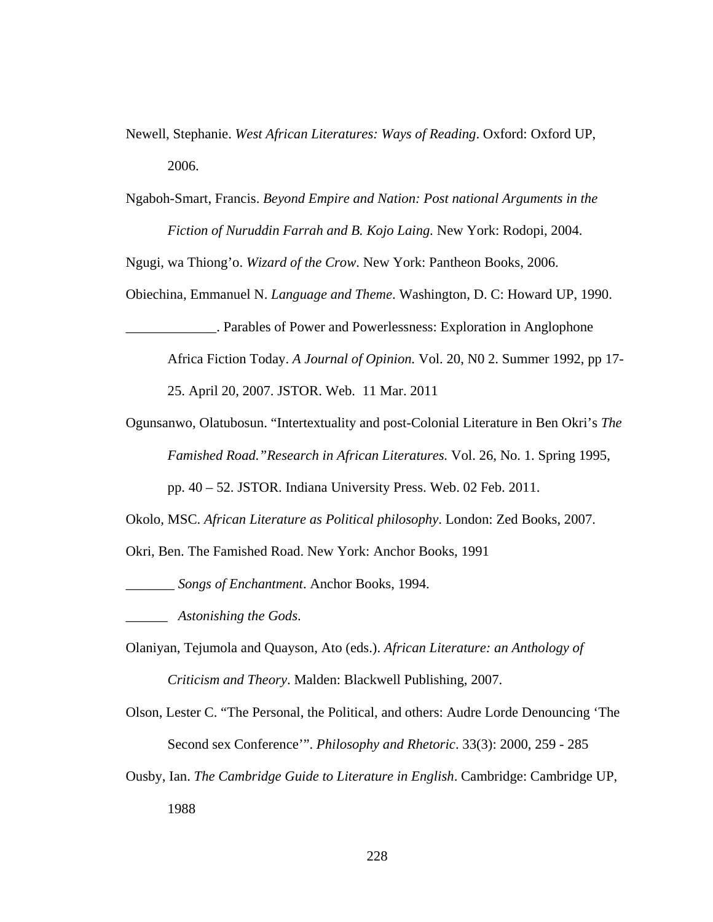Newell, Stephanie. *West African Literatures: Ways of Reading*. Oxford: Oxford UP, 2006.

Ngaboh-Smart, Francis. *Beyond Empire and Nation: Post national Arguments in the Fiction of Nuruddin Farrah and B. Kojo Laing.* New York: Rodopi, 2004.

Ngugi, wa Thiong'o. *Wizard of the Crow*. New York: Pantheon Books, 2006.

Obiechina, Emmanuel N. *Language and Theme*. Washington, D. C: Howard UP, 1990.

_____________. Parables of Power and Powerlessness: Exploration in Anglophone Africa Fiction Today. *A Journal of Opinion.* Vol. 20, N0 2. Summer 1992, pp 17-25. April 20, 2007. JSTOR. Web. 11 Mar. 2011

Ogunsanwo, Olatubosun. "Intertextuality and post-Colonial Literature in Ben Okri's *The Famished Road."Research in African Literatures.* Vol. 26, No. 1. Spring 1995, pp. 40 – 52. JSTOR. Indiana University Press. Web. 02 Feb. 2011.

Okolo, MSC. *African Literature as Political philosophy*. London: Zed Books, 2007.

Okri, Ben. The Famished Road. New York: Anchor Books, 1991

_______ *Songs of Enchantment*. Anchor Books, 1994.

______ *Astonishing the Gods*.

Olaniyan, Tejumola and Quayson, Ato (eds.). *African Literature: an Anthology of Criticism and Theory*. Malden: Blackwell Publishing, 2007.

Olson, Lester C. "The Personal, the Political, and others: Audre Lorde Denouncing 'The Second sex Conference'". *Philosophy and Rhetoric*. 33(3): 2000, 259 - 285

Ousby, Ian. *The Cambridge Guide to Literature in English*. Cambridge: Cambridge UP, 1988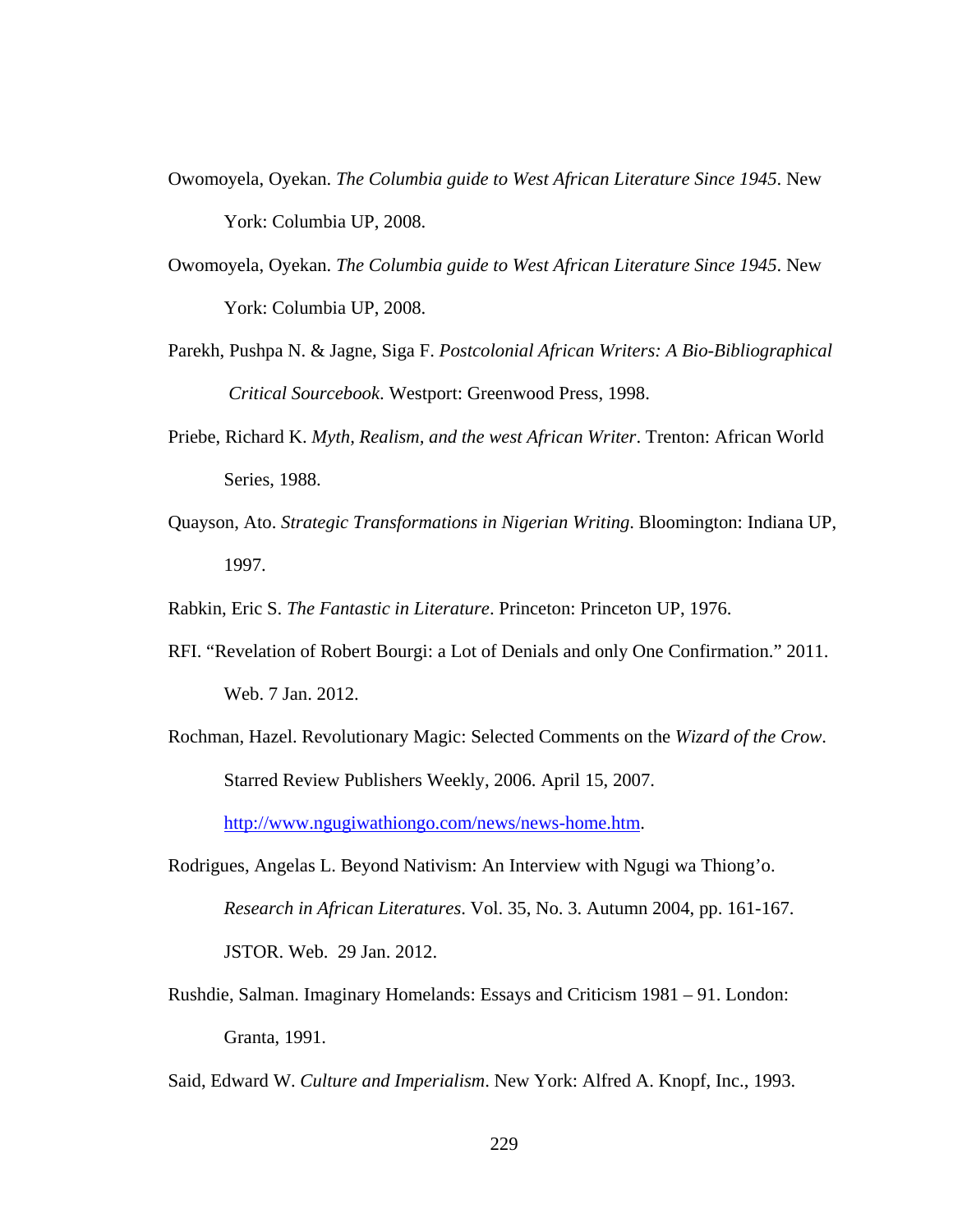Owomoyela, Oyekan. *The Columbia guide to West African Literature Since 1945*. New York: Columbia UP, 2008.

Owomoyela, Oyekan. *The Columbia guide to West African Literature Since 1945*. New York: Columbia UP, 2008.

Parekh, Pushpa N. & Jagne, Siga F. *Postcolonial African Writers: A Bio-Bibliographical Critical Sourcebook*. Westport: Greenwood Press, 1998.

Priebe, Richard K. *Myth, Realism, and the west African Writer*. Trenton: African World Series, 1988.

Quayson, Ato. *Strategic Transformations in Nigerian Writing*. Bloomington: Indiana UP, 1997.

Rabkin, Eric S. *The Fantastic in Literature*. Princeton: Princeton UP, 1976.

RFI. "Revelation of Robert Bourgi: a Lot of Denials and only One Confirmation." 2011. Web. 7 Jan. 2012.

Rochman, Hazel. Revolutionary Magic: Selected Comments on the *Wizard of the Crow*. Starred Review Publishers Weekly, 2006. April 15, 2007. http://www.ngugiwathiongo.com/news/news-home.htm.

Rodrigues, Angelas L. Beyond Nativism: An Interview with Ngugi wa Thiong'o. *Research in African Literatures*. Vol. 35, No. 3. Autumn 2004, pp. 161-167. JSTOR. Web. 29 Jan. 2012.

Rushdie, Salman. Imaginary Homelands: Essays and Criticism 1981 – 91. London: Granta, 1991.

Said, Edward W. *Culture and Imperialism*. New York: Alfred A. Knopf, Inc., 1993.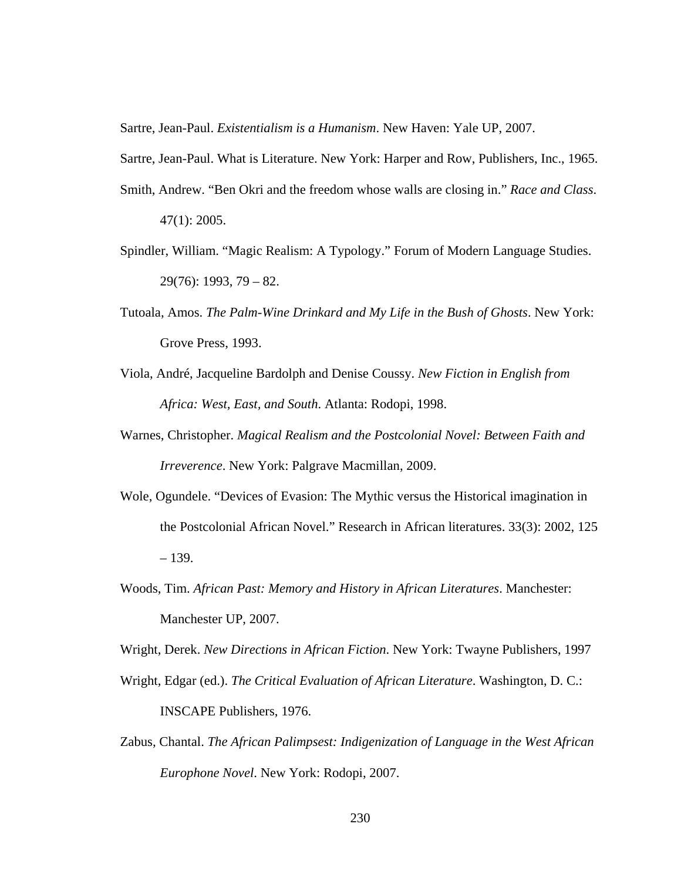Sartre, Jean-Paul. *Existentialism is a Humanism*. New Haven: Yale UP, 2007.

Sartre, Jean-Paul. What is Literature. New York: Harper and Row, Publishers, Inc., 1965.

Smith, Andrew. "Ben Okri and the freedom whose walls are closing in." *Race and Class*. 47(1): 2005.

Spindler, William. "Magic Realism: A Typology." Forum of Modern Language Studies. 29(76): 1993, 79 – 82.

Tutoala, Amos. *The Palm-Wine Drinkard and My Life in the Bush of Ghosts*. New York: Grove Press, 1993.

Viola, André, Jacqueline Bardolph and Denise Coussy. *New Fiction in English from Africa: West, East, and South*. Atlanta: Rodopi, 1998.

Warnes, Christopher. *Magical Realism and the Postcolonial Novel: Between Faith and Irreverence*. New York: Palgrave Macmillan, 2009.

Wole, Ogundele. "Devices of Evasion: The Mythic versus the Historical imagination in the Postcolonial African Novel." Research in African literatures. 33(3): 2002, 125 – 139.

Woods, Tim. *African Past: Memory and History in African Literatures*. Manchester: Manchester UP, 2007.

Wright, Derek. *New Directions in African Fiction*. New York: Twayne Publishers, 1997

Wright, Edgar (ed.). *The Critical Evaluation of African Literature*. Washington, D. C.: INSCAPE Publishers, 1976.

Zabus, Chantal. *The African Palimpsest: Indigenization of Language in the West African Europhone Novel*. New York: Rodopi, 2007.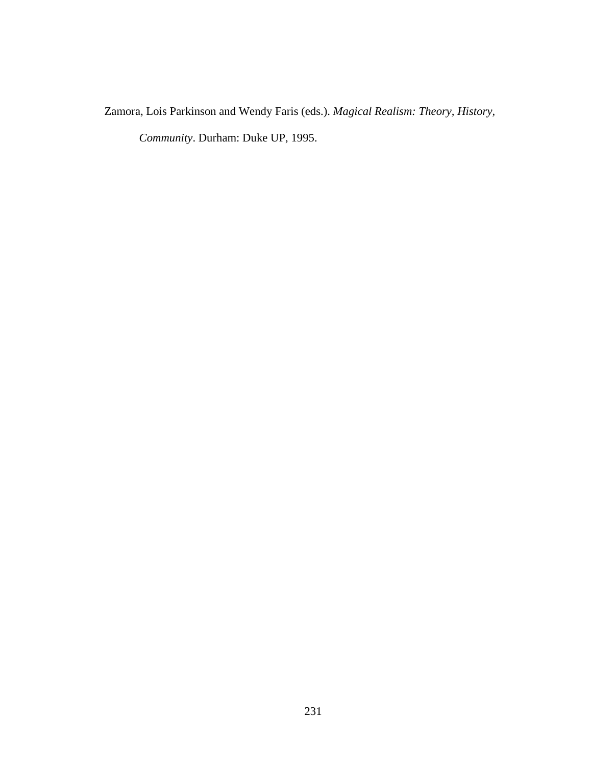Zamora, Lois Parkinson and Wendy Faris (eds.). *Magical Realism: Theory, History, Community*. Durham: Duke UP, 1995.